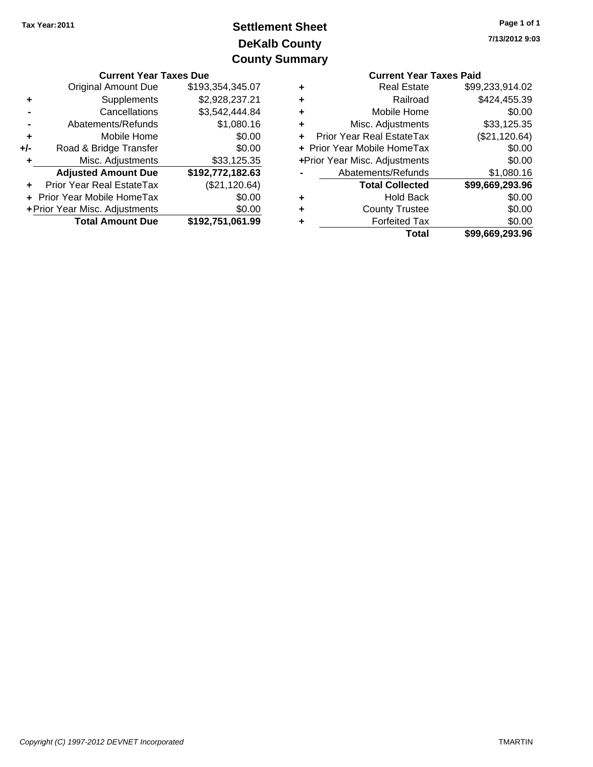Tax Year: 2011

# Settlement Sheet
## DeKalb County
## County Summary

7/13/2012 9:03

### Current Year Taxes Due

| | | |
|---|---|---|
| | Original Amount Due | $193,354,345.07 |
| + | Supplements | $2,928,237.21 |
| - | Cancellations | $3,542,444.84 |
| - | Abatements/Refunds | $1,080.16 |
| + | Mobile Home | $0.00 |
| +/- | Road & Bridge Transfer | $0.00 |
| + | Misc. Adjustments | $33,125.35 |
| | **Adjusted Amount Due** | **$192,772,182.63** |
| + | Prior Year Real EstateTax | ($21,120.64) |
| + | Prior Year Mobile HomeTax | $0.00 |
| + | Prior Year Misc. Adjustments | $0.00 |
| | **Total Amount Due** | **$192,751,061.99** |

### Current Year Taxes Paid

| | | |
|---|---|---|
| + | Real Estate | $99,233,914.02 |
| + | Railroad | $424,455.39 |
| + | Mobile Home | $0.00 |
| + | Misc. Adjustments | $33,125.35 |
| + | Prior Year Real EstateTax | ($21,120.64) |
| + | Prior Year Mobile HomeTax | $0.00 |
| + | Prior Year Misc. Adjustments | $0.00 |
| - | Abatements/Refunds | $1,080.16 |
| | **Total Collected** | **$99,669,293.96** |
| + | Hold Back | $0.00 |
| + | County Trustee | $0.00 |
| + | Forfeited Tax | $0.00 |
| | **Total** | **$99,669,293.96** |

*Copyright (C) 1997-2012 DEVNET Incorporated*

TMARTIN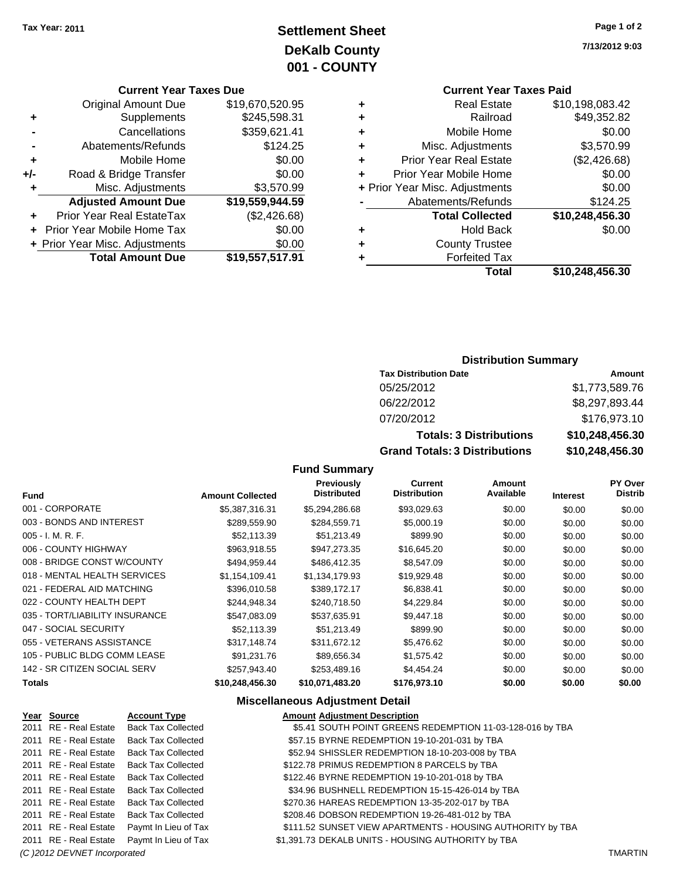**Tax Year: 2011**

# Settlement Sheet
## DeKalb County
## 001 - COUNTY

7/13/2012 9:03

### Current Year Taxes Due

| | | |
|---|---|---|
| | Original Amount Due | $19,670,520.95 |
| + | Supplements | $245,598.31 |
| - | Cancellations | $359,621.41 |
| - | Abatements/Refunds | $124.25 |
| + | Mobile Home | $0.00 |
| +/- | Road & Bridge Transfer | $0.00 |
| + | Misc. Adjustments | $3,570.99 |
| | **Adjusted Amount Due** | **$19,559,944.59** |
| + | Prior Year Real EstateTax | ($2,426.68) |
| + | Prior Year Mobile Home Tax | $0.00 |
| + | Prior Year Misc. Adjustments | $0.00 |
| | **Total Amount Due** | **$19,557,517.91** |

### Current Year Taxes Paid

| | | |
|---|---|---|
| + | Real Estate | $10,198,083.42 |
| + | Railroad | $49,352.82 |
| + | Mobile Home | $0.00 |
| + | Misc. Adjustments | $3,570.99 |
| + | Prior Year Real Estate | ($2,426.68) |
| + | Prior Year Mobile Home | $0.00 |
| + | Prior Year Misc. Adjustments | $0.00 |
| - | Abatements/Refunds | $124.25 |
| | **Total Collected** | **$10,248,456.30** |
| + | Hold Back | $0.00 |
| + | County Trustee | |
| + | Forfeited Tax | |
| | **Total** | **$10,248,456.30** |

### Distribution Summary

| Tax Distribution Date | Amount |
|---|---|
| 05/25/2012 | $1,773,589.76 |
| 06/22/2012 | $8,297,893.44 |
| 07/20/2012 | $176,973.10 |
| **Totals: 3 Distributions** | **$10,248,456.30** |
| **Grand Totals: 3 Distributions** | **$10,248,456.30** |

### Fund Summary

| Fund | Amount Collected | Previously Distributed | Current Distribution | Amount Available | Interest | PY Over Distrib |
|---|---|---|---|---|---|---|
| 001 - CORPORATE | $5,387,316.31 | $5,294,286.68 | $93,029.63 | $0.00 | $0.00 | $0.00 |
| 003 - BONDS AND INTEREST | $289,559.90 | $284,559.71 | $5,000.19 | $0.00 | $0.00 | $0.00 |
| 005 - I. M. R. F. | $52,113.39 | $51,213.49 | $899.90 | $0.00 | $0.00 | $0.00 |
| 006 - COUNTY HIGHWAY | $963,918.55 | $947,273.35 | $16,645.20 | $0.00 | $0.00 | $0.00 |
| 008 - BRIDGE CONST W/COUNTY | $494,959.44 | $486,412.35 | $8,547.09 | $0.00 | $0.00 | $0.00 |
| 018 - MENTAL HEALTH SERVICES | $1,154,109.41 | $1,134,179.93 | $19,929.48 | $0.00 | $0.00 | $0.00 |
| 021 - FEDERAL AID MATCHING | $396,010.58 | $389,172.17 | $6,838.41 | $0.00 | $0.00 | $0.00 |
| 022 - COUNTY HEALTH DEPT | $244,948.34 | $240,718.50 | $4,229.84 | $0.00 | $0.00 | $0.00 |
| 035 - TORT/LIABILITY INSURANCE | $547,083.09 | $537,635.91 | $9,447.18 | $0.00 | $0.00 | $0.00 |
| 047 - SOCIAL SECURITY | $52,113.39 | $51,213.49 | $899.90 | $0.00 | $0.00 | $0.00 |
| 055 - VETERANS ASSISTANCE | $317,148.74 | $311,672.12 | $5,476.62 | $0.00 | $0.00 | $0.00 |
| 105 - PUBLIC BLDG COMM LEASE | $91,231.76 | $89,656.34 | $1,575.42 | $0.00 | $0.00 | $0.00 |
| 142 - SR CITIZEN SOCIAL SERV | $257,943.40 | $253,489.16 | $4,454.24 | $0.00 | $0.00 | $0.00 |
| **Totals** | **$10,248,456.30** | **$10,071,483.20** | **$176,973.10** | **$0.00** | **$0.00** | **$0.00** |

### Miscellaneous Adjustment Detail

| Year | Source | Account Type | Amount | Adjustment Description |
|---|---|---|---|---|
| 2011 | RE - Real Estate | Back Tax Collected | $5.41 | SOUTH POINT GREENS REDEMPTION 11-03-128-016 by TBA |
| 2011 | RE - Real Estate | Back Tax Collected | $57.15 | BYRNE REDEMPTION 19-10-201-031 by TBA |
| 2011 | RE - Real Estate | Back Tax Collected | $52.94 | SHISSLER REDEMPTION 18-10-203-008 by TBA |
| 2011 | RE - Real Estate | Back Tax Collected | $122.78 | PRIMUS REDEMPTION 8 PARCELS by TBA |
| 2011 | RE - Real Estate | Back Tax Collected | $122.46 | BYRNE REDEMPTION 19-10-201-018 by TBA |
| 2011 | RE - Real Estate | Back Tax Collected | $34.96 | BUSHNELL REDEMPTION 15-15-426-014 by TBA |
| 2011 | RE - Real Estate | Back Tax Collected | $270.36 | HAREAS REDEMPTION 13-35-202-017 by TBA |
| 2011 | RE - Real Estate | Back Tax Collected | $208.46 | DOBSON REDEMPTION 19-26-481-012 by TBA |
| 2011 | RE - Real Estate | Paymt In Lieu of Tax | $111.52 | SUNSET VIEW APARTMENTS - HOUSING AUTHORITY by TBA |
| 2011 | RE - Real Estate | Paymt In Lieu of Tax | $1,391.73 | DEKALB UNITS - HOUSING AUTHORITY by TBA |

*(C )2012 DEVNET Incorporated* TMARTIN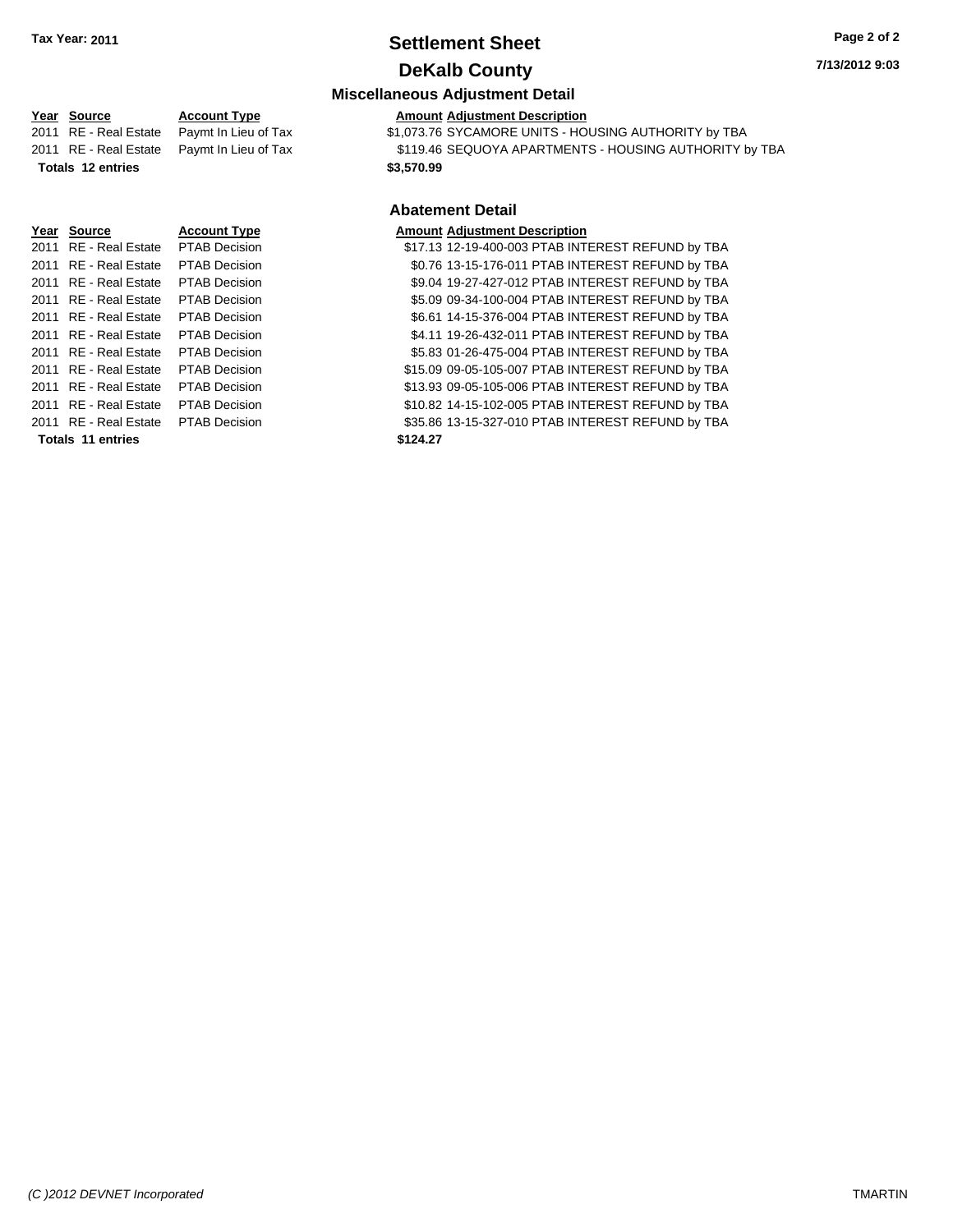**Tax Year: 2011**

# Settlement Sheet

## DeKalb County

### Miscellaneous Adjustment Detail

| Year | Source | Account Type | Amount | Adjustment Description |
| --- | --- | --- | --- | --- |
| 2011 | RE - Real Estate | Paymt In Lieu of Tax | $1,073.76 | SYCAMORE UNITS - HOUSING AUTHORITY by TBA |
| 2011 | RE - Real Estate | Paymt In Lieu of Tax | $119.46 | SEQUOYA APARTMENTS - HOUSING AUTHORITY by TBA |
| **Totals 12 entries** | | | **$3,570.99** | |

### Abatement Detail

| Year | Source | Account Type | Amount | Adjustment Description |
| --- | --- | --- | --- | --- |
| 2011 | RE - Real Estate | PTAB Decision | $17.13 | 12-19-400-003 PTAB INTEREST REFUND by TBA |
| 2011 | RE - Real Estate | PTAB Decision | $0.76 | 13-15-176-011 PTAB INTEREST REFUND by TBA |
| 2011 | RE - Real Estate | PTAB Decision | $9.04 | 19-27-427-012 PTAB INTEREST REFUND by TBA |
| 2011 | RE - Real Estate | PTAB Decision | $5.09 | 09-34-100-004 PTAB INTEREST REFUND by TBA |
| 2011 | RE - Real Estate | PTAB Decision | $6.61 | 14-15-376-004 PTAB INTEREST REFUND by TBA |
| 2011 | RE - Real Estate | PTAB Decision | $4.11 | 19-26-432-011 PTAB INTEREST REFUND by TBA |
| 2011 | RE - Real Estate | PTAB Decision | $5.83 | 01-26-475-004 PTAB INTEREST REFUND by TBA |
| 2011 | RE - Real Estate | PTAB Decision | $15.09 | 09-05-105-007 PTAB INTEREST REFUND by TBA |
| 2011 | RE - Real Estate | PTAB Decision | $13.93 | 09-05-105-006 PTAB INTEREST REFUND by TBA |
| 2011 | RE - Real Estate | PTAB Decision | $10.82 | 14-15-102-005 PTAB INTEREST REFUND by TBA |
| 2011 | RE - Real Estate | PTAB Decision | $35.86 | 13-15-327-010 PTAB INTEREST REFUND by TBA |
| **Totals 11 entries** | | | **$124.27** | |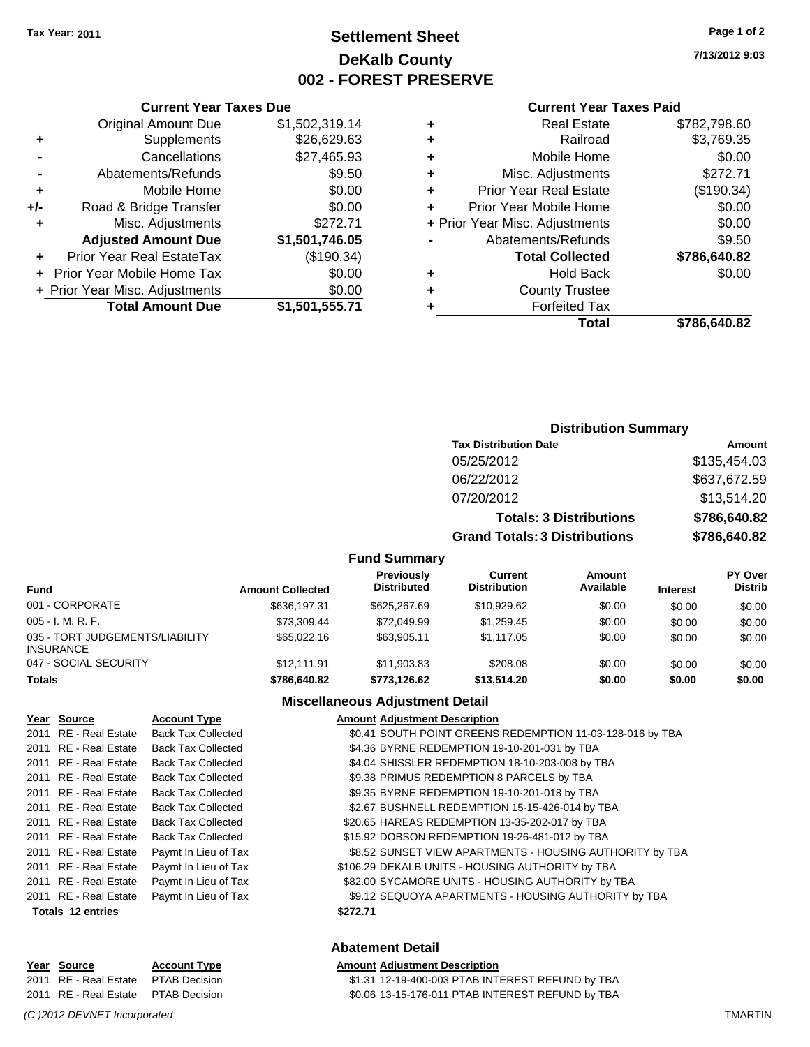Tax Year: 2011

# Settlement Sheet
## DeKalb County
## 002 - FOREST PRESERVE

7/13/2012 9:03

### Current Year Taxes Due

| | | |
|---|---|---|
| | Original Amount Due | $1,502,319.14 |
| + | Supplements | $26,629.63 |
| - | Cancellations | $27,465.93 |
| - | Abatements/Refunds | $9.50 |
| + | Mobile Home | $0.00 |
| +/- | Road & Bridge Transfer | $0.00 |
| + | Misc. Adjustments | $272.71 |
| | **Adjusted Amount Due** | **$1,501,746.05** |
| + | Prior Year Real EstateTax | ($190.34) |
| + | Prior Year Mobile Home Tax | $0.00 |
| + | Prior Year Misc. Adjustments | $0.00 |
| | **Total Amount Due** | **$1,501,555.71** |

### Current Year Taxes Paid

| | | |
|---|---|---|
| + | Real Estate | $782,798.60 |
| + | Railroad | $3,769.35 |
| + | Mobile Home | $0.00 |
| + | Misc. Adjustments | $272.71 |
| + | Prior Year Real Estate | ($190.34) |
| + | Prior Year Mobile Home | $0.00 |
| + | Prior Year Misc. Adjustments | $0.00 |
| - | Abatements/Refunds | $9.50 |
| | **Total Collected** | **$786,640.82** |
| + | Hold Back | $0.00 |
| + | County Trustee | |
| + | Forfeited Tax | |
| | **Total** | **$786,640.82** |

### Distribution Summary

| Tax Distribution Date | Amount |
|---|---|
| 05/25/2012 | $135,454.03 |
| 06/22/2012 | $637,672.59 |
| 07/20/2012 | $13,514.20 |
| **Totals: 3 Distributions** | **$786,640.82** |
| **Grand Totals: 3 Distributions** | **$786,640.82** |

### Fund Summary

| Fund | Amount Collected | Previously Distributed | Current Distribution | Amount Available | Interest | PY Over Distrib |
|---|---|---|---|---|---|---|
| 001 - CORPORATE | $636,197.31 | $625,267.69 | $10,929.62 | $0.00 | $0.00 | $0.00 |
| 005 - I. M. R. F. | $73,309.44 | $72,049.99 | $1,259.45 | $0.00 | $0.00 | $0.00 |
| 035 - TORT JUDGEMENTS/LIABILITY INSURANCE | $65,022.16 | $63,905.11 | $1,117.05 | $0.00 | $0.00 | $0.00 |
| 047 - SOCIAL SECURITY | $12,111.91 | $11,903.83 | $208.08 | $0.00 | $0.00 | $0.00 |
| **Totals** | **$786,640.82** | **$773,126.62** | **$13,514.20** | **$0.00** | **$0.00** | **$0.00** |

### Miscellaneous Adjustment Detail

| Year | Source | Account Type | Amount | Adjustment Description |
|---|---|---|---|---|
| 2011 | RE - Real Estate | Back Tax Collected | $0.41 | SOUTH POINT GREENS REDEMPTION 11-03-128-016 by TBA |
| 2011 | RE - Real Estate | Back Tax Collected | $4.36 | BYRNE REDEMPTION 19-10-201-031 by TBA |
| 2011 | RE - Real Estate | Back Tax Collected | $4.04 | SHISSLER REDEMPTION 18-10-203-008 by TBA |
| 2011 | RE - Real Estate | Back Tax Collected | $9.38 | PRIMUS REDEMPTION 8 PARCELS by TBA |
| 2011 | RE - Real Estate | Back Tax Collected | $9.35 | BYRNE REDEMPTION 19-10-201-018 by TBA |
| 2011 | RE - Real Estate | Back Tax Collected | $2.67 | BUSHNELL REDEMPTION 15-15-426-014 by TBA |
| 2011 | RE - Real Estate | Back Tax Collected | $20.65 | HAREAS REDEMPTION 13-35-202-017 by TBA |
| 2011 | RE - Real Estate | Back Tax Collected | $15.92 | DOBSON REDEMPTION 19-26-481-012 by TBA |
| 2011 | RE - Real Estate | Paymt In Lieu of Tax | $8.52 | SUNSET VIEW APARTMENTS - HOUSING AUTHORITY by TBA |
| 2011 | RE - Real Estate | Paymt In Lieu of Tax | $106.29 | DEKALB UNITS - HOUSING AUTHORITY by TBA |
| 2011 | RE - Real Estate | Paymt In Lieu of Tax | $82.00 | SYCAMORE UNITS - HOUSING AUTHORITY by TBA |
| 2011 | RE - Real Estate | Paymt In Lieu of Tax | $9.12 | SEQUOYA APARTMENTS - HOUSING AUTHORITY by TBA |
| **Totals 12 entries** | | | **$272.71** | |

### Abatement Detail

| Year | Source | Account Type | Amount | Adjustment Description |
|---|---|---|---|---|
| 2011 | RE - Real Estate | PTAB Decision | $1.31 | 12-19-400-003 PTAB INTEREST REFUND by TBA |
| 2011 | RE - Real Estate | PTAB Decision | $0.06 | 13-15-176-011 PTAB INTEREST REFUND by TBA |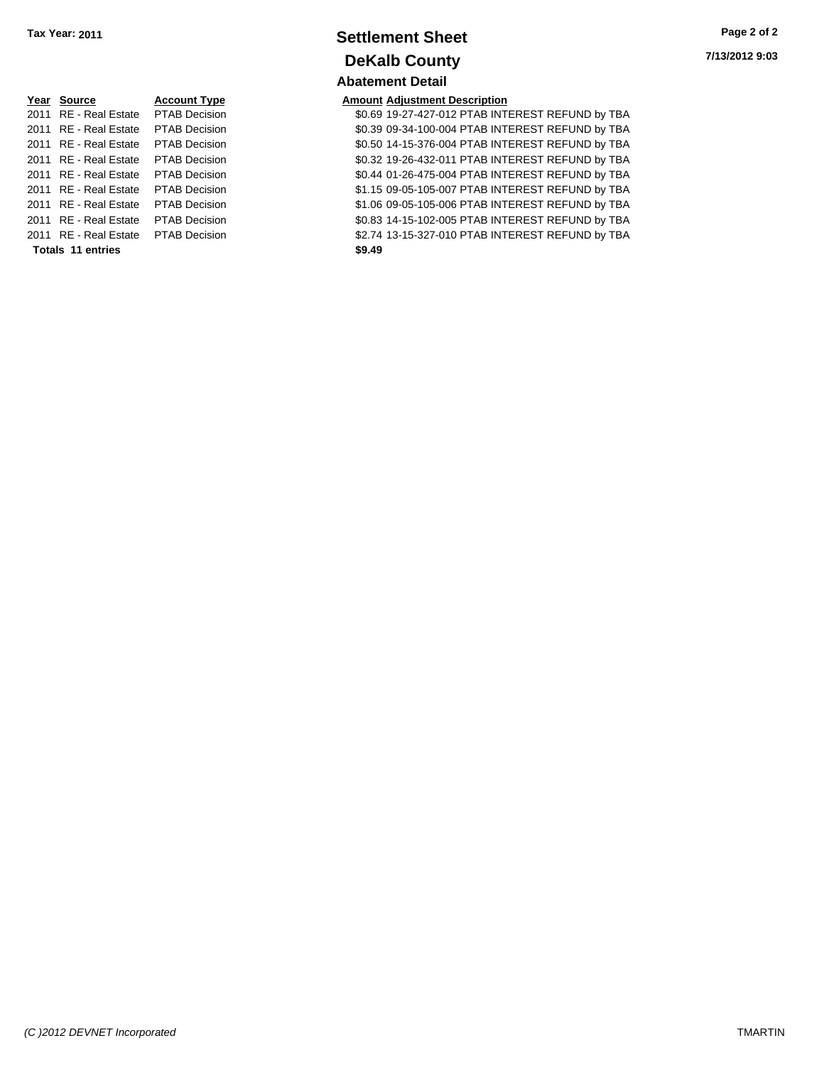Tax Year: 2011

# Settlement Sheet

## DeKalb County

### Abatement Detail

| Year | Source | Account Type | Amount | Adjustment Description |
|---|---|---|---|---|
| 2011 | RE - Real Estate | PTAB Decision | $0.69 | 19-27-427-012 PTAB INTEREST REFUND by TBA |
| 2011 | RE - Real Estate | PTAB Decision | $0.39 | 09-34-100-004 PTAB INTEREST REFUND by TBA |
| 2011 | RE - Real Estate | PTAB Decision | $0.50 | 14-15-376-004 PTAB INTEREST REFUND by TBA |
| 2011 | RE - Real Estate | PTAB Decision | $0.32 | 19-26-432-011 PTAB INTEREST REFUND by TBA |
| 2011 | RE - Real Estate | PTAB Decision | $0.44 | 01-26-475-004 PTAB INTEREST REFUND by TBA |
| 2011 | RE - Real Estate | PTAB Decision | $1.15 | 09-05-105-007 PTAB INTEREST REFUND by TBA |
| 2011 | RE - Real Estate | PTAB Decision | $1.06 | 09-05-105-006 PTAB INTEREST REFUND by TBA |
| 2011 | RE - Real Estate | PTAB Decision | $0.83 | 14-15-102-005 PTAB INTEREST REFUND by TBA |
| 2011 | RE - Real Estate | PTAB Decision | $2.74 | 13-15-327-010 PTAB INTEREST REFUND by TBA |
| **Totals 11 entries** | | | **$9.49** | |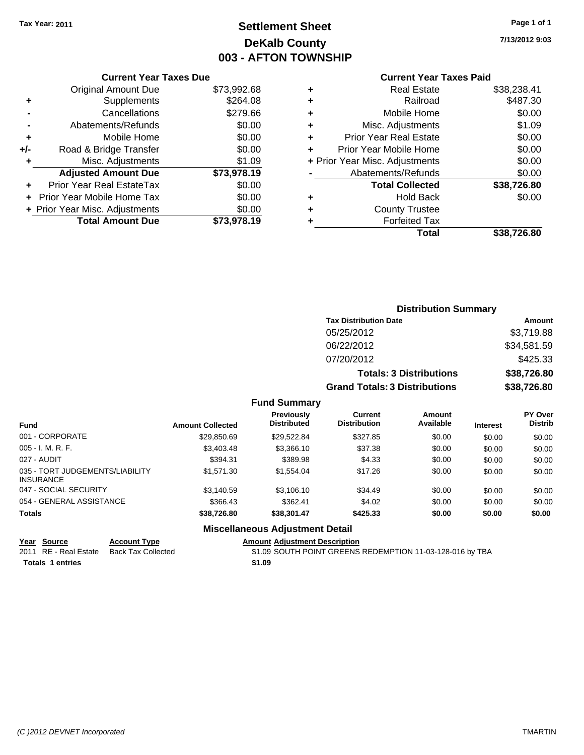Tax Year: 2011

# Settlement Sheet
## DeKalb County
## 003 - AFTON TOWNSHIP

7/13/2012 9:03

### Current Year Taxes Due

| | | |
|---|---|---|
| | Original Amount Due | $73,992.68 |
| + | Supplements | $264.08 |
| - | Cancellations | $279.66 |
| - | Abatements/Refunds | $0.00 |
| + | Mobile Home | $0.00 |
| +/- | Road & Bridge Transfer | $0.00 |
| + | Misc. Adjustments | $1.09 |
| | **Adjusted Amount Due** | **$73,978.19** |
| + | Prior Year Real EstateTax | $0.00 |
| + | Prior Year Mobile Home Tax | $0.00 |
| + | Prior Year Misc. Adjustments | $0.00 |
| | **Total Amount Due** | **$73,978.19** |

### Current Year Taxes Paid

| | | |
|---|---|---|
| + | Real Estate | $38,238.41 |
| + | Railroad | $487.30 |
| + | Mobile Home | $0.00 |
| + | Misc. Adjustments | $1.09 |
| + | Prior Year Real Estate | $0.00 |
| + | Prior Year Mobile Home | $0.00 |
| + | Prior Year Misc. Adjustments | $0.00 |
| - | Abatements/Refunds | $0.00 |
| | **Total Collected** | **$38,726.80** |
| + | Hold Back | $0.00 |
| + | County Trustee | |
| + | Forfeited Tax | |
| | **Total** | **$38,726.80** |

### Distribution Summary

| Tax Distribution Date | Amount |
|---|---|
| 05/25/2012 | $3,719.88 |
| 06/22/2012 | $34,581.59 |
| 07/20/2012 | $425.33 |
| **Totals: 3 Distributions** | **$38,726.80** |
| **Grand Totals: 3 Distributions** | **$38,726.80** |

### Fund Summary

| Fund | Amount Collected | Previously Distributed | Current Distribution | Amount Available | Interest | PY Over Distrib |
|---|---|---|---|---|---|---|
| 001 - CORPORATE | $29,850.69 | $29,522.84 | $327.85 | $0.00 | $0.00 | $0.00 |
| 005 - I. M. R. F. | $3,403.48 | $3,366.10 | $37.38 | $0.00 | $0.00 | $0.00 |
| 027 - AUDIT | $394.31 | $389.98 | $4.33 | $0.00 | $0.00 | $0.00 |
| 035 - TORT JUDGEMENTS/LIABILITY INSURANCE | $1,571.30 | $1,554.04 | $17.26 | $0.00 | $0.00 | $0.00 |
| 047 - SOCIAL SECURITY | $3,140.59 | $3,106.10 | $34.49 | $0.00 | $0.00 | $0.00 |
| 054 - GENERAL ASSISTANCE | $366.43 | $362.41 | $4.02 | $0.00 | $0.00 | $0.00 |
| **Totals** | **$38,726.80** | **$38,301.47** | **$425.33** | **$0.00** | **$0.00** | **$0.00** |

### Miscellaneous Adjustment Detail

| Year | Source | Account Type | Amount | Adjustment Description |
|---|---|---|---|---|
| 2011 | RE - Real Estate | Back Tax Collected | $1.09 | SOUTH POINT GREENS REDEMPTION 11-03-128-016 by TBA |
| **Totals** | **1 entries** | | **$1.09** | |

(C )2012 DEVNET Incorporated TMARTIN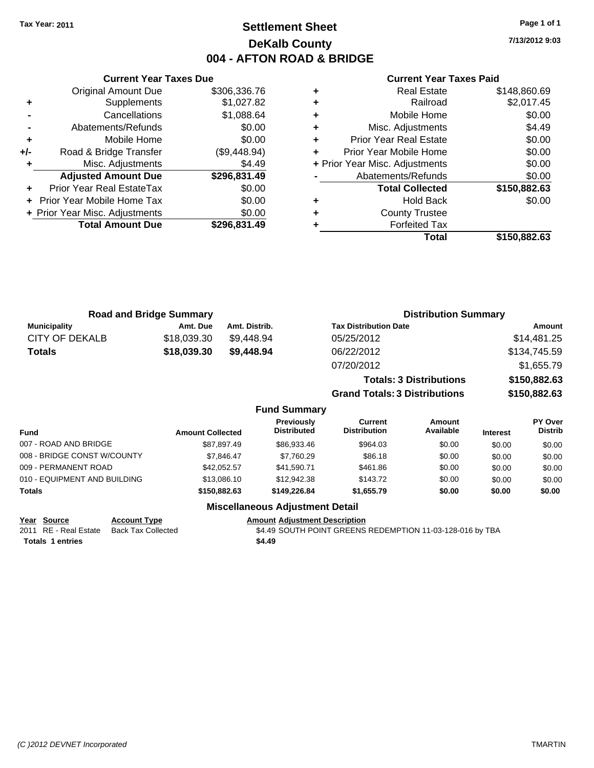**Tax Year: 2011**

# Settlement Sheet
## DeKalb County
## 004 - AFTON ROAD & BRIDGE

7/13/2012 9:03

### Current Year Taxes Due

| | | |
|---|---|---|
| | Original Amount Due | $306,336.76 |
| + | Supplements | $1,027.82 |
| - | Cancellations | $1,088.64 |
| - | Abatements/Refunds | $0.00 |
| + | Mobile Home | $0.00 |
| +/- | Road & Bridge Transfer | ($9,448.94) |
| + | Misc. Adjustments | $4.49 |
| | **Adjusted Amount Due** | **$296,831.49** |
| + | Prior Year Real EstateTax | $0.00 |
| + | Prior Year Mobile Home Tax | $0.00 |
| + | Prior Year Misc. Adjustments | $0.00 |
| | **Total Amount Due** | **$296,831.49** |

### Current Year Taxes Paid

| | | |
|---|---|---|
| + | Real Estate | $148,860.69 |
| + | Railroad | $2,017.45 |
| + | Mobile Home | $0.00 |
| + | Misc. Adjustments | $4.49 |
| + | Prior Year Real Estate | $0.00 |
| + | Prior Year Mobile Home | $0.00 |
| + | Prior Year Misc. Adjustments | $0.00 |
| - | Abatements/Refunds | $0.00 |
| | **Total Collected** | **$150,882.63** |
| + | Hold Back | $0.00 |
| + | County Trustee | |
| + | Forfeited Tax | |
| | **Total** | **$150,882.63** |

### Road and Bridge Summary

| Municipality | Amt. Due | Amt. Distrib. |
|---|---|---|
| CITY OF DEKALB | $18,039.30 | $9,448.94 |
| **Totals** | **$18,039.30** | **$9,448.94** |

### Distribution Summary

| Tax Distribution Date | Amount |
|---|---|
| 05/25/2012 | $14,481.25 |
| 06/22/2012 | $134,745.59 |
| 07/20/2012 | $1,655.79 |
| **Totals: 3 Distributions** | **$150,882.63** |
| **Grand Totals: 3 Distributions** | **$150,882.63** |

### Fund Summary

| Fund | Amount Collected | Previously Distributed | Current Distribution | Amount Available | Interest | PY Over Distrib |
|---|---|---|---|---|---|---|
| 007 - ROAD AND BRIDGE | $87,897.49 | $86,933.46 | $964.03 | $0.00 | $0.00 | $0.00 |
| 008 - BRIDGE CONST W/COUNTY | $7,846.47 | $7,760.29 | $86.18 | $0.00 | $0.00 | $0.00 |
| 009 - PERMANENT ROAD | $42,052.57 | $41,590.71 | $461.86 | $0.00 | $0.00 | $0.00 |
| 010 - EQUIPMENT AND BUILDING | $13,086.10 | $12,942.38 | $143.72 | $0.00 | $0.00 | $0.00 |
| **Totals** | **$150,882.63** | **$149,226.84** | **$1,655.79** | **$0.00** | **$0.00** | **$0.00** |

### Miscellaneous Adjustment Detail

| Year | Source | Account Type | Amount | Adjustment Description |
|---|---|---|---|---|
| 2011 | RE - Real Estate | Back Tax Collected | $4.49 | SOUTH POINT GREENS REDEMPTION 11-03-128-016 by TBA |
| **Totals 1 entries** | | | **$4.49** | |

*(C )2012 DEVNET Incorporated* TMARTIN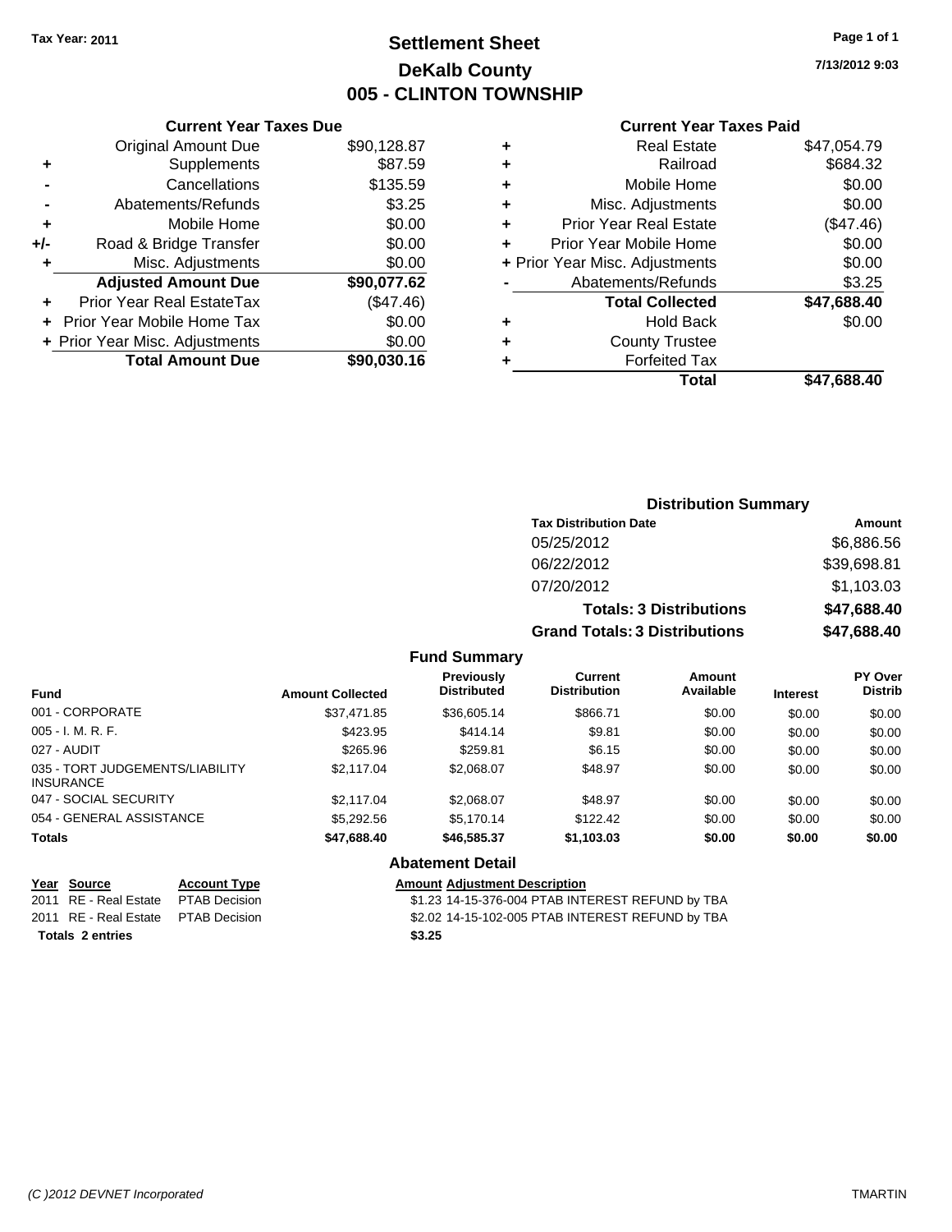Tax Year: 2011

# Settlement Sheet
## DeKalb County
## 005 - CLINTON TOWNSHIP

7/13/2012 9:03

### Current Year Taxes Due

| | | |
|---|---|---|
| | Original Amount Due | $90,128.87 |
| + | Supplements | $87.59 |
| - | Cancellations | $135.59 |
| - | Abatements/Refunds | $3.25 |
| + | Mobile Home | $0.00 |
| +/- | Road & Bridge Transfer | $0.00 |
| + | Misc. Adjustments | $0.00 |
| | **Adjusted Amount Due** | **$90,077.62** |
| + | Prior Year Real EstateTax | ($47.46) |
| + | Prior Year Mobile Home Tax | $0.00 |
| + | Prior Year Misc. Adjustments | $0.00 |
| | **Total Amount Due** | **$90,030.16** |

### Current Year Taxes Paid

| | | |
|---|---|---|
| + | Real Estate | $47,054.79 |
| + | Railroad | $684.32 |
| + | Mobile Home | $0.00 |
| + | Misc. Adjustments | $0.00 |
| + | Prior Year Real Estate | ($47.46) |
| + | Prior Year Mobile Home | $0.00 |
| + | Prior Year Misc. Adjustments | $0.00 |
| - | Abatements/Refunds | $3.25 |
| | **Total Collected** | **$47,688.40** |
| + | Hold Back | $0.00 |
| + | County Trustee | |
| + | Forfeited Tax | |
| | **Total** | **$47,688.40** |

### Distribution Summary

| Tax Distribution Date | Amount |
|---|---|
| 05/25/2012 | $6,886.56 |
| 06/22/2012 | $39,698.81 |
| 07/20/2012 | $1,103.03 |
| **Totals: 3 Distributions** | **$47,688.40** |
| **Grand Totals: 3 Distributions** | **$47,688.40** |

### Fund Summary

| Fund | Amount Collected | Previously Distributed | Current Distribution | Amount Available | Interest | PY Over Distrib |
|---|---|---|---|---|---|---|
| 001 - CORPORATE | $37,471.85 | $36,605.14 | $866.71 | $0.00 | $0.00 | $0.00 |
| 005 - I. M. R. F. | $423.95 | $414.14 | $9.81 | $0.00 | $0.00 | $0.00 |
| 027 - AUDIT | $265.96 | $259.81 | $6.15 | $0.00 | $0.00 | $0.00 |
| 035 - TORT JUDGEMENTS/LIABILITY INSURANCE | $2,117.04 | $2,068.07 | $48.97 | $0.00 | $0.00 | $0.00 |
| 047 - SOCIAL SECURITY | $2,117.04 | $2,068.07 | $48.97 | $0.00 | $0.00 | $0.00 |
| 054 - GENERAL ASSISTANCE | $5,292.56 | $5,170.14 | $122.42 | $0.00 | $0.00 | $0.00 |
| **Totals** | **$47,688.40** | **$46,585.37** | **$1,103.03** | **$0.00** | **$0.00** | **$0.00** |

### Abatement Detail

| Year | Source | Account Type | Amount | Adjustment Description |
|---|---|---|---|---|
| 2011 | RE - Real Estate | PTAB Decision | $1.23 | 14-15-376-004 PTAB INTEREST REFUND by TBA |
| 2011 | RE - Real Estate | PTAB Decision | $2.02 | 14-15-102-005 PTAB INTEREST REFUND by TBA |
| **Totals 2 entries** | | | **$3.25** | |

(C )2012 DEVNET Incorporated TMARTIN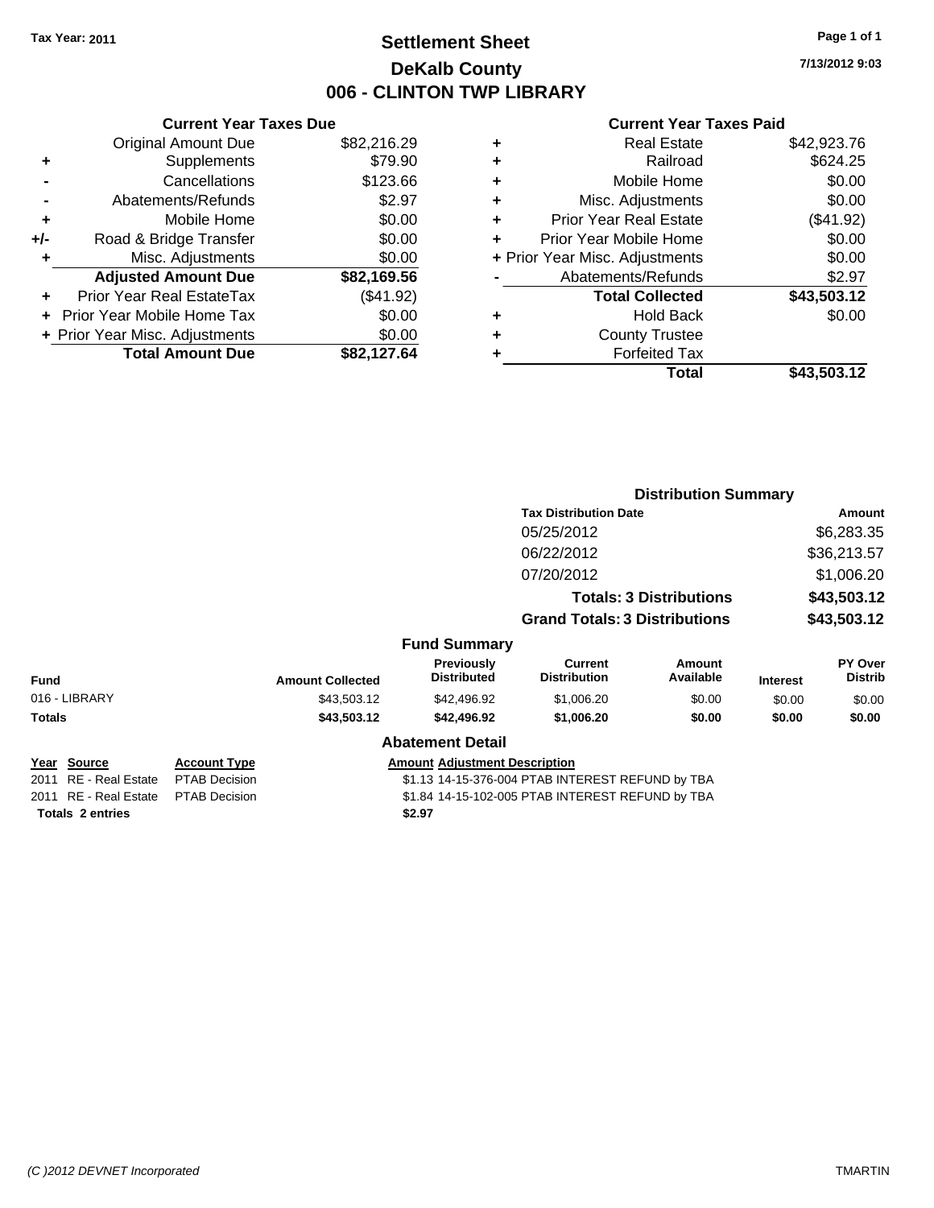Tax Year: 2011

# Settlement Sheet
## DeKalb County
## 006 - CLINTON TWP LIBRARY

7/13/2012 9:03

### Current Year Taxes Due

| | | |
|---|---|---|
| | Original Amount Due | $82,216.29 |
| + | Supplements | $79.90 |
| - | Cancellations | $123.66 |
| - | Abatements/Refunds | $2.97 |
| + | Mobile Home | $0.00 |
| +/- | Road & Bridge Transfer | $0.00 |
| + | Misc. Adjustments | $0.00 |
| | **Adjusted Amount Due** | **$82,169.56** |
| + | Prior Year Real EstateTax | ($41.92) |
| + | Prior Year Mobile Home Tax | $0.00 |
| + | Prior Year Misc. Adjustments | $0.00 |
| | **Total Amount Due** | **$82,127.64** |

### Current Year Taxes Paid

| | | |
|---|---|---|
| + | Real Estate | $42,923.76 |
| + | Railroad | $624.25 |
| + | Mobile Home | $0.00 |
| + | Misc. Adjustments | $0.00 |
| + | Prior Year Real Estate | ($41.92) |
| + | Prior Year Mobile Home | $0.00 |
| + | Prior Year Misc. Adjustments | $0.00 |
| - | Abatements/Refunds | $2.97 |
| | **Total Collected** | **$43,503.12** |
| + | Hold Back | $0.00 |
| + | County Trustee | |
| + | Forfeited Tax | |
| | **Total** | **$43,503.12** |

### Distribution Summary

| Tax Distribution Date | Amount |
|---|---|
| 05/25/2012 | $6,283.35 |
| 06/22/2012 | $36,213.57 |
| 07/20/2012 | $1,006.20 |
| **Totals: 3 Distributions** | **$43,503.12** |
| **Grand Totals: 3 Distributions** | **$43,503.12** |

### Fund Summary

| Fund | Amount Collected | Previously Distributed | Current Distribution | Amount Available | Interest | PY Over Distrib |
|---|---|---|---|---|---|---|
| 016 - LIBRARY | $43,503.12 | $42,496.92 | $1,006.20 | $0.00 | $0.00 | $0.00 |
| **Totals** | **$43,503.12** | **$42,496.92** | **$1,006.20** | **$0.00** | **$0.00** | **$0.00** |

### Abatement Detail

| Year | Source | Account Type | Amount | Adjustment Description |
|---|---|---|---|---|
| 2011 | RE - Real Estate | PTAB Decision | $1.13 | 14-15-376-004 PTAB INTEREST REFUND by TBA |
| 2011 | RE - Real Estate | PTAB Decision | $1.84 | 14-15-102-005 PTAB INTEREST REFUND by TBA |
| **Totals 2 entries** | | | **$2.97** | |

(C )2012 DEVNET Incorporated TMARTIN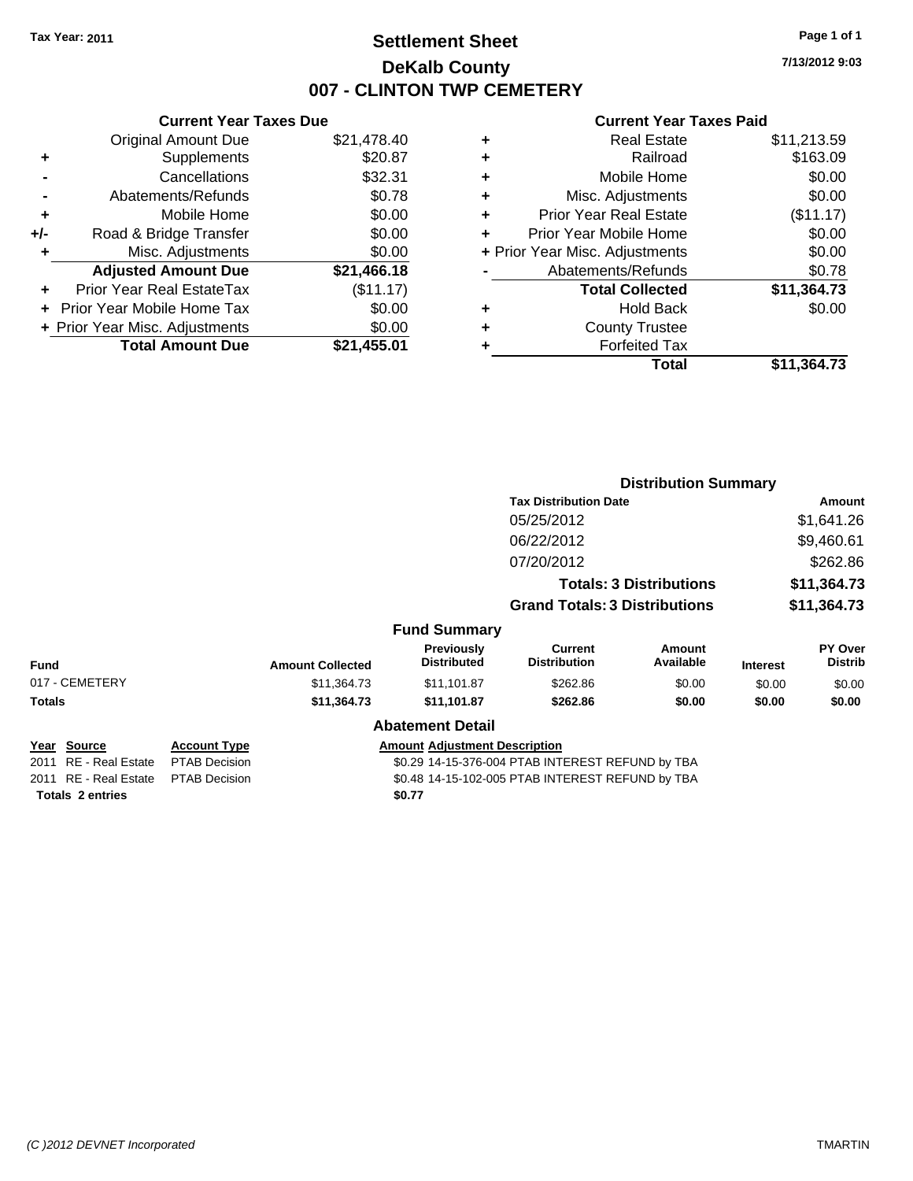Tax Year: 2011

# Settlement Sheet
## DeKalb County
## 007 - CLINTON TWP CEMETERY

7/13/2012 9:03

### Current Year Taxes Due

| | | |
|---|---|---|
| | Original Amount Due | $21,478.40 |
| + | Supplements | $20.87 |
| - | Cancellations | $32.31 |
| - | Abatements/Refunds | $0.78 |
| + | Mobile Home | $0.00 |
| +/- | Road & Bridge Transfer | $0.00 |
| + | Misc. Adjustments | $0.00 |
| | **Adjusted Amount Due** | **$21,466.18** |
| + | Prior Year Real EstateTax | ($11.17) |
| + | Prior Year Mobile Home Tax | $0.00 |
| + | Prior Year Misc. Adjustments | $0.00 |
| | **Total Amount Due** | **$21,455.01** |

### Current Year Taxes Paid

| | | |
|---|---|---|
| + | Real Estate | $11,213.59 |
| + | Railroad | $163.09 |
| + | Mobile Home | $0.00 |
| + | Misc. Adjustments | $0.00 |
| + | Prior Year Real Estate | ($11.17) |
| + | Prior Year Mobile Home | $0.00 |
| + | Prior Year Misc. Adjustments | $0.00 |
| - | Abatements/Refunds | $0.78 |
| | **Total Collected** | **$11,364.73** |
| + | Hold Back | $0.00 |
| + | County Trustee | |
| + | Forfeited Tax | |
| | **Total** | **$11,364.73** |

### Distribution Summary

| Tax Distribution Date | Amount |
|---|---|
| 05/25/2012 | $1,641.26 |
| 06/22/2012 | $9,460.61 |
| 07/20/2012 | $262.86 |
| **Totals: 3 Distributions** | **$11,364.73** |
| **Grand Totals: 3 Distributions** | **$11,364.73** |

### Fund Summary

| Fund | Amount Collected | Previously Distributed | Current Distribution | Amount Available | Interest | PY Over Distrib |
|---|---|---|---|---|---|---|
| 017 - CEMETERY | $11,364.73 | $11,101.87 | $262.86 | $0.00 | $0.00 | $0.00 |
| **Totals** | **$11,364.73** | **$11,101.87** | **$262.86** | **$0.00** | **$0.00** | **$0.00** |

### Abatement Detail

| Year | Source | Account Type | Amount | Adjustment Description |
|---|---|---|---|---|
| 2011 | RE - Real Estate | PTAB Decision | $0.29 | 14-15-376-004 PTAB INTEREST REFUND by TBA |
| 2011 | RE - Real Estate | PTAB Decision | $0.48 | 14-15-102-005 PTAB INTEREST REFUND by TBA |
| **Totals 2 entries** | | | **$0.77** | |

(C )2012 DEVNET Incorporated

TMARTIN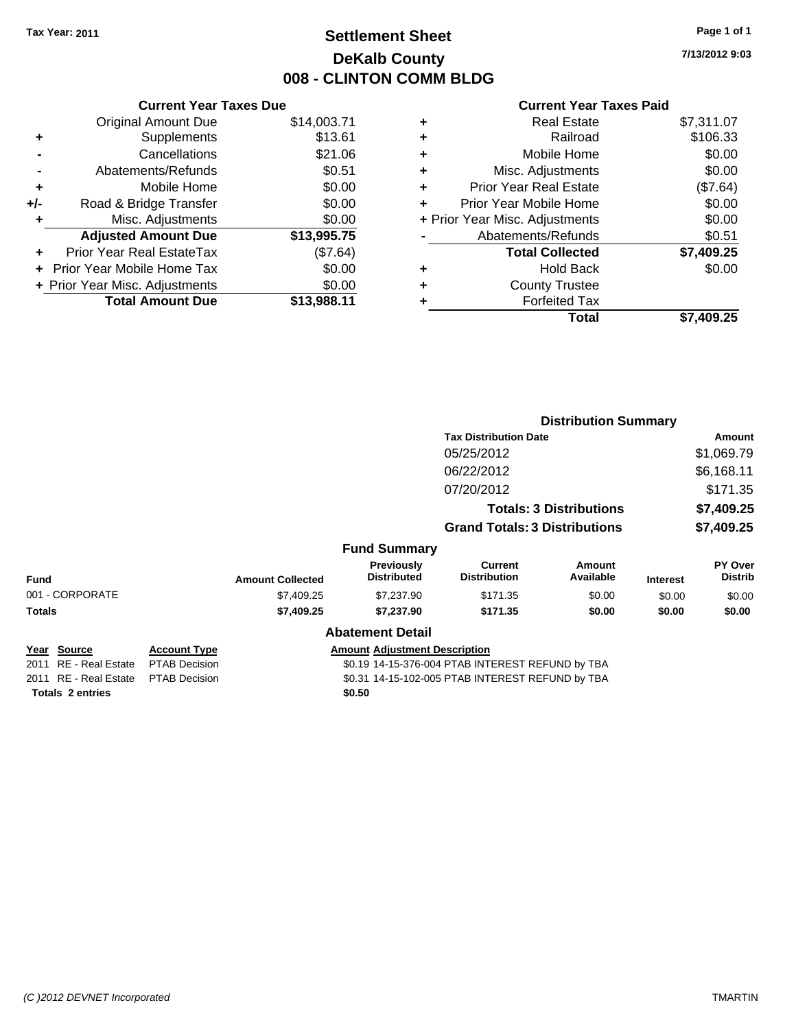Tax Year: 2011

# Settlement Sheet
## DeKalb County
## 008 - CLINTON COMM BLDG

7/13/2012 9:03

### Current Year Taxes Due

| | | |
|---|---|---|
| | Original Amount Due | $14,003.71 |
| + | Supplements | $13.61 |
| - | Cancellations | $21.06 |
| - | Abatements/Refunds | $0.51 |
| + | Mobile Home | $0.00 |
| +/- | Road & Bridge Transfer | $0.00 |
| + | Misc. Adjustments | $0.00 |
| | **Adjusted Amount Due** | **$13,995.75** |
| + | Prior Year Real EstateTax | ($7.64) |
| + | Prior Year Mobile Home Tax | $0.00 |
| + | Prior Year Misc. Adjustments | $0.00 |
| | **Total Amount Due** | **$13,988.11** |

### Current Year Taxes Paid

| | | |
|---|---|---|
| + | Real Estate | $7,311.07 |
| + | Railroad | $106.33 |
| + | Mobile Home | $0.00 |
| + | Misc. Adjustments | $0.00 |
| + | Prior Year Real Estate | ($7.64) |
| + | Prior Year Mobile Home | $0.00 |
| + | Prior Year Misc. Adjustments | $0.00 |
| - | Abatements/Refunds | $0.51 |
| | **Total Collected** | **$7,409.25** |
| + | Hold Back | $0.00 |
| + | County Trustee | |
| + | Forfeited Tax | |
| | **Total** | **$7,409.25** |

### Distribution Summary

| Tax Distribution Date | Amount |
|---|---|
| 05/25/2012 | $1,069.79 |
| 06/22/2012 | $6,168.11 |
| 07/20/2012 | $171.35 |
| **Totals: 3 Distributions** | **$7,409.25** |
| **Grand Totals: 3 Distributions** | **$7,409.25** |

### Fund Summary

| Fund | Amount Collected | Previously Distributed | Current Distribution | Amount Available | Interest | PY Over Distrib |
|---|---|---|---|---|---|---|
| 001 - CORPORATE | $7,409.25 | $7,237.90 | $171.35 | $0.00 | $0.00 | $0.00 |
| **Totals** | **$7,409.25** | **$7,237.90** | **$171.35** | **$0.00** | **$0.00** | **$0.00** |

### Abatement Detail

| Year | Source | Account Type | Amount | Adjustment Description |
|---|---|---|---|---|
| 2011 | RE - Real Estate | PTAB Decision | $0.19 | 14-15-376-004 PTAB INTEREST REFUND by TBA |
| 2011 | RE - Real Estate | PTAB Decision | $0.31 | 14-15-102-005 PTAB INTEREST REFUND by TBA |
| **Totals** | **2 entries** | | **$0.50** | |

(C )2012 DEVNET Incorporated

TMARTIN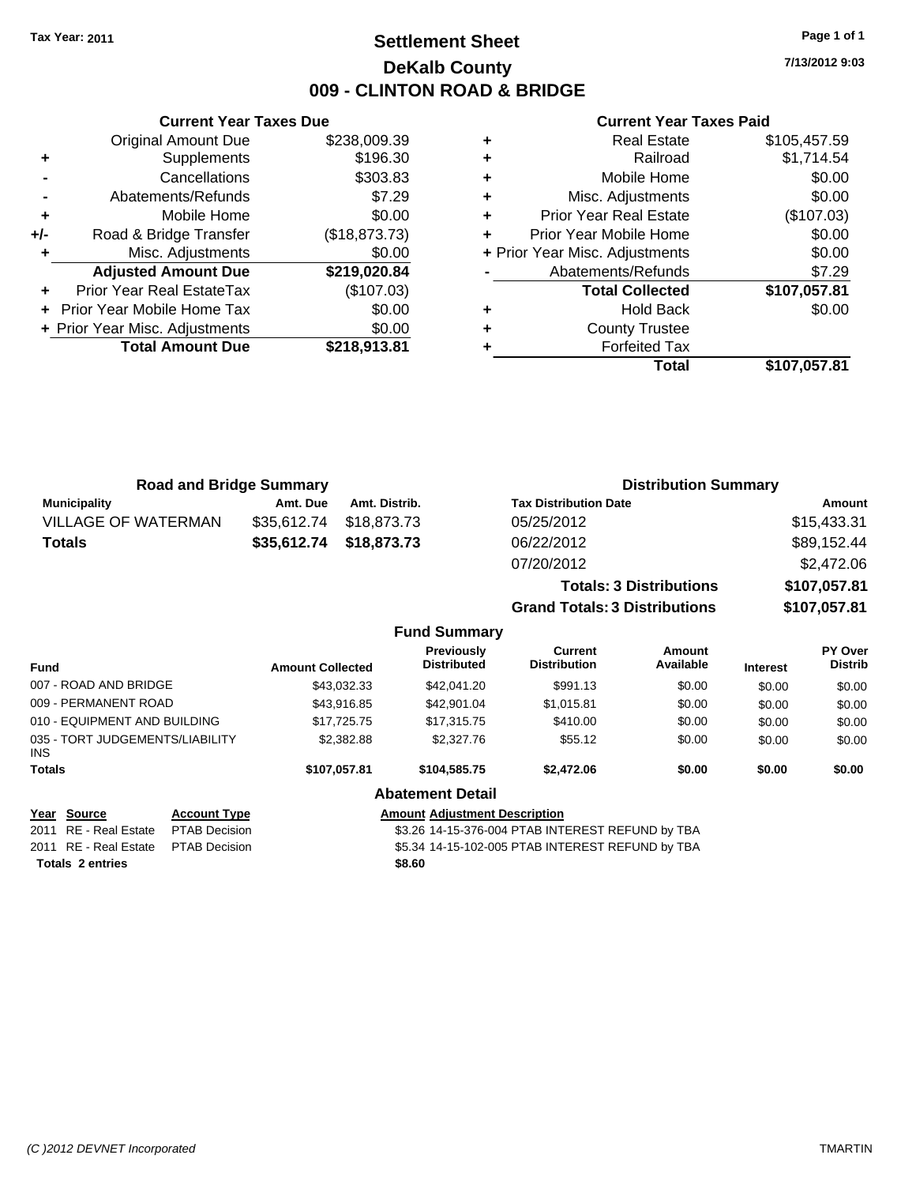**Tax Year: 2011**

# Settlement Sheet
## DeKalb County
## 009 - CLINTON ROAD & BRIDGE

**7/13/2012 9:03**

### Current Year Taxes Due

| | | |
|---|---|---|
| | Original Amount Due | $238,009.39 |
| + | Supplements | $196.30 |
| - | Cancellations | $303.83 |
| - | Abatements/Refunds | $7.29 |
| + | Mobile Home | $0.00 |
| +/- | Road & Bridge Transfer | ($18,873.73) |
| + | Misc. Adjustments | $0.00 |
| | **Adjusted Amount Due** | **$219,020.84** |
| + | Prior Year Real EstateTax | ($107.03) |
| + | Prior Year Mobile Home Tax | $0.00 |
| + | Prior Year Misc. Adjustments | $0.00 |
| | **Total Amount Due** | **$218,913.81** |

### Current Year Taxes Paid

| | | |
|---|---|---|
| + | Real Estate | $105,457.59 |
| + | Railroad | $1,714.54 |
| + | Mobile Home | $0.00 |
| + | Misc. Adjustments | $0.00 |
| + | Prior Year Real Estate | ($107.03) |
| + | Prior Year Mobile Home | $0.00 |
| + | Prior Year Misc. Adjustments | $0.00 |
| - | Abatements/Refunds | $7.29 |
| | **Total Collected** | **$107,057.81** |
| + | Hold Back | $0.00 |
| + | County Trustee | |
| + | Forfeited Tax | |
| | **Total** | **$107,057.81** |

### Road and Bridge Summary

| Municipality | Amt. Due | Amt. Distrib. |
|---|---|---|
| VILLAGE OF WATERMAN | $35,612.74 | $18,873.73 |
| **Totals** | **$35,612.74** | **$18,873.73** |

### Distribution Summary

| Tax Distribution Date | Amount |
|---|---|
| 05/25/2012 | $15,433.31 |
| 06/22/2012 | $89,152.44 |
| 07/20/2012 | $2,472.06 |
| **Totals: 3 Distributions** | **$107,057.81** |
| **Grand Totals: 3 Distributions** | **$107,057.81** |

### Fund Summary

| Fund | Amount Collected | Previously Distributed | Current Distribution | Amount Available | Interest | PY Over Distrib |
|---|---|---|---|---|---|---|
| 007 - ROAD AND BRIDGE | $43,032.33 | $42,041.20 | $991.13 | $0.00 | $0.00 | $0.00 |
| 009 - PERMANENT ROAD | $43,916.85 | $42,901.04 | $1,015.81 | $0.00 | $0.00 | $0.00 |
| 010 - EQUIPMENT AND BUILDING | $17,725.75 | $17,315.75 | $410.00 | $0.00 | $0.00 | $0.00 |
| 035 - TORT JUDGEMENTS/LIABILITY INS | $2,382.88 | $2,327.76 | $55.12 | $0.00 | $0.00 | $0.00 |
| **Totals** | **$107,057.81** | **$104,585.75** | **$2,472.06** | **$0.00** | **$0.00** | **$0.00** |

### Abatement Detail

| Year | Source | Account Type | Amount | Adjustment Description |
|---|---|---|---|---|
| 2011 | RE - Real Estate | PTAB Decision | $3.26 | 14-15-376-004 PTAB INTEREST REFUND by TBA |
| 2011 | RE - Real Estate | PTAB Decision | $5.34 | 14-15-102-005 PTAB INTEREST REFUND by TBA |
| **Totals 2 entries** | | | **$8.60** | |

*(C )2012 DEVNET Incorporated* TMARTIN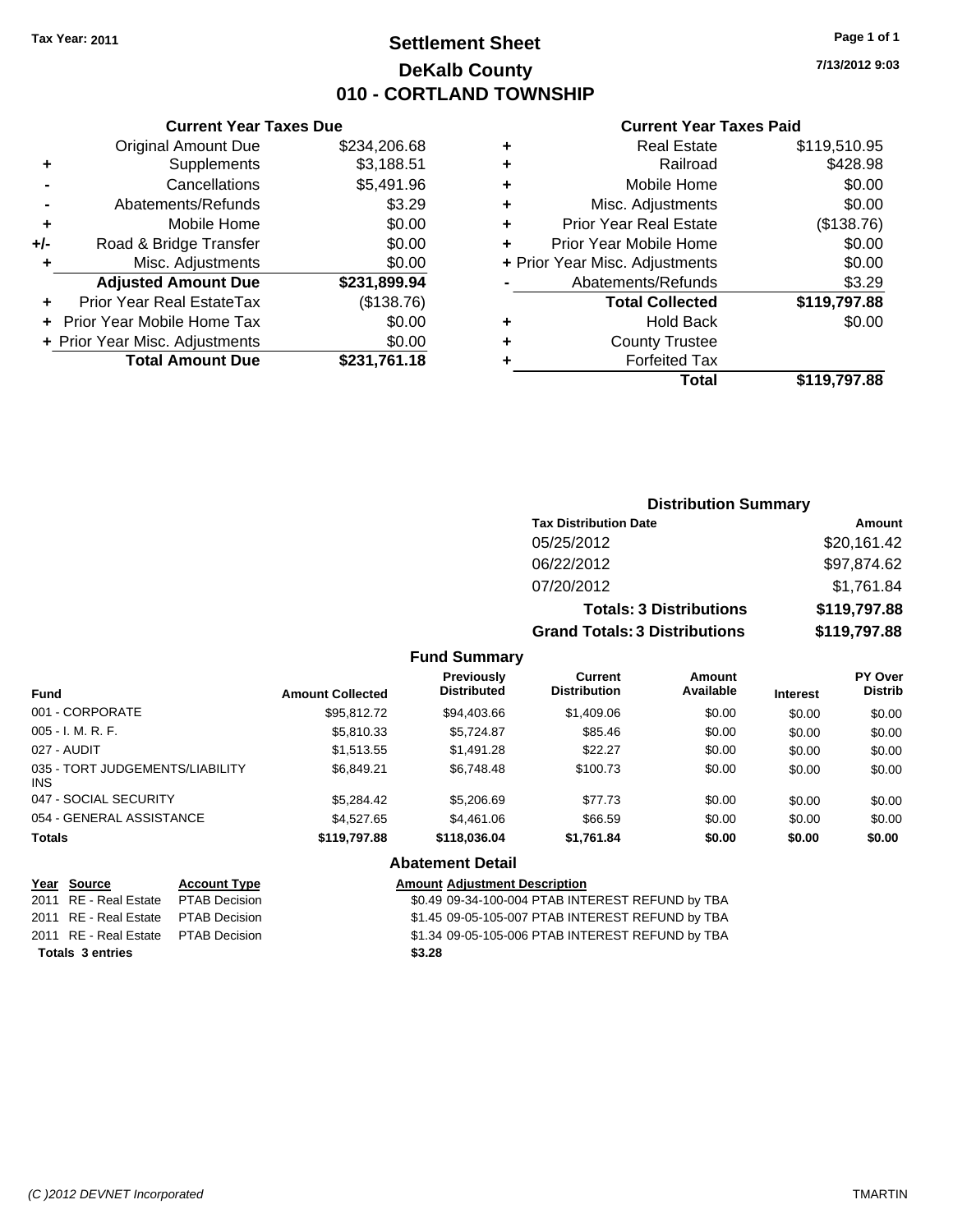**Tax Year: 2011**

# Settlement Sheet
## DeKalb County
## 010 - CORTLAND TOWNSHIP

7/13/2012 9:03

### Current Year Taxes Due

| | | |
|---|---|---|
| | Original Amount Due | $234,206.68 |
| + | Supplements | $3,188.51 |
| - | Cancellations | $5,491.96 |
| - | Abatements/Refunds | $3.29 |
| + | Mobile Home | $0.00 |
| +/- | Road & Bridge Transfer | $0.00 |
| + | Misc. Adjustments | $0.00 |
| | **Adjusted Amount Due** | **$231,899.94** |
| + | Prior Year Real EstateTax | ($138.76) |
| + | Prior Year Mobile Home Tax | $0.00 |
| + | Prior Year Misc. Adjustments | $0.00 |
| | **Total Amount Due** | **$231,761.18** |

### Current Year Taxes Paid

| | | |
|---|---|---|
| + | Real Estate | $119,510.95 |
| + | Railroad | $428.98 |
| + | Mobile Home | $0.00 |
| + | Misc. Adjustments | $0.00 |
| + | Prior Year Real Estate | ($138.76) |
| + | Prior Year Mobile Home | $0.00 |
| + | Prior Year Misc. Adjustments | $0.00 |
| - | Abatements/Refunds | $3.29 |
| | **Total Collected** | **$119,797.88** |
| + | Hold Back | $0.00 |
| + | County Trustee | |
| + | Forfeited Tax | |
| | **Total** | **$119,797.88** |

### Distribution Summary

| Tax Distribution Date | Amount |
|---|---|
| 05/25/2012 | $20,161.42 |
| 06/22/2012 | $97,874.62 |
| 07/20/2012 | $1,761.84 |
| **Totals: 3 Distributions** | **$119,797.88** |
| **Grand Totals: 3 Distributions** | **$119,797.88** |

### Fund Summary

| Fund | Amount Collected | Previously Distributed | Current Distribution | Amount Available | Interest | PY Over Distrib |
|---|---|---|---|---|---|---|
| 001 - CORPORATE | $95,812.72 | $94,403.66 | $1,409.06 | $0.00 | $0.00 | $0.00 |
| 005 - I. M. R. F. | $5,810.33 | $5,724.87 | $85.46 | $0.00 | $0.00 | $0.00 |
| 027 - AUDIT | $1,513.55 | $1,491.28 | $22.27 | $0.00 | $0.00 | $0.00 |
| 035 - TORT JUDGEMENTS/LIABILITY INS | $6,849.21 | $6,748.48 | $100.73 | $0.00 | $0.00 | $0.00 |
| 047 - SOCIAL SECURITY | $5,284.42 | $5,206.69 | $77.73 | $0.00 | $0.00 | $0.00 |
| 054 - GENERAL ASSISTANCE | $4,527.65 | $4,461.06 | $66.59 | $0.00 | $0.00 | $0.00 |
| **Totals** | **$119,797.88** | **$118,036.04** | **$1,761.84** | **$0.00** | **$0.00** | **$0.00** |

### Abatement Detail

| Year | Source | Account Type | Amount | Adjustment Description |
|---|---|---|---|---|
| 2011 | RE - Real Estate | PTAB Decision | $0.49 | 09-34-100-004 PTAB INTEREST REFUND by TBA |
| 2011 | RE - Real Estate | PTAB Decision | $1.45 | 09-05-105-007 PTAB INTEREST REFUND by TBA |
| 2011 | RE - Real Estate | PTAB Decision | $1.34 | 09-05-105-006 PTAB INTEREST REFUND by TBA |
| **Totals 3 entries** | | | **$3.28** | |

(C )2012 DEVNET Incorporated TMARTIN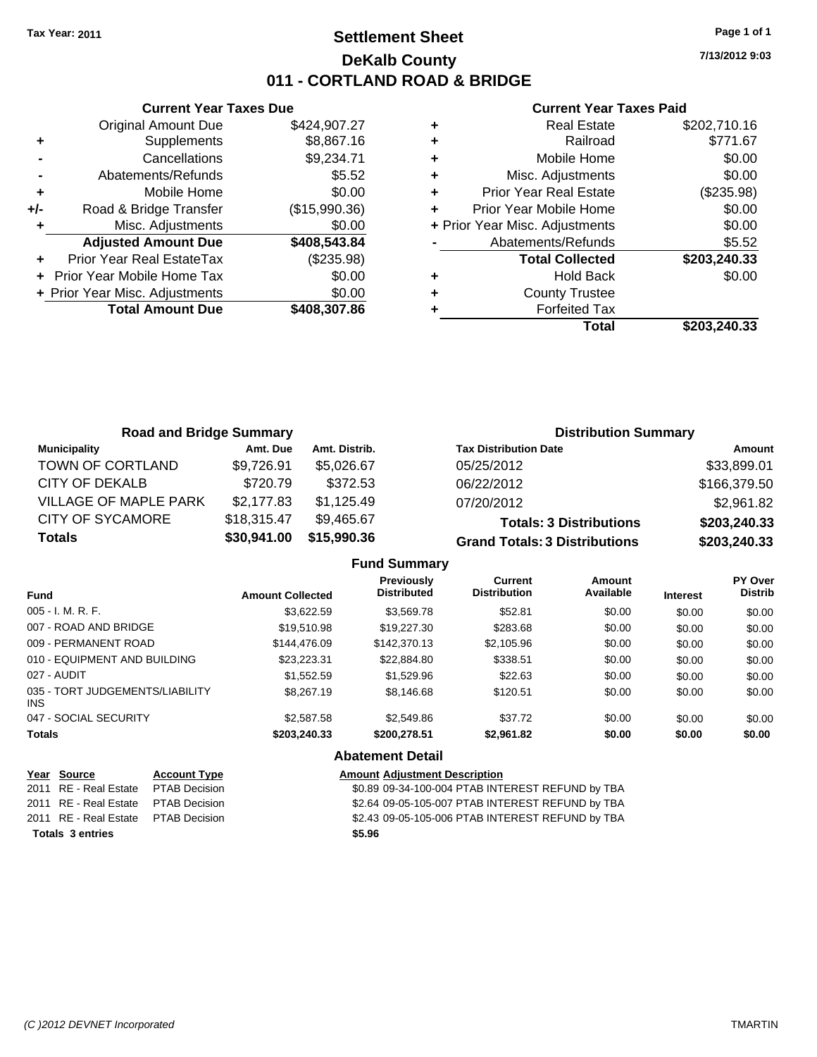Tax Year: 2011

# Settlement Sheet
## DeKalb County
## 011 - CORTLAND ROAD & BRIDGE

7/13/2012 9:03

### Current Year Taxes Due

| | | |
|---|---|---|
| | Original Amount Due | $424,907.27 |
| + | Supplements | $8,867.16 |
| - | Cancellations | $9,234.71 |
| - | Abatements/Refunds | $5.52 |
| + | Mobile Home | $0.00 |
| +/- | Road & Bridge Transfer | ($15,990.36) |
| + | Misc. Adjustments | $0.00 |
| | **Adjusted Amount Due** | **$408,543.84** |
| + | Prior Year Real EstateTax | ($235.98) |
| + | Prior Year Mobile Home Tax | $0.00 |
| + | Prior Year Misc. Adjustments | $0.00 |
| | **Total Amount Due** | **$408,307.86** |

### Current Year Taxes Paid

| | | |
|---|---|---|
| + | Real Estate | $202,710.16 |
| + | Railroad | $771.67 |
| + | Mobile Home | $0.00 |
| + | Misc. Adjustments | $0.00 |
| + | Prior Year Real Estate | ($235.98) |
| + | Prior Year Mobile Home | $0.00 |
| + | Prior Year Misc. Adjustments | $0.00 |
| - | Abatements/Refunds | $5.52 |
| | **Total Collected** | **$203,240.33** |
| + | Hold Back | $0.00 |
| + | County Trustee | |
| + | Forfeited Tax | |
| | **Total** | **$203,240.33** |

### Road and Bridge Summary

| Municipality | Amt. Due | Amt. Distrib. |
|---|---|---|
| TOWN OF CORTLAND | $9,726.91 | $5,026.67 |
| CITY OF DEKALB | $720.79 | $372.53 |
| VILLAGE OF MAPLE PARK | $2,177.83 | $1,125.49 |
| CITY OF SYCAMORE | $18,315.47 | $9,465.67 |
| **Totals** | **$30,941.00** | **$15,990.36** |

### Distribution Summary

| Tax Distribution Date | Amount |
|---|---|
| 05/25/2012 | $33,899.01 |
| 06/22/2012 | $166,379.50 |
| 07/20/2012 | $2,961.82 |
| **Totals: 3 Distributions** | **$203,240.33** |
| **Grand Totals: 3 Distributions** | **$203,240.33** |

### Fund Summary

| Fund | Amount Collected | Previously Distributed | Current Distribution | Amount Available | Interest | PY Over Distrib |
|---|---|---|---|---|---|---|
| 005 - I. M. R. F. | $3,622.59 | $3,569.78 | $52.81 | $0.00 | $0.00 | $0.00 |
| 007 - ROAD AND BRIDGE | $19,510.98 | $19,227.30 | $283.68 | $0.00 | $0.00 | $0.00 |
| 009 - PERMANENT ROAD | $144,476.09 | $142,370.13 | $2,105.96 | $0.00 | $0.00 | $0.00 |
| 010 - EQUIPMENT AND BUILDING | $23,223.31 | $22,884.80 | $338.51 | $0.00 | $0.00 | $0.00 |
| 027 - AUDIT | $1,552.59 | $1,529.96 | $22.63 | $0.00 | $0.00 | $0.00 |
| 035 - TORT JUDGEMENTS/LIABILITY INS | $8,267.19 | $8,146.68 | $120.51 | $0.00 | $0.00 | $0.00 |
| 047 - SOCIAL SECURITY | $2,587.58 | $2,549.86 | $37.72 | $0.00 | $0.00 | $0.00 |
| **Totals** | **$203,240.33** | **$200,278.51** | **$2,961.82** | **$0.00** | **$0.00** | **$0.00** |

### Abatement Detail

| Year | Source | Account Type | Amount | Adjustment Description |
|---|---|---|---|---|
| 2011 | RE - Real Estate | PTAB Decision | $0.89 | 09-34-100-004 PTAB INTEREST REFUND by TBA |
| 2011 | RE - Real Estate | PTAB Decision | $2.64 | 09-05-105-007 PTAB INTEREST REFUND by TBA |
| 2011 | RE - Real Estate | PTAB Decision | $2.43 | 09-05-105-006 PTAB INTEREST REFUND by TBA |
| **Totals 3 entries** | | | **$5.96** | |

(C )2012 DEVNET Incorporated TMARTIN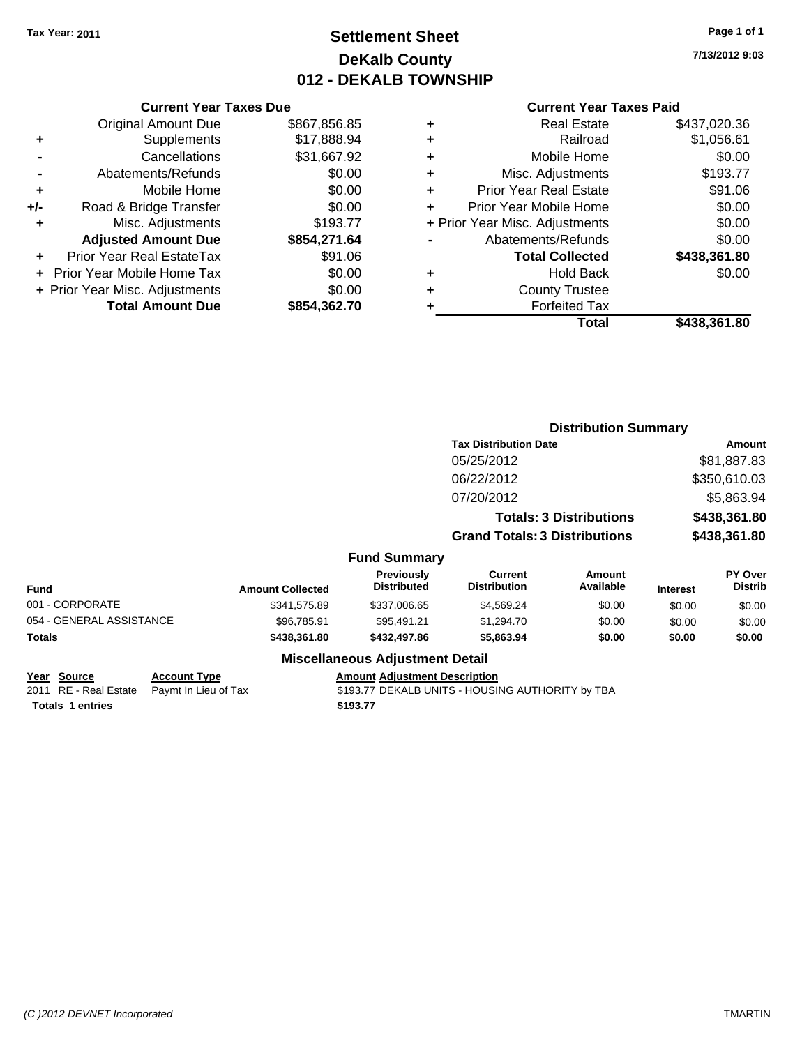Tax Year: 2011

# Settlement Sheet
## DeKalb County
## 012 - DEKALB TOWNSHIP

7/13/2012 9:03

### Current Year Taxes Due

| | | |
|---|---|---|
| | Original Amount Due | $867,856.85 |
| + | Supplements | $17,888.94 |
| - | Cancellations | $31,667.92 |
| - | Abatements/Refunds | $0.00 |
| + | Mobile Home | $0.00 |
| +/- | Road & Bridge Transfer | $0.00 |
| + | Misc. Adjustments | $193.77 |
| | **Adjusted Amount Due** | **$854,271.64** |
| + | Prior Year Real EstateTax | $91.06 |
| + | Prior Year Mobile Home Tax | $0.00 |
| + | Prior Year Misc. Adjustments | $0.00 |
| | **Total Amount Due** | **$854,362.70** |

### Current Year Taxes Paid

| | | |
|---|---|---|
| + | Real Estate | $437,020.36 |
| + | Railroad | $1,056.61 |
| + | Mobile Home | $0.00 |
| + | Misc. Adjustments | $193.77 |
| + | Prior Year Real Estate | $91.06 |
| + | Prior Year Mobile Home | $0.00 |
| + | Prior Year Misc. Adjustments | $0.00 |
| - | Abatements/Refunds | $0.00 |
| | **Total Collected** | **$438,361.80** |
| + | Hold Back | $0.00 |
| + | County Trustee | |
| + | Forfeited Tax | |
| | **Total** | **$438,361.80** |

### Distribution Summary

| Tax Distribution Date | Amount |
|---|---|
| 05/25/2012 | $81,887.83 |
| 06/22/2012 | $350,610.03 |
| 07/20/2012 | $5,863.94 |
| **Totals: 3 Distributions** | **$438,361.80** |
| **Grand Totals: 3 Distributions** | **$438,361.80** |

### Fund Summary

| Fund | Amount Collected | Previously Distributed | Current Distribution | Amount Available | Interest | PY Over Distrib |
|---|---|---|---|---|---|---|
| 001 - CORPORATE | $341,575.89 | $337,006.65 | $4,569.24 | $0.00 | $0.00 | $0.00 |
| 054 - GENERAL ASSISTANCE | $96,785.91 | $95,491.21 | $1,294.70 | $0.00 | $0.00 | $0.00 |
| **Totals** | **$438,361.80** | **$432,497.86** | **$5,863.94** | **$0.00** | **$0.00** | **$0.00** |

### Miscellaneous Adjustment Detail

| Year | Source | Account Type | Amount | Adjustment Description |
|---|---|---|---|---|
| 2011 | RE - Real Estate | Paymt In Lieu of Tax | $193.77 | DEKALB UNITS - HOUSING AUTHORITY by TBA |
| **Totals 1 entries** | | | **$193.77** | |

(C )2012 DEVNET Incorporated TMARTIN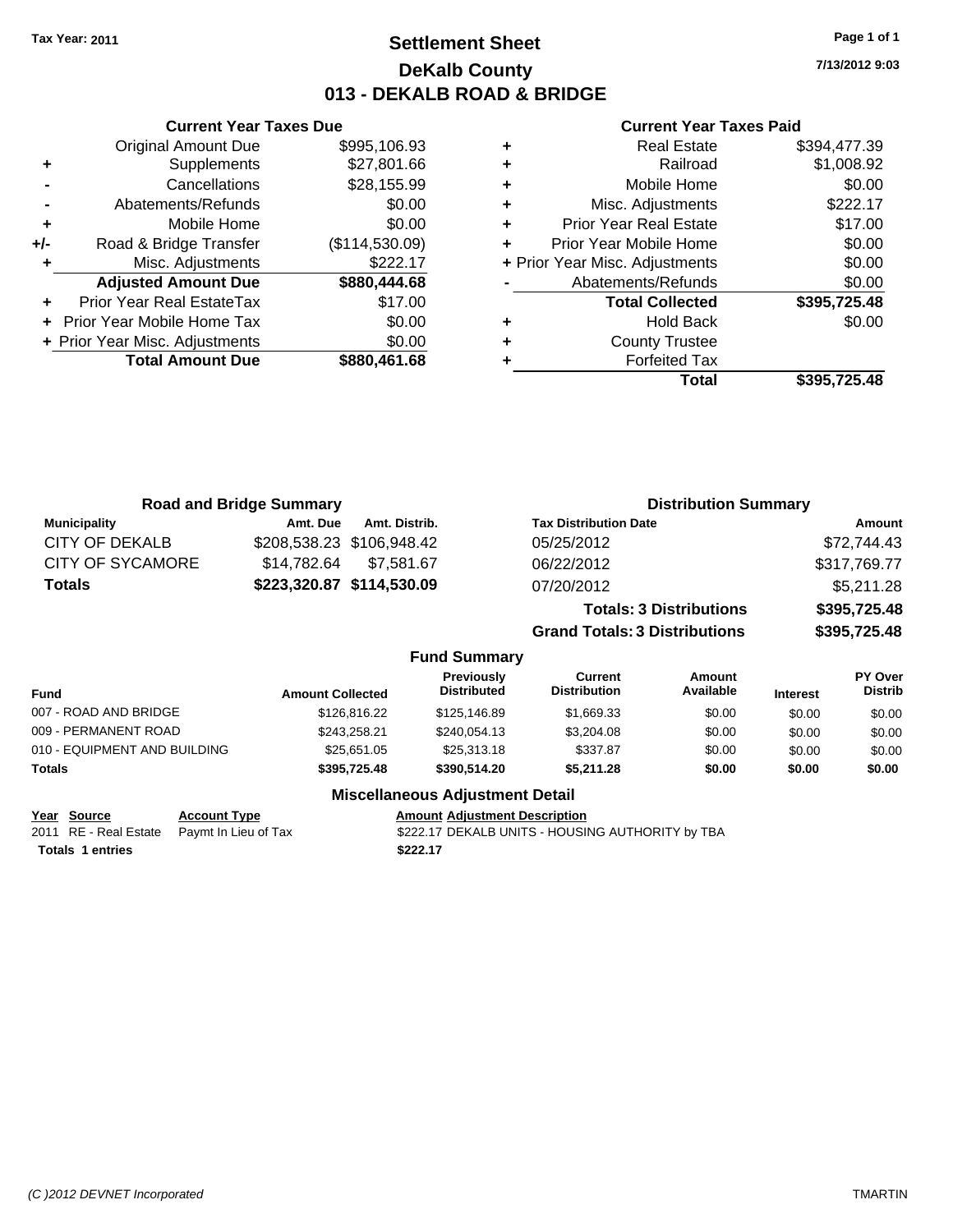**Tax Year: 2011**

# Settlement Sheet
## DeKalb County
## 013 - DEKALB ROAD & BRIDGE

**7/13/2012 9:03**

### Current Year Taxes Due

| | | |
|---|---|---|
| | Original Amount Due | $995,106.93 |
| + | Supplements | $27,801.66 |
| - | Cancellations | $28,155.99 |
| - | Abatements/Refunds | $0.00 |
| + | Mobile Home | $0.00 |
| +/- | Road & Bridge Transfer | ($114,530.09) |
| + | Misc. Adjustments | $222.17 |
| | **Adjusted Amount Due** | **$880,444.68** |
| + | Prior Year Real EstateTax | $17.00 |
| + | Prior Year Mobile Home Tax | $0.00 |
| + | Prior Year Misc. Adjustments | $0.00 |
| | **Total Amount Due** | **$880,461.68** |

### Current Year Taxes Paid

| | | |
|---|---|---|
| + | Real Estate | $394,477.39 |
| + | Railroad | $1,008.92 |
| + | Mobile Home | $0.00 |
| + | Misc. Adjustments | $222.17 |
| + | Prior Year Real Estate | $17.00 |
| + | Prior Year Mobile Home | $0.00 |
| + | Prior Year Misc. Adjustments | $0.00 |
| - | Abatements/Refunds | $0.00 |
| | **Total Collected** | **$395,725.48** |
| + | Hold Back | $0.00 |
| + | County Trustee | |
| + | Forfeited Tax | |
| | **Total** | **$395,725.48** |

### Road and Bridge Summary

| Municipality | Amt. Due | Amt. Distrib. |
|---|---|---|
| CITY OF DEKALB | $208,538.23 | $106,948.42 |
| CITY OF SYCAMORE | $14,782.64 | $7,581.67 |
| **Totals** | **$223,320.87** | **$114,530.09** |

### Distribution Summary

| Tax Distribution Date | Amount |
|---|---|
| 05/25/2012 | $72,744.43 |
| 06/22/2012 | $317,769.77 |
| 07/20/2012 | $5,211.28 |
| **Totals: 3 Distributions** | **$395,725.48** |
| **Grand Totals: 3 Distributions** | **$395,725.48** |

### Fund Summary

| Fund | Amount Collected | Previously Distributed | Current Distribution | Amount Available | Interest | PY Over Distrib |
|---|---|---|---|---|---|---|
| 007 - ROAD AND BRIDGE | $126,816.22 | $125,146.89 | $1,669.33 | $0.00 | $0.00 | $0.00 |
| 009 - PERMANENT ROAD | $243,258.21 | $240,054.13 | $3,204.08 | $0.00 | $0.00 | $0.00 |
| 010 - EQUIPMENT AND BUILDING | $25,651.05 | $25,313.18 | $337.87 | $0.00 | $0.00 | $0.00 |
| **Totals** | **$395,725.48** | **$390,514.20** | **$5,211.28** | **$0.00** | **$0.00** | **$0.00** |

### Miscellaneous Adjustment Detail

| Year | Source | Account Type | Amount | Adjustment Description |
|---|---|---|---|---|
| 2011 | RE - Real Estate | Paymt In Lieu of Tax | $222.17 | DEKALB UNITS - HOUSING AUTHORITY by TBA |
| **Totals 1 entries** | | | **$222.17** | |

*(C )2012 DEVNET Incorporated* TMARTIN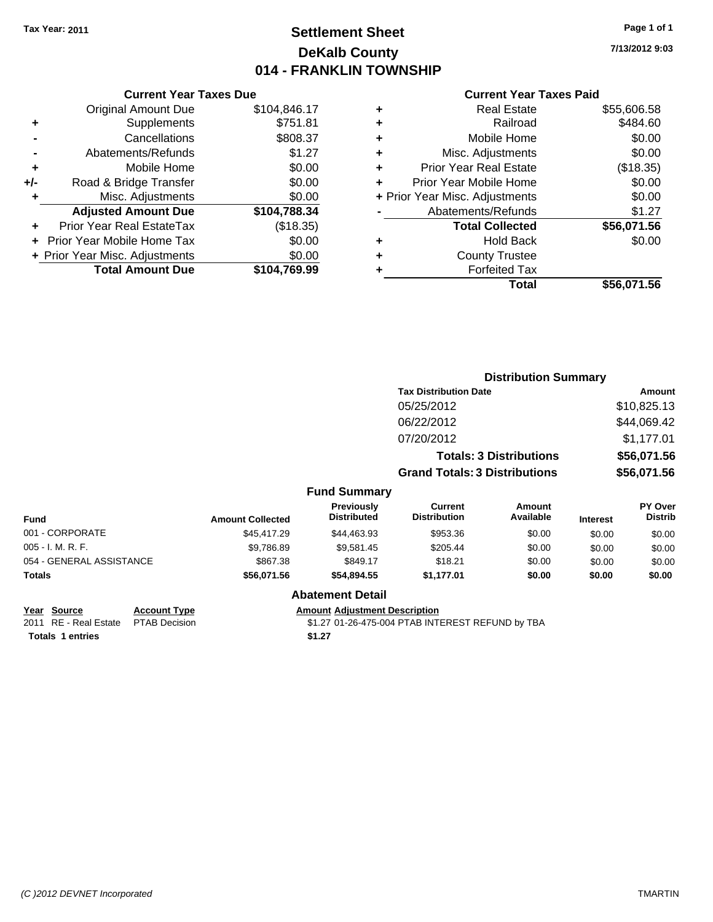**Tax Year: 2011**

# Settlement Sheet
## DeKalb County
## 014 - FRANKLIN TOWNSHIP

**7/13/2012 9:03**

### Current Year Taxes Due

| | | |
|---|---|---|
| | Original Amount Due | $104,846.17 |
| + | Supplements | $751.81 |
| - | Cancellations | $808.37 |
| - | Abatements/Refunds | $1.27 |
| + | Mobile Home | $0.00 |
| +/- | Road & Bridge Transfer | $0.00 |
| + | Misc. Adjustments | $0.00 |
| | **Adjusted Amount Due** | **$104,788.34** |
| + | Prior Year Real EstateTax | ($18.35) |
| + | Prior Year Mobile Home Tax | $0.00 |
| + | Prior Year Misc. Adjustments | $0.00 |
| | **Total Amount Due** | **$104,769.99** |

### Current Year Taxes Paid

| | | |
|---|---|---|
| + | Real Estate | $55,606.58 |
| + | Railroad | $484.60 |
| + | Mobile Home | $0.00 |
| + | Misc. Adjustments | $0.00 |
| + | Prior Year Real Estate | ($18.35) |
| + | Prior Year Mobile Home | $0.00 |
| + | Prior Year Misc. Adjustments | $0.00 |
| - | Abatements/Refunds | $1.27 |
| | **Total Collected** | **$56,071.56** |
| + | Hold Back | $0.00 |
| + | County Trustee | |
| + | Forfeited Tax | |
| | **Total** | **$56,071.56** |

### Distribution Summary

| Tax Distribution Date | Amount |
|---|---|
| 05/25/2012 | $10,825.13 |
| 06/22/2012 | $44,069.42 |
| 07/20/2012 | $1,177.01 |
| **Totals: 3 Distributions** | **$56,071.56** |
| **Grand Totals: 3 Distributions** | **$56,071.56** |

### Fund Summary

| Fund | Amount Collected | Previously Distributed | Current Distribution | Amount Available | Interest | PY Over Distrib |
|---|---|---|---|---|---|---|
| 001 - CORPORATE | $45,417.29 | $44,463.93 | $953.36 | $0.00 | $0.00 | $0.00 |
| 005 - I. M. R. F. | $9,786.89 | $9,581.45 | $205.44 | $0.00 | $0.00 | $0.00 |
| 054 - GENERAL ASSISTANCE | $867.38 | $849.17 | $18.21 | $0.00 | $0.00 | $0.00 |
| **Totals** | **$56,071.56** | **$54,894.55** | **$1,177.01** | **$0.00** | **$0.00** | **$0.00** |

### Abatement Detail

| Year | Source | Account Type | Amount | Adjustment Description |
|---|---|---|---|---|
| 2011 | RE - Real Estate | PTAB Decision | $1.27 | 01-26-475-004 PTAB INTEREST REFUND by TBA |
| **Totals 1 entries** | | | **$1.27** | |

*(C )2012 DEVNET Incorporated* TMARTIN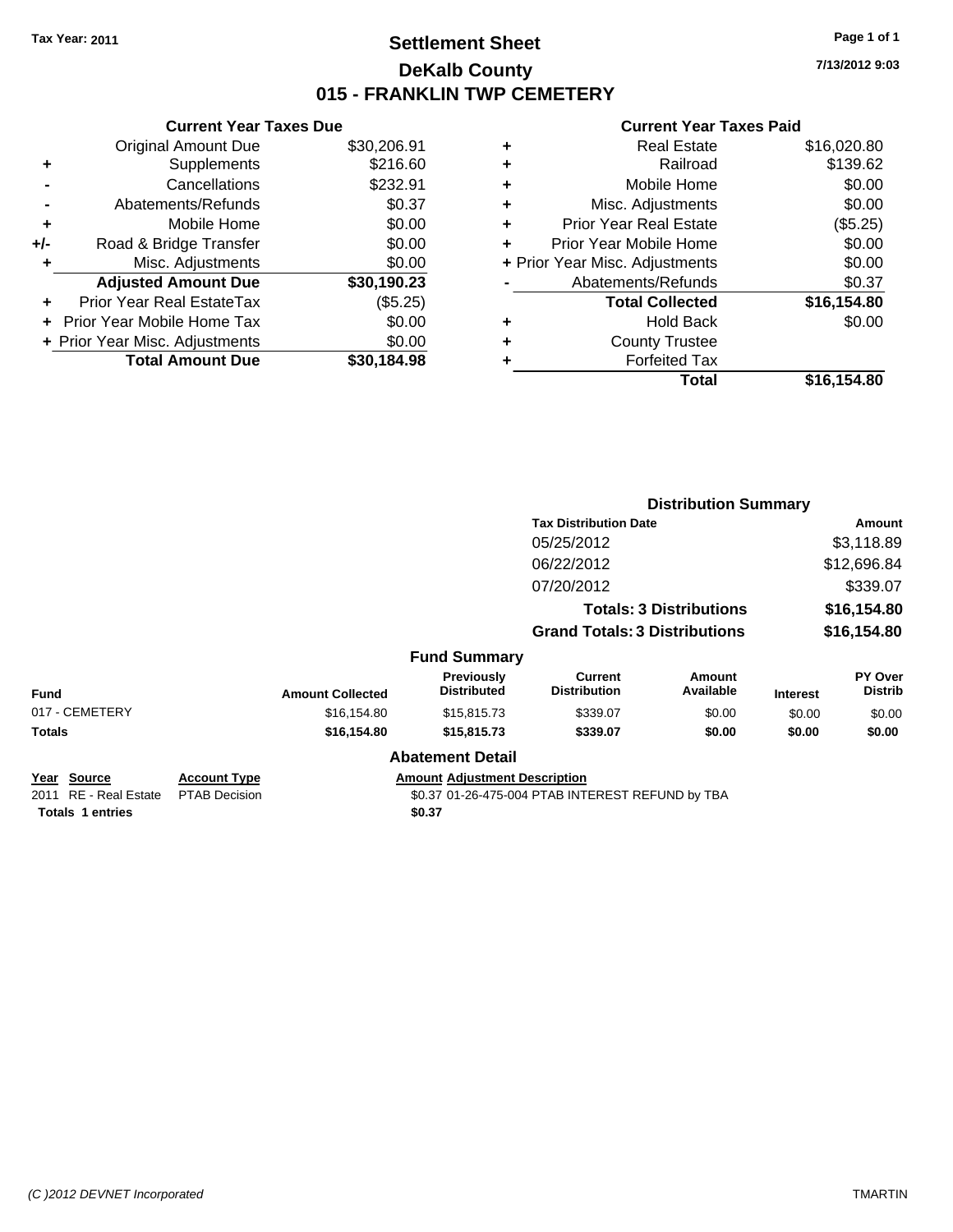Tax Year: 2011

# Settlement Sheet
## DeKalb County
## 015 - FRANKLIN TWP CEMETERY

7/13/2012 9:03

### Current Year Taxes Due

| | | |
|---|---|---|
| | Original Amount Due | $30,206.91 |
| + | Supplements | $216.60 |
| - | Cancellations | $232.91 |
| - | Abatements/Refunds | $0.37 |
| + | Mobile Home | $0.00 |
| +/- | Road & Bridge Transfer | $0.00 |
| + | Misc. Adjustments | $0.00 |
| | **Adjusted Amount Due** | **$30,190.23** |
| + | Prior Year Real EstateTax | ($5.25) |
| + | Prior Year Mobile Home Tax | $0.00 |
| + | Prior Year Misc. Adjustments | $0.00 |
| | **Total Amount Due** | **$30,184.98** |

### Current Year Taxes Paid

| | | |
|---|---|---|
| + | Real Estate | $16,020.80 |
| + | Railroad | $139.62 |
| + | Mobile Home | $0.00 |
| + | Misc. Adjustments | $0.00 |
| + | Prior Year Real Estate | ($5.25) |
| + | Prior Year Mobile Home | $0.00 |
| + | Prior Year Misc. Adjustments | $0.00 |
| - | Abatements/Refunds | $0.37 |
| | **Total Collected** | **$16,154.80** |
| + | Hold Back | $0.00 |
| + | County Trustee | |
| + | Forfeited Tax | |
| | **Total** | **$16,154.80** |

### Distribution Summary

| Tax Distribution Date | Amount |
|---|---|
| 05/25/2012 | $3,118.89 |
| 06/22/2012 | $12,696.84 |
| 07/20/2012 | $339.07 |
| **Totals: 3 Distributions** | **$16,154.80** |
| **Grand Totals: 3 Distributions** | **$16,154.80** |

### Fund Summary

| Fund | Amount Collected | Previously Distributed | Current Distribution | Amount Available | Interest | PY Over Distrib |
|---|---|---|---|---|---|---|
| 017 - CEMETERY | $16,154.80 | $15,815.73 | $339.07 | $0.00 | $0.00 | $0.00 |
| **Totals** | **$16,154.80** | **$15,815.73** | **$339.07** | **$0.00** | **$0.00** | **$0.00** |

### Abatement Detail

| Year | Source | Account Type | Amount | Adjustment Description |
|---|---|---|---|---|
| 2011 | RE - Real Estate | PTAB Decision | $0.37 | 01-26-475-004 PTAB INTEREST REFUND by TBA |
| **Totals 1 entries** | | | **$0.37** | |

(C )2012 DEVNET Incorporated

TMARTIN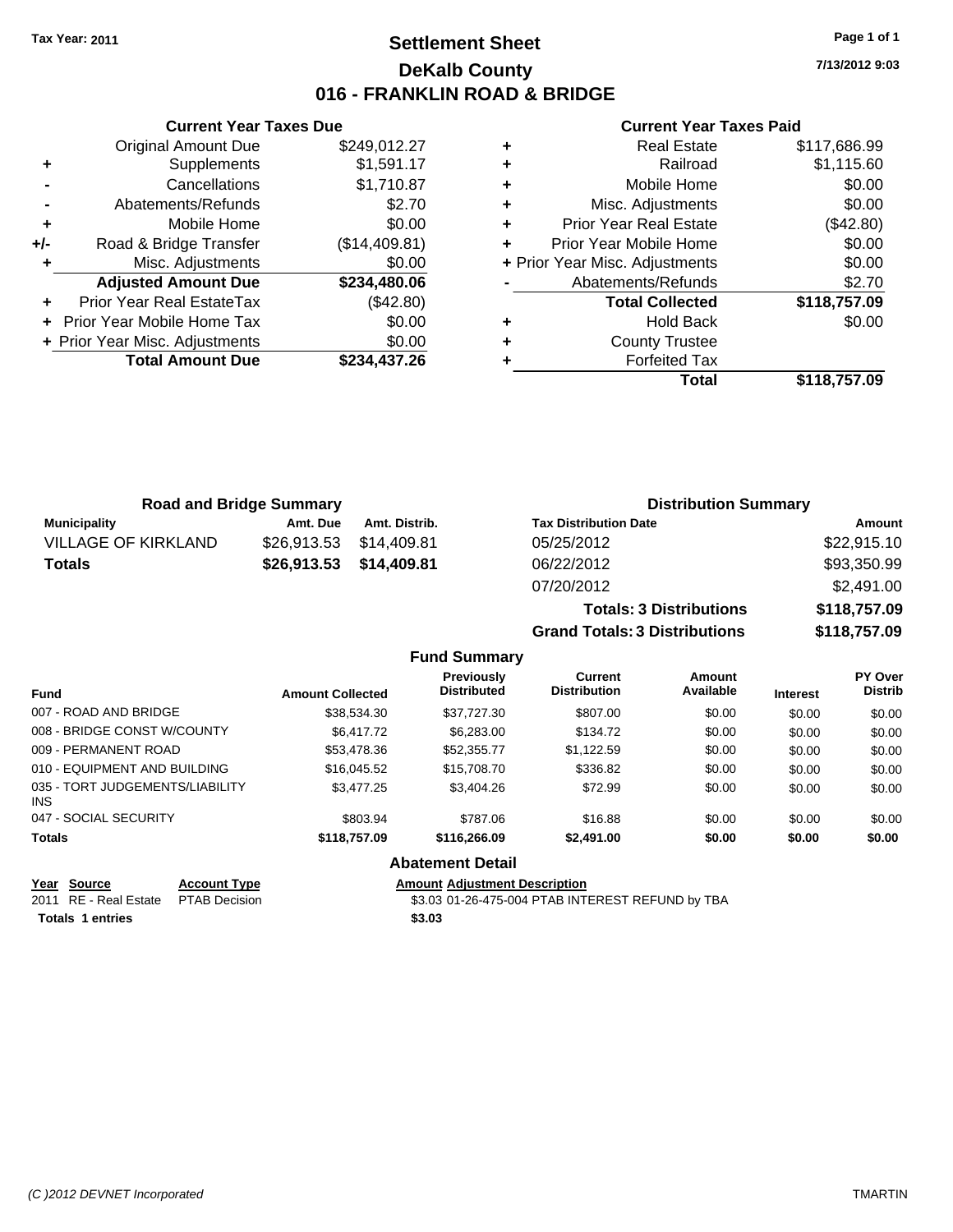Tax Year: 2011

# Settlement Sheet

## DeKalb County

## 016 - FRANKLIN ROAD & BRIDGE

7/13/2012 9:03

### Current Year Taxes Due

| | | |
|---|---|---|
| | Original Amount Due | $249,012.27 |
| + | Supplements | $1,591.17 |
| - | Cancellations | $1,710.87 |
| - | Abatements/Refunds | $2.70 |
| + | Mobile Home | $0.00 |
| +/- | Road & Bridge Transfer | ($14,409.81) |
| + | Misc. Adjustments | $0.00 |
| | **Adjusted Amount Due** | **$234,480.06** |
| + | Prior Year Real EstateTax | ($42.80) |
| + | Prior Year Mobile Home Tax | $0.00 |
| + | Prior Year Misc. Adjustments | $0.00 |
| | **Total Amount Due** | **$234,437.26** |

### Current Year Taxes Paid

| | | |
|---|---|---|
| + | Real Estate | $117,686.99 |
| + | Railroad | $1,115.60 |
| + | Mobile Home | $0.00 |
| + | Misc. Adjustments | $0.00 |
| + | Prior Year Real Estate | ($42.80) |
| + | Prior Year Mobile Home | $0.00 |
| + | Prior Year Misc. Adjustments | $0.00 |
| - | Abatements/Refunds | $2.70 |
| | **Total Collected** | **$118,757.09** |
| + | Hold Back | $0.00 |
| + | County Trustee | |
| + | Forfeited Tax | |
| | **Total** | **$118,757.09** |

### Road and Bridge Summary

| Municipality | Amt. Due | Amt. Distrib. |
|---|---|---|
| VILLAGE OF KIRKLAND | $26,913.53 | $14,409.81 |
| **Totals** | **$26,913.53** | **$14,409.81** |

### Distribution Summary

| Tax Distribution Date | Amount |
|---|---|
| 05/25/2012 | $22,915.10 |
| 06/22/2012 | $93,350.99 |
| 07/20/2012 | $2,491.00 |
| **Totals: 3 Distributions** | **$118,757.09** |
| **Grand Totals: 3 Distributions** | **$118,757.09** |

### Fund Summary

| Fund | Amount Collected | Previously Distributed | Current Distribution | Amount Available | Interest | PY Over Distrib |
|---|---|---|---|---|---|---|
| 007 - ROAD AND BRIDGE | $38,534.30 | $37,727.30 | $807.00 | $0.00 | $0.00 | $0.00 |
| 008 - BRIDGE CONST W/COUNTY | $6,417.72 | $6,283.00 | $134.72 | $0.00 | $0.00 | $0.00 |
| 009 - PERMANENT ROAD | $53,478.36 | $52,355.77 | $1,122.59 | $0.00 | $0.00 | $0.00 |
| 010 - EQUIPMENT AND BUILDING | $16,045.52 | $15,708.70 | $336.82 | $0.00 | $0.00 | $0.00 |
| 035 - TORT JUDGEMENTS/LIABILITY INS | $3,477.25 | $3,404.26 | $72.99 | $0.00 | $0.00 | $0.00 |
| 047 - SOCIAL SECURITY | $803.94 | $787.06 | $16.88 | $0.00 | $0.00 | $0.00 |
| **Totals** | **$118,757.09** | **$116,266.09** | **$2,491.00** | **$0.00** | **$0.00** | **$0.00** |

### Abatement Detail

| Year | Source | Account Type | Amount | Adjustment Description |
|---|---|---|---|---|
| 2011 | RE - Real Estate | PTAB Decision | $3.03 | 01-26-475-004 PTAB INTEREST REFUND by TBA |
| **Totals 1 entries** | | | **$3.03** | |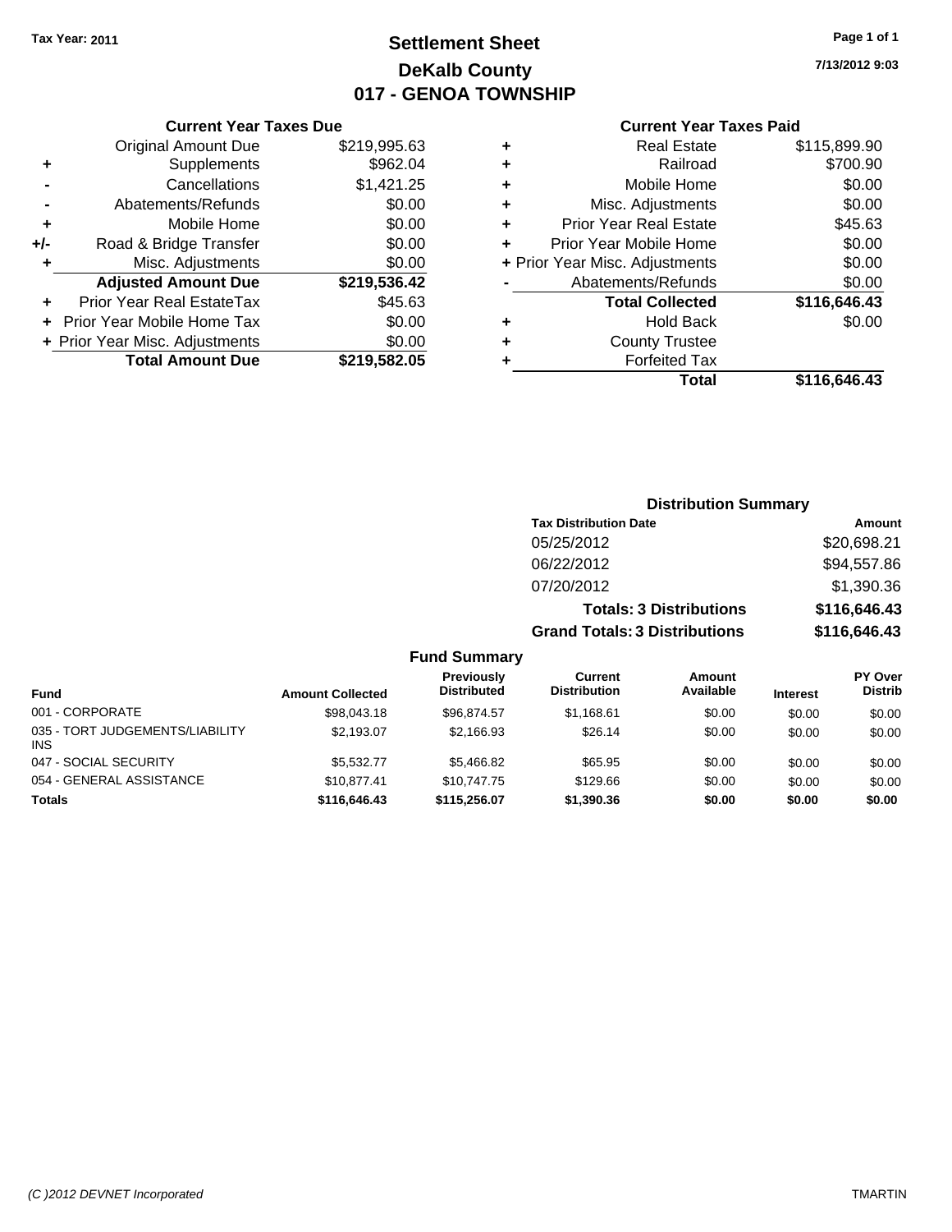Tax Year: 2011

# Settlement Sheet
## DeKalb County
## 017 - GENOA TOWNSHIP

7/13/2012 9:03

### Current Year Taxes Due

| | | |
|---|---|---|
| | Original Amount Due | $219,995.63 |
| + | Supplements | $962.04 |
| - | Cancellations | $1,421.25 |
| - | Abatements/Refunds | $0.00 |
| + | Mobile Home | $0.00 |
| +/- | Road & Bridge Transfer | $0.00 |
| + | Misc. Adjustments | $0.00 |
| | **Adjusted Amount Due** | **$219,536.42** |
| + | Prior Year Real EstateTax | $45.63 |
| + | Prior Year Mobile Home Tax | $0.00 |
| + | Prior Year Misc. Adjustments | $0.00 |
| | **Total Amount Due** | **$219,582.05** |

### Current Year Taxes Paid

| | | |
|---|---|---|
| + | Real Estate | $115,899.90 |
| + | Railroad | $700.90 |
| + | Mobile Home | $0.00 |
| + | Misc. Adjustments | $0.00 |
| + | Prior Year Real Estate | $45.63 |
| + | Prior Year Mobile Home | $0.00 |
| + | Prior Year Misc. Adjustments | $0.00 |
| - | Abatements/Refunds | $0.00 |
| | **Total Collected** | **$116,646.43** |
| + | Hold Back | $0.00 |
| + | County Trustee | |
| + | Forfeited Tax | |
| | **Total** | **$116,646.43** |

### Distribution Summary

| Tax Distribution Date | Amount |
|---|---|
| 05/25/2012 | $20,698.21 |
| 06/22/2012 | $94,557.86 |
| 07/20/2012 | $1,390.36 |
| **Totals: 3 Distributions** | **$116,646.43** |
| **Grand Totals: 3 Distributions** | **$116,646.43** |

### Fund Summary

| Fund | Amount Collected | Previously Distributed | Current Distribution | Amount Available | Interest | PY Over Distrib |
|---|---|---|---|---|---|---|
| 001 - CORPORATE | $98,043.18 | $96,874.57 | $1,168.61 | $0.00 | $0.00 | $0.00 |
| 035 - TORT JUDGEMENTS/LIABILITY INS | $2,193.07 | $2,166.93 | $26.14 | $0.00 | $0.00 | $0.00 |
| 047 - SOCIAL SECURITY | $5,532.77 | $5,466.82 | $65.95 | $0.00 | $0.00 | $0.00 |
| 054 - GENERAL ASSISTANCE | $10,877.41 | $10,747.75 | $129.66 | $0.00 | $0.00 | $0.00 |
| **Totals** | **$116,646.43** | **$115,256.07** | **$1,390.36** | **$0.00** | **$0.00** | **$0.00** |

(C )2012 DEVNET Incorporated — TMARTIN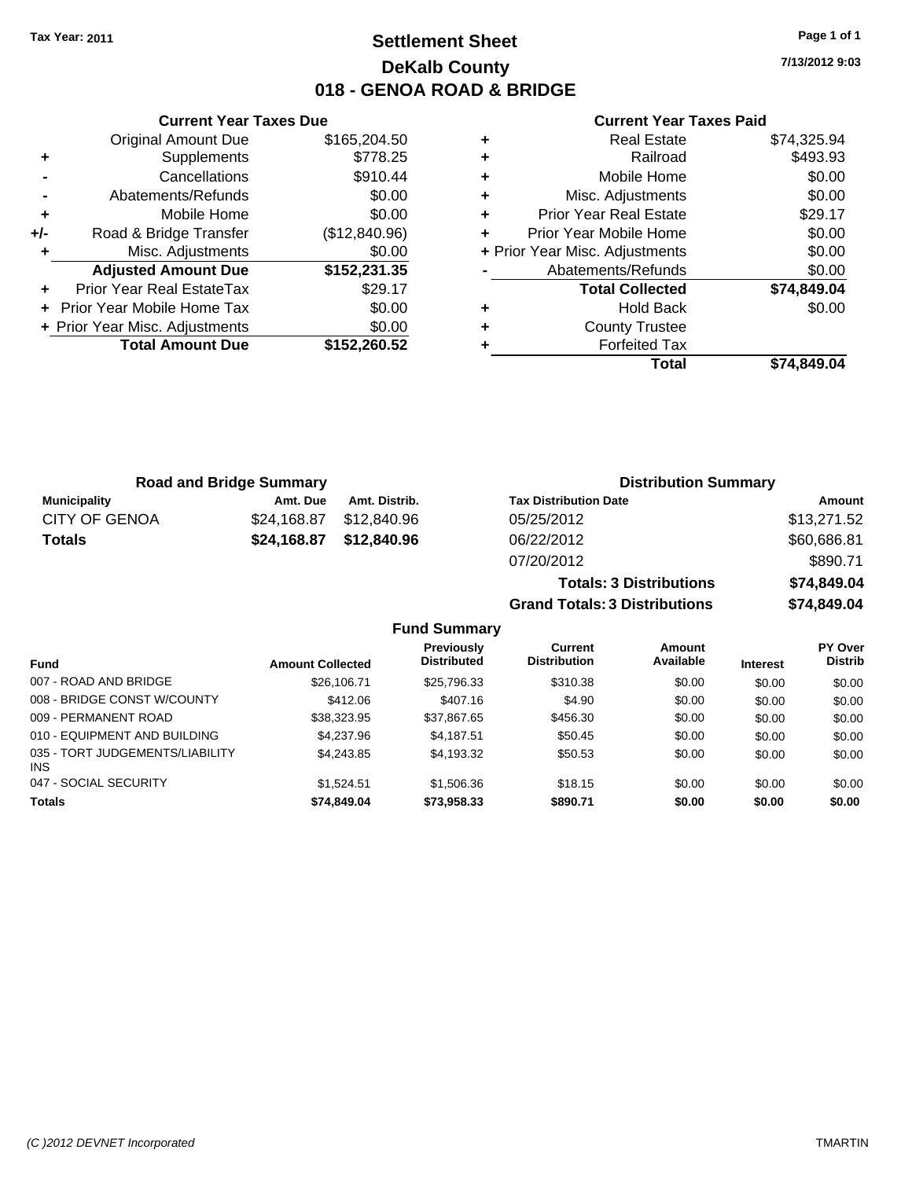Tax Year: 2011

# Settlement Sheet
## DeKalb County
## 018 - GENOA ROAD & BRIDGE

7/13/2012 9:03

**Current Year Taxes Due**

| | | |
|---|---|---|
| | Original Amount Due | $165,204.50 |
| + | Supplements | $778.25 |
| - | Cancellations | $910.44 |
| - | Abatements/Refunds | $0.00 |
| + | Mobile Home | $0.00 |
| +/- | Road & Bridge Transfer | ($12,840.96) |
| + | Misc. Adjustments | $0.00 |
| | **Adjusted Amount Due** | **$152,231.35** |
| + | Prior Year Real EstateTax | $29.17 |
| + | Prior Year Mobile Home Tax | $0.00 |
| + | Prior Year Misc. Adjustments | $0.00 |
| | **Total Amount Due** | **$152,260.52** |

**Current Year Taxes Paid**

| | | |
|---|---|---|
| + | Real Estate | $74,325.94 |
| + | Railroad | $493.93 |
| + | Mobile Home | $0.00 |
| + | Misc. Adjustments | $0.00 |
| + | Prior Year Real Estate | $29.17 |
| + | Prior Year Mobile Home | $0.00 |
| + | Prior Year Misc. Adjustments | $0.00 |
| - | Abatements/Refunds | $0.00 |
| | **Total Collected** | **$74,849.04** |
| + | Hold Back | $0.00 |
| + | County Trustee | |
| + | Forfeited Tax | |
| | **Total** | **$74,849.04** |

**Road and Bridge Summary**

| Municipality | Amt. Due | Amt. Distrib. |
|---|---|---|
| CITY OF GENOA | $24,168.87 | $12,840.96 |
| **Totals** | **$24,168.87** | **$12,840.96** |

**Distribution Summary**

| Tax Distribution Date | Amount |
|---|---|
| 05/25/2012 | $13,271.52 |
| 06/22/2012 | $60,686.81 |
| 07/20/2012 | $890.71 |
| **Totals: 3 Distributions** | **$74,849.04** |
| **Grand Totals: 3 Distributions** | **$74,849.04** |

**Fund Summary**

| Fund | Amount Collected | Previously Distributed | Current Distribution | Amount Available | Interest | PY Over Distrib |
|---|---|---|---|---|---|---|
| 007 - ROAD AND BRIDGE | $26,106.71 | $25,796.33 | $310.38 | $0.00 | $0.00 | $0.00 |
| 008 - BRIDGE CONST W/COUNTY | $412.06 | $407.16 | $4.90 | $0.00 | $0.00 | $0.00 |
| 009 - PERMANENT ROAD | $38,323.95 | $37,867.65 | $456.30 | $0.00 | $0.00 | $0.00 |
| 010 - EQUIPMENT AND BUILDING | $4,237.96 | $4,187.51 | $50.45 | $0.00 | $0.00 | $0.00 |
| 035 - TORT JUDGEMENTS/LIABILITY INS | $4,243.85 | $4,193.32 | $50.53 | $0.00 | $0.00 | $0.00 |
| 047 - SOCIAL SECURITY | $1,524.51 | $1,506.36 | $18.15 | $0.00 | $0.00 | $0.00 |
| **Totals** | **$74,849.04** | **$73,958.33** | **$890.71** | **$0.00** | **$0.00** | **$0.00** |

(C )2012 DEVNET Incorporated — TMARTIN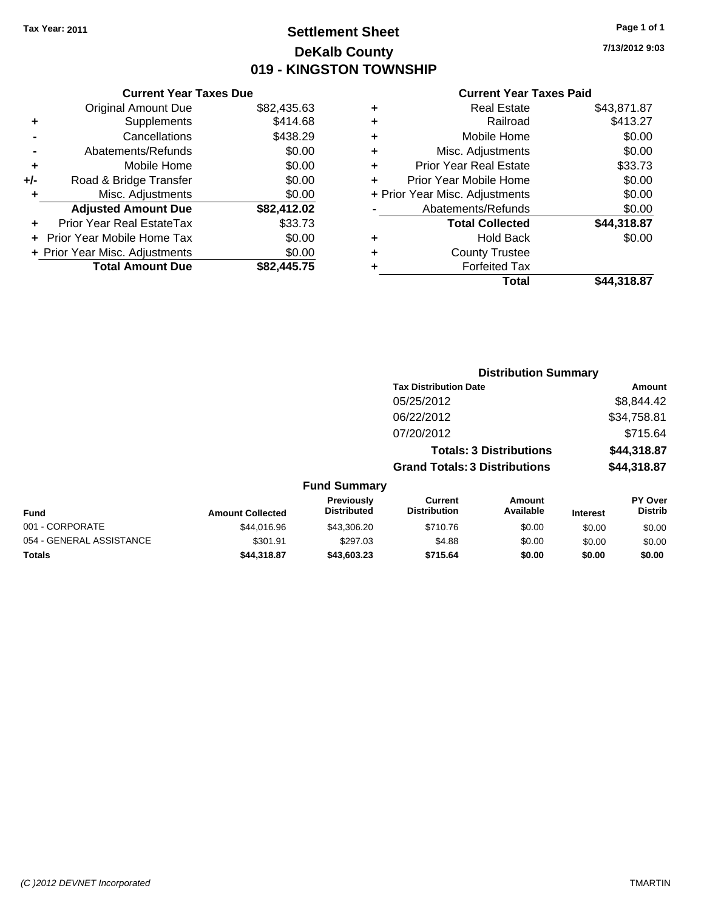Tax Year: 2011

# Settlement Sheet
## DeKalb County
## 019 - KINGSTON TOWNSHIP

7/13/2012 9:03

### Current Year Taxes Due

| | | |
|---|---|---|
| | Original Amount Due | $82,435.63 |
| + | Supplements | $414.68 |
| - | Cancellations | $438.29 |
| - | Abatements/Refunds | $0.00 |
| + | Mobile Home | $0.00 |
| +/- | Road & Bridge Transfer | $0.00 |
| + | Misc. Adjustments | $0.00 |
| | **Adjusted Amount Due** | **$82,412.02** |
| + | Prior Year Real EstateTax | $33.73 |
| + | Prior Year Mobile Home Tax | $0.00 |
| + | Prior Year Misc. Adjustments | $0.00 |
| | **Total Amount Due** | **$82,445.75** |

### Current Year Taxes Paid

| | | |
|---|---|---|
| + | Real Estate | $43,871.87 |
| + | Railroad | $413.27 |
| + | Mobile Home | $0.00 |
| + | Misc. Adjustments | $0.00 |
| + | Prior Year Real Estate | $33.73 |
| + | Prior Year Mobile Home | $0.00 |
| + | Prior Year Misc. Adjustments | $0.00 |
| - | Abatements/Refunds | $0.00 |
| | **Total Collected** | **$44,318.87** |
| + | Hold Back | $0.00 |
| + | County Trustee | |
| + | Forfeited Tax | |
| | **Total** | **$44,318.87** |

### Distribution Summary

| Tax Distribution Date | Amount |
|---|---|
| 05/25/2012 | $8,844.42 |
| 06/22/2012 | $34,758.81 |
| 07/20/2012 | $715.64 |
| **Totals: 3 Distributions** | **$44,318.87** |
| **Grand Totals: 3 Distributions** | **$44,318.87** |

### Fund Summary

| Fund | Amount Collected | Previously Distributed | Current Distribution | Amount Available | Interest | PY Over Distrib |
|---|---|---|---|---|---|---|
| 001 - CORPORATE | $44,016.96 | $43,306.20 | $710.76 | $0.00 | $0.00 | $0.00 |
| 054 - GENERAL ASSISTANCE | $301.91 | $297.03 | $4.88 | $0.00 | $0.00 | $0.00 |
| **Totals** | **$44,318.87** | **$43,603.23** | **$715.64** | **$0.00** | **$0.00** | **$0.00** |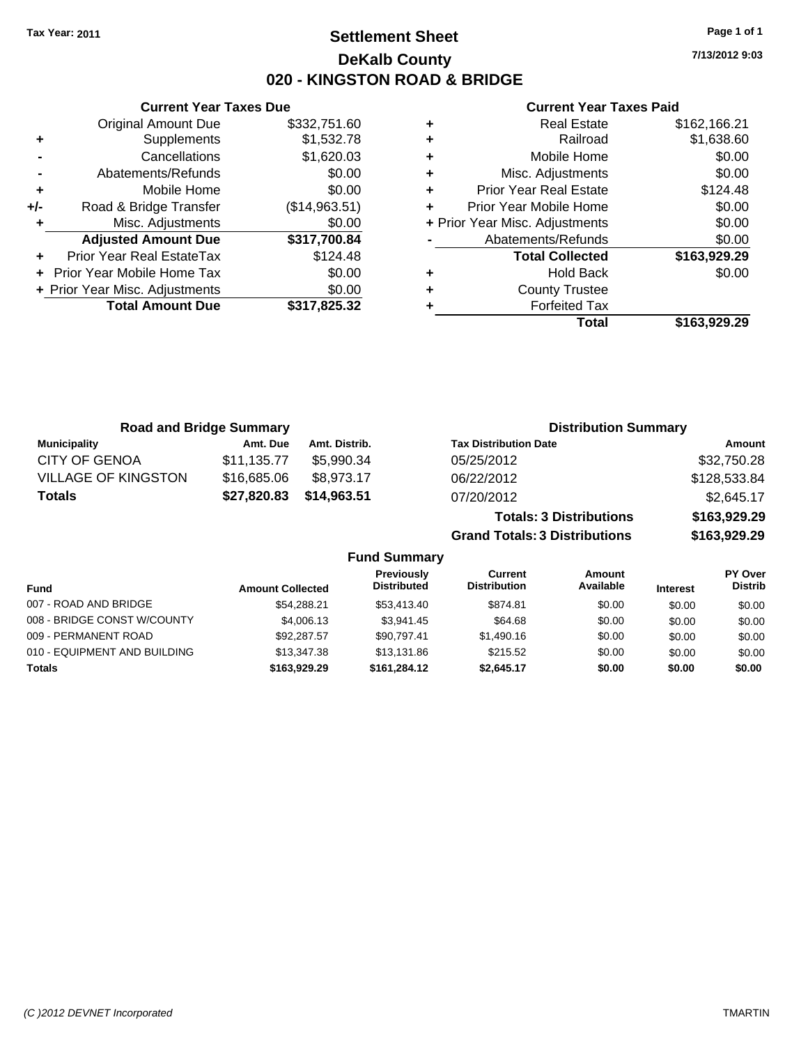Tax Year: 2011

# Settlement Sheet

## DeKalb County

## 020 - KINGSTON ROAD & BRIDGE

7/13/2012 9:03

### Current Year Taxes Due

| | | |
|---|---|---|
| | Original Amount Due | $332,751.60 |
| + | Supplements | $1,532.78 |
| - | Cancellations | $1,620.03 |
| - | Abatements/Refunds | $0.00 |
| + | Mobile Home | $0.00 |
| +/- | Road & Bridge Transfer | ($14,963.51) |
| + | Misc. Adjustments | $0.00 |
| | **Adjusted Amount Due** | **$317,700.84** |
| + | Prior Year Real EstateTax | $124.48 |
| + | Prior Year Mobile Home Tax | $0.00 |
| + | Prior Year Misc. Adjustments | $0.00 |
| | **Total Amount Due** | **$317,825.32** |

### Current Year Taxes Paid

| | | |
|---|---|---|
| + | Real Estate | $162,166.21 |
| + | Railroad | $1,638.60 |
| + | Mobile Home | $0.00 |
| + | Misc. Adjustments | $0.00 |
| + | Prior Year Real Estate | $124.48 |
| + | Prior Year Mobile Home | $0.00 |
| + | Prior Year Misc. Adjustments | $0.00 |
| - | Abatements/Refunds | $0.00 |
| | **Total Collected** | **$163,929.29** |
| + | Hold Back | $0.00 |
| + | County Trustee | |
| + | Forfeited Tax | |
| | **Total** | **$163,929.29** |

### Road and Bridge Summary

| Municipality | Amt. Due | Amt. Distrib. |
|---|---|---|
| CITY OF GENOA | $11,135.77 | $5,990.34 |
| VILLAGE OF KINGSTON | $16,685.06 | $8,973.17 |
| **Totals** | **$27,820.83** | **$14,963.51** |

### Distribution Summary

| Tax Distribution Date | Amount |
|---|---|
| 05/25/2012 | $32,750.28 |
| 06/22/2012 | $128,533.84 |
| 07/20/2012 | $2,645.17 |
| **Totals: 3 Distributions** | **$163,929.29** |
| **Grand Totals: 3 Distributions** | **$163,929.29** |

### Fund Summary

| Fund | Amount Collected | Previously Distributed | Current Distribution | Amount Available | Interest | PY Over Distrib |
|---|---|---|---|---|---|---|
| 007 - ROAD AND BRIDGE | $54,288.21 | $53,413.40 | $874.81 | $0.00 | $0.00 | $0.00 |
| 008 - BRIDGE CONST W/COUNTY | $4,006.13 | $3,941.45 | $64.68 | $0.00 | $0.00 | $0.00 |
| 009 - PERMANENT ROAD | $92,287.57 | $90,797.41 | $1,490.16 | $0.00 | $0.00 | $0.00 |
| 010 - EQUIPMENT AND BUILDING | $13,347.38 | $13,131.86 | $215.52 | $0.00 | $0.00 | $0.00 |
| **Totals** | **$163,929.29** | **$161,284.12** | **$2,645.17** | **$0.00** | **$0.00** | **$0.00** |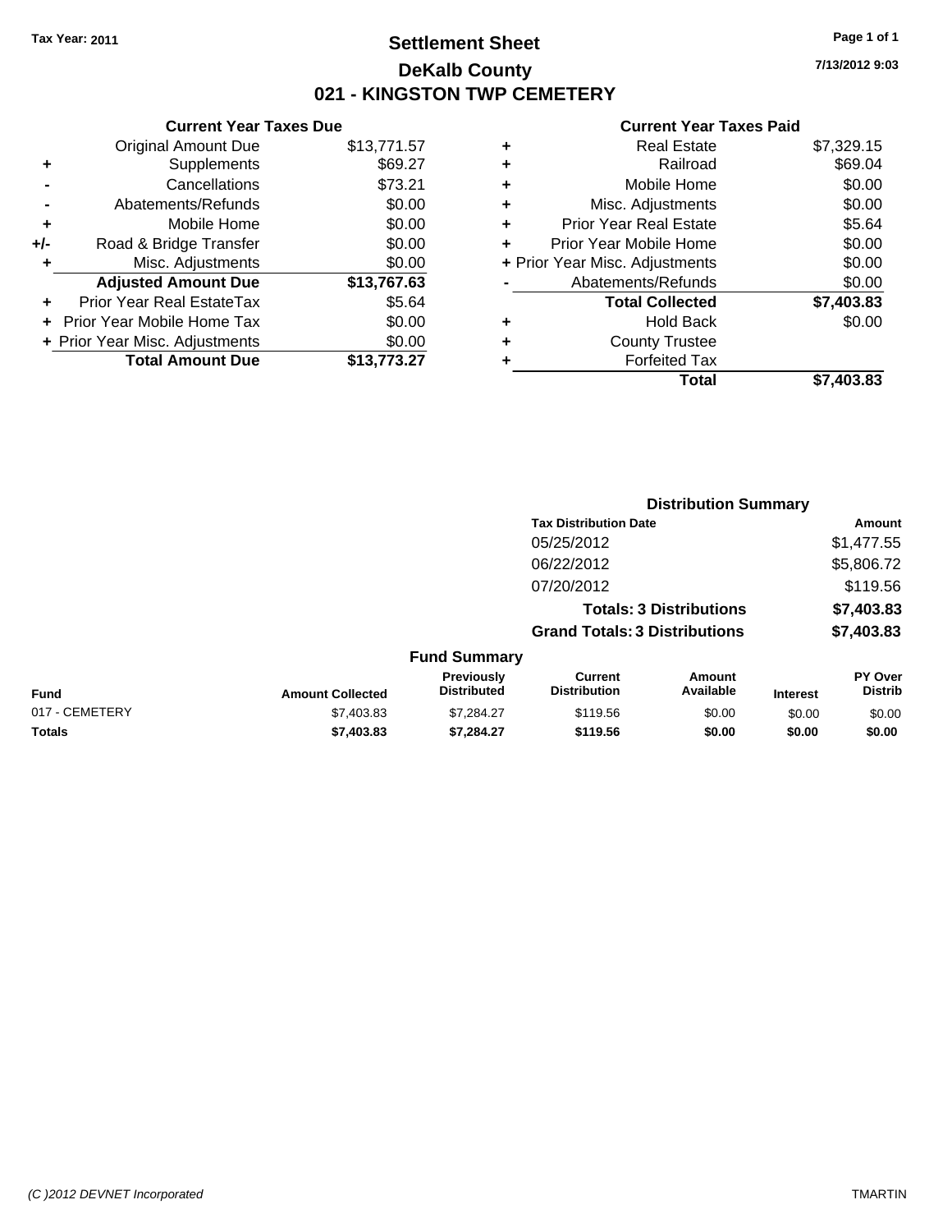Tax Year: 2011

# Settlement Sheet
## DeKalb County
## 021 - KINGSTON TWP CEMETERY

7/13/2012 9:03

### Current Year Taxes Due

| | | |
|---|---|---|
| | Original Amount Due | $13,771.57 |
| + | Supplements | $69.27 |
| - | Cancellations | $73.21 |
| - | Abatements/Refunds | $0.00 |
| + | Mobile Home | $0.00 |
| +/- | Road & Bridge Transfer | $0.00 |
| + | Misc. Adjustments | $0.00 |
| | **Adjusted Amount Due** | **$13,767.63** |
| + | Prior Year Real EstateTax | $5.64 |
| + | Prior Year Mobile Home Tax | $0.00 |
| + | Prior Year Misc. Adjustments | $0.00 |
| | **Total Amount Due** | **$13,773.27** |

### Current Year Taxes Paid

| | | |
|---|---|---|
| + | Real Estate | $7,329.15 |
| + | Railroad | $69.04 |
| + | Mobile Home | $0.00 |
| + | Misc. Adjustments | $0.00 |
| + | Prior Year Real Estate | $5.64 |
| + | Prior Year Mobile Home | $0.00 |
| + | Prior Year Misc. Adjustments | $0.00 |
| - | Abatements/Refunds | $0.00 |
| | **Total Collected** | **$7,403.83** |
| + | Hold Back | $0.00 |
| + | County Trustee | |
| + | Forfeited Tax | |
| | **Total** | **$7,403.83** |

### Distribution Summary

| Tax Distribution Date | Amount |
|---|---|
| 05/25/2012 | $1,477.55 |
| 06/22/2012 | $5,806.72 |
| 07/20/2012 | $119.56 |
| **Totals: 3 Distributions** | **$7,403.83** |
| **Grand Totals: 3 Distributions** | **$7,403.83** |

### Fund Summary

| Fund | Amount Collected | Previously Distributed | Current Distribution | Amount Available | Interest | PY Over Distrib |
|---|---|---|---|---|---|---|
| 017 - CEMETERY | $7,403.83 | $7,284.27 | $119.56 | $0.00 | $0.00 | $0.00 |
| **Totals** | **$7,403.83** | **$7,284.27** | **$119.56** | **$0.00** | **$0.00** | **$0.00** |

(C )2012 DEVNET Incorporated TMARTIN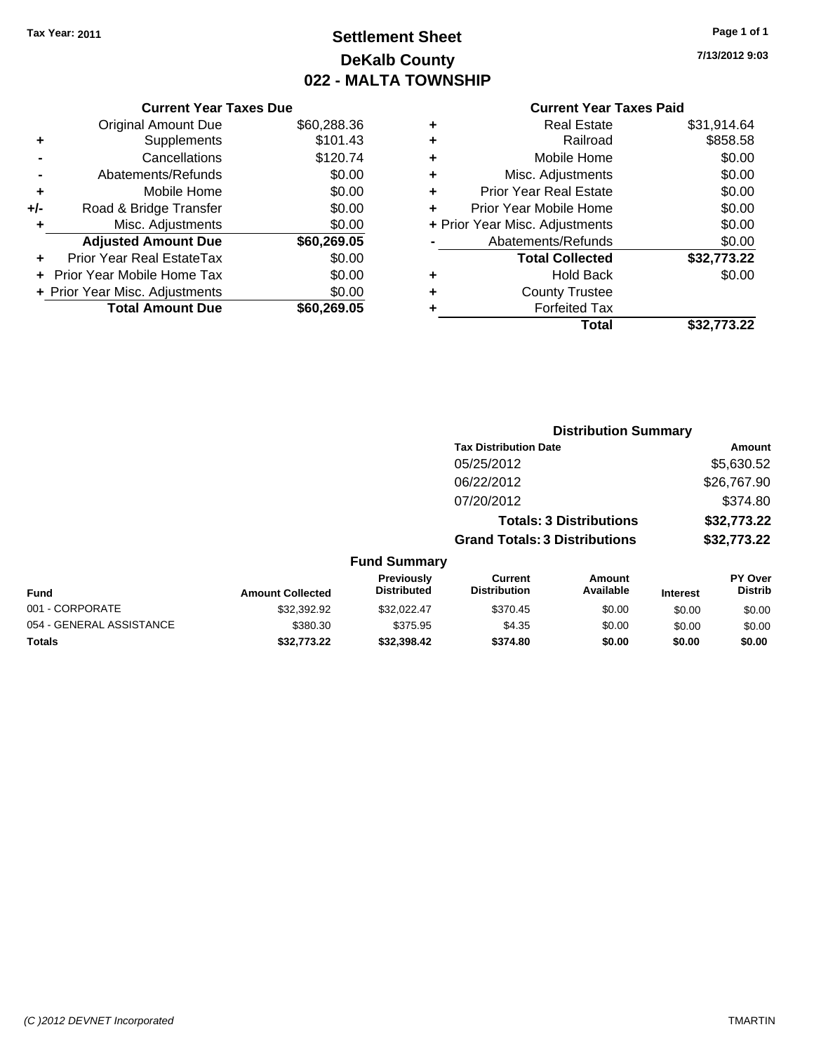**Tax Year: 2011**

# Settlement Sheet
## DeKalb County
## 022 - MALTA TOWNSHIP

7/13/2012 9:03

### Current Year Taxes Due

| | | |
|---|---|---|
| | Original Amount Due | $60,288.36 |
| + | Supplements | $101.43 |
| - | Cancellations | $120.74 |
| - | Abatements/Refunds | $0.00 |
| + | Mobile Home | $0.00 |
| +/- | Road & Bridge Transfer | $0.00 |
| + | Misc. Adjustments | $0.00 |
| | **Adjusted Amount Due** | **$60,269.05** |
| + | Prior Year Real EstateTax | $0.00 |
| + | Prior Year Mobile Home Tax | $0.00 |
| + | Prior Year Misc. Adjustments | $0.00 |
| | **Total Amount Due** | **$60,269.05** |

### Current Year Taxes Paid

| | | |
|---|---|---|
| + | Real Estate | $31,914.64 |
| + | Railroad | $858.58 |
| + | Mobile Home | $0.00 |
| + | Misc. Adjustments | $0.00 |
| + | Prior Year Real Estate | $0.00 |
| + | Prior Year Mobile Home | $0.00 |
| + | Prior Year Misc. Adjustments | $0.00 |
| - | Abatements/Refunds | $0.00 |
| | **Total Collected** | **$32,773.22** |
| + | Hold Back | $0.00 |
| + | County Trustee | |
| + | Forfeited Tax | |
| | **Total** | **$32,773.22** |

### Distribution Summary

| Tax Distribution Date | Amount |
|---|---|
| 05/25/2012 | $5,630.52 |
| 06/22/2012 | $26,767.90 |
| 07/20/2012 | $374.80 |
| **Totals: 3 Distributions** | **$32,773.22** |
| **Grand Totals: 3 Distributions** | **$32,773.22** |

### Fund Summary

| Fund | Amount Collected | Previously Distributed | Current Distribution | Amount Available | Interest | PY Over Distrib |
|---|---|---|---|---|---|---|
| 001 - CORPORATE | $32,392.92 | $32,022.47 | $370.45 | $0.00 | $0.00 | $0.00 |
| 054 - GENERAL ASSISTANCE | $380.30 | $375.95 | $4.35 | $0.00 | $0.00 | $0.00 |
| **Totals** | **$32,773.22** | **$32,398.42** | **$374.80** | **$0.00** | **$0.00** | **$0.00** |

(C )2012 DEVNET Incorporated TMARTIN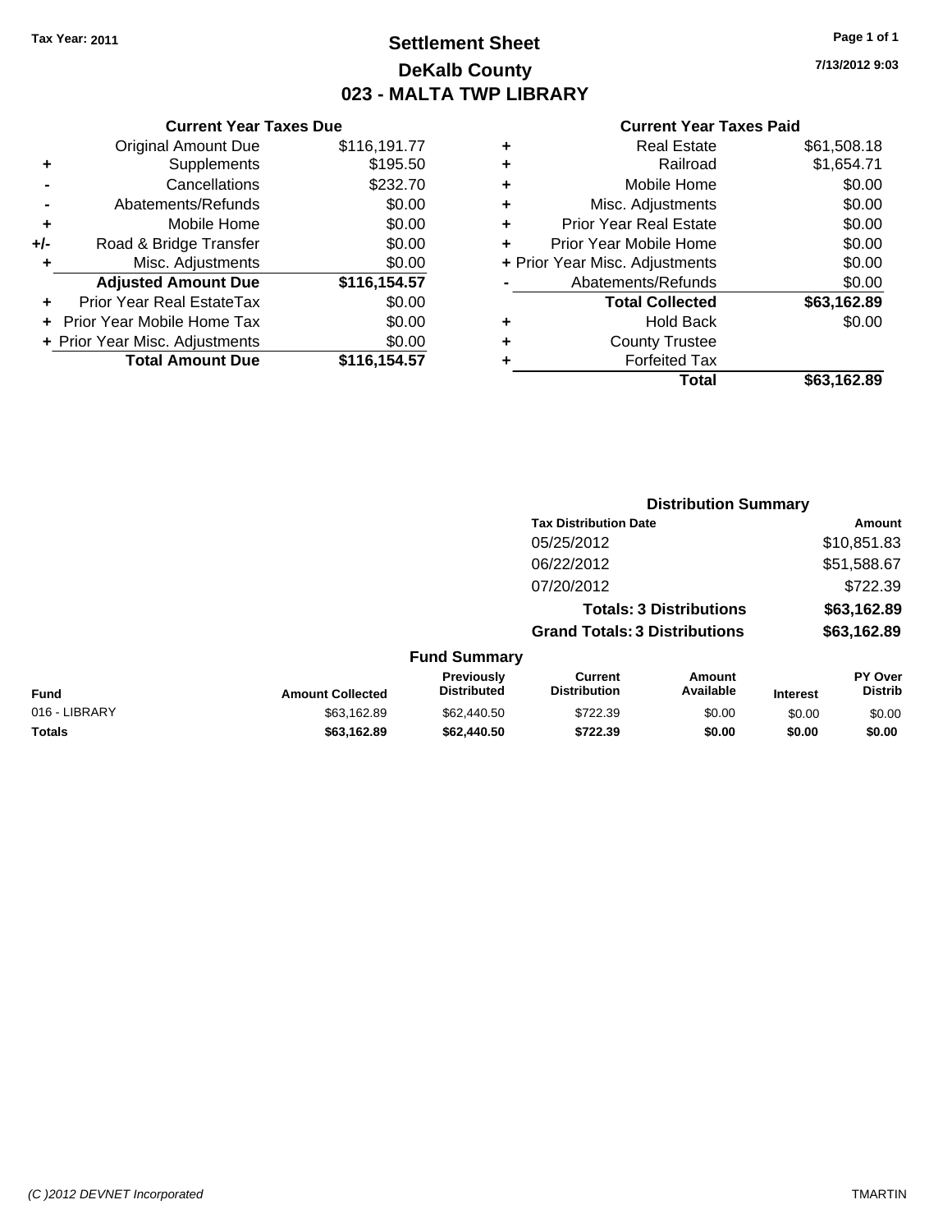**Tax Year: 2011**

# Settlement Sheet
## DeKalb County
## 023 - MALTA TWP LIBRARY

**Page 1 of 1**

**7/13/2012 9:03**

### Current Year Taxes Due

| | | |
|---|---|---|
| | Original Amount Due | $116,191.77 |
| + | Supplements | $195.50 |
| - | Cancellations | $232.70 |
| - | Abatements/Refunds | $0.00 |
| + | Mobile Home | $0.00 |
| +/- | Road & Bridge Transfer | $0.00 |
| + | Misc. Adjustments | $0.00 |
| | **Adjusted Amount Due** | **$116,154.57** |
| + | Prior Year Real EstateTax | $0.00 |
| + | Prior Year Mobile Home Tax | $0.00 |
| + | Prior Year Misc. Adjustments | $0.00 |
| | **Total Amount Due** | **$116,154.57** |

### Current Year Taxes Paid

| | | |
|---|---|---|
| + | Real Estate | $61,508.18 |
| + | Railroad | $1,654.71 |
| + | Mobile Home | $0.00 |
| + | Misc. Adjustments | $0.00 |
| + | Prior Year Real Estate | $0.00 |
| + | Prior Year Mobile Home | $0.00 |
| + | Prior Year Misc. Adjustments | $0.00 |
| - | Abatements/Refunds | $0.00 |
| | **Total Collected** | **$63,162.89** |
| + | Hold Back | $0.00 |
| + | County Trustee | |
| + | Forfeited Tax | |
| | **Total** | **$63,162.89** |

### Distribution Summary

| Tax Distribution Date | Amount |
|---|---|
| 05/25/2012 | $10,851.83 |
| 06/22/2012 | $51,588.67 |
| 07/20/2012 | $722.39 |
| **Totals: 3 Distributions** | **$63,162.89** |
| **Grand Totals: 3 Distributions** | **$63,162.89** |

### Fund Summary

| Fund | Amount Collected | Previously Distributed | Current Distribution | Amount Available | Interest | PY Over Distrib |
|---|---|---|---|---|---|---|
| 016 - LIBRARY | $63,162.89 | $62,440.50 | $722.39 | $0.00 | $0.00 | $0.00 |
| **Totals** | **$63,162.89** | **$62,440.50** | **$722.39** | **$0.00** | **$0.00** | **$0.00** |

(C )2012 DEVNET Incorporated TMARTIN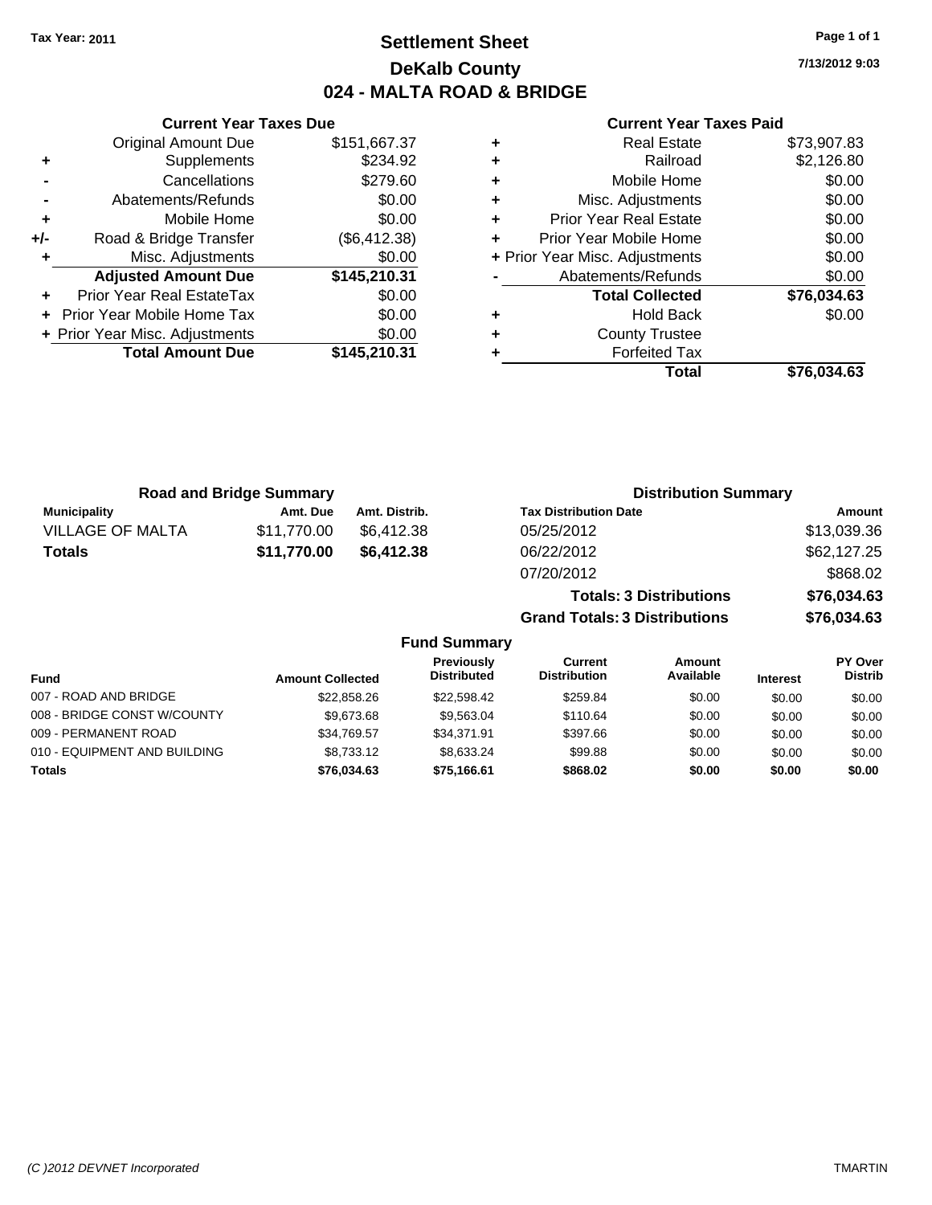Tax Year: 2011

# Settlement Sheet
## DeKalb County
## 024 - MALTA ROAD & BRIDGE

7/13/2012 9:03

### Current Year Taxes Due

| | | |
|---|---|---|
| | Original Amount Due | $151,667.37 |
| + | Supplements | $234.92 |
| - | Cancellations | $279.60 |
| - | Abatements/Refunds | $0.00 |
| + | Mobile Home | $0.00 |
| +/- | Road & Bridge Transfer | ($6,412.38) |
| + | Misc. Adjustments | $0.00 |
| | **Adjusted Amount Due** | **$145,210.31** |
| + | Prior Year Real EstateTax | $0.00 |
| + | Prior Year Mobile Home Tax | $0.00 |
| + | Prior Year Misc. Adjustments | $0.00 |
| | **Total Amount Due** | **$145,210.31** |

### Current Year Taxes Paid

| | | |
|---|---|---|
| + | Real Estate | $73,907.83 |
| + | Railroad | $2,126.80 |
| + | Mobile Home | $0.00 |
| + | Misc. Adjustments | $0.00 |
| + | Prior Year Real Estate | $0.00 |
| + | Prior Year Mobile Home | $0.00 |
| + | Prior Year Misc. Adjustments | $0.00 |
| - | Abatements/Refunds | $0.00 |
| | **Total Collected** | **$76,034.63** |
| + | Hold Back | $0.00 |
| + | County Trustee | |
| + | Forfeited Tax | |
| | **Total** | **$76,034.63** |

### Road and Bridge Summary

| Municipality | Amt. Due | Amt. Distrib. |
|---|---|---|
| VILLAGE OF MALTA | $11,770.00 | $6,412.38 |
| **Totals** | **$11,770.00** | **$6,412.38** |

### Distribution Summary

| Tax Distribution Date | Amount |
|---|---|
| 05/25/2012 | $13,039.36 |
| 06/22/2012 | $62,127.25 |
| 07/20/2012 | $868.02 |
| **Totals: 3 Distributions** | **$76,034.63** |
| **Grand Totals: 3 Distributions** | **$76,034.63** |

### Fund Summary

| Fund | Amount Collected | Previously Distributed | Current Distribution | Amount Available | Interest | PY Over Distrib |
|---|---|---|---|---|---|---|
| 007 - ROAD AND BRIDGE | $22,858.26 | $22,598.42 | $259.84 | $0.00 | $0.00 | $0.00 |
| 008 - BRIDGE CONST W/COUNTY | $9,673.68 | $9,563.04 | $110.64 | $0.00 | $0.00 | $0.00 |
| 009 - PERMANENT ROAD | $34,769.57 | $34,371.91 | $397.66 | $0.00 | $0.00 | $0.00 |
| 010 - EQUIPMENT AND BUILDING | $8,733.12 | $8,633.24 | $99.88 | $0.00 | $0.00 | $0.00 |
| **Totals** | **$76,034.63** | **$75,166.61** | **$868.02** | **$0.00** | **$0.00** | **$0.00** |

(C )2012 DEVNET Incorporated TMARTIN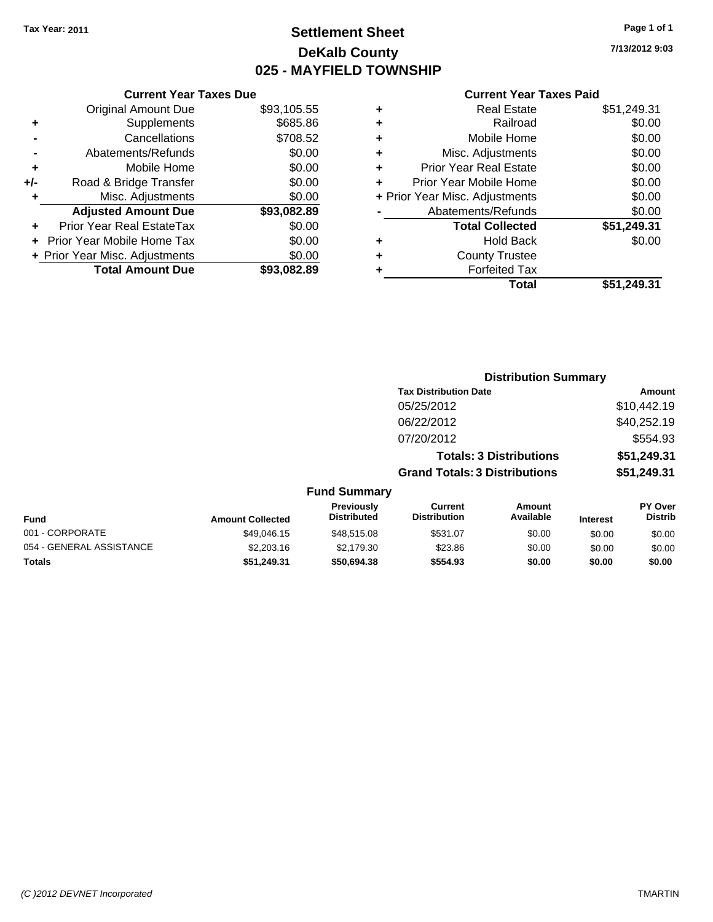Tax Year: 2011

# Settlement Sheet
## DeKalb County
## 025 - MAYFIELD TOWNSHIP

7/13/2012 9:03

### Current Year Taxes Due

| | | |
|---|---|---|
| | Original Amount Due | $93,105.55 |
| + | Supplements | $685.86 |
| - | Cancellations | $708.52 |
| - | Abatements/Refunds | $0.00 |
| + | Mobile Home | $0.00 |
| +/- | Road & Bridge Transfer | $0.00 |
| + | Misc. Adjustments | $0.00 |
| | **Adjusted Amount Due** | **$93,082.89** |
| + | Prior Year Real EstateTax | $0.00 |
| + | Prior Year Mobile Home Tax | $0.00 |
| + | Prior Year Misc. Adjustments | $0.00 |
| | **Total Amount Due** | **$93,082.89** |

### Current Year Taxes Paid

| | | |
|---|---|---|
| + | Real Estate | $51,249.31 |
| + | Railroad | $0.00 |
| + | Mobile Home | $0.00 |
| + | Misc. Adjustments | $0.00 |
| + | Prior Year Real Estate | $0.00 |
| + | Prior Year Mobile Home | $0.00 |
| + | Prior Year Misc. Adjustments | $0.00 |
| - | Abatements/Refunds | $0.00 |
| | **Total Collected** | **$51,249.31** |
| + | Hold Back | $0.00 |
| + | County Trustee | |
| + | Forfeited Tax | |
| | **Total** | **$51,249.31** |

### Distribution Summary

| Tax Distribution Date | Amount |
|---|---|
| 05/25/2012 | $10,442.19 |
| 06/22/2012 | $40,252.19 |
| 07/20/2012 | $554.93 |
| **Totals: 3 Distributions** | **$51,249.31** |
| **Grand Totals: 3 Distributions** | **$51,249.31** |

### Fund Summary

| Fund | Amount Collected | Previously Distributed | Current Distribution | Amount Available | Interest | PY Over Distrib |
|---|---|---|---|---|---|---|
| 001 - CORPORATE | $49,046.15 | $48,515.08 | $531.07 | $0.00 | $0.00 | $0.00 |
| 054 - GENERAL ASSISTANCE | $2,203.16 | $2,179.30 | $23.86 | $0.00 | $0.00 | $0.00 |
| **Totals** | **$51,249.31** | **$50,694.38** | **$554.93** | **$0.00** | **$0.00** | **$0.00** |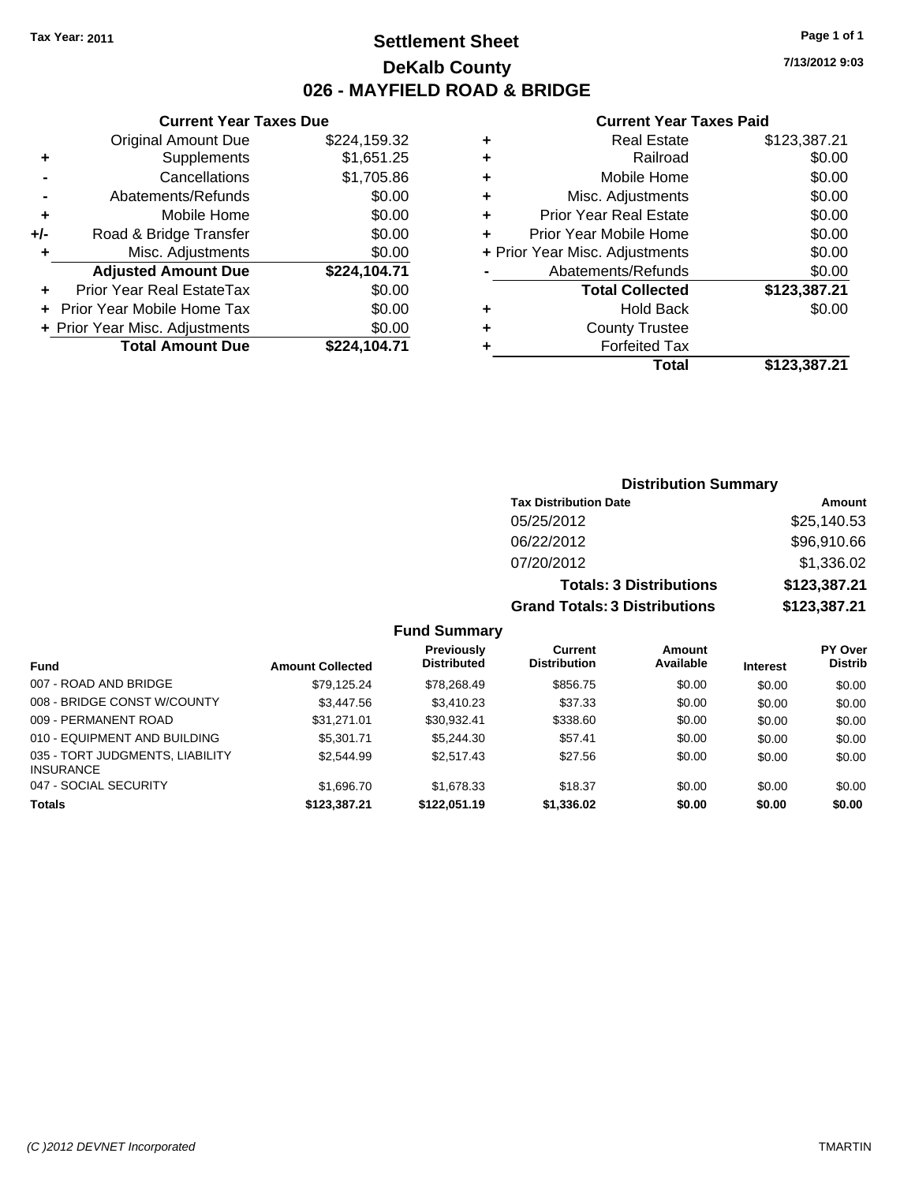**Tax Year: 2011**

# Settlement Sheet
## DeKalb County
## 026 - MAYFIELD ROAD & BRIDGE

7/13/2012 9:03

### Current Year Taxes Due

| | | |
|---|---|---|
| | Original Amount Due | $224,159.32 |
| + | Supplements | $1,651.25 |
| - | Cancellations | $1,705.86 |
| - | Abatements/Refunds | $0.00 |
| + | Mobile Home | $0.00 |
| +/- | Road & Bridge Transfer | $0.00 |
| + | Misc. Adjustments | $0.00 |
| | **Adjusted Amount Due** | **$224,104.71** |
| + | Prior Year Real EstateTax | $0.00 |
| + | Prior Year Mobile Home Tax | $0.00 |
| + | Prior Year Misc. Adjustments | $0.00 |
| | **Total Amount Due** | **$224,104.71** |

### Current Year Taxes Paid

| | | |
|---|---|---|
| + | Real Estate | $123,387.21 |
| + | Railroad | $0.00 |
| + | Mobile Home | $0.00 |
| + | Misc. Adjustments | $0.00 |
| + | Prior Year Real Estate | $0.00 |
| + | Prior Year Mobile Home | $0.00 |
| + | Prior Year Misc. Adjustments | $0.00 |
| - | Abatements/Refunds | $0.00 |
| | **Total Collected** | **$123,387.21** |
| + | Hold Back | $0.00 |
| + | County Trustee | |
| + | Forfeited Tax | |
| | **Total** | **$123,387.21** |

### Distribution Summary

| Tax Distribution Date | Amount |
|---|---|
| 05/25/2012 | $25,140.53 |
| 06/22/2012 | $96,910.66 |
| 07/20/2012 | $1,336.02 |
| **Totals: 3 Distributions** | **$123,387.21** |
| **Grand Totals: 3 Distributions** | **$123,387.21** |

### Fund Summary

| Fund | Amount Collected | Previously Distributed | Current Distribution | Amount Available | Interest | PY Over Distrib |
|---|---|---|---|---|---|---|
| 007 - ROAD AND BRIDGE | $79,125.24 | $78,268.49 | $856.75 | $0.00 | $0.00 | $0.00 |
| 008 - BRIDGE CONST W/COUNTY | $3,447.56 | $3,410.23 | $37.33 | $0.00 | $0.00 | $0.00 |
| 009 - PERMANENT ROAD | $31,271.01 | $30,932.41 | $338.60 | $0.00 | $0.00 | $0.00 |
| 010 - EQUIPMENT AND BUILDING | $5,301.71 | $5,244.30 | $57.41 | $0.00 | $0.00 | $0.00 |
| 035 - TORT JUDGMENTS, LIABILITY INSURANCE | $2,544.99 | $2,517.43 | $27.56 | $0.00 | $0.00 | $0.00 |
| 047 - SOCIAL SECURITY | $1,696.70 | $1,678.33 | $18.37 | $0.00 | $0.00 | $0.00 |
| **Totals** | **$123,387.21** | **$122,051.19** | **$1,336.02** | **$0.00** | **$0.00** | **$0.00** |

(C )2012 DEVNET Incorporated — TMARTIN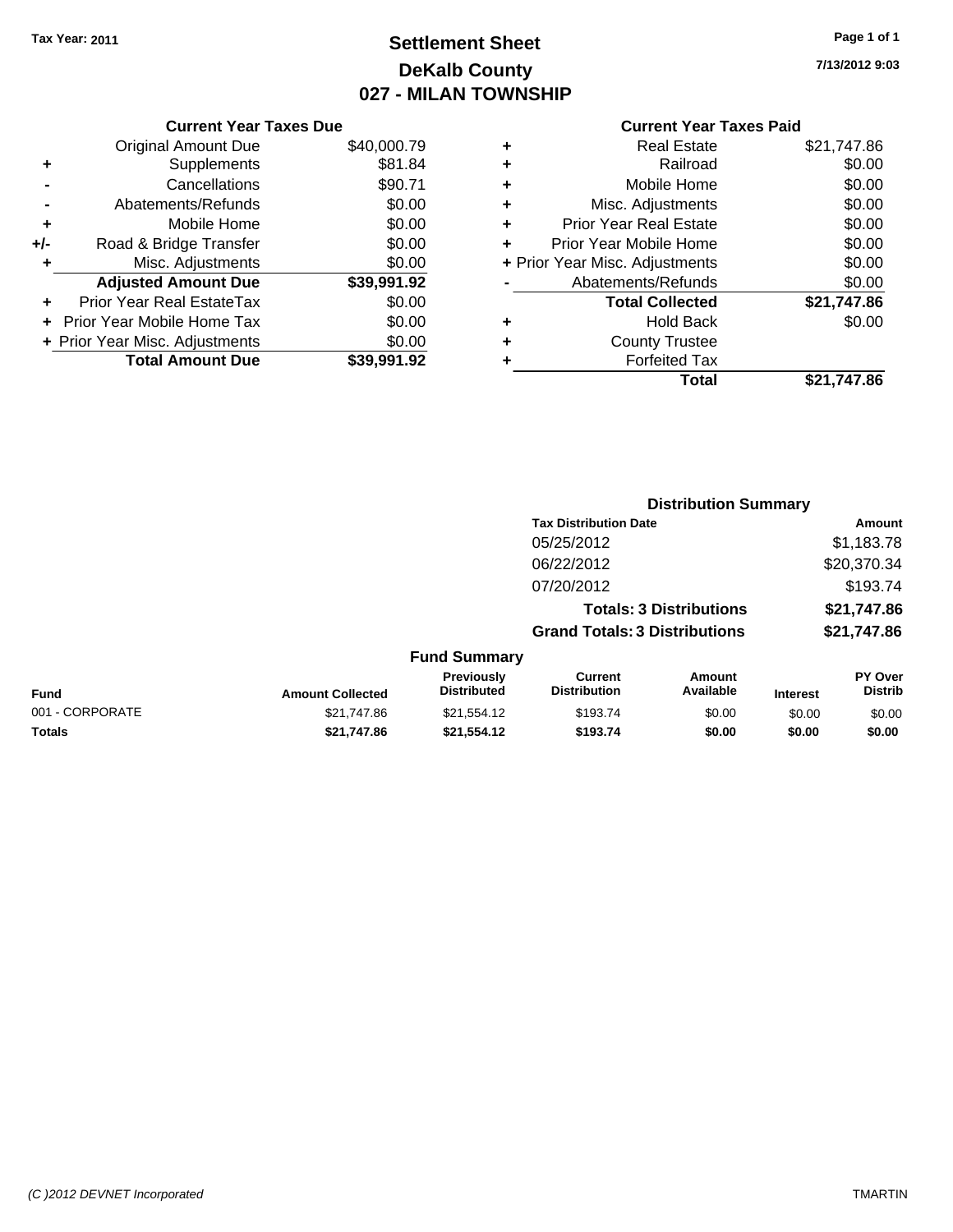Tax Year: 2011

# Settlement Sheet
## DeKalb County
## 027 - MILAN TOWNSHIP

7/13/2012 9:03

### Current Year Taxes Due

| | | |
|---|---|---|
| | Original Amount Due | $40,000.79 |
| + | Supplements | $81.84 |
| - | Cancellations | $90.71 |
| - | Abatements/Refunds | $0.00 |
| + | Mobile Home | $0.00 |
| +/- | Road & Bridge Transfer | $0.00 |
| + | Misc. Adjustments | $0.00 |
| | **Adjusted Amount Due** | **$39,991.92** |
| + | Prior Year Real EstateTax | $0.00 |
| + | Prior Year Mobile Home Tax | $0.00 |
| + | Prior Year Misc. Adjustments | $0.00 |
| | **Total Amount Due** | **$39,991.92** |

### Current Year Taxes Paid

| | | |
|---|---|---|
| + | Real Estate | $21,747.86 |
| + | Railroad | $0.00 |
| + | Mobile Home | $0.00 |
| + | Misc. Adjustments | $0.00 |
| + | Prior Year Real Estate | $0.00 |
| + | Prior Year Mobile Home | $0.00 |
| + | Prior Year Misc. Adjustments | $0.00 |
| - | Abatements/Refunds | $0.00 |
| | **Total Collected** | **$21,747.86** |
| + | Hold Back | $0.00 |
| + | County Trustee | |
| + | Forfeited Tax | |
| | **Total** | **$21,747.86** |

### Distribution Summary

| Tax Distribution Date | Amount |
|---|---|
| 05/25/2012 | $1,183.78 |
| 06/22/2012 | $20,370.34 |
| 07/20/2012 | $193.74 |
| **Totals: 3 Distributions** | **$21,747.86** |
| **Grand Totals: 3 Distributions** | **$21,747.86** |

### Fund Summary

| Fund | Amount Collected | Previously Distributed | Current Distribution | Amount Available | Interest | PY Over Distrib |
|---|---|---|---|---|---|---|
| 001 - CORPORATE | $21,747.86 | $21,554.12 | $193.74 | $0.00 | $0.00 | $0.00 |
| **Totals** | **$21,747.86** | **$21,554.12** | **$193.74** | **$0.00** | **$0.00** | **$0.00** |

(C )2012 DEVNET Incorporated

TMARTIN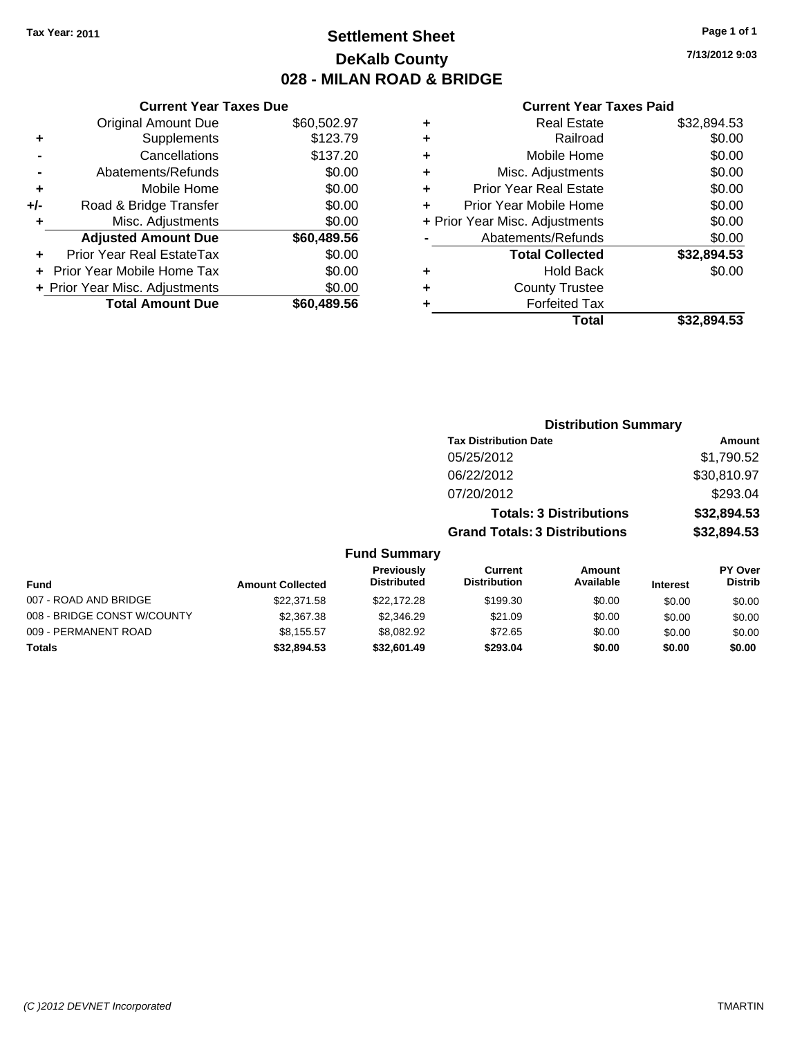Tax Year: 2011

# Settlement Sheet
## DeKalb County
## 028 - MILAN ROAD & BRIDGE

7/13/2012 9:03

### Current Year Taxes Due

| | | |
|---|---|---|
| | Original Amount Due | $60,502.97 |
| + | Supplements | $123.79 |
| - | Cancellations | $137.20 |
| - | Abatements/Refunds | $0.00 |
| + | Mobile Home | $0.00 |
| +/- | Road & Bridge Transfer | $0.00 |
| + | Misc. Adjustments | $0.00 |
| | **Adjusted Amount Due** | **$60,489.56** |
| + | Prior Year Real EstateTax | $0.00 |
| + | Prior Year Mobile Home Tax | $0.00 |
| + | Prior Year Misc. Adjustments | $0.00 |
| | **Total Amount Due** | **$60,489.56** |

### Current Year Taxes Paid

| | | |
|---|---|---|
| + | Real Estate | $32,894.53 |
| + | Railroad | $0.00 |
| + | Mobile Home | $0.00 |
| + | Misc. Adjustments | $0.00 |
| + | Prior Year Real Estate | $0.00 |
| + | Prior Year Mobile Home | $0.00 |
| + | Prior Year Misc. Adjustments | $0.00 |
| - | Abatements/Refunds | $0.00 |
| | **Total Collected** | **$32,894.53** |
| + | Hold Back | $0.00 |
| + | County Trustee | |
| + | Forfeited Tax | |
| | **Total** | **$32,894.53** |

### Distribution Summary

| Tax Distribution Date | Amount |
|---|---|
| 05/25/2012 | $1,790.52 |
| 06/22/2012 | $30,810.97 |
| 07/20/2012 | $293.04 |
| **Totals: 3 Distributions** | **$32,894.53** |
| **Grand Totals: 3 Distributions** | **$32,894.53** |

### Fund Summary

| Fund | Amount Collected | Previously Distributed | Current Distribution | Amount Available | Interest | PY Over Distrib |
|---|---|---|---|---|---|---|
| 007 - ROAD AND BRIDGE | $22,371.58 | $22,172.28 | $199.30 | $0.00 | $0.00 | $0.00 |
| 008 - BRIDGE CONST W/COUNTY | $2,367.38 | $2,346.29 | $21.09 | $0.00 | $0.00 | $0.00 |
| 009 - PERMANENT ROAD | $8,155.57 | $8,082.92 | $72.65 | $0.00 | $0.00 | $0.00 |
| **Totals** | **$32,894.53** | **$32,601.49** | **$293.04** | **$0.00** | **$0.00** | **$0.00** |

(C )2012 DEVNET Incorporated

TMARTIN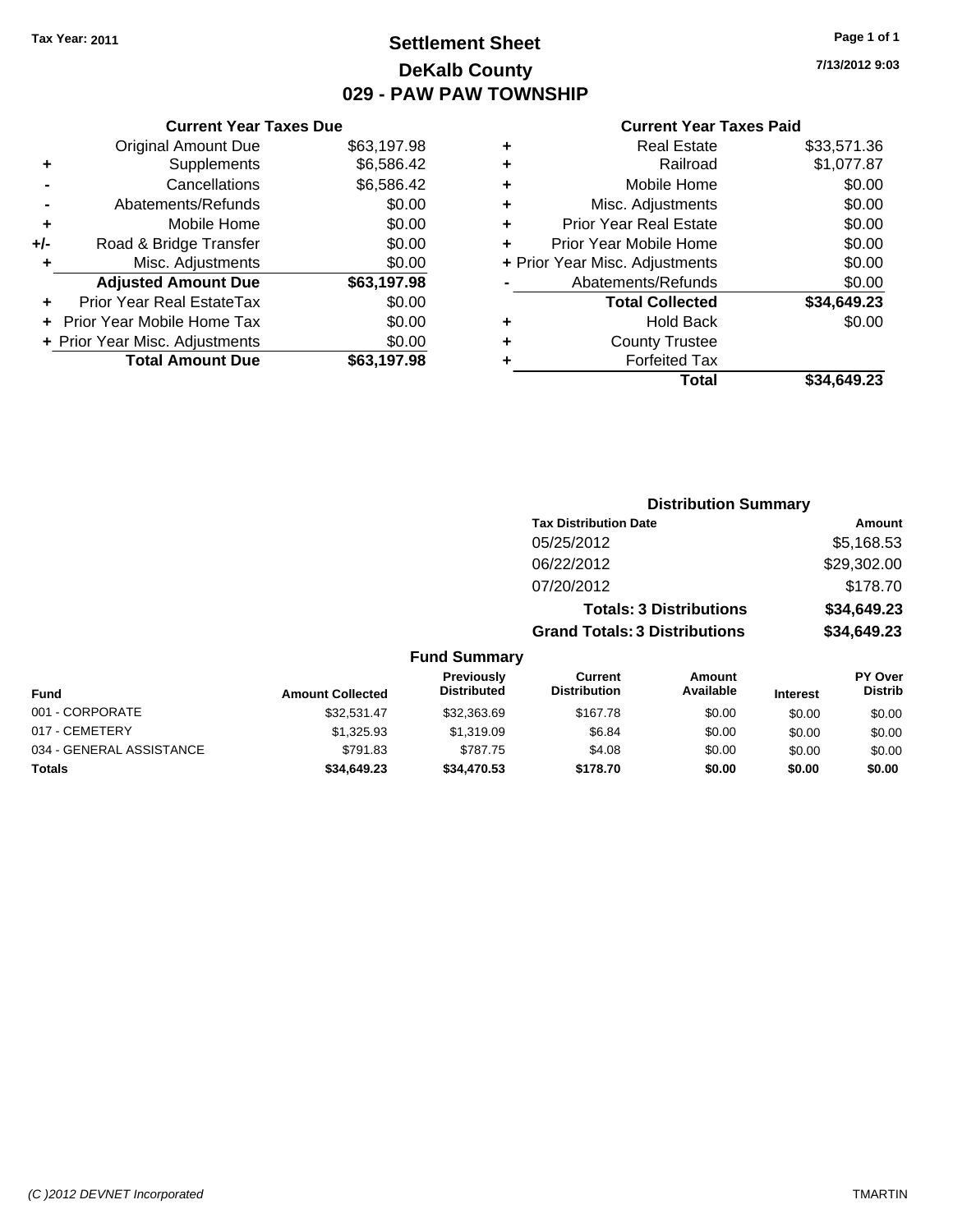Tax Year: 2011

# Settlement Sheet
## DeKalb County
## 029 - PAW PAW TOWNSHIP

7/13/2012 9:03

### Current Year Taxes Due

| | | |
|---|---|---|
| | Original Amount Due | $63,197.98 |
| + | Supplements | $6,586.42 |
| - | Cancellations | $6,586.42 |
| - | Abatements/Refunds | $0.00 |
| + | Mobile Home | $0.00 |
| +/- | Road & Bridge Transfer | $0.00 |
| + | Misc. Adjustments | $0.00 |
| | **Adjusted Amount Due** | **$63,197.98** |
| + | Prior Year Real EstateTax | $0.00 |
| + | Prior Year Mobile Home Tax | $0.00 |
| + | Prior Year Misc. Adjustments | $0.00 |
| | **Total Amount Due** | **$63,197.98** |

### Current Year Taxes Paid

| | | |
|---|---|---|
| + | Real Estate | $33,571.36 |
| + | Railroad | $1,077.87 |
| + | Mobile Home | $0.00 |
| + | Misc. Adjustments | $0.00 |
| + | Prior Year Real Estate | $0.00 |
| + | Prior Year Mobile Home | $0.00 |
| + | Prior Year Misc. Adjustments | $0.00 |
| - | Abatements/Refunds | $0.00 |
| | **Total Collected** | **$34,649.23** |
| + | Hold Back | $0.00 |
| + | County Trustee | |
| + | Forfeited Tax | |
| | **Total** | **$34,649.23** |

### Distribution Summary

| Tax Distribution Date | Amount |
|---|---|
| 05/25/2012 | $5,168.53 |
| 06/22/2012 | $29,302.00 |
| 07/20/2012 | $178.70 |
| **Totals: 3 Distributions** | **$34,649.23** |
| **Grand Totals: 3 Distributions** | **$34,649.23** |

### Fund Summary

| Fund | Amount Collected | Previously Distributed | Current Distribution | Amount Available | Interest | PY Over Distrib |
|---|---|---|---|---|---|---|
| 001 - CORPORATE | $32,531.47 | $32,363.69 | $167.78 | $0.00 | $0.00 | $0.00 |
| 017 - CEMETERY | $1,325.93 | $1,319.09 | $6.84 | $0.00 | $0.00 | $0.00 |
| 034 - GENERAL ASSISTANCE | $791.83 | $787.75 | $4.08 | $0.00 | $0.00 | $0.00 |
| **Totals** | **$34,649.23** | **$34,470.53** | **$178.70** | **$0.00** | **$0.00** | **$0.00** |

(C )2012 DEVNET Incorporated TMARTIN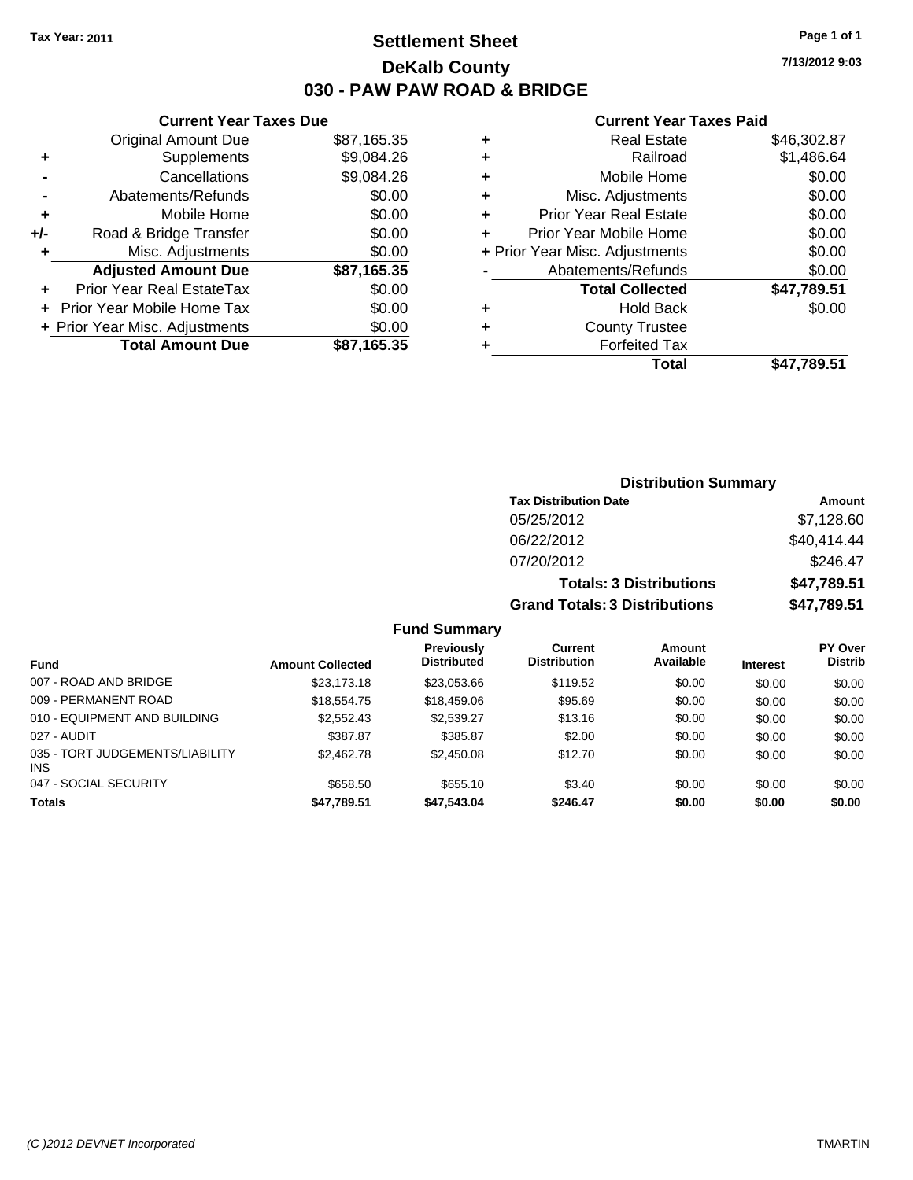Tax Year: 2011

# Settlement Sheet
## DeKalb County
## 030 - PAW PAW ROAD & BRIDGE

7/13/2012 9:03

### Current Year Taxes Due

| | | |
|---|---|---|
| | Original Amount Due | $87,165.35 |
| + | Supplements | $9,084.26 |
| - | Cancellations | $9,084.26 |
| - | Abatements/Refunds | $0.00 |
| + | Mobile Home | $0.00 |
| +/- | Road & Bridge Transfer | $0.00 |
| + | Misc. Adjustments | $0.00 |
| | **Adjusted Amount Due** | **$87,165.35** |
| + | Prior Year Real EstateTax | $0.00 |
| + | Prior Year Mobile Home Tax | $0.00 |
| + | Prior Year Misc. Adjustments | $0.00 |
| | **Total Amount Due** | **$87,165.35** |

### Current Year Taxes Paid

| | | |
|---|---|---|
| + | Real Estate | $46,302.87 |
| + | Railroad | $1,486.64 |
| + | Mobile Home | $0.00 |
| + | Misc. Adjustments | $0.00 |
| + | Prior Year Real Estate | $0.00 |
| + | Prior Year Mobile Home | $0.00 |
| + | Prior Year Misc. Adjustments | $0.00 |
| - | Abatements/Refunds | $0.00 |
| | **Total Collected** | **$47,789.51** |
| + | Hold Back | $0.00 |
| + | County Trustee | |
| + | Forfeited Tax | |
| | **Total** | **$47,789.51** |

### Distribution Summary

| Tax Distribution Date | Amount |
|---|---|
| 05/25/2012 | $7,128.60 |
| 06/22/2012 | $40,414.44 |
| 07/20/2012 | $246.47 |
| **Totals: 3 Distributions** | **$47,789.51** |
| **Grand Totals: 3 Distributions** | **$47,789.51** |

### Fund Summary

| Fund | Amount Collected | Previously Distributed | Current Distribution | Amount Available | Interest | PY Over Distrib |
|---|---|---|---|---|---|---|
| 007 - ROAD AND BRIDGE | $23,173.18 | $23,053.66 | $119.52 | $0.00 | $0.00 | $0.00 |
| 009 - PERMANENT ROAD | $18,554.75 | $18,459.06 | $95.69 | $0.00 | $0.00 | $0.00 |
| 010 - EQUIPMENT AND BUILDING | $2,552.43 | $2,539.27 | $13.16 | $0.00 | $0.00 | $0.00 |
| 027 - AUDIT | $387.87 | $385.87 | $2.00 | $0.00 | $0.00 | $0.00 |
| 035 - TORT JUDGEMENTS/LIABILITY INS | $2,462.78 | $2,450.08 | $12.70 | $0.00 | $0.00 | $0.00 |
| 047 - SOCIAL SECURITY | $658.50 | $655.10 | $3.40 | $0.00 | $0.00 | $0.00 |
| **Totals** | **$47,789.51** | **$47,543.04** | **$246.47** | **$0.00** | **$0.00** | **$0.00** |

(C )2012 DEVNET Incorporated TMARTIN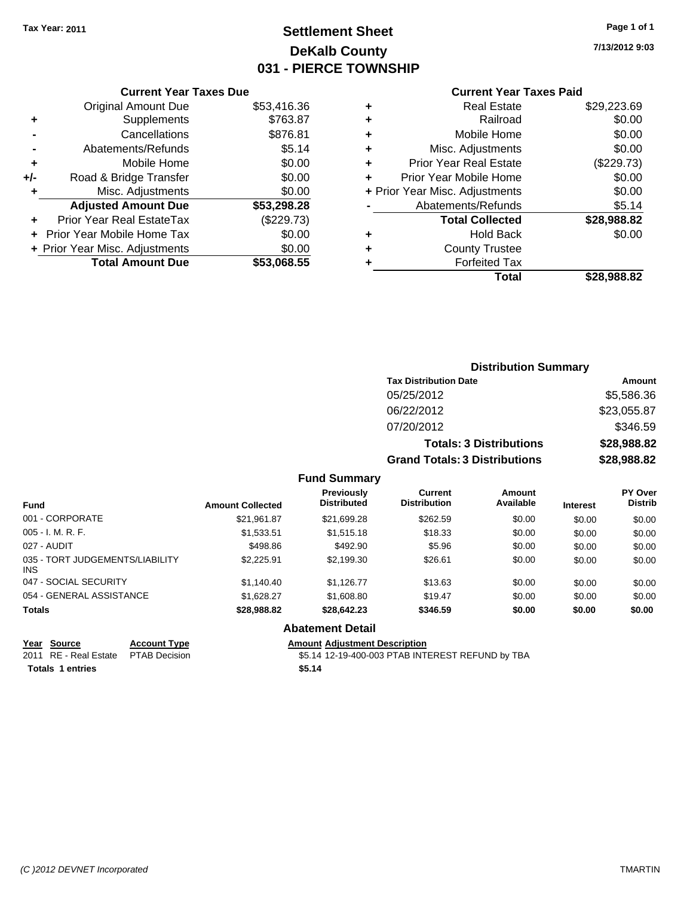Tax Year: 2011

# Settlement Sheet
## DeKalb County
## 031 - PIERCE TOWNSHIP

7/13/2012 9:03

### Current Year Taxes Due

| | | |
|---|---|---|
| | Original Amount Due | $53,416.36 |
| + | Supplements | $763.87 |
| - | Cancellations | $876.81 |
| - | Abatements/Refunds | $5.14 |
| + | Mobile Home | $0.00 |
| +/- | Road & Bridge Transfer | $0.00 |
| + | Misc. Adjustments | $0.00 |
| | **Adjusted Amount Due** | **$53,298.28** |
| + | Prior Year Real EstateTax | ($229.73) |
| + | Prior Year Mobile Home Tax | $0.00 |
| + | Prior Year Misc. Adjustments | $0.00 |
| | **Total Amount Due** | **$53,068.55** |

### Current Year Taxes Paid

| | | |
|---|---|---|
| + | Real Estate | $29,223.69 |
| + | Railroad | $0.00 |
| + | Mobile Home | $0.00 |
| + | Misc. Adjustments | $0.00 |
| + | Prior Year Real Estate | ($229.73) |
| + | Prior Year Mobile Home | $0.00 |
| + | Prior Year Misc. Adjustments | $0.00 |
| - | Abatements/Refunds | $5.14 |
| | **Total Collected** | **$28,988.82** |
| + | Hold Back | $0.00 |
| + | County Trustee | |
| + | Forfeited Tax | |
| | **Total** | **$28,988.82** |

### Distribution Summary

| Tax Distribution Date | Amount |
|---|---|
| 05/25/2012 | $5,586.36 |
| 06/22/2012 | $23,055.87 |
| 07/20/2012 | $346.59 |
| **Totals: 3 Distributions** | **$28,988.82** |
| **Grand Totals: 3 Distributions** | **$28,988.82** |

### Fund Summary

| Fund | Amount Collected | Previously Distributed | Current Distribution | Amount Available | Interest | PY Over Distrib |
|---|---|---|---|---|---|---|
| 001 - CORPORATE | $21,961.87 | $21,699.28 | $262.59 | $0.00 | $0.00 | $0.00 |
| 005 - I. M. R. F. | $1,533.51 | $1,515.18 | $18.33 | $0.00 | $0.00 | $0.00 |
| 027 - AUDIT | $498.86 | $492.90 | $5.96 | $0.00 | $0.00 | $0.00 |
| 035 - TORT JUDGEMENTS/LIABILITY INS | $2,225.91 | $2,199.30 | $26.61 | $0.00 | $0.00 | $0.00 |
| 047 - SOCIAL SECURITY | $1,140.40 | $1,126.77 | $13.63 | $0.00 | $0.00 | $0.00 |
| 054 - GENERAL ASSISTANCE | $1,628.27 | $1,608.80 | $19.47 | $0.00 | $0.00 | $0.00 |
| **Totals** | **$28,988.82** | **$28,642.23** | **$346.59** | **$0.00** | **$0.00** | **$0.00** |

### Abatement Detail

| Year | Source | Account Type | Amount | Adjustment Description |
|---|---|---|---|---|
| 2011 | RE - Real Estate | PTAB Decision | $5.14 | 12-19-400-003 PTAB INTEREST REFUND by TBA |
| **Totals 1 entries** | | | **$5.14** | |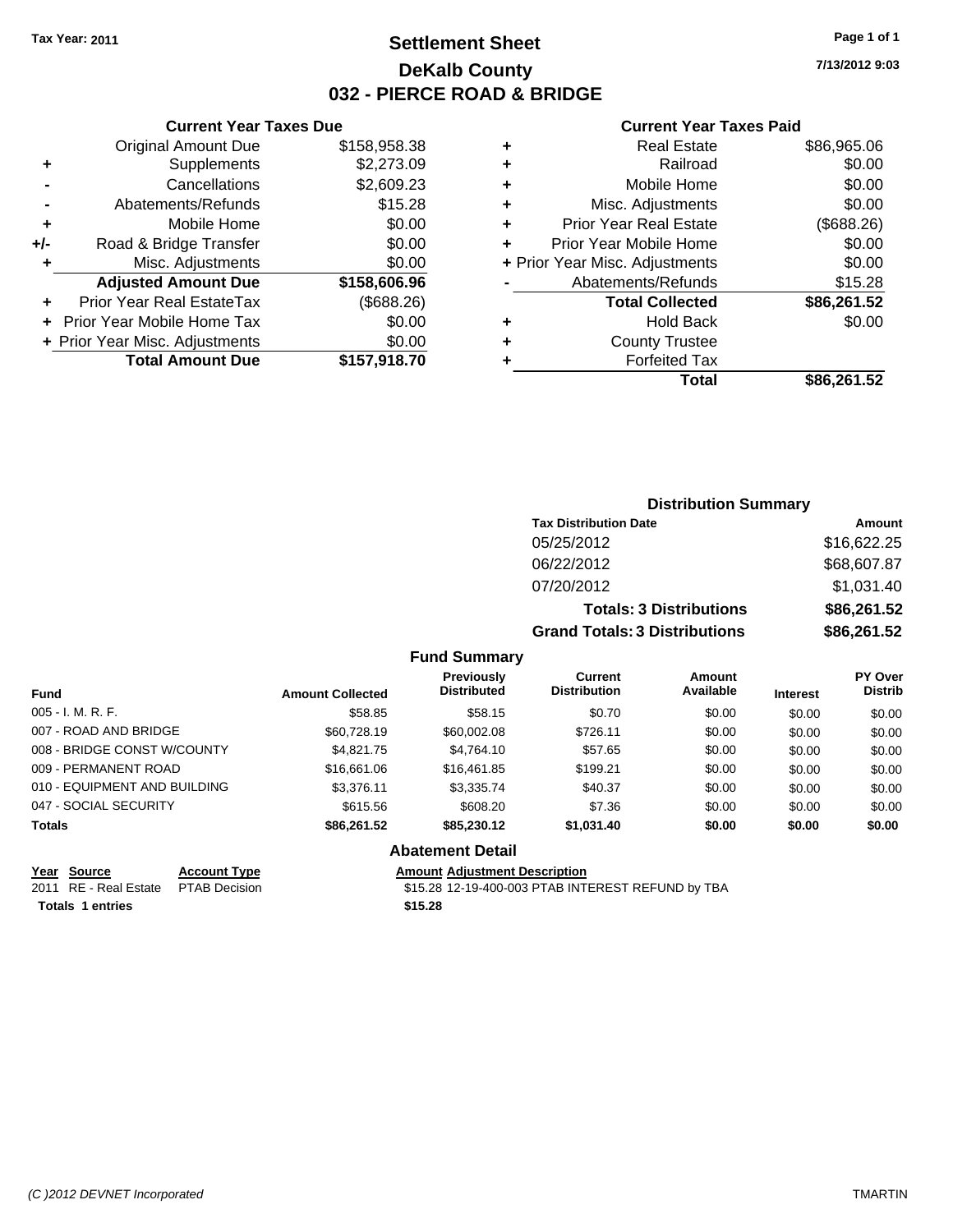Tax Year: 2011

# Settlement Sheet
## DeKalb County
## 032 - PIERCE ROAD & BRIDGE

7/13/2012 9:03

### Current Year Taxes Due

| | | |
|---|---|---|
| | Original Amount Due | $158,958.38 |
| + | Supplements | $2,273.09 |
| - | Cancellations | $2,609.23 |
| - | Abatements/Refunds | $15.28 |
| + | Mobile Home | $0.00 |
| +/- | Road & Bridge Transfer | $0.00 |
| + | Misc. Adjustments | $0.00 |
| | **Adjusted Amount Due** | **$158,606.96** |
| + | Prior Year Real EstateTax | ($688.26) |
| + | Prior Year Mobile Home Tax | $0.00 |
| + | Prior Year Misc. Adjustments | $0.00 |
| | **Total Amount Due** | **$157,918.70** |

### Current Year Taxes Paid

| | | |
|---|---|---|
| + | Real Estate | $86,965.06 |
| + | Railroad | $0.00 |
| + | Mobile Home | $0.00 |
| + | Misc. Adjustments | $0.00 |
| + | Prior Year Real Estate | ($688.26) |
| + | Prior Year Mobile Home | $0.00 |
| + | Prior Year Misc. Adjustments | $0.00 |
| - | Abatements/Refunds | $15.28 |
| | **Total Collected** | **$86,261.52** |
| + | Hold Back | $0.00 |
| + | County Trustee | |
| + | Forfeited Tax | |
| | **Total** | **$86,261.52** |

### Distribution Summary

| Tax Distribution Date | Amount |
|---|---|
| 05/25/2012 | $16,622.25 |
| 06/22/2012 | $68,607.87 |
| 07/20/2012 | $1,031.40 |
| **Totals: 3 Distributions** | **$86,261.52** |
| **Grand Totals: 3 Distributions** | **$86,261.52** |

### Fund Summary

| Fund | Amount Collected | Previously Distributed | Current Distribution | Amount Available | Interest | PY Over Distrib |
|---|---|---|---|---|---|---|
| 005 - I. M. R. F. | $58.85 | $58.15 | $0.70 | $0.00 | $0.00 | $0.00 |
| 007 - ROAD AND BRIDGE | $60,728.19 | $60,002.08 | $726.11 | $0.00 | $0.00 | $0.00 |
| 008 - BRIDGE CONST W/COUNTY | $4,821.75 | $4,764.10 | $57.65 | $0.00 | $0.00 | $0.00 |
| 009 - PERMANENT ROAD | $16,661.06 | $16,461.85 | $199.21 | $0.00 | $0.00 | $0.00 |
| 010 - EQUIPMENT AND BUILDING | $3,376.11 | $3,335.74 | $40.37 | $0.00 | $0.00 | $0.00 |
| 047 - SOCIAL SECURITY | $615.56 | $608.20 | $7.36 | $0.00 | $0.00 | $0.00 |
| **Totals** | **$86,261.52** | **$85,230.12** | **$1,031.40** | **$0.00** | **$0.00** | **$0.00** |

### Abatement Detail

| Year | Source | Account Type | Amount | Adjustment Description |
|---|---|---|---|---|
| 2011 | RE - Real Estate | PTAB Decision | $15.28 | 12-19-400-003 PTAB INTEREST REFUND by TBA |
| **Totals 1 entries** | | | **$15.28** | |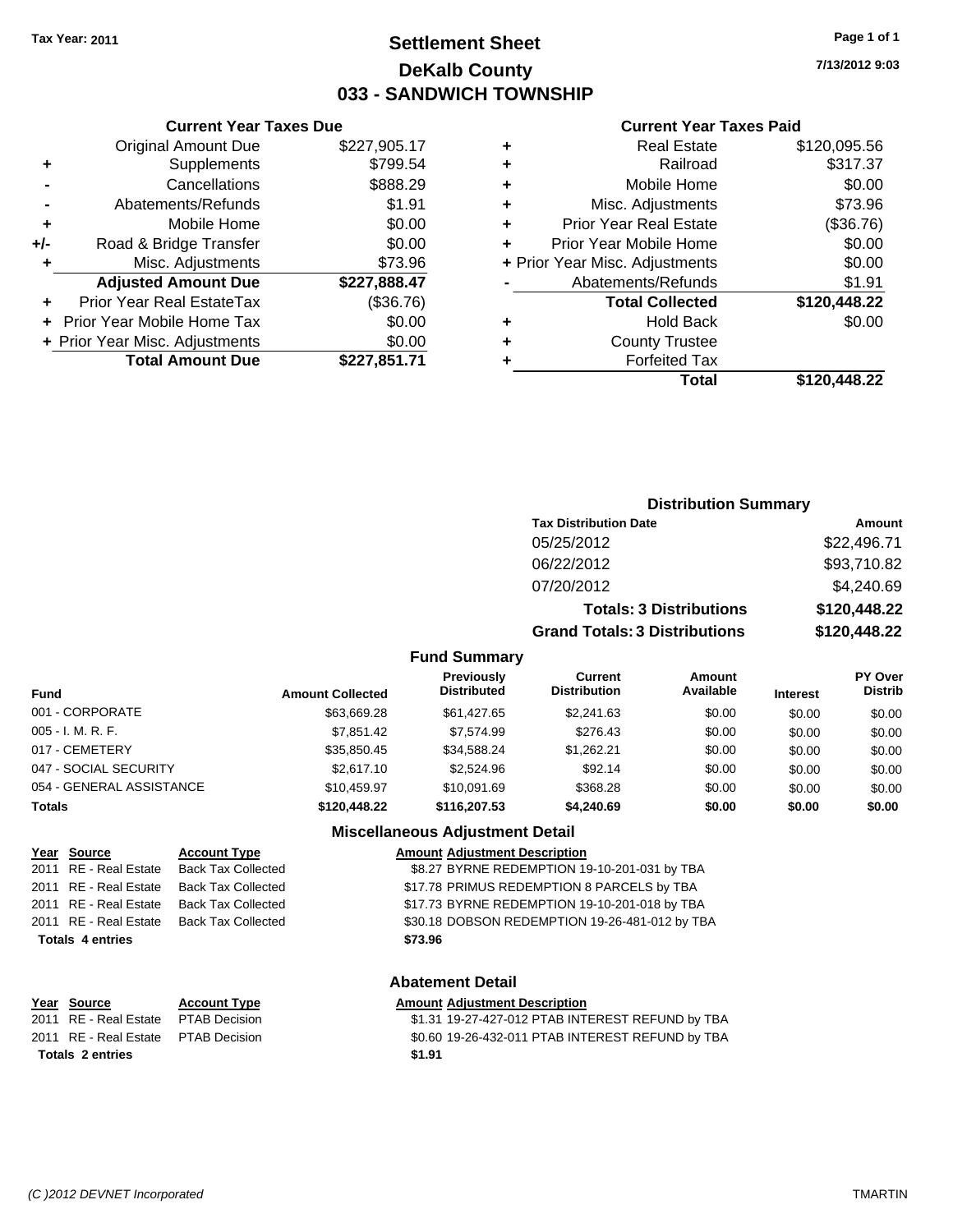**Tax Year: 2011**

# Settlement Sheet
## DeKalb County
## 033 - SANDWICH TOWNSHIP

7/13/2012 9:03

### Current Year Taxes Due

| | | |
|---|---|---|
| | Original Amount Due | $227,905.17 |
| + | Supplements | $799.54 |
| - | Cancellations | $888.29 |
| - | Abatements/Refunds | $1.91 |
| + | Mobile Home | $0.00 |
| +/- | Road & Bridge Transfer | $0.00 |
| + | Misc. Adjustments | $73.96 |
| | **Adjusted Amount Due** | **$227,888.47** |
| + | Prior Year Real EstateTax | ($36.76) |
| + | Prior Year Mobile Home Tax | $0.00 |
| + | Prior Year Misc. Adjustments | $0.00 |
| | **Total Amount Due** | **$227,851.71** |

### Current Year Taxes Paid

| | | |
|---|---|---|
| + | Real Estate | $120,095.56 |
| + | Railroad | $317.37 |
| + | Mobile Home | $0.00 |
| + | Misc. Adjustments | $73.96 |
| + | Prior Year Real Estate | ($36.76) |
| + | Prior Year Mobile Home | $0.00 |
| + | Prior Year Misc. Adjustments | $0.00 |
| - | Abatements/Refunds | $1.91 |
| | **Total Collected** | **$120,448.22** |
| + | Hold Back | $0.00 |
| + | County Trustee | |
| + | Forfeited Tax | |
| | **Total** | **$120,448.22** |

### Distribution Summary

| Tax Distribution Date | Amount |
|---|---|
| 05/25/2012 | $22,496.71 |
| 06/22/2012 | $93,710.82 |
| 07/20/2012 | $4,240.69 |
| **Totals: 3 Distributions** | **$120,448.22** |
| **Grand Totals: 3 Distributions** | **$120,448.22** |

### Fund Summary

| Fund | Amount Collected | Previously Distributed | Current Distribution | Amount Available | Interest | PY Over Distrib |
|---|---|---|---|---|---|---|
| 001 - CORPORATE | $63,669.28 | $61,427.65 | $2,241.63 | $0.00 | $0.00 | $0.00 |
| 005 - I. M. R. F. | $7,851.42 | $7,574.99 | $276.43 | $0.00 | $0.00 | $0.00 |
| 017 - CEMETERY | $35,850.45 | $34,588.24 | $1,262.21 | $0.00 | $0.00 | $0.00 |
| 047 - SOCIAL SECURITY | $2,617.10 | $2,524.96 | $92.14 | $0.00 | $0.00 | $0.00 |
| 054 - GENERAL ASSISTANCE | $10,459.97 | $10,091.69 | $368.28 | $0.00 | $0.00 | $0.00 |
| **Totals** | **$120,448.22** | **$116,207.53** | **$4,240.69** | **$0.00** | **$0.00** | **$0.00** |

### Miscellaneous Adjustment Detail

| Year | Source | Account Type | Amount | Adjustment Description |
|---|---|---|---|---|
| 2011 | RE - Real Estate | Back Tax Collected | $8.27 | BYRNE REDEMPTION 19-10-201-031 by TBA |
| 2011 | RE - Real Estate | Back Tax Collected | $17.78 | PRIMUS REDEMPTION 8 PARCELS by TBA |
| 2011 | RE - Real Estate | Back Tax Collected | $17.73 | BYRNE REDEMPTION 19-10-201-018 by TBA |
| 2011 | RE - Real Estate | Back Tax Collected | $30.18 | DOBSON REDEMPTION 19-26-481-012 by TBA |
| **Totals 4 entries** | | | **$73.96** | |

### Abatement Detail

| Year | Source | Account Type | Amount | Adjustment Description |
|---|---|---|---|---|
| 2011 | RE - Real Estate | PTAB Decision | $1.31 | 19-27-427-012 PTAB INTEREST REFUND by TBA |
| 2011 | RE - Real Estate | PTAB Decision | $0.60 | 19-26-432-011 PTAB INTEREST REFUND by TBA |
| **Totals 2 entries** | | | **$1.91** | |

(C )2012 DEVNET Incorporated — TMARTIN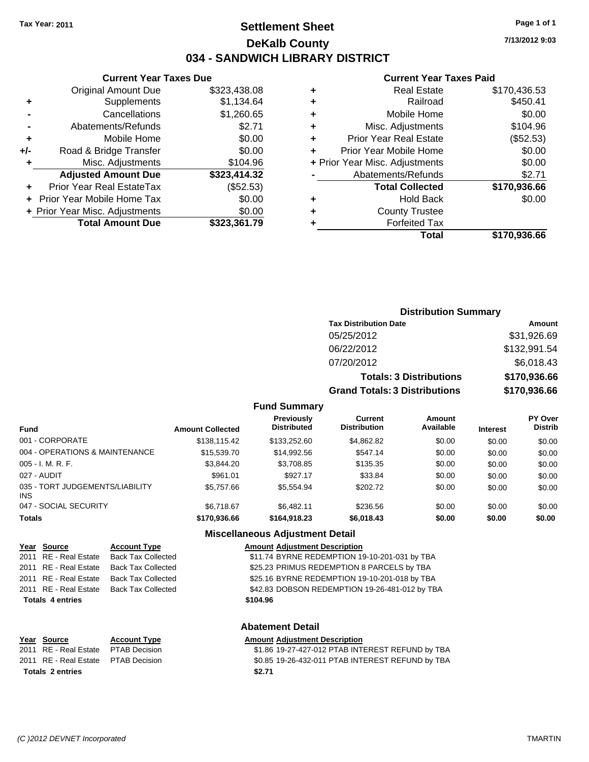Tax Year: 2011

# Settlement Sheet

## DeKalb County

## 034 - SANDWICH LIBRARY DISTRICT

7/13/2012 9:03

### Current Year Taxes Due

| | | |
|---|---|---|
| | Original Amount Due | $323,438.08 |
| + | Supplements | $1,134.64 |
| - | Cancellations | $1,260.65 |
| - | Abatements/Refunds | $2.71 |
| + | Mobile Home | $0.00 |
| +/- | Road & Bridge Transfer | $0.00 |
| + | Misc. Adjustments | $104.96 |
| | **Adjusted Amount Due** | **$323,414.32** |
| + | Prior Year Real EstateTax | ($52.53) |
| + | Prior Year Mobile Home Tax | $0.00 |
| + | Prior Year Misc. Adjustments | $0.00 |
| | **Total Amount Due** | **$323,361.79** |

### Current Year Taxes Paid

| | | |
|---|---|---|
| + | Real Estate | $170,436.53 |
| + | Railroad | $450.41 |
| + | Mobile Home | $0.00 |
| + | Misc. Adjustments | $104.96 |
| + | Prior Year Real Estate | ($52.53) |
| + | Prior Year Mobile Home | $0.00 |
| + | Prior Year Misc. Adjustments | $0.00 |
| - | Abatements/Refunds | $2.71 |
| | **Total Collected** | **$170,936.66** |
| + | Hold Back | $0.00 |
| + | County Trustee | |
| + | Forfeited Tax | |
| | **Total** | **$170,936.66** |

### Distribution Summary

| Tax Distribution Date | Amount |
|---|---|
| 05/25/2012 | $31,926.69 |
| 06/22/2012 | $132,991.54 |
| 07/20/2012 | $6,018.43 |
| **Totals: 3 Distributions** | **$170,936.66** |
| **Grand Totals: 3 Distributions** | **$170,936.66** |

### Fund Summary

| Fund | Amount Collected | Previously Distributed | Current Distribution | Amount Available | Interest | PY Over Distrib |
|---|---|---|---|---|---|---|
| 001 - CORPORATE | $138,115.42 | $133,252.60 | $4,862.82 | $0.00 | $0.00 | $0.00 |
| 004 - OPERATIONS & MAINTENANCE | $15,539.70 | $14,992.56 | $547.14 | $0.00 | $0.00 | $0.00 |
| 005 - I. M. R. F. | $3,844.20 | $3,708.85 | $135.35 | $0.00 | $0.00 | $0.00 |
| 027 - AUDIT | $961.01 | $927.17 | $33.84 | $0.00 | $0.00 | $0.00 |
| 035 - TORT JUDGEMENTS/LIABILITY INS | $5,757.66 | $5,554.94 | $202.72 | $0.00 | $0.00 | $0.00 |
| 047 - SOCIAL SECURITY | $6,718.67 | $6,482.11 | $236.56 | $0.00 | $0.00 | $0.00 |
| **Totals** | **$170,936.66** | **$164,918.23** | **$6,018.43** | **$0.00** | **$0.00** | **$0.00** |

### Miscellaneous Adjustment Detail

| Year | Source | Account Type | Amount | Adjustment Description |
|---|---|---|---|---|
| 2011 | RE - Real Estate | Back Tax Collected | $11.74 | BYRNE REDEMPTION 19-10-201-031 by TBA |
| 2011 | RE - Real Estate | Back Tax Collected | $25.23 | PRIMUS REDEMPTION 8 PARCELS by TBA |
| 2011 | RE - Real Estate | Back Tax Collected | $25.16 | BYRNE REDEMPTION 19-10-201-018 by TBA |
| 2011 | RE - Real Estate | Back Tax Collected | $42.83 | DOBSON REDEMPTION 19-26-481-012 by TBA |
| **Totals 4 entries** | | | **$104.96** | |

### Abatement Detail

| Year | Source | Account Type | Amount | Adjustment Description |
|---|---|---|---|---|
| 2011 | RE - Real Estate | PTAB Decision | $1.86 | 19-27-427-012 PTAB INTEREST REFUND by TBA |
| 2011 | RE - Real Estate | PTAB Decision | $0.85 | 19-26-432-011 PTAB INTEREST REFUND by TBA |
| **Totals 2 entries** | | | **$2.71** | |

(C )2012 DEVNET Incorporated TMARTIN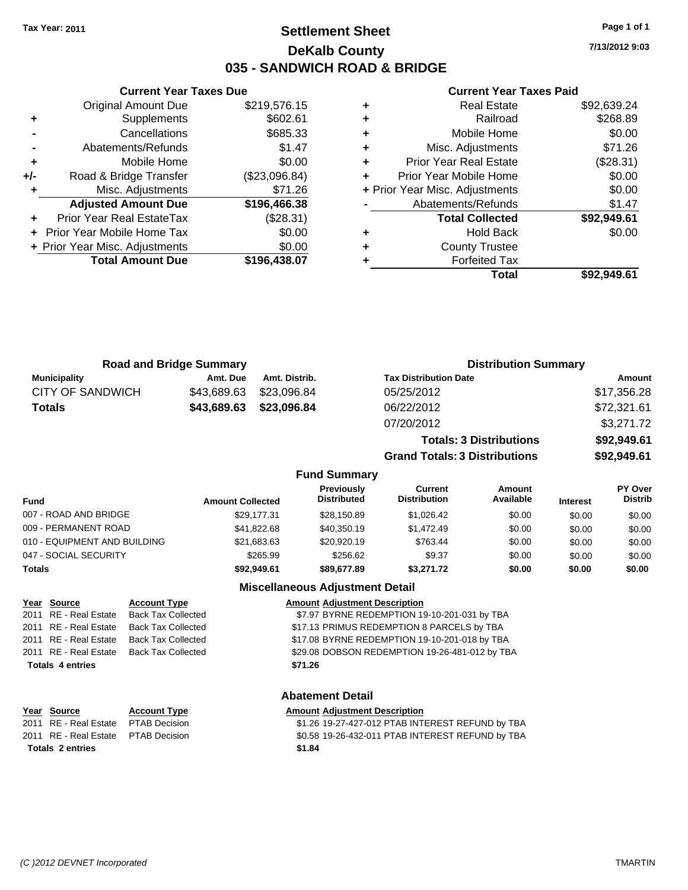Tax Year: 2011

# Settlement Sheet

## DeKalb County

## 035 - SANDWICH ROAD & BRIDGE

7/13/2012 9:03

### Current Year Taxes Due

| | | |
|---|---|---|
| | Original Amount Due | $219,576.15 |
| + | Supplements | $602.61 |
| - | Cancellations | $685.33 |
| - | Abatements/Refunds | $1.47 |
| + | Mobile Home | $0.00 |
| +/- | Road & Bridge Transfer | ($23,096.84) |
| + | Misc. Adjustments | $71.26 |
| | **Adjusted Amount Due** | **$196,466.38** |
| + | Prior Year Real EstateTax | ($28.31) |
| + | Prior Year Mobile Home Tax | $0.00 |
| + | Prior Year Misc. Adjustments | $0.00 |
| | **Total Amount Due** | **$196,438.07** |

### Current Year Taxes Paid

| | | |
|---|---|---|
| + | Real Estate | $92,639.24 |
| + | Railroad | $268.89 |
| + | Mobile Home | $0.00 |
| + | Misc. Adjustments | $71.26 |
| + | Prior Year Real Estate | ($28.31) |
| + | Prior Year Mobile Home | $0.00 |
| + | Prior Year Misc. Adjustments | $0.00 |
| - | Abatements/Refunds | $1.47 |
| | **Total Collected** | **$92,949.61** |
| + | Hold Back | $0.00 |
| + | County Trustee | |
| + | Forfeited Tax | |
| | **Total** | **$92,949.61** |

### Road and Bridge Summary

| Municipality | Amt. Due | Amt. Distrib. |
|---|---|---|
| CITY OF SANDWICH | $43,689.63 | $23,096.84 |
| **Totals** | **$43,689.63** | **$23,096.84** |

### Distribution Summary

| Tax Distribution Date | Amount |
|---|---|
| 05/25/2012 | $17,356.28 |
| 06/22/2012 | $72,321.61 |
| 07/20/2012 | $3,271.72 |
| **Totals: 3 Distributions** | **$92,949.61** |
| **Grand Totals: 3 Distributions** | **$92,949.61** |

### Fund Summary

| Fund | Amount Collected | Previously Distributed | Current Distribution | Amount Available | Interest | PY Over Distrib |
|---|---|---|---|---|---|---|
| 007 - ROAD AND BRIDGE | $29,177.31 | $28,150.89 | $1,026.42 | $0.00 | $0.00 | $0.00 |
| 009 - PERMANENT ROAD | $41,822.68 | $40,350.19 | $1,472.49 | $0.00 | $0.00 | $0.00 |
| 010 - EQUIPMENT AND BUILDING | $21,683.63 | $20,920.19 | $763.44 | $0.00 | $0.00 | $0.00 |
| 047 - SOCIAL SECURITY | $265.99 | $256.62 | $9.37 | $0.00 | $0.00 | $0.00 |
| **Totals** | **$92,949.61** | **$89,677.89** | **$3,271.72** | **$0.00** | **$0.00** | **$0.00** |

### Miscellaneous Adjustment Detail

| Year | Source | Account Type | Amount | Adjustment Description |
|---|---|---|---|---|
| 2011 | RE - Real Estate | Back Tax Collected | $7.97 | BYRNE REDEMPTION 19-10-201-031 by TBA |
| 2011 | RE - Real Estate | Back Tax Collected | $17.13 | PRIMUS REDEMPTION 8 PARCELS by TBA |
| 2011 | RE - Real Estate | Back Tax Collected | $17.08 | BYRNE REDEMPTION 19-10-201-018 by TBA |
| 2011 | RE - Real Estate | Back Tax Collected | $29.08 | DOBSON REDEMPTION 19-26-481-012 by TBA |
| **Totals 4 entries** | | | **$71.26** | |

### Abatement Detail

| Year | Source | Account Type | Amount | Adjustment Description |
|---|---|---|---|---|
| 2011 | RE - Real Estate | PTAB Decision | $1.26 | 19-27-427-012 PTAB INTEREST REFUND by TBA |
| 2011 | RE - Real Estate | PTAB Decision | $0.58 | 19-26-432-011 PTAB INTEREST REFUND by TBA |
| **Totals 2 entries** | | | **$1.84** | |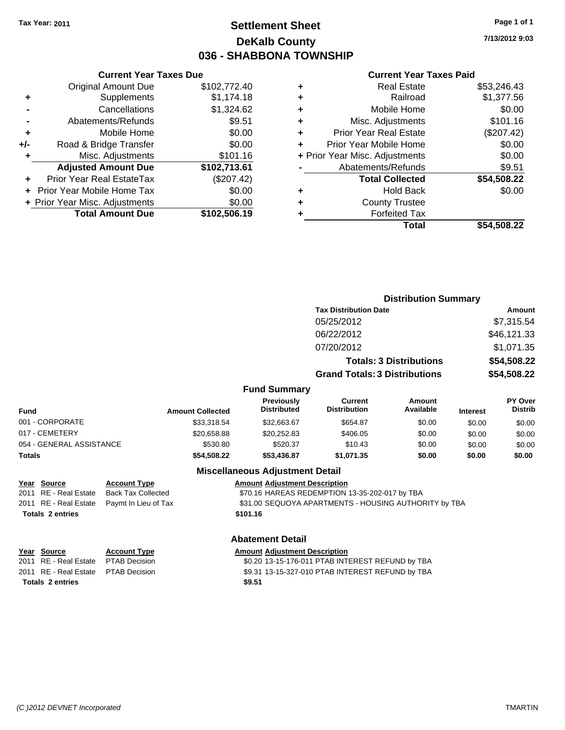**Tax Year: 2011**

# Settlement Sheet
## DeKalb County
## 036 - SHABBONA TOWNSHIP

**Page 1 of 1**

**7/13/2012 9:03**

### Current Year Taxes Due

| | | |
|---|---|---|
| | Original Amount Due | $102,772.40 |
| + | Supplements | $1,174.18 |
| - | Cancellations | $1,324.62 |
| - | Abatements/Refunds | $9.51 |
| + | Mobile Home | $0.00 |
| +/- | Road & Bridge Transfer | $0.00 |
| + | Misc. Adjustments | $101.16 |
| | **Adjusted Amount Due** | **$102,713.61** |
| + | Prior Year Real EstateTax | ($207.42) |
| + | Prior Year Mobile Home Tax | $0.00 |
| + | Prior Year Misc. Adjustments | $0.00 |
| | **Total Amount Due** | **$102,506.19** |

### Current Year Taxes Paid

| | | |
|---|---|---|
| + | Real Estate | $53,246.43 |
| + | Railroad | $1,377.56 |
| + | Mobile Home | $0.00 |
| + | Misc. Adjustments | $101.16 |
| + | Prior Year Real Estate | ($207.42) |
| + | Prior Year Mobile Home | $0.00 |
| + | Prior Year Misc. Adjustments | $0.00 |
| - | Abatements/Refunds | $9.51 |
| | **Total Collected** | **$54,508.22** |
| + | Hold Back | $0.00 |
| + | County Trustee | |
| + | Forfeited Tax | |
| | **Total** | **$54,508.22** |

### Distribution Summary

| Tax Distribution Date | Amount |
|---|---|
| 05/25/2012 | $7,315.54 |
| 06/22/2012 | $46,121.33 |
| 07/20/2012 | $1,071.35 |
| **Totals: 3 Distributions** | **$54,508.22** |
| **Grand Totals: 3 Distributions** | **$54,508.22** |

### Fund Summary

| Fund | Amount Collected | Previously Distributed | Current Distribution | Amount Available | Interest | PY Over Distrib |
|---|---|---|---|---|---|---|
| 001 - CORPORATE | $33,318.54 | $32,663.67 | $654.87 | $0.00 | $0.00 | $0.00 |
| 017 - CEMETERY | $20,658.88 | $20,252.83 | $406.05 | $0.00 | $0.00 | $0.00 |
| 054 - GENERAL ASSISTANCE | $530.80 | $520.37 | $10.43 | $0.00 | $0.00 | $0.00 |
| **Totals** | **$54,508.22** | **$53,436.87** | **$1,071.35** | **$0.00** | **$0.00** | **$0.00** |

### Miscellaneous Adjustment Detail

| Year | Source | Account Type | Amount | Adjustment Description |
|---|---|---|---|---|
| 2011 | RE - Real Estate | Back Tax Collected | $70.16 | HAREAS REDEMPTION 13-35-202-017 by TBA |
| 2011 | RE - Real Estate | Paymt In Lieu of Tax | $31.00 | SEQUOYA APARTMENTS - HOUSING AUTHORITY by TBA |
| **Totals 2 entries** | | | **$101.16** | |

### Abatement Detail

| Year | Source | Account Type | Amount | Adjustment Description |
|---|---|---|---|---|
| 2011 | RE - Real Estate | PTAB Decision | $0.20 | 13-15-176-011 PTAB INTEREST REFUND by TBA |
| 2011 | RE - Real Estate | PTAB Decision | $9.31 | 13-15-327-010 PTAB INTEREST REFUND by TBA |
| **Totals 2 entries** | | | **$9.51** | |

*(C )2012 DEVNET Incorporated* TMARTIN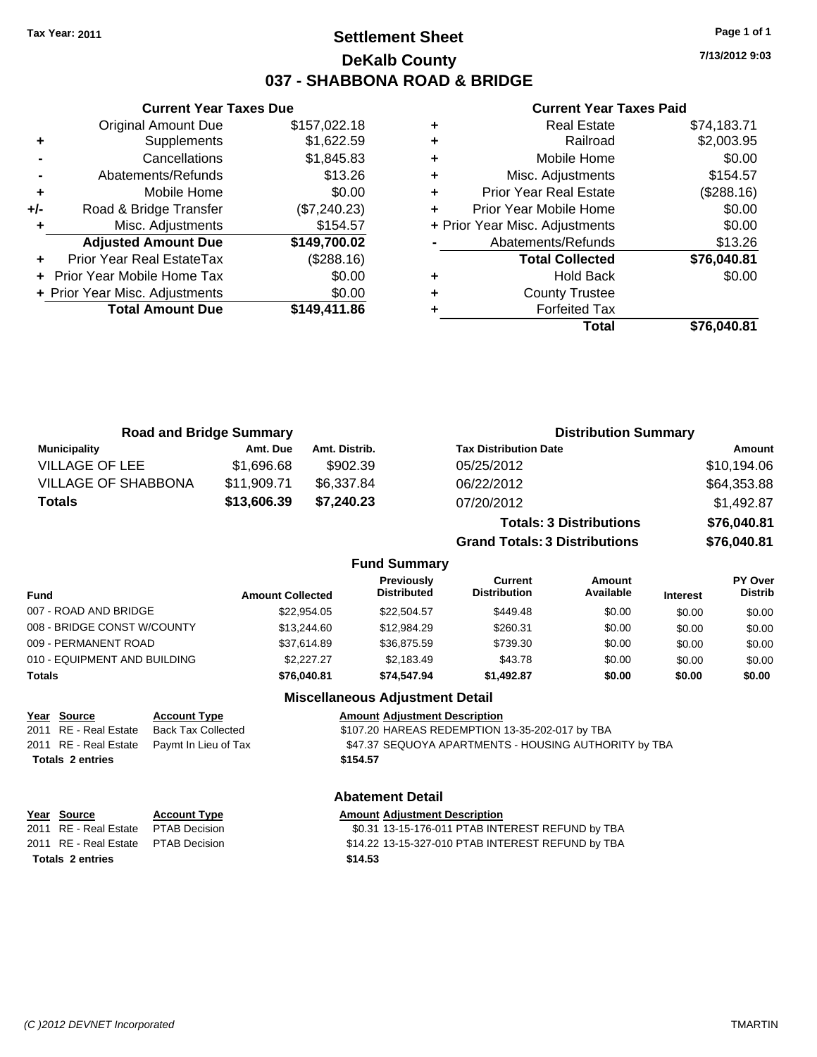Tax Year: 2011

# Settlement Sheet
## DeKalb County
## 037 - SHABBONA ROAD & BRIDGE

7/13/2012 9:03

### Current Year Taxes Due

| | | |
|---|---|---|
| | Original Amount Due | $157,022.18 |
| + | Supplements | $1,622.59 |
| - | Cancellations | $1,845.83 |
| - | Abatements/Refunds | $13.26 |
| + | Mobile Home | $0.00 |
| +/- | Road & Bridge Transfer | ($7,240.23) |
| + | Misc. Adjustments | $154.57 |
| | **Adjusted Amount Due** | **$149,700.02** |
| + | Prior Year Real EstateTax | ($288.16) |
| + | Prior Year Mobile Home Tax | $0.00 |
| + | Prior Year Misc. Adjustments | $0.00 |
| | **Total Amount Due** | **$149,411.86** |

### Current Year Taxes Paid

| | | |
|---|---|---|
| + | Real Estate | $74,183.71 |
| + | Railroad | $2,003.95 |
| + | Mobile Home | $0.00 |
| + | Misc. Adjustments | $154.57 |
| + | Prior Year Real Estate | ($288.16) |
| + | Prior Year Mobile Home | $0.00 |
| + | Prior Year Misc. Adjustments | $0.00 |
| - | Abatements/Refunds | $13.26 |
| | **Total Collected** | **$76,040.81** |
| + | Hold Back | $0.00 |
| + | County Trustee | |
| + | Forfeited Tax | |
| | **Total** | **$76,040.81** |

### Road and Bridge Summary

| Municipality | Amt. Due | Amt. Distrib. |
|---|---|---|
| VILLAGE OF LEE | $1,696.68 | $902.39 |
| VILLAGE OF SHABBONA | $11,909.71 | $6,337.84 |
| **Totals** | **$13,606.39** | **$7,240.23** |

### Distribution Summary

| Tax Distribution Date | Amount |
|---|---|
| 05/25/2012 | $10,194.06 |
| 06/22/2012 | $64,353.88 |
| 07/20/2012 | $1,492.87 |
| **Totals: 3 Distributions** | **$76,040.81** |
| **Grand Totals: 3 Distributions** | **$76,040.81** |

### Fund Summary

| Fund | Amount Collected | Previously Distributed | Current Distribution | Amount Available | Interest | PY Over Distrib |
|---|---|---|---|---|---|---|
| 007 - ROAD AND BRIDGE | $22,954.05 | $22,504.57 | $449.48 | $0.00 | $0.00 | $0.00 |
| 008 - BRIDGE CONST W/COUNTY | $13,244.60 | $12,984.29 | $260.31 | $0.00 | $0.00 | $0.00 |
| 009 - PERMANENT ROAD | $37,614.89 | $36,875.59 | $739.30 | $0.00 | $0.00 | $0.00 |
| 010 - EQUIPMENT AND BUILDING | $2,227.27 | $2,183.49 | $43.78 | $0.00 | $0.00 | $0.00 |
| **Totals** | **$76,040.81** | **$74,547.94** | **$1,492.87** | **$0.00** | **$0.00** | **$0.00** |

### Miscellaneous Adjustment Detail

| Year | Source | Account Type | Amount | Adjustment Description |
|---|---|---|---|---|
| 2011 | RE - Real Estate | Back Tax Collected | $107.20 | HAREAS REDEMPTION 13-35-202-017 by TBA |
| 2011 | RE - Real Estate | Paymt In Lieu of Tax | $47.37 | SEQUOYA APARTMENTS - HOUSING AUTHORITY by TBA |
| **Totals 2 entries** | | | **$154.57** | |

### Abatement Detail

| Year | Source | Account Type | Amount | Adjustment Description |
|---|---|---|---|---|
| 2011 | RE - Real Estate | PTAB Decision | $0.31 | 13-15-176-011 PTAB INTEREST REFUND by TBA |
| 2011 | RE - Real Estate | PTAB Decision | $14.22 | 13-15-327-010 PTAB INTEREST REFUND by TBA |
| **Totals 2 entries** | | | **$14.53** | |

(C )2012 DEVNET Incorporated TMARTIN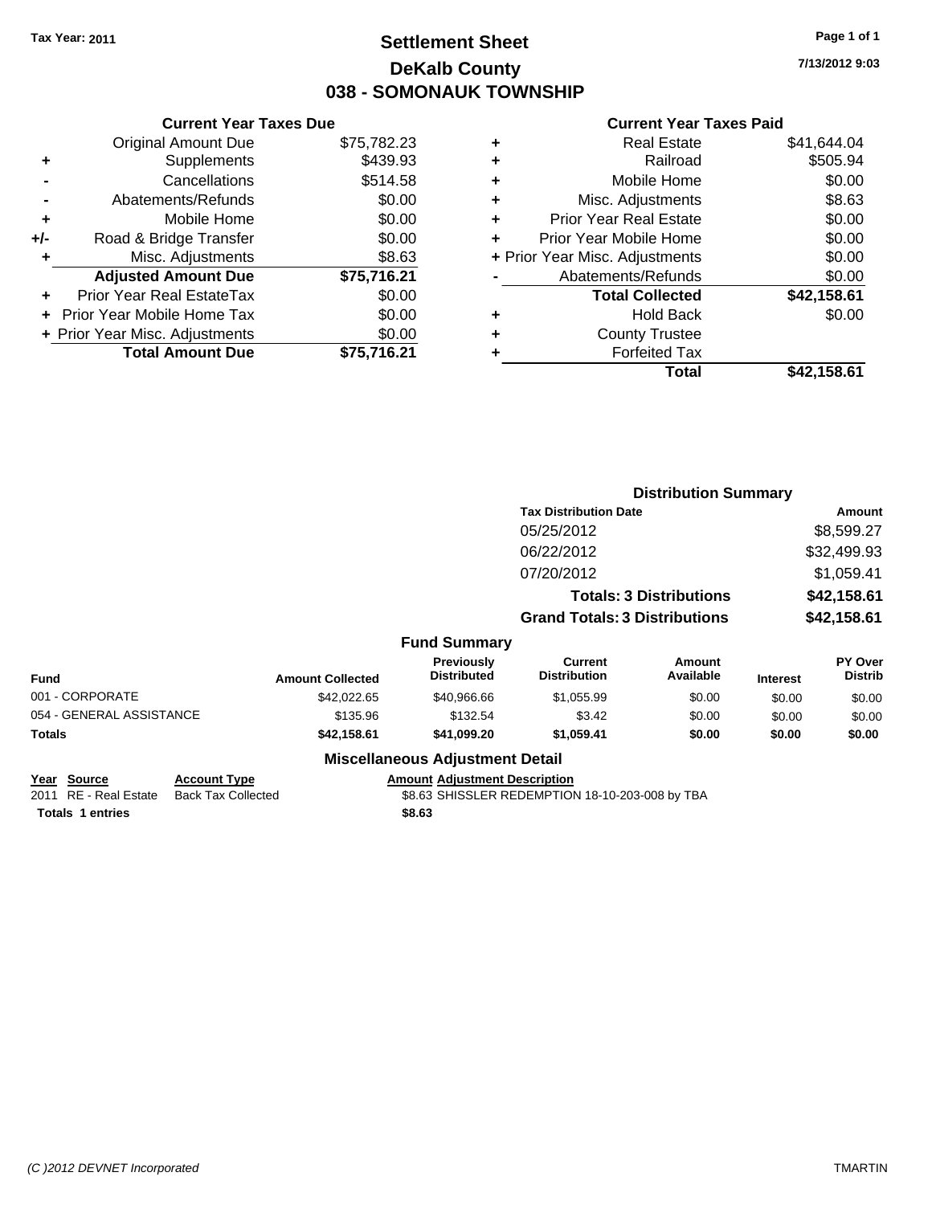**Tax Year: 2011**

# Settlement Sheet
## DeKalb County
## 038 - SOMONAUK TOWNSHIP

7/13/2012 9:03

### Current Year Taxes Due

| | | |
|---|---|---|
| | Original Amount Due | $75,782.23 |
| + | Supplements | $439.93 |
| - | Cancellations | $514.58 |
| - | Abatements/Refunds | $0.00 |
| + | Mobile Home | $0.00 |
| +/- | Road & Bridge Transfer | $0.00 |
| + | Misc. Adjustments | $8.63 |
| | **Adjusted Amount Due** | **$75,716.21** |
| + | Prior Year Real EstateTax | $0.00 |
| + | Prior Year Mobile Home Tax | $0.00 |
| + | Prior Year Misc. Adjustments | $0.00 |
| | **Total Amount Due** | **$75,716.21** |

### Current Year Taxes Paid

| | | |
|---|---|---|
| + | Real Estate | $41,644.04 |
| + | Railroad | $505.94 |
| + | Mobile Home | $0.00 |
| + | Misc. Adjustments | $8.63 |
| + | Prior Year Real Estate | $0.00 |
| + | Prior Year Mobile Home | $0.00 |
| + | Prior Year Misc. Adjustments | $0.00 |
| - | Abatements/Refunds | $0.00 |
| | **Total Collected** | **$42,158.61** |
| + | Hold Back | $0.00 |
| + | County Trustee | |
| + | Forfeited Tax | |
| | **Total** | **$42,158.61** |

### Distribution Summary

| Tax Distribution Date | Amount |
|---|---|
| 05/25/2012 | $8,599.27 |
| 06/22/2012 | $32,499.93 |
| 07/20/2012 | $1,059.41 |
| **Totals: 3 Distributions** | **$42,158.61** |
| **Grand Totals: 3 Distributions** | **$42,158.61** |

### Fund Summary

| Fund | Amount Collected | Previously Distributed | Current Distribution | Amount Available | Interest | PY Over Distrib |
|---|---|---|---|---|---|---|
| 001 - CORPORATE | $42,022.65 | $40,966.66 | $1,055.99 | $0.00 | $0.00 | $0.00 |
| 054 - GENERAL ASSISTANCE | $135.96 | $132.54 | $3.42 | $0.00 | $0.00 | $0.00 |
| **Totals** | **$42,158.61** | **$41,099.20** | **$1,059.41** | **$0.00** | **$0.00** | **$0.00** |

### Miscellaneous Adjustment Detail

| Year | Source | Account Type | Amount | Adjustment Description |
|---|---|---|---|---|
| 2011 | RE - Real Estate | Back Tax Collected | $8.63 | SHISSLER REDEMPTION 18-10-203-008 by TBA |
| **Totals** | **1 entries** | | **$8.63** | |

(C )2012 DEVNET Incorporated TMARTIN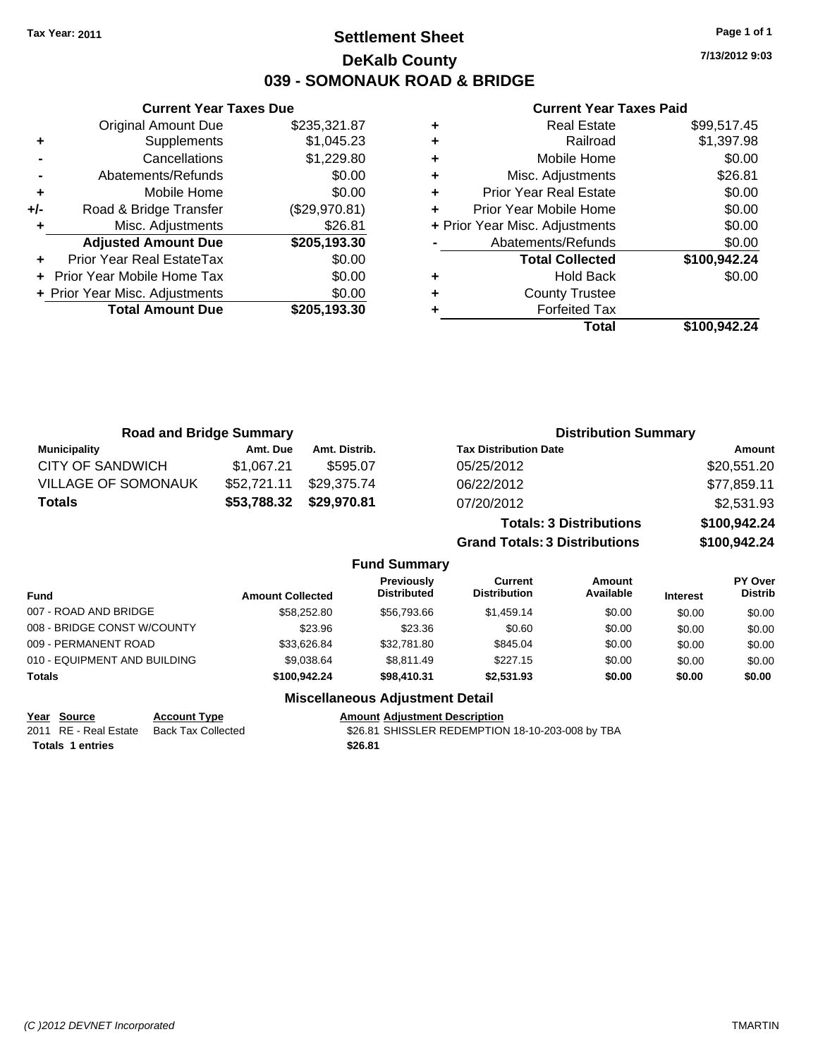Tax Year: 2011

# Settlement Sheet
## DeKalb County
## 039 - SOMONAUK ROAD & BRIDGE

7/13/2012 9:03

### Current Year Taxes Due

| | | |
|---|---|---|
| | Original Amount Due | $235,321.87 |
| + | Supplements | $1,045.23 |
| - | Cancellations | $1,229.80 |
| - | Abatements/Refunds | $0.00 |
| + | Mobile Home | $0.00 |
| +/- | Road & Bridge Transfer | ($29,970.81) |
| + | Misc. Adjustments | $26.81 |
| | **Adjusted Amount Due** | **$205,193.30** |
| + | Prior Year Real EstateTax | $0.00 |
| + | Prior Year Mobile Home Tax | $0.00 |
| + | Prior Year Misc. Adjustments | $0.00 |
| | **Total Amount Due** | **$205,193.30** |

### Current Year Taxes Paid

| | | |
|---|---|---|
| + | Real Estate | $99,517.45 |
| + | Railroad | $1,397.98 |
| + | Mobile Home | $0.00 |
| + | Misc. Adjustments | $26.81 |
| + | Prior Year Real Estate | $0.00 |
| + | Prior Year Mobile Home | $0.00 |
| + | Prior Year Misc. Adjustments | $0.00 |
| - | Abatements/Refunds | $0.00 |
| | **Total Collected** | **$100,942.24** |
| + | Hold Back | $0.00 |
| + | County Trustee | |
| + | Forfeited Tax | |
| | **Total** | **$100,942.24** |

### Road and Bridge Summary

| Municipality | Amt. Due | Amt. Distrib. |
|---|---|---|
| CITY OF SANDWICH | $1,067.21 | $595.07 |
| VILLAGE OF SOMONAUK | $52,721.11 | $29,375.74 |
| **Totals** | **$53,788.32** | **$29,970.81** |

### Distribution Summary

| Tax Distribution Date | Amount |
|---|---|
| 05/25/2012 | $20,551.20 |
| 06/22/2012 | $77,859.11 |
| 07/20/2012 | $2,531.93 |
| **Totals: 3 Distributions** | **$100,942.24** |
| **Grand Totals: 3 Distributions** | **$100,942.24** |

### Fund Summary

| Fund | Amount Collected | Previously Distributed | Current Distribution | Amount Available | Interest | PY Over Distrib |
|---|---|---|---|---|---|---|
| 007 - ROAD AND BRIDGE | $58,252.80 | $56,793.66 | $1,459.14 | $0.00 | $0.00 | $0.00 |
| 008 - BRIDGE CONST W/COUNTY | $23.96 | $23.36 | $0.60 | $0.00 | $0.00 | $0.00 |
| 009 - PERMANENT ROAD | $33,626.84 | $32,781.80 | $845.04 | $0.00 | $0.00 | $0.00 |
| 010 - EQUIPMENT AND BUILDING | $9,038.64 | $8,811.49 | $227.15 | $0.00 | $0.00 | $0.00 |
| **Totals** | **$100,942.24** | **$98,410.31** | **$2,531.93** | **$0.00** | **$0.00** | **$0.00** |

### Miscellaneous Adjustment Detail

| Year | Source | Account Type | Amount | Adjustment Description |
|---|---|---|---|---|
| 2011 | RE - Real Estate | Back Tax Collected | $26.81 | SHISSLER REDEMPTION 18-10-203-008 by TBA |
| **Totals 1 entries** | | | **$26.81** | |

(C )2012 DEVNET Incorporated TMARTIN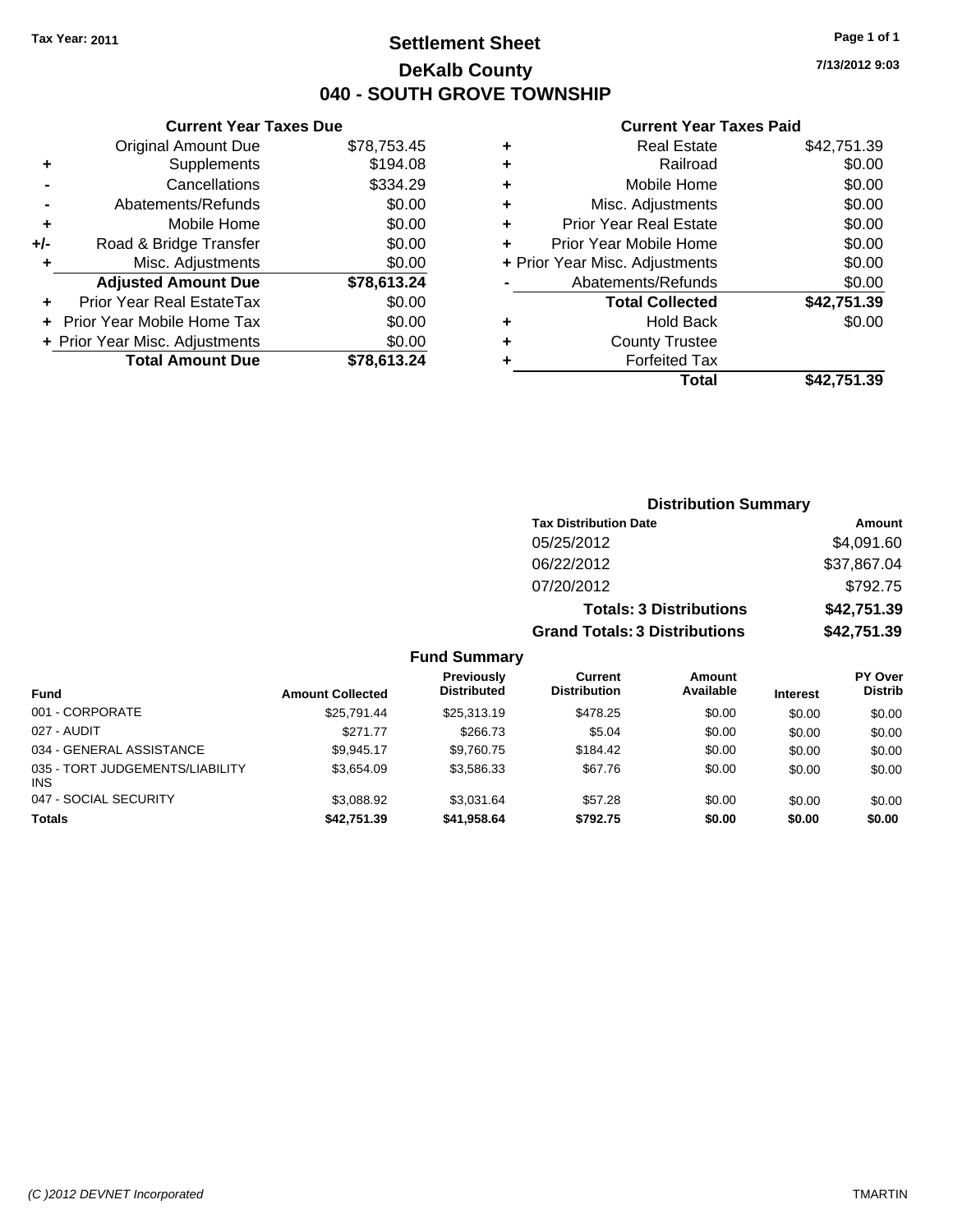Tax Year: 2011

# Settlement Sheet

## DeKalb County

## 040 - SOUTH GROVE TOWNSHIP

7/13/2012 9:03

### Current Year Taxes Due

| | | |
|---|---|---|
| | Original Amount Due | $78,753.45 |
| + | Supplements | $194.08 |
| - | Cancellations | $334.29 |
| - | Abatements/Refunds | $0.00 |
| + | Mobile Home | $0.00 |
| +/- | Road & Bridge Transfer | $0.00 |
| + | Misc. Adjustments | $0.00 |
| | **Adjusted Amount Due** | **$78,613.24** |
| + | Prior Year Real EstateTax | $0.00 |
| + | Prior Year Mobile Home Tax | $0.00 |
| + | Prior Year Misc. Adjustments | $0.00 |
| | **Total Amount Due** | **$78,613.24** |

### Current Year Taxes Paid

| | | |
|---|---|---|
| + | Real Estate | $42,751.39 |
| + | Railroad | $0.00 |
| + | Mobile Home | $0.00 |
| + | Misc. Adjustments | $0.00 |
| + | Prior Year Real Estate | $0.00 |
| + | Prior Year Mobile Home | $0.00 |
| + | Prior Year Misc. Adjustments | $0.00 |
| - | Abatements/Refunds | $0.00 |
| | **Total Collected** | **$42,751.39** |
| + | Hold Back | $0.00 |
| + | County Trustee | |
| + | Forfeited Tax | |
| | **Total** | **$42,751.39** |

### Distribution Summary

| Tax Distribution Date | Amount |
|---|---|
| 05/25/2012 | $4,091.60 |
| 06/22/2012 | $37,867.04 |
| 07/20/2012 | $792.75 |
| **Totals: 3 Distributions** | **$42,751.39** |
| **Grand Totals: 3 Distributions** | **$42,751.39** |

### Fund Summary

| Fund | Amount Collected | Previously Distributed | Current Distribution | Amount Available | Interest | PY Over Distrib |
|---|---|---|---|---|---|---|
| 001 - CORPORATE | $25,791.44 | $25,313.19 | $478.25 | $0.00 | $0.00 | $0.00 |
| 027 - AUDIT | $271.77 | $266.73 | $5.04 | $0.00 | $0.00 | $0.00 |
| 034 - GENERAL ASSISTANCE | $9,945.17 | $9,760.75 | $184.42 | $0.00 | $0.00 | $0.00 |
| 035 - TORT JUDGEMENTS/LIABILITY INS | $3,654.09 | $3,586.33 | $67.76 | $0.00 | $0.00 | $0.00 |
| 047 - SOCIAL SECURITY | $3,088.92 | $3,031.64 | $57.28 | $0.00 | $0.00 | $0.00 |
| **Totals** | **$42,751.39** | **$41,958.64** | **$792.75** | **$0.00** | **$0.00** | **$0.00** |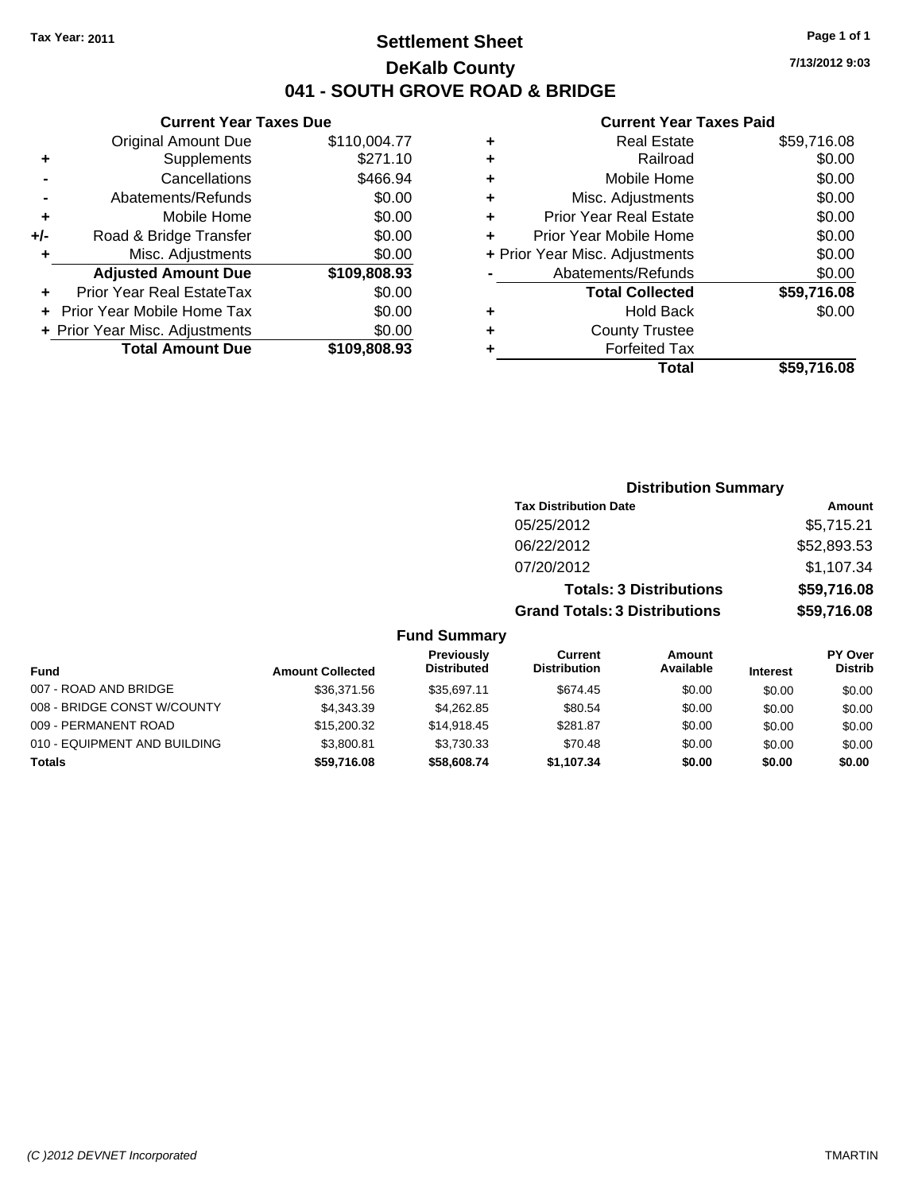Tax Year: 2011

# Settlement Sheet

## DeKalb County

## 041 - SOUTH GROVE ROAD & BRIDGE

7/13/2012 9:03

### Current Year Taxes Due

| | | |
|---|---|---|
| | Original Amount Due | $110,004.77 |
| + | Supplements | $271.10 |
| - | Cancellations | $466.94 |
| - | Abatements/Refunds | $0.00 |
| + | Mobile Home | $0.00 |
| +/- | Road & Bridge Transfer | $0.00 |
| + | Misc. Adjustments | $0.00 |
| | **Adjusted Amount Due** | **$109,808.93** |
| + | Prior Year Real EstateTax | $0.00 |
| + | Prior Year Mobile Home Tax | $0.00 |
| + | Prior Year Misc. Adjustments | $0.00 |
| | **Total Amount Due** | **$109,808.93** |

### Current Year Taxes Paid

| | | |
|---|---|---|
| + | Real Estate | $59,716.08 |
| + | Railroad | $0.00 |
| + | Mobile Home | $0.00 |
| + | Misc. Adjustments | $0.00 |
| + | Prior Year Real Estate | $0.00 |
| + | Prior Year Mobile Home | $0.00 |
| + | Prior Year Misc. Adjustments | $0.00 |
| - | Abatements/Refunds | $0.00 |
| | **Total Collected** | **$59,716.08** |
| + | Hold Back | $0.00 |
| + | County Trustee | |
| + | Forfeited Tax | |
| | **Total** | **$59,716.08** |

### Distribution Summary

| Tax Distribution Date | Amount |
|---|---|
| 05/25/2012 | $5,715.21 |
| 06/22/2012 | $52,893.53 |
| 07/20/2012 | $1,107.34 |
| **Totals: 3 Distributions** | **$59,716.08** |
| **Grand Totals: 3 Distributions** | **$59,716.08** |

### Fund Summary

| Fund | Amount Collected | Previously Distributed | Current Distribution | Amount Available | Interest | PY Over Distrib |
|---|---|---|---|---|---|---|
| 007 - ROAD AND BRIDGE | $36,371.56 | $35,697.11 | $674.45 | $0.00 | $0.00 | $0.00 |
| 008 - BRIDGE CONST W/COUNTY | $4,343.39 | $4,262.85 | $80.54 | $0.00 | $0.00 | $0.00 |
| 009 - PERMANENT ROAD | $15,200.32 | $14,918.45 | $281.87 | $0.00 | $0.00 | $0.00 |
| 010 - EQUIPMENT AND BUILDING | $3,800.81 | $3,730.33 | $70.48 | $0.00 | $0.00 | $0.00 |
| **Totals** | **$59,716.08** | **$58,608.74** | **$1,107.34** | **$0.00** | **$0.00** | **$0.00** |

(C )2012 DEVNET Incorporated TMARTIN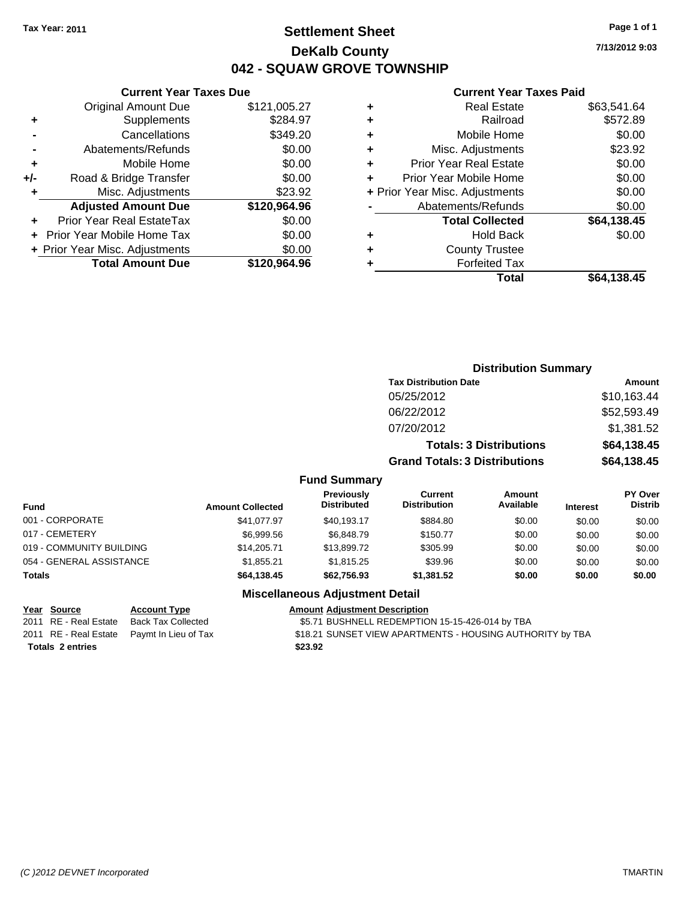**Tax Year: 2011**

# Settlement Sheet
## DeKalb County
## 042 - SQUAW GROVE TOWNSHIP

7/13/2012 9:03

### Current Year Taxes Due

| | | |
|---|---|---|
| | Original Amount Due | $121,005.27 |
| + | Supplements | $284.97 |
| - | Cancellations | $349.20 |
| - | Abatements/Refunds | $0.00 |
| + | Mobile Home | $0.00 |
| +/- | Road & Bridge Transfer | $0.00 |
| + | Misc. Adjustments | $23.92 |
| | **Adjusted Amount Due** | **$120,964.96** |
| + | Prior Year Real EstateTax | $0.00 |
| + | Prior Year Mobile Home Tax | $0.00 |
| + | Prior Year Misc. Adjustments | $0.00 |
| | **Total Amount Due** | **$120,964.96** |

### Current Year Taxes Paid

| | | |
|---|---|---|
| + | Real Estate | $63,541.64 |
| + | Railroad | $572.89 |
| + | Mobile Home | $0.00 |
| + | Misc. Adjustments | $23.92 |
| + | Prior Year Real Estate | $0.00 |
| + | Prior Year Mobile Home | $0.00 |
| + | Prior Year Misc. Adjustments | $0.00 |
| - | Abatements/Refunds | $0.00 |
| | **Total Collected** | **$64,138.45** |
| + | Hold Back | $0.00 |
| + | County Trustee | |
| + | Forfeited Tax | |
| | **Total** | **$64,138.45** |

### Distribution Summary

| Tax Distribution Date | Amount |
|---|---|
| 05/25/2012 | $10,163.44 |
| 06/22/2012 | $52,593.49 |
| 07/20/2012 | $1,381.52 |
| **Totals: 3 Distributions** | **$64,138.45** |
| **Grand Totals: 3 Distributions** | **$64,138.45** |

### Fund Summary

| Fund | Amount Collected | Previously Distributed | Current Distribution | Amount Available | Interest | PY Over Distrib |
|---|---|---|---|---|---|---|
| 001 - CORPORATE | $41,077.97 | $40,193.17 | $884.80 | $0.00 | $0.00 | $0.00 |
| 017 - CEMETERY | $6,999.56 | $6,848.79 | $150.77 | $0.00 | $0.00 | $0.00 |
| 019 - COMMUNITY BUILDING | $14,205.71 | $13,899.72 | $305.99 | $0.00 | $0.00 | $0.00 |
| 054 - GENERAL ASSISTANCE | $1,855.21 | $1,815.25 | $39.96 | $0.00 | $0.00 | $0.00 |
| **Totals** | **$64,138.45** | **$62,756.93** | **$1,381.52** | **$0.00** | **$0.00** | **$0.00** |

### Miscellaneous Adjustment Detail

| Year | Source | Account Type | Amount | Adjustment Description |
|---|---|---|---|---|
| 2011 | RE - Real Estate | Back Tax Collected | $5.71 | BUSHNELL REDEMPTION 15-15-426-014 by TBA |
| 2011 | RE - Real Estate | Paymt In Lieu of Tax | $18.21 | SUNSET VIEW APARTMENTS - HOUSING AUTHORITY by TBA |
| **Totals** | **2 entries** | | **$23.92** | |

(C )2012 DEVNET Incorporated TMARTIN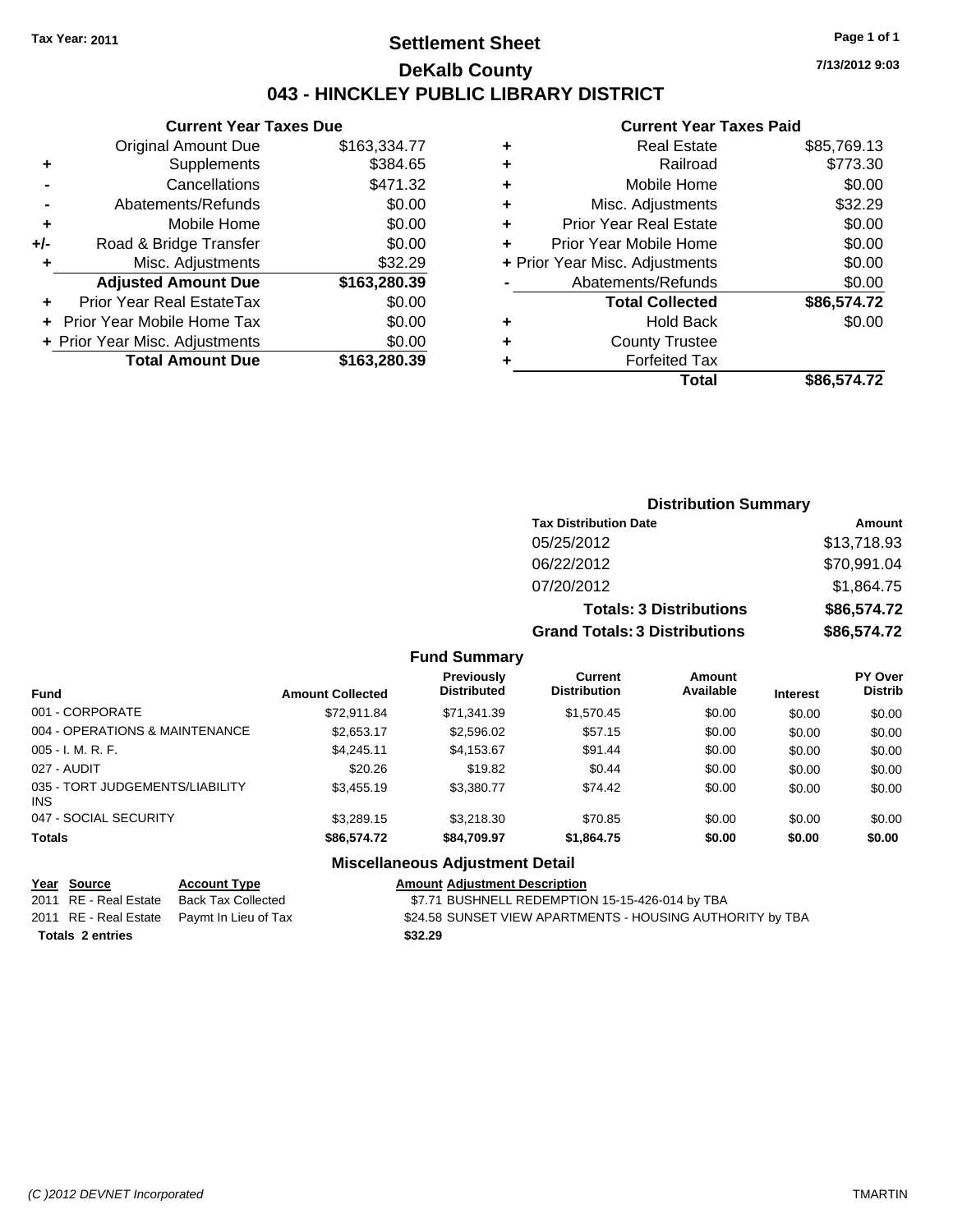Tax Year: 2011

# Settlement Sheet
## DeKalb County
## 043 - HINCKLEY PUBLIC LIBRARY DISTRICT

7/13/2012 9:03

### Current Year Taxes Due

| | | |
|---|---|---|
| | Original Amount Due | $163,334.77 |
| + | Supplements | $384.65 |
| - | Cancellations | $471.32 |
| - | Abatements/Refunds | $0.00 |
| + | Mobile Home | $0.00 |
| +/- | Road & Bridge Transfer | $0.00 |
| + | Misc. Adjustments | $32.29 |
| | **Adjusted Amount Due** | **$163,280.39** |
| + | Prior Year Real EstateTax | $0.00 |
| + | Prior Year Mobile Home Tax | $0.00 |
| + | Prior Year Misc. Adjustments | $0.00 |
| | **Total Amount Due** | **$163,280.39** |

### Current Year Taxes Paid

| | | |
|---|---|---|
| + | Real Estate | $85,769.13 |
| + | Railroad | $773.30 |
| + | Mobile Home | $0.00 |
| + | Misc. Adjustments | $32.29 |
| + | Prior Year Real Estate | $0.00 |
| + | Prior Year Mobile Home | $0.00 |
| + | Prior Year Misc. Adjustments | $0.00 |
| - | Abatements/Refunds | $0.00 |
| | **Total Collected** | **$86,574.72** |
| + | Hold Back | $0.00 |
| + | County Trustee | |
| + | Forfeited Tax | |
| | **Total** | **$86,574.72** |

### Distribution Summary

| Tax Distribution Date | Amount |
|---|---|
| 05/25/2012 | $13,718.93 |
| 06/22/2012 | $70,991.04 |
| 07/20/2012 | $1,864.75 |
| **Totals: 3 Distributions** | **$86,574.72** |
| **Grand Totals: 3 Distributions** | **$86,574.72** |

### Fund Summary

| Fund | Amount Collected | Previously Distributed | Current Distribution | Amount Available | Interest | PY Over Distrib |
|---|---|---|---|---|---|---|
| 001 - CORPORATE | $72,911.84 | $71,341.39 | $1,570.45 | $0.00 | $0.00 | $0.00 |
| 004 - OPERATIONS & MAINTENANCE | $2,653.17 | $2,596.02 | $57.15 | $0.00 | $0.00 | $0.00 |
| 005 - I. M. R. F. | $4,245.11 | $4,153.67 | $91.44 | $0.00 | $0.00 | $0.00 |
| 027 - AUDIT | $20.26 | $19.82 | $0.44 | $0.00 | $0.00 | $0.00 |
| 035 - TORT JUDGEMENTS/LIABILITY INS | $3,455.19 | $3,380.77 | $74.42 | $0.00 | $0.00 | $0.00 |
| 047 - SOCIAL SECURITY | $3,289.15 | $3,218.30 | $70.85 | $0.00 | $0.00 | $0.00 |
| **Totals** | **$86,574.72** | **$84,709.97** | **$1,864.75** | **$0.00** | **$0.00** | **$0.00** |

### Miscellaneous Adjustment Detail

| Year | Source | Account Type | Amount | Adjustment Description |
|---|---|---|---|---|
| 2011 | RE - Real Estate | Back Tax Collected | $7.71 | BUSHNELL REDEMPTION 15-15-426-014 by TBA |
| 2011 | RE - Real Estate | Paymt In Lieu of Tax | $24.58 | SUNSET VIEW APARTMENTS - HOUSING AUTHORITY by TBA |
| **Totals** | **2 entries** | | **$32.29** | |

(C )2012 DEVNET Incorporated TMARTIN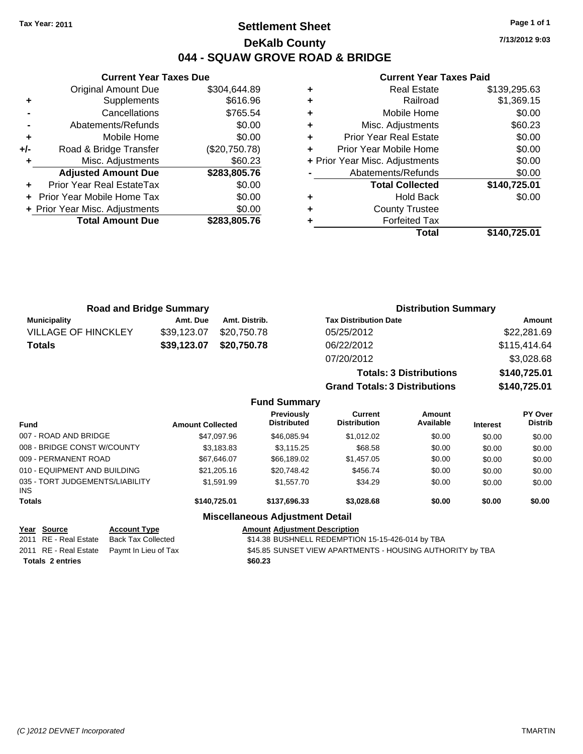**Tax Year: 2011**

# Settlement Sheet
## DeKalb County
## 044 - SQUAW GROVE ROAD & BRIDGE

7/13/2012 9:03

### Current Year Taxes Due

| | | |
|---|---|---|
| | Original Amount Due | $304,644.89 |
| + | Supplements | $616.96 |
| - | Cancellations | $765.54 |
| - | Abatements/Refunds | $0.00 |
| + | Mobile Home | $0.00 |
| +/- | Road & Bridge Transfer | ($20,750.78) |
| + | Misc. Adjustments | $60.23 |
| | **Adjusted Amount Due** | **$283,805.76** |
| + | Prior Year Real EstateTax | $0.00 |
| + | Prior Year Mobile Home Tax | $0.00 |
| + | Prior Year Misc. Adjustments | $0.00 |
| | **Total Amount Due** | **$283,805.76** |

### Current Year Taxes Paid

| | | |
|---|---|---|
| + | Real Estate | $139,295.63 |
| + | Railroad | $1,369.15 |
| + | Mobile Home | $0.00 |
| + | Misc. Adjustments | $60.23 |
| + | Prior Year Real Estate | $0.00 |
| + | Prior Year Mobile Home | $0.00 |
| + | Prior Year Misc. Adjustments | $0.00 |
| - | Abatements/Refunds | $0.00 |
| | **Total Collected** | **$140,725.01** |
| + | Hold Back | $0.00 |
| + | County Trustee | |
| + | Forfeited Tax | |
| | **Total** | **$140,725.01** |

### Road and Bridge Summary

| Municipality | Amt. Due | Amt. Distrib. |
|---|---|---|
| VILLAGE OF HINCKLEY | $39,123.07 | $20,750.78 |
| **Totals** | **$39,123.07** | **$20,750.78** |

### Distribution Summary

| Tax Distribution Date | Amount |
|---|---|
| 05/25/2012 | $22,281.69 |
| 06/22/2012 | $115,414.64 |
| 07/20/2012 | $3,028.68 |
| **Totals: 3 Distributions** | **$140,725.01** |
| **Grand Totals: 3 Distributions** | **$140,725.01** |

### Fund Summary

| Fund | Amount Collected | Previously Distributed | Current Distribution | Amount Available | Interest | PY Over Distrib |
|---|---|---|---|---|---|---|
| 007 - ROAD AND BRIDGE | $47,097.96 | $46,085.94 | $1,012.02 | $0.00 | $0.00 | $0.00 |
| 008 - BRIDGE CONST W/COUNTY | $3,183.83 | $3,115.25 | $68.58 | $0.00 | $0.00 | $0.00 |
| 009 - PERMANENT ROAD | $67,646.07 | $66,189.02 | $1,457.05 | $0.00 | $0.00 | $0.00 |
| 010 - EQUIPMENT AND BUILDING | $21,205.16 | $20,748.42 | $456.74 | $0.00 | $0.00 | $0.00 |
| 035 - TORT JUDGEMENTS/LIABILITY INS | $1,591.99 | $1,557.70 | $34.29 | $0.00 | $0.00 | $0.00 |
| **Totals** | **$140,725.01** | **$137,696.33** | **$3,028.68** | **$0.00** | **$0.00** | **$0.00** |

### Miscellaneous Adjustment Detail

| Year | Source | Account Type | Amount | Adjustment Description |
|---|---|---|---|---|
| 2011 | RE - Real Estate | Back Tax Collected | $14.38 | BUSHNELL REDEMPTION 15-15-426-014 by TBA |
| 2011 | RE - Real Estate | Paymt In Lieu of Tax | $45.85 | SUNSET VIEW APARTMENTS - HOUSING AUTHORITY by TBA |
| **Totals 2 entries** | | | **$60.23** | |

(C )2012 DEVNET Incorporated TMARTIN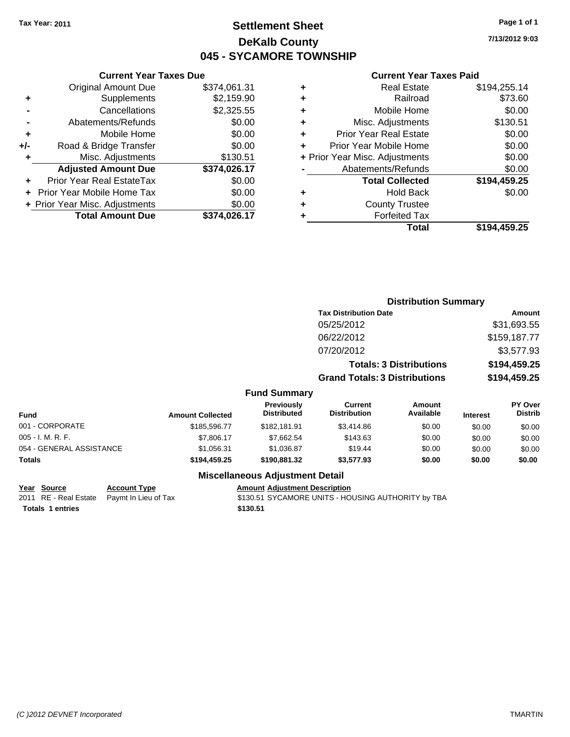**Tax Year: 2011**

# Settlement Sheet
## DeKalb County
## 045 - SYCAMORE TOWNSHIP

7/13/2012 9:03

### Current Year Taxes Due

| | | |
|---|---|---|
| | Original Amount Due | $374,061.31 |
| + | Supplements | $2,159.90 |
| - | Cancellations | $2,325.55 |
| - | Abatements/Refunds | $0.00 |
| + | Mobile Home | $0.00 |
| +/- | Road & Bridge Transfer | $0.00 |
| + | Misc. Adjustments | $130.51 |
| | **Adjusted Amount Due** | **$374,026.17** |
| + | Prior Year Real EstateTax | $0.00 |
| + | Prior Year Mobile Home Tax | $0.00 |
| + | Prior Year Misc. Adjustments | $0.00 |
| | **Total Amount Due** | **$374,026.17** |

### Current Year Taxes Paid

| | | |
|---|---|---|
| + | Real Estate | $194,255.14 |
| + | Railroad | $73.60 |
| + | Mobile Home | $0.00 |
| + | Misc. Adjustments | $130.51 |
| + | Prior Year Real Estate | $0.00 |
| + | Prior Year Mobile Home | $0.00 |
| + | Prior Year Misc. Adjustments | $0.00 |
| - | Abatements/Refunds | $0.00 |
| | **Total Collected** | **$194,459.25** |
| + | Hold Back | $0.00 |
| + | County Trustee | |
| + | Forfeited Tax | |
| | **Total** | **$194,459.25** |

### Distribution Summary

| Tax Distribution Date | Amount |
|---|---|
| 05/25/2012 | $31,693.55 |
| 06/22/2012 | $159,187.77 |
| 07/20/2012 | $3,577.93 |
| **Totals: 3 Distributions** | **$194,459.25** |
| **Grand Totals: 3 Distributions** | **$194,459.25** |

### Fund Summary

| Fund | Amount Collected | Previously Distributed | Current Distribution | Amount Available | Interest | PY Over Distrib |
|---|---|---|---|---|---|---|
| 001 - CORPORATE | $185,596.77 | $182,181.91 | $3,414.86 | $0.00 | $0.00 | $0.00 |
| 005 - I. M. R. F. | $7,806.17 | $7,662.54 | $143.63 | $0.00 | $0.00 | $0.00 |
| 054 - GENERAL ASSISTANCE | $1,056.31 | $1,036.87 | $19.44 | $0.00 | $0.00 | $0.00 |
| **Totals** | **$194,459.25** | **$190,881.32** | **$3,577.93** | **$0.00** | **$0.00** | **$0.00** |

### Miscellaneous Adjustment Detail

| Year | Source | Account Type | Amount | Adjustment Description |
|---|---|---|---|---|
| 2011 | RE - Real Estate | Paymt In Lieu of Tax | $130.51 | SYCAMORE UNITS - HOUSING AUTHORITY by TBA |
| **Totals** | **1 entries** | | **$130.51** | |

*(C )2012 DEVNET Incorporated* TMARTIN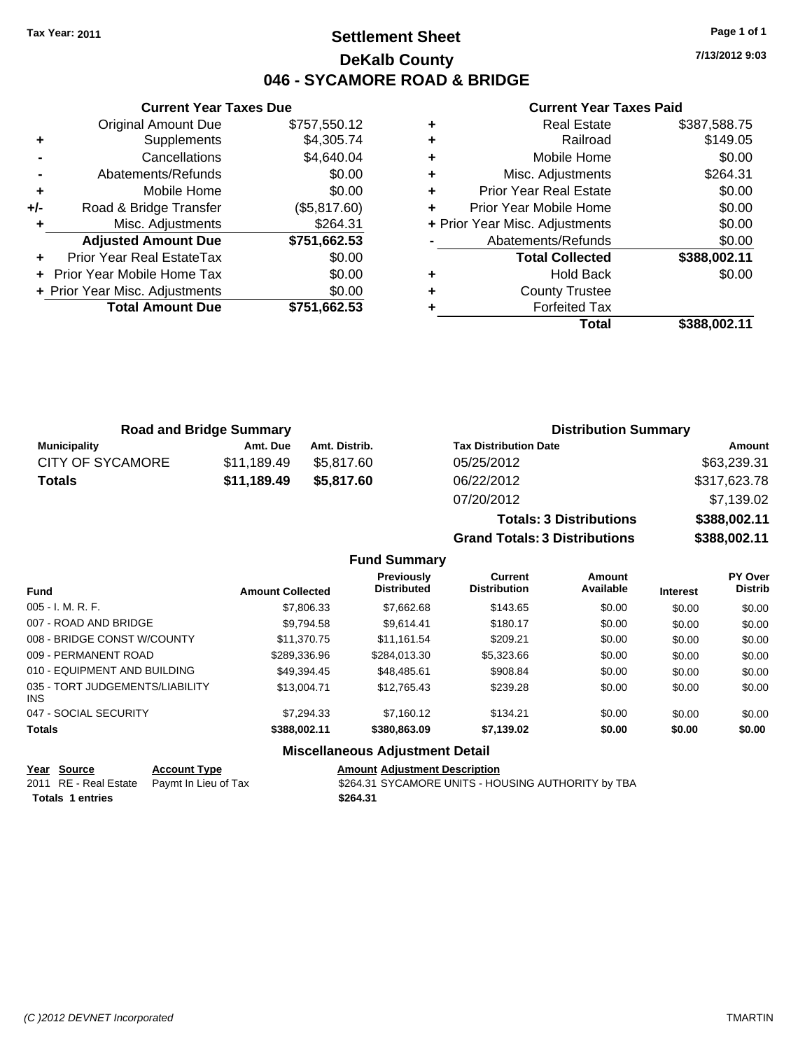**Tax Year: 2011**

# Settlement Sheet
## DeKalb County
## 046 - SYCAMORE ROAD & BRIDGE

7/13/2012 9:03

### Current Year Taxes Due

| | | |
|---|---|---|
| | Original Amount Due | $757,550.12 |
| + | Supplements | $4,305.74 |
| - | Cancellations | $4,640.04 |
| - | Abatements/Refunds | $0.00 |
| + | Mobile Home | $0.00 |
| +/- | Road & Bridge Transfer | ($5,817.60) |
| + | Misc. Adjustments | $264.31 |
| | **Adjusted Amount Due** | **$751,662.53** |
| + | Prior Year Real EstateTax | $0.00 |
| + | Prior Year Mobile Home Tax | $0.00 |
| + | Prior Year Misc. Adjustments | $0.00 |
| | **Total Amount Due** | **$751,662.53** |

### Current Year Taxes Paid

| | | |
|---|---|---|
| + | Real Estate | $387,588.75 |
| + | Railroad | $149.05 |
| + | Mobile Home | $0.00 |
| + | Misc. Adjustments | $264.31 |
| + | Prior Year Real Estate | $0.00 |
| + | Prior Year Mobile Home | $0.00 |
| + | Prior Year Misc. Adjustments | $0.00 |
| - | Abatements/Refunds | $0.00 |
| | **Total Collected** | **$388,002.11** |
| + | Hold Back | $0.00 |
| + | County Trustee | |
| + | Forfeited Tax | |
| | **Total** | **$388,002.11** |

### Road and Bridge Summary

| Municipality | Amt. Due | Amt. Distrib. |
|---|---|---|
| CITY OF SYCAMORE | $11,189.49 | $5,817.60 |
| **Totals** | **$11,189.49** | **$5,817.60** |

### Distribution Summary

| Tax Distribution Date | Amount |
|---|---|
| 05/25/2012 | $63,239.31 |
| 06/22/2012 | $317,623.78 |
| 07/20/2012 | $7,139.02 |
| **Totals: 3 Distributions** | **$388,002.11** |
| **Grand Totals: 3 Distributions** | **$388,002.11** |

### Fund Summary

| Fund | Amount Collected | Previously Distributed | Current Distribution | Amount Available | Interest | PY Over Distrib |
|---|---|---|---|---|---|---|
| 005 - I. M. R. F. | $7,806.33 | $7,662.68 | $143.65 | $0.00 | $0.00 | $0.00 |
| 007 - ROAD AND BRIDGE | $9,794.58 | $9,614.41 | $180.17 | $0.00 | $0.00 | $0.00 |
| 008 - BRIDGE CONST W/COUNTY | $11,370.75 | $11,161.54 | $209.21 | $0.00 | $0.00 | $0.00 |
| 009 - PERMANENT ROAD | $289,336.96 | $284,013.30 | $5,323.66 | $0.00 | $0.00 | $0.00 |
| 010 - EQUIPMENT AND BUILDING | $49,394.45 | $48,485.61 | $908.84 | $0.00 | $0.00 | $0.00 |
| 035 - TORT JUDGEMENTS/LIABILITY INS | $13,004.71 | $12,765.43 | $239.28 | $0.00 | $0.00 | $0.00 |
| 047 - SOCIAL SECURITY | $7,294.33 | $7,160.12 | $134.21 | $0.00 | $0.00 | $0.00 |
| **Totals** | **$388,002.11** | **$380,863.09** | **$7,139.02** | **$0.00** | **$0.00** | **$0.00** |

### Miscellaneous Adjustment Detail

| Year | Source | Account Type | Amount | Adjustment Description |
|---|---|---|---|---|
| 2011 | RE - Real Estate | Paymt In Lieu of Tax | $264.31 | SYCAMORE UNITS - HOUSING AUTHORITY by TBA |
| **Totals** | **1 entries** | | **$264.31** | |

*(C )2012 DEVNET Incorporated* TMARTIN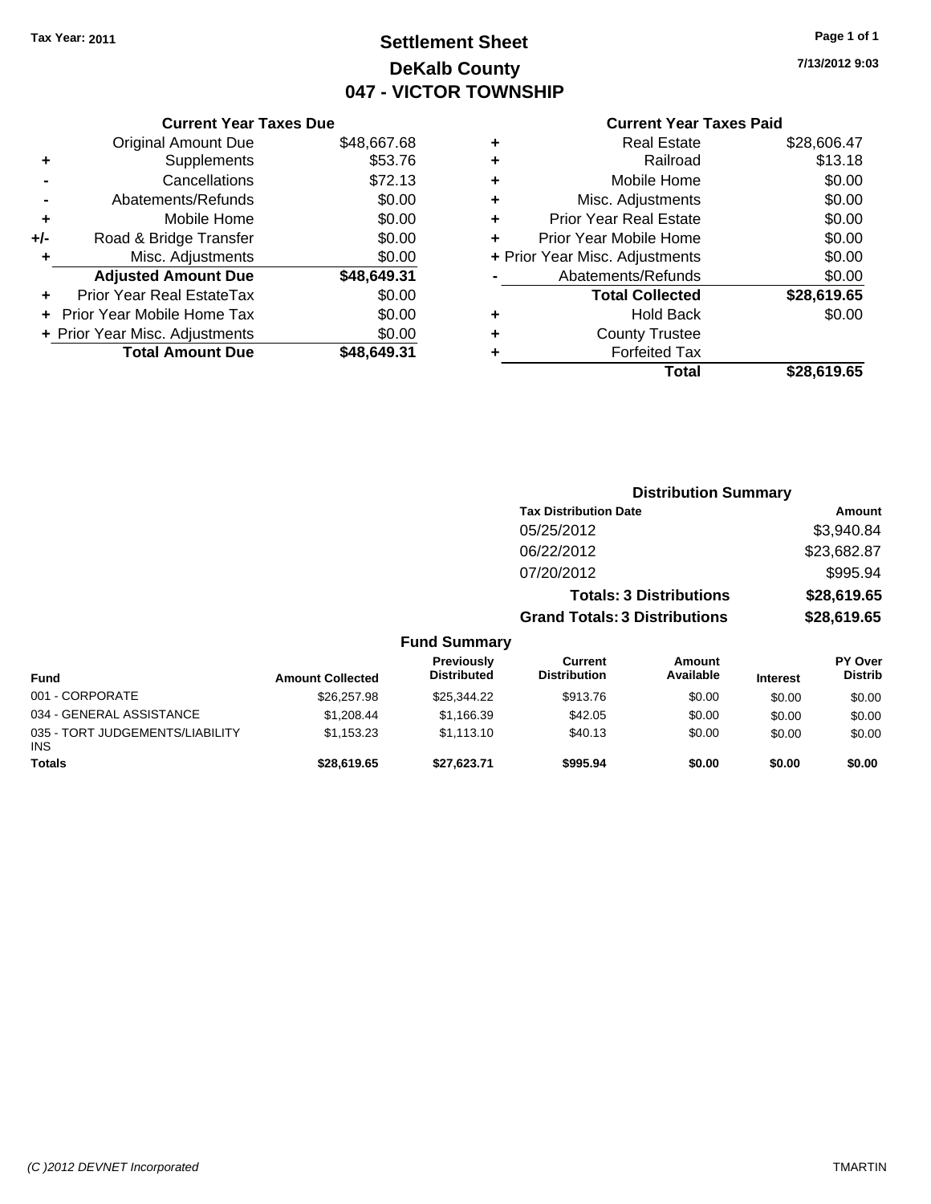Tax Year: 2011

# Settlement Sheet
## DeKalb County
## 047 - VICTOR TOWNSHIP

7/13/2012 9:03

### Current Year Taxes Due

| | | |
|---|---|---|
| | Original Amount Due | $48,667.68 |
| + | Supplements | $53.76 |
| - | Cancellations | $72.13 |
| - | Abatements/Refunds | $0.00 |
| + | Mobile Home | $0.00 |
| +/- | Road & Bridge Transfer | $0.00 |
| + | Misc. Adjustments | $0.00 |
| | **Adjusted Amount Due** | **$48,649.31** |
| + | Prior Year Real EstateTax | $0.00 |
| + | Prior Year Mobile Home Tax | $0.00 |
| + | Prior Year Misc. Adjustments | $0.00 |
| | **Total Amount Due** | **$48,649.31** |

### Current Year Taxes Paid

| | | |
|---|---|---|
| + | Real Estate | $28,606.47 |
| + | Railroad | $13.18 |
| + | Mobile Home | $0.00 |
| + | Misc. Adjustments | $0.00 |
| + | Prior Year Real Estate | $0.00 |
| + | Prior Year Mobile Home | $0.00 |
| + | Prior Year Misc. Adjustments | $0.00 |
| - | Abatements/Refunds | $0.00 |
| | **Total Collected** | **$28,619.65** |
| + | Hold Back | $0.00 |
| + | County Trustee | |
| + | Forfeited Tax | |
| | **Total** | **$28,619.65** |

### Distribution Summary

| Tax Distribution Date | Amount |
|---|---|
| 05/25/2012 | $3,940.84 |
| 06/22/2012 | $23,682.87 |
| 07/20/2012 | $995.94 |
| **Totals: 3 Distributions** | **$28,619.65** |
| **Grand Totals: 3 Distributions** | **$28,619.65** |

### Fund Summary

| Fund | Amount Collected | Previously Distributed | Current Distribution | Amount Available | Interest | PY Over Distrib |
|---|---|---|---|---|---|---|
| 001 - CORPORATE | $26,257.98 | $25,344.22 | $913.76 | $0.00 | $0.00 | $0.00 |
| 034 - GENERAL ASSISTANCE | $1,208.44 | $1,166.39 | $42.05 | $0.00 | $0.00 | $0.00 |
| 035 - TORT JUDGEMENTS/LIABILITY INS | $1,153.23 | $1,113.10 | $40.13 | $0.00 | $0.00 | $0.00 |
| **Totals** | **$28,619.65** | **$27,623.71** | **$995.94** | **$0.00** | **$0.00** | **$0.00** |

(C )2012 DEVNET Incorporated

TMARTIN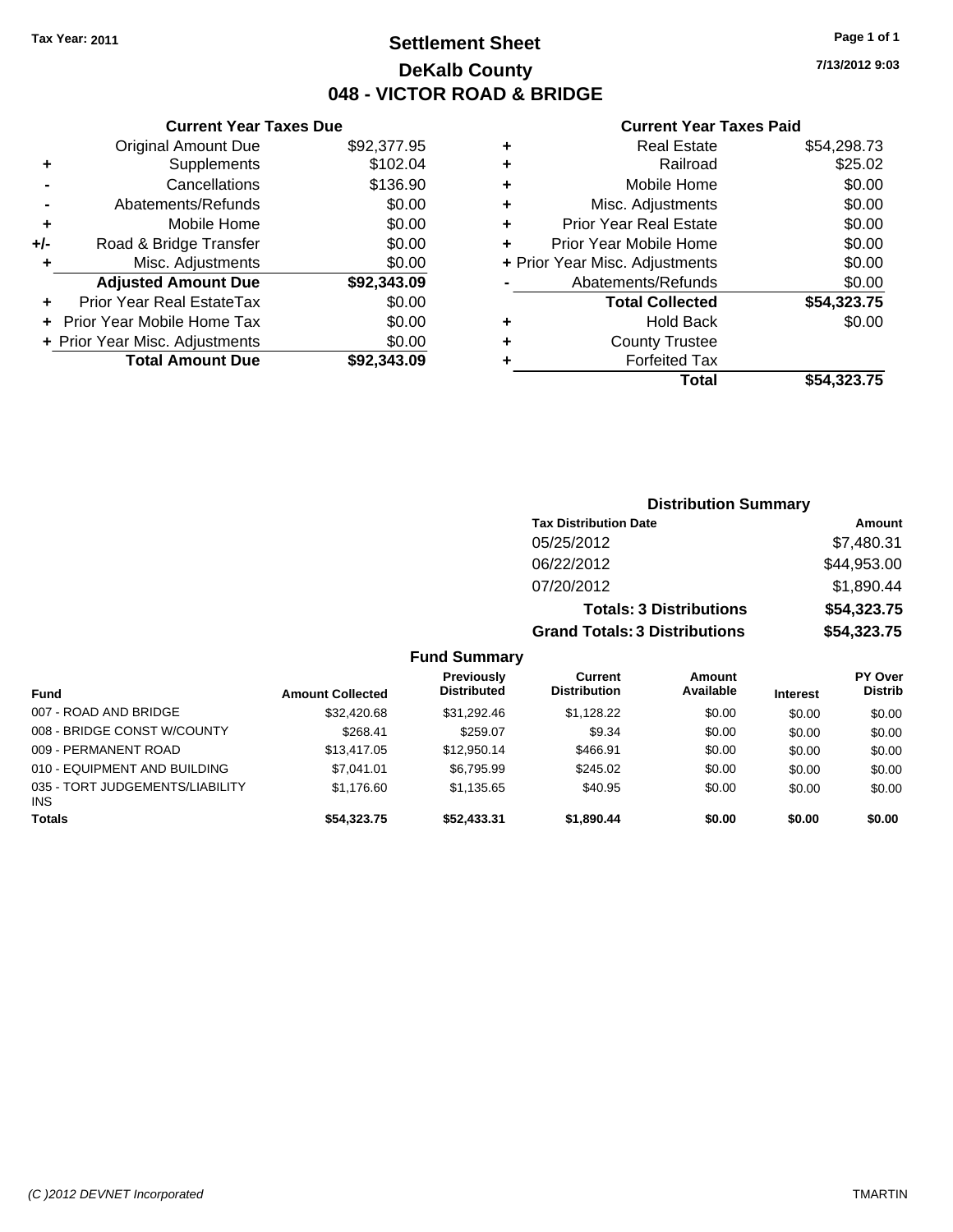**Tax Year: 2011**

# Settlement Sheet
## DeKalb County
## 048 - VICTOR ROAD & BRIDGE

7/13/2012 9:03

### Current Year Taxes Due

| | | |
|---|---|---|
| | Original Amount Due | $92,377.95 |
| + | Supplements | $102.04 |
| - | Cancellations | $136.90 |
| - | Abatements/Refunds | $0.00 |
| + | Mobile Home | $0.00 |
| +/- | Road & Bridge Transfer | $0.00 |
| + | Misc. Adjustments | $0.00 |
| | **Adjusted Amount Due** | **$92,343.09** |
| + | Prior Year Real EstateTax | $0.00 |
| + | Prior Year Mobile Home Tax | $0.00 |
| + | Prior Year Misc. Adjustments | $0.00 |
| | **Total Amount Due** | **$92,343.09** |

### Current Year Taxes Paid

| | | |
|---|---|---|
| + | Real Estate | $54,298.73 |
| + | Railroad | $25.02 |
| + | Mobile Home | $0.00 |
| + | Misc. Adjustments | $0.00 |
| + | Prior Year Real Estate | $0.00 |
| + | Prior Year Mobile Home | $0.00 |
| + | Prior Year Misc. Adjustments | $0.00 |
| - | Abatements/Refunds | $0.00 |
| | **Total Collected** | **$54,323.75** |
| + | Hold Back | $0.00 |
| + | County Trustee | |
| + | Forfeited Tax | |
| | **Total** | **$54,323.75** |

### Distribution Summary

| Tax Distribution Date | Amount |
|---|---|
| 05/25/2012 | $7,480.31 |
| 06/22/2012 | $44,953.00 |
| 07/20/2012 | $1,890.44 |
| **Totals: 3 Distributions** | **$54,323.75** |
| **Grand Totals: 3 Distributions** | **$54,323.75** |

### Fund Summary

| Fund | Amount Collected | Previously Distributed | Current Distribution | Amount Available | Interest | PY Over Distrib |
|---|---|---|---|---|---|---|
| 007 - ROAD AND BRIDGE | $32,420.68 | $31,292.46 | $1,128.22 | $0.00 | $0.00 | $0.00 |
| 008 - BRIDGE CONST W/COUNTY | $268.41 | $259.07 | $9.34 | $0.00 | $0.00 | $0.00 |
| 009 - PERMANENT ROAD | $13,417.05 | $12,950.14 | $466.91 | $0.00 | $0.00 | $0.00 |
| 010 - EQUIPMENT AND BUILDING | $7,041.01 | $6,795.99 | $245.02 | $0.00 | $0.00 | $0.00 |
| 035 - TORT JUDGEMENTS/LIABILITY INS | $1,176.60 | $1,135.65 | $40.95 | $0.00 | $0.00 | $0.00 |
| **Totals** | **$54,323.75** | **$52,433.31** | **$1,890.44** | **$0.00** | **$0.00** | **$0.00** |

(C )2012 DEVNET Incorporated TMARTIN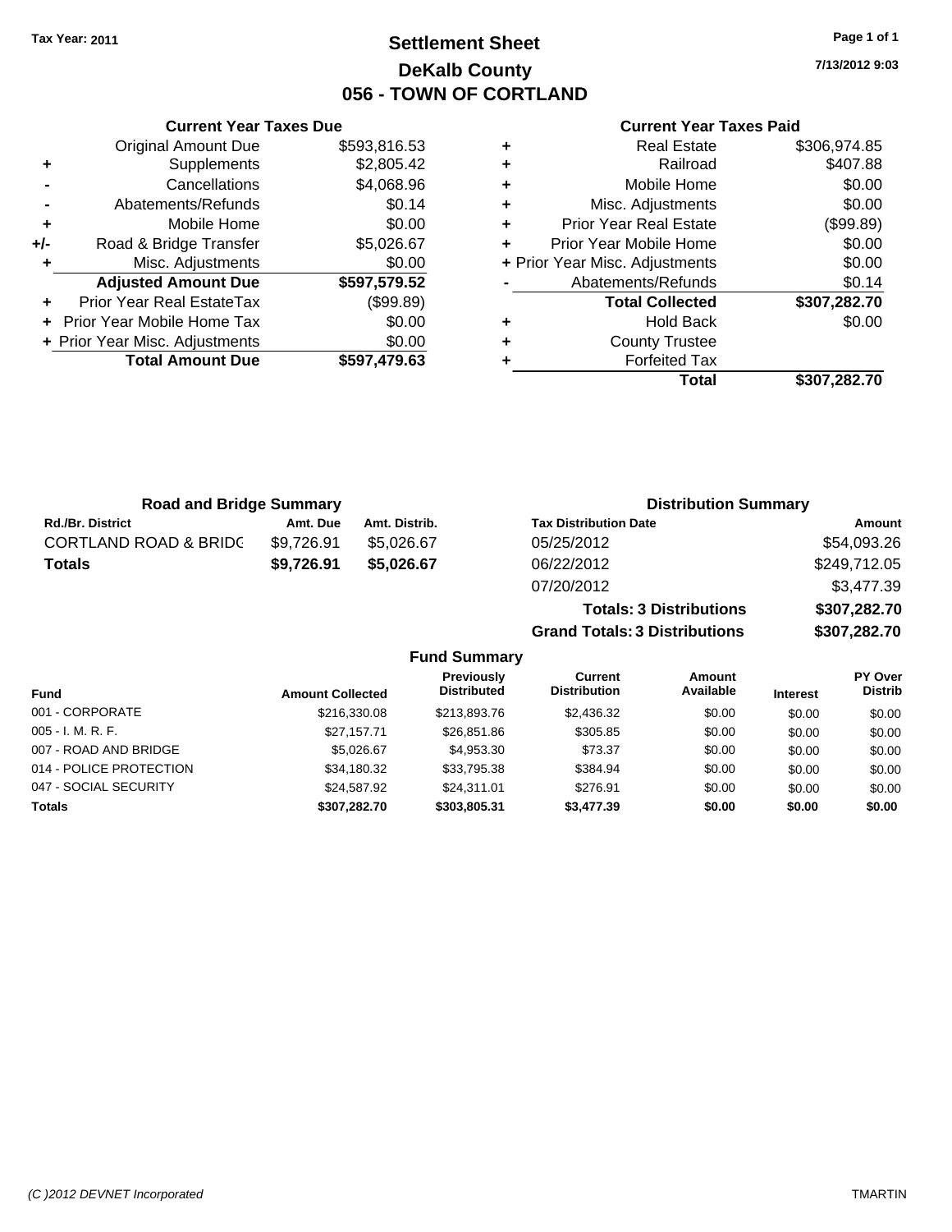Tax Year: 2011

# Settlement Sheet
## DeKalb County
## 056 - TOWN OF CORTLAND

7/13/2012 9:03

### Current Year Taxes Due

| | | |
|---|---|---|
| | Original Amount Due | $593,816.53 |
| + | Supplements | $2,805.42 |
| - | Cancellations | $4,068.96 |
| - | Abatements/Refunds | $0.14 |
| + | Mobile Home | $0.00 |
| +/- | Road & Bridge Transfer | $5,026.67 |
| + | Misc. Adjustments | $0.00 |
| | **Adjusted Amount Due** | **$597,579.52** |
| + | Prior Year Real EstateTax | ($99.89) |
| + | Prior Year Mobile Home Tax | $0.00 |
| + | Prior Year Misc. Adjustments | $0.00 |
| | **Total Amount Due** | **$597,479.63** |

### Current Year Taxes Paid

| | | |
|---|---|---|
| + | Real Estate | $306,974.85 |
| + | Railroad | $407.88 |
| + | Mobile Home | $0.00 |
| + | Misc. Adjustments | $0.00 |
| + | Prior Year Real Estate | ($99.89) |
| + | Prior Year Mobile Home | $0.00 |
| + | Prior Year Misc. Adjustments | $0.00 |
| - | Abatements/Refunds | $0.14 |
| | **Total Collected** | **$307,282.70** |
| + | Hold Back | $0.00 |
| + | County Trustee | |
| + | Forfeited Tax | |
| | **Total** | **$307,282.70** |

### Road and Bridge Summary

| Rd./Br. District | Amt. Due | Amt. Distrib. |
|---|---|---|
| CORTLAND ROAD & BRIDG | $9,726.91 | $5,026.67 |
| **Totals** | **$9,726.91** | **$5,026.67** |

### Distribution Summary

| Tax Distribution Date | Amount |
|---|---|
| 05/25/2012 | $54,093.26 |
| 06/22/2012 | $249,712.05 |
| 07/20/2012 | $3,477.39 |
| **Totals: 3 Distributions** | **$307,282.70** |
| **Grand Totals: 3 Distributions** | **$307,282.70** |

### Fund Summary

| Fund | Amount Collected | Previously Distributed | Current Distribution | Amount Available | Interest | PY Over Distrib |
|---|---|---|---|---|---|---|
| 001 - CORPORATE | $216,330.08 | $213,893.76 | $2,436.32 | $0.00 | $0.00 | $0.00 |
| 005 - I. M. R. F. | $27,157.71 | $26,851.86 | $305.85 | $0.00 | $0.00 | $0.00 |
| 007 - ROAD AND BRIDGE | $5,026.67 | $4,953.30 | $73.37 | $0.00 | $0.00 | $0.00 |
| 014 - POLICE PROTECTION | $34,180.32 | $33,795.38 | $384.94 | $0.00 | $0.00 | $0.00 |
| 047 - SOCIAL SECURITY | $24,587.92 | $24,311.01 | $276.91 | $0.00 | $0.00 | $0.00 |
| **Totals** | **$307,282.70** | **$303,805.31** | **$3,477.39** | **$0.00** | **$0.00** | **$0.00** |

(C )2012 DEVNET Incorporated — TMARTIN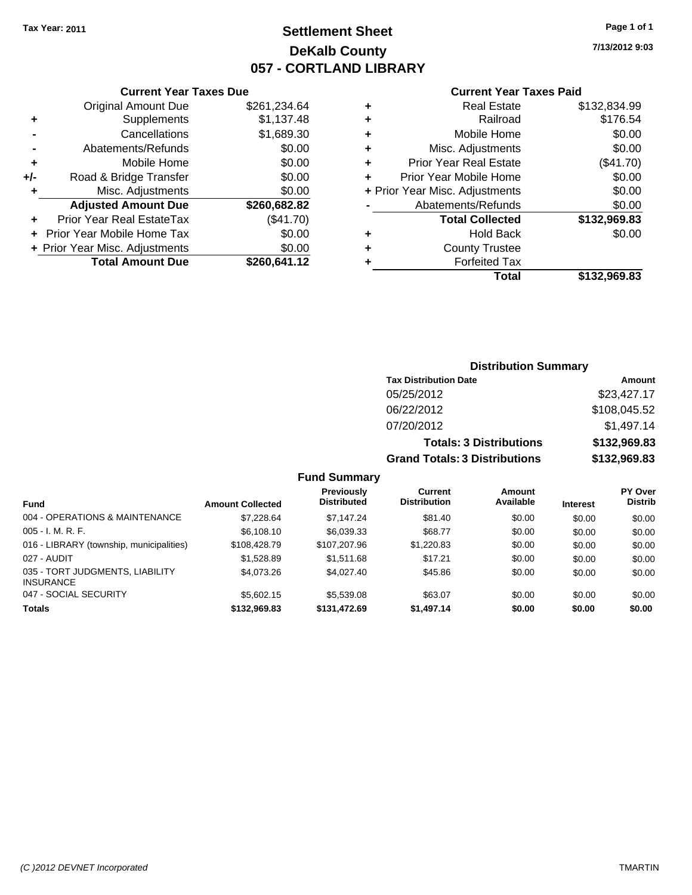**Tax Year: 2011**

# Settlement Sheet
## DeKalb County
## 057 - CORTLAND LIBRARY

**7/13/2012 9:03**

### Current Year Taxes Due

| | | |
|---|---|---|
| | Original Amount Due | $261,234.64 |
| + | Supplements | $1,137.48 |
| - | Cancellations | $1,689.30 |
| - | Abatements/Refunds | $0.00 |
| + | Mobile Home | $0.00 |
| +/- | Road & Bridge Transfer | $0.00 |
| + | Misc. Adjustments | $0.00 |
| | **Adjusted Amount Due** | **$260,682.82** |
| + | Prior Year Real EstateTax | ($41.70) |
| + | Prior Year Mobile Home Tax | $0.00 |
| + | Prior Year Misc. Adjustments | $0.00 |
| | **Total Amount Due** | **$260,641.12** |

### Current Year Taxes Paid

| | | |
|---|---|---|
| + | Real Estate | $132,834.99 |
| + | Railroad | $176.54 |
| + | Mobile Home | $0.00 |
| + | Misc. Adjustments | $0.00 |
| + | Prior Year Real Estate | ($41.70) |
| + | Prior Year Mobile Home | $0.00 |
| + | Prior Year Misc. Adjustments | $0.00 |
| - | Abatements/Refunds | $0.00 |
| | **Total Collected** | **$132,969.83** |
| + | Hold Back | $0.00 |
| + | County Trustee | |
| + | Forfeited Tax | |
| | **Total** | **$132,969.83** |

### Distribution Summary

| Tax Distribution Date | Amount |
|---|---|
| 05/25/2012 | $23,427.17 |
| 06/22/2012 | $108,045.52 |
| 07/20/2012 | $1,497.14 |
| **Totals: 3 Distributions** | **$132,969.83** |
| **Grand Totals: 3 Distributions** | **$132,969.83** |

### Fund Summary

| Fund | Amount Collected | Previously Distributed | Current Distribution | Amount Available | Interest | PY Over Distrib |
|---|---|---|---|---|---|---|
| 004 - OPERATIONS & MAINTENANCE | $7,228.64 | $7,147.24 | $81.40 | $0.00 | $0.00 | $0.00 |
| 005 - I. M. R. F. | $6,108.10 | $6,039.33 | $68.77 | $0.00 | $0.00 | $0.00 |
| 016 - LIBRARY (township, municipalities) | $108,428.79 | $107,207.96 | $1,220.83 | $0.00 | $0.00 | $0.00 |
| 027 - AUDIT | $1,528.89 | $1,511.68 | $17.21 | $0.00 | $0.00 | $0.00 |
| 035 - TORT JUDGMENTS, LIABILITY INSURANCE | $4,073.26 | $4,027.40 | $45.86 | $0.00 | $0.00 | $0.00 |
| 047 - SOCIAL SECURITY | $5,602.15 | $5,539.08 | $63.07 | $0.00 | $0.00 | $0.00 |
| **Totals** | **$132,969.83** | **$131,472.69** | **$1,497.14** | **$0.00** | **$0.00** | **$0.00** |

*(C )2012 DEVNET Incorporated* TMARTIN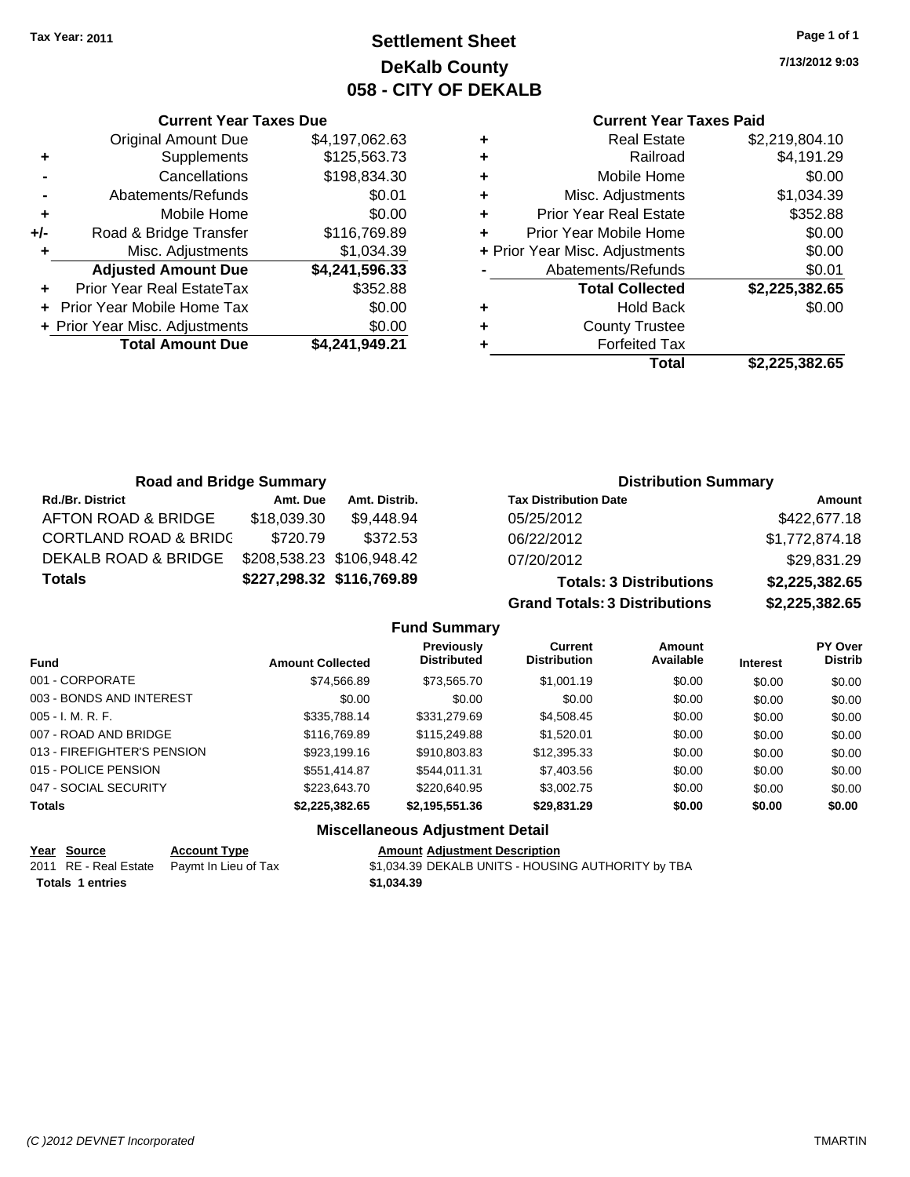Tax Year: 2011

# Settlement Sheet
## DeKalb County
## 058 - CITY OF DEKALB

7/13/2012 9:03

### Current Year Taxes Due

| | | |
|---|---|---|
| | Original Amount Due | $4,197,062.63 |
| + | Supplements | $125,563.73 |
| - | Cancellations | $198,834.30 |
| - | Abatements/Refunds | $0.01 |
| + | Mobile Home | $0.00 |
| +/- | Road & Bridge Transfer | $116,769.89 |
| + | Misc. Adjustments | $1,034.39 |
| | **Adjusted Amount Due** | **$4,241,596.33** |
| + | Prior Year Real EstateTax | $352.88 |
| + | Prior Year Mobile Home Tax | $0.00 |
| + | Prior Year Misc. Adjustments | $0.00 |
| | **Total Amount Due** | **$4,241,949.21** |

### Current Year Taxes Paid

| | | |
|---|---|---|
| + | Real Estate | $2,219,804.10 |
| + | Railroad | $4,191.29 |
| + | Mobile Home | $0.00 |
| + | Misc. Adjustments | $1,034.39 |
| + | Prior Year Real Estate | $352.88 |
| + | Prior Year Mobile Home | $0.00 |
| + | Prior Year Misc. Adjustments | $0.00 |
| - | Abatements/Refunds | $0.01 |
| | **Total Collected** | **$2,225,382.65** |
| + | Hold Back | $0.00 |
| + | County Trustee | |
| + | Forfeited Tax | |
| | **Total** | **$2,225,382.65** |

### Road and Bridge Summary

| Rd./Br. District | Amt. Due | Amt. Distrib. |
|---|---|---|
| AFTON ROAD & BRIDGE | $18,039.30 | $9,448.94 |
| CORTLAND ROAD & BRIDG | $720.79 | $372.53 |
| DEKALB ROAD & BRIDGE | $208,538.23 | $106,948.42 |
| **Totals** | **$227,298.32** | **$116,769.89** |

### Distribution Summary

| Tax Distribution Date | Amount |
|---|---|
| 05/25/2012 | $422,677.18 |
| 06/22/2012 | $1,772,874.18 |
| 07/20/2012 | $29,831.29 |
| **Totals: 3 Distributions** | **$2,225,382.65** |
| **Grand Totals: 3 Distributions** | **$2,225,382.65** |

### Fund Summary

| Fund | Amount Collected | Previously Distributed | Current Distribution | Amount Available | Interest | PY Over Distrib |
|---|---|---|---|---|---|---|
| 001 - CORPORATE | $74,566.89 | $73,565.70 | $1,001.19 | $0.00 | $0.00 | $0.00 |
| 003 - BONDS AND INTEREST | $0.00 | $0.00 | $0.00 | $0.00 | $0.00 | $0.00 |
| 005 - I. M. R. F. | $335,788.14 | $331,279.69 | $4,508.45 | $0.00 | $0.00 | $0.00 |
| 007 - ROAD AND BRIDGE | $116,769.89 | $115,249.88 | $1,520.01 | $0.00 | $0.00 | $0.00 |
| 013 - FIREFIGHTER'S PENSION | $923,199.16 | $910,803.83 | $12,395.33 | $0.00 | $0.00 | $0.00 |
| 015 - POLICE PENSION | $551,414.87 | $544,011.31 | $7,403.56 | $0.00 | $0.00 | $0.00 |
| 047 - SOCIAL SECURITY | $223,643.70 | $220,640.95 | $3,002.75 | $0.00 | $0.00 | $0.00 |
| **Totals** | **$2,225,382.65** | **$2,195,551.36** | **$29,831.29** | **$0.00** | **$0.00** | **$0.00** |

### Miscellaneous Adjustment Detail

| Year | Source | Account Type | Amount | Adjustment Description |
|---|---|---|---|---|
| 2011 | RE - Real Estate | Paymt In Lieu of Tax | $1,034.39 | DEKALB UNITS - HOUSING AUTHORITY by TBA |
| **Totals** | **1 entries** | | **$1,034.39** | |

(C )2012 DEVNET Incorporated — TMARTIN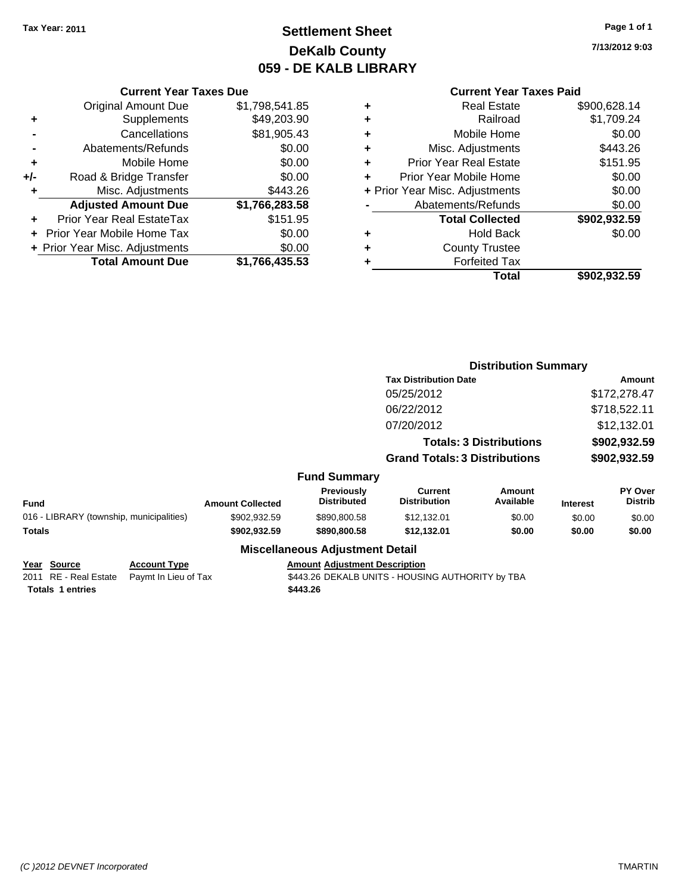Tax Year: 2011

# Settlement Sheet
## DeKalb County
## 059 - DE KALB LIBRARY

7/13/2012 9:03

### Current Year Taxes Due

| | | |
|---|---|---|
| | Original Amount Due | $1,798,541.85 |
| + | Supplements | $49,203.90 |
| - | Cancellations | $81,905.43 |
| - | Abatements/Refunds | $0.00 |
| + | Mobile Home | $0.00 |
| +/- | Road & Bridge Transfer | $0.00 |
| + | Misc. Adjustments | $443.26 |
| | **Adjusted Amount Due** | **$1,766,283.58** |
| + | Prior Year Real EstateTax | $151.95 |
| + | Prior Year Mobile Home Tax | $0.00 |
| + | Prior Year Misc. Adjustments | $0.00 |
| | **Total Amount Due** | **$1,766,435.53** |

### Current Year Taxes Paid

| | | |
|---|---|---|
| + | Real Estate | $900,628.14 |
| + | Railroad | $1,709.24 |
| + | Mobile Home | $0.00 |
| + | Misc. Adjustments | $443.26 |
| + | Prior Year Real Estate | $151.95 |
| + | Prior Year Mobile Home | $0.00 |
| + | Prior Year Misc. Adjustments | $0.00 |
| - | Abatements/Refunds | $0.00 |
| | **Total Collected** | **$902,932.59** |
| + | Hold Back | $0.00 |
| + | County Trustee | |
| + | Forfeited Tax | |
| | **Total** | **$902,932.59** |

### Distribution Summary

| Tax Distribution Date | Amount |
|---|---|
| 05/25/2012 | $172,278.47 |
| 06/22/2012 | $718,522.11 |
| 07/20/2012 | $12,132.01 |
| **Totals: 3 Distributions** | **$902,932.59** |
| **Grand Totals: 3 Distributions** | **$902,932.59** |

### Fund Summary

| Fund | Amount Collected | Previously Distributed | Current Distribution | Amount Available | Interest | PY Over Distrib |
|---|---|---|---|---|---|---|
| 016 - LIBRARY (township, municipalities) | $902,932.59 | $890,800.58 | $12,132.01 | $0.00 | $0.00 | $0.00 |
| **Totals** | **$902,932.59** | **$890,800.58** | **$12,132.01** | **$0.00** | **$0.00** | **$0.00** |

### Miscellaneous Adjustment Detail

| Year | Source | Account Type | Amount | Adjustment Description |
|---|---|---|---|---|
| 2011 | RE - Real Estate | Paymt In Lieu of Tax | $443.26 | DEKALB UNITS - HOUSING AUTHORITY by TBA |
| **Totals** | **1 entries** | | **$443.26** | |

(C )2012 DEVNET Incorporated TMARTIN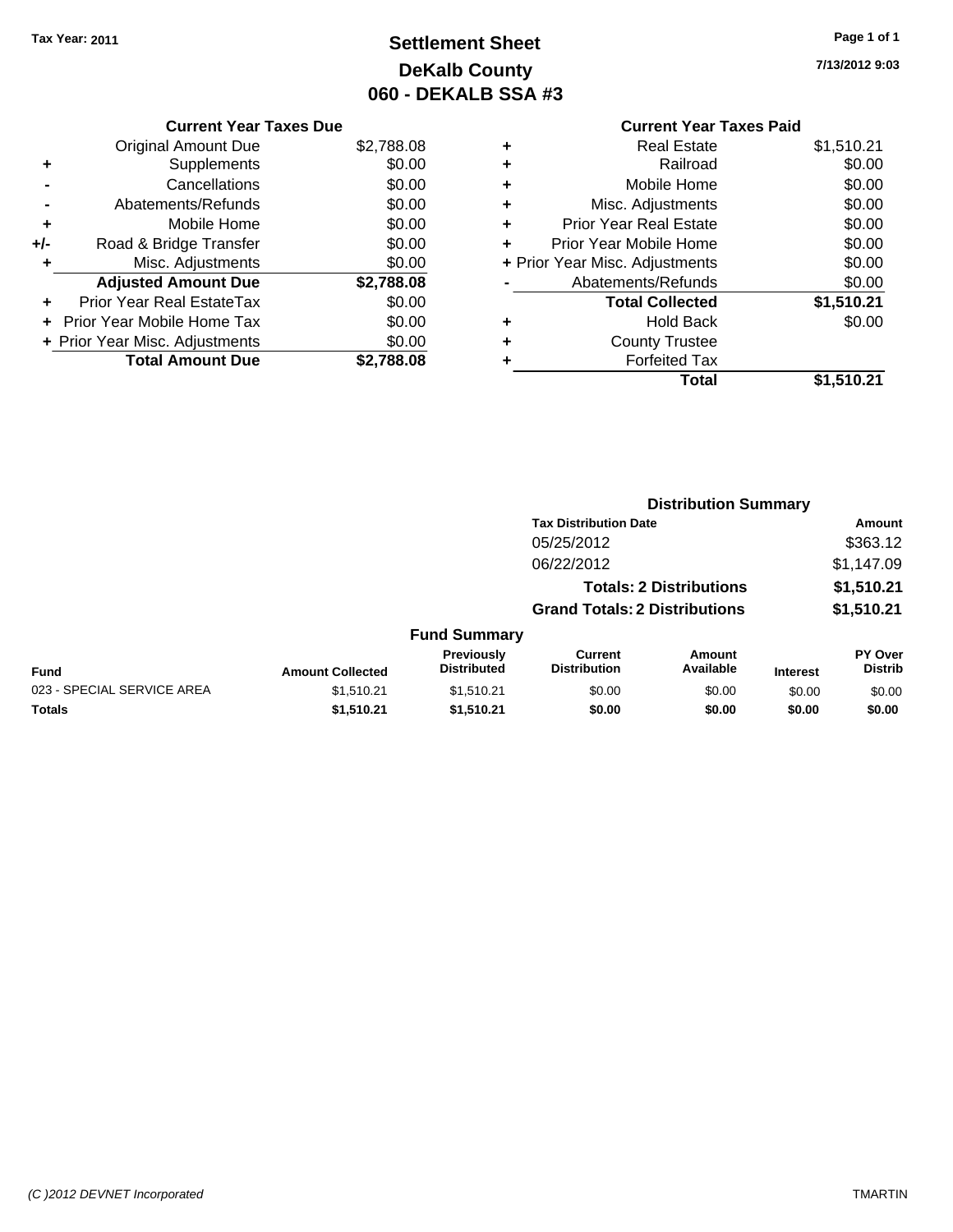Tax Year: 2011

# Settlement Sheet
## DeKalb County
## 060 - DEKALB SSA #3

7/13/2012 9:03

### Current Year Taxes Due

| | | |
|---|---|---|
| | Original Amount Due | $2,788.08 |
| + | Supplements | $0.00 |
| - | Cancellations | $0.00 |
| - | Abatements/Refunds | $0.00 |
| + | Mobile Home | $0.00 |
| +/- | Road & Bridge Transfer | $0.00 |
| + | Misc. Adjustments | $0.00 |
| | **Adjusted Amount Due** | **$2,788.08** |
| + | Prior Year Real EstateTax | $0.00 |
| + | Prior Year Mobile Home Tax | $0.00 |
| + | Prior Year Misc. Adjustments | $0.00 |
| | **Total Amount Due** | **$2,788.08** |

### Current Year Taxes Paid

| | | |
|---|---|---|
| + | Real Estate | $1,510.21 |
| + | Railroad | $0.00 |
| + | Mobile Home | $0.00 |
| + | Misc. Adjustments | $0.00 |
| + | Prior Year Real Estate | $0.00 |
| + | Prior Year Mobile Home | $0.00 |
| + | Prior Year Misc. Adjustments | $0.00 |
| - | Abatements/Refunds | $0.00 |
| | **Total Collected** | **$1,510.21** |
| + | Hold Back | $0.00 |
| + | County Trustee | |
| + | Forfeited Tax | |
| | **Total** | **$1,510.21** |

### Distribution Summary

| Tax Distribution Date | Amount |
|---|---|
| 05/25/2012 | $363.12 |
| 06/22/2012 | $1,147.09 |
| **Totals: 2 Distributions** | **$1,510.21** |
| **Grand Totals: 2 Distributions** | **$1,510.21** |

### Fund Summary

| Fund | Amount Collected | Previously Distributed | Current Distribution | Amount Available | Interest | PY Over Distrib |
|---|---|---|---|---|---|---|
| 023 - SPECIAL SERVICE AREA | $1,510.21 | $1,510.21 | $0.00 | $0.00 | $0.00 | $0.00 |
| **Totals** | **$1,510.21** | **$1,510.21** | **$0.00** | **$0.00** | **$0.00** | **$0.00** |

(C )2012 DEVNET Incorporated TMARTIN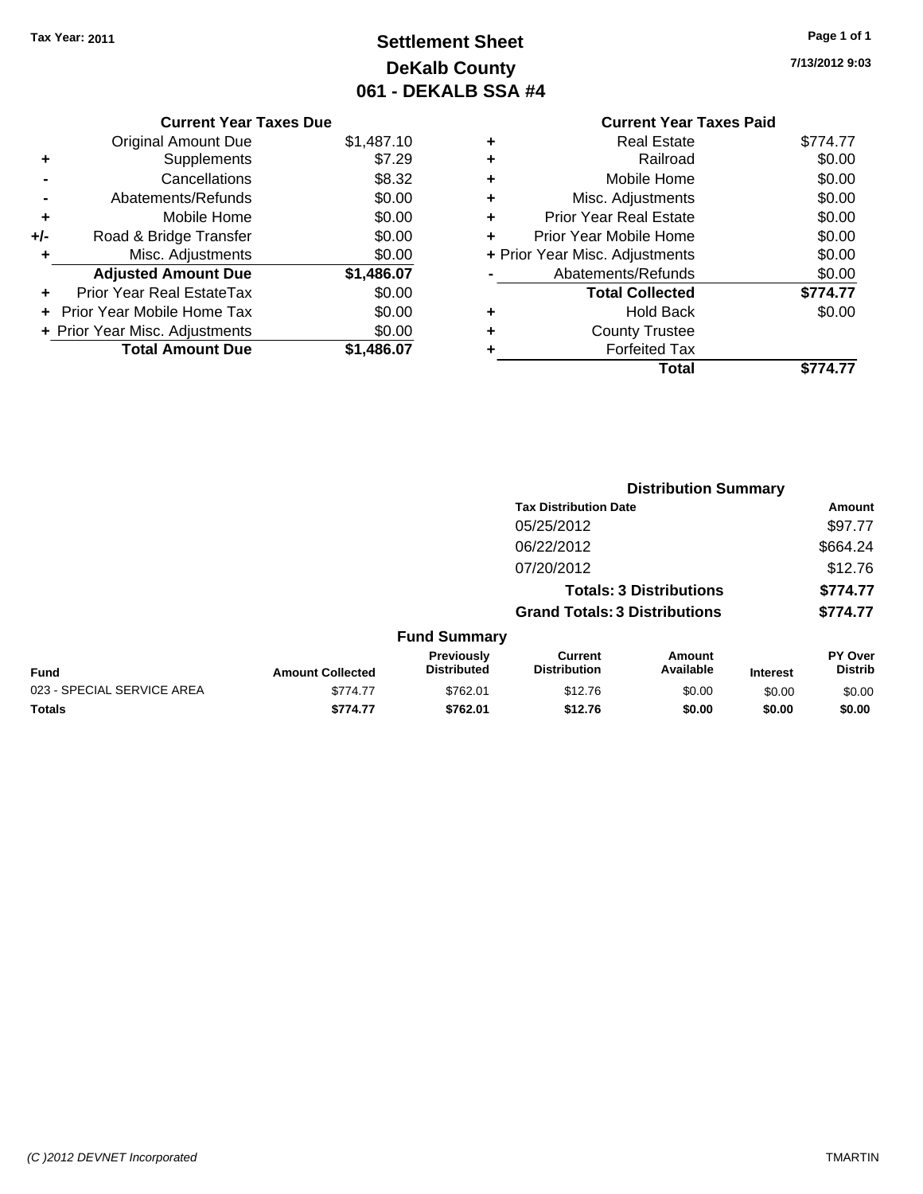Tax Year: 2011

# Settlement Sheet
## DeKalb County
## 061 - DEKALB SSA #4

7/13/2012 9:03

### Current Year Taxes Due

| | | |
|---|---|---|
| | Original Amount Due | $1,487.10 |
| + | Supplements | $7.29 |
| - | Cancellations | $8.32 |
| - | Abatements/Refunds | $0.00 |
| + | Mobile Home | $0.00 |
| +/- | Road & Bridge Transfer | $0.00 |
| + | Misc. Adjustments | $0.00 |
| | **Adjusted Amount Due** | **$1,486.07** |
| + | Prior Year Real EstateTax | $0.00 |
| + | Prior Year Mobile Home Tax | $0.00 |
| + | Prior Year Misc. Adjustments | $0.00 |
| | **Total Amount Due** | **$1,486.07** |

### Current Year Taxes Paid

| | | |
|---|---|---|
| + | Real Estate | $774.77 |
| + | Railroad | $0.00 |
| + | Mobile Home | $0.00 |
| + | Misc. Adjustments | $0.00 |
| + | Prior Year Real Estate | $0.00 |
| + | Prior Year Mobile Home | $0.00 |
| + | Prior Year Misc. Adjustments | $0.00 |
| - | Abatements/Refunds | $0.00 |
| | **Total Collected** | **$774.77** |
| + | Hold Back | $0.00 |
| + | County Trustee | |
| + | Forfeited Tax | |
| | **Total** | **$774.77** |

### Distribution Summary

| Tax Distribution Date | Amount |
|---|---|
| 05/25/2012 | $97.77 |
| 06/22/2012 | $664.24 |
| 07/20/2012 | $12.76 |
| **Totals: 3 Distributions** | **$774.77** |
| **Grand Totals: 3 Distributions** | **$774.77** |

### Fund Summary

| Fund | Amount Collected | Previously Distributed | Current Distribution | Amount Available | Interest | PY Over Distrib |
|---|---|---|---|---|---|---|
| 023 - SPECIAL SERVICE AREA | $774.77 | $762.01 | $12.76 | $0.00 | $0.00 | $0.00 |
| **Totals** | **$774.77** | **$762.01** | **$12.76** | **$0.00** | **$0.00** | **$0.00** |

(C )2012 DEVNET Incorporated TMARTIN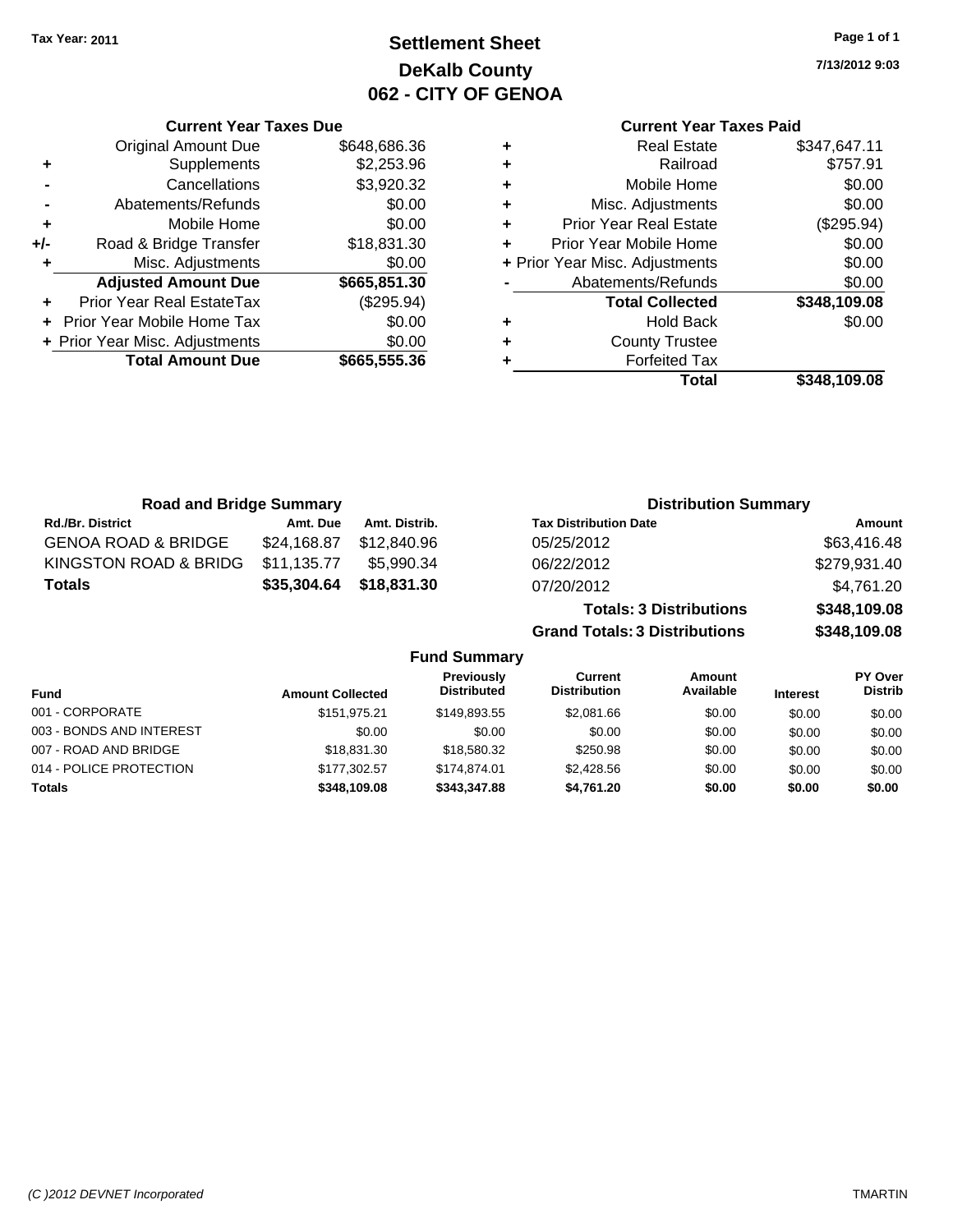**Tax Year: 2011**

# Settlement Sheet
## DeKalb County
## 062 - CITY OF GENOA

7/13/2012 9:03

### Current Year Taxes Due

| | | |
|---|---|---|
| | Original Amount Due | $648,686.36 |
| + | Supplements | $2,253.96 |
| - | Cancellations | $3,920.32 |
| - | Abatements/Refunds | $0.00 |
| + | Mobile Home | $0.00 |
| +/- | Road & Bridge Transfer | $18,831.30 |
| + | Misc. Adjustments | $0.00 |
| | **Adjusted Amount Due** | **$665,851.30** |
| + | Prior Year Real EstateTax | ($295.94) |
| + | Prior Year Mobile Home Tax | $0.00 |
| + | Prior Year Misc. Adjustments | $0.00 |
| | **Total Amount Due** | **$665,555.36** |

### Current Year Taxes Paid

| | | |
|---|---|---|
| + | Real Estate | $347,647.11 |
| + | Railroad | $757.91 |
| + | Mobile Home | $0.00 |
| + | Misc. Adjustments | $0.00 |
| + | Prior Year Real Estate | ($295.94) |
| + | Prior Year Mobile Home | $0.00 |
| + | Prior Year Misc. Adjustments | $0.00 |
| - | Abatements/Refunds | $0.00 |
| | **Total Collected** | **$348,109.08** |
| + | Hold Back | $0.00 |
| + | County Trustee | |
| + | Forfeited Tax | |
| | **Total** | **$348,109.08** |

### Road and Bridge Summary

| Rd./Br. District | Amt. Due | Amt. Distrib. |
|---|---|---|
| GENOA ROAD & BRIDGE | $24,168.87 | $12,840.96 |
| KINGSTON ROAD & BRIDG | $11,135.77 | $5,990.34 |
| **Totals** | **$35,304.64** | **$18,831.30** |

### Distribution Summary

| Tax Distribution Date | Amount |
|---|---|
| 05/25/2012 | $63,416.48 |
| 06/22/2012 | $279,931.40 |
| 07/20/2012 | $4,761.20 |
| **Totals: 3 Distributions** | **$348,109.08** |
| **Grand Totals: 3 Distributions** | **$348,109.08** |

### Fund Summary

| Fund | Amount Collected | Previously Distributed | Current Distribution | Amount Available | Interest | PY Over Distrib |
|---|---|---|---|---|---|---|
| 001 - CORPORATE | $151,975.21 | $149,893.55 | $2,081.66 | $0.00 | $0.00 | $0.00 |
| 003 - BONDS AND INTEREST | $0.00 | $0.00 | $0.00 | $0.00 | $0.00 | $0.00 |
| 007 - ROAD AND BRIDGE | $18,831.30 | $18,580.32 | $250.98 | $0.00 | $0.00 | $0.00 |
| 014 - POLICE PROTECTION | $177,302.57 | $174,874.01 | $2,428.56 | $0.00 | $0.00 | $0.00 |
| **Totals** | **$348,109.08** | **$343,347.88** | **$4,761.20** | **$0.00** | **$0.00** | **$0.00** |

(C )2012 DEVNET Incorporated — TMARTIN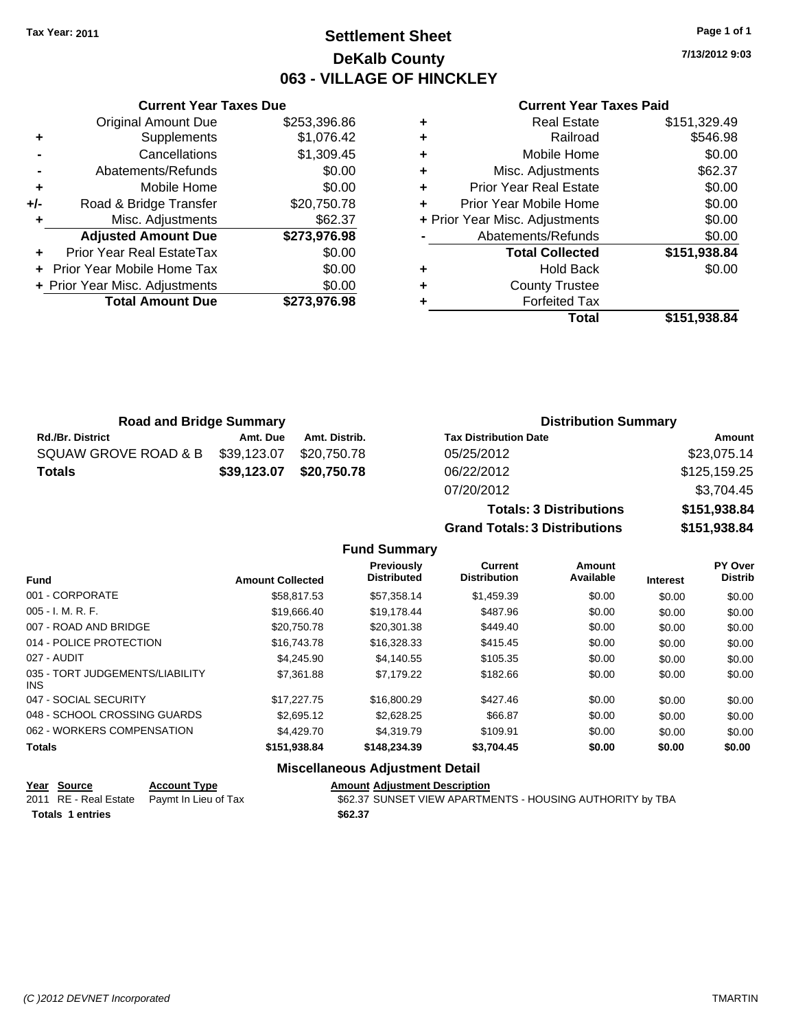Tax Year: 2011

# Settlement Sheet
## DeKalb County
## 063 - VILLAGE OF HINCKLEY

7/13/2012 9:03

### Current Year Taxes Due

| | | |
|---|---|---|
| | Original Amount Due | $253,396.86 |
| + | Supplements | $1,076.42 |
| - | Cancellations | $1,309.45 |
| - | Abatements/Refunds | $0.00 |
| + | Mobile Home | $0.00 |
| +/- | Road & Bridge Transfer | $20,750.78 |
| + | Misc. Adjustments | $62.37 |
| | **Adjusted Amount Due** | **$273,976.98** |
| + | Prior Year Real EstateTax | $0.00 |
| + | Prior Year Mobile Home Tax | $0.00 |
| + | Prior Year Misc. Adjustments | $0.00 |
| | **Total Amount Due** | **$273,976.98** |

### Current Year Taxes Paid

| | | |
|---|---|---|
| + | Real Estate | $151,329.49 |
| + | Railroad | $546.98 |
| + | Mobile Home | $0.00 |
| + | Misc. Adjustments | $62.37 |
| + | Prior Year Real Estate | $0.00 |
| + | Prior Year Mobile Home | $0.00 |
| + | Prior Year Misc. Adjustments | $0.00 |
| - | Abatements/Refunds | $0.00 |
| | **Total Collected** | **$151,938.84** |
| + | Hold Back | $0.00 |
| + | County Trustee | |
| + | Forfeited Tax | |
| | **Total** | **$151,938.84** |

### Road and Bridge Summary

| Rd./Br. District | Amt. Due | Amt. Distrib. |
|---|---|---|
| SQUAW GROVE ROAD & B | $39,123.07 | $20,750.78 |
| **Totals** | **$39,123.07** | **$20,750.78** |

### Distribution Summary

| Tax Distribution Date | Amount |
|---|---|
| 05/25/2012 | $23,075.14 |
| 06/22/2012 | $125,159.25 |
| 07/20/2012 | $3,704.45 |
| **Totals: 3 Distributions** | **$151,938.84** |
| **Grand Totals: 3 Distributions** | **$151,938.84** |

### Fund Summary

| Fund | Amount Collected | Previously Distributed | Current Distribution | Amount Available | Interest | PY Over Distrib |
|---|---|---|---|---|---|---|
| 001 - CORPORATE | $58,817.53 | $57,358.14 | $1,459.39 | $0.00 | $0.00 | $0.00 |
| 005 - I. M. R. F. | $19,666.40 | $19,178.44 | $487.96 | $0.00 | $0.00 | $0.00 |
| 007 - ROAD AND BRIDGE | $20,750.78 | $20,301.38 | $449.40 | $0.00 | $0.00 | $0.00 |
| 014 - POLICE PROTECTION | $16,743.78 | $16,328.33 | $415.45 | $0.00 | $0.00 | $0.00 |
| 027 - AUDIT | $4,245.90 | $4,140.55 | $105.35 | $0.00 | $0.00 | $0.00 |
| 035 - TORT JUDGEMENTS/LIABILITY INS | $7,361.88 | $7,179.22 | $182.66 | $0.00 | $0.00 | $0.00 |
| 047 - SOCIAL SECURITY | $17,227.75 | $16,800.29 | $427.46 | $0.00 | $0.00 | $0.00 |
| 048 - SCHOOL CROSSING GUARDS | $2,695.12 | $2,628.25 | $66.87 | $0.00 | $0.00 | $0.00 |
| 062 - WORKERS COMPENSATION | $4,429.70 | $4,319.79 | $109.91 | $0.00 | $0.00 | $0.00 |
| **Totals** | **$151,938.84** | **$148,234.39** | **$3,704.45** | **$0.00** | **$0.00** | **$0.00** |

### Miscellaneous Adjustment Detail

| Year | Source | Account Type | Amount | Adjustment Description |
|---|---|---|---|---|
| 2011 | RE - Real Estate | Paymt In Lieu of Tax | $62.37 | SUNSET VIEW APARTMENTS - HOUSING AUTHORITY by TBA |
| **Totals 1 entries** | | | **$62.37** | |

(C )2012 DEVNET Incorporated TMARTIN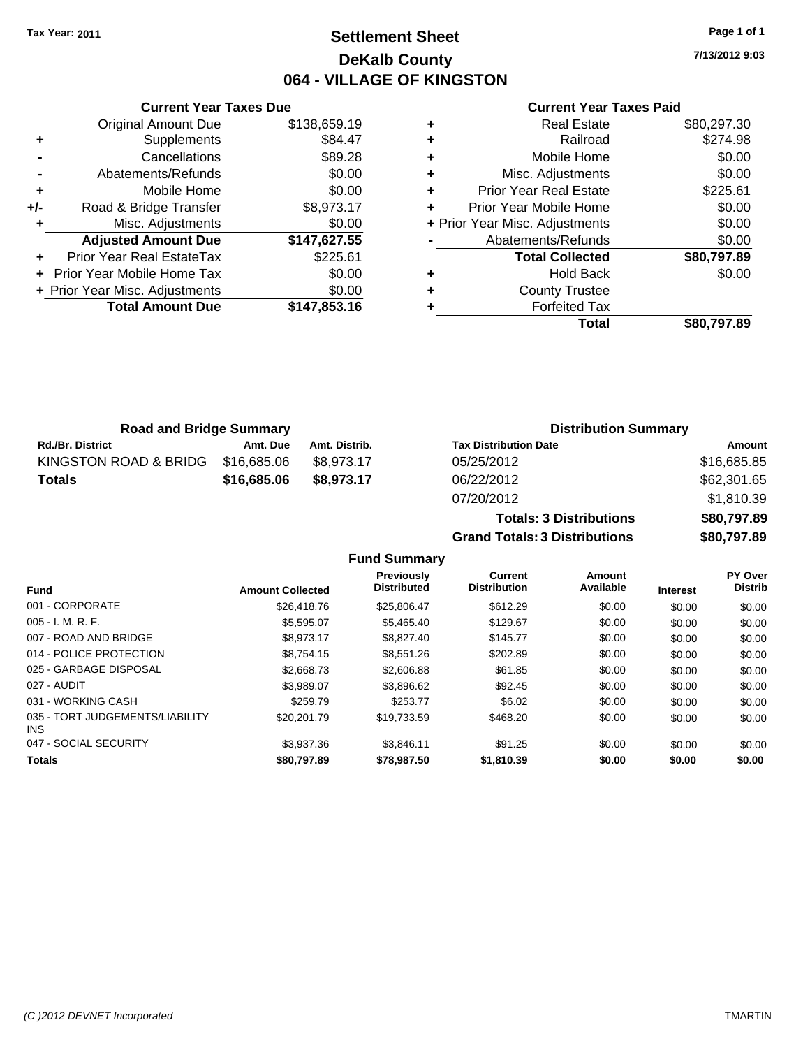**Tax Year: 2011**

# Settlement Sheet
## DeKalb County
## 064 - VILLAGE OF KINGSTON

7/13/2012 9:03

### Current Year Taxes Due

| | | |
|---|---|---|
| | Original Amount Due | $138,659.19 |
| + | Supplements | $84.47 |
| - | Cancellations | $89.28 |
| - | Abatements/Refunds | $0.00 |
| + | Mobile Home | $0.00 |
| +/- | Road & Bridge Transfer | $8,973.17 |
| + | Misc. Adjustments | $0.00 |
| | **Adjusted Amount Due** | **$147,627.55** |
| + | Prior Year Real EstateTax | $225.61 |
| + | Prior Year Mobile Home Tax | $0.00 |
| + | Prior Year Misc. Adjustments | $0.00 |
| | **Total Amount Due** | **$147,853.16** |

### Current Year Taxes Paid

| | | |
|---|---|---|
| + | Real Estate | $80,297.30 |
| + | Railroad | $274.98 |
| + | Mobile Home | $0.00 |
| + | Misc. Adjustments | $0.00 |
| + | Prior Year Real Estate | $225.61 |
| + | Prior Year Mobile Home | $0.00 |
| + | Prior Year Misc. Adjustments | $0.00 |
| - | Abatements/Refunds | $0.00 |
| | **Total Collected** | **$80,797.89** |
| + | Hold Back | $0.00 |
| + | County Trustee | |
| + | Forfeited Tax | |
| | **Total** | **$80,797.89** |

### Road and Bridge Summary

| Rd./Br. District | Amt. Due | Amt. Distrib. |
|---|---|---|
| KINGSTON ROAD & BRIDG | $16,685.06 | $8,973.17 |
| **Totals** | **$16,685.06** | **$8,973.17** |

### Distribution Summary

| Tax Distribution Date | Amount |
|---|---|
| 05/25/2012 | $16,685.85 |
| 06/22/2012 | $62,301.65 |
| 07/20/2012 | $1,810.39 |
| **Totals: 3 Distributions** | **$80,797.89** |
| **Grand Totals: 3 Distributions** | **$80,797.89** |

### Fund Summary

| Fund | Amount Collected | Previously Distributed | Current Distribution | Amount Available | Interest | PY Over Distrib |
|---|---|---|---|---|---|---|
| 001 - CORPORATE | $26,418.76 | $25,806.47 | $612.29 | $0.00 | $0.00 | $0.00 |
| 005 - I. M. R. F. | $5,595.07 | $5,465.40 | $129.67 | $0.00 | $0.00 | $0.00 |
| 007 - ROAD AND BRIDGE | $8,973.17 | $8,827.40 | $145.77 | $0.00 | $0.00 | $0.00 |
| 014 - POLICE PROTECTION | $8,754.15 | $8,551.26 | $202.89 | $0.00 | $0.00 | $0.00 |
| 025 - GARBAGE DISPOSAL | $2,668.73 | $2,606.88 | $61.85 | $0.00 | $0.00 | $0.00 |
| 027 - AUDIT | $3,989.07 | $3,896.62 | $92.45 | $0.00 | $0.00 | $0.00 |
| 031 - WORKING CASH | $259.79 | $253.77 | $6.02 | $0.00 | $0.00 | $0.00 |
| 035 - TORT JUDGEMENTS/LIABILITY INS | $20,201.79 | $19,733.59 | $468.20 | $0.00 | $0.00 | $0.00 |
| 047 - SOCIAL SECURITY | $3,937.36 | $3,846.11 | $91.25 | $0.00 | $0.00 | $0.00 |
| **Totals** | **$80,797.89** | **$78,987.50** | **$1,810.39** | **$0.00** | **$0.00** | **$0.00** |

(C )2012 DEVNET Incorporated TMARTIN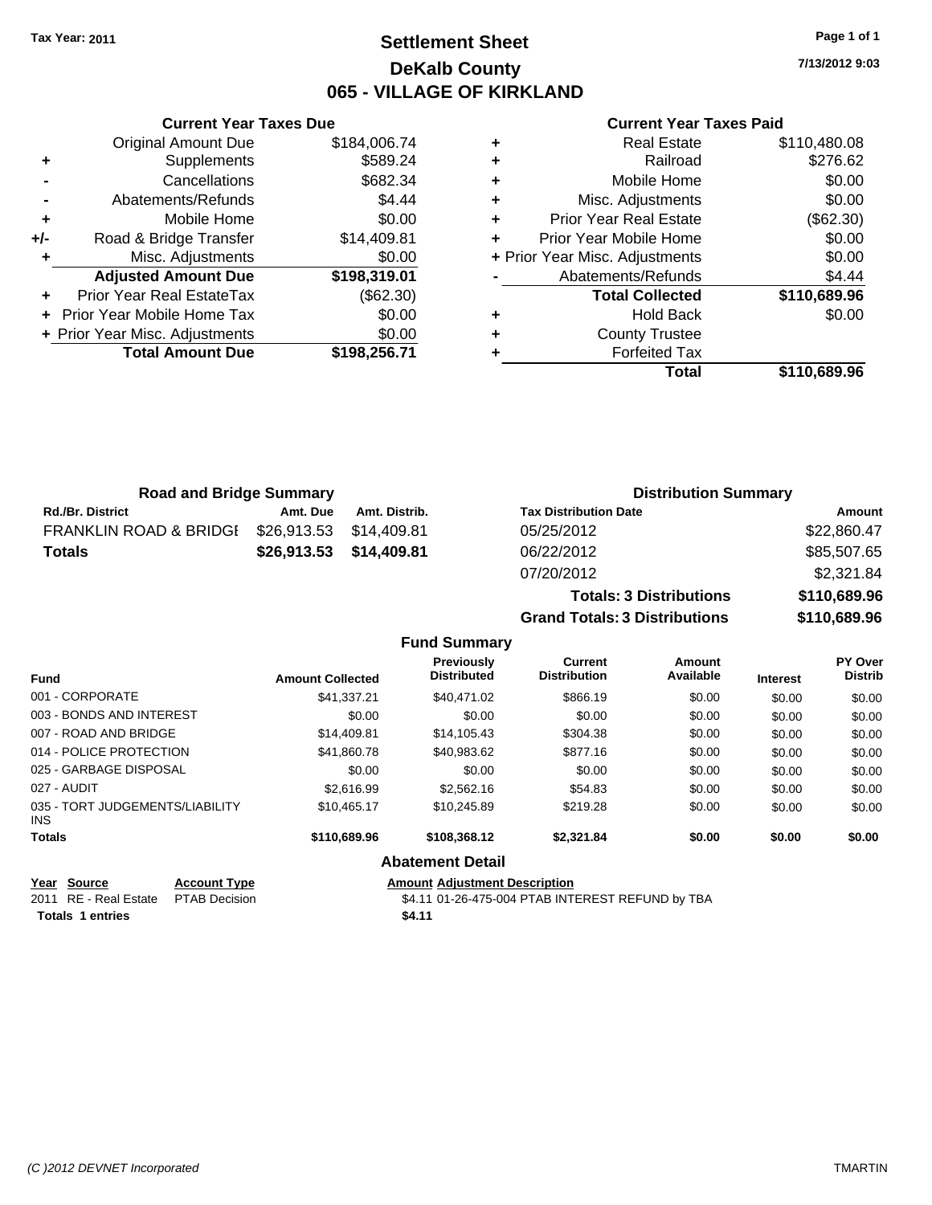**Tax Year: 2011**

# Settlement Sheet
## DeKalb County
## 065 - VILLAGE OF KIRKLAND

7/13/2012 9:03

### Current Year Taxes Due

| | | |
|---|---|---|
| | Original Amount Due | $184,006.74 |
| + | Supplements | $589.24 |
| - | Cancellations | $682.34 |
| - | Abatements/Refunds | $4.44 |
| + | Mobile Home | $0.00 |
| +/- | Road & Bridge Transfer | $14,409.81 |
| + | Misc. Adjustments | $0.00 |
| | **Adjusted Amount Due** | **$198,319.01** |
| + | Prior Year Real EstateTax | ($62.30) |
| + | Prior Year Mobile Home Tax | $0.00 |
| + | Prior Year Misc. Adjustments | $0.00 |
| | **Total Amount Due** | **$198,256.71** |

### Current Year Taxes Paid

| | | |
|---|---|---|
| + | Real Estate | $110,480.08 |
| + | Railroad | $276.62 |
| + | Mobile Home | $0.00 |
| + | Misc. Adjustments | $0.00 |
| + | Prior Year Real Estate | ($62.30) |
| + | Prior Year Mobile Home | $0.00 |
| + | Prior Year Misc. Adjustments | $0.00 |
| - | Abatements/Refunds | $4.44 |
| | **Total Collected** | **$110,689.96** |
| + | Hold Back | $0.00 |
| + | County Trustee | |
| + | Forfeited Tax | |
| | **Total** | **$110,689.96** |

### Road and Bridge Summary

| Rd./Br. District | Amt. Due | Amt. Distrib. |
|---|---|---|
| FRANKLIN ROAD & BRIDGI | $26,913.53 | $14,409.81 |
| **Totals** | **$26,913.53** | **$14,409.81** |

### Distribution Summary

| Tax Distribution Date | Amount |
|---|---|
| 05/25/2012 | $22,860.47 |
| 06/22/2012 | $85,507.65 |
| 07/20/2012 | $2,321.84 |
| **Totals: 3 Distributions** | **$110,689.96** |
| **Grand Totals: 3 Distributions** | **$110,689.96** |

### Fund Summary

| Fund | Amount Collected | Previously Distributed | Current Distribution | Amount Available | Interest | PY Over Distrib |
|---|---|---|---|---|---|---|
| 001 - CORPORATE | $41,337.21 | $40,471.02 | $866.19 | $0.00 | $0.00 | $0.00 |
| 003 - BONDS AND INTEREST | $0.00 | $0.00 | $0.00 | $0.00 | $0.00 | $0.00 |
| 007 - ROAD AND BRIDGE | $14,409.81 | $14,105.43 | $304.38 | $0.00 | $0.00 | $0.00 |
| 014 - POLICE PROTECTION | $41,860.78 | $40,983.62 | $877.16 | $0.00 | $0.00 | $0.00 |
| 025 - GARBAGE DISPOSAL | $0.00 | $0.00 | $0.00 | $0.00 | $0.00 | $0.00 |
| 027 - AUDIT | $2,616.99 | $2,562.16 | $54.83 | $0.00 | $0.00 | $0.00 |
| 035 - TORT JUDGEMENTS/LIABILITY INS | $10,465.17 | $10,245.89 | $219.28 | $0.00 | $0.00 | $0.00 |
| **Totals** | **$110,689.96** | **$108,368.12** | **$2,321.84** | **$0.00** | **$0.00** | **$0.00** |

### Abatement Detail

| Year | Source | Account Type | Amount | Adjustment Description |
|---|---|---|---|---|
| 2011 | RE - Real Estate | PTAB Decision | $4.11 | 01-26-475-004 PTAB INTEREST REFUND by TBA |
| **Totals 1 entries** | | | **$4.11** | |

*(C )2012 DEVNET Incorporated* TMARTIN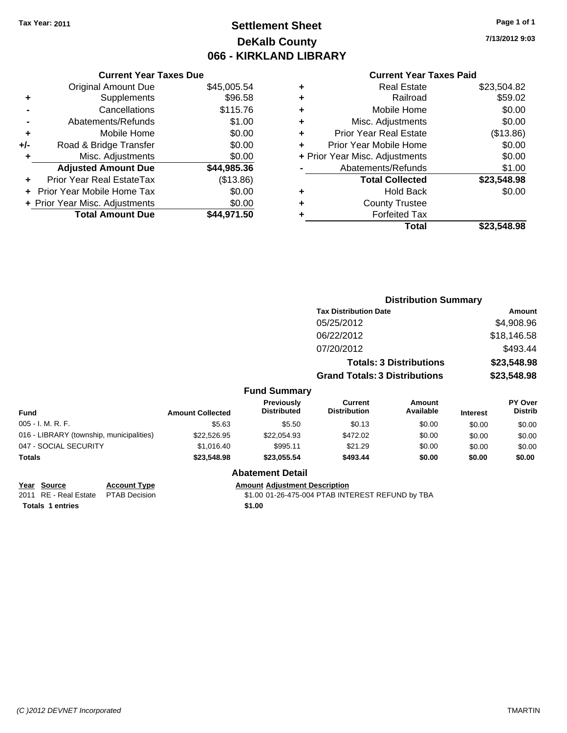Tax Year: 2011

# Settlement Sheet
## DeKalb County
## 066 - KIRKLAND LIBRARY

7/13/2012 9:03

### Current Year Taxes Due

| | | |
|---|---|---|
| | Original Amount Due | $45,005.54 |
| + | Supplements | $96.58 |
| - | Cancellations | $115.76 |
| - | Abatements/Refunds | $1.00 |
| + | Mobile Home | $0.00 |
| +/- | Road & Bridge Transfer | $0.00 |
| + | Misc. Adjustments | $0.00 |
| | **Adjusted Amount Due** | **$44,985.36** |
| + | Prior Year Real EstateTax | ($13.86) |
| + | Prior Year Mobile Home Tax | $0.00 |
| + | Prior Year Misc. Adjustments | $0.00 |
| | **Total Amount Due** | **$44,971.50** |

### Current Year Taxes Paid

| | | |
|---|---|---|
| + | Real Estate | $23,504.82 |
| + | Railroad | $59.02 |
| + | Mobile Home | $0.00 |
| + | Misc. Adjustments | $0.00 |
| + | Prior Year Real Estate | ($13.86) |
| + | Prior Year Mobile Home | $0.00 |
| + | Prior Year Misc. Adjustments | $0.00 |
| - | Abatements/Refunds | $1.00 |
| | **Total Collected** | **$23,548.98** |
| + | Hold Back | $0.00 |
| + | County Trustee | |
| + | Forfeited Tax | |
| | **Total** | **$23,548.98** |

### Distribution Summary

| Tax Distribution Date | Amount |
|---|---|
| 05/25/2012 | $4,908.96 |
| 06/22/2012 | $18,146.58 |
| 07/20/2012 | $493.44 |
| **Totals: 3 Distributions** | **$23,548.98** |
| **Grand Totals: 3 Distributions** | **$23,548.98** |

### Fund Summary

| Fund | Amount Collected | Previously Distributed | Current Distribution | Amount Available | Interest | PY Over Distrib |
|---|---|---|---|---|---|---|
| 005 - I. M. R. F. | $5.63 | $5.50 | $0.13 | $0.00 | $0.00 | $0.00 |
| 016 - LIBRARY (township, municipalities) | $22,526.95 | $22,054.93 | $472.02 | $0.00 | $0.00 | $0.00 |
| 047 - SOCIAL SECURITY | $1,016.40 | $995.11 | $21.29 | $0.00 | $0.00 | $0.00 |
| **Totals** | **$23,548.98** | **$23,055.54** | **$493.44** | **$0.00** | **$0.00** | **$0.00** |

### Abatement Detail

| Year | Source | Account Type | Amount | Adjustment Description |
|---|---|---|---|---|
| 2011 | RE - Real Estate | PTAB Decision | $1.00 | 01-26-475-004 PTAB INTEREST REFUND by TBA |
| **Totals** | **1 entries** | | **$1.00** | |

(C )2012 DEVNET Incorporated

TMARTIN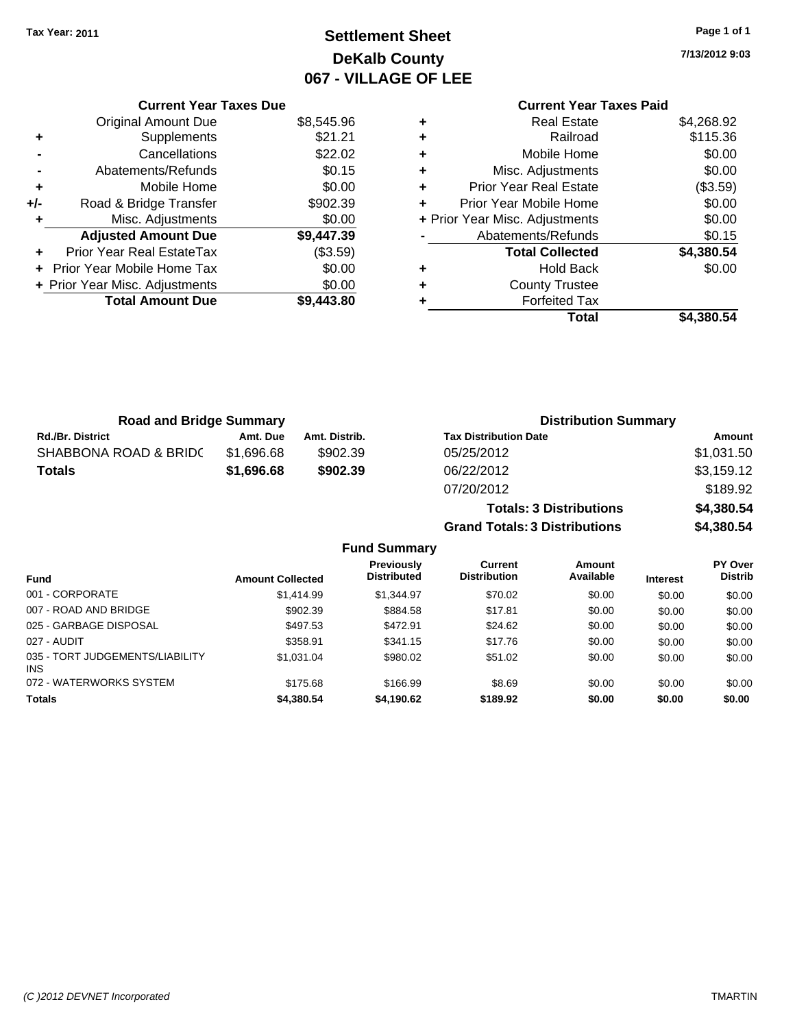Tax Year: 2011

# Settlement Sheet
## DeKalb County
## 067 - VILLAGE OF LEE

7/13/2012 9:03

### Current Year Taxes Due

| | | |
|---|---|---|
| | Original Amount Due | $8,545.96 |
| + | Supplements | $21.21 |
| - | Cancellations | $22.02 |
| - | Abatements/Refunds | $0.15 |
| + | Mobile Home | $0.00 |
| +/- | Road & Bridge Transfer | $902.39 |
| + | Misc. Adjustments | $0.00 |
| | **Adjusted Amount Due** | **$9,447.39** |
| + | Prior Year Real EstateTax | ($3.59) |
| + | Prior Year Mobile Home Tax | $0.00 |
| + | Prior Year Misc. Adjustments | $0.00 |
| | **Total Amount Due** | **$9,443.80** |

### Current Year Taxes Paid

| | | |
|---|---|---|
| + | Real Estate | $4,268.92 |
| + | Railroad | $115.36 |
| + | Mobile Home | $0.00 |
| + | Misc. Adjustments | $0.00 |
| + | Prior Year Real Estate | ($3.59) |
| + | Prior Year Mobile Home | $0.00 |
| + | Prior Year Misc. Adjustments | $0.00 |
| - | Abatements/Refunds | $0.15 |
| | **Total Collected** | **$4,380.54** |
| + | Hold Back | $0.00 |
| + | County Trustee | |
| + | Forfeited Tax | |
| | **Total** | **$4,380.54** |

### Road and Bridge Summary

| Rd./Br. District | Amt. Due | Amt. Distrib. |
|---|---|---|
| SHABBONA ROAD & BRIDC | $1,696.68 | $902.39 |
| **Totals** | **$1,696.68** | **$902.39** |

### Distribution Summary

| Tax Distribution Date | Amount |
|---|---|
| 05/25/2012 | $1,031.50 |
| 06/22/2012 | $3,159.12 |
| 07/20/2012 | $189.92 |
| **Totals: 3 Distributions** | **$4,380.54** |
| **Grand Totals: 3 Distributions** | **$4,380.54** |

### Fund Summary

| Fund | Amount Collected | Previously Distributed | Current Distribution | Amount Available | Interest | PY Over Distrib |
|---|---|---|---|---|---|---|
| 001 - CORPORATE | $1,414.99 | $1,344.97 | $70.02 | $0.00 | $0.00 | $0.00 |
| 007 - ROAD AND BRIDGE | $902.39 | $884.58 | $17.81 | $0.00 | $0.00 | $0.00 |
| 025 - GARBAGE DISPOSAL | $497.53 | $472.91 | $24.62 | $0.00 | $0.00 | $0.00 |
| 027 - AUDIT | $358.91 | $341.15 | $17.76 | $0.00 | $0.00 | $0.00 |
| 035 - TORT JUDGEMENTS/LIABILITY INS | $1,031.04 | $980.02 | $51.02 | $0.00 | $0.00 | $0.00 |
| 072 - WATERWORKS SYSTEM | $175.68 | $166.99 | $8.69 | $0.00 | $0.00 | $0.00 |
| **Totals** | **$4,380.54** | **$4,190.62** | **$189.92** | **$0.00** | **$0.00** | **$0.00** |

(C )2012 DEVNET Incorporated TMARTIN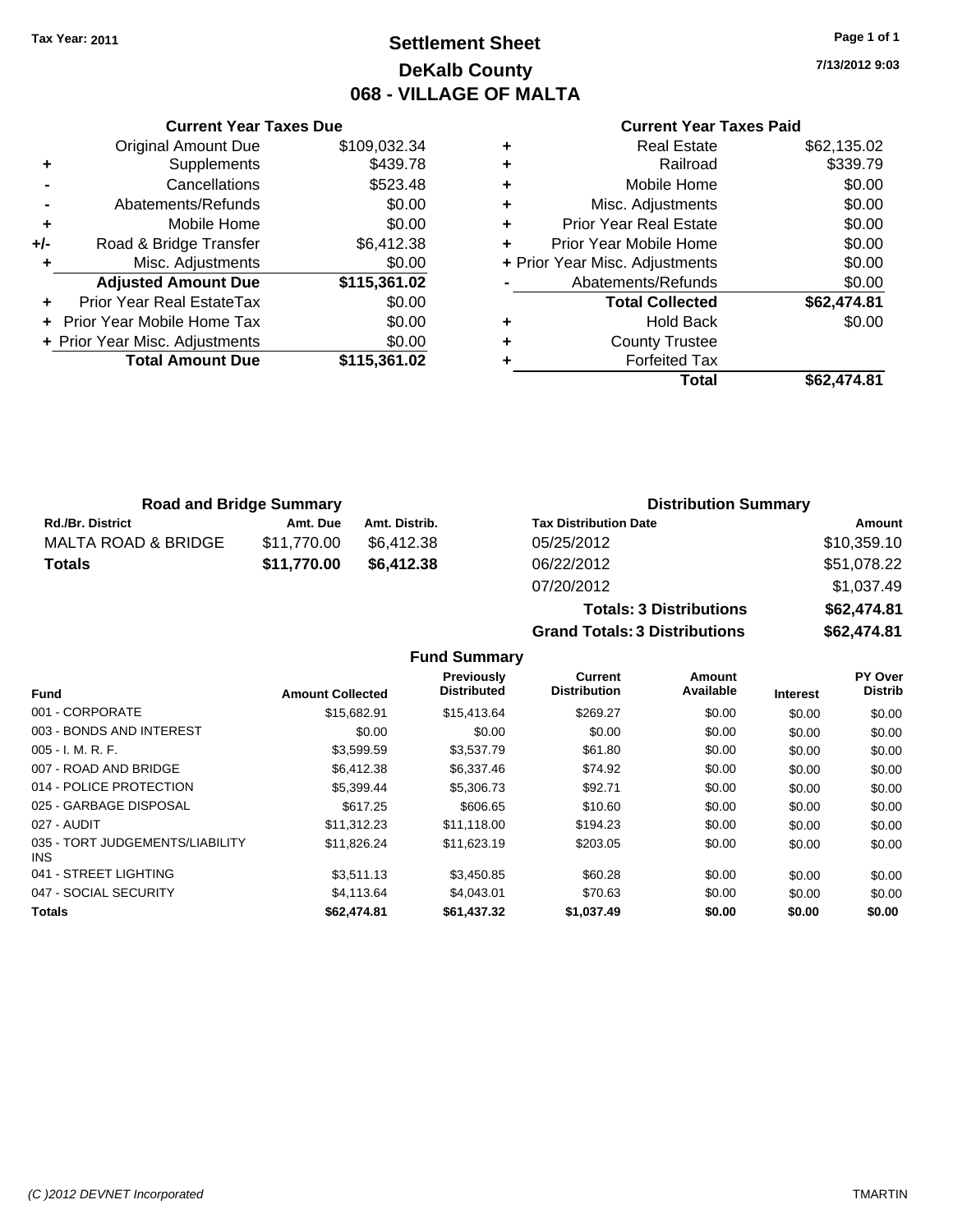Tax Year: 2011

# Settlement Sheet
## DeKalb County
## 068 - VILLAGE OF MALTA

7/13/2012 9:03

### Current Year Taxes Due

| | | |
|---|---|---|
| | Original Amount Due | $109,032.34 |
| + | Supplements | $439.78 |
| - | Cancellations | $523.48 |
| - | Abatements/Refunds | $0.00 |
| + | Mobile Home | $0.00 |
| +/- | Road & Bridge Transfer | $6,412.38 |
| + | Misc. Adjustments | $0.00 |
| | **Adjusted Amount Due** | **$115,361.02** |
| + | Prior Year Real EstateTax | $0.00 |
| + | Prior Year Mobile Home Tax | $0.00 |
| + | Prior Year Misc. Adjustments | $0.00 |
| | **Total Amount Due** | **$115,361.02** |

### Current Year Taxes Paid

| | | |
|---|---|---|
| + | Real Estate | $62,135.02 |
| + | Railroad | $339.79 |
| + | Mobile Home | $0.00 |
| + | Misc. Adjustments | $0.00 |
| + | Prior Year Real Estate | $0.00 |
| + | Prior Year Mobile Home | $0.00 |
| + | Prior Year Misc. Adjustments | $0.00 |
| - | Abatements/Refunds | $0.00 |
| | **Total Collected** | **$62,474.81** |
| + | Hold Back | $0.00 |
| + | County Trustee | |
| + | Forfeited Tax | |
| | **Total** | **$62,474.81** |

### Road and Bridge Summary

| Rd./Br. District | Amt. Due | Amt. Distrib. |
|---|---|---|
| MALTA ROAD & BRIDGE | $11,770.00 | $6,412.38 |
| **Totals** | **$11,770.00** | **$6,412.38** |

### Distribution Summary

| Tax Distribution Date | Amount |
|---|---|
| 05/25/2012 | $10,359.10 |
| 06/22/2012 | $51,078.22 |
| 07/20/2012 | $1,037.49 |
| **Totals: 3 Distributions** | **$62,474.81** |
| **Grand Totals: 3 Distributions** | **$62,474.81** |

### Fund Summary

| Fund | Amount Collected | Previously Distributed | Current Distribution | Amount Available | Interest | PY Over Distrib |
|---|---|---|---|---|---|---|
| 001 - CORPORATE | $15,682.91 | $15,413.64 | $269.27 | $0.00 | $0.00 | $0.00 |
| 003 - BONDS AND INTEREST | $0.00 | $0.00 | $0.00 | $0.00 | $0.00 | $0.00 |
| 005 - I. M. R. F. | $3,599.59 | $3,537.79 | $61.80 | $0.00 | $0.00 | $0.00 |
| 007 - ROAD AND BRIDGE | $6,412.38 | $6,337.46 | $74.92 | $0.00 | $0.00 | $0.00 |
| 014 - POLICE PROTECTION | $5,399.44 | $5,306.73 | $92.71 | $0.00 | $0.00 | $0.00 |
| 025 - GARBAGE DISPOSAL | $617.25 | $606.65 | $10.60 | $0.00 | $0.00 | $0.00 |
| 027 - AUDIT | $11,312.23 | $11,118.00 | $194.23 | $0.00 | $0.00 | $0.00 |
| 035 - TORT JUDGEMENTS/LIABILITY INS | $11,826.24 | $11,623.19 | $203.05 | $0.00 | $0.00 | $0.00 |
| 041 - STREET LIGHTING | $3,511.13 | $3,450.85 | $60.28 | $0.00 | $0.00 | $0.00 |
| 047 - SOCIAL SECURITY | $4,113.64 | $4,043.01 | $70.63 | $0.00 | $0.00 | $0.00 |
| **Totals** | **$62,474.81** | **$61,437.32** | **$1,037.49** | **$0.00** | **$0.00** | **$0.00** |

(C )2012 DEVNET Incorporated TMARTIN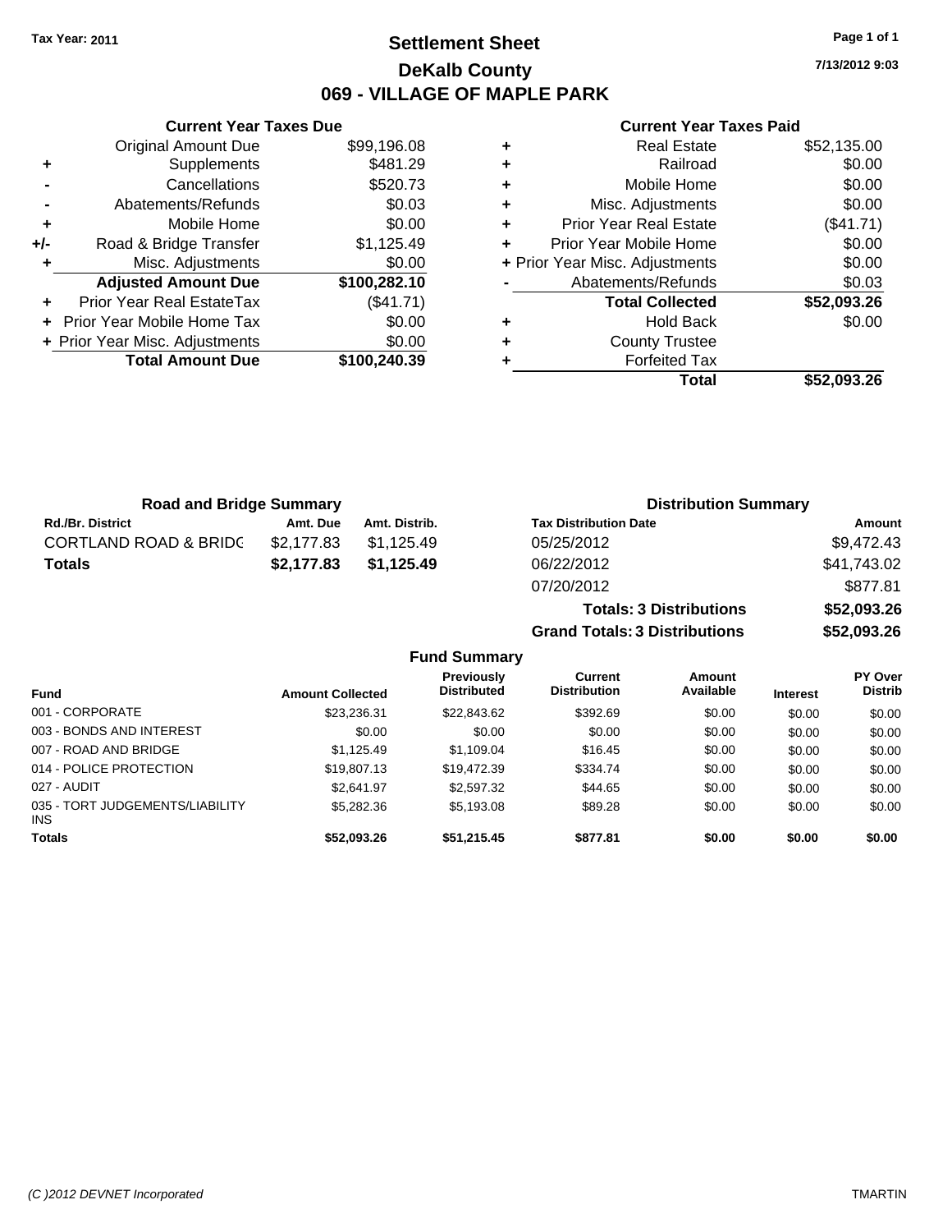Tax Year: 2011

# Settlement Sheet
## DeKalb County
## 069 - VILLAGE OF MAPLE PARK

7/13/2012 9:03

### Current Year Taxes Due

| | | |
|---|---|---|
| | Original Amount Due | $99,196.08 |
| + | Supplements | $481.29 |
| - | Cancellations | $520.73 |
| - | Abatements/Refunds | $0.03 |
| + | Mobile Home | $0.00 |
| +/- | Road & Bridge Transfer | $1,125.49 |
| + | Misc. Adjustments | $0.00 |
| | **Adjusted Amount Due** | **$100,282.10** |
| + | Prior Year Real EstateTax | ($41.71) |
| + | Prior Year Mobile Home Tax | $0.00 |
| + | Prior Year Misc. Adjustments | $0.00 |
| | **Total Amount Due** | **$100,240.39** |

### Current Year Taxes Paid

| | | |
|---|---|---|
| + | Real Estate | $52,135.00 |
| + | Railroad | $0.00 |
| + | Mobile Home | $0.00 |
| + | Misc. Adjustments | $0.00 |
| + | Prior Year Real Estate | ($41.71) |
| + | Prior Year Mobile Home | $0.00 |
| + | Prior Year Misc. Adjustments | $0.00 |
| - | Abatements/Refunds | $0.03 |
| | **Total Collected** | **$52,093.26** |
| + | Hold Back | $0.00 |
| + | County Trustee | |
| + | Forfeited Tax | |
| | **Total** | **$52,093.26** |

### Road and Bridge Summary

| Rd./Br. District | Amt. Due | Amt. Distrib. |
|---|---|---|
| CORTLAND ROAD & BRIDG | $2,177.83 | $1,125.49 |
| **Totals** | **$2,177.83** | **$1,125.49** |

### Distribution Summary

| Tax Distribution Date | Amount |
|---|---|
| 05/25/2012 | $9,472.43 |
| 06/22/2012 | $41,743.02 |
| 07/20/2012 | $877.81 |
| **Totals: 3 Distributions** | **$52,093.26** |
| **Grand Totals: 3 Distributions** | **$52,093.26** |

### Fund Summary

| Fund | Amount Collected | Previously Distributed | Current Distribution | Amount Available | Interest | PY Over Distrib |
|---|---|---|---|---|---|---|
| 001 - CORPORATE | $23,236.31 | $22,843.62 | $392.69 | $0.00 | $0.00 | $0.00 |
| 003 - BONDS AND INTEREST | $0.00 | $0.00 | $0.00 | $0.00 | $0.00 | $0.00 |
| 007 - ROAD AND BRIDGE | $1,125.49 | $1,109.04 | $16.45 | $0.00 | $0.00 | $0.00 |
| 014 - POLICE PROTECTION | $19,807.13 | $19,472.39 | $334.74 | $0.00 | $0.00 | $0.00 |
| 027 - AUDIT | $2,641.97 | $2,597.32 | $44.65 | $0.00 | $0.00 | $0.00 |
| 035 - TORT JUDGEMENTS/LIABILITY INS | $5,282.36 | $5,193.08 | $89.28 | $0.00 | $0.00 | $0.00 |
| **Totals** | **$52,093.26** | **$51,215.45** | **$877.81** | **$0.00** | **$0.00** | **$0.00** |

(C )2012 DEVNET Incorporated TMARTIN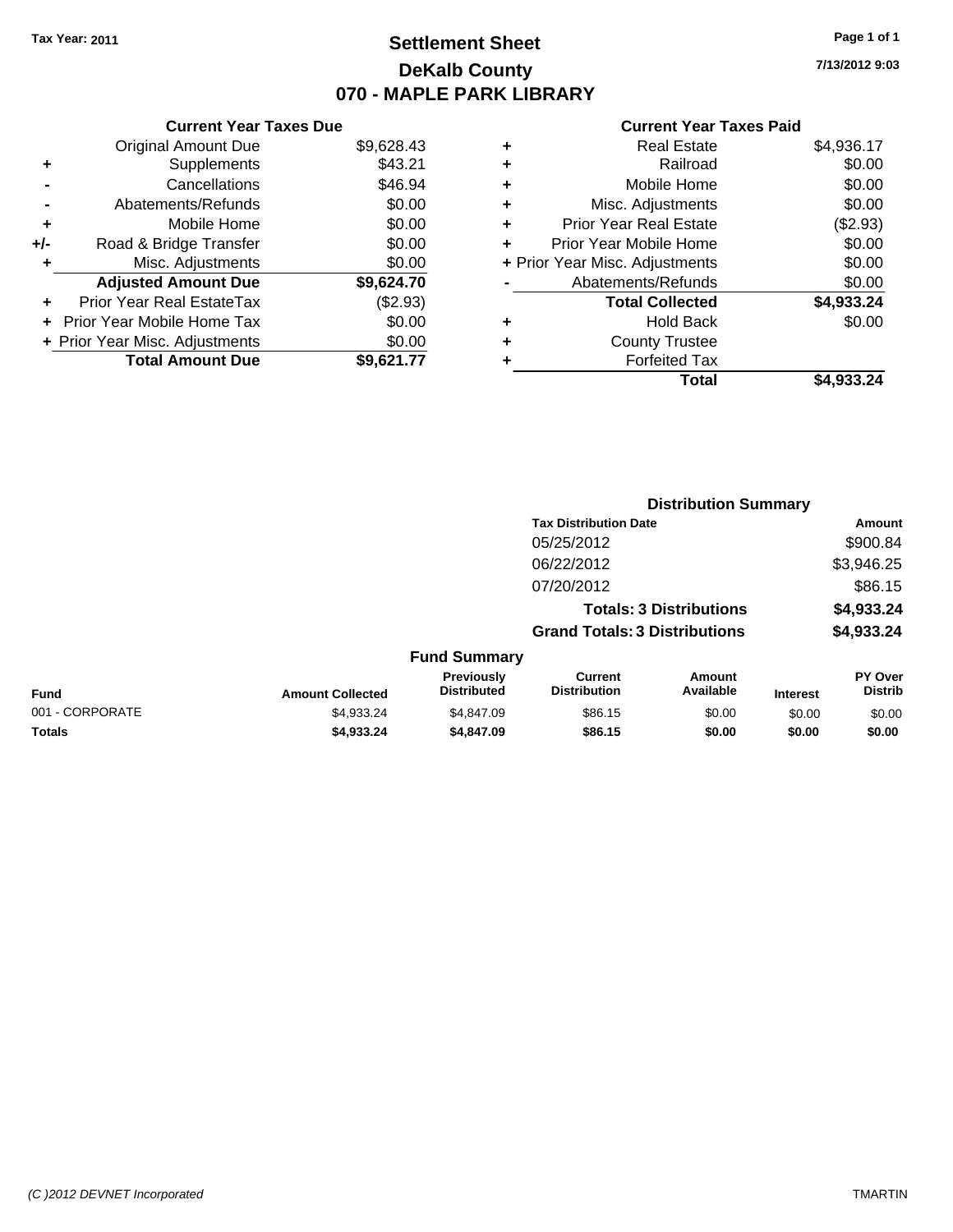Tax Year: 2011

# Settlement Sheet
## DeKalb County
## 070 - MAPLE PARK LIBRARY

7/13/2012 9:03

| | Current Year Taxes Due | |
|---|---|---|
| | Original Amount Due | $9,628.43 |
| + | Supplements | $43.21 |
| - | Cancellations | $46.94 |
| - | Abatements/Refunds | $0.00 |
| + | Mobile Home | $0.00 |
| +/- | Road & Bridge Transfer | $0.00 |
| + | Misc. Adjustments | $0.00 |
| | **Adjusted Amount Due** | **$9,624.70** |
| + | Prior Year Real EstateTax | ($2.93) |
| + | Prior Year Mobile Home Tax | $0.00 |
| + | Prior Year Misc. Adjustments | $0.00 |
| | **Total Amount Due** | **$9,621.77** |

| | Current Year Taxes Paid | |
|---|---|---|
| + | Real Estate | $4,936.17 |
| + | Railroad | $0.00 |
| + | Mobile Home | $0.00 |
| + | Misc. Adjustments | $0.00 |
| + | Prior Year Real Estate | ($2.93) |
| + | Prior Year Mobile Home | $0.00 |
| + | Prior Year Misc. Adjustments | $0.00 |
| - | Abatements/Refunds | $0.00 |
| | **Total Collected** | **$4,933.24** |
| + | Hold Back | $0.00 |
| + | County Trustee | |
| + | Forfeited Tax | |
| | **Total** | **$4,933.24** |

### Distribution Summary

| Tax Distribution Date | Amount |
|---|---|
| 05/25/2012 | $900.84 |
| 06/22/2012 | $3,946.25 |
| 07/20/2012 | $86.15 |
| **Totals: 3 Distributions** | **$4,933.24** |
| **Grand Totals: 3 Distributions** | **$4,933.24** |

### Fund Summary

| Fund | Amount Collected | Previously Distributed | Current Distribution | Amount Available | Interest | PY Over Distrib |
|---|---|---|---|---|---|---|
| 001 - CORPORATE | $4,933.24 | $4,847.09 | $86.15 | $0.00 | $0.00 | $0.00 |
| **Totals** | **$4,933.24** | **$4,847.09** | **$86.15** | **$0.00** | **$0.00** | **$0.00** |

(C )2012 DEVNET Incorporated TMARTIN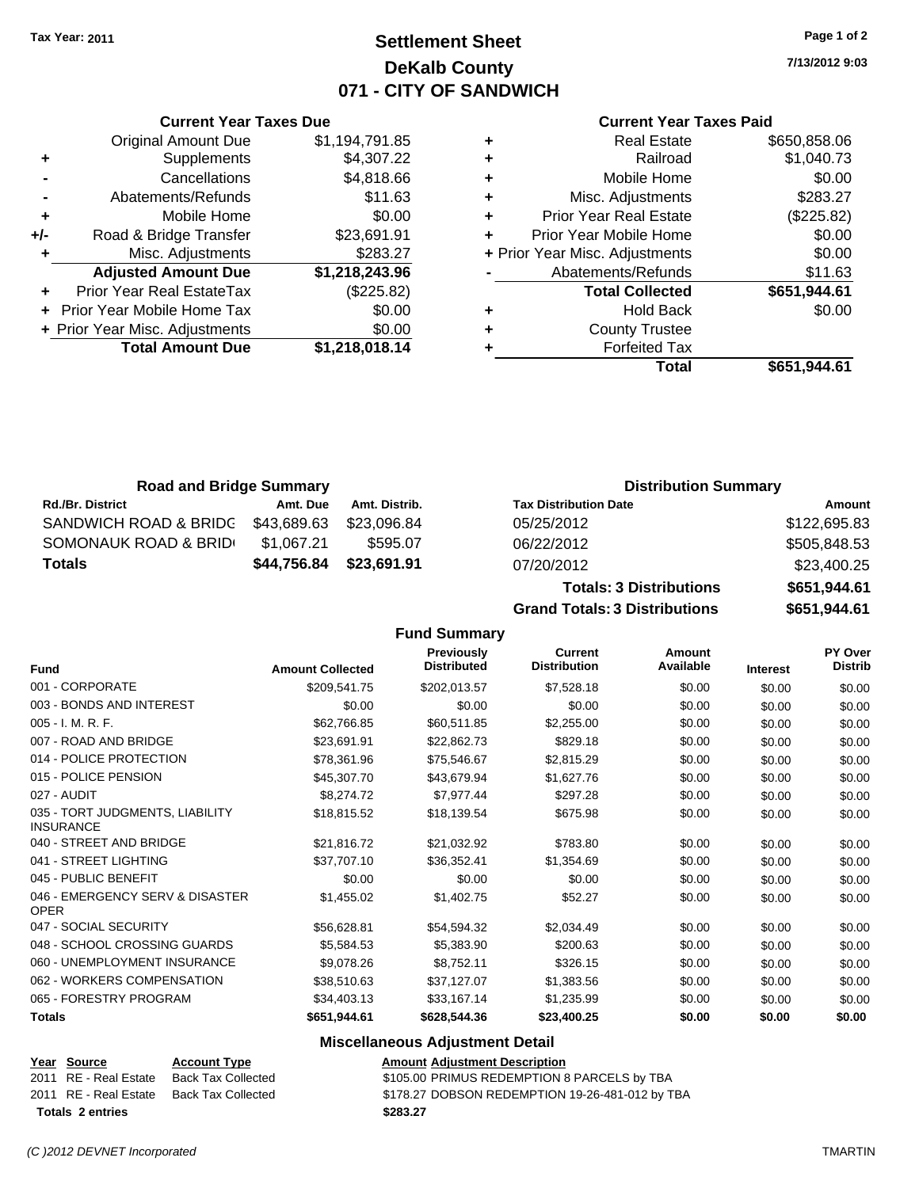**Tax Year: 2011**

# Settlement Sheet
## DeKalb County
## 071 - CITY OF SANDWICH

7/13/2012 9:03

### Current Year Taxes Due

| | | |
|---|---|---|
| | Original Amount Due | $1,194,791.85 |
| + | Supplements | $4,307.22 |
| - | Cancellations | $4,818.66 |
| - | Abatements/Refunds | $11.63 |
| + | Mobile Home | $0.00 |
| +/- | Road & Bridge Transfer | $23,691.91 |
| + | Misc. Adjustments | $283.27 |
| | **Adjusted Amount Due** | **$1,218,243.96** |
| + | Prior Year Real EstateTax | ($225.82) |
| + | Prior Year Mobile Home Tax | $0.00 |
| + | Prior Year Misc. Adjustments | $0.00 |
| | **Total Amount Due** | **$1,218,018.14** |

### Current Year Taxes Paid

| | | |
|---|---|---|
| + | Real Estate | $650,858.06 |
| + | Railroad | $1,040.73 |
| + | Mobile Home | $0.00 |
| + | Misc. Adjustments | $283.27 |
| + | Prior Year Real Estate | ($225.82) |
| + | Prior Year Mobile Home | $0.00 |
| + | Prior Year Misc. Adjustments | $0.00 |
| - | Abatements/Refunds | $11.63 |
| | **Total Collected** | **$651,944.61** |
| + | Hold Back | $0.00 |
| + | County Trustee | |
| + | Forfeited Tax | |
| | **Total** | **$651,944.61** |

### Road and Bridge Summary

| Rd./Br. District | Amt. Due | Amt. Distrib. |
|---|---|---|
| SANDWICH ROAD & BRIDG | $43,689.63 | $23,096.84 |
| SOMONAUK ROAD & BRIDG | $1,067.21 | $595.07 |
| **Totals** | **$44,756.84** | **$23,691.91** |

### Distribution Summary

| Tax Distribution Date | Amount |
|---|---|
| 05/25/2012 | $122,695.83 |
| 06/22/2012 | $505,848.53 |
| 07/20/2012 | $23,400.25 |
| **Totals: 3 Distributions** | **$651,944.61** |
| **Grand Totals: 3 Distributions** | **$651,944.61** |

### Fund Summary

| Fund | Amount Collected | Previously Distributed | Current Distribution | Amount Available | Interest | PY Over Distrib |
|---|---|---|---|---|---|---|
| 001 - CORPORATE | $209,541.75 | $202,013.57 | $7,528.18 | $0.00 | $0.00 | $0.00 |
| 003 - BONDS AND INTEREST | $0.00 | $0.00 | $0.00 | $0.00 | $0.00 | $0.00 |
| 005 - I. M. R. F. | $62,766.85 | $60,511.85 | $2,255.00 | $0.00 | $0.00 | $0.00 |
| 007 - ROAD AND BRIDGE | $23,691.91 | $22,862.73 | $829.18 | $0.00 | $0.00 | $0.00 |
| 014 - POLICE PROTECTION | $78,361.96 | $75,546.67 | $2,815.29 | $0.00 | $0.00 | $0.00 |
| 015 - POLICE PENSION | $45,307.70 | $43,679.94 | $1,627.76 | $0.00 | $0.00 | $0.00 |
| 027 - AUDIT | $8,274.72 | $7,977.44 | $297.28 | $0.00 | $0.00 | $0.00 |
| 035 - TORT JUDGMENTS, LIABILITY INSURANCE | $18,815.52 | $18,139.54 | $675.98 | $0.00 | $0.00 | $0.00 |
| 040 - STREET AND BRIDGE | $21,816.72 | $21,032.92 | $783.80 | $0.00 | $0.00 | $0.00 |
| 041 - STREET LIGHTING | $37,707.10 | $36,352.41 | $1,354.69 | $0.00 | $0.00 | $0.00 |
| 045 - PUBLIC BENEFIT | $0.00 | $0.00 | $0.00 | $0.00 | $0.00 | $0.00 |
| 046 - EMERGENCY SERV & DISASTER OPER | $1,455.02 | $1,402.75 | $52.27 | $0.00 | $0.00 | $0.00 |
| 047 - SOCIAL SECURITY | $56,628.81 | $54,594.32 | $2,034.49 | $0.00 | $0.00 | $0.00 |
| 048 - SCHOOL CROSSING GUARDS | $5,584.53 | $5,383.90 | $200.63 | $0.00 | $0.00 | $0.00 |
| 060 - UNEMPLOYMENT INSURANCE | $9,078.26 | $8,752.11 | $326.15 | $0.00 | $0.00 | $0.00 |
| 062 - WORKERS COMPENSATION | $38,510.63 | $37,127.07 | $1,383.56 | $0.00 | $0.00 | $0.00 |
| 065 - FORESTRY PROGRAM | $34,403.13 | $33,167.14 | $1,235.99 | $0.00 | $0.00 | $0.00 |
| **Totals** | **$651,944.61** | **$628,544.36** | **$23,400.25** | **$0.00** | **$0.00** | **$0.00** |

### Miscellaneous Adjustment Detail

| Year | Source | Account Type | Amount | Adjustment Description |
|---|---|---|---|---|
| 2011 | RE - Real Estate | Back Tax Collected | $105.00 | PRIMUS REDEMPTION 8 PARCELS by TBA |
| 2011 | RE - Real Estate | Back Tax Collected | $178.27 | DOBSON REDEMPTION 19-26-481-012 by TBA |
| **Totals** | **2 entries** | | **$283.27** | |

*(C )2012 DEVNET Incorporated* TMARTIN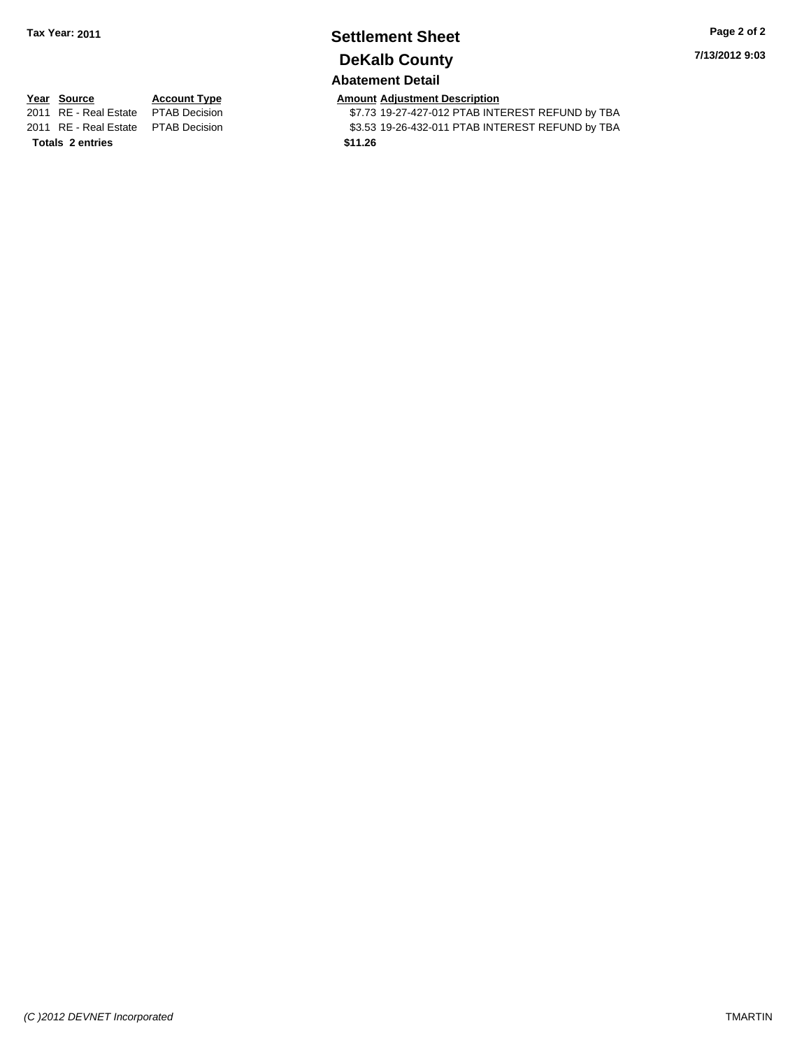**Tax Year: 2011**

# Settlement Sheet

## DeKalb County

### Abatement Detail

| Year | Source | Account Type | Amount | Adjustment Description |
|---|---|---|---|---|
| 2011 | RE - Real Estate | PTAB Decision | $7.73 | 19-27-427-012 PTAB INTEREST REFUND by TBA |
| 2011 | RE - Real Estate | PTAB Decision | $3.53 | 19-26-432-011 PTAB INTEREST REFUND by TBA |
| **Totals** | **2 entries** | | **$11.26** | |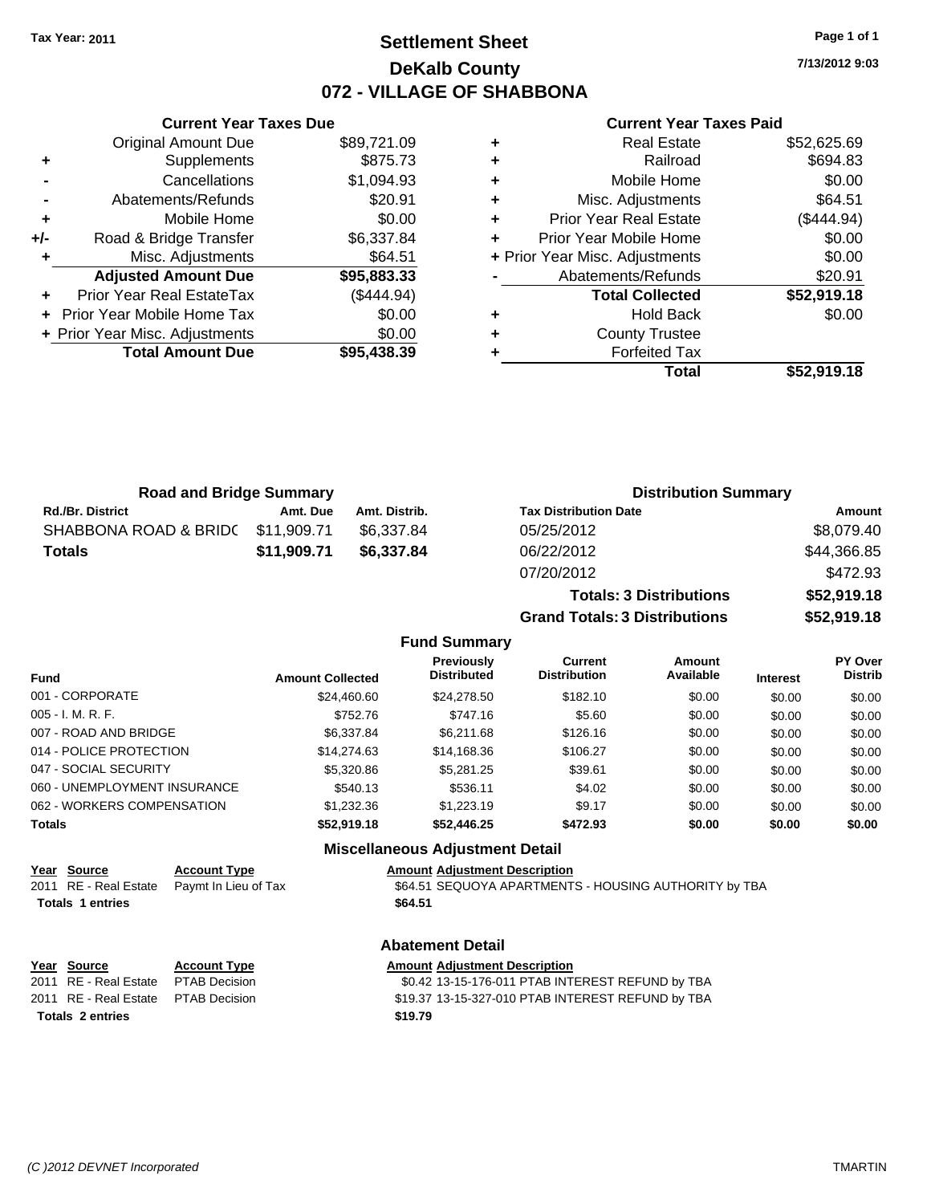Tax Year: 2011

# Settlement Sheet
## DeKalb County
## 072 - VILLAGE OF SHABBONA

7/13/2012 9:03

### Current Year Taxes Due

| | | |
|---|---|---|
| | Original Amount Due | $89,721.09 |
| + | Supplements | $875.73 |
| - | Cancellations | $1,094.93 |
| - | Abatements/Refunds | $20.91 |
| + | Mobile Home | $0.00 |
| +/- | Road & Bridge Transfer | $6,337.84 |
| + | Misc. Adjustments | $64.51 |
| | **Adjusted Amount Due** | **$95,883.33** |
| + | Prior Year Real EstateTax | ($444.94) |
| + | Prior Year Mobile Home Tax | $0.00 |
| + | Prior Year Misc. Adjustments | $0.00 |
| | **Total Amount Due** | **$95,438.39** |

### Current Year Taxes Paid

| | | |
|---|---|---|
| + | Real Estate | $52,625.69 |
| + | Railroad | $694.83 |
| + | Mobile Home | $0.00 |
| + | Misc. Adjustments | $64.51 |
| + | Prior Year Real Estate | ($444.94) |
| + | Prior Year Mobile Home | $0.00 |
| + | Prior Year Misc. Adjustments | $0.00 |
| - | Abatements/Refunds | $20.91 |
| | **Total Collected** | **$52,919.18** |
| + | Hold Back | $0.00 |
| + | County Trustee | |
| + | Forfeited Tax | |
| | **Total** | **$52,919.18** |

### Road and Bridge Summary

| Rd./Br. District | Amt. Due | Amt. Distrib. |
|---|---|---|
| SHABBONA ROAD & BRIDG | $11,909.71 | $6,337.84 |
| **Totals** | **$11,909.71** | **$6,337.84** |

### Distribution Summary

| Tax Distribution Date | Amount |
|---|---|
| 05/25/2012 | $8,079.40 |
| 06/22/2012 | $44,366.85 |
| 07/20/2012 | $472.93 |
| **Totals: 3 Distributions** | **$52,919.18** |
| **Grand Totals: 3 Distributions** | **$52,919.18** |

### Fund Summary

| Fund | Amount Collected | Previously Distributed | Current Distribution | Amount Available | Interest | PY Over Distrib |
|---|---|---|---|---|---|---|
| 001 - CORPORATE | $24,460.60 | $24,278.50 | $182.10 | $0.00 | $0.00 | $0.00 |
| 005 - I. M. R. F. | $752.76 | $747.16 | $5.60 | $0.00 | $0.00 | $0.00 |
| 007 - ROAD AND BRIDGE | $6,337.84 | $6,211.68 | $126.16 | $0.00 | $0.00 | $0.00 |
| 014 - POLICE PROTECTION | $14,274.63 | $14,168.36 | $106.27 | $0.00 | $0.00 | $0.00 |
| 047 - SOCIAL SECURITY | $5,320.86 | $5,281.25 | $39.61 | $0.00 | $0.00 | $0.00 |
| 060 - UNEMPLOYMENT INSURANCE | $540.13 | $536.11 | $4.02 | $0.00 | $0.00 | $0.00 |
| 062 - WORKERS COMPENSATION | $1,232.36 | $1,223.19 | $9.17 | $0.00 | $0.00 | $0.00 |
| **Totals** | **$52,919.18** | **$52,446.25** | **$472.93** | **$0.00** | **$0.00** | **$0.00** |

### Miscellaneous Adjustment Detail

| Year | Source | Account Type | Amount | Adjustment Description |
|---|---|---|---|---|
| 2011 | RE - Real Estate | Paymt In Lieu of Tax | $64.51 | SEQUOYA APARTMENTS - HOUSING AUTHORITY by TBA |
| **Totals 1 entries** | | | **$64.51** | |

### Abatement Detail

| Year | Source | Account Type | Amount | Adjustment Description |
|---|---|---|---|---|
| 2011 | RE - Real Estate | PTAB Decision | $0.42 | 13-15-176-011 PTAB INTEREST REFUND by TBA |
| 2011 | RE - Real Estate | PTAB Decision | $19.37 | 13-15-327-010 PTAB INTEREST REFUND by TBA |
| **Totals 2 entries** | | | **$19.79** | |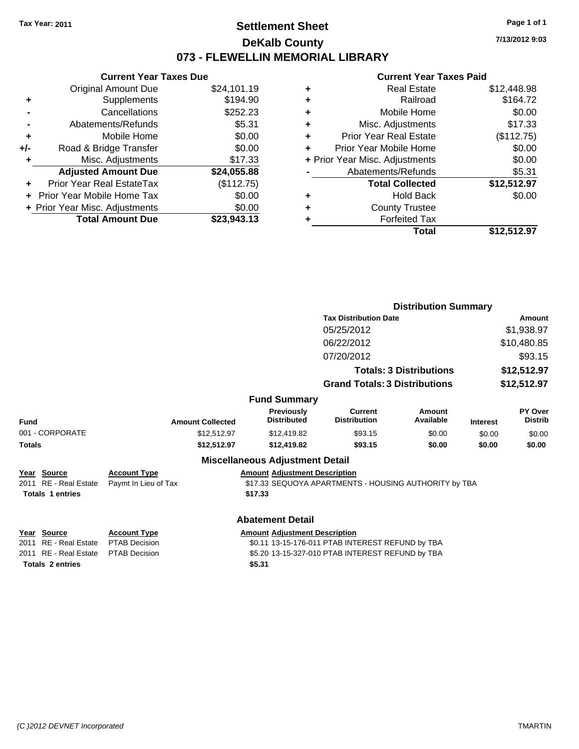Tax Year: 2011

# Settlement Sheet
## DeKalb County
## 073 - FLEWELLIN MEMORIAL LIBRARY

7/13/2012 9:03

### Current Year Taxes Due

| | | |
|---|---|---|
| | Original Amount Due | $24,101.19 |
| + | Supplements | $194.90 |
| - | Cancellations | $252.23 |
| - | Abatements/Refunds | $5.31 |
| + | Mobile Home | $0.00 |
| +/- | Road & Bridge Transfer | $0.00 |
| + | Misc. Adjustments | $17.33 |
| | **Adjusted Amount Due** | **$24,055.88** |
| + | Prior Year Real EstateTax | ($112.75) |
| + | Prior Year Mobile Home Tax | $0.00 |
| + | Prior Year Misc. Adjustments | $0.00 |
| | **Total Amount Due** | **$23,943.13** |

### Current Year Taxes Paid

| | | |
|---|---|---|
| + | Real Estate | $12,448.98 |
| + | Railroad | $164.72 |
| + | Mobile Home | $0.00 |
| + | Misc. Adjustments | $17.33 |
| + | Prior Year Real Estate | ($112.75) |
| + | Prior Year Mobile Home | $0.00 |
| + | Prior Year Misc. Adjustments | $0.00 |
| - | Abatements/Refunds | $5.31 |
| | **Total Collected** | **$12,512.97** |
| + | Hold Back | $0.00 |
| + | County Trustee | |
| + | Forfeited Tax | |
| | **Total** | **$12,512.97** |

### Distribution Summary

| Tax Distribution Date | Amount |
|---|---|
| 05/25/2012 | $1,938.97 |
| 06/22/2012 | $10,480.85 |
| 07/20/2012 | $93.15 |
| **Totals: 3 Distributions** | **$12,512.97** |
| **Grand Totals: 3 Distributions** | **$12,512.97** |

### Fund Summary

| Fund | Amount Collected | Previously Distributed | Current Distribution | Amount Available | Interest | PY Over Distrib |
|---|---|---|---|---|---|---|
| 001 - CORPORATE | $12,512.97 | $12,419.82 | $93.15 | $0.00 | $0.00 | $0.00 |
| **Totals** | **$12,512.97** | **$12,419.82** | **$93.15** | **$0.00** | **$0.00** | **$0.00** |

### Miscellaneous Adjustment Detail

| Year | Source | Account Type | Amount | Adjustment Description |
|---|---|---|---|---|
| 2011 | RE - Real Estate | Paymt In Lieu of Tax | $17.33 | SEQUOYA APARTMENTS - HOUSING AUTHORITY by TBA |
| **Totals 1 entries** | | | **$17.33** | |

### Abatement Detail

| Year | Source | Account Type | Amount | Adjustment Description |
|---|---|---|---|---|
| 2011 | RE - Real Estate | PTAB Decision | $0.11 | 13-15-176-011 PTAB INTEREST REFUND by TBA |
| 2011 | RE - Real Estate | PTAB Decision | $5.20 | 13-15-327-010 PTAB INTEREST REFUND by TBA |
| **Totals 2 entries** | | | **$5.31** | |

(C )2012 DEVNET Incorporated TMARTIN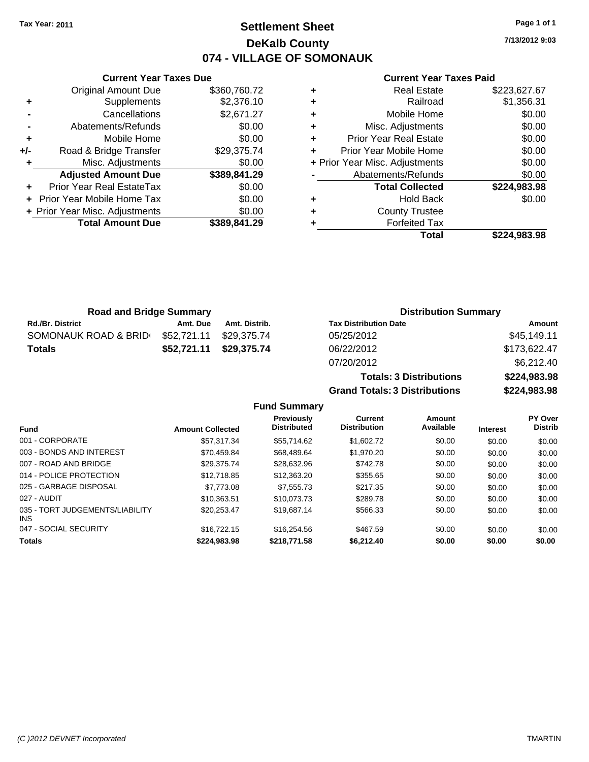Tax Year: 2011

# Settlement Sheet
## DeKalb County
## 074 - VILLAGE OF SOMONAUK

7/13/2012 9:03

### Current Year Taxes Due

| | | |
|---|---|---|
| | Original Amount Due | $360,760.72 |
| + | Supplements | $2,376.10 |
| - | Cancellations | $2,671.27 |
| - | Abatements/Refunds | $0.00 |
| + | Mobile Home | $0.00 |
| +/- | Road & Bridge Transfer | $29,375.74 |
| + | Misc. Adjustments | $0.00 |
| | **Adjusted Amount Due** | **$389,841.29** |
| + | Prior Year Real EstateTax | $0.00 |
| + | Prior Year Mobile Home Tax | $0.00 |
| + | Prior Year Misc. Adjustments | $0.00 |
| | **Total Amount Due** | **$389,841.29** |

### Current Year Taxes Paid

| | | |
|---|---|---|
| + | Real Estate | $223,627.67 |
| + | Railroad | $1,356.31 |
| + | Mobile Home | $0.00 |
| + | Misc. Adjustments | $0.00 |
| + | Prior Year Real Estate | $0.00 |
| + | Prior Year Mobile Home | $0.00 |
| + | Prior Year Misc. Adjustments | $0.00 |
| - | Abatements/Refunds | $0.00 |
| | **Total Collected** | **$224,983.98** |
| + | Hold Back | $0.00 |
| + | County Trustee | |
| + | Forfeited Tax | |
| | **Total** | **$224,983.98** |

### Road and Bridge Summary

| Rd./Br. District | Amt. Due | Amt. Distrib. |
|---|---|---|
| SOMONAUK ROAD & BRID( | $52,721.11 | $29,375.74 |
| **Totals** | **$52,721.11** | **$29,375.74** |

### Distribution Summary

| Tax Distribution Date | Amount |
|---|---|
| 05/25/2012 | $45,149.11 |
| 06/22/2012 | $173,622.47 |
| 07/20/2012 | $6,212.40 |
| **Totals: 3 Distributions** | **$224,983.98** |
| **Grand Totals: 3 Distributions** | **$224,983.98** |

### Fund Summary

| Fund | Amount Collected | Previously Distributed | Current Distribution | Amount Available | Interest | PY Over Distrib |
|---|---|---|---|---|---|---|
| 001 - CORPORATE | $57,317.34 | $55,714.62 | $1,602.72 | $0.00 | $0.00 | $0.00 |
| 003 - BONDS AND INTEREST | $70,459.84 | $68,489.64 | $1,970.20 | $0.00 | $0.00 | $0.00 |
| 007 - ROAD AND BRIDGE | $29,375.74 | $28,632.96 | $742.78 | $0.00 | $0.00 | $0.00 |
| 014 - POLICE PROTECTION | $12,718.85 | $12,363.20 | $355.65 | $0.00 | $0.00 | $0.00 |
| 025 - GARBAGE DISPOSAL | $7,773.08 | $7,555.73 | $217.35 | $0.00 | $0.00 | $0.00 |
| 027 - AUDIT | $10,363.51 | $10,073.73 | $289.78 | $0.00 | $0.00 | $0.00 |
| 035 - TORT JUDGEMENTS/LIABILITY INS | $20,253.47 | $19,687.14 | $566.33 | $0.00 | $0.00 | $0.00 |
| 047 - SOCIAL SECURITY | $16,722.15 | $16,254.56 | $467.59 | $0.00 | $0.00 | $0.00 |
| **Totals** | **$224,983.98** | **$218,771.58** | **$6,212.40** | **$0.00** | **$0.00** | **$0.00** |

(C )2012 DEVNET Incorporated TMARTIN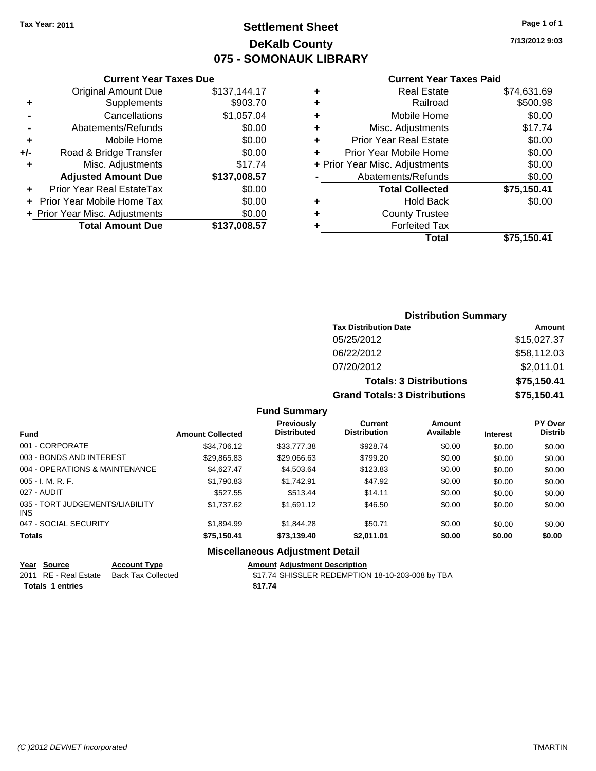Tax Year: 2011

# Settlement Sheet
## DeKalb County
## 075 - SOMONAUK LIBRARY

7/13/2012 9:03

### Current Year Taxes Due

| | | |
|---|---|---|
| | Original Amount Due | $137,144.17 |
| + | Supplements | $903.70 |
| - | Cancellations | $1,057.04 |
| - | Abatements/Refunds | $0.00 |
| + | Mobile Home | $0.00 |
| +/- | Road & Bridge Transfer | $0.00 |
| + | Misc. Adjustments | $17.74 |
| | **Adjusted Amount Due** | **$137,008.57** |
| + | Prior Year Real EstateTax | $0.00 |
| + | Prior Year Mobile Home Tax | $0.00 |
| + | Prior Year Misc. Adjustments | $0.00 |
| | **Total Amount Due** | **$137,008.57** |

### Current Year Taxes Paid

| | | |
|---|---|---|
| + | Real Estate | $74,631.69 |
| + | Railroad | $500.98 |
| + | Mobile Home | $0.00 |
| + | Misc. Adjustments | $17.74 |
| + | Prior Year Real Estate | $0.00 |
| + | Prior Year Mobile Home | $0.00 |
| + | Prior Year Misc. Adjustments | $0.00 |
| - | Abatements/Refunds | $0.00 |
| | **Total Collected** | **$75,150.41** |
| + | Hold Back | $0.00 |
| + | County Trustee | |
| + | Forfeited Tax | |
| | **Total** | **$75,150.41** |

### Distribution Summary

| Tax Distribution Date | Amount |
|---|---|
| 05/25/2012 | $15,027.37 |
| 06/22/2012 | $58,112.03 |
| 07/20/2012 | $2,011.01 |
| **Totals: 3 Distributions** | **$75,150.41** |
| **Grand Totals: 3 Distributions** | **$75,150.41** |

### Fund Summary

| Fund | Amount Collected | Previously Distributed | Current Distribution | Amount Available | Interest | PY Over Distrib |
|---|---|---|---|---|---|---|
| 001 - CORPORATE | $34,706.12 | $33,777.38 | $928.74 | $0.00 | $0.00 | $0.00 |
| 003 - BONDS AND INTEREST | $29,865.83 | $29,066.63 | $799.20 | $0.00 | $0.00 | $0.00 |
| 004 - OPERATIONS & MAINTENANCE | $4,627.47 | $4,503.64 | $123.83 | $0.00 | $0.00 | $0.00 |
| 005 - I. M. R. F. | $1,790.83 | $1,742.91 | $47.92 | $0.00 | $0.00 | $0.00 |
| 027 - AUDIT | $527.55 | $513.44 | $14.11 | $0.00 | $0.00 | $0.00 |
| 035 - TORT JUDGEMENTS/LIABILITY INS | $1,737.62 | $1,691.12 | $46.50 | $0.00 | $0.00 | $0.00 |
| 047 - SOCIAL SECURITY | $1,894.99 | $1,844.28 | $50.71 | $0.00 | $0.00 | $0.00 |
| **Totals** | **$75,150.41** | **$73,139.40** | **$2,011.01** | **$0.00** | **$0.00** | **$0.00** |

### Miscellaneous Adjustment Detail

| Year | Source | Account Type | Amount | Adjustment Description |
|---|---|---|---|---|
| 2011 | RE - Real Estate | Back Tax Collected | $17.74 | SHISSLER REDEMPTION 18-10-203-008 by TBA |
| **Totals 1 entries** | | | **$17.74** | |

(C )2012 DEVNET Incorporated TMARTIN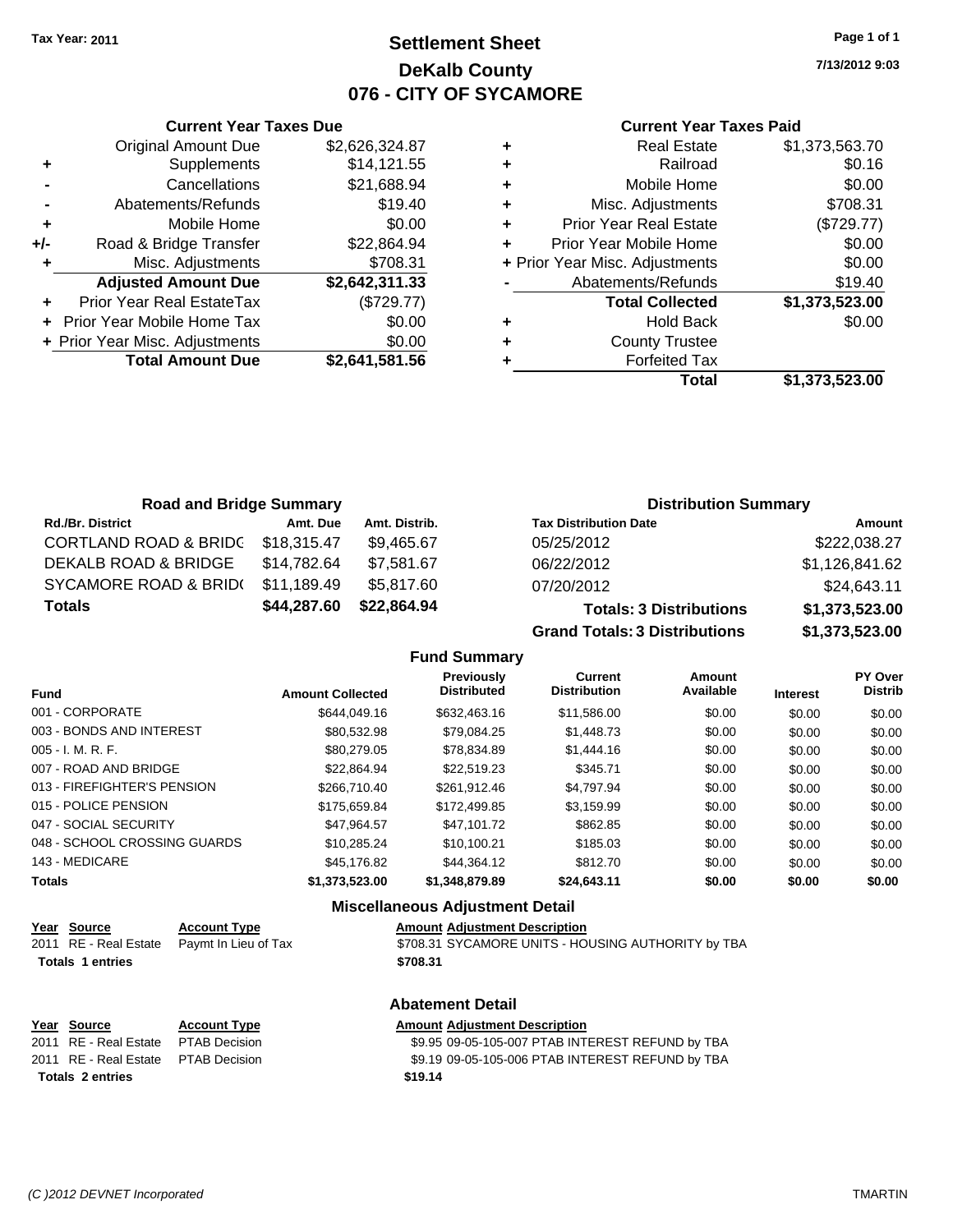**Tax Year: 2011**

# Settlement Sheet
## DeKalb County
## 076 - CITY OF SYCAMORE

7/13/2012 9:03

### Current Year Taxes Due

| | | |
|---|---|---|
| | Original Amount Due | $2,626,324.87 |
| + | Supplements | $14,121.55 |
| - | Cancellations | $21,688.94 |
| - | Abatements/Refunds | $19.40 |
| + | Mobile Home | $0.00 |
| +/- | Road & Bridge Transfer | $22,864.94 |
| + | Misc. Adjustments | $708.31 |
| | **Adjusted Amount Due** | **$2,642,311.33** |
| + | Prior Year Real EstateTax | ($729.77) |
| + | Prior Year Mobile Home Tax | $0.00 |
| + | Prior Year Misc. Adjustments | $0.00 |
| | **Total Amount Due** | **$2,641,581.56** |

### Current Year Taxes Paid

| | | |
|---|---|---|
| + | Real Estate | $1,373,563.70 |
| + | Railroad | $0.16 |
| + | Mobile Home | $0.00 |
| + | Misc. Adjustments | $708.31 |
| + | Prior Year Real Estate | ($729.77) |
| + | Prior Year Mobile Home | $0.00 |
| + | Prior Year Misc. Adjustments | $0.00 |
| - | Abatements/Refunds | $19.40 |
| | **Total Collected** | **$1,373,523.00** |
| + | Hold Back | $0.00 |
| + | County Trustee | |
| + | Forfeited Tax | |
| | **Total** | **$1,373,523.00** |

### Road and Bridge Summary

| Rd./Br. District | Amt. Due | Amt. Distrib. |
|---|---|---|
| CORTLAND ROAD & BRIDG | $18,315.47 | $9,465.67 |
| DEKALB ROAD & BRIDGE | $14,782.64 | $7,581.67 |
| SYCAMORE ROAD & BRID( | $11,189.49 | $5,817.60 |
| **Totals** | **$44,287.60** | **$22,864.94** |

### Distribution Summary

| Tax Distribution Date | Amount |
|---|---|
| 05/25/2012 | $222,038.27 |
| 06/22/2012 | $1,126,841.62 |
| 07/20/2012 | $24,643.11 |
| **Totals: 3 Distributions** | **$1,373,523.00** |
| **Grand Totals: 3 Distributions** | **$1,373,523.00** |

### Fund Summary

| Fund | Amount Collected | Previously Distributed | Current Distribution | Amount Available | Interest | PY Over Distrib |
|---|---|---|---|---|---|---|
| 001 - CORPORATE | $644,049.16 | $632,463.16 | $11,586.00 | $0.00 | $0.00 | $0.00 |
| 003 - BONDS AND INTEREST | $80,532.98 | $79,084.25 | $1,448.73 | $0.00 | $0.00 | $0.00 |
| 005 - I. M. R. F. | $80,279.05 | $78,834.89 | $1,444.16 | $0.00 | $0.00 | $0.00 |
| 007 - ROAD AND BRIDGE | $22,864.94 | $22,519.23 | $345.71 | $0.00 | $0.00 | $0.00 |
| 013 - FIREFIGHTER'S PENSION | $266,710.40 | $261,912.46 | $4,797.94 | $0.00 | $0.00 | $0.00 |
| 015 - POLICE PENSION | $175,659.84 | $172,499.85 | $3,159.99 | $0.00 | $0.00 | $0.00 |
| 047 - SOCIAL SECURITY | $47,964.57 | $47,101.72 | $862.85 | $0.00 | $0.00 | $0.00 |
| 048 - SCHOOL CROSSING GUARDS | $10,285.24 | $10,100.21 | $185.03 | $0.00 | $0.00 | $0.00 |
| 143 - MEDICARE | $45,176.82 | $44,364.12 | $812.70 | $0.00 | $0.00 | $0.00 |
| **Totals** | **$1,373,523.00** | **$1,348,879.89** | **$24,643.11** | **$0.00** | **$0.00** | **$0.00** |

### Miscellaneous Adjustment Detail

| Year | Source | Account Type | Amount | Adjustment Description |
|---|---|---|---|---|
| 2011 | RE - Real Estate | Paymt In Lieu of Tax | $708.31 | SYCAMORE UNITS - HOUSING AUTHORITY by TBA |
| **Totals 1 entries** | | | **$708.31** | |

### Abatement Detail

| Year | Source | Account Type | Amount | Adjustment Description |
|---|---|---|---|---|
| 2011 | RE - Real Estate | PTAB Decision | $9.95 | 09-05-105-007 PTAB INTEREST REFUND by TBA |
| 2011 | RE - Real Estate | PTAB Decision | $9.19 | 09-05-105-006 PTAB INTEREST REFUND by TBA |
| **Totals 2 entries** | | | **$19.14** | |

(C )2012 DEVNET Incorporated — TMARTIN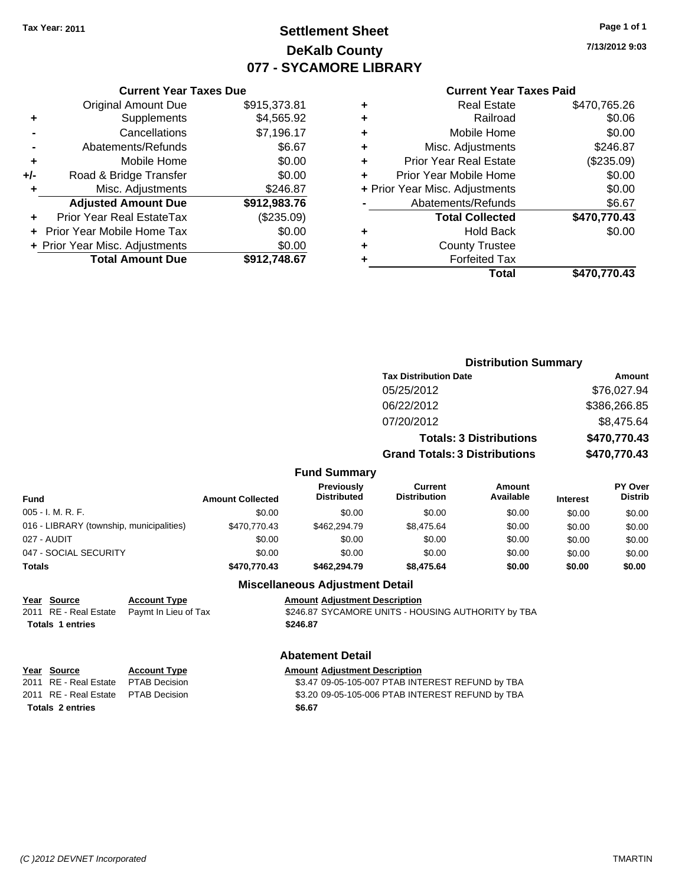Tax Year: 2011

# Settlement Sheet
## DeKalb County
## 077 - SYCAMORE LIBRARY

7/13/2012 9:03

### Current Year Taxes Due

| | | |
|---|---|---|
| | Original Amount Due | $915,373.81 |
| + | Supplements | $4,565.92 |
| - | Cancellations | $7,196.17 |
| - | Abatements/Refunds | $6.67 |
| + | Mobile Home | $0.00 |
| +/- | Road & Bridge Transfer | $0.00 |
| + | Misc. Adjustments | $246.87 |
| | **Adjusted Amount Due** | **$912,983.76** |
| + | Prior Year Real EstateTax | ($235.09) |
| + | Prior Year Mobile Home Tax | $0.00 |
| + | Prior Year Misc. Adjustments | $0.00 |
| | **Total Amount Due** | **$912,748.67** |

### Current Year Taxes Paid

| | | |
|---|---|---|
| + | Real Estate | $470,765.26 |
| + | Railroad | $0.06 |
| + | Mobile Home | $0.00 |
| + | Misc. Adjustments | $246.87 |
| + | Prior Year Real Estate | ($235.09) |
| + | Prior Year Mobile Home | $0.00 |
| + | Prior Year Misc. Adjustments | $0.00 |
| - | Abatements/Refunds | $6.67 |
| | **Total Collected** | **$470,770.43** |
| + | Hold Back | $0.00 |
| + | County Trustee | |
| + | Forfeited Tax | |
| | **Total** | **$470,770.43** |

### Distribution Summary

| Tax Distribution Date | Amount |
|---|---|
| 05/25/2012 | $76,027.94 |
| 06/22/2012 | $386,266.85 |
| 07/20/2012 | $8,475.64 |
| **Totals: 3 Distributions** | **$470,770.43** |
| **Grand Totals: 3 Distributions** | **$470,770.43** |

### Fund Summary

| Fund | Amount Collected | Previously Distributed | Current Distribution | Amount Available | Interest | PY Over Distrib |
|---|---|---|---|---|---|---|
| 005 - I. M. R. F. | $0.00 | $0.00 | $0.00 | $0.00 | $0.00 | $0.00 |
| 016 - LIBRARY (township, municipalities) | $470,770.43 | $462,294.79 | $8,475.64 | $0.00 | $0.00 | $0.00 |
| 027 - AUDIT | $0.00 | $0.00 | $0.00 | $0.00 | $0.00 | $0.00 |
| 047 - SOCIAL SECURITY | $0.00 | $0.00 | $0.00 | $0.00 | $0.00 | $0.00 |
| **Totals** | **$470,770.43** | **$462,294.79** | **$8,475.64** | **$0.00** | **$0.00** | **$0.00** |

### Miscellaneous Adjustment Detail

| Year | Source | Account Type | Amount | Adjustment Description |
|---|---|---|---|---|
| 2011 | RE - Real Estate | Paymt In Lieu of Tax | $246.87 | SYCAMORE UNITS - HOUSING AUTHORITY by TBA |
| **Totals 1 entries** | | | **$246.87** | |

### Abatement Detail

| Year | Source | Account Type | Amount | Adjustment Description |
|---|---|---|---|---|
| 2011 | RE - Real Estate | PTAB Decision | $3.47 | 09-05-105-007 PTAB INTEREST REFUND by TBA |
| 2011 | RE - Real Estate | PTAB Decision | $3.20 | 09-05-105-006 PTAB INTEREST REFUND by TBA |
| **Totals 2 entries** | | | **$6.67** | |

(C )2012 DEVNET Incorporated TMARTIN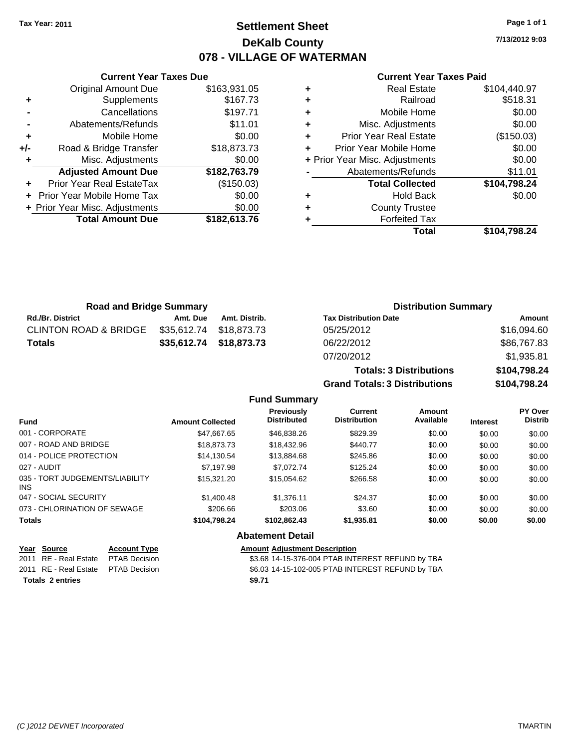**Tax Year: 2011**

# Settlement Sheet
## DeKalb County
## 078 - VILLAGE OF WATERMAN

7/13/2012 9:03

### Current Year Taxes Due

| | | |
|---|---|---|
| | Original Amount Due | $163,931.05 |
| + | Supplements | $167.73 |
| - | Cancellations | $197.71 |
| - | Abatements/Refunds | $11.01 |
| + | Mobile Home | $0.00 |
| +/- | Road & Bridge Transfer | $18,873.73 |
| + | Misc. Adjustments | $0.00 |
| | **Adjusted Amount Due** | **$182,763.79** |
| + | Prior Year Real EstateTax | ($150.03) |
| + | Prior Year Mobile Home Tax | $0.00 |
| + | Prior Year Misc. Adjustments | $0.00 |
| | **Total Amount Due** | **$182,613.76** |

### Current Year Taxes Paid

| | | |
|---|---|---|
| + | Real Estate | $104,440.97 |
| + | Railroad | $518.31 |
| + | Mobile Home | $0.00 |
| + | Misc. Adjustments | $0.00 |
| + | Prior Year Real Estate | ($150.03) |
| + | Prior Year Mobile Home | $0.00 |
| + | Prior Year Misc. Adjustments | $0.00 |
| - | Abatements/Refunds | $11.01 |
| | **Total Collected** | **$104,798.24** |
| + | Hold Back | $0.00 |
| + | County Trustee | |
| + | Forfeited Tax | |
| | **Total** | **$104,798.24** |

### Road and Bridge Summary

| Rd./Br. District | Amt. Due | Amt. Distrib. |
|---|---|---|
| CLINTON ROAD & BRIDGE | $35,612.74 | $18,873.73 |
| **Totals** | **$35,612.74** | **$18,873.73** |

### Distribution Summary

| Tax Distribution Date | Amount |
|---|---|
| 05/25/2012 | $16,094.60 |
| 06/22/2012 | $86,767.83 |
| 07/20/2012 | $1,935.81 |
| **Totals: 3 Distributions** | **$104,798.24** |
| **Grand Totals: 3 Distributions** | **$104,798.24** |

### Fund Summary

| Fund | Amount Collected | Previously Distributed | Current Distribution | Amount Available | Interest | PY Over Distrib |
|---|---|---|---|---|---|---|
| 001 - CORPORATE | $47,667.65 | $46,838.26 | $829.39 | $0.00 | $0.00 | $0.00 |
| 007 - ROAD AND BRIDGE | $18,873.73 | $18,432.96 | $440.77 | $0.00 | $0.00 | $0.00 |
| 014 - POLICE PROTECTION | $14,130.54 | $13,884.68 | $245.86 | $0.00 | $0.00 | $0.00 |
| 027 - AUDIT | $7,197.98 | $7,072.74 | $125.24 | $0.00 | $0.00 | $0.00 |
| 035 - TORT JUDGEMENTS/LIABILITY INS | $15,321.20 | $15,054.62 | $266.58 | $0.00 | $0.00 | $0.00 |
| 047 - SOCIAL SECURITY | $1,400.48 | $1,376.11 | $24.37 | $0.00 | $0.00 | $0.00 |
| 073 - CHLORINATION OF SEWAGE | $206.66 | $203.06 | $3.60 | $0.00 | $0.00 | $0.00 |
| **Totals** | **$104,798.24** | **$102,862.43** | **$1,935.81** | **$0.00** | **$0.00** | **$0.00** |

### Abatement Detail

| Year | Source | Account Type | Amount | Adjustment Description |
|---|---|---|---|---|
| 2011 | RE - Real Estate | PTAB Decision | $3.68 | 14-15-376-004 PTAB INTEREST REFUND by TBA |
| 2011 | RE - Real Estate | PTAB Decision | $6.03 | 14-15-102-005 PTAB INTEREST REFUND by TBA |
| **Totals** | **2 entries** | | **$9.71** | |

(C )2012 DEVNET Incorporated — TMARTIN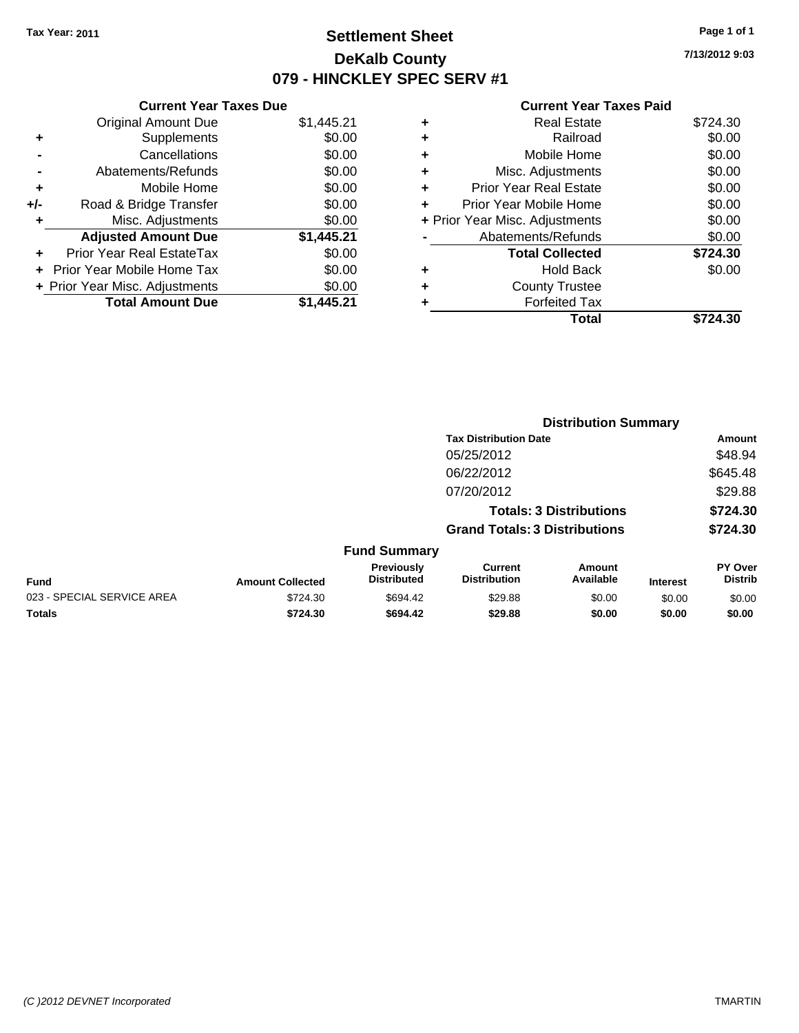**Tax Year: 2011**

# Settlement Sheet

## DeKalb County

## 079 - HINCKLEY SPEC SERV #1

7/13/2012 9:03

### Current Year Taxes Due

| | | |
|---|---|---|
| | Original Amount Due | $1,445.21 |
| + | Supplements | $0.00 |
| - | Cancellations | $0.00 |
| - | Abatements/Refunds | $0.00 |
| + | Mobile Home | $0.00 |
| +/- | Road & Bridge Transfer | $0.00 |
| + | Misc. Adjustments | $0.00 |
| | **Adjusted Amount Due** | **$1,445.21** |
| + | Prior Year Real EstateTax | $0.00 |
| + | Prior Year Mobile Home Tax | $0.00 |
| + | Prior Year Misc. Adjustments | $0.00 |
| | **Total Amount Due** | **$1,445.21** |

### Current Year Taxes Paid

| | | |
|---|---|---|
| + | Real Estate | $724.30 |
| + | Railroad | $0.00 |
| + | Mobile Home | $0.00 |
| + | Misc. Adjustments | $0.00 |
| + | Prior Year Real Estate | $0.00 |
| + | Prior Year Mobile Home | $0.00 |
| + | Prior Year Misc. Adjustments | $0.00 |
| - | Abatements/Refunds | $0.00 |
| | **Total Collected** | **$724.30** |
| + | Hold Back | $0.00 |
| + | County Trustee | |
| + | Forfeited Tax | |
| | **Total** | **$724.30** |

### Distribution Summary

| Tax Distribution Date | Amount |
|---|---|
| 05/25/2012 | $48.94 |
| 06/22/2012 | $645.48 |
| 07/20/2012 | $29.88 |
| **Totals: 3 Distributions** | **$724.30** |
| **Grand Totals: 3 Distributions** | **$724.30** |

### Fund Summary

| Fund | Amount Collected | Previously Distributed | Current Distribution | Amount Available | Interest | PY Over Distrib |
|---|---|---|---|---|---|---|
| 023 - SPECIAL SERVICE AREA | $724.30 | $694.42 | $29.88 | $0.00 | $0.00 | $0.00 |
| **Totals** | **$724.30** | **$694.42** | **$29.88** | **$0.00** | **$0.00** | **$0.00** |

(C )2012 DEVNET Incorporated TMARTIN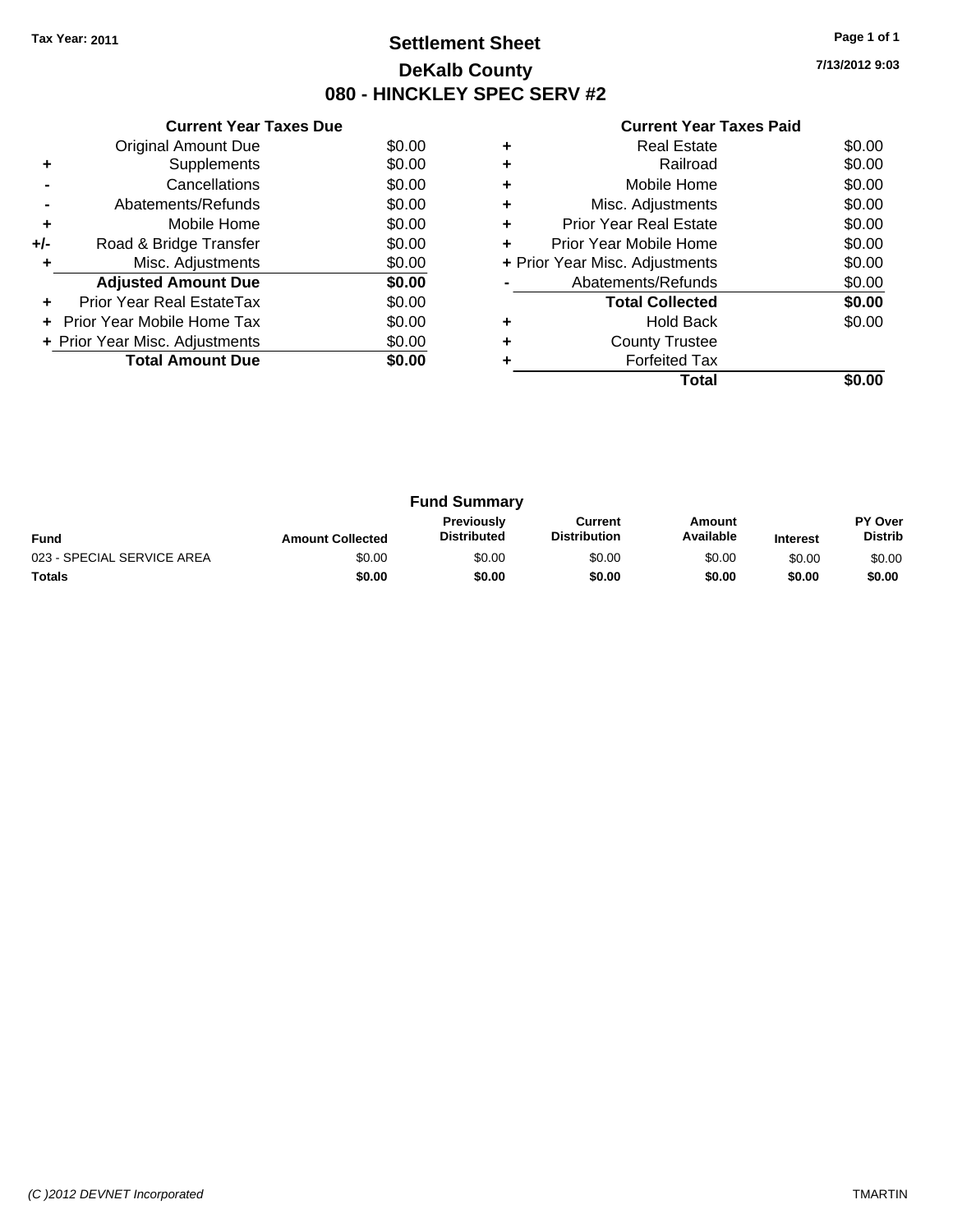Tax Year: 2011

# Settlement Sheet
## DeKalb County
## 080 - HINCKLEY SPEC SERV #2

7/13/2012 9:03

### Current Year Taxes Due

| | | |
|---|---|---|
| | Original Amount Due | $0.00 |
| + | Supplements | $0.00 |
| - | Cancellations | $0.00 |
| - | Abatements/Refunds | $0.00 |
| + | Mobile Home | $0.00 |
| +/- | Road & Bridge Transfer | $0.00 |
| + | Misc. Adjustments | $0.00 |
| | **Adjusted Amount Due** | **$0.00** |
| + | Prior Year Real EstateTax | $0.00 |
| + | Prior Year Mobile Home Tax | $0.00 |
| + | Prior Year Misc. Adjustments | $0.00 |
| | **Total Amount Due** | **$0.00** |

### Current Year Taxes Paid

| | | |
|---|---|---|
| + | Real Estate | $0.00 |
| + | Railroad | $0.00 |
| + | Mobile Home | $0.00 |
| + | Misc. Adjustments | $0.00 |
| + | Prior Year Real Estate | $0.00 |
| + | Prior Year Mobile Home | $0.00 |
| + | Prior Year Misc. Adjustments | $0.00 |
| - | Abatements/Refunds | $0.00 |
| | **Total Collected** | **$0.00** |
| + | Hold Back | $0.00 |
| + | County Trustee | |
| + | Forfeited Tax | |
| | **Total** | **$0.00** |

### Fund Summary

| Fund | Amount Collected | Previously Distributed | Current Distribution | Amount Available | Interest | PY Over Distrib |
|---|---|---|---|---|---|---|
| 023 - SPECIAL SERVICE AREA | $0.00 | $0.00 | $0.00 | $0.00 | $0.00 | $0.00 |
| **Totals** | **$0.00** | **$0.00** | **$0.00** | **$0.00** | **$0.00** | **$0.00** |

(C )2012 DEVNET Incorporated

TMARTIN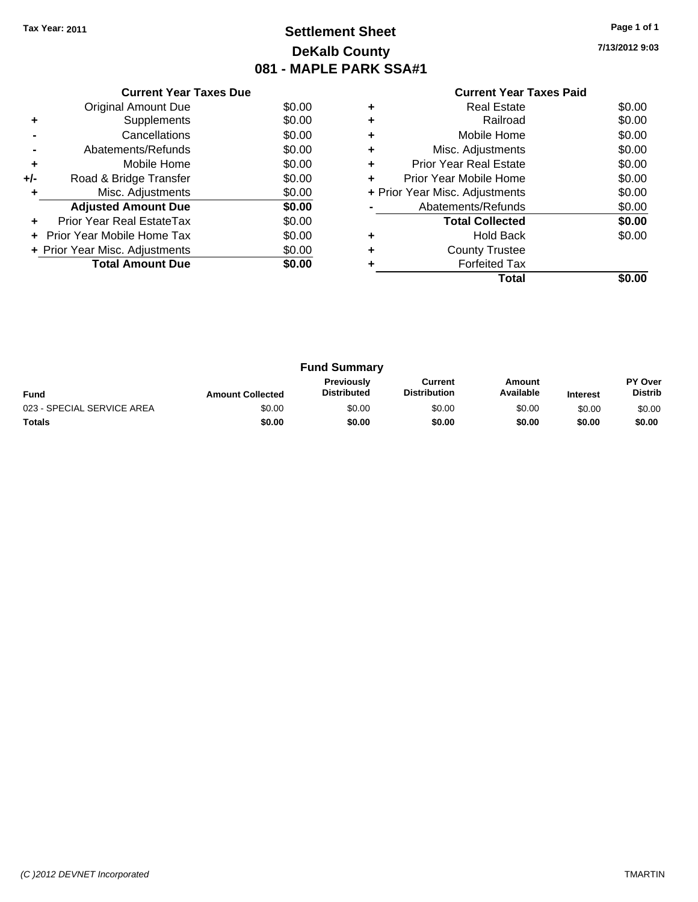Tax Year: 2011

# Settlement Sheet
## DeKalb County
## 081 - MAPLE PARK SSA#1

7/13/2012 9:03

### Current Year Taxes Due

| | | |
|---|---|---|
| | Original Amount Due | $0.00 |
| + | Supplements | $0.00 |
| - | Cancellations | $0.00 |
| - | Abatements/Refunds | $0.00 |
| + | Mobile Home | $0.00 |
| +/- | Road & Bridge Transfer | $0.00 |
| + | Misc. Adjustments | $0.00 |
| | **Adjusted Amount Due** | **$0.00** |
| + | Prior Year Real EstateTax | $0.00 |
| + | Prior Year Mobile Home Tax | $0.00 |
| + | Prior Year Misc. Adjustments | $0.00 |
| | **Total Amount Due** | **$0.00** |

### Current Year Taxes Paid

| | | |
|---|---|---|
| + | Real Estate | $0.00 |
| + | Railroad | $0.00 |
| + | Mobile Home | $0.00 |
| + | Misc. Adjustments | $0.00 |
| + | Prior Year Real Estate | $0.00 |
| + | Prior Year Mobile Home | $0.00 |
| + | Prior Year Misc. Adjustments | $0.00 |
| - | Abatements/Refunds | $0.00 |
| | **Total Collected** | **$0.00** |
| + | Hold Back | $0.00 |
| + | County Trustee | |
| + | Forfeited Tax | |
| | **Total** | **$0.00** |

### Fund Summary

| Fund | Amount Collected | Previously Distributed | Current Distribution | Amount Available | Interest | PY Over Distrib |
|---|---|---|---|---|---|---|
| 023 - SPECIAL SERVICE AREA | $0.00 | $0.00 | $0.00 | $0.00 | $0.00 | $0.00 |
| **Totals** | **$0.00** | **$0.00** | **$0.00** | **$0.00** | **$0.00** | **$0.00** |

(C )2012 DEVNET Incorporated — TMARTIN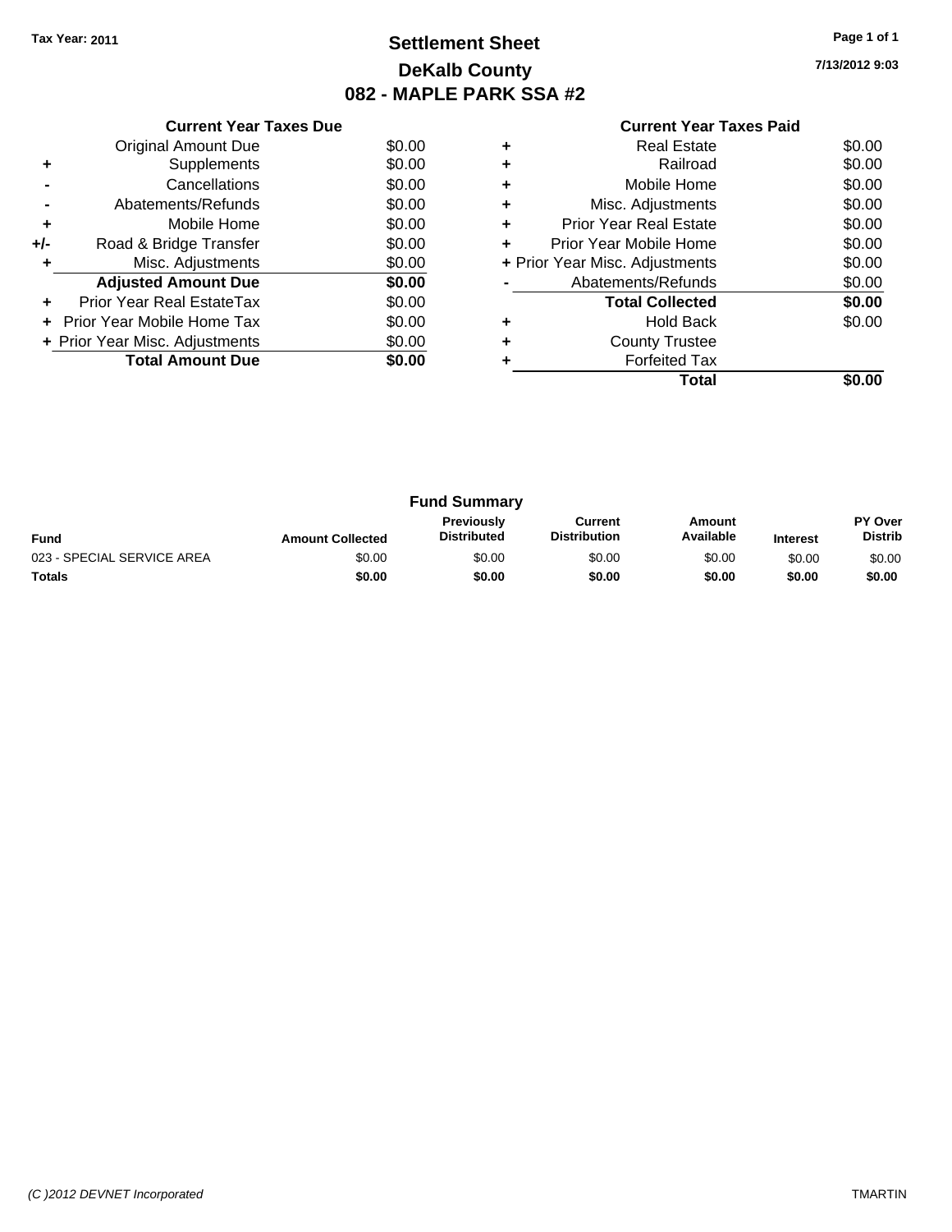**Tax Year: 2011**

# Settlement Sheet
## DeKalb County
## 082 - MAPLE PARK SSA #2

7/13/2012 9:03

### Current Year Taxes Due

| | | |
|---|---|---|
| | Original Amount Due | $0.00 |
| + | Supplements | $0.00 |
| - | Cancellations | $0.00 |
| - | Abatements/Refunds | $0.00 |
| + | Mobile Home | $0.00 |
| +/- | Road & Bridge Transfer | $0.00 |
| + | Misc. Adjustments | $0.00 |
| | **Adjusted Amount Due** | **$0.00** |
| + | Prior Year Real EstateTax | $0.00 |
| + | Prior Year Mobile Home Tax | $0.00 |
| + | Prior Year Misc. Adjustments | $0.00 |
| | **Total Amount Due** | **$0.00** |

### Current Year Taxes Paid

| | | |
|---|---|---|
| + | Real Estate | $0.00 |
| + | Railroad | $0.00 |
| + | Mobile Home | $0.00 |
| + | Misc. Adjustments | $0.00 |
| + | Prior Year Real Estate | $0.00 |
| + | Prior Year Mobile Home | $0.00 |
| + | Prior Year Misc. Adjustments | $0.00 |
| - | Abatements/Refunds | $0.00 |
| | **Total Collected** | **$0.00** |
| + | Hold Back | $0.00 |
| + | County Trustee | |
| + | Forfeited Tax | |
| | **Total** | **$0.00** |

### Fund Summary

| Fund | Amount Collected | Previously Distributed | Current Distribution | Amount Available | Interest | PY Over Distrib |
|---|---|---|---|---|---|---|
| 023 - SPECIAL SERVICE AREA | $0.00 | $0.00 | $0.00 | $0.00 | $0.00 | $0.00 |
| **Totals** | **$0.00** | **$0.00** | **$0.00** | **$0.00** | **$0.00** | **$0.00** |

*(C )2012 DEVNET Incorporated* TMARTIN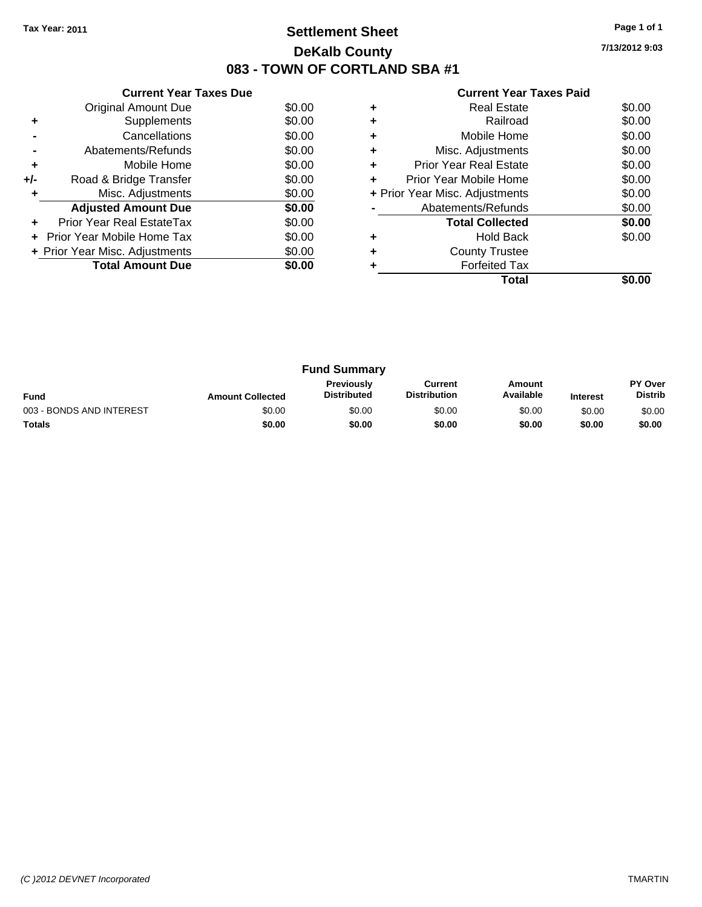Tax Year: 2011

# Settlement Sheet
## DeKalb County
## 083 - TOWN OF CORTLAND SBA #1

7/13/2012 9:03

### Current Year Taxes Due

| | | |
|---|---|---|
| | Original Amount Due | $0.00 |
| + | Supplements | $0.00 |
| - | Cancellations | $0.00 |
| - | Abatements/Refunds | $0.00 |
| + | Mobile Home | $0.00 |
| +/- | Road & Bridge Transfer | $0.00 |
| + | Misc. Adjustments | $0.00 |
| | **Adjusted Amount Due** | **$0.00** |
| + | Prior Year Real EstateTax | $0.00 |
| + | Prior Year Mobile Home Tax | $0.00 |
| + | Prior Year Misc. Adjustments | $0.00 |
| | **Total Amount Due** | **$0.00** |

### Current Year Taxes Paid

| | | |
|---|---|---|
| + | Real Estate | $0.00 |
| + | Railroad | $0.00 |
| + | Mobile Home | $0.00 |
| + | Misc. Adjustments | $0.00 |
| + | Prior Year Real Estate | $0.00 |
| + | Prior Year Mobile Home | $0.00 |
| + | Prior Year Misc. Adjustments | $0.00 |
| - | Abatements/Refunds | $0.00 |
| | **Total Collected** | **$0.00** |
| + | Hold Back | $0.00 |
| + | County Trustee | |
| + | Forfeited Tax | |
| | **Total** | **$0.00** |

### Fund Summary

| Fund | Amount Collected | Previously Distributed | Current Distribution | Amount Available | Interest | PY Over Distrib |
|---|---|---|---|---|---|---|
| 003 - BONDS AND INTEREST | $0.00 | $0.00 | $0.00 | $0.00 | $0.00 | $0.00 |
| **Totals** | **$0.00** | **$0.00** | **$0.00** | **$0.00** | **$0.00** | **$0.00** |

(C )2012 DEVNET Incorporated TMARTIN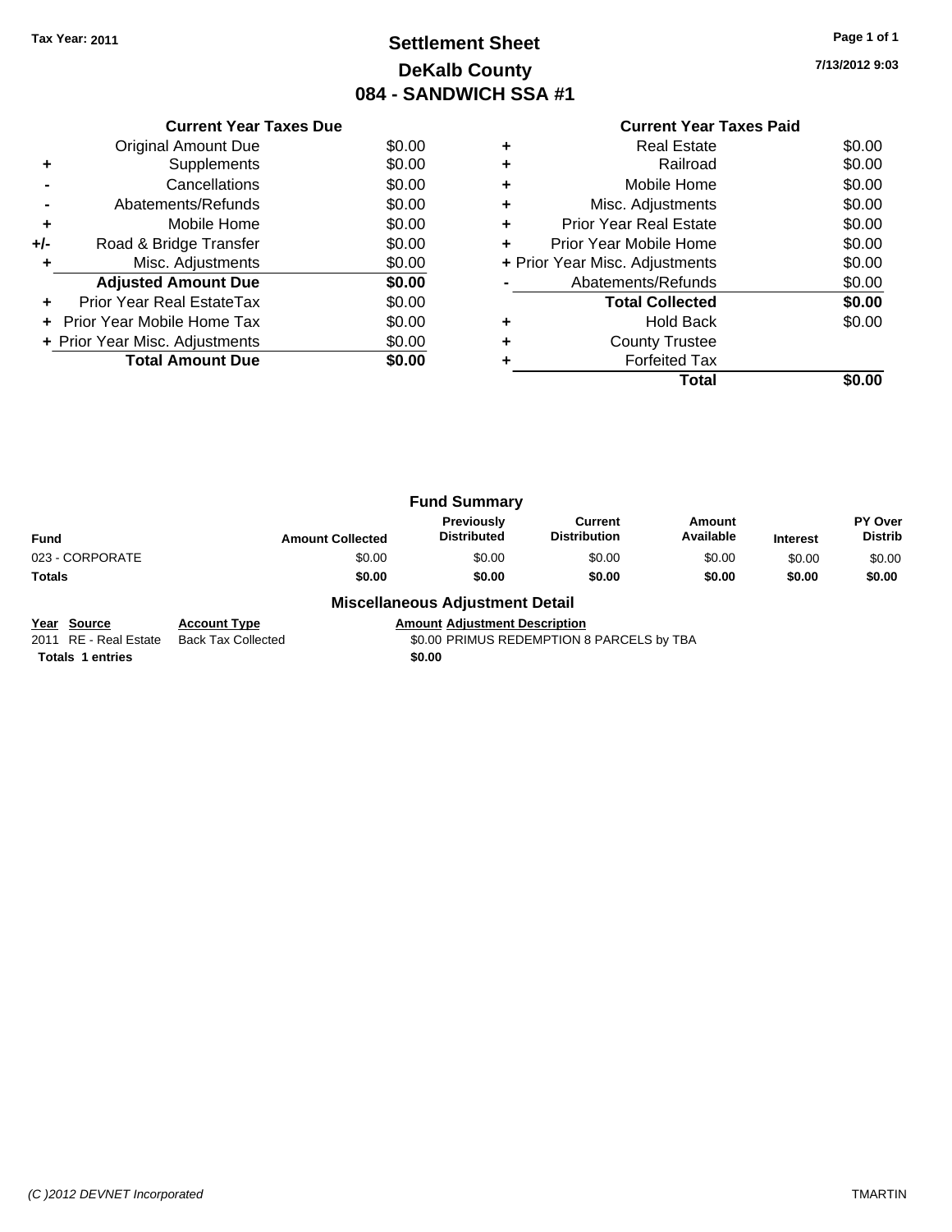Tax Year: 2011

# Settlement Sheet
## DeKalb County
## 084 - SANDWICH SSA #1

7/13/2012 9:03

| | Current Year Taxes Due | |
|---|---|---|
| | Original Amount Due | $0.00 |
| + | Supplements | $0.00 |
| - | Cancellations | $0.00 |
| - | Abatements/Refunds | $0.00 |
| + | Mobile Home | $0.00 |
| +/- | Road & Bridge Transfer | $0.00 |
| + | Misc. Adjustments | $0.00 |
| | **Adjusted Amount Due** | **$0.00** |
| + | Prior Year Real EstateTax | $0.00 |
| + | Prior Year Mobile Home Tax | $0.00 |
| + | Prior Year Misc. Adjustments | $0.00 |
| | **Total Amount Due** | **$0.00** |

| | Current Year Taxes Paid | |
|---|---|---|
| + | Real Estate | $0.00 |
| + | Railroad | $0.00 |
| + | Mobile Home | $0.00 |
| + | Misc. Adjustments | $0.00 |
| + | Prior Year Real Estate | $0.00 |
| + | Prior Year Mobile Home | $0.00 |
| + | Prior Year Misc. Adjustments | $0.00 |
| - | Abatements/Refunds | $0.00 |
| | **Total Collected** | **$0.00** |
| + | Hold Back | $0.00 |
| + | County Trustee | |
| + | Forfeited Tax | |
| | **Total** | **$0.00** |

### Fund Summary

| Fund | Amount Collected | Previously Distributed | Current Distribution | Amount Available | Interest | PY Over Distrib |
|---|---|---|---|---|---|---|
| 023 - CORPORATE | $0.00 | $0.00 | $0.00 | $0.00 | $0.00 | $0.00 |
| **Totals** | **$0.00** | **$0.00** | **$0.00** | **$0.00** | **$0.00** | **$0.00** |

### Miscellaneous Adjustment Detail

| Year | Source | Account Type | Amount | Adjustment Description |
|---|---|---|---|---|
| 2011 | RE - Real Estate | Back Tax Collected | $0.00 | PRIMUS REDEMPTION 8 PARCELS by TBA |
| **Totals 1 entries** | | | **$0.00** | |

(C )2012 DEVNET Incorporated TMARTIN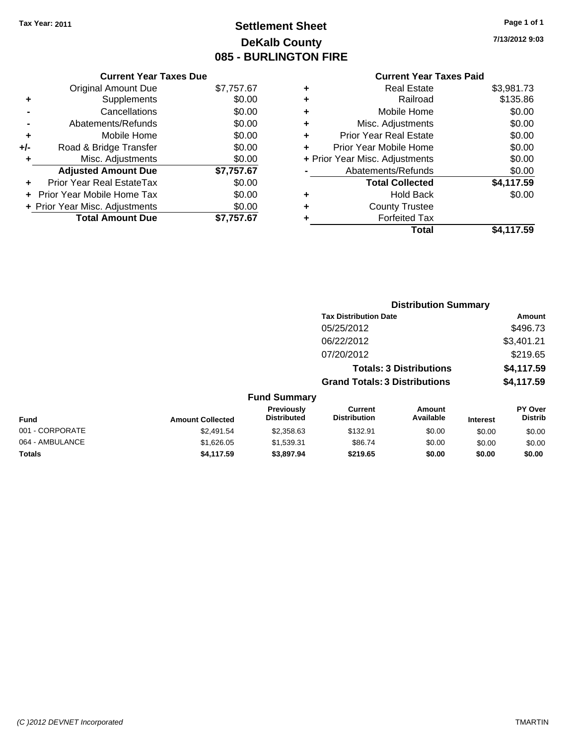Tax Year: 2011

# Settlement Sheet
## DeKalb County
## 085 - BURLINGTON FIRE

7/13/2012 9:03

### Current Year Taxes Due

| | | |
|---|---|---|
| | Original Amount Due | $7,757.67 |
| + | Supplements | $0.00 |
| - | Cancellations | $0.00 |
| - | Abatements/Refunds | $0.00 |
| + | Mobile Home | $0.00 |
| +/- | Road & Bridge Transfer | $0.00 |
| + | Misc. Adjustments | $0.00 |
| | **Adjusted Amount Due** | **$7,757.67** |
| + | Prior Year Real EstateTax | $0.00 |
| + | Prior Year Mobile Home Tax | $0.00 |
| + | Prior Year Misc. Adjustments | $0.00 |
| | **Total Amount Due** | **$7,757.67** |

### Current Year Taxes Paid

| | | |
|---|---|---|
| + | Real Estate | $3,981.73 |
| + | Railroad | $135.86 |
| + | Mobile Home | $0.00 |
| + | Misc. Adjustments | $0.00 |
| + | Prior Year Real Estate | $0.00 |
| + | Prior Year Mobile Home | $0.00 |
| + | Prior Year Misc. Adjustments | $0.00 |
| - | Abatements/Refunds | $0.00 |
| | **Total Collected** | **$4,117.59** |
| + | Hold Back | $0.00 |
| + | County Trustee | |
| + | Forfeited Tax | |
| | **Total** | **$4,117.59** |

### Distribution Summary

| Tax Distribution Date | Amount |
|---|---|
| 05/25/2012 | $496.73 |
| 06/22/2012 | $3,401.21 |
| 07/20/2012 | $219.65 |
| **Totals: 3 Distributions** | **$4,117.59** |
| **Grand Totals: 3 Distributions** | **$4,117.59** |

### Fund Summary

| Fund | Amount Collected | Previously Distributed | Current Distribution | Amount Available | Interest | PY Over Distrib |
|---|---|---|---|---|---|---|
| 001 - CORPORATE | $2,491.54 | $2,358.63 | $132.91 | $0.00 | $0.00 | $0.00 |
| 064 - AMBULANCE | $1,626.05 | $1,539.31 | $86.74 | $0.00 | $0.00 | $0.00 |
| **Totals** | **$4,117.59** | **$3,897.94** | **$219.65** | **$0.00** | **$0.00** | **$0.00** |

(C )2012 DEVNET Incorporated TMARTIN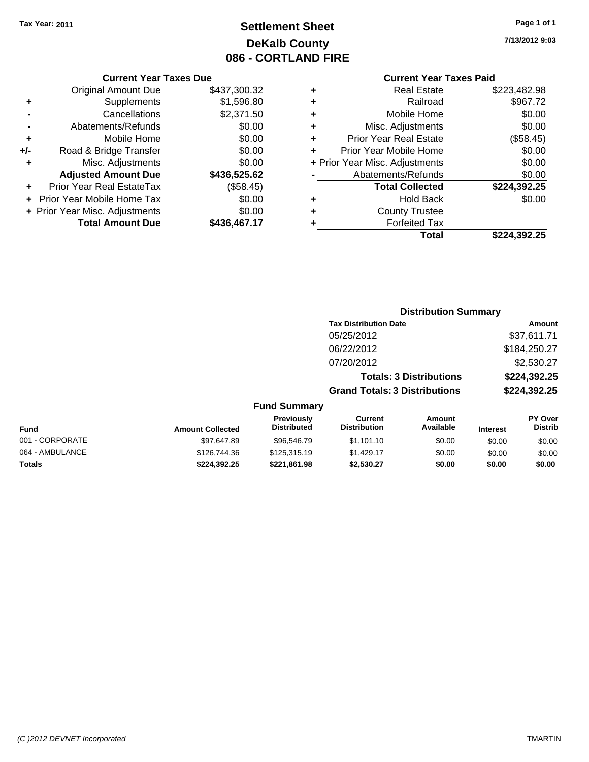Tax Year: 2011

# Settlement Sheet
## DeKalb County
## 086 - CORTLAND FIRE

7/13/2012 9:03

### Current Year Taxes Due

| | | |
|---|---|---|
| | Original Amount Due | $437,300.32 |
| + | Supplements | $1,596.80 |
| - | Cancellations | $2,371.50 |
| - | Abatements/Refunds | $0.00 |
| + | Mobile Home | $0.00 |
| +/- | Road & Bridge Transfer | $0.00 |
| + | Misc. Adjustments | $0.00 |
| | **Adjusted Amount Due** | **$436,525.62** |
| + | Prior Year Real EstateTax | ($58.45) |
| + | Prior Year Mobile Home Tax | $0.00 |
| + | Prior Year Misc. Adjustments | $0.00 |
| | **Total Amount Due** | **$436,467.17** |

### Current Year Taxes Paid

| | | |
|---|---|---|
| + | Real Estate | $223,482.98 |
| + | Railroad | $967.72 |
| + | Mobile Home | $0.00 |
| + | Misc. Adjustments | $0.00 |
| + | Prior Year Real Estate | ($58.45) |
| + | Prior Year Mobile Home | $0.00 |
| + | Prior Year Misc. Adjustments | $0.00 |
| - | Abatements/Refunds | $0.00 |
| | **Total Collected** | **$224,392.25** |
| + | Hold Back | $0.00 |
| + | County Trustee | |
| + | Forfeited Tax | |
| | **Total** | **$224,392.25** |

### Distribution Summary

| Tax Distribution Date | Amount |
|---|---|
| 05/25/2012 | $37,611.71 |
| 06/22/2012 | $184,250.27 |
| 07/20/2012 | $2,530.27 |
| **Totals: 3 Distributions** | **$224,392.25** |
| **Grand Totals: 3 Distributions** | **$224,392.25** |

### Fund Summary

| Fund | Amount Collected | Previously Distributed | Current Distribution | Amount Available | Interest | PY Over Distrib |
|---|---|---|---|---|---|---|
| 001 - CORPORATE | $97,647.89 | $96,546.79 | $1,101.10 | $0.00 | $0.00 | $0.00 |
| 064 - AMBULANCE | $126,744.36 | $125,315.19 | $1,429.17 | $0.00 | $0.00 | $0.00 |
| **Totals** | **$224,392.25** | **$221,861.98** | **$2,530.27** | **$0.00** | **$0.00** | **$0.00** |

(C )2012 DEVNET Incorporated TMARTIN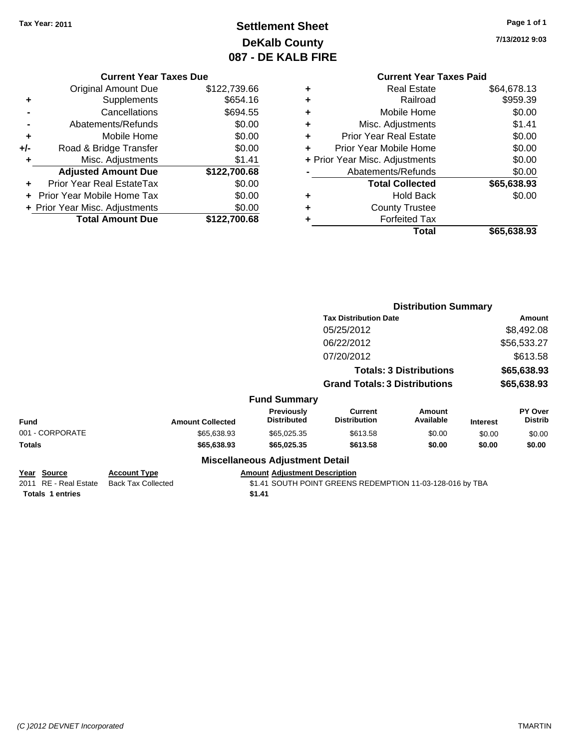Tax Year: 2011

# Settlement Sheet
## DeKalb County
## 087 - DE KALB FIRE

7/13/2012 9:03

### Current Year Taxes Due

| | | |
|---|---|---|
| | Original Amount Due | $122,739.66 |
| + | Supplements | $654.16 |
| - | Cancellations | $694.55 |
| - | Abatements/Refunds | $0.00 |
| + | Mobile Home | $0.00 |
| +/- | Road & Bridge Transfer | $0.00 |
| + | Misc. Adjustments | $1.41 |
| | **Adjusted Amount Due** | **$122,700.68** |
| + | Prior Year Real EstateTax | $0.00 |
| + | Prior Year Mobile Home Tax | $0.00 |
| + | Prior Year Misc. Adjustments | $0.00 |
| | **Total Amount Due** | **$122,700.68** |

### Current Year Taxes Paid

| | | |
|---|---|---|
| + | Real Estate | $64,678.13 |
| + | Railroad | $959.39 |
| + | Mobile Home | $0.00 |
| + | Misc. Adjustments | $1.41 |
| + | Prior Year Real Estate | $0.00 |
| + | Prior Year Mobile Home | $0.00 |
| + | Prior Year Misc. Adjustments | $0.00 |
| - | Abatements/Refunds | $0.00 |
| | **Total Collected** | **$65,638.93** |
| + | Hold Back | $0.00 |
| + | County Trustee | |
| + | Forfeited Tax | |
| | **Total** | **$65,638.93** |

### Distribution Summary

| Tax Distribution Date | Amount |
|---|---|
| 05/25/2012 | $8,492.08 |
| 06/22/2012 | $56,533.27 |
| 07/20/2012 | $613.58 |
| **Totals: 3 Distributions** | **$65,638.93** |
| **Grand Totals: 3 Distributions** | **$65,638.93** |

### Fund Summary

| Fund | Amount Collected | Previously Distributed | Current Distribution | Amount Available | Interest | PY Over Distrib |
|---|---|---|---|---|---|---|
| 001 - CORPORATE | $65,638.93 | $65,025.35 | $613.58 | $0.00 | $0.00 | $0.00 |
| **Totals** | **$65,638.93** | **$65,025.35** | **$613.58** | **$0.00** | **$0.00** | **$0.00** |

### Miscellaneous Adjustment Detail

| Year | Source | Account Type | Amount | Adjustment Description |
|---|---|---|---|---|
| 2011 | RE - Real Estate | Back Tax Collected | $1.41 | SOUTH POINT GREENS REDEMPTION 11-03-128-016 by TBA |
| **Totals 1 entries** | | | **$1.41** | |

(C )2012 DEVNET Incorporated — TMARTIN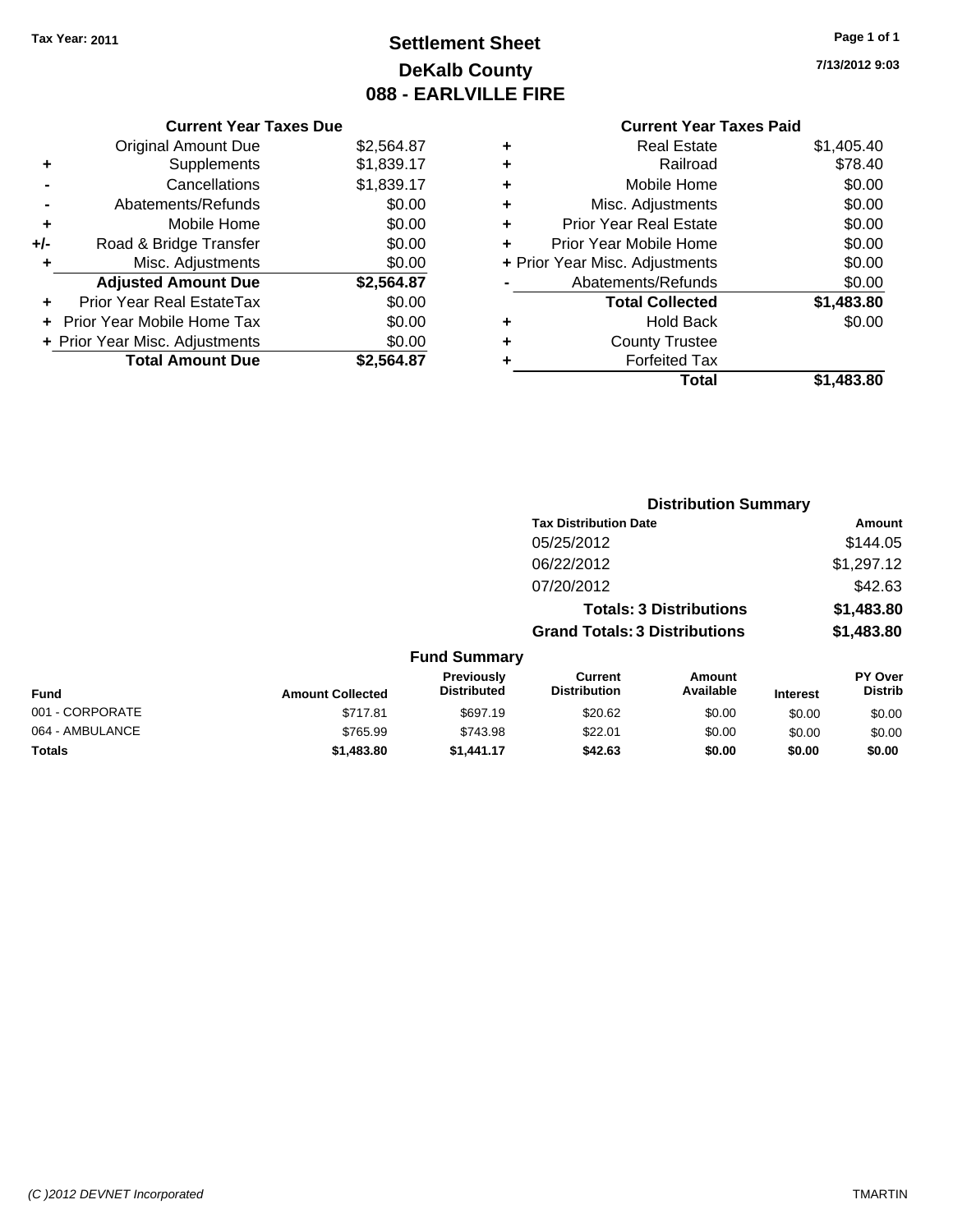Tax Year: 2011

# Settlement Sheet
## DeKalb County
## 088 - EARLVILLE FIRE

7/13/2012 9:03

### Current Year Taxes Due

| | | |
|---|---|---|
| | Original Amount Due | $2,564.87 |
| + | Supplements | $1,839.17 |
| - | Cancellations | $1,839.17 |
| - | Abatements/Refunds | $0.00 |
| + | Mobile Home | $0.00 |
| +/- | Road & Bridge Transfer | $0.00 |
| + | Misc. Adjustments | $0.00 |
| | **Adjusted Amount Due** | **$2,564.87** |
| + | Prior Year Real EstateTax | $0.00 |
| + | Prior Year Mobile Home Tax | $0.00 |
| + | Prior Year Misc. Adjustments | $0.00 |
| | **Total Amount Due** | **$2,564.87** |

### Current Year Taxes Paid

| | | |
|---|---|---|
| + | Real Estate | $1,405.40 |
| + | Railroad | $78.40 |
| + | Mobile Home | $0.00 |
| + | Misc. Adjustments | $0.00 |
| + | Prior Year Real Estate | $0.00 |
| + | Prior Year Mobile Home | $0.00 |
| + | Prior Year Misc. Adjustments | $0.00 |
| - | Abatements/Refunds | $0.00 |
| | **Total Collected** | **$1,483.80** |
| + | Hold Back | $0.00 |
| + | County Trustee | |
| + | Forfeited Tax | |
| | **Total** | **$1,483.80** |

### Distribution Summary

| Tax Distribution Date | Amount |
|---|---|
| 05/25/2012 | $144.05 |
| 06/22/2012 | $1,297.12 |
| 07/20/2012 | $42.63 |
| **Totals: 3 Distributions** | **$1,483.80** |
| **Grand Totals: 3 Distributions** | **$1,483.80** |

### Fund Summary

| Fund | Amount Collected | Previously Distributed | Current Distribution | Amount Available | Interest | PY Over Distrib |
|---|---|---|---|---|---|---|
| 001 - CORPORATE | $717.81 | $697.19 | $20.62 | $0.00 | $0.00 | $0.00 |
| 064 - AMBULANCE | $765.99 | $743.98 | $22.01 | $0.00 | $0.00 | $0.00 |
| **Totals** | **$1,483.80** | **$1,441.17** | **$42.63** | **$0.00** | **$0.00** | **$0.00** |

(C )2012 DEVNET Incorporated TMARTIN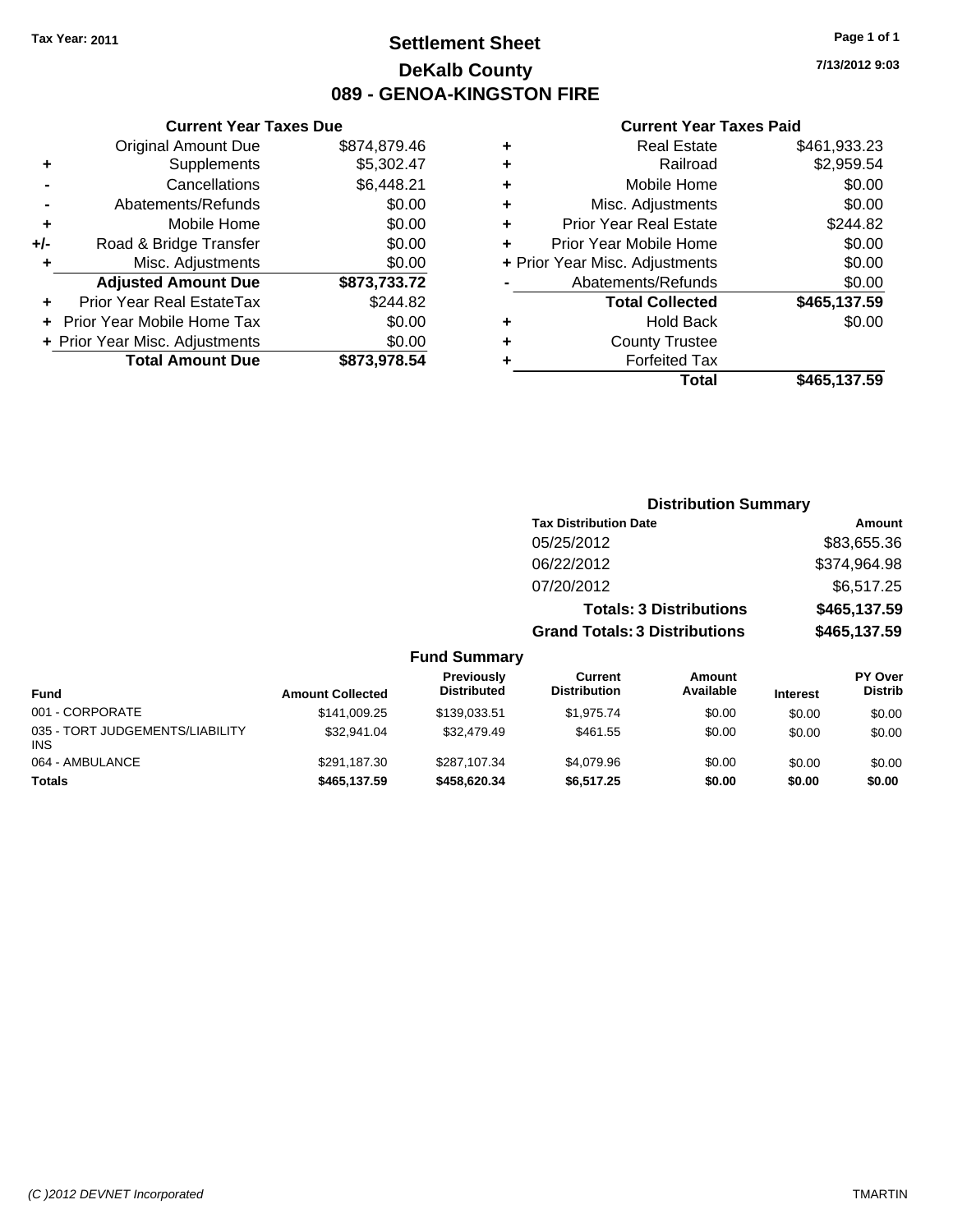Tax Year: 2011

# Settlement Sheet

## DeKalb County

## 089 - GENOA-KINGSTON FIRE

7/13/2012 9:03

### Current Year Taxes Due

| | | |
|---|---|---|
| | Original Amount Due | $874,879.46 |
| + | Supplements | $5,302.47 |
| - | Cancellations | $6,448.21 |
| - | Abatements/Refunds | $0.00 |
| + | Mobile Home | $0.00 |
| +/- | Road & Bridge Transfer | $0.00 |
| + | Misc. Adjustments | $0.00 |
| | **Adjusted Amount Due** | **$873,733.72** |
| + | Prior Year Real EstateTax | $244.82 |
| + | Prior Year Mobile Home Tax | $0.00 |
| + | Prior Year Misc. Adjustments | $0.00 |
| | **Total Amount Due** | **$873,978.54** |

### Current Year Taxes Paid

| | | |
|---|---|---|
| + | Real Estate | $461,933.23 |
| + | Railroad | $2,959.54 |
| + | Mobile Home | $0.00 |
| + | Misc. Adjustments | $0.00 |
| + | Prior Year Real Estate | $244.82 |
| + | Prior Year Mobile Home | $0.00 |
| + | Prior Year Misc. Adjustments | $0.00 |
| - | Abatements/Refunds | $0.00 |
| | **Total Collected** | **$465,137.59** |
| + | Hold Back | $0.00 |
| + | County Trustee | |
| + | Forfeited Tax | |
| | **Total** | **$465,137.59** |

### Distribution Summary

| Tax Distribution Date | Amount |
|---|---|
| 05/25/2012 | $83,655.36 |
| 06/22/2012 | $374,964.98 |
| 07/20/2012 | $6,517.25 |
| **Totals: 3 Distributions** | **$465,137.59** |
| **Grand Totals: 3 Distributions** | **$465,137.59** |

### Fund Summary

| Fund | Amount Collected | Previously Distributed | Current Distribution | Amount Available | Interest | PY Over Distrib |
|---|---|---|---|---|---|---|
| 001 - CORPORATE | $141,009.25 | $139,033.51 | $1,975.74 | $0.00 | $0.00 | $0.00 |
| 035 - TORT JUDGEMENTS/LIABILITY INS | $32,941.04 | $32,479.49 | $461.55 | $0.00 | $0.00 | $0.00 |
| 064 - AMBULANCE | $291,187.30 | $287,107.34 | $4,079.96 | $0.00 | $0.00 | $0.00 |
| **Totals** | **$465,137.59** | **$458,620.34** | **$6,517.25** | **$0.00** | **$0.00** | **$0.00** |

(C )2012 DEVNET Incorporated — TMARTIN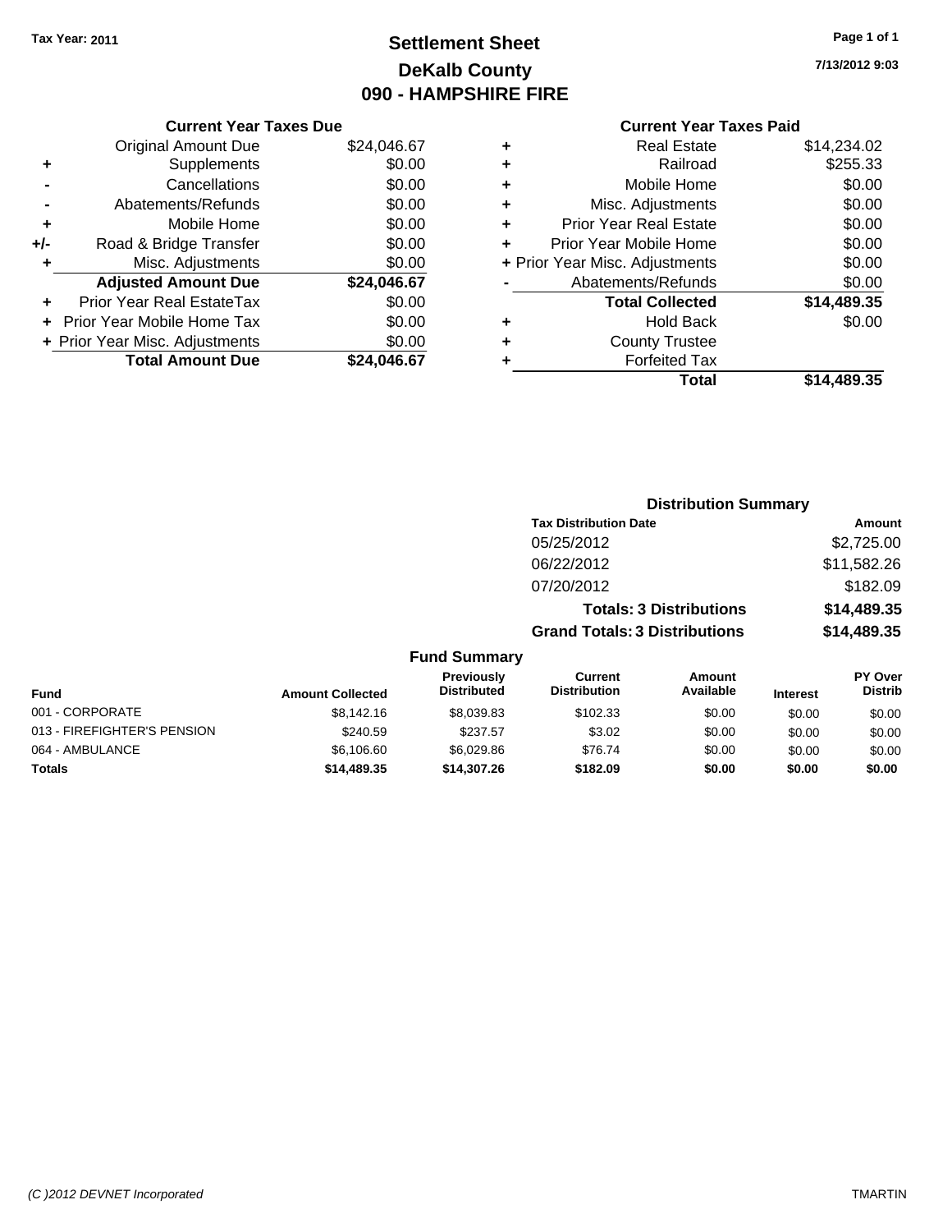Tax Year: 2011

# Settlement Sheet
## DeKalb County
## 090 - HAMPSHIRE FIRE

7/13/2012 9:03

### Current Year Taxes Due

| | | |
|---|---|---|
| | Original Amount Due | $24,046.67 |
| + | Supplements | $0.00 |
| - | Cancellations | $0.00 |
| - | Abatements/Refunds | $0.00 |
| + | Mobile Home | $0.00 |
| +/- | Road & Bridge Transfer | $0.00 |
| + | Misc. Adjustments | $0.00 |
| | **Adjusted Amount Due** | **$24,046.67** |
| + | Prior Year Real EstateTax | $0.00 |
| + | Prior Year Mobile Home Tax | $0.00 |
| + | Prior Year Misc. Adjustments | $0.00 |
| | **Total Amount Due** | **$24,046.67** |

### Current Year Taxes Paid

| | | |
|---|---|---|
| + | Real Estate | $14,234.02 |
| + | Railroad | $255.33 |
| + | Mobile Home | $0.00 |
| + | Misc. Adjustments | $0.00 |
| + | Prior Year Real Estate | $0.00 |
| + | Prior Year Mobile Home | $0.00 |
| + | Prior Year Misc. Adjustments | $0.00 |
| - | Abatements/Refunds | $0.00 |
| | **Total Collected** | **$14,489.35** |
| + | Hold Back | $0.00 |
| + | County Trustee | |
| + | Forfeited Tax | |
| | **Total** | **$14,489.35** |

### Distribution Summary

| Tax Distribution Date | Amount |
|---|---|
| 05/25/2012 | $2,725.00 |
| 06/22/2012 | $11,582.26 |
| 07/20/2012 | $182.09 |
| **Totals: 3 Distributions** | **$14,489.35** |
| **Grand Totals: 3 Distributions** | **$14,489.35** |

### Fund Summary

| Fund | Amount Collected | Previously Distributed | Current Distribution | Amount Available | Interest | PY Over Distrib |
|---|---|---|---|---|---|---|
| 001 - CORPORATE | $8,142.16 | $8,039.83 | $102.33 | $0.00 | $0.00 | $0.00 |
| 013 - FIREFIGHTER'S PENSION | $240.59 | $237.57 | $3.02 | $0.00 | $0.00 | $0.00 |
| 064 - AMBULANCE | $6,106.60 | $6,029.86 | $76.74 | $0.00 | $0.00 | $0.00 |
| **Totals** | **$14,489.35** | **$14,307.26** | **$182.09** | **$0.00** | **$0.00** | **$0.00** |

(C )2012 DEVNET Incorporated — TMARTIN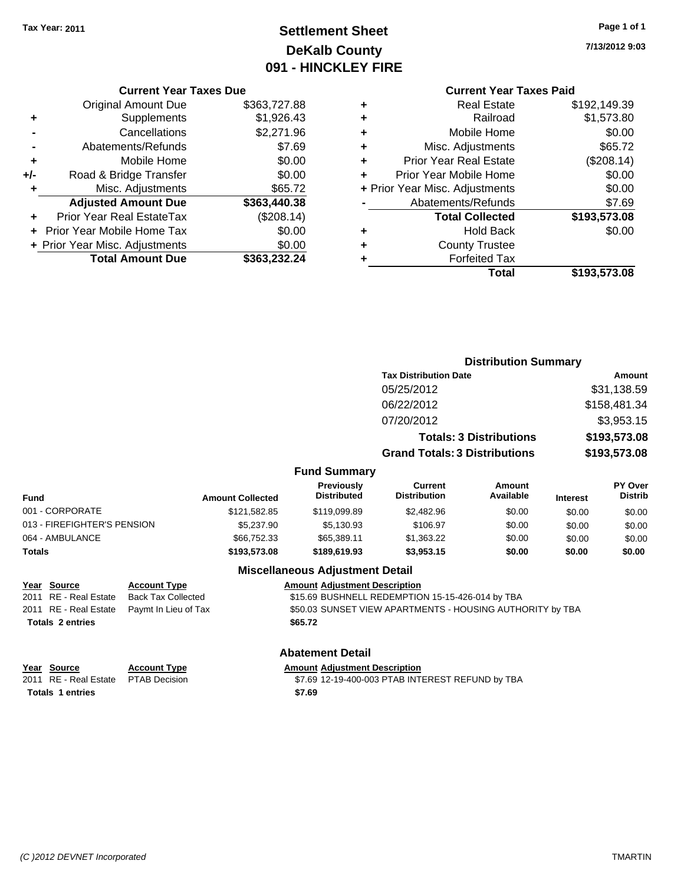Tax Year: 2011

# Settlement Sheet
## DeKalb County
## 091 - HINCKLEY FIRE

7/13/2012 9:03

### Current Year Taxes Due

| | | |
|---|---|---|
| | Original Amount Due | $363,727.88 |
| + | Supplements | $1,926.43 |
| - | Cancellations | $2,271.96 |
| - | Abatements/Refunds | $7.69 |
| + | Mobile Home | $0.00 |
| +/- | Road & Bridge Transfer | $0.00 |
| + | Misc. Adjustments | $65.72 |
| | **Adjusted Amount Due** | **$363,440.38** |
| + | Prior Year Real EstateTax | ($208.14) |
| + | Prior Year Mobile Home Tax | $0.00 |
| + | Prior Year Misc. Adjustments | $0.00 |
| | **Total Amount Due** | **$363,232.24** |

### Current Year Taxes Paid

| | | |
|---|---|---|
| + | Real Estate | $192,149.39 |
| + | Railroad | $1,573.80 |
| + | Mobile Home | $0.00 |
| + | Misc. Adjustments | $65.72 |
| + | Prior Year Real Estate | ($208.14) |
| + | Prior Year Mobile Home | $0.00 |
| + | Prior Year Misc. Adjustments | $0.00 |
| - | Abatements/Refunds | $7.69 |
| | **Total Collected** | **$193,573.08** |
| + | Hold Back | $0.00 |
| + | County Trustee | |
| + | Forfeited Tax | |
| | **Total** | **$193,573.08** |

### Distribution Summary

| Tax Distribution Date | Amount |
|---|---|
| 05/25/2012 | $31,138.59 |
| 06/22/2012 | $158,481.34 |
| 07/20/2012 | $3,953.15 |
| **Totals: 3 Distributions** | **$193,573.08** |
| **Grand Totals: 3 Distributions** | **$193,573.08** |

### Fund Summary

| Fund | Amount Collected | Previously Distributed | Current Distribution | Amount Available | Interest | PY Over Distrib |
|---|---|---|---|---|---|---|
| 001 - CORPORATE | $121,582.85 | $119,099.89 | $2,482.96 | $0.00 | $0.00 | $0.00 |
| 013 - FIREFIGHTER'S PENSION | $5,237.90 | $5,130.93 | $106.97 | $0.00 | $0.00 | $0.00 |
| 064 - AMBULANCE | $66,752.33 | $65,389.11 | $1,363.22 | $0.00 | $0.00 | $0.00 |
| **Totals** | **$193,573.08** | **$189,619.93** | **$3,953.15** | **$0.00** | **$0.00** | **$0.00** |

### Miscellaneous Adjustment Detail

| Year | Source | Account Type | Amount | Adjustment Description |
|---|---|---|---|---|
| 2011 | RE - Real Estate | Back Tax Collected | $15.69 | BUSHNELL REDEMPTION 15-15-426-014 by TBA |
| 2011 | RE - Real Estate | Paymt In Lieu of Tax | $50.03 | SUNSET VIEW APARTMENTS - HOUSING AUTHORITY by TBA |
| **Totals** | **2 entries** | | **$65.72** | |

### Abatement Detail

| Year | Source | Account Type | Amount | Adjustment Description |
|---|---|---|---|---|
| 2011 | RE - Real Estate | PTAB Decision | $7.69 | 12-19-400-003 PTAB INTEREST REFUND by TBA |
| **Totals** | **1 entries** | | **$7.69** | |

(C )2012 DEVNET Incorporated — TMARTIN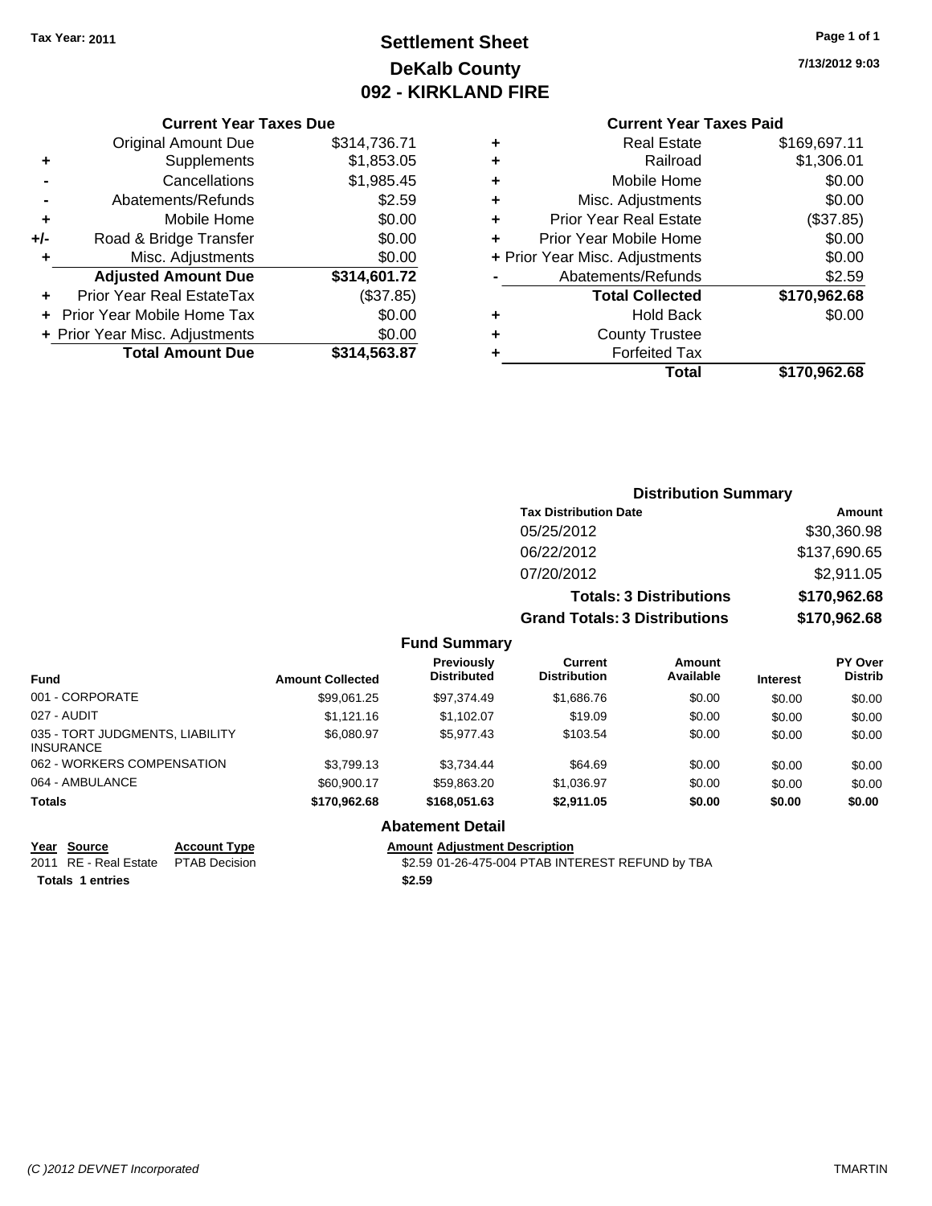Tax Year: 2011

# Settlement Sheet
## DeKalb County
## 092 - KIRKLAND FIRE

7/13/2012 9:03

### Current Year Taxes Due

| | | |
|---|---|---|
| | Original Amount Due | $314,736.71 |
| + | Supplements | $1,853.05 |
| - | Cancellations | $1,985.45 |
| - | Abatements/Refunds | $2.59 |
| + | Mobile Home | $0.00 |
| +/- | Road & Bridge Transfer | $0.00 |
| + | Misc. Adjustments | $0.00 |
| | **Adjusted Amount Due** | **$314,601.72** |
| + | Prior Year Real EstateTax | ($37.85) |
| + | Prior Year Mobile Home Tax | $0.00 |
| + | Prior Year Misc. Adjustments | $0.00 |
| | **Total Amount Due** | **$314,563.87** |

### Current Year Taxes Paid

| | | |
|---|---|---|
| + | Real Estate | $169,697.11 |
| + | Railroad | $1,306.01 |
| + | Mobile Home | $0.00 |
| + | Misc. Adjustments | $0.00 |
| + | Prior Year Real Estate | ($37.85) |
| + | Prior Year Mobile Home | $0.00 |
| + | Prior Year Misc. Adjustments | $0.00 |
| - | Abatements/Refunds | $2.59 |
| | **Total Collected** | **$170,962.68** |
| + | Hold Back | $0.00 |
| + | County Trustee | |
| + | Forfeited Tax | |
| | **Total** | **$170,962.68** |

### Distribution Summary

| Tax Distribution Date | Amount |
|---|---|
| 05/25/2012 | $30,360.98 |
| 06/22/2012 | $137,690.65 |
| 07/20/2012 | $2,911.05 |
| **Totals: 3 Distributions** | **$170,962.68** |
| **Grand Totals: 3 Distributions** | **$170,962.68** |

### Fund Summary

| Fund | Amount Collected | Previously Distributed | Current Distribution | Amount Available | Interest | PY Over Distrib |
|---|---|---|---|---|---|---|
| 001 - CORPORATE | $99,061.25 | $97,374.49 | $1,686.76 | $0.00 | $0.00 | $0.00 |
| 027 - AUDIT | $1,121.16 | $1,102.07 | $19.09 | $0.00 | $0.00 | $0.00 |
| 035 - TORT JUDGMENTS, LIABILITY INSURANCE | $6,080.97 | $5,977.43 | $103.54 | $0.00 | $0.00 | $0.00 |
| 062 - WORKERS COMPENSATION | $3,799.13 | $3,734.44 | $64.69 | $0.00 | $0.00 | $0.00 |
| 064 - AMBULANCE | $60,900.17 | $59,863.20 | $1,036.97 | $0.00 | $0.00 | $0.00 |
| **Totals** | **$170,962.68** | **$168,051.63** | **$2,911.05** | **$0.00** | **$0.00** | **$0.00** |

### Abatement Detail

| Year | Source | Account Type | Amount | Adjustment Description |
|---|---|---|---|---|
| 2011 | RE - Real Estate | PTAB Decision | $2.59 | 01-26-475-004 PTAB INTEREST REFUND by TBA |
| **Totals** | **1 entries** | | **$2.59** | |

(C )2012 DEVNET Incorporated — TMARTIN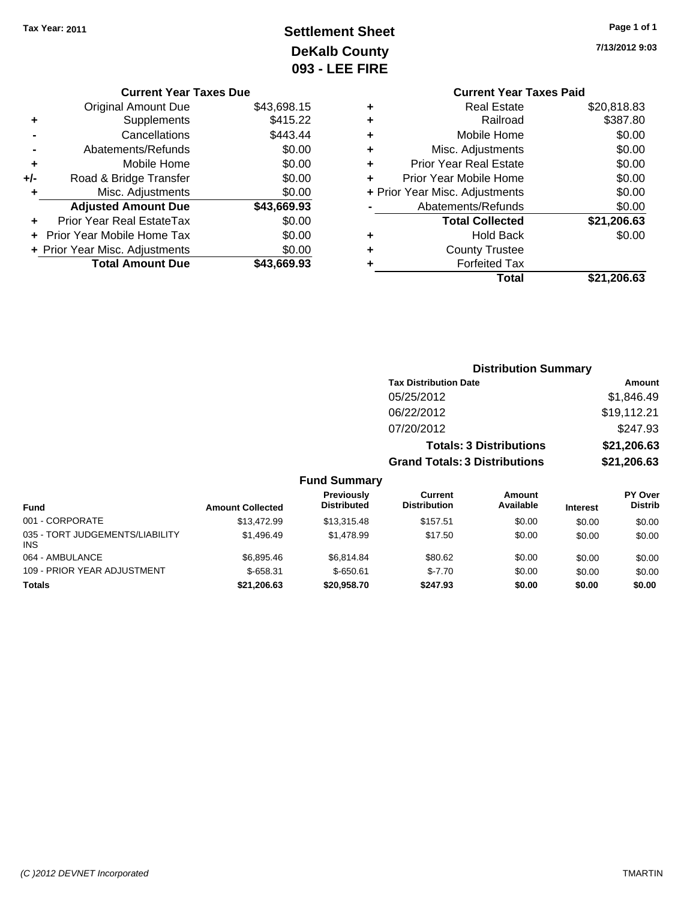Tax Year: 2011

# Settlement Sheet
## DeKalb County
## 093 - LEE FIRE

7/13/2012 9:03

### Current Year Taxes Due

| | | |
|---|---|---|
| | Original Amount Due | $43,698.15 |
| + | Supplements | $415.22 |
| - | Cancellations | $443.44 |
| - | Abatements/Refunds | $0.00 |
| + | Mobile Home | $0.00 |
| +/- | Road & Bridge Transfer | $0.00 |
| + | Misc. Adjustments | $0.00 |
| | **Adjusted Amount Due** | **$43,669.93** |
| + | Prior Year Real EstateTax | $0.00 |
| + | Prior Year Mobile Home Tax | $0.00 |
| + | Prior Year Misc. Adjustments | $0.00 |
| | **Total Amount Due** | **$43,669.93** |

### Current Year Taxes Paid

| | | |
|---|---|---|
| + | Real Estate | $20,818.83 |
| + | Railroad | $387.80 |
| + | Mobile Home | $0.00 |
| + | Misc. Adjustments | $0.00 |
| + | Prior Year Real Estate | $0.00 |
| + | Prior Year Mobile Home | $0.00 |
| + | Prior Year Misc. Adjustments | $0.00 |
| - | Abatements/Refunds | $0.00 |
| | **Total Collected** | **$21,206.63** |
| + | Hold Back | $0.00 |
| + | County Trustee | |
| + | Forfeited Tax | |
| | **Total** | **$21,206.63** |

### Distribution Summary

| Tax Distribution Date | Amount |
|---|---|
| 05/25/2012 | $1,846.49 |
| 06/22/2012 | $19,112.21 |
| 07/20/2012 | $247.93 |
| **Totals: 3 Distributions** | **$21,206.63** |
| **Grand Totals: 3 Distributions** | **$21,206.63** |

### Fund Summary

| Fund | Amount Collected | Previously Distributed | Current Distribution | Amount Available | Interest | PY Over Distrib |
|---|---|---|---|---|---|---|
| 001 - CORPORATE | $13,472.99 | $13,315.48 | $157.51 | $0.00 | $0.00 | $0.00 |
| 035 - TORT JUDGEMENTS/LIABILITY INS | $1,496.49 | $1,478.99 | $17.50 | $0.00 | $0.00 | $0.00 |
| 064 - AMBULANCE | $6,895.46 | $6,814.84 | $80.62 | $0.00 | $0.00 | $0.00 |
| 109 - PRIOR YEAR ADJUSTMENT | $-658.31 | $-650.61 | $-7.70 | $0.00 | $0.00 | $0.00 |
| **Totals** | **$21,206.63** | **$20,958.70** | **$247.93** | **$0.00** | **$0.00** | **$0.00** |

(C )2012 DEVNET Incorporated

TMARTIN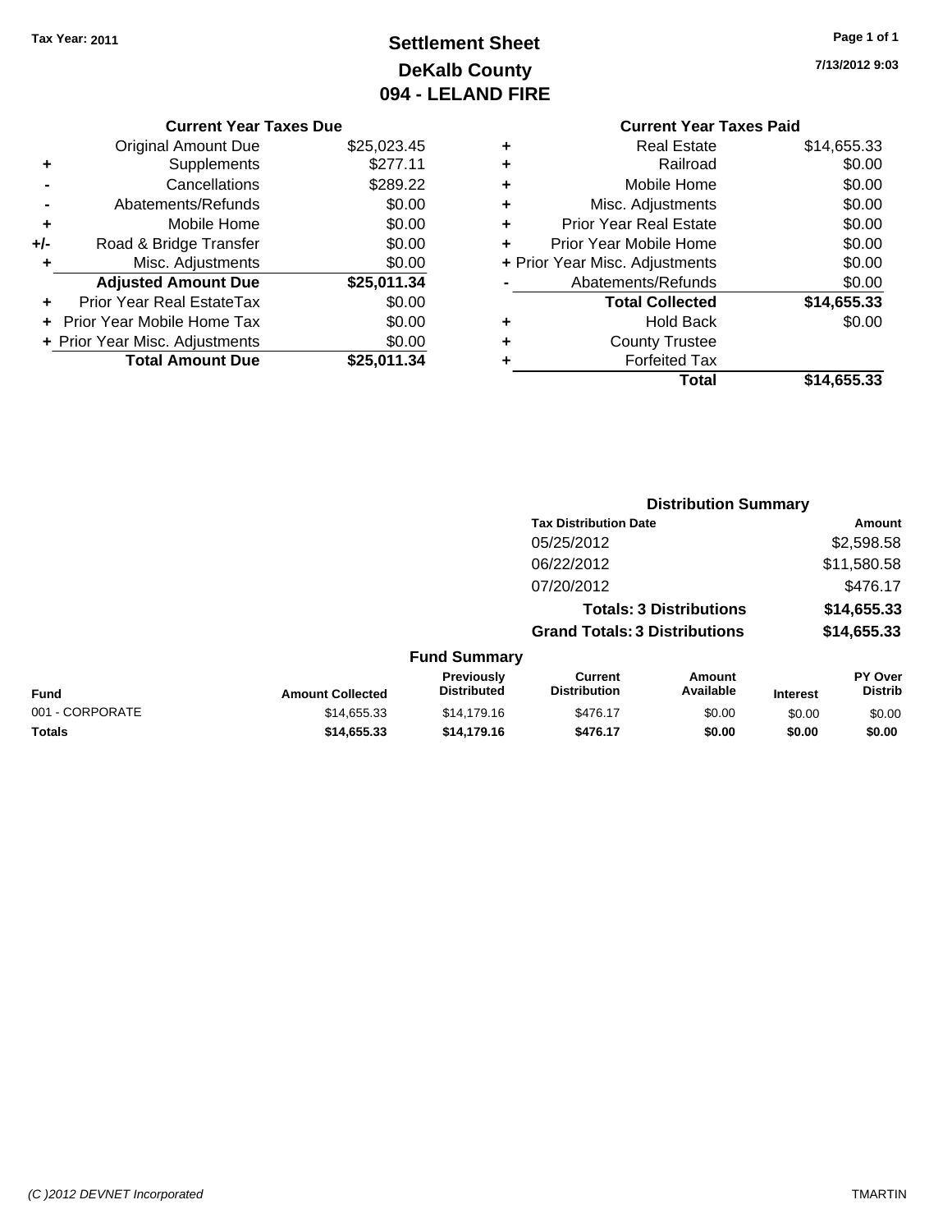**Tax Year: 2011**

# Settlement Sheet
## DeKalb County
## 094 - LELAND FIRE

7/13/2012 9:03

### Current Year Taxes Due

| | | |
|---|---|---|
| | Original Amount Due | $25,023.45 |
| + | Supplements | $277.11 |
| - | Cancellations | $289.22 |
| - | Abatements/Refunds | $0.00 |
| + | Mobile Home | $0.00 |
| +/- | Road & Bridge Transfer | $0.00 |
| + | Misc. Adjustments | $0.00 |
| | **Adjusted Amount Due** | **$25,011.34** |
| + | Prior Year Real EstateTax | $0.00 |
| + | Prior Year Mobile Home Tax | $0.00 |
| + | Prior Year Misc. Adjustments | $0.00 |
| | **Total Amount Due** | **$25,011.34** |

### Current Year Taxes Paid

| | | |
|---|---|---|
| + | Real Estate | $14,655.33 |
| + | Railroad | $0.00 |
| + | Mobile Home | $0.00 |
| + | Misc. Adjustments | $0.00 |
| + | Prior Year Real Estate | $0.00 |
| + | Prior Year Mobile Home | $0.00 |
| + | Prior Year Misc. Adjustments | $0.00 |
| - | Abatements/Refunds | $0.00 |
| | **Total Collected** | **$14,655.33** |
| + | Hold Back | $0.00 |
| + | County Trustee | |
| + | Forfeited Tax | |
| | **Total** | **$14,655.33** |

### Distribution Summary

| Tax Distribution Date | Amount |
|---|---|
| 05/25/2012 | $2,598.58 |
| 06/22/2012 | $11,580.58 |
| 07/20/2012 | $476.17 |
| **Totals: 3 Distributions** | **$14,655.33** |
| **Grand Totals: 3 Distributions** | **$14,655.33** |

### Fund Summary

| Fund | Amount Collected | Previously Distributed | Current Distribution | Amount Available | Interest | PY Over Distrib |
|---|---|---|---|---|---|---|
| 001 - CORPORATE | $14,655.33 | $14,179.16 | $476.17 | $0.00 | $0.00 | $0.00 |
| **Totals** | **$14,655.33** | **$14,179.16** | **$476.17** | **$0.00** | **$0.00** | **$0.00** |

*(C )2012 DEVNET Incorporated* TMARTIN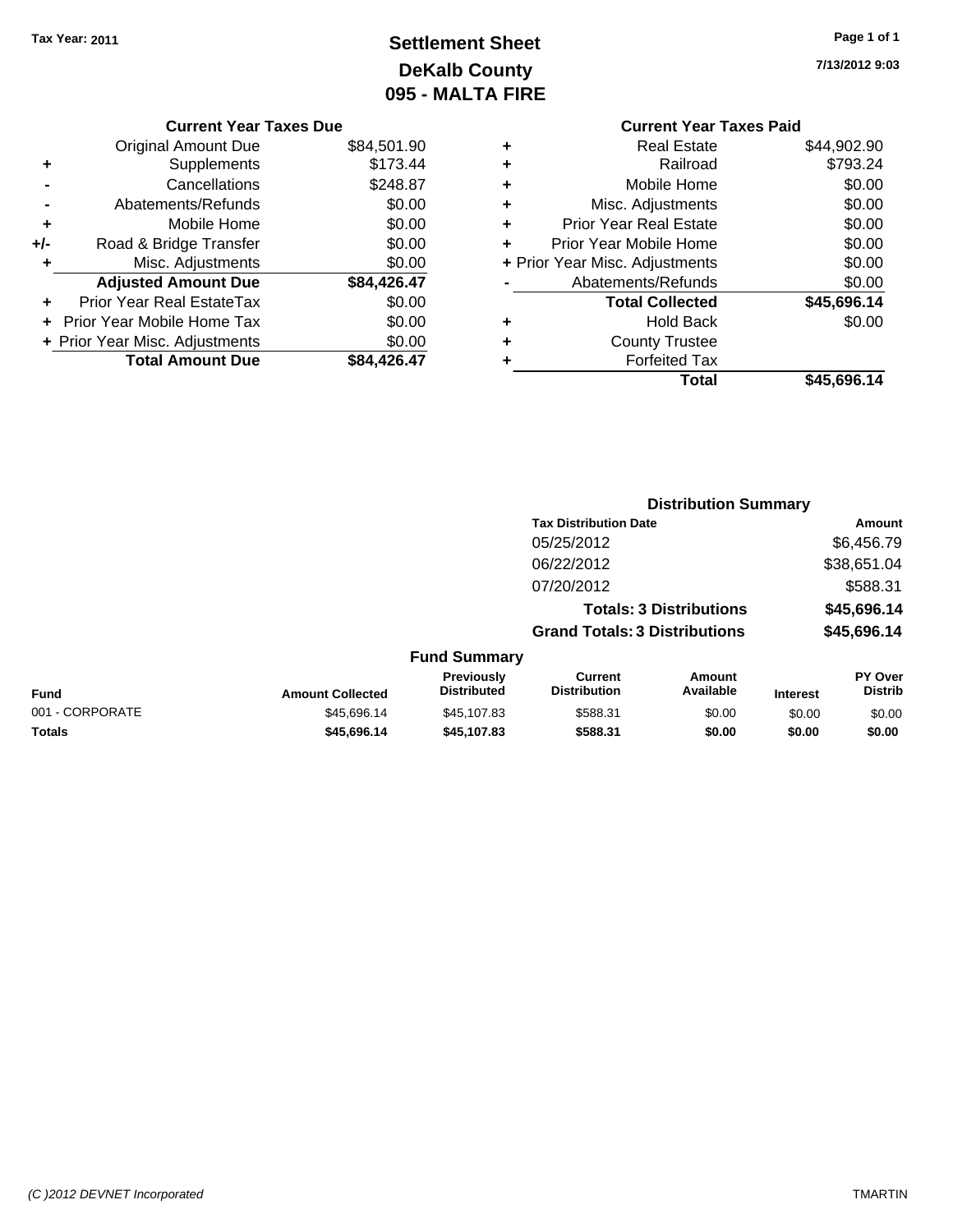**Tax Year: 2011**

# Settlement Sheet
## DeKalb County
## 095 - MALTA FIRE

**7/13/2012 9:03**

### Current Year Taxes Due

| | | |
|---|---|---|
| | Original Amount Due | $84,501.90 |
| + | Supplements | $173.44 |
| - | Cancellations | $248.87 |
| - | Abatements/Refunds | $0.00 |
| + | Mobile Home | $0.00 |
| +/- | Road & Bridge Transfer | $0.00 |
| + | Misc. Adjustments | $0.00 |
| | **Adjusted Amount Due** | **$84,426.47** |
| + | Prior Year Real EstateTax | $0.00 |
| + | Prior Year Mobile Home Tax | $0.00 |
| + | Prior Year Misc. Adjustments | $0.00 |
| | **Total Amount Due** | **$84,426.47** |

### Current Year Taxes Paid

| | | |
|---|---|---|
| + | Real Estate | $44,902.90 |
| + | Railroad | $793.24 |
| + | Mobile Home | $0.00 |
| + | Misc. Adjustments | $0.00 |
| + | Prior Year Real Estate | $0.00 |
| + | Prior Year Mobile Home | $0.00 |
| + | Prior Year Misc. Adjustments | $0.00 |
| - | Abatements/Refunds | $0.00 |
| | **Total Collected** | **$45,696.14** |
| + | Hold Back | $0.00 |
| + | County Trustee | |
| + | Forfeited Tax | |
| | **Total** | **$45,696.14** |

### Distribution Summary

| Tax Distribution Date | Amount |
|---|---|
| 05/25/2012 | $6,456.79 |
| 06/22/2012 | $38,651.04 |
| 07/20/2012 | $588.31 |
| **Totals: 3 Distributions** | **$45,696.14** |
| **Grand Totals: 3 Distributions** | **$45,696.14** |

### Fund Summary

| Fund | Amount Collected | Previously Distributed | Current Distribution | Amount Available | Interest | PY Over Distrib |
|---|---|---|---|---|---|---|
| 001 - CORPORATE | $45,696.14 | $45,107.83 | $588.31 | $0.00 | $0.00 | $0.00 |
| **Totals** | **$45,696.14** | **$45,107.83** | **$588.31** | **$0.00** | **$0.00** | **$0.00** |

*(C )2012 DEVNET Incorporated* TMARTIN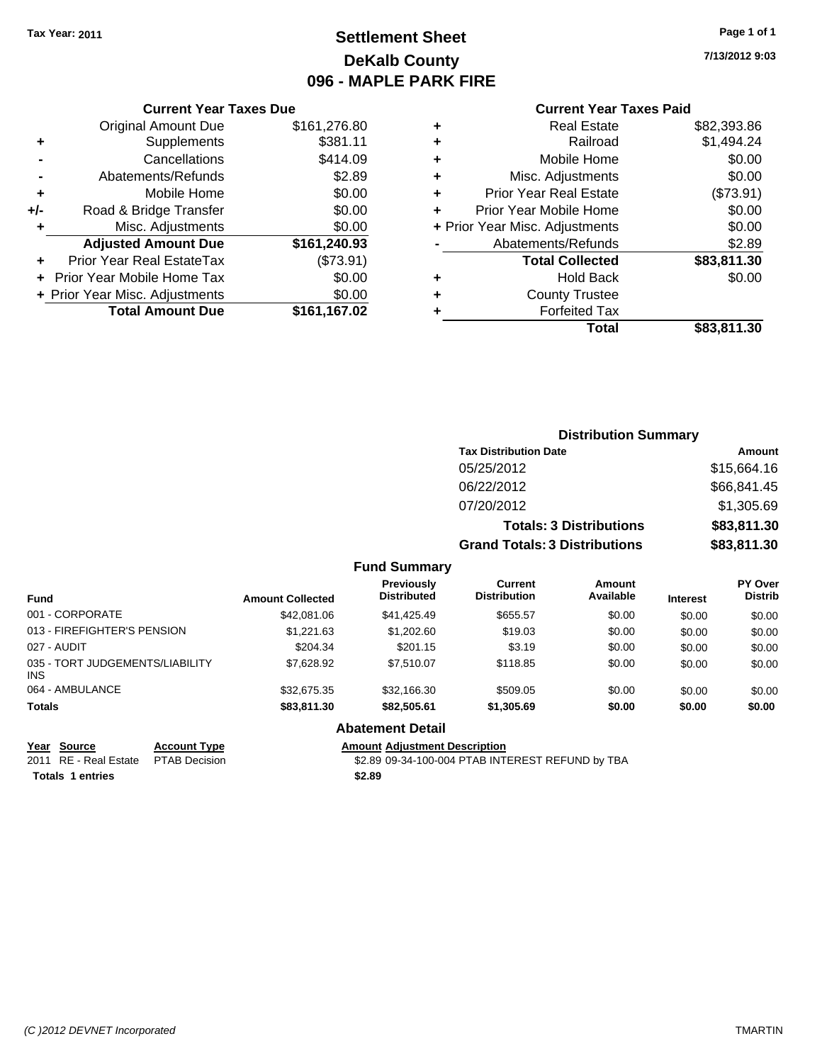Tax Year: 2011

# Settlement Sheet
## DeKalb County
## 096 - MAPLE PARK FIRE

7/13/2012 9:03

### Current Year Taxes Due

| | | |
|---|---|---|
| | Original Amount Due | $161,276.80 |
| + | Supplements | $381.11 |
| - | Cancellations | $414.09 |
| - | Abatements/Refunds | $2.89 |
| + | Mobile Home | $0.00 |
| +/- | Road & Bridge Transfer | $0.00 |
| + | Misc. Adjustments | $0.00 |
| | **Adjusted Amount Due** | **$161,240.93** |
| + | Prior Year Real EstateTax | ($73.91) |
| + | Prior Year Mobile Home Tax | $0.00 |
| + | Prior Year Misc. Adjustments | $0.00 |
| | **Total Amount Due** | **$161,167.02** |

### Current Year Taxes Paid

| | | |
|---|---|---|
| + | Real Estate | $82,393.86 |
| + | Railroad | $1,494.24 |
| + | Mobile Home | $0.00 |
| + | Misc. Adjustments | $0.00 |
| + | Prior Year Real Estate | ($73.91) |
| + | Prior Year Mobile Home | $0.00 |
| + | Prior Year Misc. Adjustments | $0.00 |
| - | Abatements/Refunds | $2.89 |
| | **Total Collected** | **$83,811.30** |
| + | Hold Back | $0.00 |
| + | County Trustee | |
| + | Forfeited Tax | |
| | **Total** | **$83,811.30** |

### Distribution Summary

| Tax Distribution Date | Amount |
|---|---|
| 05/25/2012 | $15,664.16 |
| 06/22/2012 | $66,841.45 |
| 07/20/2012 | $1,305.69 |
| **Totals: 3 Distributions** | **$83,811.30** |
| **Grand Totals: 3 Distributions** | **$83,811.30** |

### Fund Summary

| Fund | Amount Collected | Previously Distributed | Current Distribution | Amount Available | Interest | PY Over Distrib |
|---|---|---|---|---|---|---|
| 001 - CORPORATE | $42,081.06 | $41,425.49 | $655.57 | $0.00 | $0.00 | $0.00 |
| 013 - FIREFIGHTER'S PENSION | $1,221.63 | $1,202.60 | $19.03 | $0.00 | $0.00 | $0.00 |
| 027 - AUDIT | $204.34 | $201.15 | $3.19 | $0.00 | $0.00 | $0.00 |
| 035 - TORT JUDGEMENTS/LIABILITY INS | $7,628.92 | $7,510.07 | $118.85 | $0.00 | $0.00 | $0.00 |
| 064 - AMBULANCE | $32,675.35 | $32,166.30 | $509.05 | $0.00 | $0.00 | $0.00 |
| **Totals** | **$83,811.30** | **$82,505.61** | **$1,305.69** | **$0.00** | **$0.00** | **$0.00** |

### Abatement Detail

| Year | Source | Account Type | Amount | Adjustment Description |
|---|---|---|---|---|
| 2011 | RE - Real Estate | PTAB Decision | $2.89 | 09-34-100-004 PTAB INTEREST REFUND by TBA |
| **Totals** | **1 entries** | | **$2.89** | |

(C )2012 DEVNET Incorporated    TMARTIN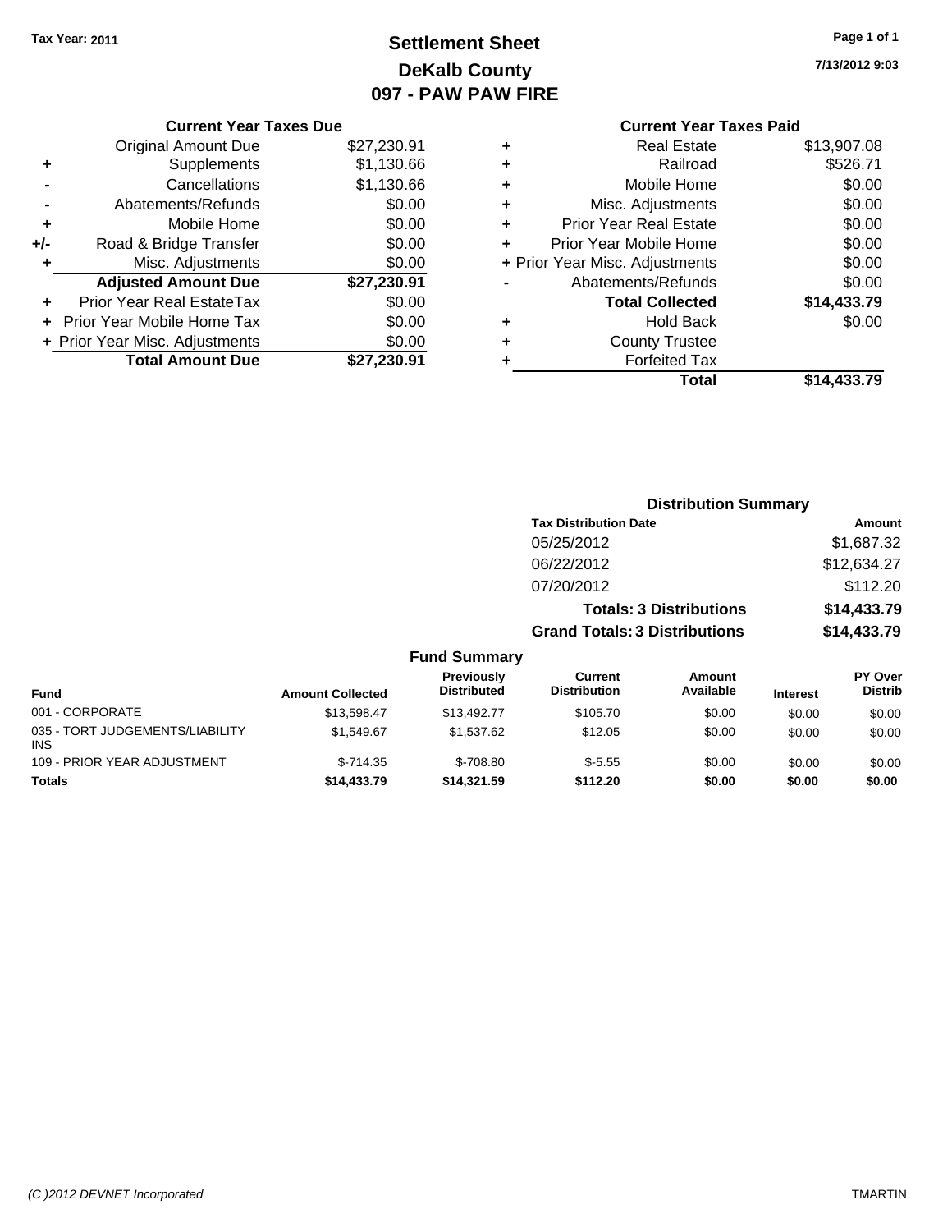Tax Year: 2011

# Settlement Sheet
## DeKalb County
## 097 - PAW PAW FIRE

7/13/2012 9:03

### Current Year Taxes Due

| | | |
|---|---|---|
| | Original Amount Due | $27,230.91 |
| + | Supplements | $1,130.66 |
| - | Cancellations | $1,130.66 |
| - | Abatements/Refunds | $0.00 |
| + | Mobile Home | $0.00 |
| +/- | Road & Bridge Transfer | $0.00 |
| + | Misc. Adjustments | $0.00 |
| | **Adjusted Amount Due** | **$27,230.91** |
| + | Prior Year Real EstateTax | $0.00 |
| + | Prior Year Mobile Home Tax | $0.00 |
| + | Prior Year Misc. Adjustments | $0.00 |
| | **Total Amount Due** | **$27,230.91** |

### Current Year Taxes Paid

| | | |
|---|---|---|
| + | Real Estate | $13,907.08 |
| + | Railroad | $526.71 |
| + | Mobile Home | $0.00 |
| + | Misc. Adjustments | $0.00 |
| + | Prior Year Real Estate | $0.00 |
| + | Prior Year Mobile Home | $0.00 |
| + | Prior Year Misc. Adjustments | $0.00 |
| - | Abatements/Refunds | $0.00 |
| | **Total Collected** | **$14,433.79** |
| + | Hold Back | $0.00 |
| + | County Trustee | |
| + | Forfeited Tax | |
| | **Total** | **$14,433.79** |

### Distribution Summary

| Tax Distribution Date | Amount |
|---|---|
| 05/25/2012 | $1,687.32 |
| 06/22/2012 | $12,634.27 |
| 07/20/2012 | $112.20 |
| **Totals: 3 Distributions** | **$14,433.79** |
| **Grand Totals: 3 Distributions** | **$14,433.79** |

### Fund Summary

| Fund | Amount Collected | Previously Distributed | Current Distribution | Amount Available | Interest | PY Over Distrib |
|---|---|---|---|---|---|---|
| 001 - CORPORATE | $13,598.47 | $13,492.77 | $105.70 | $0.00 | $0.00 | $0.00 |
| 035 - TORT JUDGEMENTS/LIABILITY INS | $1,549.67 | $1,537.62 | $12.05 | $0.00 | $0.00 | $0.00 |
| 109 - PRIOR YEAR ADJUSTMENT | $-714.35 | $-708.80 | $-5.55 | $0.00 | $0.00 | $0.00 |
| **Totals** | **$14,433.79** | **$14,321.59** | **$112.20** | **$0.00** | **$0.00** | **$0.00** |

(C )2012 DEVNET Incorporated — TMARTIN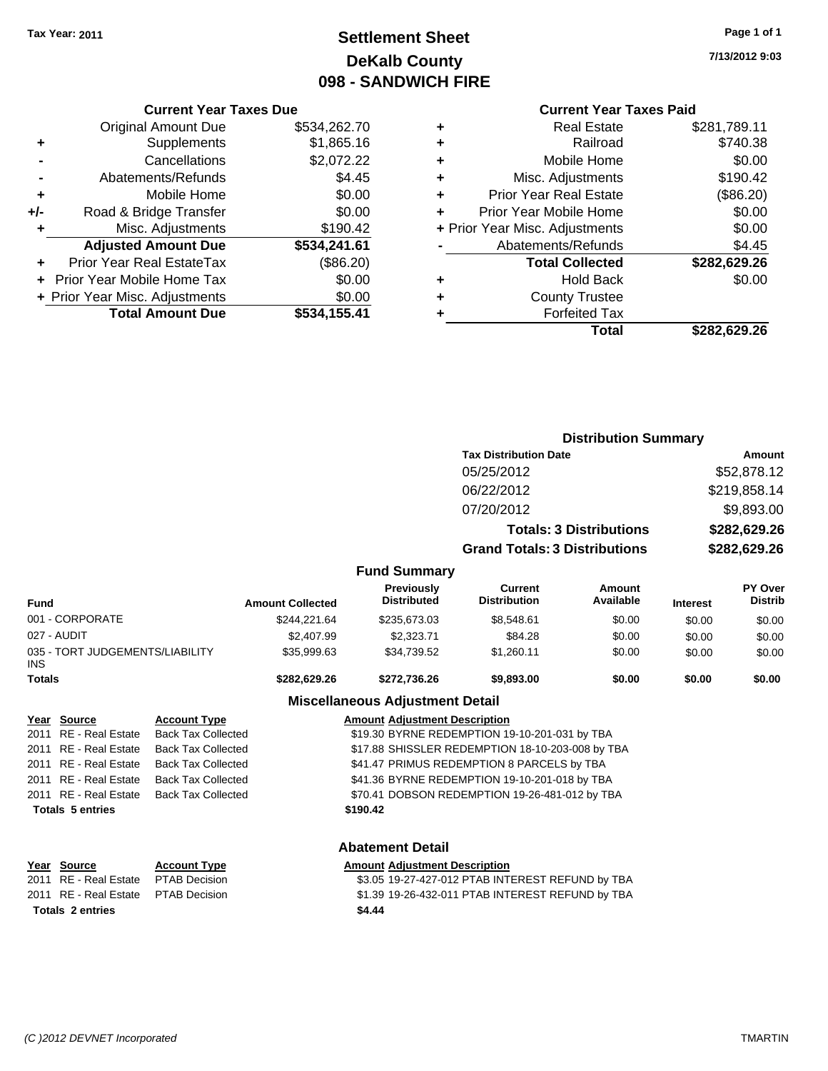Tax Year: 2011

# Settlement Sheet
## DeKalb County
## 098 - SANDWICH FIRE

7/13/2012 9:03

### Current Year Taxes Due

| | | |
|---|---|---|
| | Original Amount Due | $534,262.70 |
| + | Supplements | $1,865.16 |
| - | Cancellations | $2,072.22 |
| - | Abatements/Refunds | $4.45 |
| + | Mobile Home | $0.00 |
| +/- | Road & Bridge Transfer | $0.00 |
| + | Misc. Adjustments | $190.42 |
| | **Adjusted Amount Due** | **$534,241.61** |
| + | Prior Year Real EstateTax | ($86.20) |
| + | Prior Year Mobile Home Tax | $0.00 |
| + | Prior Year Misc. Adjustments | $0.00 |
| | **Total Amount Due** | **$534,155.41** |

### Current Year Taxes Paid

| | | |
|---|---|---|
| + | Real Estate | $281,789.11 |
| + | Railroad | $740.38 |
| + | Mobile Home | $0.00 |
| + | Misc. Adjustments | $190.42 |
| + | Prior Year Real Estate | ($86.20) |
| + | Prior Year Mobile Home | $0.00 |
| + | Prior Year Misc. Adjustments | $0.00 |
| - | Abatements/Refunds | $4.45 |
| | **Total Collected** | **$282,629.26** |
| + | Hold Back | $0.00 |
| + | County Trustee | |
| + | Forfeited Tax | |
| | **Total** | **$282,629.26** |

### Distribution Summary

| Tax Distribution Date | Amount |
|---|---|
| 05/25/2012 | $52,878.12 |
| 06/22/2012 | $219,858.14 |
| 07/20/2012 | $9,893.00 |
| **Totals: 3 Distributions** | **$282,629.26** |
| **Grand Totals: 3 Distributions** | **$282,629.26** |

### Fund Summary

| Fund | Amount Collected | Previously Distributed | Current Distribution | Amount Available | Interest | PY Over Distrib |
|---|---|---|---|---|---|---|
| 001 - CORPORATE | $244,221.64 | $235,673.03 | $8,548.61 | $0.00 | $0.00 | $0.00 |
| 027 - AUDIT | $2,407.99 | $2,323.71 | $84.28 | $0.00 | $0.00 | $0.00 |
| 035 - TORT JUDGEMENTS/LIABILITY INS | $35,999.63 | $34,739.52 | $1,260.11 | $0.00 | $0.00 | $0.00 |
| **Totals** | **$282,629.26** | **$272,736.26** | **$9,893.00** | **$0.00** | **$0.00** | **$0.00** |

### Miscellaneous Adjustment Detail

| Year | Source | Account Type | Amount | Adjustment Description |
|---|---|---|---|---|
| 2011 | RE - Real Estate | Back Tax Collected | $19.30 | BYRNE REDEMPTION 19-10-201-031 by TBA |
| 2011 | RE - Real Estate | Back Tax Collected | $17.88 | SHISSLER REDEMPTION 18-10-203-008 by TBA |
| 2011 | RE - Real Estate | Back Tax Collected | $41.47 | PRIMUS REDEMPTION 8 PARCELS by TBA |
| 2011 | RE - Real Estate | Back Tax Collected | $41.36 | BYRNE REDEMPTION 19-10-201-018 by TBA |
| 2011 | RE - Real Estate | Back Tax Collected | $70.41 | DOBSON REDEMPTION 19-26-481-012 by TBA |
| **Totals 5 entries** | | | **$190.42** | |

### Abatement Detail

| Year | Source | Account Type | Amount | Adjustment Description |
|---|---|---|---|---|
| 2011 | RE - Real Estate | PTAB Decision | $3.05 | 19-27-427-012 PTAB INTEREST REFUND by TBA |
| 2011 | RE - Real Estate | PTAB Decision | $1.39 | 19-26-432-011 PTAB INTEREST REFUND by TBA |
| **Totals 2 entries** | | | **$4.44** | |

*(C )2012 DEVNET Incorporated* TMARTIN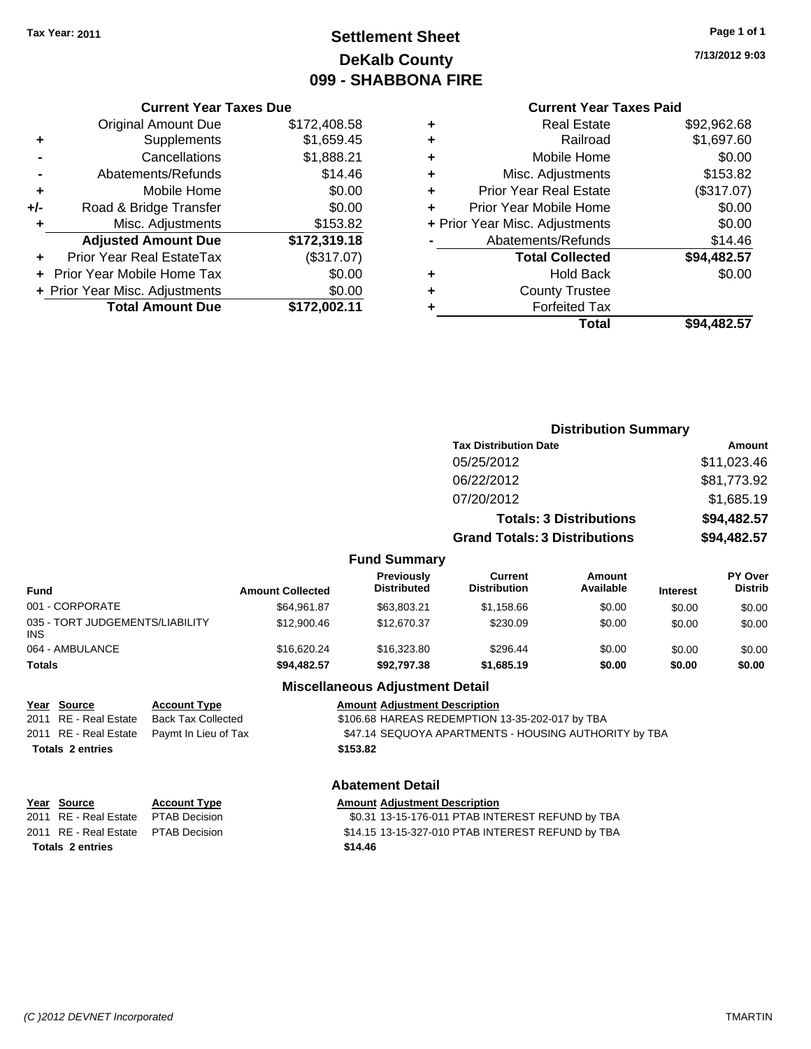Tax Year: 2011

# Settlement Sheet
## DeKalb County
## 099 - SHABBONA FIRE

7/13/2012 9:03

### Current Year Taxes Due

| | | |
|---|---|---|
| | Original Amount Due | $172,408.58 |
| + | Supplements | $1,659.45 |
| - | Cancellations | $1,888.21 |
| - | Abatements/Refunds | $14.46 |
| + | Mobile Home | $0.00 |
| +/- | Road & Bridge Transfer | $0.00 |
| + | Misc. Adjustments | $153.82 |
| | **Adjusted Amount Due** | **$172,319.18** |
| + | Prior Year Real EstateTax | ($317.07) |
| + | Prior Year Mobile Home Tax | $0.00 |
| + | Prior Year Misc. Adjustments | $0.00 |
| | **Total Amount Due** | **$172,002.11** |

### Current Year Taxes Paid

| | | |
|---|---|---|
| + | Real Estate | $92,962.68 |
| + | Railroad | $1,697.60 |
| + | Mobile Home | $0.00 |
| + | Misc. Adjustments | $153.82 |
| + | Prior Year Real Estate | ($317.07) |
| + | Prior Year Mobile Home | $0.00 |
| + | Prior Year Misc. Adjustments | $0.00 |
| - | Abatements/Refunds | $14.46 |
| | **Total Collected** | **$94,482.57** |
| + | Hold Back | $0.00 |
| + | County Trustee | |
| + | Forfeited Tax | |
| | **Total** | **$94,482.57** |

### Distribution Summary

| Tax Distribution Date | Amount |
|---|---|
| 05/25/2012 | $11,023.46 |
| 06/22/2012 | $81,773.92 |
| 07/20/2012 | $1,685.19 |
| **Totals: 3 Distributions** | **$94,482.57** |
| **Grand Totals: 3 Distributions** | **$94,482.57** |

### Fund Summary

| Fund | Amount Collected | Previously Distributed | Current Distribution | Amount Available | Interest | PY Over Distrib |
|---|---|---|---|---|---|---|
| 001 - CORPORATE | $64,961.87 | $63,803.21 | $1,158.66 | $0.00 | $0.00 | $0.00 |
| 035 - TORT JUDGEMENTS/LIABILITY INS | $12,900.46 | $12,670.37 | $230.09 | $0.00 | $0.00 | $0.00 |
| 064 - AMBULANCE | $16,620.24 | $16,323.80 | $296.44 | $0.00 | $0.00 | $0.00 |
| **Totals** | **$94,482.57** | **$92,797.38** | **$1,685.19** | **$0.00** | **$0.00** | **$0.00** |

### Miscellaneous Adjustment Detail

| Year | Source | Account Type | Amount | Adjustment Description |
|---|---|---|---|---|
| 2011 | RE - Real Estate | Back Tax Collected | $106.68 | HAREAS REDEMPTION 13-35-202-017 by TBA |
| 2011 | RE - Real Estate | Paymt In Lieu of Tax | $47.14 | SEQUOYA APARTMENTS - HOUSING AUTHORITY by TBA |
| **Totals** | **2 entries** | | **$153.82** | |

### Abatement Detail

| Year | Source | Account Type | Amount | Adjustment Description |
|---|---|---|---|---|
| 2011 | RE - Real Estate | PTAB Decision | $0.31 | 13-15-176-011 PTAB INTEREST REFUND by TBA |
| 2011 | RE - Real Estate | PTAB Decision | $14.15 | 13-15-327-010 PTAB INTEREST REFUND by TBA |
| **Totals** | **2 entries** | | **$14.46** | |

(C )2012 DEVNET Incorporated TMARTIN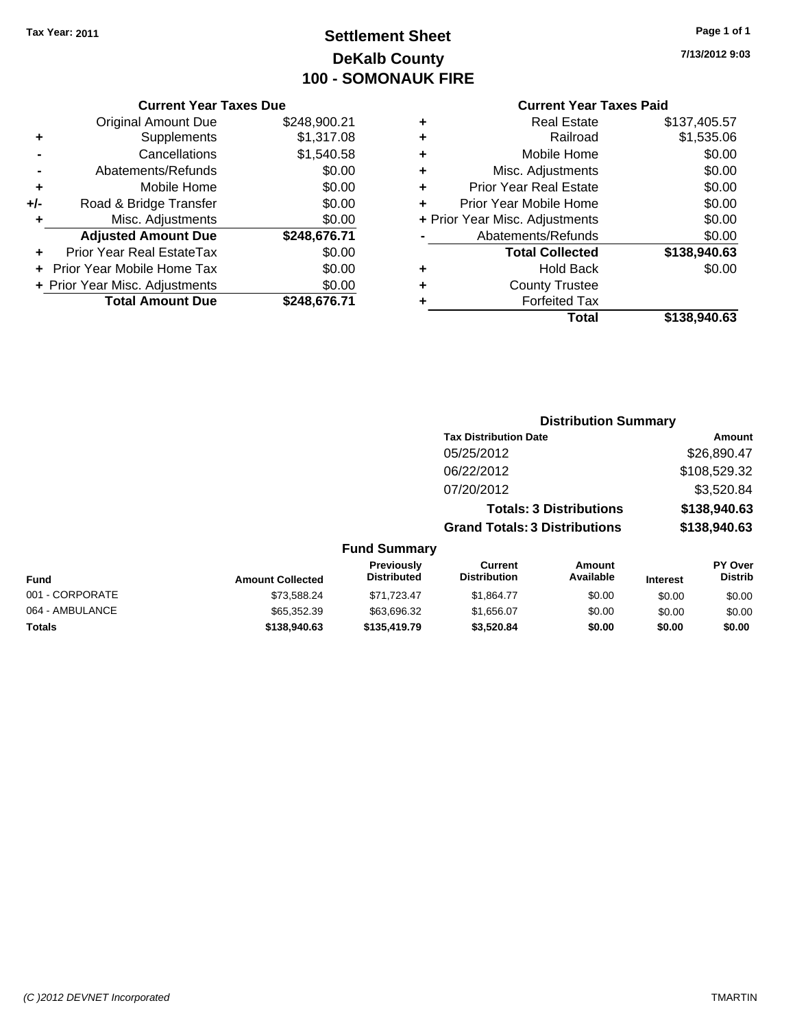**Tax Year: 2011**

# Settlement Sheet
# DeKalb County
# 100 - SOMONAUK FIRE

7/13/2012 9:03

### Current Year Taxes Due

| | | |
|---|---|---|
| | Original Amount Due | $248,900.21 |
| + | Supplements | $1,317.08 |
| - | Cancellations | $1,540.58 |
| - | Abatements/Refunds | $0.00 |
| + | Mobile Home | $0.00 |
| +/- | Road & Bridge Transfer | $0.00 |
| + | Misc. Adjustments | $0.00 |
| | **Adjusted Amount Due** | **$248,676.71** |
| + | Prior Year Real EstateTax | $0.00 |
| + | Prior Year Mobile Home Tax | $0.00 |
| + | Prior Year Misc. Adjustments | $0.00 |
| | **Total Amount Due** | **$248,676.71** |

### Current Year Taxes Paid

| | | |
|---|---|---|
| + | Real Estate | $137,405.57 |
| + | Railroad | $1,535.06 |
| + | Mobile Home | $0.00 |
| + | Misc. Adjustments | $0.00 |
| + | Prior Year Real Estate | $0.00 |
| + | Prior Year Mobile Home | $0.00 |
| + | Prior Year Misc. Adjustments | $0.00 |
| - | Abatements/Refunds | $0.00 |
| | **Total Collected** | **$138,940.63** |
| + | Hold Back | $0.00 |
| + | County Trustee | |
| + | Forfeited Tax | |
| | **Total** | **$138,940.63** |

### Distribution Summary

| Tax Distribution Date | Amount |
|---|---|
| 05/25/2012 | $26,890.47 |
| 06/22/2012 | $108,529.32 |
| 07/20/2012 | $3,520.84 |
| **Totals: 3 Distributions** | **$138,940.63** |
| **Grand Totals: 3 Distributions** | **$138,940.63** |

### Fund Summary

| Fund | Amount Collected | Previously Distributed | Current Distribution | Amount Available | Interest | PY Over Distrib |
|---|---|---|---|---|---|---|
| 001 - CORPORATE | $73,588.24 | $71,723.47 | $1,864.77 | $0.00 | $0.00 | $0.00 |
| 064 - AMBULANCE | $65,352.39 | $63,696.32 | $1,656.07 | $0.00 | $0.00 | $0.00 |
| **Totals** | **$138,940.63** | **$135,419.79** | **$3,520.84** | **$0.00** | **$0.00** | **$0.00** |

(C )2012 DEVNET Incorporated TMARTIN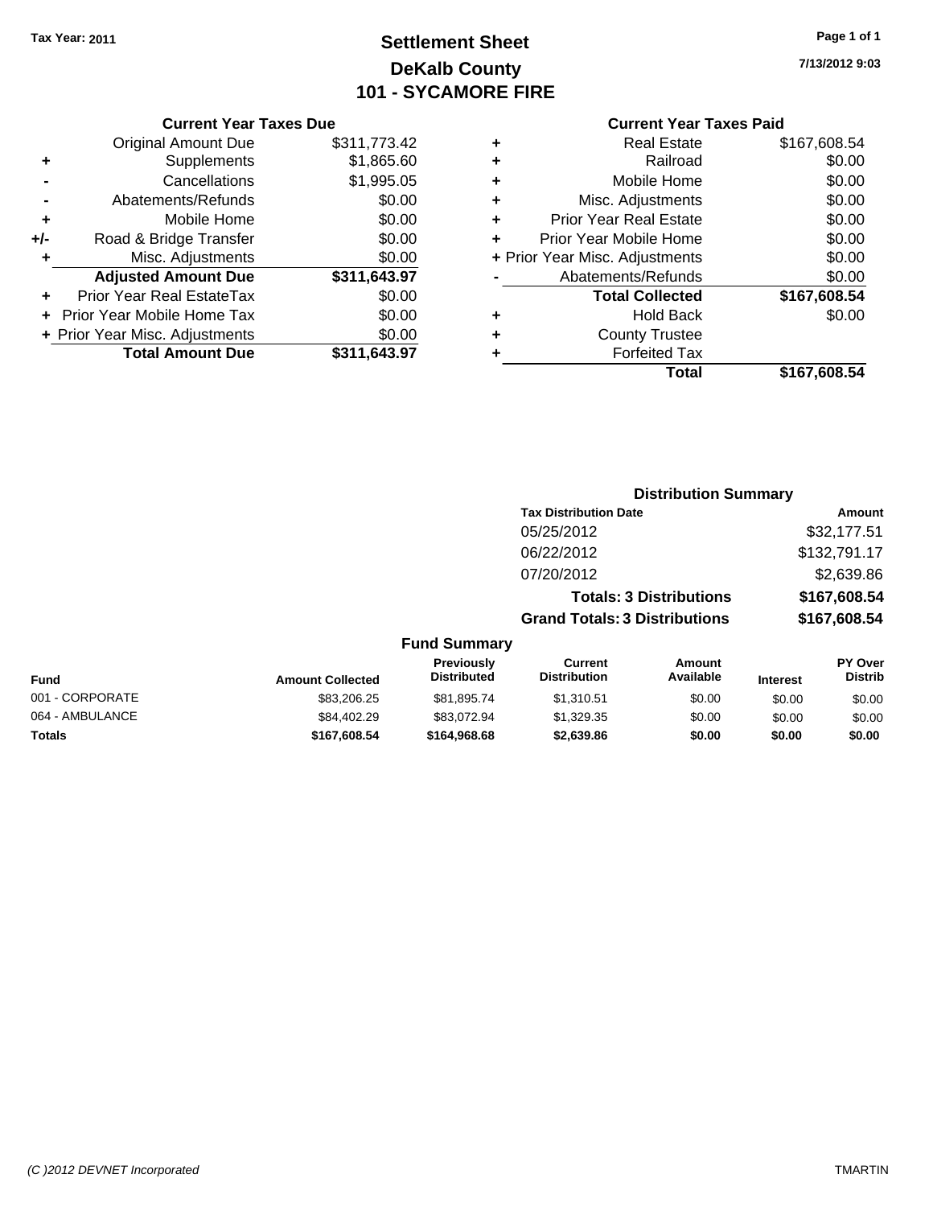Tax Year: 2011

# Settlement Sheet
## DeKalb County
## 101 - SYCAMORE FIRE

7/13/2012 9:03

### Current Year Taxes Due

| | | |
|---|---|---|
| | Original Amount Due | $311,773.42 |
| + | Supplements | $1,865.60 |
| - | Cancellations | $1,995.05 |
| - | Abatements/Refunds | $0.00 |
| + | Mobile Home | $0.00 |
| +/- | Road & Bridge Transfer | $0.00 |
| + | Misc. Adjustments | $0.00 |
| | **Adjusted Amount Due** | **$311,643.97** |
| + | Prior Year Real EstateTax | $0.00 |
| + | Prior Year Mobile Home Tax | $0.00 |
| + | Prior Year Misc. Adjustments | $0.00 |
| | **Total Amount Due** | **$311,643.97** |

### Current Year Taxes Paid

| | | |
|---|---|---|
| + | Real Estate | $167,608.54 |
| + | Railroad | $0.00 |
| + | Mobile Home | $0.00 |
| + | Misc. Adjustments | $0.00 |
| + | Prior Year Real Estate | $0.00 |
| + | Prior Year Mobile Home | $0.00 |
| + | Prior Year Misc. Adjustments | $0.00 |
| - | Abatements/Refunds | $0.00 |
| | **Total Collected** | **$167,608.54** |
| + | Hold Back | $0.00 |
| + | County Trustee | |
| + | Forfeited Tax | |
| | **Total** | **$167,608.54** |

### Distribution Summary

| Tax Distribution Date | Amount |
|---|---|
| 05/25/2012 | $32,177.51 |
| 06/22/2012 | $132,791.17 |
| 07/20/2012 | $2,639.86 |
| **Totals: 3 Distributions** | **$167,608.54** |
| **Grand Totals: 3 Distributions** | **$167,608.54** |

### Fund Summary

| Fund | Amount Collected | Previously Distributed | Current Distribution | Amount Available | Interest | PY Over Distrib |
|---|---|---|---|---|---|---|
| 001 - CORPORATE | $83,206.25 | $81,895.74 | $1,310.51 | $0.00 | $0.00 | $0.00 |
| 064 - AMBULANCE | $84,402.29 | $83,072.94 | $1,329.35 | $0.00 | $0.00 | $0.00 |
| **Totals** | **$167,608.54** | **$164,968.68** | **$2,639.86** | **$0.00** | **$0.00** | **$0.00** |

(C )2012 DEVNET Incorporated TMARTIN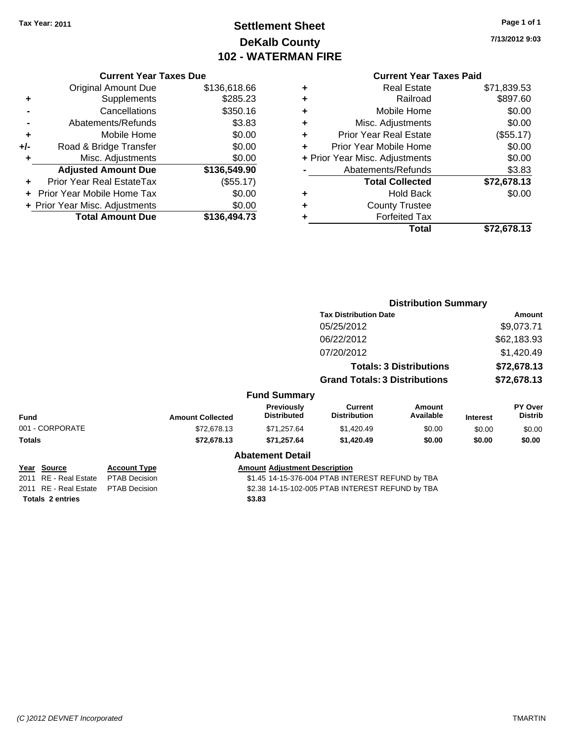Tax Year: 2011

# Settlement Sheet
## DeKalb County
## 102 - WATERMAN FIRE

7/13/2012 9:03

### Current Year Taxes Due

| | | |
|---|---|---|
| | Original Amount Due | $136,618.66 |
| + | Supplements | $285.23 |
| - | Cancellations | $350.16 |
| - | Abatements/Refunds | $3.83 |
| + | Mobile Home | $0.00 |
| +/- | Road & Bridge Transfer | $0.00 |
| + | Misc. Adjustments | $0.00 |
| | **Adjusted Amount Due** | **$136,549.90** |
| + | Prior Year Real EstateTax | ($55.17) |
| + | Prior Year Mobile Home Tax | $0.00 |
| + | Prior Year Misc. Adjustments | $0.00 |
| | **Total Amount Due** | **$136,494.73** |

### Current Year Taxes Paid

| | | |
|---|---|---|
| + | Real Estate | $71,839.53 |
| + | Railroad | $897.60 |
| + | Mobile Home | $0.00 |
| + | Misc. Adjustments | $0.00 |
| + | Prior Year Real Estate | ($55.17) |
| + | Prior Year Mobile Home | $0.00 |
| + | Prior Year Misc. Adjustments | $0.00 |
| - | Abatements/Refunds | $3.83 |
| | **Total Collected** | **$72,678.13** |
| + | Hold Back | $0.00 |
| + | County Trustee | |
| + | Forfeited Tax | |
| | **Total** | **$72,678.13** |

### Distribution Summary

| Tax Distribution Date | Amount |
|---|---|
| 05/25/2012 | $9,073.71 |
| 06/22/2012 | $62,183.93 |
| 07/20/2012 | $1,420.49 |
| **Totals: 3 Distributions** | **$72,678.13** |
| **Grand Totals: 3 Distributions** | **$72,678.13** |

### Fund Summary

| Fund | Amount Collected | Previously Distributed | Current Distribution | Amount Available | Interest | PY Over Distrib |
|---|---|---|---|---|---|---|
| 001 - CORPORATE | $72,678.13 | $71,257.64 | $1,420.49 | $0.00 | $0.00 | $0.00 |
| **Totals** | **$72,678.13** | **$71,257.64** | **$1,420.49** | **$0.00** | **$0.00** | **$0.00** |

### Abatement Detail

| Year | Source | Account Type | Amount | Adjustment Description |
|---|---|---|---|---|
| 2011 | RE - Real Estate | PTAB Decision | $1.45 | 14-15-376-004 PTAB INTEREST REFUND by TBA |
| 2011 | RE - Real Estate | PTAB Decision | $2.38 | 14-15-102-005 PTAB INTEREST REFUND by TBA |
| **Totals 2 entries** | | | **$3.83** | |

(C )2012 DEVNET Incorporated — TMARTIN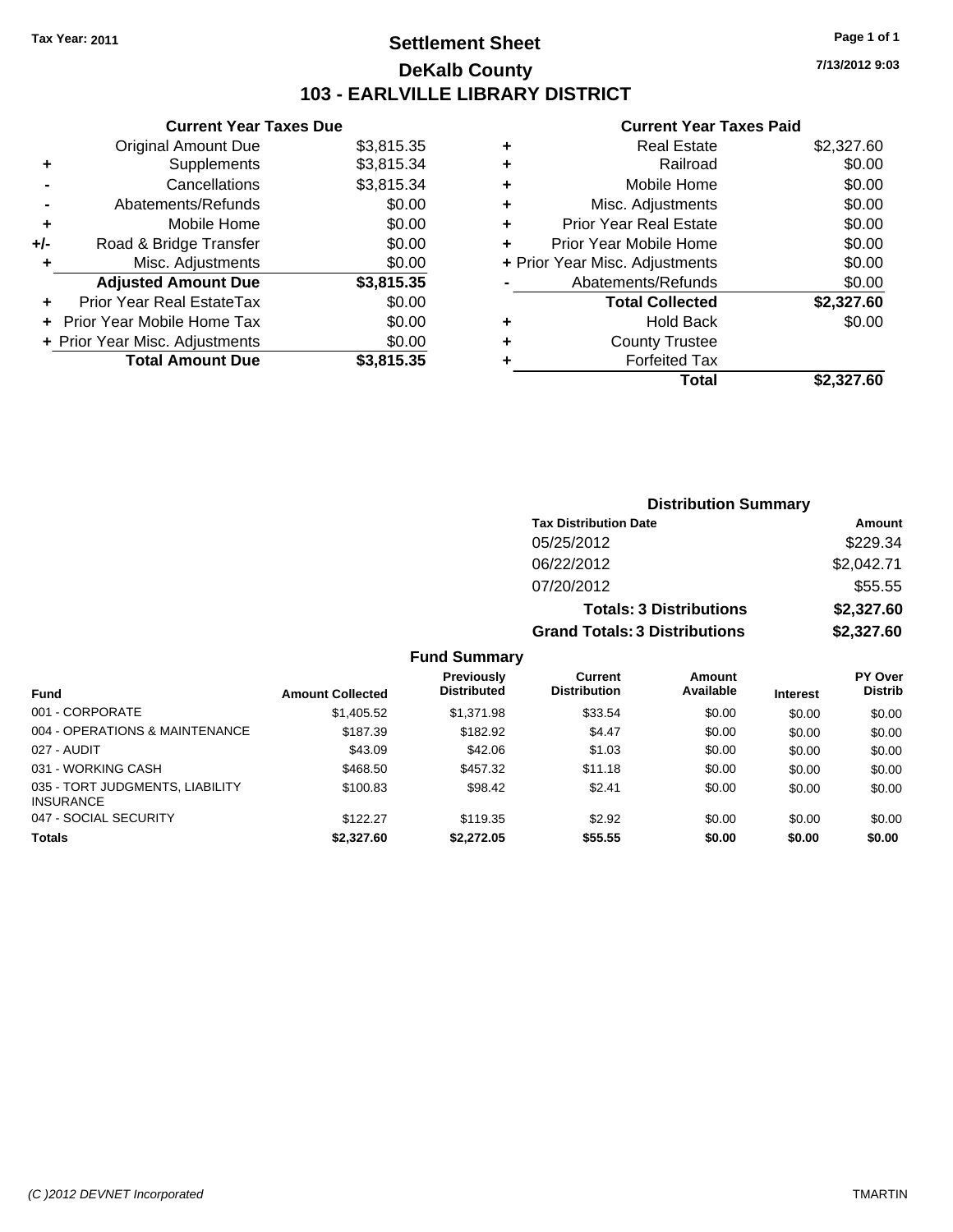Tax Year: 2011

# Settlement Sheet

## DeKalb County

## 103 - EARLVILLE LIBRARY DISTRICT

7/13/2012 9:03

### Current Year Taxes Due

| | | |
|---|---|---|
| | Original Amount Due | $3,815.35 |
| + | Supplements | $3,815.34 |
| - | Cancellations | $3,815.34 |
| - | Abatements/Refunds | $0.00 |
| + | Mobile Home | $0.00 |
| +/- | Road & Bridge Transfer | $0.00 |
| + | Misc. Adjustments | $0.00 |
| | **Adjusted Amount Due** | **$3,815.35** |
| + | Prior Year Real EstateTax | $0.00 |
| + | Prior Year Mobile Home Tax | $0.00 |
| + | Prior Year Misc. Adjustments | $0.00 |
| | **Total Amount Due** | **$3,815.35** |

### Current Year Taxes Paid

| | | |
|---|---|---|
| + | Real Estate | $2,327.60 |
| + | Railroad | $0.00 |
| + | Mobile Home | $0.00 |
| + | Misc. Adjustments | $0.00 |
| + | Prior Year Real Estate | $0.00 |
| + | Prior Year Mobile Home | $0.00 |
| + | Prior Year Misc. Adjustments | $0.00 |
| - | Abatements/Refunds | $0.00 |
| | **Total Collected** | **$2,327.60** |
| + | Hold Back | $0.00 |
| + | County Trustee | |
| + | Forfeited Tax | |
| | **Total** | **$2,327.60** |

### Distribution Summary

| Tax Distribution Date | Amount |
|---|---|
| 05/25/2012 | $229.34 |
| 06/22/2012 | $2,042.71 |
| 07/20/2012 | $55.55 |
| **Totals: 3 Distributions** | **$2,327.60** |
| **Grand Totals: 3 Distributions** | **$2,327.60** |

### Fund Summary

| Fund | Amount Collected | Previously Distributed | Current Distribution | Amount Available | Interest | PY Over Distrib |
|---|---|---|---|---|---|---|
| 001 - CORPORATE | $1,405.52 | $1,371.98 | $33.54 | $0.00 | $0.00 | $0.00 |
| 004 - OPERATIONS & MAINTENANCE | $187.39 | $182.92 | $4.47 | $0.00 | $0.00 | $0.00 |
| 027 - AUDIT | $43.09 | $42.06 | $1.03 | $0.00 | $0.00 | $0.00 |
| 031 - WORKING CASH | $468.50 | $457.32 | $11.18 | $0.00 | $0.00 | $0.00 |
| 035 - TORT JUDGMENTS, LIABILITY INSURANCE | $100.83 | $98.42 | $2.41 | $0.00 | $0.00 | $0.00 |
| 047 - SOCIAL SECURITY | $122.27 | $119.35 | $2.92 | $0.00 | $0.00 | $0.00 |
| **Totals** | **$2,327.60** | **$2,272.05** | **$55.55** | **$0.00** | **$0.00** | **$0.00** |

(C )2012 DEVNET Incorporated TMARTIN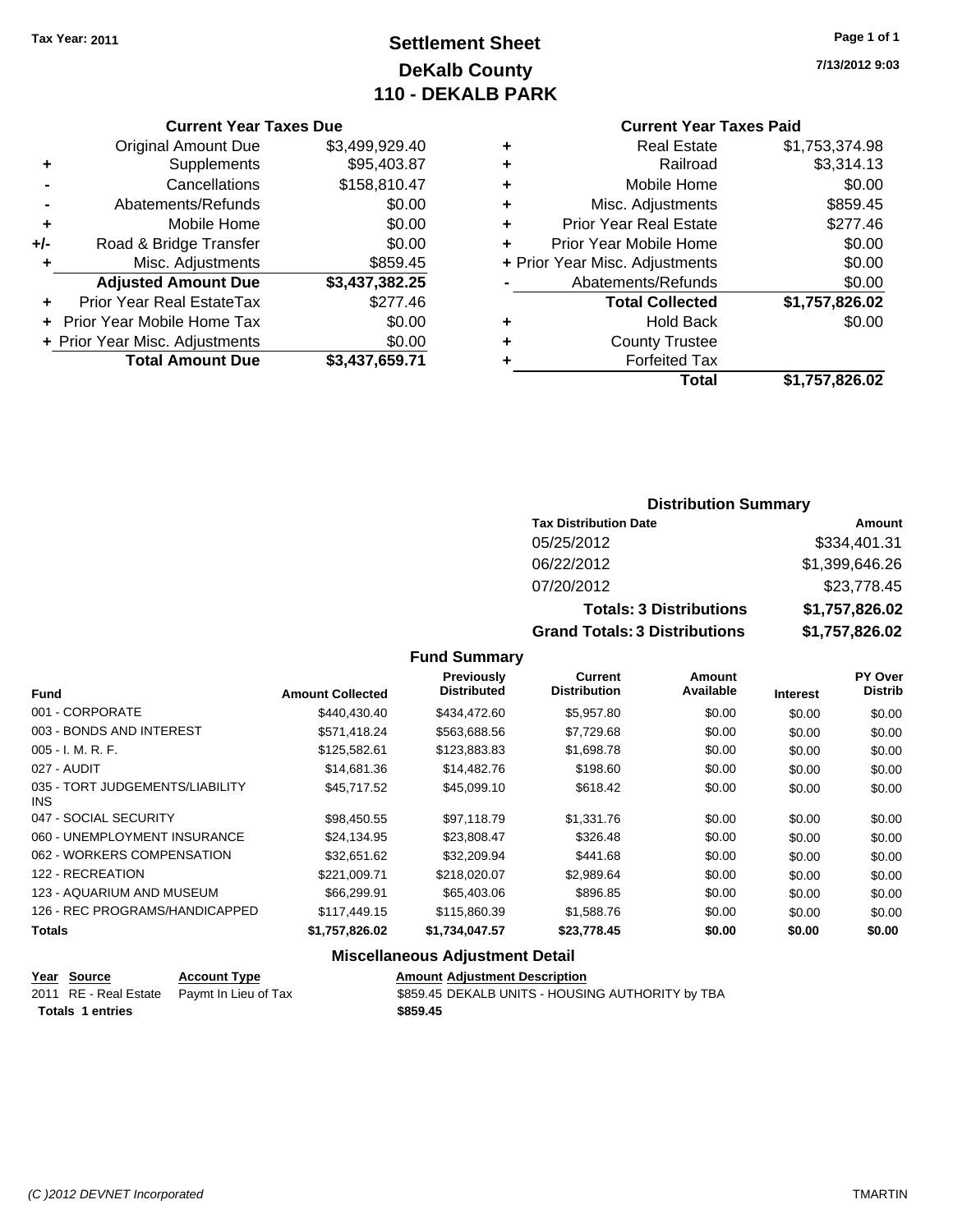**Tax Year: 2011**

# Settlement Sheet
## DeKalb County
## 110 - DEKALB PARK

7/13/2012 9:03

### Current Year Taxes Due

| | | |
|---|---|---|
| | Original Amount Due | $3,499,929.40 |
| + | Supplements | $95,403.87 |
| - | Cancellations | $158,810.47 |
| - | Abatements/Refunds | $0.00 |
| + | Mobile Home | $0.00 |
| +/- | Road & Bridge Transfer | $0.00 |
| + | Misc. Adjustments | $859.45 |
| | **Adjusted Amount Due** | **$3,437,382.25** |
| + | Prior Year Real EstateTax | $277.46 |
| + | Prior Year Mobile Home Tax | $0.00 |
| + | Prior Year Misc. Adjustments | $0.00 |
| | **Total Amount Due** | **$3,437,659.71** |

### Current Year Taxes Paid

| | | |
|---|---|---|
| + | Real Estate | $1,753,374.98 |
| + | Railroad | $3,314.13 |
| + | Mobile Home | $0.00 |
| + | Misc. Adjustments | $859.45 |
| + | Prior Year Real Estate | $277.46 |
| + | Prior Year Mobile Home | $0.00 |
| + | Prior Year Misc. Adjustments | $0.00 |
| - | Abatements/Refunds | $0.00 |
| | **Total Collected** | **$1,757,826.02** |
| + | Hold Back | $0.00 |
| + | County Trustee | |
| + | Forfeited Tax | |
| | **Total** | **$1,757,826.02** |

### Distribution Summary

| Tax Distribution Date | Amount |
|---|---|
| 05/25/2012 | $334,401.31 |
| 06/22/2012 | $1,399,646.26 |
| 07/20/2012 | $23,778.45 |
| **Totals: 3 Distributions** | **$1,757,826.02** |
| **Grand Totals: 3 Distributions** | **$1,757,826.02** |

### Fund Summary

| Fund | Amount Collected | Previously Distributed | Current Distribution | Amount Available | Interest | PY Over Distrib |
|---|---|---|---|---|---|---|
| 001 - CORPORATE | $440,430.40 | $434,472.60 | $5,957.80 | $0.00 | $0.00 | $0.00 |
| 003 - BONDS AND INTEREST | $571,418.24 | $563,688.56 | $7,729.68 | $0.00 | $0.00 | $0.00 |
| 005 - I. M. R. F. | $125,582.61 | $123,883.83 | $1,698.78 | $0.00 | $0.00 | $0.00 |
| 027 - AUDIT | $14,681.36 | $14,482.76 | $198.60 | $0.00 | $0.00 | $0.00 |
| 035 - TORT JUDGEMENTS/LIABILITY INS | $45,717.52 | $45,099.10 | $618.42 | $0.00 | $0.00 | $0.00 |
| 047 - SOCIAL SECURITY | $98,450.55 | $97,118.79 | $1,331.76 | $0.00 | $0.00 | $0.00 |
| 060 - UNEMPLOYMENT INSURANCE | $24,134.95 | $23,808.47 | $326.48 | $0.00 | $0.00 | $0.00 |
| 062 - WORKERS COMPENSATION | $32,651.62 | $32,209.94 | $441.68 | $0.00 | $0.00 | $0.00 |
| 122 - RECREATION | $221,009.71 | $218,020.07 | $2,989.64 | $0.00 | $0.00 | $0.00 |
| 123 - AQUARIUM AND MUSEUM | $66,299.91 | $65,403.06 | $896.85 | $0.00 | $0.00 | $0.00 |
| 126 - REC PROGRAMS/HANDICAPPED | $117,449.15 | $115,860.39 | $1,588.76 | $0.00 | $0.00 | $0.00 |
| **Totals** | **$1,757,826.02** | **$1,734,047.57** | **$23,778.45** | **$0.00** | **$0.00** | **$0.00** |

### Miscellaneous Adjustment Detail

| Year | Source | Account Type | Amount | Adjustment Description |
|---|---|---|---|---|
| 2011 | RE - Real Estate | Paymt In Lieu of Tax | $859.45 | DEKALB UNITS - HOUSING AUTHORITY by TBA |
| **Totals 1 entries** | | | **$859.45** | |

(C )2012 DEVNET Incorporated — TMARTIN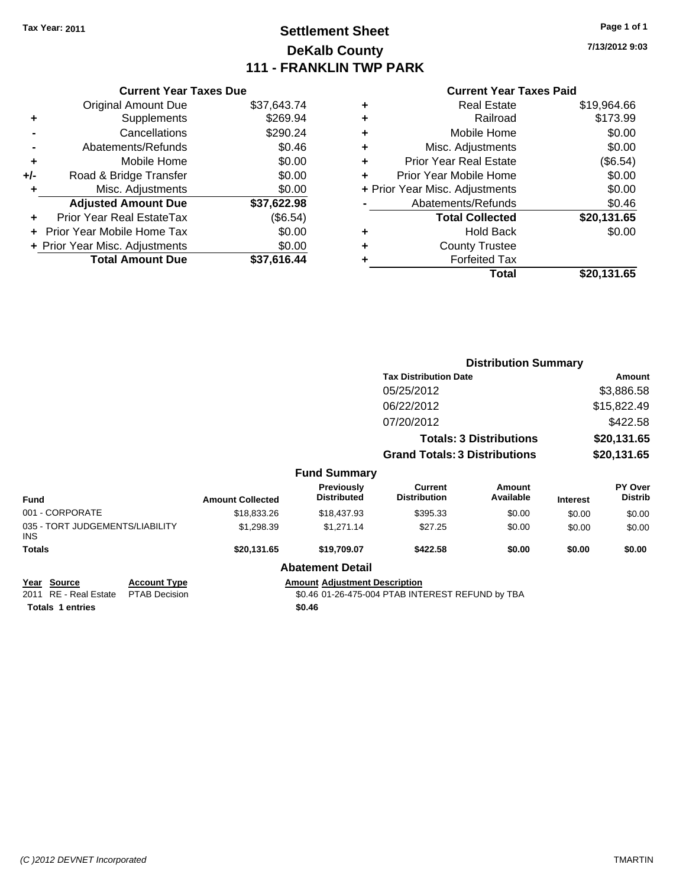Tax Year: 2011

# Settlement Sheet
## DeKalb County
## 111 - FRANKLIN TWP PARK

7/13/2012 9:03

### Current Year Taxes Due

| | | |
|---|---|---|
| | Original Amount Due | $37,643.74 |
| + | Supplements | $269.94 |
| - | Cancellations | $290.24 |
| - | Abatements/Refunds | $0.46 |
| + | Mobile Home | $0.00 |
| +/- | Road & Bridge Transfer | $0.00 |
| + | Misc. Adjustments | $0.00 |
| | **Adjusted Amount Due** | **$37,622.98** |
| + | Prior Year Real EstateTax | ($6.54) |
| + | Prior Year Mobile Home Tax | $0.00 |
| + | Prior Year Misc. Adjustments | $0.00 |
| | **Total Amount Due** | **$37,616.44** |

### Current Year Taxes Paid

| | | |
|---|---|---|
| + | Real Estate | $19,964.66 |
| + | Railroad | $173.99 |
| + | Mobile Home | $0.00 |
| + | Misc. Adjustments | $0.00 |
| + | Prior Year Real Estate | ($6.54) |
| + | Prior Year Mobile Home | $0.00 |
| + | Prior Year Misc. Adjustments | $0.00 |
| - | Abatements/Refunds | $0.46 |
| | **Total Collected** | **$20,131.65** |
| + | Hold Back | $0.00 |
| + | County Trustee | |
| + | Forfeited Tax | |
| | **Total** | **$20,131.65** |

### Distribution Summary

| Tax Distribution Date | Amount |
|---|---|
| 05/25/2012 | $3,886.58 |
| 06/22/2012 | $15,822.49 |
| 07/20/2012 | $422.58 |
| **Totals: 3 Distributions** | **$20,131.65** |
| **Grand Totals: 3 Distributions** | **$20,131.65** |

### Fund Summary

| Fund | Amount Collected | Previously Distributed | Current Distribution | Amount Available | Interest | PY Over Distrib |
|---|---|---|---|---|---|---|
| 001 - CORPORATE | $18,833.26 | $18,437.93 | $395.33 | $0.00 | $0.00 | $0.00 |
| 035 - TORT JUDGEMENTS/LIABILITY INS | $1,298.39 | $1,271.14 | $27.25 | $0.00 | $0.00 | $0.00 |
| **Totals** | **$20,131.65** | **$19,709.07** | **$422.58** | **$0.00** | **$0.00** | **$0.00** |

### Abatement Detail

| Year | Source | Account Type | Amount | Adjustment Description |
|---|---|---|---|---|
| 2011 | RE - Real Estate | PTAB Decision | $0.46 | 01-26-475-004 PTAB INTEREST REFUND by TBA |
| **Totals 1 entries** | | | **$0.46** | |

(C )2012 DEVNET Incorporated TMARTIN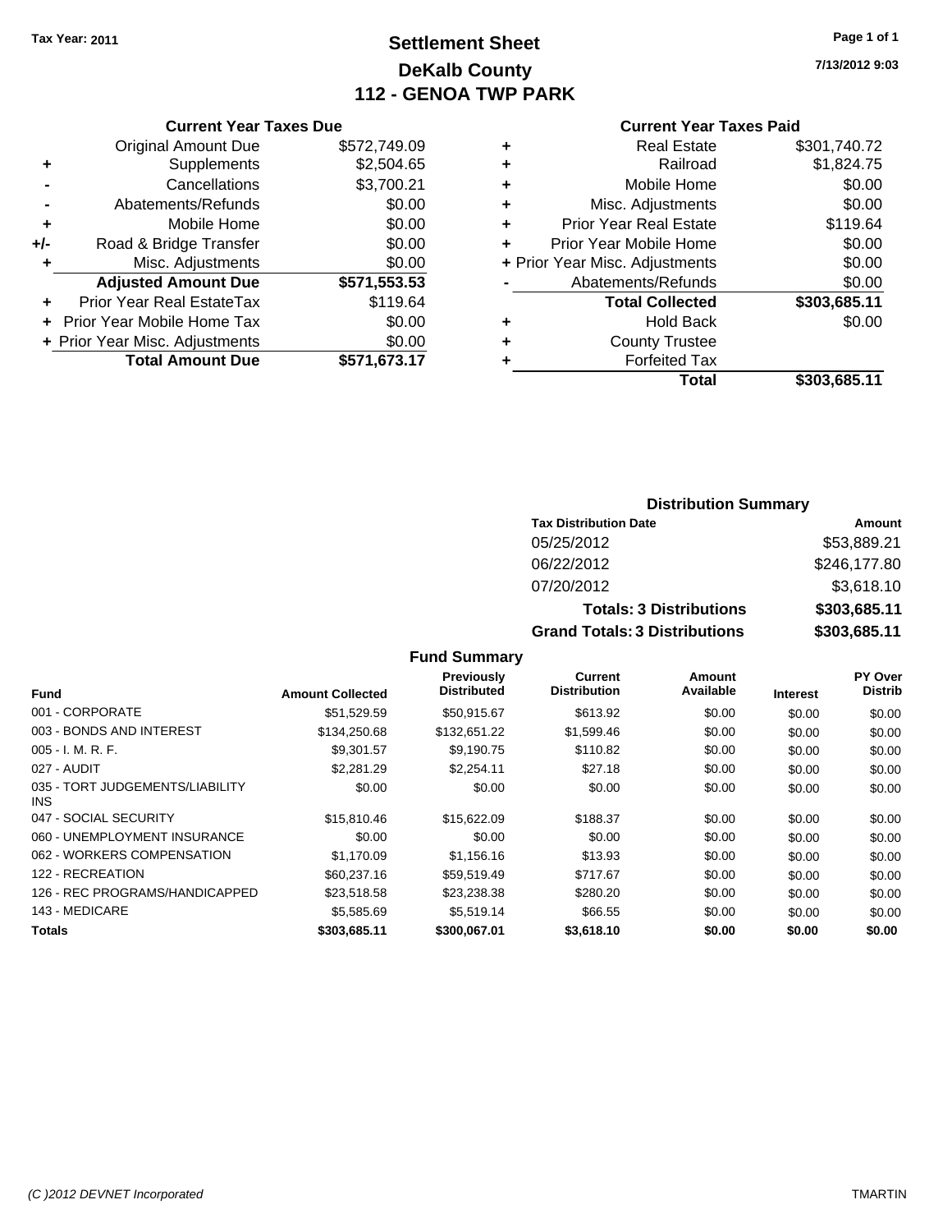Tax Year: 2011

# Settlement Sheet
## DeKalb County
## 112 - GENOA TWP PARK

7/13/2012 9:03

### Current Year Taxes Due

| | | |
|---|---|---|
| | Original Amount Due | $572,749.09 |
| + | Supplements | $2,504.65 |
| - | Cancellations | $3,700.21 |
| - | Abatements/Refunds | $0.00 |
| + | Mobile Home | $0.00 |
| +/- | Road & Bridge Transfer | $0.00 |
| + | Misc. Adjustments | $0.00 |
| | **Adjusted Amount Due** | **$571,553.53** |
| + | Prior Year Real EstateTax | $119.64 |
| + | Prior Year Mobile Home Tax | $0.00 |
| + | Prior Year Misc. Adjustments | $0.00 |
| | **Total Amount Due** | **$571,673.17** |

### Current Year Taxes Paid

| | | |
|---|---|---|
| + | Real Estate | $301,740.72 |
| + | Railroad | $1,824.75 |
| + | Mobile Home | $0.00 |
| + | Misc. Adjustments | $0.00 |
| + | Prior Year Real Estate | $119.64 |
| + | Prior Year Mobile Home | $0.00 |
| + | Prior Year Misc. Adjustments | $0.00 |
| - | Abatements/Refunds | $0.00 |
| | **Total Collected** | **$303,685.11** |
| + | Hold Back | $0.00 |
| + | County Trustee | |
| + | Forfeited Tax | |
| | **Total** | **$303,685.11** |

### Distribution Summary

| Tax Distribution Date | Amount |
|---|---|
| 05/25/2012 | $53,889.21 |
| 06/22/2012 | $246,177.80 |
| 07/20/2012 | $3,618.10 |
| **Totals: 3 Distributions** | **$303,685.11** |
| **Grand Totals: 3 Distributions** | **$303,685.11** |

### Fund Summary

| Fund | Amount Collected | Previously Distributed | Current Distribution | Amount Available | Interest | PY Over Distrib |
|---|---|---|---|---|---|---|
| 001 - CORPORATE | $51,529.59 | $50,915.67 | $613.92 | $0.00 | $0.00 | $0.00 |
| 003 - BONDS AND INTEREST | $134,250.68 | $132,651.22 | $1,599.46 | $0.00 | $0.00 | $0.00 |
| 005 - I. M. R. F. | $9,301.57 | $9,190.75 | $110.82 | $0.00 | $0.00 | $0.00 |
| 027 - AUDIT | $2,281.29 | $2,254.11 | $27.18 | $0.00 | $0.00 | $0.00 |
| 035 - TORT JUDGEMENTS/LIABILITY INS | $0.00 | $0.00 | $0.00 | $0.00 | $0.00 | $0.00 |
| 047 - SOCIAL SECURITY | $15,810.46 | $15,622.09 | $188.37 | $0.00 | $0.00 | $0.00 |
| 060 - UNEMPLOYMENT INSURANCE | $0.00 | $0.00 | $0.00 | $0.00 | $0.00 | $0.00 |
| 062 - WORKERS COMPENSATION | $1,170.09 | $1,156.16 | $13.93 | $0.00 | $0.00 | $0.00 |
| 122 - RECREATION | $60,237.16 | $59,519.49 | $717.67 | $0.00 | $0.00 | $0.00 |
| 126 - REC PROGRAMS/HANDICAPPED | $23,518.58 | $23,238.38 | $280.20 | $0.00 | $0.00 | $0.00 |
| 143 - MEDICARE | $5,585.69 | $5,519.14 | $66.55 | $0.00 | $0.00 | $0.00 |
| **Totals** | **$303,685.11** | **$300,067.01** | **$3,618.10** | **$0.00** | **$0.00** | **$0.00** |

(C )2012 DEVNET Incorporated TMARTIN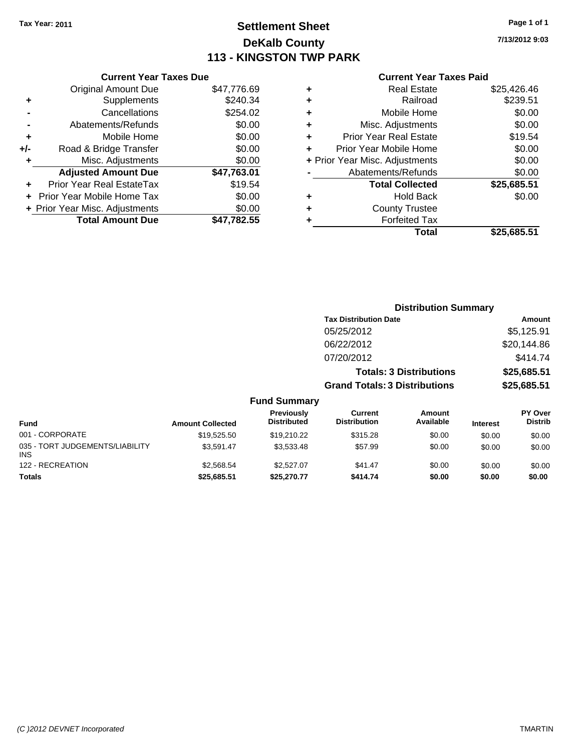**Tax Year: 2011**

# Settlement Sheet
## DeKalb County
## 113 - KINGSTON TWP PARK

**7/13/2012 9:03**

### Current Year Taxes Due

| | | |
|---|---|---|
| | Original Amount Due | $47,776.69 |
| + | Supplements | $240.34 |
| - | Cancellations | $254.02 |
| - | Abatements/Refunds | $0.00 |
| + | Mobile Home | $0.00 |
| +/- | Road & Bridge Transfer | $0.00 |
| + | Misc. Adjustments | $0.00 |
| | **Adjusted Amount Due** | **$47,763.01** |
| + | Prior Year Real EstateTax | $19.54 |
| + | Prior Year Mobile Home Tax | $0.00 |
| + | Prior Year Misc. Adjustments | $0.00 |
| | **Total Amount Due** | **$47,782.55** |

### Current Year Taxes Paid

| | | |
|---|---|---|
| + | Real Estate | $25,426.46 |
| + | Railroad | $239.51 |
| + | Mobile Home | $0.00 |
| + | Misc. Adjustments | $0.00 |
| + | Prior Year Real Estate | $19.54 |
| + | Prior Year Mobile Home | $0.00 |
| + | Prior Year Misc. Adjustments | $0.00 |
| - | Abatements/Refunds | $0.00 |
| | **Total Collected** | **$25,685.51** |
| + | Hold Back | $0.00 |
| + | County Trustee | |
| + | Forfeited Tax | |
| | **Total** | **$25,685.51** |

### Distribution Summary

| Tax Distribution Date | Amount |
|---|---|
| 05/25/2012 | $5,125.91 |
| 06/22/2012 | $20,144.86 |
| 07/20/2012 | $414.74 |
| **Totals: 3 Distributions** | **$25,685.51** |
| **Grand Totals: 3 Distributions** | **$25,685.51** |

### Fund Summary

| Fund | Amount Collected | Previously Distributed | Current Distribution | Amount Available | Interest | PY Over Distrib |
|---|---|---|---|---|---|---|
| 001 - CORPORATE | $19,525.50 | $19,210.22 | $315.28 | $0.00 | $0.00 | $0.00 |
| 035 - TORT JUDGEMENTS/LIABILITY INS | $3,591.47 | $3,533.48 | $57.99 | $0.00 | $0.00 | $0.00 |
| 122 - RECREATION | $2,568.54 | $2,527.07 | $41.47 | $0.00 | $0.00 | $0.00 |
| **Totals** | **$25,685.51** | **$25,270.77** | **$414.74** | **$0.00** | **$0.00** | **$0.00** |

*(C )2012 DEVNET Incorporated* TMARTIN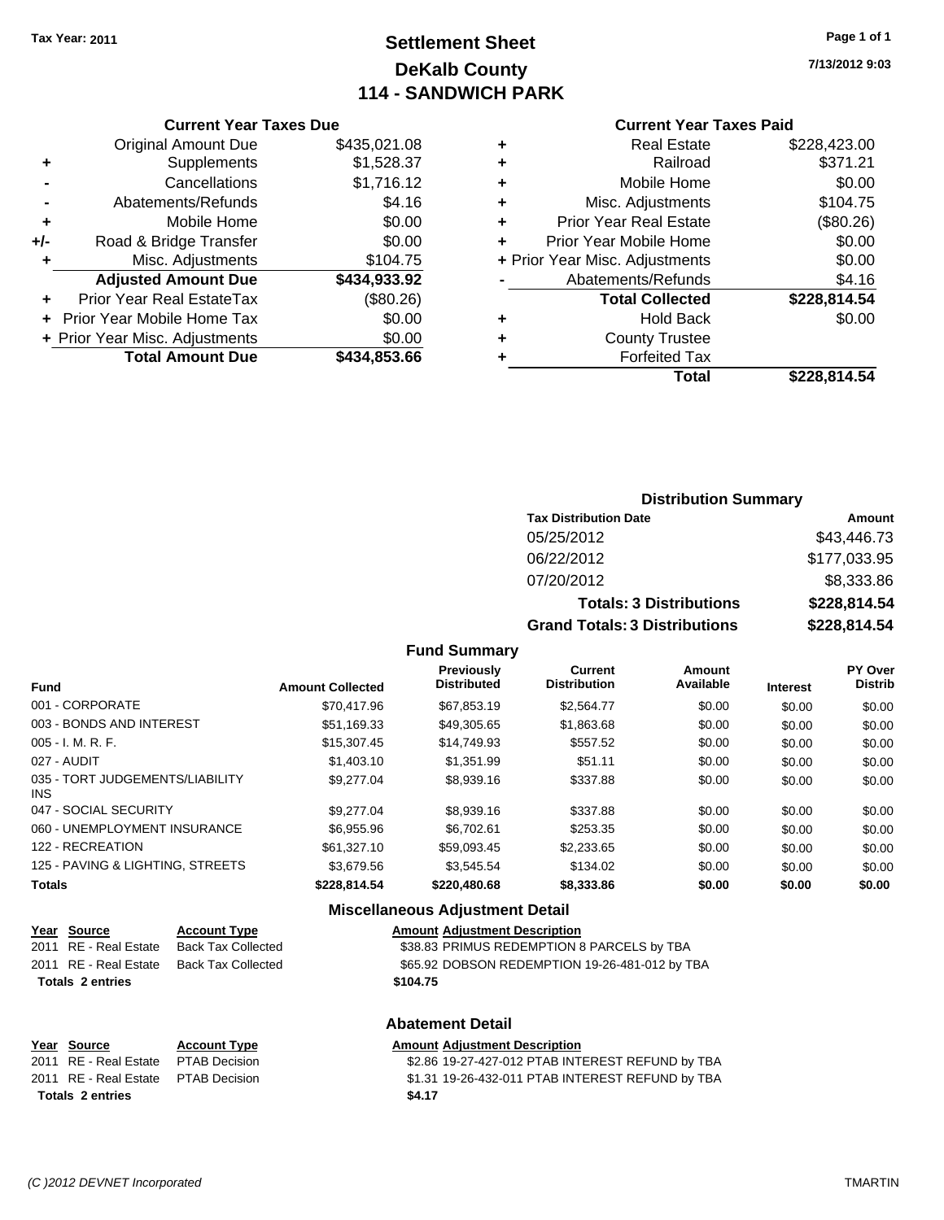**Tax Year: 2011**

# Settlement Sheet
## DeKalb County
## 114 - SANDWICH PARK

7/13/2012 9:03

### Current Year Taxes Due

| | | |
|---|---|---|
| | Original Amount Due | $435,021.08 |
| + | Supplements | $1,528.37 |
| - | Cancellations | $1,716.12 |
| - | Abatements/Refunds | $4.16 |
| + | Mobile Home | $0.00 |
| +/- | Road & Bridge Transfer | $0.00 |
| + | Misc. Adjustments | $104.75 |
| | **Adjusted Amount Due** | **$434,933.92** |
| + | Prior Year Real EstateTax | ($80.26) |
| + | Prior Year Mobile Home Tax | $0.00 |
| + | Prior Year Misc. Adjustments | $0.00 |
| | **Total Amount Due** | **$434,853.66** |

### Current Year Taxes Paid

| | | |
|---|---|---|
| + | Real Estate | $228,423.00 |
| + | Railroad | $371.21 |
| + | Mobile Home | $0.00 |
| + | Misc. Adjustments | $104.75 |
| + | Prior Year Real Estate | ($80.26) |
| + | Prior Year Mobile Home | $0.00 |
| + | Prior Year Misc. Adjustments | $0.00 |
| - | Abatements/Refunds | $4.16 |
| | **Total Collected** | **$228,814.54** |
| + | Hold Back | $0.00 |
| + | County Trustee | |
| + | Forfeited Tax | |
| | **Total** | **$228,814.54** |

### Distribution Summary

| Tax Distribution Date | Amount |
|---|---|
| 05/25/2012 | $43,446.73 |
| 06/22/2012 | $177,033.95 |
| 07/20/2012 | $8,333.86 |
| **Totals: 3 Distributions** | **$228,814.54** |
| **Grand Totals: 3 Distributions** | **$228,814.54** |

### Fund Summary

| Fund | Amount Collected | Previously Distributed | Current Distribution | Amount Available | Interest | PY Over Distrib |
|---|---|---|---|---|---|---|
| 001 - CORPORATE | $70,417.96 | $67,853.19 | $2,564.77 | $0.00 | $0.00 | $0.00 |
| 003 - BONDS AND INTEREST | $51,169.33 | $49,305.65 | $1,863.68 | $0.00 | $0.00 | $0.00 |
| 005 - I. M. R. F. | $15,307.45 | $14,749.93 | $557.52 | $0.00 | $0.00 | $0.00 |
| 027 - AUDIT | $1,403.10 | $1,351.99 | $51.11 | $0.00 | $0.00 | $0.00 |
| 035 - TORT JUDGEMENTS/LIABILITY INS | $9,277.04 | $8,939.16 | $337.88 | $0.00 | $0.00 | $0.00 |
| 047 - SOCIAL SECURITY | $9,277.04 | $8,939.16 | $337.88 | $0.00 | $0.00 | $0.00 |
| 060 - UNEMPLOYMENT INSURANCE | $6,955.96 | $6,702.61 | $253.35 | $0.00 | $0.00 | $0.00 |
| 122 - RECREATION | $61,327.10 | $59,093.45 | $2,233.65 | $0.00 | $0.00 | $0.00 |
| 125 - PAVING & LIGHTING, STREETS | $3,679.56 | $3,545.54 | $134.02 | $0.00 | $0.00 | $0.00 |
| **Totals** | **$228,814.54** | **$220,480.68** | **$8,333.86** | **$0.00** | **$0.00** | **$0.00** |

### Miscellaneous Adjustment Detail

| Year | Source | Account Type | Amount | Adjustment Description |
|---|---|---|---|---|
| 2011 | RE - Real Estate | Back Tax Collected | $38.83 | PRIMUS REDEMPTION 8 PARCELS by TBA |
| 2011 | RE - Real Estate | Back Tax Collected | $65.92 | DOBSON REDEMPTION 19-26-481-012 by TBA |
| **Totals** | **2 entries** | | **$104.75** | |

### Abatement Detail

| Year | Source | Account Type | Amount | Adjustment Description |
|---|---|---|---|---|
| 2011 | RE - Real Estate | PTAB Decision | $2.86 | 19-27-427-012 PTAB INTEREST REFUND by TBA |
| 2011 | RE - Real Estate | PTAB Decision | $1.31 | 19-26-432-011 PTAB INTEREST REFUND by TBA |
| **Totals** | **2 entries** | | **$4.17** | |

*(C )2012 DEVNET Incorporated* TMARTIN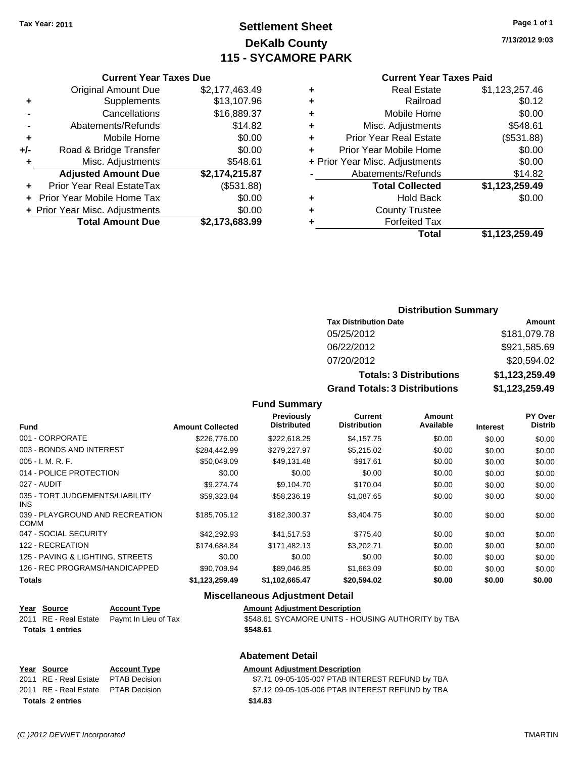Tax Year: 2011

# Settlement Sheet
## DeKalb County
## 115 - SYCAMORE PARK

7/13/2012 9:03

### Current Year Taxes Due

| | | |
|---|---|---|
| | Original Amount Due | $2,177,463.49 |
| + | Supplements | $13,107.96 |
| - | Cancellations | $16,889.37 |
| - | Abatements/Refunds | $14.82 |
| + | Mobile Home | $0.00 |
| +/- | Road & Bridge Transfer | $0.00 |
| + | Misc. Adjustments | $548.61 |
| | **Adjusted Amount Due** | **$2,174,215.87** |
| + | Prior Year Real EstateTax | ($531.88) |
| + | Prior Year Mobile Home Tax | $0.00 |
| + | Prior Year Misc. Adjustments | $0.00 |
| | **Total Amount Due** | **$2,173,683.99** |

### Current Year Taxes Paid

| | | |
|---|---|---|
| + | Real Estate | $1,123,257.46 |
| + | Railroad | $0.12 |
| + | Mobile Home | $0.00 |
| + | Misc. Adjustments | $548.61 |
| + | Prior Year Real Estate | ($531.88) |
| + | Prior Year Mobile Home | $0.00 |
| + | Prior Year Misc. Adjustments | $0.00 |
| - | Abatements/Refunds | $14.82 |
| | **Total Collected** | **$1,123,259.49** |
| + | Hold Back | $0.00 |
| + | County Trustee | |
| + | Forfeited Tax | |
| | **Total** | **$1,123,259.49** |

### Distribution Summary

| Tax Distribution Date | Amount |
|---|---|
| 05/25/2012 | $181,079.78 |
| 06/22/2012 | $921,585.69 |
| 07/20/2012 | $20,594.02 |
| **Totals: 3 Distributions** | **$1,123,259.49** |
| **Grand Totals: 3 Distributions** | **$1,123,259.49** |

### Fund Summary

| Fund | Amount Collected | Previously Distributed | Current Distribution | Amount Available | Interest | PY Over Distrib |
|---|---|---|---|---|---|---|
| 001 - CORPORATE | $226,776.00 | $222,618.25 | $4,157.75 | $0.00 | $0.00 | $0.00 |
| 003 - BONDS AND INTEREST | $284,442.99 | $279,227.97 | $5,215.02 | $0.00 | $0.00 | $0.00 |
| 005 - I. M. R. F. | $50,049.09 | $49,131.48 | $917.61 | $0.00 | $0.00 | $0.00 |
| 014 - POLICE PROTECTION | $0.00 | $0.00 | $0.00 | $0.00 | $0.00 | $0.00 |
| 027 - AUDIT | $9,274.74 | $9,104.70 | $170.04 | $0.00 | $0.00 | $0.00 |
| 035 - TORT JUDGEMENTS/LIABILITY INS | $59,323.84 | $58,236.19 | $1,087.65 | $0.00 | $0.00 | $0.00 |
| 039 - PLAYGROUND AND RECREATION COMM | $185,705.12 | $182,300.37 | $3,404.75 | $0.00 | $0.00 | $0.00 |
| 047 - SOCIAL SECURITY | $42,292.93 | $41,517.53 | $775.40 | $0.00 | $0.00 | $0.00 |
| 122 - RECREATION | $174,684.84 | $171,482.13 | $3,202.71 | $0.00 | $0.00 | $0.00 |
| 125 - PAVING & LIGHTING, STREETS | $0.00 | $0.00 | $0.00 | $0.00 | $0.00 | $0.00 |
| 126 - REC PROGRAMS/HANDICAPPED | $90,709.94 | $89,046.85 | $1,663.09 | $0.00 | $0.00 | $0.00 |
| **Totals** | **$1,123,259.49** | **$1,102,665.47** | **$20,594.02** | **$0.00** | **$0.00** | **$0.00** |

### Miscellaneous Adjustment Detail

| Year | Source | Account Type | Amount | Adjustment Description |
|---|---|---|---|---|
| 2011 | RE - Real Estate | Paymt In Lieu of Tax | $548.61 | SYCAMORE UNITS - HOUSING AUTHORITY by TBA |
| **Totals** | **1 entries** | | **$548.61** | |

### Abatement Detail

| Year | Source | Account Type | Amount | Adjustment Description |
|---|---|---|---|---|
| 2011 | RE - Real Estate | PTAB Decision | $7.71 | 09-05-105-007 PTAB INTEREST REFUND by TBA |
| 2011 | RE - Real Estate | PTAB Decision | $7.12 | 09-05-105-006 PTAB INTEREST REFUND by TBA |
| **Totals** | **2 entries** | | **$14.83** | |

(C )2012 DEVNET Incorporated — TMARTIN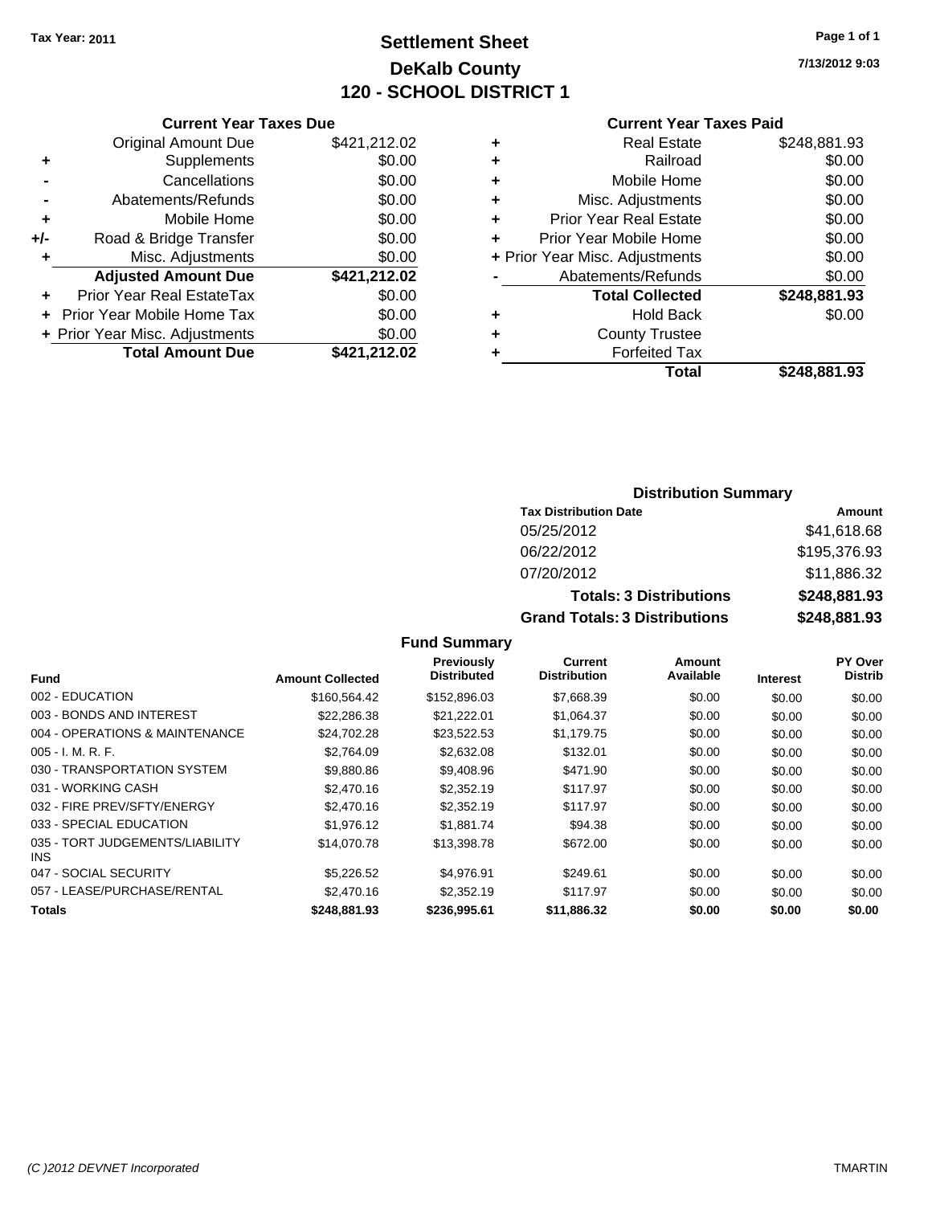Tax Year: 2011

# Settlement Sheet
## DeKalb County
## 120 - SCHOOL DISTRICT 1

7/13/2012 9:03

### Current Year Taxes Due

| | | |
|---|---|---|
| | Original Amount Due | $421,212.02 |
| + | Supplements | $0.00 |
| - | Cancellations | $0.00 |
| - | Abatements/Refunds | $0.00 |
| + | Mobile Home | $0.00 |
| +/- | Road & Bridge Transfer | $0.00 |
| + | Misc. Adjustments | $0.00 |
| | **Adjusted Amount Due** | **$421,212.02** |
| + | Prior Year Real EstateTax | $0.00 |
| + | Prior Year Mobile Home Tax | $0.00 |
| + | Prior Year Misc. Adjustments | $0.00 |
| | **Total Amount Due** | **$421,212.02** |

### Current Year Taxes Paid

| | | |
|---|---|---|
| + | Real Estate | $248,881.93 |
| + | Railroad | $0.00 |
| + | Mobile Home | $0.00 |
| + | Misc. Adjustments | $0.00 |
| + | Prior Year Real Estate | $0.00 |
| + | Prior Year Mobile Home | $0.00 |
| + | Prior Year Misc. Adjustments | $0.00 |
| - | Abatements/Refunds | $0.00 |
| | **Total Collected** | **$248,881.93** |
| + | Hold Back | $0.00 |
| + | County Trustee | |
| + | Forfeited Tax | |
| | **Total** | **$248,881.93** |

### Distribution Summary

| Tax Distribution Date | Amount |
|---|---|
| 05/25/2012 | $41,618.68 |
| 06/22/2012 | $195,376.93 |
| 07/20/2012 | $11,886.32 |
| **Totals: 3 Distributions** | **$248,881.93** |
| **Grand Totals: 3 Distributions** | **$248,881.93** |

### Fund Summary

| Fund | Amount Collected | Previously Distributed | Current Distribution | Amount Available | Interest | PY Over Distrib |
|---|---|---|---|---|---|---|
| 002 - EDUCATION | $160,564.42 | $152,896.03 | $7,668.39 | $0.00 | $0.00 | $0.00 |
| 003 - BONDS AND INTEREST | $22,286.38 | $21,222.01 | $1,064.37 | $0.00 | $0.00 | $0.00 |
| 004 - OPERATIONS & MAINTENANCE | $24,702.28 | $23,522.53 | $1,179.75 | $0.00 | $0.00 | $0.00 |
| 005 - I. M. R. F. | $2,764.09 | $2,632.08 | $132.01 | $0.00 | $0.00 | $0.00 |
| 030 - TRANSPORTATION SYSTEM | $9,880.86 | $9,408.96 | $471.90 | $0.00 | $0.00 | $0.00 |
| 031 - WORKING CASH | $2,470.16 | $2,352.19 | $117.97 | $0.00 | $0.00 | $0.00 |
| 032 - FIRE PREV/SFTY/ENERGY | $2,470.16 | $2,352.19 | $117.97 | $0.00 | $0.00 | $0.00 |
| 033 - SPECIAL EDUCATION | $1,976.12 | $1,881.74 | $94.38 | $0.00 | $0.00 | $0.00 |
| 035 - TORT JUDGEMENTS/LIABILITY INS | $14,070.78 | $13,398.78 | $672.00 | $0.00 | $0.00 | $0.00 |
| 047 - SOCIAL SECURITY | $5,226.52 | $4,976.91 | $249.61 | $0.00 | $0.00 | $0.00 |
| 057 - LEASE/PURCHASE/RENTAL | $2,470.16 | $2,352.19 | $117.97 | $0.00 | $0.00 | $0.00 |
| **Totals** | **$248,881.93** | **$236,995.61** | **$11,886.32** | **$0.00** | **$0.00** | **$0.00** |

(C )2012 DEVNET Incorporated — TMARTIN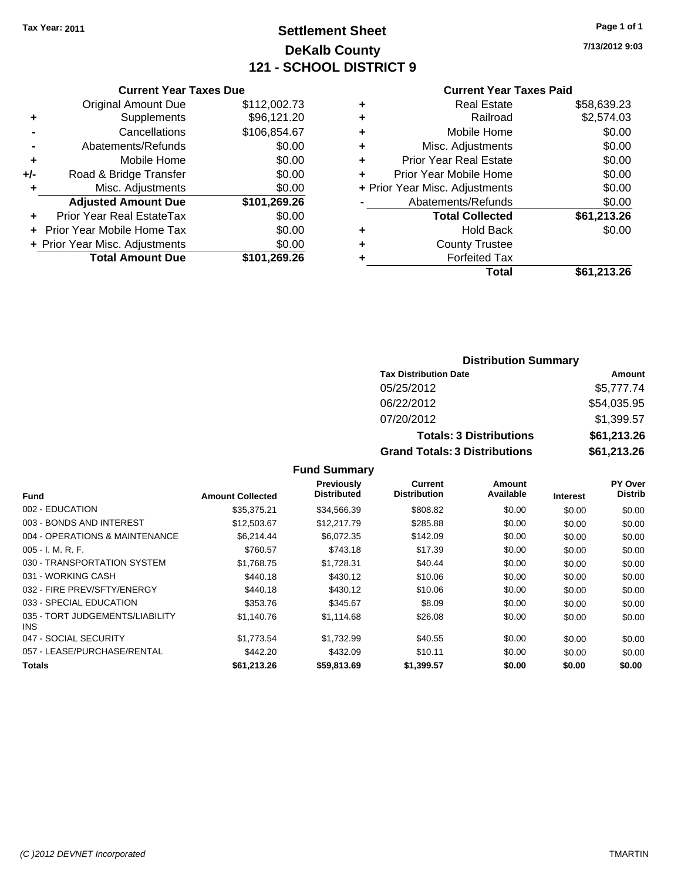Tax Year: 2011

# Settlement Sheet
## DeKalb County
## 121 - SCHOOL DISTRICT 9

7/13/2012 9:03

### Current Year Taxes Due

| | | |
|---|---|---|
| | Original Amount Due | $112,002.73 |
| + | Supplements | $96,121.20 |
| - | Cancellations | $106,854.67 |
| - | Abatements/Refunds | $0.00 |
| + | Mobile Home | $0.00 |
| +/- | Road & Bridge Transfer | $0.00 |
| + | Misc. Adjustments | $0.00 |
| | **Adjusted Amount Due** | **$101,269.26** |
| + | Prior Year Real EstateTax | $0.00 |
| + | Prior Year Mobile Home Tax | $0.00 |
| + | Prior Year Misc. Adjustments | $0.00 |
| | **Total Amount Due** | **$101,269.26** |

### Current Year Taxes Paid

| | | |
|---|---|---|
| + | Real Estate | $58,639.23 |
| + | Railroad | $2,574.03 |
| + | Mobile Home | $0.00 |
| + | Misc. Adjustments | $0.00 |
| + | Prior Year Real Estate | $0.00 |
| + | Prior Year Mobile Home | $0.00 |
| + | Prior Year Misc. Adjustments | $0.00 |
| - | Abatements/Refunds | $0.00 |
| | **Total Collected** | **$61,213.26** |
| + | Hold Back | $0.00 |
| + | County Trustee | |
| + | Forfeited Tax | |
| | **Total** | **$61,213.26** |

### Distribution Summary

| Tax Distribution Date | Amount |
|---|---|
| 05/25/2012 | $5,777.74 |
| 06/22/2012 | $54,035.95 |
| 07/20/2012 | $1,399.57 |
| **Totals: 3 Distributions** | **$61,213.26** |
| **Grand Totals: 3 Distributions** | **$61,213.26** |

### Fund Summary

| Fund | Amount Collected | Previously Distributed | Current Distribution | Amount Available | Interest | PY Over Distrib |
|---|---|---|---|---|---|---|
| 002 - EDUCATION | $35,375.21 | $34,566.39 | $808.82 | $0.00 | $0.00 | $0.00 |
| 003 - BONDS AND INTEREST | $12,503.67 | $12,217.79 | $285.88 | $0.00 | $0.00 | $0.00 |
| 004 - OPERATIONS & MAINTENANCE | $6,214.44 | $6,072.35 | $142.09 | $0.00 | $0.00 | $0.00 |
| 005 - I. M. R. F. | $760.57 | $743.18 | $17.39 | $0.00 | $0.00 | $0.00 |
| 030 - TRANSPORTATION SYSTEM | $1,768.75 | $1,728.31 | $40.44 | $0.00 | $0.00 | $0.00 |
| 031 - WORKING CASH | $440.18 | $430.12 | $10.06 | $0.00 | $0.00 | $0.00 |
| 032 - FIRE PREV/SFTY/ENERGY | $440.18 | $430.12 | $10.06 | $0.00 | $0.00 | $0.00 |
| 033 - SPECIAL EDUCATION | $353.76 | $345.67 | $8.09 | $0.00 | $0.00 | $0.00 |
| 035 - TORT JUDGEMENTS/LIABILITY INS | $1,140.76 | $1,114.68 | $26.08 | $0.00 | $0.00 | $0.00 |
| 047 - SOCIAL SECURITY | $1,773.54 | $1,732.99 | $40.55 | $0.00 | $0.00 | $0.00 |
| 057 - LEASE/PURCHASE/RENTAL | $442.20 | $432.09 | $10.11 | $0.00 | $0.00 | $0.00 |
| **Totals** | **$61,213.26** | **$59,813.69** | **$1,399.57** | **$0.00** | **$0.00** | **$0.00** |

(C )2012 DEVNET Incorporated TMARTIN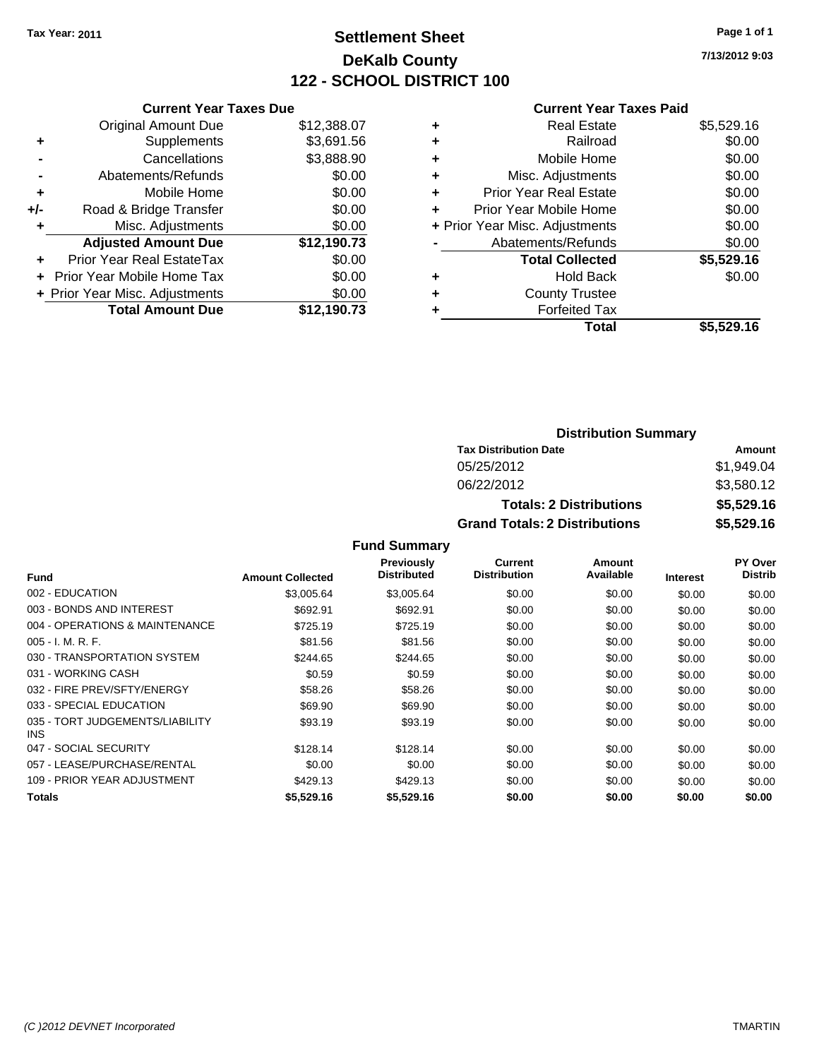**Tax Year: 2011**

# Settlement Sheet
## DeKalb County
## 122 - SCHOOL DISTRICT 100

7/13/2012 9:03

### Current Year Taxes Due

| | | |
|---|---|---|
| | Original Amount Due | $12,388.07 |
| + | Supplements | $3,691.56 |
| - | Cancellations | $3,888.90 |
| - | Abatements/Refunds | $0.00 |
| + | Mobile Home | $0.00 |
| +/- | Road & Bridge Transfer | $0.00 |
| + | Misc. Adjustments | $0.00 |
| | **Adjusted Amount Due** | **$12,190.73** |
| + | Prior Year Real EstateTax | $0.00 |
| + | Prior Year Mobile Home Tax | $0.00 |
| + | Prior Year Misc. Adjustments | $0.00 |
| | **Total Amount Due** | **$12,190.73** |

### Current Year Taxes Paid

| | | |
|---|---|---|
| + | Real Estate | $5,529.16 |
| + | Railroad | $0.00 |
| + | Mobile Home | $0.00 |
| + | Misc. Adjustments | $0.00 |
| + | Prior Year Real Estate | $0.00 |
| + | Prior Year Mobile Home | $0.00 |
| + | Prior Year Misc. Adjustments | $0.00 |
| - | Abatements/Refunds | $0.00 |
| | **Total Collected** | **$5,529.16** |
| + | Hold Back | $0.00 |
| + | County Trustee | |
| + | Forfeited Tax | |
| | **Total** | **$5,529.16** |

### Distribution Summary

| Tax Distribution Date | Amount |
|---|---|
| 05/25/2012 | $1,949.04 |
| 06/22/2012 | $3,580.12 |
| **Totals: 2 Distributions** | **$5,529.16** |
| **Grand Totals: 2 Distributions** | **$5,529.16** |

### Fund Summary

| Fund | Amount Collected | Previously Distributed | Current Distribution | Amount Available | Interest | PY Over Distrib |
|---|---|---|---|---|---|---|
| 002 - EDUCATION | $3,005.64 | $3,005.64 | $0.00 | $0.00 | $0.00 | $0.00 |
| 003 - BONDS AND INTEREST | $692.91 | $692.91 | $0.00 | $0.00 | $0.00 | $0.00 |
| 004 - OPERATIONS & MAINTENANCE | $725.19 | $725.19 | $0.00 | $0.00 | $0.00 | $0.00 |
| 005 - I. M. R. F. | $81.56 | $81.56 | $0.00 | $0.00 | $0.00 | $0.00 |
| 030 - TRANSPORTATION SYSTEM | $244.65 | $244.65 | $0.00 | $0.00 | $0.00 | $0.00 |
| 031 - WORKING CASH | $0.59 | $0.59 | $0.00 | $0.00 | $0.00 | $0.00 |
| 032 - FIRE PREV/SFTY/ENERGY | $58.26 | $58.26 | $0.00 | $0.00 | $0.00 | $0.00 |
| 033 - SPECIAL EDUCATION | $69.90 | $69.90 | $0.00 | $0.00 | $0.00 | $0.00 |
| 035 - TORT JUDGEMENTS/LIABILITY INS | $93.19 | $93.19 | $0.00 | $0.00 | $0.00 | $0.00 |
| 047 - SOCIAL SECURITY | $128.14 | $128.14 | $0.00 | $0.00 | $0.00 | $0.00 |
| 057 - LEASE/PURCHASE/RENTAL | $0.00 | $0.00 | $0.00 | $0.00 | $0.00 | $0.00 |
| 109 - PRIOR YEAR ADJUSTMENT | $429.13 | $429.13 | $0.00 | $0.00 | $0.00 | $0.00 |
| **Totals** | **$5,529.16** | **$5,529.16** | **$0.00** | **$0.00** | **$0.00** | **$0.00** |

(C )2012 DEVNET Incorporated — TMARTIN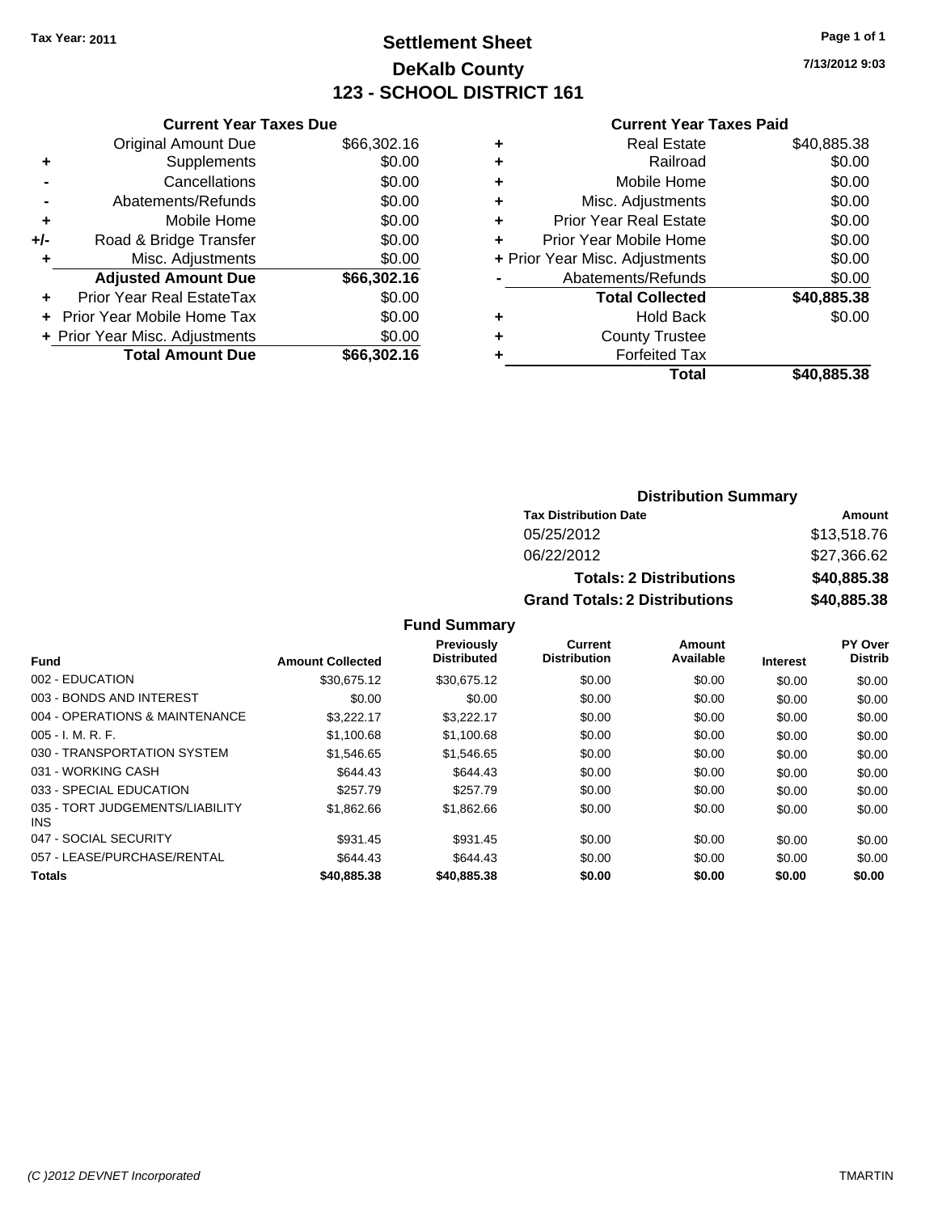**Tax Year: 2011**

# Settlement Sheet
## DeKalb County
## 123 - SCHOOL DISTRICT 161

7/13/2012 9:03

### Current Year Taxes Due

| | | |
|---|---|---|
| | Original Amount Due | $66,302.16 |
| + | Supplements | $0.00 |
| - | Cancellations | $0.00 |
| - | Abatements/Refunds | $0.00 |
| + | Mobile Home | $0.00 |
| +/- | Road & Bridge Transfer | $0.00 |
| + | Misc. Adjustments | $0.00 |
| | **Adjusted Amount Due** | **$66,302.16** |
| + | Prior Year Real EstateTax | $0.00 |
| + | Prior Year Mobile Home Tax | $0.00 |
| + | Prior Year Misc. Adjustments | $0.00 |
| | **Total Amount Due** | **$66,302.16** |

### Current Year Taxes Paid

| | | |
|---|---|---|
| + | Real Estate | $40,885.38 |
| + | Railroad | $0.00 |
| + | Mobile Home | $0.00 |
| + | Misc. Adjustments | $0.00 |
| + | Prior Year Real Estate | $0.00 |
| + | Prior Year Mobile Home | $0.00 |
| + | Prior Year Misc. Adjustments | $0.00 |
| - | Abatements/Refunds | $0.00 |
| | **Total Collected** | **$40,885.38** |
| + | Hold Back | $0.00 |
| + | County Trustee | |
| + | Forfeited Tax | |
| | **Total** | **$40,885.38** |

### Distribution Summary

| Tax Distribution Date | Amount |
|---|---|
| 05/25/2012 | $13,518.76 |
| 06/22/2012 | $27,366.62 |
| **Totals: 2 Distributions** | **$40,885.38** |
| **Grand Totals: 2 Distributions** | **$40,885.38** |

### Fund Summary

| Fund | Amount Collected | Previously Distributed | Current Distribution | Amount Available | Interest | PY Over Distrib |
|---|---|---|---|---|---|---|
| 002 - EDUCATION | $30,675.12 | $30,675.12 | $0.00 | $0.00 | $0.00 | $0.00 |
| 003 - BONDS AND INTEREST | $0.00 | $0.00 | $0.00 | $0.00 | $0.00 | $0.00 |
| 004 - OPERATIONS & MAINTENANCE | $3,222.17 | $3,222.17 | $0.00 | $0.00 | $0.00 | $0.00 |
| 005 - I. M. R. F. | $1,100.68 | $1,100.68 | $0.00 | $0.00 | $0.00 | $0.00 |
| 030 - TRANSPORTATION SYSTEM | $1,546.65 | $1,546.65 | $0.00 | $0.00 | $0.00 | $0.00 |
| 031 - WORKING CASH | $644.43 | $644.43 | $0.00 | $0.00 | $0.00 | $0.00 |
| 033 - SPECIAL EDUCATION | $257.79 | $257.79 | $0.00 | $0.00 | $0.00 | $0.00 |
| 035 - TORT JUDGEMENTS/LIABILITY INS | $1,862.66 | $1,862.66 | $0.00 | $0.00 | $0.00 | $0.00 |
| 047 - SOCIAL SECURITY | $931.45 | $931.45 | $0.00 | $0.00 | $0.00 | $0.00 |
| 057 - LEASE/PURCHASE/RENTAL | $644.43 | $644.43 | $0.00 | $0.00 | $0.00 | $0.00 |
| **Totals** | **$40,885.38** | **$40,885.38** | **$0.00** | **$0.00** | **$0.00** | **$0.00** |

(C )2012 DEVNET Incorporated

TMARTIN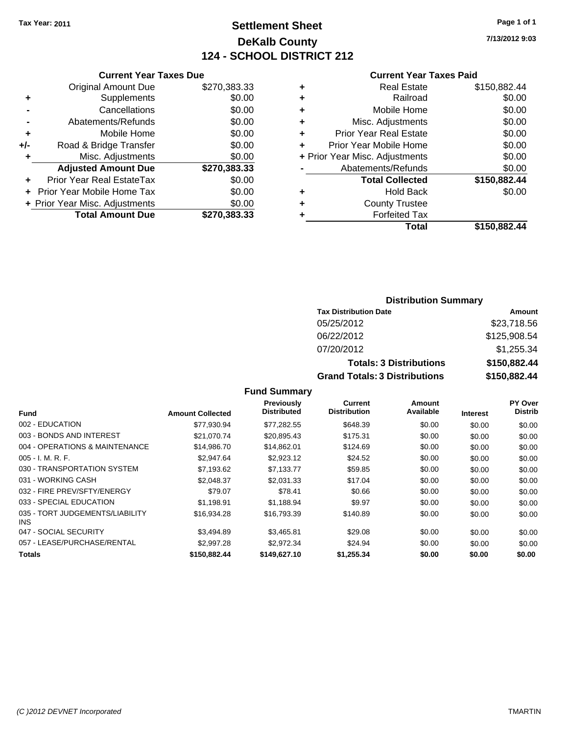Tax Year: 2011

# Settlement Sheet
## DeKalb County
## 124 - SCHOOL DISTRICT 212

7/13/2012 9:03

### Current Year Taxes Due

| | | |
|---|---|---|
| | Original Amount Due | $270,383.33 |
| + | Supplements | $0.00 |
| - | Cancellations | $0.00 |
| - | Abatements/Refunds | $0.00 |
| + | Mobile Home | $0.00 |
| +/- | Road & Bridge Transfer | $0.00 |
| + | Misc. Adjustments | $0.00 |
| | **Adjusted Amount Due** | **$270,383.33** |
| + | Prior Year Real EstateTax | $0.00 |
| + | Prior Year Mobile Home Tax | $0.00 |
| + | Prior Year Misc. Adjustments | $0.00 |
| | **Total Amount Due** | **$270,383.33** |

### Current Year Taxes Paid

| | | |
|---|---|---|
| + | Real Estate | $150,882.44 |
| + | Railroad | $0.00 |
| + | Mobile Home | $0.00 |
| + | Misc. Adjustments | $0.00 |
| + | Prior Year Real Estate | $0.00 |
| + | Prior Year Mobile Home | $0.00 |
| + | Prior Year Misc. Adjustments | $0.00 |
| - | Abatements/Refunds | $0.00 |
| | **Total Collected** | **$150,882.44** |
| + | Hold Back | $0.00 |
| + | County Trustee | |
| + | Forfeited Tax | |
| | **Total** | **$150,882.44** |

### Distribution Summary

| Tax Distribution Date | Amount |
|---|---|
| 05/25/2012 | $23,718.56 |
| 06/22/2012 | $125,908.54 |
| 07/20/2012 | $1,255.34 |
| **Totals: 3 Distributions** | **$150,882.44** |
| **Grand Totals: 3 Distributions** | **$150,882.44** |

### Fund Summary

| Fund | Amount Collected | Previously Distributed | Current Distribution | Amount Available | Interest | PY Over Distrib |
|---|---|---|---|---|---|---|
| 002 - EDUCATION | $77,930.94 | $77,282.55 | $648.39 | $0.00 | $0.00 | $0.00 |
| 003 - BONDS AND INTEREST | $21,070.74 | $20,895.43 | $175.31 | $0.00 | $0.00 | $0.00 |
| 004 - OPERATIONS & MAINTENANCE | $14,986.70 | $14,862.01 | $124.69 | $0.00 | $0.00 | $0.00 |
| 005 - I. M. R. F. | $2,947.64 | $2,923.12 | $24.52 | $0.00 | $0.00 | $0.00 |
| 030 - TRANSPORTATION SYSTEM | $7,193.62 | $7,133.77 | $59.85 | $0.00 | $0.00 | $0.00 |
| 031 - WORKING CASH | $2,048.37 | $2,031.33 | $17.04 | $0.00 | $0.00 | $0.00 |
| 032 - FIRE PREV/SFTY/ENERGY | $79.07 | $78.41 | $0.66 | $0.00 | $0.00 | $0.00 |
| 033 - SPECIAL EDUCATION | $1,198.91 | $1,188.94 | $9.97 | $0.00 | $0.00 | $0.00 |
| 035 - TORT JUDGEMENTS/LIABILITY INS | $16,934.28 | $16,793.39 | $140.89 | $0.00 | $0.00 | $0.00 |
| 047 - SOCIAL SECURITY | $3,494.89 | $3,465.81 | $29.08 | $0.00 | $0.00 | $0.00 |
| 057 - LEASE/PURCHASE/RENTAL | $2,997.28 | $2,972.34 | $24.94 | $0.00 | $0.00 | $0.00 |
| **Totals** | **$150,882.44** | **$149,627.10** | **$1,255.34** | **$0.00** | **$0.00** | **$0.00** |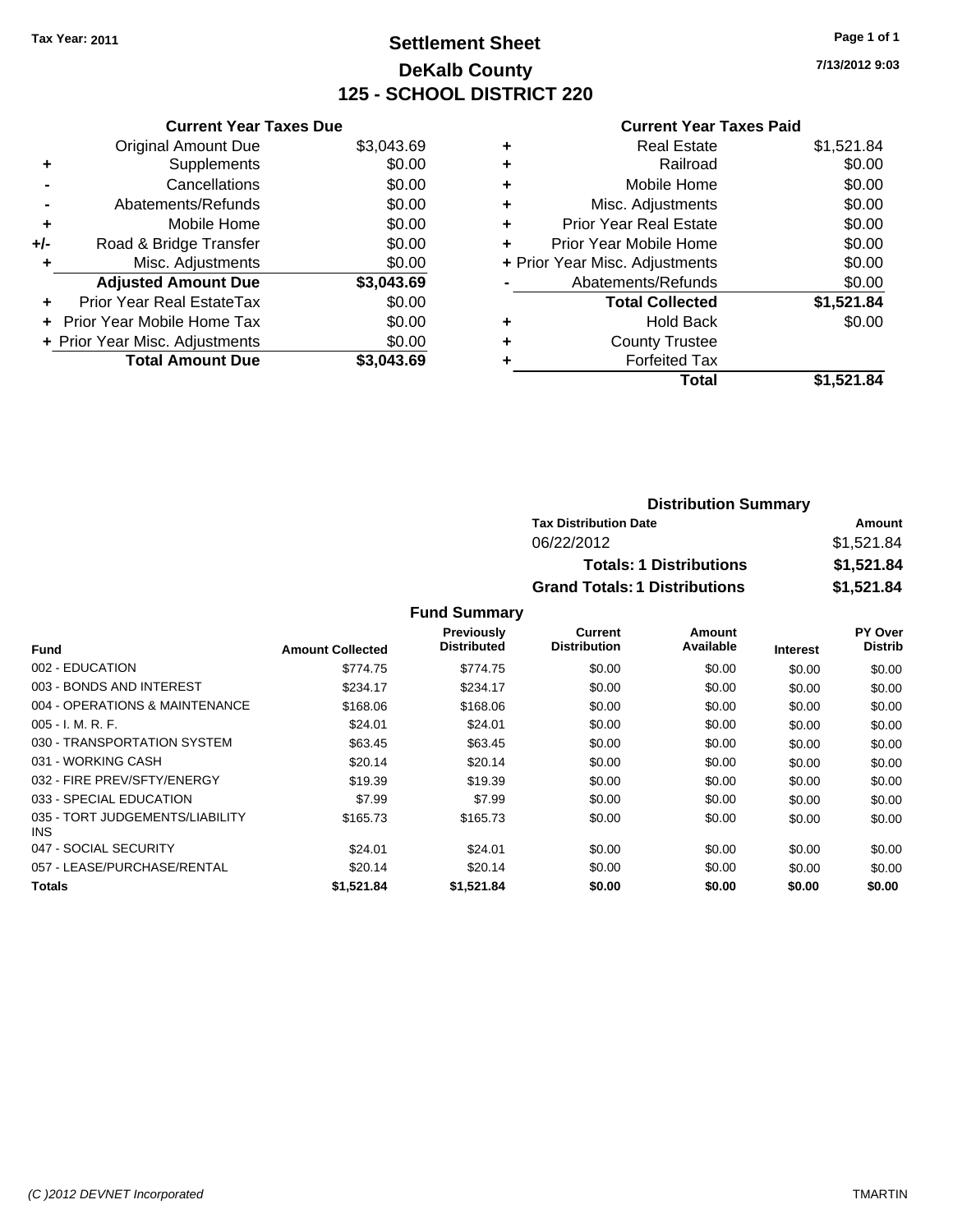Tax Year: 2011

# Settlement Sheet

## DeKalb County

## 125 - SCHOOL DISTRICT 220

7/13/2012 9:03

### Current Year Taxes Due

| | | |
|---|---|---|
| | Original Amount Due | $3,043.69 |
| + | Supplements | $0.00 |
| - | Cancellations | $0.00 |
| - | Abatements/Refunds | $0.00 |
| + | Mobile Home | $0.00 |
| +/- | Road & Bridge Transfer | $0.00 |
| + | Misc. Adjustments | $0.00 |
| | **Adjusted Amount Due** | **$3,043.69** |
| + | Prior Year Real EstateTax | $0.00 |
| + | Prior Year Mobile Home Tax | $0.00 |
| + | Prior Year Misc. Adjustments | $0.00 |
| | **Total Amount Due** | **$3,043.69** |

### Current Year Taxes Paid

| | | |
|---|---|---|
| + | Real Estate | $1,521.84 |
| + | Railroad | $0.00 |
| + | Mobile Home | $0.00 |
| + | Misc. Adjustments | $0.00 |
| + | Prior Year Real Estate | $0.00 |
| + | Prior Year Mobile Home | $0.00 |
| + | Prior Year Misc. Adjustments | $0.00 |
| - | Abatements/Refunds | $0.00 |
| | **Total Collected** | **$1,521.84** |
| + | Hold Back | $0.00 |
| + | County Trustee | |
| + | Forfeited Tax | |
| | **Total** | **$1,521.84** |

### Distribution Summary

| Tax Distribution Date | Amount |
|---|---|
| 06/22/2012 | $1,521.84 |
| **Totals: 1 Distributions** | **$1,521.84** |
| **Grand Totals: 1 Distributions** | **$1,521.84** |

### Fund Summary

| Fund | Amount Collected | Previously Distributed | Current Distribution | Amount Available | Interest | PY Over Distrib |
|---|---|---|---|---|---|---|
| 002 - EDUCATION | $774.75 | $774.75 | $0.00 | $0.00 | $0.00 | $0.00 |
| 003 - BONDS AND INTEREST | $234.17 | $234.17 | $0.00 | $0.00 | $0.00 | $0.00 |
| 004 - OPERATIONS & MAINTENANCE | $168.06 | $168.06 | $0.00 | $0.00 | $0.00 | $0.00 |
| 005 - I. M. R. F. | $24.01 | $24.01 | $0.00 | $0.00 | $0.00 | $0.00 |
| 030 - TRANSPORTATION SYSTEM | $63.45 | $63.45 | $0.00 | $0.00 | $0.00 | $0.00 |
| 031 - WORKING CASH | $20.14 | $20.14 | $0.00 | $0.00 | $0.00 | $0.00 |
| 032 - FIRE PREV/SFTY/ENERGY | $19.39 | $19.39 | $0.00 | $0.00 | $0.00 | $0.00 |
| 033 - SPECIAL EDUCATION | $7.99 | $7.99 | $0.00 | $0.00 | $0.00 | $0.00 |
| 035 - TORT JUDGEMENTS/LIABILITY INS | $165.73 | $165.73 | $0.00 | $0.00 | $0.00 | $0.00 |
| 047 - SOCIAL SECURITY | $24.01 | $24.01 | $0.00 | $0.00 | $0.00 | $0.00 |
| 057 - LEASE/PURCHASE/RENTAL | $20.14 | $20.14 | $0.00 | $0.00 | $0.00 | $0.00 |
| **Totals** | **$1,521.84** | **$1,521.84** | **$0.00** | **$0.00** | **$0.00** | **$0.00** |

(C )2012 DEVNET Incorporated TMARTIN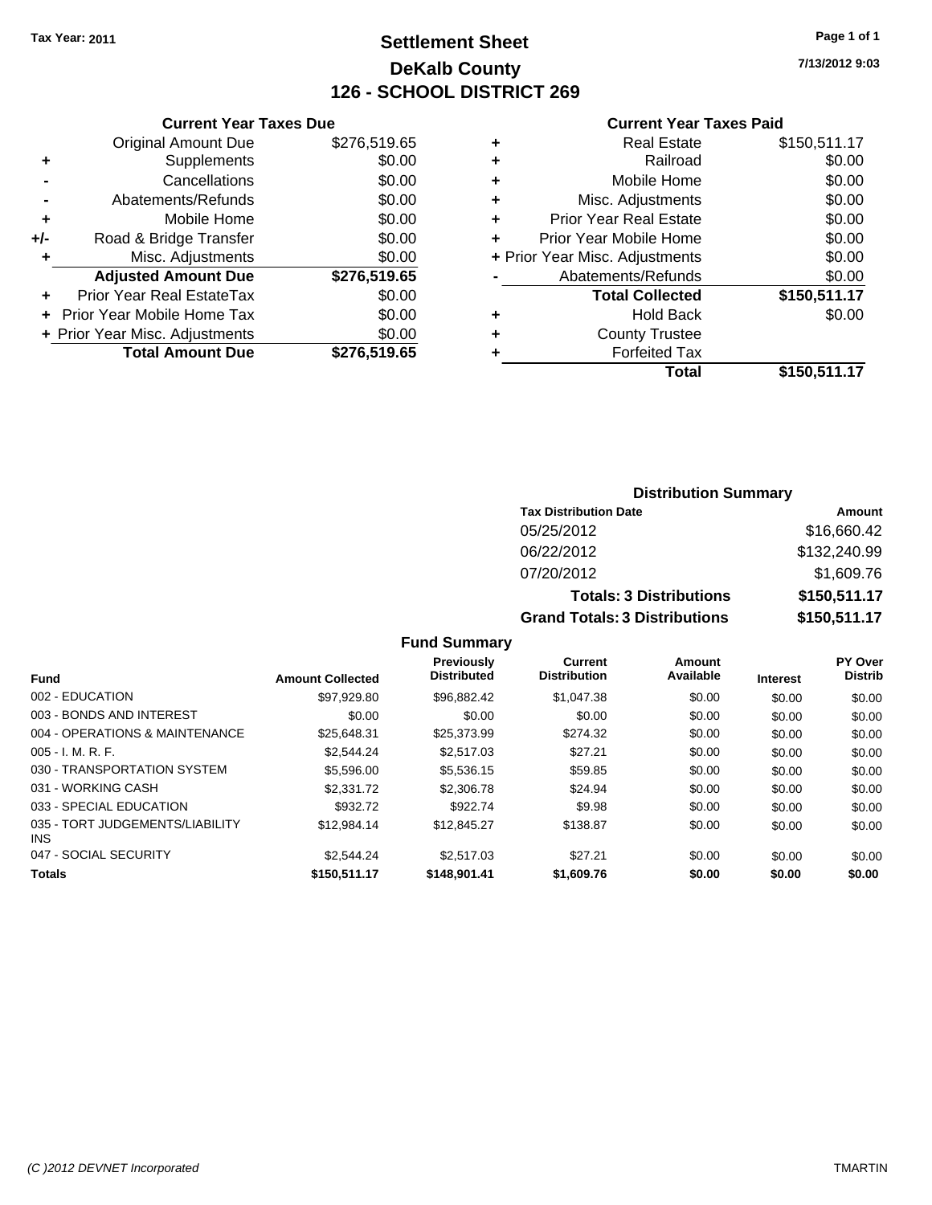Tax Year: 2011

# Settlement Sheet
# DeKalb County
# 126 - SCHOOL DISTRICT 269

7/13/2012 9:03

### Current Year Taxes Due

| | | |
|---|---|---|
| | Original Amount Due | $276,519.65 |
| + | Supplements | $0.00 |
| - | Cancellations | $0.00 |
| - | Abatements/Refunds | $0.00 |
| + | Mobile Home | $0.00 |
| +/- | Road & Bridge Transfer | $0.00 |
| + | Misc. Adjustments | $0.00 |
| | **Adjusted Amount Due** | **$276,519.65** |
| + | Prior Year Real EstateTax | $0.00 |
| + | Prior Year Mobile Home Tax | $0.00 |
| + | Prior Year Misc. Adjustments | $0.00 |
| | **Total Amount Due** | **$276,519.65** |

### Current Year Taxes Paid

| | | |
|---|---|---|
| + | Real Estate | $150,511.17 |
| + | Railroad | $0.00 |
| + | Mobile Home | $0.00 |
| + | Misc. Adjustments | $0.00 |
| + | Prior Year Real Estate | $0.00 |
| + | Prior Year Mobile Home | $0.00 |
| + | Prior Year Misc. Adjustments | $0.00 |
| - | Abatements/Refunds | $0.00 |
| | **Total Collected** | **$150,511.17** |
| + | Hold Back | $0.00 |
| + | County Trustee | |
| + | Forfeited Tax | |
| | **Total** | **$150,511.17** |

### Distribution Summary

| Tax Distribution Date | Amount |
|---|---|
| 05/25/2012 | $16,660.42 |
| 06/22/2012 | $132,240.99 |
| 07/20/2012 | $1,609.76 |
| **Totals: 3 Distributions** | **$150,511.17** |
| **Grand Totals: 3 Distributions** | **$150,511.17** |

### Fund Summary

| Fund | Amount Collected | Previously Distributed | Current Distribution | Amount Available | Interest | PY Over Distrib |
|---|---|---|---|---|---|---|
| 002 - EDUCATION | $97,929.80 | $96,882.42 | $1,047.38 | $0.00 | $0.00 | $0.00 |
| 003 - BONDS AND INTEREST | $0.00 | $0.00 | $0.00 | $0.00 | $0.00 | $0.00 |
| 004 - OPERATIONS & MAINTENANCE | $25,648.31 | $25,373.99 | $274.32 | $0.00 | $0.00 | $0.00 |
| 005 - I. M. R. F. | $2,544.24 | $2,517.03 | $27.21 | $0.00 | $0.00 | $0.00 |
| 030 - TRANSPORTATION SYSTEM | $5,596.00 | $5,536.15 | $59.85 | $0.00 | $0.00 | $0.00 |
| 031 - WORKING CASH | $2,331.72 | $2,306.78 | $24.94 | $0.00 | $0.00 | $0.00 |
| 033 - SPECIAL EDUCATION | $932.72 | $922.74 | $9.98 | $0.00 | $0.00 | $0.00 |
| 035 - TORT JUDGEMENTS/LIABILITY INS | $12,984.14 | $12,845.27 | $138.87 | $0.00 | $0.00 | $0.00 |
| 047 - SOCIAL SECURITY | $2,544.24 | $2,517.03 | $27.21 | $0.00 | $0.00 | $0.00 |
| **Totals** | **$150,511.17** | **$148,901.41** | **$1,609.76** | **$0.00** | **$0.00** | **$0.00** |

(C )2012 DEVNET Incorporated TMARTIN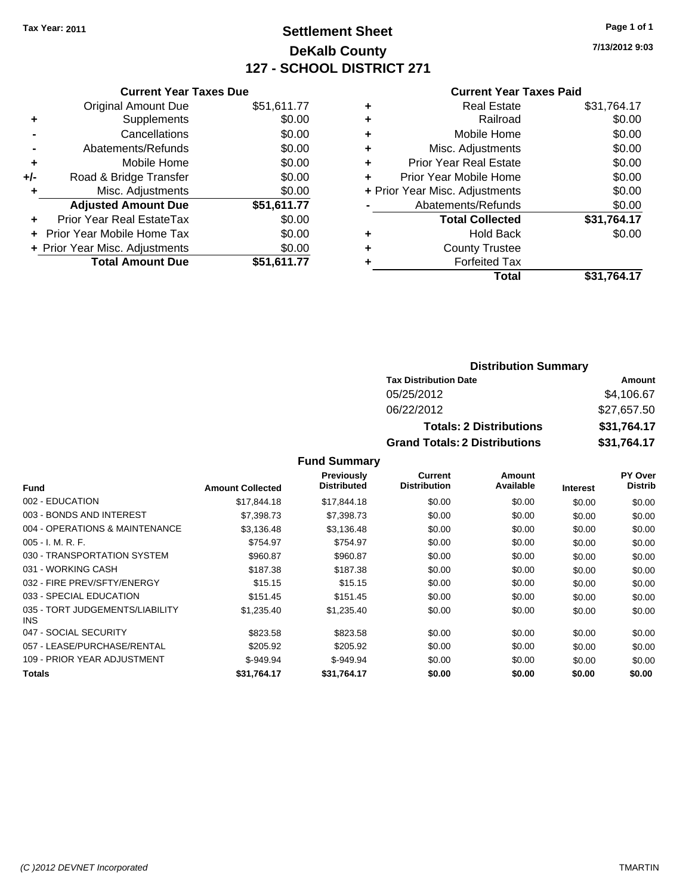Tax Year: 2011

# Settlement Sheet
## DeKalb County
## 127 - SCHOOL DISTRICT 271

7/13/2012 9:03

### Current Year Taxes Due

| | | |
|---|---|---|
| | Original Amount Due | $51,611.77 |
| + | Supplements | $0.00 |
| - | Cancellations | $0.00 |
| - | Abatements/Refunds | $0.00 |
| + | Mobile Home | $0.00 |
| +/- | Road & Bridge Transfer | $0.00 |
| + | Misc. Adjustments | $0.00 |
| | **Adjusted Amount Due** | **$51,611.77** |
| + | Prior Year Real EstateTax | $0.00 |
| + | Prior Year Mobile Home Tax | $0.00 |
| + | Prior Year Misc. Adjustments | $0.00 |
| | **Total Amount Due** | **$51,611.77** |

### Current Year Taxes Paid

| | | |
|---|---|---|
| + | Real Estate | $31,764.17 |
| + | Railroad | $0.00 |
| + | Mobile Home | $0.00 |
| + | Misc. Adjustments | $0.00 |
| + | Prior Year Real Estate | $0.00 |
| + | Prior Year Mobile Home | $0.00 |
| + | Prior Year Misc. Adjustments | $0.00 |
| - | Abatements/Refunds | $0.00 |
| | **Total Collected** | **$31,764.17** |
| + | Hold Back | $0.00 |
| + | County Trustee | |
| + | Forfeited Tax | |
| | **Total** | **$31,764.17** |

### Distribution Summary

| Tax Distribution Date | Amount |
|---|---|
| 05/25/2012 | $4,106.67 |
| 06/22/2012 | $27,657.50 |
| **Totals: 2 Distributions** | **$31,764.17** |
| **Grand Totals: 2 Distributions** | **$31,764.17** |

### Fund Summary

| Fund | Amount Collected | Previously Distributed | Current Distribution | Amount Available | Interest | PY Over Distrib |
|---|---|---|---|---|---|---|
| 002 - EDUCATION | $17,844.18 | $17,844.18 | $0.00 | $0.00 | $0.00 | $0.00 |
| 003 - BONDS AND INTEREST | $7,398.73 | $7,398.73 | $0.00 | $0.00 | $0.00 | $0.00 |
| 004 - OPERATIONS & MAINTENANCE | $3,136.48 | $3,136.48 | $0.00 | $0.00 | $0.00 | $0.00 |
| 005 - I. M. R. F. | $754.97 | $754.97 | $0.00 | $0.00 | $0.00 | $0.00 |
| 030 - TRANSPORTATION SYSTEM | $960.87 | $960.87 | $0.00 | $0.00 | $0.00 | $0.00 |
| 031 - WORKING CASH | $187.38 | $187.38 | $0.00 | $0.00 | $0.00 | $0.00 |
| 032 - FIRE PREV/SFTY/ENERGY | $15.15 | $15.15 | $0.00 | $0.00 | $0.00 | $0.00 |
| 033 - SPECIAL EDUCATION | $151.45 | $151.45 | $0.00 | $0.00 | $0.00 | $0.00 |
| 035 - TORT JUDGEMENTS/LIABILITY INS | $1,235.40 | $1,235.40 | $0.00 | $0.00 | $0.00 | $0.00 |
| 047 - SOCIAL SECURITY | $823.58 | $823.58 | $0.00 | $0.00 | $0.00 | $0.00 |
| 057 - LEASE/PURCHASE/RENTAL | $205.92 | $205.92 | $0.00 | $0.00 | $0.00 | $0.00 |
| 109 - PRIOR YEAR ADJUSTMENT | $-949.94 | $-949.94 | $0.00 | $0.00 | $0.00 | $0.00 |
| **Totals** | **$31,764.17** | **$31,764.17** | **$0.00** | **$0.00** | **$0.00** | **$0.00** |

(C )2012 DEVNET Incorporated — TMARTIN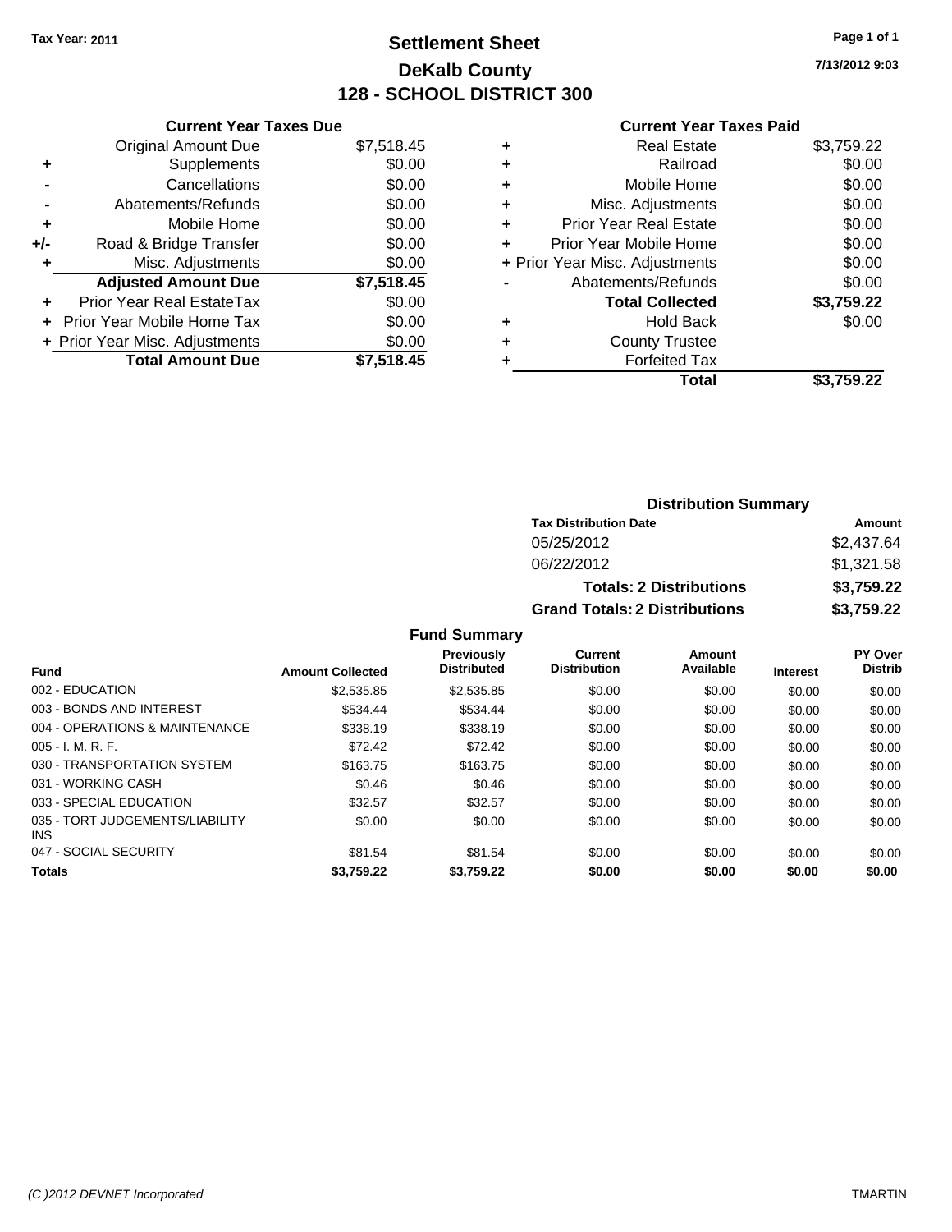Tax Year: 2011

# Settlement Sheet
## DeKalb County
## 128 - SCHOOL DISTRICT 300

7/13/2012 9:03

### Current Year Taxes Due

| | | |
|---|---|---|
| | Original Amount Due | $7,518.45 |
| + | Supplements | $0.00 |
| - | Cancellations | $0.00 |
| - | Abatements/Refunds | $0.00 |
| + | Mobile Home | $0.00 |
| +/- | Road & Bridge Transfer | $0.00 |
| + | Misc. Adjustments | $0.00 |
| | **Adjusted Amount Due** | **$7,518.45** |
| + | Prior Year Real EstateTax | $0.00 |
| + | Prior Year Mobile Home Tax | $0.00 |
| + | Prior Year Misc. Adjustments | $0.00 |
| | **Total Amount Due** | **$7,518.45** |

### Current Year Taxes Paid

| | | |
|---|---|---|
| + | Real Estate | $3,759.22 |
| + | Railroad | $0.00 |
| + | Mobile Home | $0.00 |
| + | Misc. Adjustments | $0.00 |
| + | Prior Year Real Estate | $0.00 |
| + | Prior Year Mobile Home | $0.00 |
| + | Prior Year Misc. Adjustments | $0.00 |
| - | Abatements/Refunds | $0.00 |
| | **Total Collected** | **$3,759.22** |
| + | Hold Back | $0.00 |
| + | County Trustee | |
| + | Forfeited Tax | |
| | **Total** | **$3,759.22** |

### Distribution Summary

| Tax Distribution Date | Amount |
|---|---|
| 05/25/2012 | $2,437.64 |
| 06/22/2012 | $1,321.58 |
| **Totals: 2 Distributions** | **$3,759.22** |
| **Grand Totals: 2 Distributions** | **$3,759.22** |

### Fund Summary

| Fund | Amount Collected | Previously Distributed | Current Distribution | Amount Available | Interest | PY Over Distrib |
|---|---|---|---|---|---|---|
| 002 - EDUCATION | $2,535.85 | $2,535.85 | $0.00 | $0.00 | $0.00 | $0.00 |
| 003 - BONDS AND INTEREST | $534.44 | $534.44 | $0.00 | $0.00 | $0.00 | $0.00 |
| 004 - OPERATIONS & MAINTENANCE | $338.19 | $338.19 | $0.00 | $0.00 | $0.00 | $0.00 |
| 005 - I. M. R. F. | $72.42 | $72.42 | $0.00 | $0.00 | $0.00 | $0.00 |
| 030 - TRANSPORTATION SYSTEM | $163.75 | $163.75 | $0.00 | $0.00 | $0.00 | $0.00 |
| 031 - WORKING CASH | $0.46 | $0.46 | $0.00 | $0.00 | $0.00 | $0.00 |
| 033 - SPECIAL EDUCATION | $32.57 | $32.57 | $0.00 | $0.00 | $0.00 | $0.00 |
| 035 - TORT JUDGEMENTS/LIABILITY INS | $0.00 | $0.00 | $0.00 | $0.00 | $0.00 | $0.00 |
| 047 - SOCIAL SECURITY | $81.54 | $81.54 | $0.00 | $0.00 | $0.00 | $0.00 |
| **Totals** | **$3,759.22** | **$3,759.22** | **$0.00** | **$0.00** | **$0.00** | **$0.00** |

(C )2012 DEVNET Incorporated

TMARTIN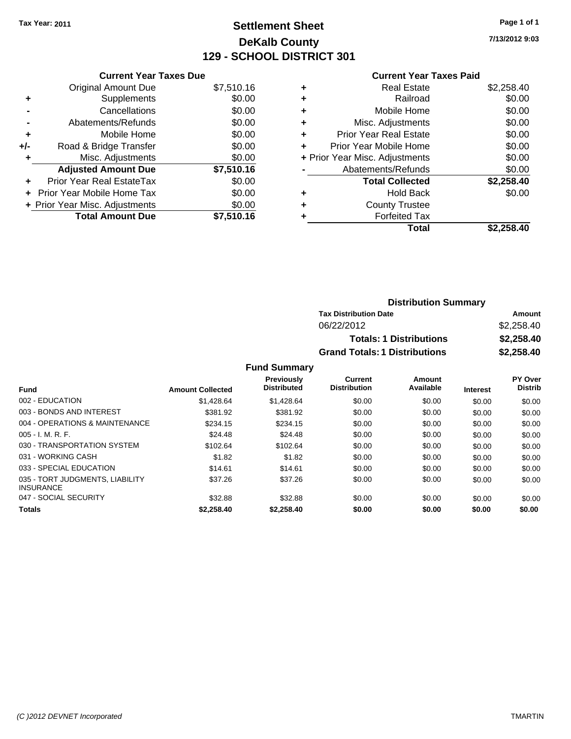**Tax Year: 2011**

# Settlement Sheet
## DeKalb County
## 129 - SCHOOL DISTRICT 301

7/13/2012 9:03

### Current Year Taxes Due

| | | |
|---|---|---|
| | Original Amount Due | $7,510.16 |
| + | Supplements | $0.00 |
| - | Cancellations | $0.00 |
| - | Abatements/Refunds | $0.00 |
| + | Mobile Home | $0.00 |
| +/- | Road & Bridge Transfer | $0.00 |
| + | Misc. Adjustments | $0.00 |
| | **Adjusted Amount Due** | **$7,510.16** |
| + | Prior Year Real EstateTax | $0.00 |
| + | Prior Year Mobile Home Tax | $0.00 |
| + | Prior Year Misc. Adjustments | $0.00 |
| | **Total Amount Due** | **$7,510.16** |

### Current Year Taxes Paid

| | | |
|---|---|---|
| + | Real Estate | $2,258.40 |
| + | Railroad | $0.00 |
| + | Mobile Home | $0.00 |
| + | Misc. Adjustments | $0.00 |
| + | Prior Year Real Estate | $0.00 |
| + | Prior Year Mobile Home | $0.00 |
| + | Prior Year Misc. Adjustments | $0.00 |
| - | Abatements/Refunds | $0.00 |
| | **Total Collected** | **$2,258.40** |
| + | Hold Back | $0.00 |
| + | County Trustee | |
| + | Forfeited Tax | |
| | **Total** | **$2,258.40** |

### Distribution Summary

| Tax Distribution Date | Amount |
|---|---|
| 06/22/2012 | $2,258.40 |
| **Totals: 1 Distributions** | **$2,258.40** |
| **Grand Totals: 1 Distributions** | **$2,258.40** |

### Fund Summary

| Fund | Amount Collected | Previously Distributed | Current Distribution | Amount Available | Interest | PY Over Distrib |
|---|---|---|---|---|---|---|
| 002 - EDUCATION | $1,428.64 | $1,428.64 | $0.00 | $0.00 | $0.00 | $0.00 |
| 003 - BONDS AND INTEREST | $381.92 | $381.92 | $0.00 | $0.00 | $0.00 | $0.00 |
| 004 - OPERATIONS & MAINTENANCE | $234.15 | $234.15 | $0.00 | $0.00 | $0.00 | $0.00 |
| 005 - I. M. R. F. | $24.48 | $24.48 | $0.00 | $0.00 | $0.00 | $0.00 |
| 030 - TRANSPORTATION SYSTEM | $102.64 | $102.64 | $0.00 | $0.00 | $0.00 | $0.00 |
| 031 - WORKING CASH | $1.82 | $1.82 | $0.00 | $0.00 | $0.00 | $0.00 |
| 033 - SPECIAL EDUCATION | $14.61 | $14.61 | $0.00 | $0.00 | $0.00 | $0.00 |
| 035 - TORT JUDGMENTS, LIABILITY INSURANCE | $37.26 | $37.26 | $0.00 | $0.00 | $0.00 | $0.00 |
| 047 - SOCIAL SECURITY | $32.88 | $32.88 | $0.00 | $0.00 | $0.00 | $0.00 |
| **Totals** | **$2,258.40** | **$2,258.40** | **$0.00** | **$0.00** | **$0.00** | **$0.00** |

*(C )2012 DEVNET Incorporated* TMARTIN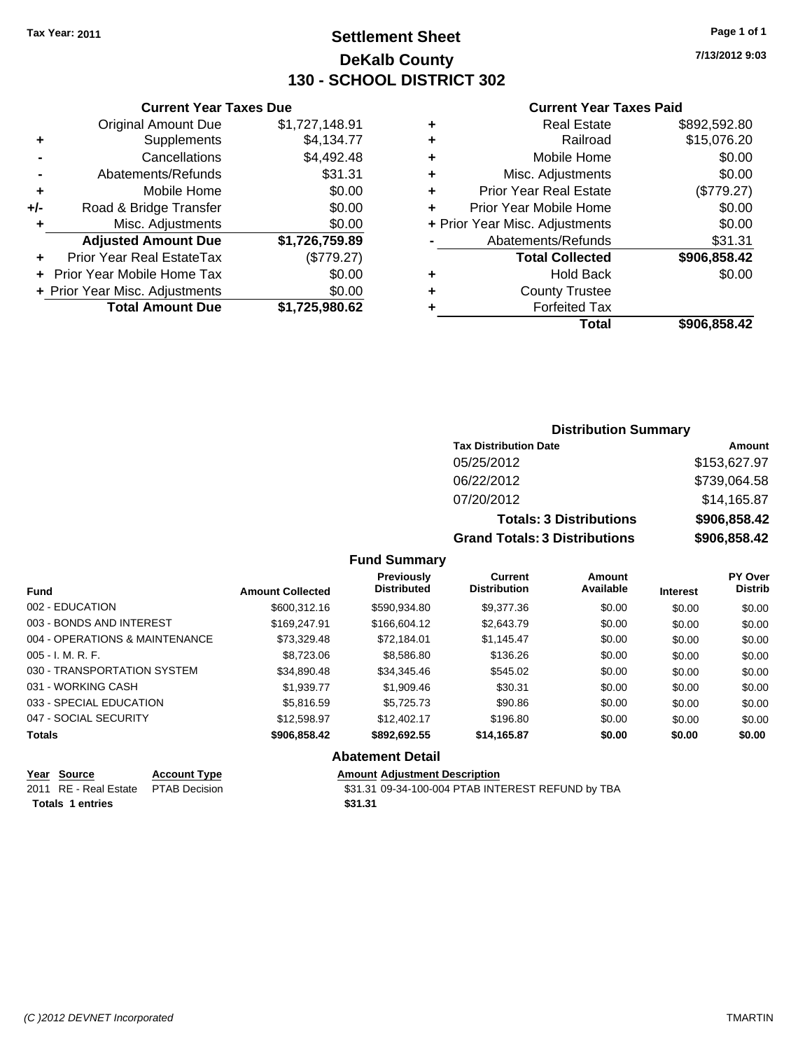Tax Year: 2011

# Settlement Sheet

## DeKalb County

## 130 - SCHOOL DISTRICT 302

7/13/2012 9:03

### Current Year Taxes Due

| | | |
|---|---|---|
| | Original Amount Due | $1,727,148.91 |
| + | Supplements | $4,134.77 |
| - | Cancellations | $4,492.48 |
| - | Abatements/Refunds | $31.31 |
| + | Mobile Home | $0.00 |
| +/- | Road & Bridge Transfer | $0.00 |
| + | Misc. Adjustments | $0.00 |
| | **Adjusted Amount Due** | **$1,726,759.89** |
| + | Prior Year Real EstateTax | ($779.27) |
| + | Prior Year Mobile Home Tax | $0.00 |
| + | Prior Year Misc. Adjustments | $0.00 |
| | **Total Amount Due** | **$1,725,980.62** |

### Current Year Taxes Paid

| | | |
|---|---|---|
| + | Real Estate | $892,592.80 |
| + | Railroad | $15,076.20 |
| + | Mobile Home | $0.00 |
| + | Misc. Adjustments | $0.00 |
| + | Prior Year Real Estate | ($779.27) |
| + | Prior Year Mobile Home | $0.00 |
| + | Prior Year Misc. Adjustments | $0.00 |
| - | Abatements/Refunds | $31.31 |
| | **Total Collected** | **$906,858.42** |
| + | Hold Back | $0.00 |
| + | County Trustee | |
| + | Forfeited Tax | |
| | **Total** | **$906,858.42** |

### Distribution Summary

| Tax Distribution Date | Amount |
|---|---|
| 05/25/2012 | $153,627.97 |
| 06/22/2012 | $739,064.58 |
| 07/20/2012 | $14,165.87 |
| **Totals: 3 Distributions** | **$906,858.42** |
| **Grand Totals: 3 Distributions** | **$906,858.42** |

### Fund Summary

| Fund | Amount Collected | Previously Distributed | Current Distribution | Amount Available | Interest | PY Over Distrib |
|---|---|---|---|---|---|---|
| 002 - EDUCATION | $600,312.16 | $590,934.80 | $9,377.36 | $0.00 | $0.00 | $0.00 |
| 003 - BONDS AND INTEREST | $169,247.91 | $166,604.12 | $2,643.79 | $0.00 | $0.00 | $0.00 |
| 004 - OPERATIONS & MAINTENANCE | $73,329.48 | $72,184.01 | $1,145.47 | $0.00 | $0.00 | $0.00 |
| 005 - I. M. R. F. | $8,723.06 | $8,586.80 | $136.26 | $0.00 | $0.00 | $0.00 |
| 030 - TRANSPORTATION SYSTEM | $34,890.48 | $34,345.46 | $545.02 | $0.00 | $0.00 | $0.00 |
| 031 - WORKING CASH | $1,939.77 | $1,909.46 | $30.31 | $0.00 | $0.00 | $0.00 |
| 033 - SPECIAL EDUCATION | $5,816.59 | $5,725.73 | $90.86 | $0.00 | $0.00 | $0.00 |
| 047 - SOCIAL SECURITY | $12,598.97 | $12,402.17 | $196.80 | $0.00 | $0.00 | $0.00 |
| **Totals** | **$906,858.42** | **$892,692.55** | **$14,165.87** | **$0.00** | **$0.00** | **$0.00** |

### Abatement Detail

| Year | Source | Account Type | Amount | Adjustment Description |
|---|---|---|---|---|
| 2011 | RE - Real Estate | PTAB Decision | $31.31 | 09-34-100-004 PTAB INTEREST REFUND by TBA |
| **Totals 1 entries** | | | **$31.31** | |

(C )2012 DEVNET Incorporated — TMARTIN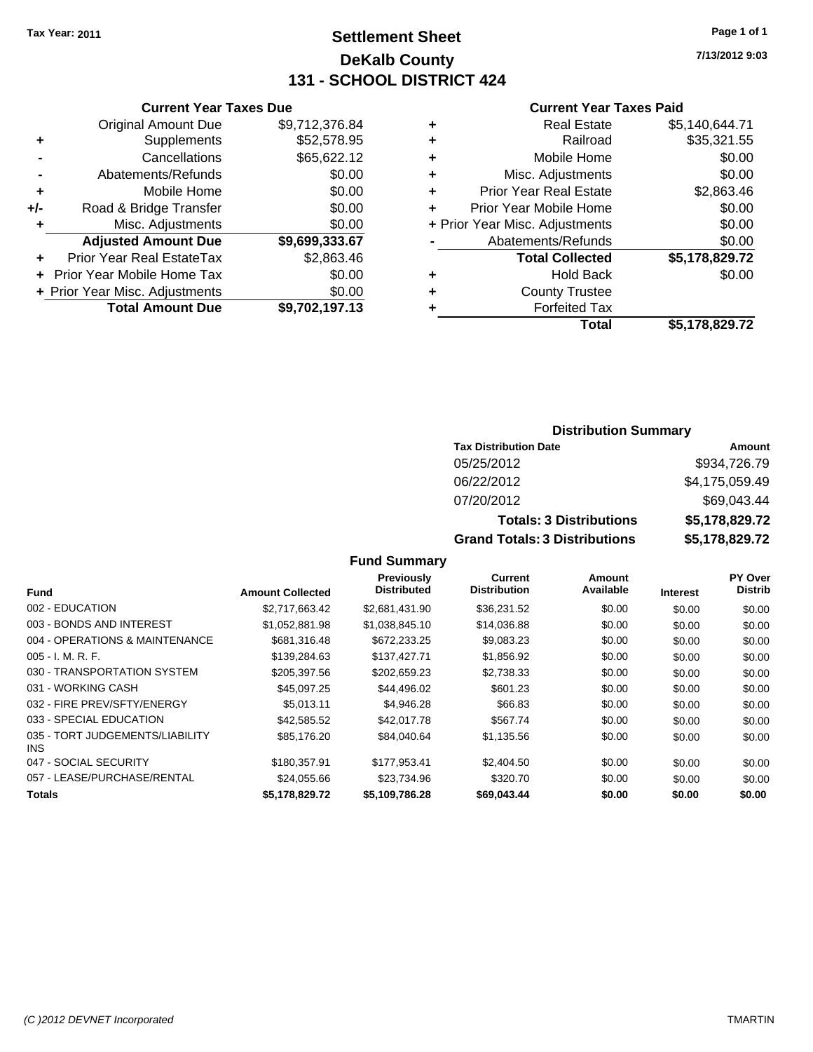Tax Year: 2011

# Settlement Sheet

## DeKalb County

## 131 - SCHOOL DISTRICT 424

7/13/2012 9:03

### Current Year Taxes Due

| | | |
|---|---|---|
| | Original Amount Due | $9,712,376.84 |
| + | Supplements | $52,578.95 |
| - | Cancellations | $65,622.12 |
| - | Abatements/Refunds | $0.00 |
| + | Mobile Home | $0.00 |
| +/- | Road & Bridge Transfer | $0.00 |
| + | Misc. Adjustments | $0.00 |
| | **Adjusted Amount Due** | **$9,699,333.67** |
| + | Prior Year Real EstateTax | $2,863.46 |
| + | Prior Year Mobile Home Tax | $0.00 |
| + | Prior Year Misc. Adjustments | $0.00 |
| | **Total Amount Due** | **$9,702,197.13** |

### Current Year Taxes Paid

| | | |
|---|---|---|
| + | Real Estate | $5,140,644.71 |
| + | Railroad | $35,321.55 |
| + | Mobile Home | $0.00 |
| + | Misc. Adjustments | $0.00 |
| + | Prior Year Real Estate | $2,863.46 |
| + | Prior Year Mobile Home | $0.00 |
| + | Prior Year Misc. Adjustments | $0.00 |
| - | Abatements/Refunds | $0.00 |
| | **Total Collected** | **$5,178,829.72** |
| + | Hold Back | $0.00 |
| + | County Trustee | |
| + | Forfeited Tax | |
| | **Total** | **$5,178,829.72** |

### Distribution Summary

| Tax Distribution Date | Amount |
|---|---|
| 05/25/2012 | $934,726.79 |
| 06/22/2012 | $4,175,059.49 |
| 07/20/2012 | $69,043.44 |
| **Totals: 3 Distributions** | **$5,178,829.72** |
| **Grand Totals: 3 Distributions** | **$5,178,829.72** |

### Fund Summary

| Fund | Amount Collected | Previously Distributed | Current Distribution | Amount Available | Interest | PY Over Distrib |
|---|---|---|---|---|---|---|
| 002 - EDUCATION | $2,717,663.42 | $2,681,431.90 | $36,231.52 | $0.00 | $0.00 | $0.00 |
| 003 - BONDS AND INTEREST | $1,052,881.98 | $1,038,845.10 | $14,036.88 | $0.00 | $0.00 | $0.00 |
| 004 - OPERATIONS & MAINTENANCE | $681,316.48 | $672,233.25 | $9,083.23 | $0.00 | $0.00 | $0.00 |
| 005 - I. M. R. F. | $139,284.63 | $137,427.71 | $1,856.92 | $0.00 | $0.00 | $0.00 |
| 030 - TRANSPORTATION SYSTEM | $205,397.56 | $202,659.23 | $2,738.33 | $0.00 | $0.00 | $0.00 |
| 031 - WORKING CASH | $45,097.25 | $44,496.02 | $601.23 | $0.00 | $0.00 | $0.00 |
| 032 - FIRE PREV/SFTY/ENERGY | $5,013.11 | $4,946.28 | $66.83 | $0.00 | $0.00 | $0.00 |
| 033 - SPECIAL EDUCATION | $42,585.52 | $42,017.78 | $567.74 | $0.00 | $0.00 | $0.00 |
| 035 - TORT JUDGEMENTS/LIABILITY INS | $85,176.20 | $84,040.64 | $1,135.56 | $0.00 | $0.00 | $0.00 |
| 047 - SOCIAL SECURITY | $180,357.91 | $177,953.41 | $2,404.50 | $0.00 | $0.00 | $0.00 |
| 057 - LEASE/PURCHASE/RENTAL | $24,055.66 | $23,734.96 | $320.70 | $0.00 | $0.00 | $0.00 |
| **Totals** | **$5,178,829.72** | **$5,109,786.28** | **$69,043.44** | **$0.00** | **$0.00** | **$0.00** |

(C )2012 DEVNET Incorporated TMARTIN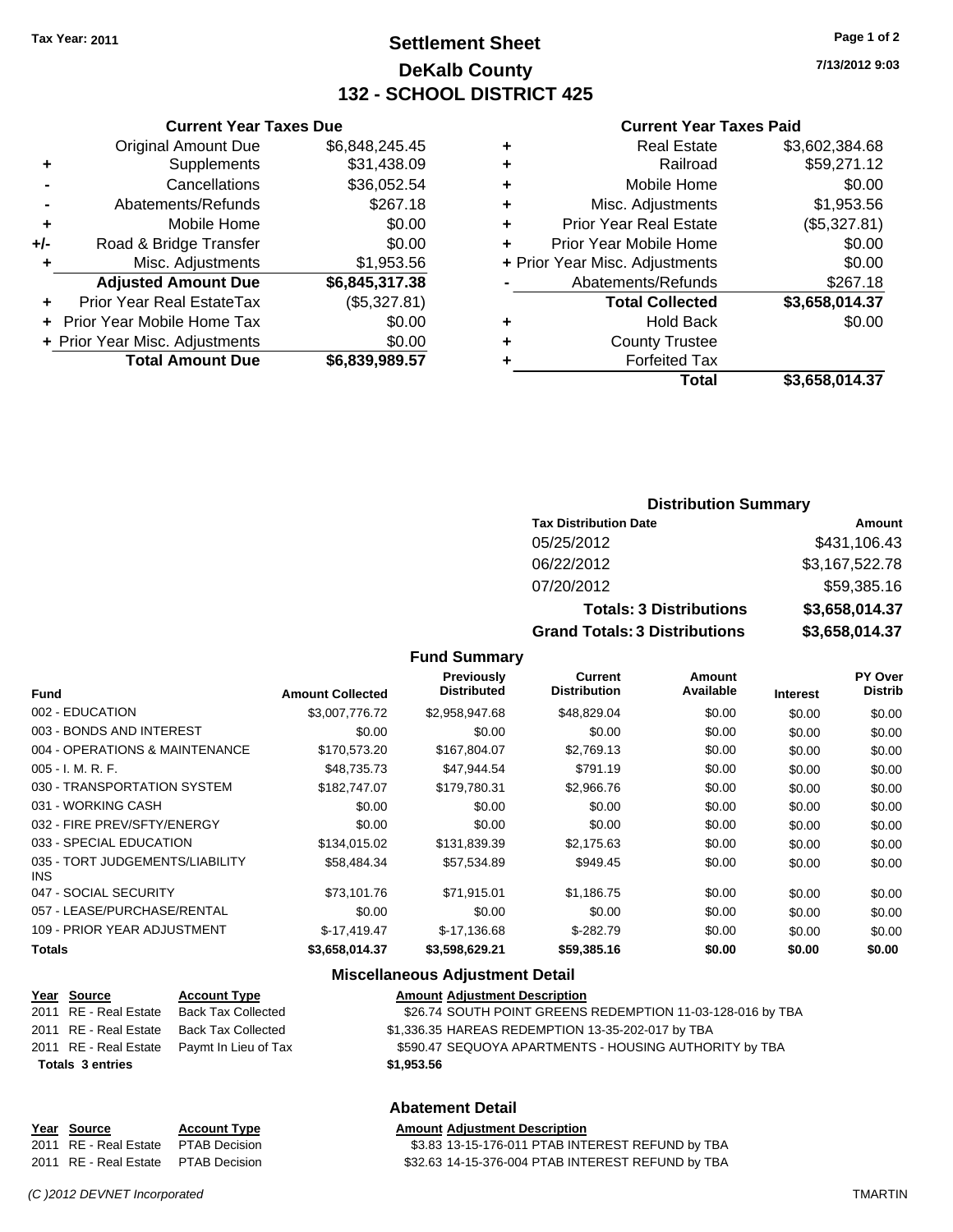**Tax Year: 2011**

# Settlement Sheet
## DeKalb County
## 132 - SCHOOL DISTRICT 425

7/13/2012 9:03

### Current Year Taxes Due

| | | |
|---|---|---|
| | Original Amount Due | $6,848,245.45 |
| + | Supplements | $31,438.09 |
| - | Cancellations | $36,052.54 |
| - | Abatements/Refunds | $267.18 |
| + | Mobile Home | $0.00 |
| +/- | Road & Bridge Transfer | $0.00 |
| + | Misc. Adjustments | $1,953.56 |
| | **Adjusted Amount Due** | **$6,845,317.38** |
| + | Prior Year Real EstateTax | ($5,327.81) |
| + | Prior Year Mobile Home Tax | $0.00 |
| + | Prior Year Misc. Adjustments | $0.00 |
| | **Total Amount Due** | **$6,839,989.57** |

### Current Year Taxes Paid

| | | |
|---|---|---|
| + | Real Estate | $3,602,384.68 |
| + | Railroad | $59,271.12 |
| + | Mobile Home | $0.00 |
| + | Misc. Adjustments | $1,953.56 |
| + | Prior Year Real Estate | ($5,327.81) |
| + | Prior Year Mobile Home | $0.00 |
| + | Prior Year Misc. Adjustments | $0.00 |
| - | Abatements/Refunds | $267.18 |
| | **Total Collected** | **$3,658,014.37** |
| + | Hold Back | $0.00 |
| + | County Trustee | |
| + | Forfeited Tax | |
| | **Total** | **$3,658,014.37** |

### Distribution Summary

| Tax Distribution Date | Amount |
|---|---|
| 05/25/2012 | $431,106.43 |
| 06/22/2012 | $3,167,522.78 |
| 07/20/2012 | $59,385.16 |
| **Totals: 3 Distributions** | **$3,658,014.37** |
| **Grand Totals: 3 Distributions** | **$3,658,014.37** |

### Fund Summary

| Fund | Amount Collected | Previously Distributed | Current Distribution | Amount Available | Interest | PY Over Distrib |
|---|---|---|---|---|---|---|
| 002 - EDUCATION | $3,007,776.72 | $2,958,947.68 | $48,829.04 | $0.00 | $0.00 | $0.00 |
| 003 - BONDS AND INTEREST | $0.00 | $0.00 | $0.00 | $0.00 | $0.00 | $0.00 |
| 004 - OPERATIONS & MAINTENANCE | $170,573.20 | $167,804.07 | $2,769.13 | $0.00 | $0.00 | $0.00 |
| 005 - I. M. R. F. | $48,735.73 | $47,944.54 | $791.19 | $0.00 | $0.00 | $0.00 |
| 030 - TRANSPORTATION SYSTEM | $182,747.07 | $179,780.31 | $2,966.76 | $0.00 | $0.00 | $0.00 |
| 031 - WORKING CASH | $0.00 | $0.00 | $0.00 | $0.00 | $0.00 | $0.00 |
| 032 - FIRE PREV/SFTY/ENERGY | $0.00 | $0.00 | $0.00 | $0.00 | $0.00 | $0.00 |
| 033 - SPECIAL EDUCATION | $134,015.02 | $131,839.39 | $2,175.63 | $0.00 | $0.00 | $0.00 |
| 035 - TORT JUDGEMENTS/LIABILITY INS | $58,484.34 | $57,534.89 | $949.45 | $0.00 | $0.00 | $0.00 |
| 047 - SOCIAL SECURITY | $73,101.76 | $71,915.01 | $1,186.75 | $0.00 | $0.00 | $0.00 |
| 057 - LEASE/PURCHASE/RENTAL | $0.00 | $0.00 | $0.00 | $0.00 | $0.00 | $0.00 |
| 109 - PRIOR YEAR ADJUSTMENT | $-17,419.47 | $-17,136.68 | $-282.79 | $0.00 | $0.00 | $0.00 |
| **Totals** | **$3,658,014.37** | **$3,598,629.21** | **$59,385.16** | **$0.00** | **$0.00** | **$0.00** |

### Miscellaneous Adjustment Detail

| Year | Source | Account Type | Amount | Adjustment Description |
|---|---|---|---|---|
| 2011 | RE - Real Estate | Back Tax Collected | $26.74 | SOUTH POINT GREENS REDEMPTION 11-03-128-016 by TBA |
| 2011 | RE - Real Estate | Back Tax Collected | $1,336.35 | HAREAS REDEMPTION 13-35-202-017 by TBA |
| 2011 | RE - Real Estate | Paymt In Lieu of Tax | $590.47 | SEQUOYA APARTMENTS - HOUSING AUTHORITY by TBA |
| **Totals 3 entries** | | | **$1,953.56** | |

### Abatement Detail

| Year | Source | Account Type | Amount | Adjustment Description |
|---|---|---|---|---|
| 2011 | RE - Real Estate | PTAB Decision | $3.83 | 13-15-176-011 PTAB INTEREST REFUND by TBA |
| 2011 | RE - Real Estate | PTAB Decision | $32.63 | 14-15-376-004 PTAB INTEREST REFUND by TBA |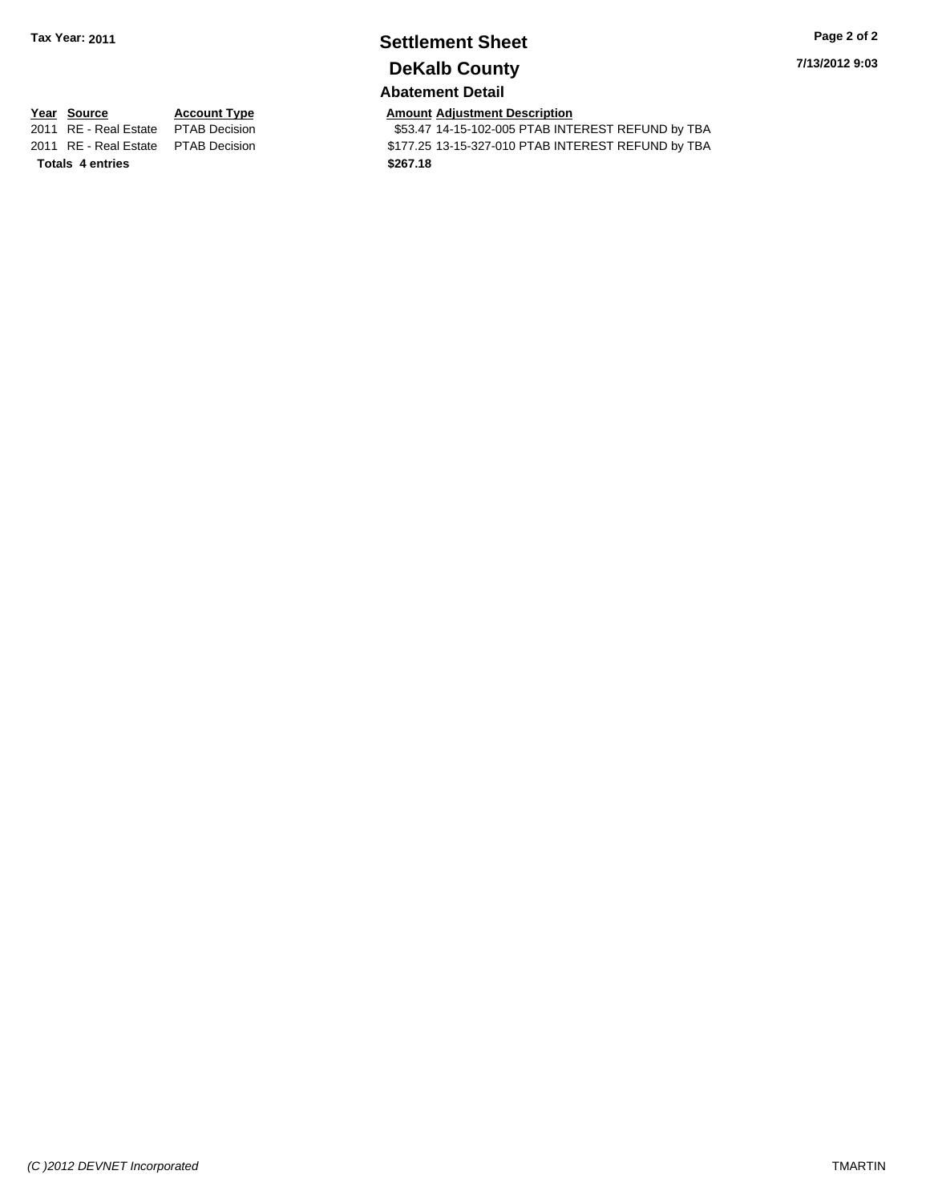**Tax Year: 2011**

# Settlement Sheet

## DeKalb County

### Abatement Detail

| Year | Source | Account Type | Amount | Adjustment Description |
|---|---|---|---|---|
| 2011 | RE - Real Estate | PTAB Decision | $53.47 | 14-15-102-005 PTAB INTEREST REFUND by TBA |
| 2011 | RE - Real Estate | PTAB Decision | $177.25 | 13-15-327-010 PTAB INTEREST REFUND by TBA |
| **Totals 4 entries** | | | **$267.18** | |

*(C )2012 DEVNET Incorporated* TMARTIN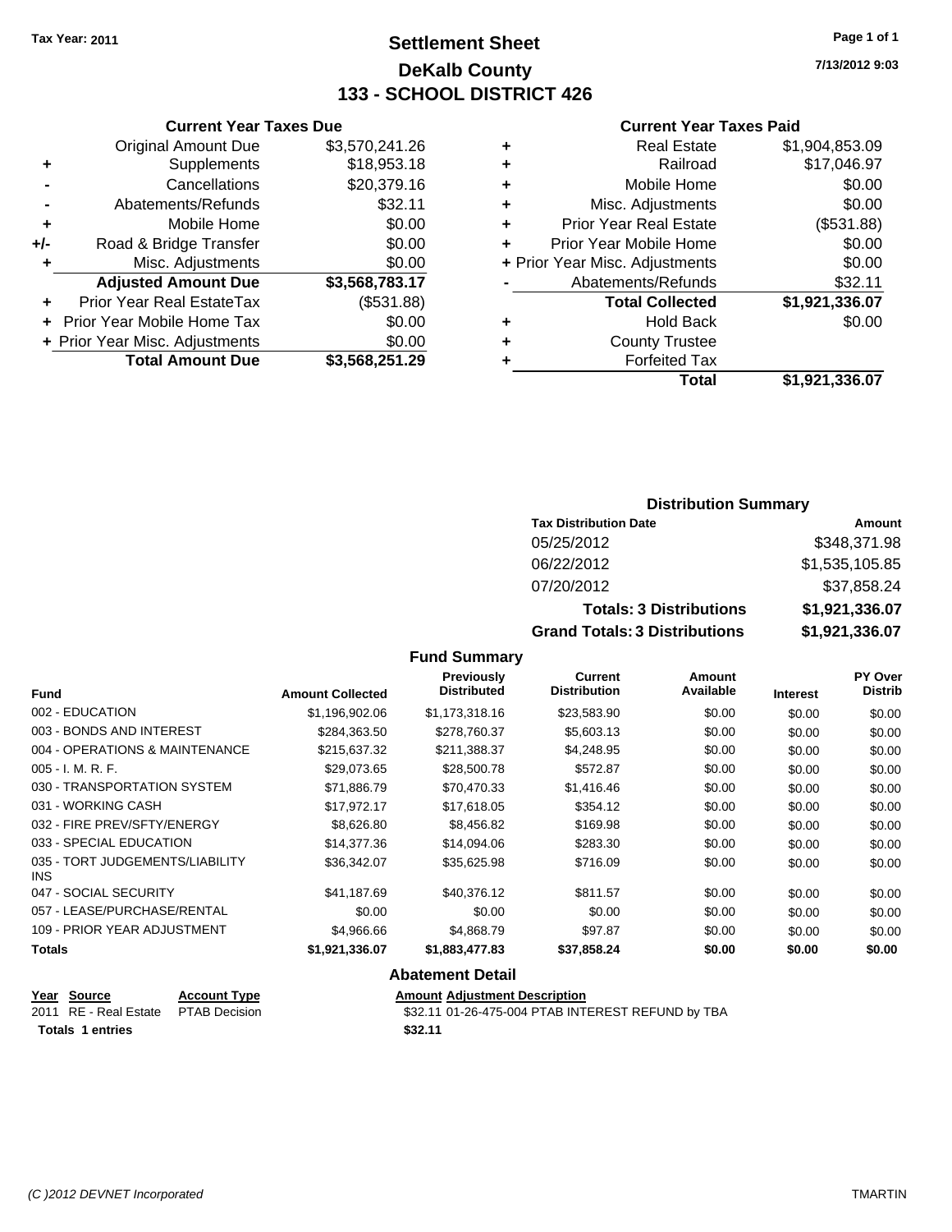Tax Year: 2011

# Settlement Sheet
## DeKalb County
## 133 - SCHOOL DISTRICT 426

7/13/2012 9:03

### Current Year Taxes Due

| | | |
|---|---|---|
| | Original Amount Due | $3,570,241.26 |
| + | Supplements | $18,953.18 |
| - | Cancellations | $20,379.16 |
| - | Abatements/Refunds | $32.11 |
| + | Mobile Home | $0.00 |
| +/- | Road & Bridge Transfer | $0.00 |
| + | Misc. Adjustments | $0.00 |
| | **Adjusted Amount Due** | **$3,568,783.17** |
| + | Prior Year Real EstateTax | ($531.88) |
| + | Prior Year Mobile Home Tax | $0.00 |
| + | Prior Year Misc. Adjustments | $0.00 |
| | **Total Amount Due** | **$3,568,251.29** |

### Current Year Taxes Paid

| | | |
|---|---|---|
| + | Real Estate | $1,904,853.09 |
| + | Railroad | $17,046.97 |
| + | Mobile Home | $0.00 |
| + | Misc. Adjustments | $0.00 |
| + | Prior Year Real Estate | ($531.88) |
| + | Prior Year Mobile Home | $0.00 |
| + | Prior Year Misc. Adjustments | $0.00 |
| - | Abatements/Refunds | $32.11 |
| | **Total Collected** | **$1,921,336.07** |
| + | Hold Back | $0.00 |
| + | County Trustee | |
| + | Forfeited Tax | |
| | **Total** | **$1,921,336.07** |

### Distribution Summary

| Tax Distribution Date | Amount |
|---|---|
| 05/25/2012 | $348,371.98 |
| 06/22/2012 | $1,535,105.85 |
| 07/20/2012 | $37,858.24 |
| **Totals: 3 Distributions** | **$1,921,336.07** |
| **Grand Totals: 3 Distributions** | **$1,921,336.07** |

### Fund Summary

| Fund | Amount Collected | Previously Distributed | Current Distribution | Amount Available | Interest | PY Over Distrib |
|---|---|---|---|---|---|---|
| 002 - EDUCATION | $1,196,902.06 | $1,173,318.16 | $23,583.90 | $0.00 | $0.00 | $0.00 |
| 003 - BONDS AND INTEREST | $284,363.50 | $278,760.37 | $5,603.13 | $0.00 | $0.00 | $0.00 |
| 004 - OPERATIONS & MAINTENANCE | $215,637.32 | $211,388.37 | $4,248.95 | $0.00 | $0.00 | $0.00 |
| 005 - I. M. R. F. | $29,073.65 | $28,500.78 | $572.87 | $0.00 | $0.00 | $0.00 |
| 030 - TRANSPORTATION SYSTEM | $71,886.79 | $70,470.33 | $1,416.46 | $0.00 | $0.00 | $0.00 |
| 031 - WORKING CASH | $17,972.17 | $17,618.05 | $354.12 | $0.00 | $0.00 | $0.00 |
| 032 - FIRE PREV/SFTY/ENERGY | $8,626.80 | $8,456.82 | $169.98 | $0.00 | $0.00 | $0.00 |
| 033 - SPECIAL EDUCATION | $14,377.36 | $14,094.06 | $283.30 | $0.00 | $0.00 | $0.00 |
| 035 - TORT JUDGEMENTS/LIABILITY INS | $36,342.07 | $35,625.98 | $716.09 | $0.00 | $0.00 | $0.00 |
| 047 - SOCIAL SECURITY | $41,187.69 | $40,376.12 | $811.57 | $0.00 | $0.00 | $0.00 |
| 057 - LEASE/PURCHASE/RENTAL | $0.00 | $0.00 | $0.00 | $0.00 | $0.00 | $0.00 |
| 109 - PRIOR YEAR ADJUSTMENT | $4,966.66 | $4,868.79 | $97.87 | $0.00 | $0.00 | $0.00 |
| **Totals** | **$1,921,336.07** | **$1,883,477.83** | **$37,858.24** | **$0.00** | **$0.00** | **$0.00** |

### Abatement Detail

| Year | Source | Account Type | Amount | Adjustment Description |
|---|---|---|---|---|
| 2011 | RE - Real Estate | PTAB Decision | $32.11 | 01-26-475-004 PTAB INTEREST REFUND by TBA |
| **Totals 1 entries** | | | **$32.11** | |

(C )2012 DEVNET Incorporated TMARTIN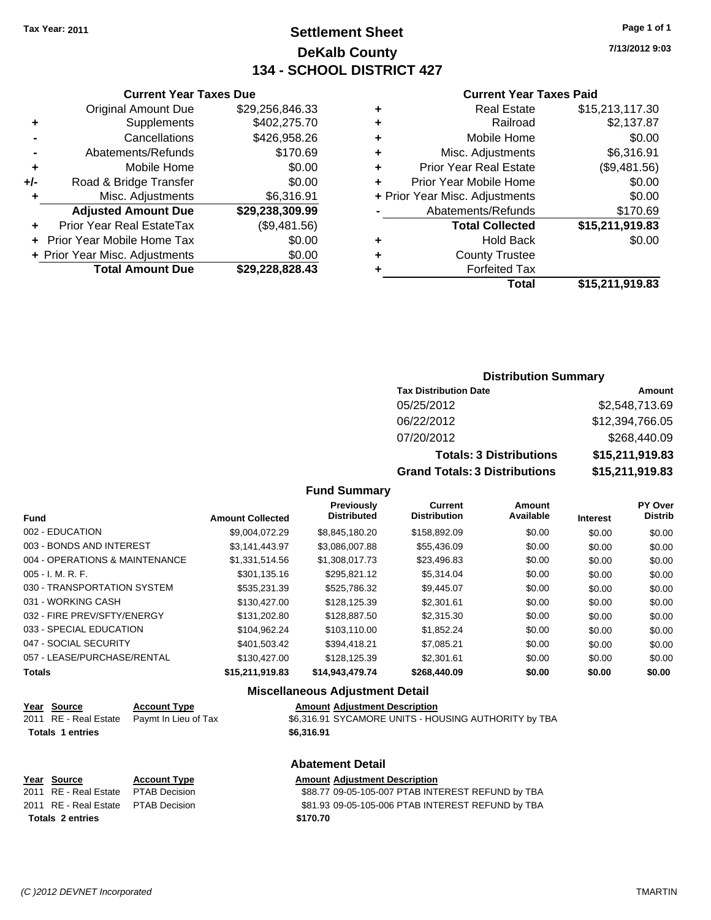Tax Year: 2011

# Settlement Sheet

## DeKalb County

## 134 - SCHOOL DISTRICT 427

7/13/2012 9:03

### Current Year Taxes Due

| | | |
|---|---|---|
| | Original Amount Due | $29,256,846.33 |
| + | Supplements | $402,275.70 |
| - | Cancellations | $426,958.26 |
| - | Abatements/Refunds | $170.69 |
| + | Mobile Home | $0.00 |
| +/- | Road & Bridge Transfer | $0.00 |
| + | Misc. Adjustments | $6,316.91 |
| | **Adjusted Amount Due** | **$29,238,309.99** |
| + | Prior Year Real EstateTax | ($9,481.56) |
| + | Prior Year Mobile Home Tax | $0.00 |
| + | Prior Year Misc. Adjustments | $0.00 |
| | **Total Amount Due** | **$29,228,828.43** |

### Current Year Taxes Paid

| | | |
|---|---|---|
| + | Real Estate | $15,213,117.30 |
| + | Railroad | $2,137.87 |
| + | Mobile Home | $0.00 |
| + | Misc. Adjustments | $6,316.91 |
| + | Prior Year Real Estate | ($9,481.56) |
| + | Prior Year Mobile Home | $0.00 |
| + | Prior Year Misc. Adjustments | $0.00 |
| - | Abatements/Refunds | $170.69 |
| | **Total Collected** | **$15,211,919.83** |
| + | Hold Back | $0.00 |
| + | County Trustee | |
| + | Forfeited Tax | |
| | **Total** | **$15,211,919.83** |

### Distribution Summary

| Tax Distribution Date | Amount |
|---|---|
| 05/25/2012 | $2,548,713.69 |
| 06/22/2012 | $12,394,766.05 |
| 07/20/2012 | $268,440.09 |
| **Totals: 3 Distributions** | **$15,211,919.83** |
| **Grand Totals: 3 Distributions** | **$15,211,919.83** |

### Fund Summary

| Fund | Amount Collected | Previously Distributed | Current Distribution | Amount Available | Interest | PY Over Distrib |
|---|---|---|---|---|---|---|
| 002 - EDUCATION | $9,004,072.29 | $8,845,180.20 | $158,892.09 | $0.00 | $0.00 | $0.00 |
| 003 - BONDS AND INTEREST | $3,141,443.97 | $3,086,007.88 | $55,436.09 | $0.00 | $0.00 | $0.00 |
| 004 - OPERATIONS & MAINTENANCE | $1,331,514.56 | $1,308,017.73 | $23,496.83 | $0.00 | $0.00 | $0.00 |
| 005 - I. M. R. F. | $301,135.16 | $295,821.12 | $5,314.04 | $0.00 | $0.00 | $0.00 |
| 030 - TRANSPORTATION SYSTEM | $535,231.39 | $525,786.32 | $9,445.07 | $0.00 | $0.00 | $0.00 |
| 031 - WORKING CASH | $130,427.00 | $128,125.39 | $2,301.61 | $0.00 | $0.00 | $0.00 |
| 032 - FIRE PREV/SFTY/ENERGY | $131,202.80 | $128,887.50 | $2,315.30 | $0.00 | $0.00 | $0.00 |
| 033 - SPECIAL EDUCATION | $104,962.24 | $103,110.00 | $1,852.24 | $0.00 | $0.00 | $0.00 |
| 047 - SOCIAL SECURITY | $401,503.42 | $394,418.21 | $7,085.21 | $0.00 | $0.00 | $0.00 |
| 057 - LEASE/PURCHASE/RENTAL | $130,427.00 | $128,125.39 | $2,301.61 | $0.00 | $0.00 | $0.00 |
| **Totals** | **$15,211,919.83** | **$14,943,479.74** | **$268,440.09** | **$0.00** | **$0.00** | **$0.00** |

### Miscellaneous Adjustment Detail

| Year | Source | Account Type | Amount | Adjustment Description |
|---|---|---|---|---|
| 2011 | RE - Real Estate | Paymt In Lieu of Tax | $6,316.91 | SYCAMORE UNITS - HOUSING AUTHORITY by TBA |
| **Totals** | **1 entries** | | **$6,316.91** | |

### Abatement Detail

| Year | Source | Account Type | Amount | Adjustment Description |
|---|---|---|---|---|
| 2011 | RE - Real Estate | PTAB Decision | $88.77 | 09-05-105-007 PTAB INTEREST REFUND by TBA |
| 2011 | RE - Real Estate | PTAB Decision | $81.93 | 09-05-105-006 PTAB INTEREST REFUND by TBA |
| **Totals** | **2 entries** | | **$170.70** | |

(C )2012 DEVNET Incorporated TMARTIN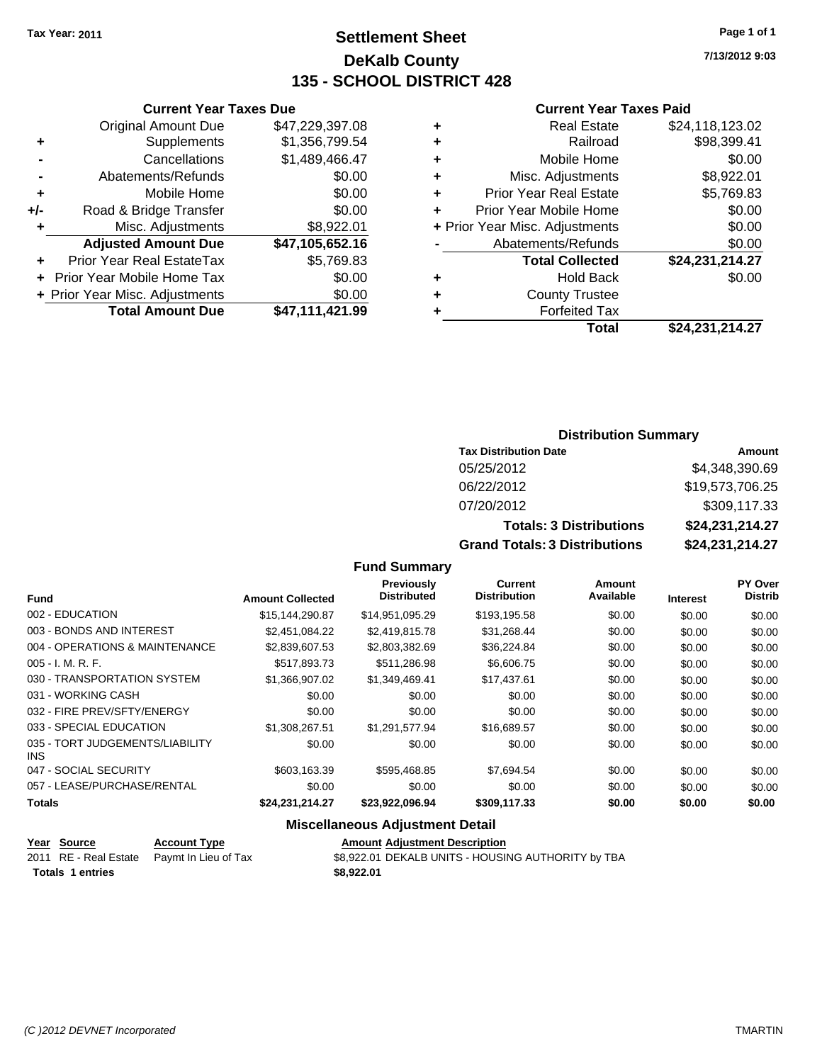Tax Year: 2011

# Settlement Sheet
## DeKalb County
## 135 - SCHOOL DISTRICT 428

7/13/2012 9:03

### Current Year Taxes Due

| | | |
|---|---|---|
| | Original Amount Due | $47,229,397.08 |
| + | Supplements | $1,356,799.54 |
| - | Cancellations | $1,489,466.47 |
| - | Abatements/Refunds | $0.00 |
| + | Mobile Home | $0.00 |
| +/- | Road & Bridge Transfer | $0.00 |
| + | Misc. Adjustments | $8,922.01 |
| | **Adjusted Amount Due** | **$47,105,652.16** |
| + | Prior Year Real EstateTax | $5,769.83 |
| + | Prior Year Mobile Home Tax | $0.00 |
| + | Prior Year Misc. Adjustments | $0.00 |
| | **Total Amount Due** | **$47,111,421.99** |

### Current Year Taxes Paid

| | | |
|---|---|---|
| + | Real Estate | $24,118,123.02 |
| + | Railroad | $98,399.41 |
| + | Mobile Home | $0.00 |
| + | Misc. Adjustments | $8,922.01 |
| + | Prior Year Real Estate | $5,769.83 |
| + | Prior Year Mobile Home | $0.00 |
| + | Prior Year Misc. Adjustments | $0.00 |
| - | Abatements/Refunds | $0.00 |
| | **Total Collected** | **$24,231,214.27** |
| + | Hold Back | $0.00 |
| + | County Trustee | |
| + | Forfeited Tax | |
| | **Total** | **$24,231,214.27** |

### Distribution Summary

| Tax Distribution Date | Amount |
|---|---|
| 05/25/2012 | $4,348,390.69 |
| 06/22/2012 | $19,573,706.25 |
| 07/20/2012 | $309,117.33 |
| **Totals: 3 Distributions** | **$24,231,214.27** |
| **Grand Totals: 3 Distributions** | **$24,231,214.27** |

### Fund Summary

| Fund | Amount Collected | Previously Distributed | Current Distribution | Amount Available | Interest | PY Over Distrib |
|---|---|---|---|---|---|---|
| 002 - EDUCATION | $15,144,290.87 | $14,951,095.29 | $193,195.58 | $0.00 | $0.00 | $0.00 |
| 003 - BONDS AND INTEREST | $2,451,084.22 | $2,419,815.78 | $31,268.44 | $0.00 | $0.00 | $0.00 |
| 004 - OPERATIONS & MAINTENANCE | $2,839,607.53 | $2,803,382.69 | $36,224.84 | $0.00 | $0.00 | $0.00 |
| 005 - I. M. R. F. | $517,893.73 | $511,286.98 | $6,606.75 | $0.00 | $0.00 | $0.00 |
| 030 - TRANSPORTATION SYSTEM | $1,366,907.02 | $1,349,469.41 | $17,437.61 | $0.00 | $0.00 | $0.00 |
| 031 - WORKING CASH | $0.00 | $0.00 | $0.00 | $0.00 | $0.00 | $0.00 |
| 032 - FIRE PREV/SFTY/ENERGY | $0.00 | $0.00 | $0.00 | $0.00 | $0.00 | $0.00 |
| 033 - SPECIAL EDUCATION | $1,308,267.51 | $1,291,577.94 | $16,689.57 | $0.00 | $0.00 | $0.00 |
| 035 - TORT JUDGEMENTS/LIABILITY INS | $0.00 | $0.00 | $0.00 | $0.00 | $0.00 | $0.00 |
| 047 - SOCIAL SECURITY | $603,163.39 | $595,468.85 | $7,694.54 | $0.00 | $0.00 | $0.00 |
| 057 - LEASE/PURCHASE/RENTAL | $0.00 | $0.00 | $0.00 | $0.00 | $0.00 | $0.00 |
| **Totals** | **$24,231,214.27** | **$23,922,096.94** | **$309,117.33** | **$0.00** | **$0.00** | **$0.00** |

### Miscellaneous Adjustment Detail

| Year | Source | Account Type | Amount | Adjustment Description |
|---|---|---|---|---|
| 2011 | RE - Real Estate | Paymt In Lieu of Tax | $8,922.01 | DEKALB UNITS - HOUSING AUTHORITY by TBA |
| **Totals 1 entries** | | | **$8,922.01** | |

(C )2012 DEVNET Incorporated TMARTIN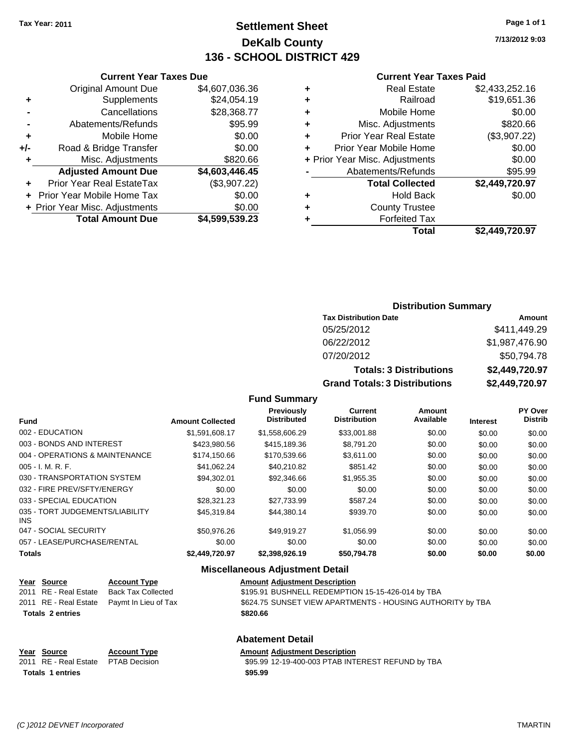Tax Year: 2011

# Settlement Sheet
## DeKalb County
## 136 - SCHOOL DISTRICT 429

7/13/2012 9:03

### Current Year Taxes Due

| | | |
|---|---|---|
| | Original Amount Due | $4,607,036.36 |
| + | Supplements | $24,054.19 |
| - | Cancellations | $28,368.77 |
| - | Abatements/Refunds | $95.99 |
| + | Mobile Home | $0.00 |
| +/- | Road & Bridge Transfer | $0.00 |
| + | Misc. Adjustments | $820.66 |
| | **Adjusted Amount Due** | **$4,603,446.45** |
| + | Prior Year Real EstateTax | ($3,907.22) |
| + | Prior Year Mobile Home Tax | $0.00 |
| + | Prior Year Misc. Adjustments | $0.00 |
| | **Total Amount Due** | **$4,599,539.23** |

### Current Year Taxes Paid

| | | |
|---|---|---|
| + | Real Estate | $2,433,252.16 |
| + | Railroad | $19,651.36 |
| + | Mobile Home | $0.00 |
| + | Misc. Adjustments | $820.66 |
| + | Prior Year Real Estate | ($3,907.22) |
| + | Prior Year Mobile Home | $0.00 |
| + | Prior Year Misc. Adjustments | $0.00 |
| - | Abatements/Refunds | $95.99 |
| | **Total Collected** | **$2,449,720.97** |
| + | Hold Back | $0.00 |
| + | County Trustee | |
| + | Forfeited Tax | |
| | **Total** | **$2,449,720.97** |

### Distribution Summary

| Tax Distribution Date | Amount |
|---|---|
| 05/25/2012 | $411,449.29 |
| 06/22/2012 | $1,987,476.90 |
| 07/20/2012 | $50,794.78 |
| **Totals: 3 Distributions** | **$2,449,720.97** |
| **Grand Totals: 3 Distributions** | **$2,449,720.97** |

### Fund Summary

| Fund | Amount Collected | Previously Distributed | Current Distribution | Amount Available | Interest | PY Over Distrib |
|---|---|---|---|---|---|---|
| 002 - EDUCATION | $1,591,608.17 | $1,558,606.29 | $33,001.88 | $0.00 | $0.00 | $0.00 |
| 003 - BONDS AND INTEREST | $423,980.56 | $415,189.36 | $8,791.20 | $0.00 | $0.00 | $0.00 |
| 004 - OPERATIONS & MAINTENANCE | $174,150.66 | $170,539.66 | $3,611.00 | $0.00 | $0.00 | $0.00 |
| 005 - I. M. R. F. | $41,062.24 | $40,210.82 | $851.42 | $0.00 | $0.00 | $0.00 |
| 030 - TRANSPORTATION SYSTEM | $94,302.01 | $92,346.66 | $1,955.35 | $0.00 | $0.00 | $0.00 |
| 032 - FIRE PREV/SFTY/ENERGY | $0.00 | $0.00 | $0.00 | $0.00 | $0.00 | $0.00 |
| 033 - SPECIAL EDUCATION | $28,321.23 | $27,733.99 | $587.24 | $0.00 | $0.00 | $0.00 |
| 035 - TORT JUDGEMENTS/LIABILITY INS | $45,319.84 | $44,380.14 | $939.70 | $0.00 | $0.00 | $0.00 |
| 047 - SOCIAL SECURITY | $50,976.26 | $49,919.27 | $1,056.99 | $0.00 | $0.00 | $0.00 |
| 057 - LEASE/PURCHASE/RENTAL | $0.00 | $0.00 | $0.00 | $0.00 | $0.00 | $0.00 |
| **Totals** | **$2,449,720.97** | **$2,398,926.19** | **$50,794.78** | **$0.00** | **$0.00** | **$0.00** |

### Miscellaneous Adjustment Detail

| Year | Source | Account Type | Amount | Adjustment Description |
|---|---|---|---|---|
| 2011 | RE - Real Estate | Back Tax Collected | $195.91 | BUSHNELL REDEMPTION 15-15-426-014 by TBA |
| 2011 | RE - Real Estate | Paymt In Lieu of Tax | $624.75 | SUNSET VIEW APARTMENTS - HOUSING AUTHORITY by TBA |
| **Totals 2 entries** | | | **$820.66** | |

### Abatement Detail

| Year | Source | Account Type | Amount | Adjustment Description |
|---|---|---|---|---|
| 2011 | RE - Real Estate | PTAB Decision | $95.99 | 12-19-400-003 PTAB INTEREST REFUND by TBA |
| **Totals 1 entries** | | | **$95.99** | |

(C )2012 DEVNET Incorporated TMARTIN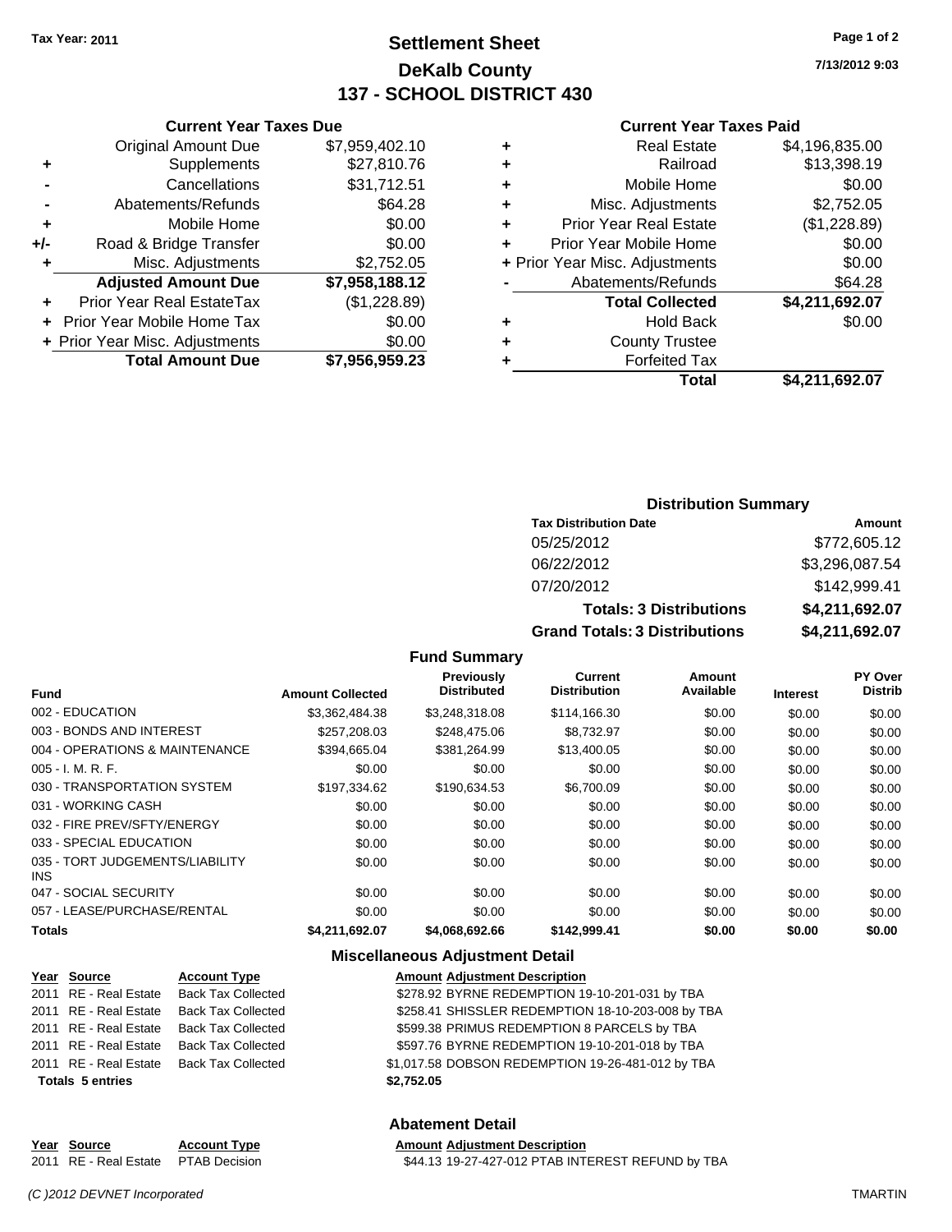Tax Year: 2011

# Settlement Sheet
## DeKalb County
## 137 - SCHOOL DISTRICT 430

7/13/2012 9:03

### Current Year Taxes Due

| | | |
|---|---|---|
| | Original Amount Due | $7,959,402.10 |
| + | Supplements | $27,810.76 |
| - | Cancellations | $31,712.51 |
| - | Abatements/Refunds | $64.28 |
| + | Mobile Home | $0.00 |
| +/- | Road & Bridge Transfer | $0.00 |
| + | Misc. Adjustments | $2,752.05 |
| | **Adjusted Amount Due** | **$7,958,188.12** |
| + | Prior Year Real EstateTax | ($1,228.89) |
| + | Prior Year Mobile Home Tax | $0.00 |
| + | Prior Year Misc. Adjustments | $0.00 |
| | **Total Amount Due** | **$7,956,959.23** |

### Current Year Taxes Paid

| | | |
|---|---|---|
| + | Real Estate | $4,196,835.00 |
| + | Railroad | $13,398.19 |
| + | Mobile Home | $0.00 |
| + | Misc. Adjustments | $2,752.05 |
| + | Prior Year Real Estate | ($1,228.89) |
| + | Prior Year Mobile Home | $0.00 |
| + | Prior Year Misc. Adjustments | $0.00 |
| - | Abatements/Refunds | $64.28 |
| | **Total Collected** | **$4,211,692.07** |
| + | Hold Back | $0.00 |
| + | County Trustee | |
| + | Forfeited Tax | |
| | **Total** | **$4,211,692.07** |

### Distribution Summary

| Tax Distribution Date | Amount |
|---|---|
| 05/25/2012 | $772,605.12 |
| 06/22/2012 | $3,296,087.54 |
| 07/20/2012 | $142,999.41 |
| **Totals: 3 Distributions** | **$4,211,692.07** |
| **Grand Totals: 3 Distributions** | **$4,211,692.07** |

### Fund Summary

| Fund | Amount Collected | Previously Distributed | Current Distribution | Amount Available | Interest | PY Over Distrib |
|---|---|---|---|---|---|---|
| 002 - EDUCATION | $3,362,484.38 | $3,248,318.08 | $114,166.30 | $0.00 | $0.00 | $0.00 |
| 003 - BONDS AND INTEREST | $257,208.03 | $248,475.06 | $8,732.97 | $0.00 | $0.00 | $0.00 |
| 004 - OPERATIONS & MAINTENANCE | $394,665.04 | $381,264.99 | $13,400.05 | $0.00 | $0.00 | $0.00 |
| 005 - I. M. R. F. | $0.00 | $0.00 | $0.00 | $0.00 | $0.00 | $0.00 |
| 030 - TRANSPORTATION SYSTEM | $197,334.62 | $190,634.53 | $6,700.09 | $0.00 | $0.00 | $0.00 |
| 031 - WORKING CASH | $0.00 | $0.00 | $0.00 | $0.00 | $0.00 | $0.00 |
| 032 - FIRE PREV/SFTY/ENERGY | $0.00 | $0.00 | $0.00 | $0.00 | $0.00 | $0.00 |
| 033 - SPECIAL EDUCATION | $0.00 | $0.00 | $0.00 | $0.00 | $0.00 | $0.00 |
| 035 - TORT JUDGEMENTS/LIABILITY INS | $0.00 | $0.00 | $0.00 | $0.00 | $0.00 | $0.00 |
| 047 - SOCIAL SECURITY | $0.00 | $0.00 | $0.00 | $0.00 | $0.00 | $0.00 |
| 057 - LEASE/PURCHASE/RENTAL | $0.00 | $0.00 | $0.00 | $0.00 | $0.00 | $0.00 |
| **Totals** | **$4,211,692.07** | **$4,068,692.66** | **$142,999.41** | **$0.00** | **$0.00** | **$0.00** |

### Miscellaneous Adjustment Detail

| Year | Source | Account Type | Amount | Adjustment Description |
|---|---|---|---|---|
| 2011 | RE - Real Estate | Back Tax Collected | $278.92 | BYRNE REDEMPTION 19-10-201-031 by TBA |
| 2011 | RE - Real Estate | Back Tax Collected | $258.41 | SHISSLER REDEMPTION 18-10-203-008 by TBA |
| 2011 | RE - Real Estate | Back Tax Collected | $599.38 | PRIMUS REDEMPTION 8 PARCELS by TBA |
| 2011 | RE - Real Estate | Back Tax Collected | $597.76 | BYRNE REDEMPTION 19-10-201-018 by TBA |
| 2011 | RE - Real Estate | Back Tax Collected | $1,017.58 | DOBSON REDEMPTION 19-26-481-012 by TBA |
| **Totals 5 entries** | | | **$2,752.05** | |

### Abatement Detail

| Year | Source | Account Type | Amount | Adjustment Description |
|---|---|---|---|---|
| 2011 | RE - Real Estate | PTAB Decision | $44.13 | 19-27-427-012 PTAB INTEREST REFUND by TBA |

(C )2012 DEVNET Incorporated TMARTIN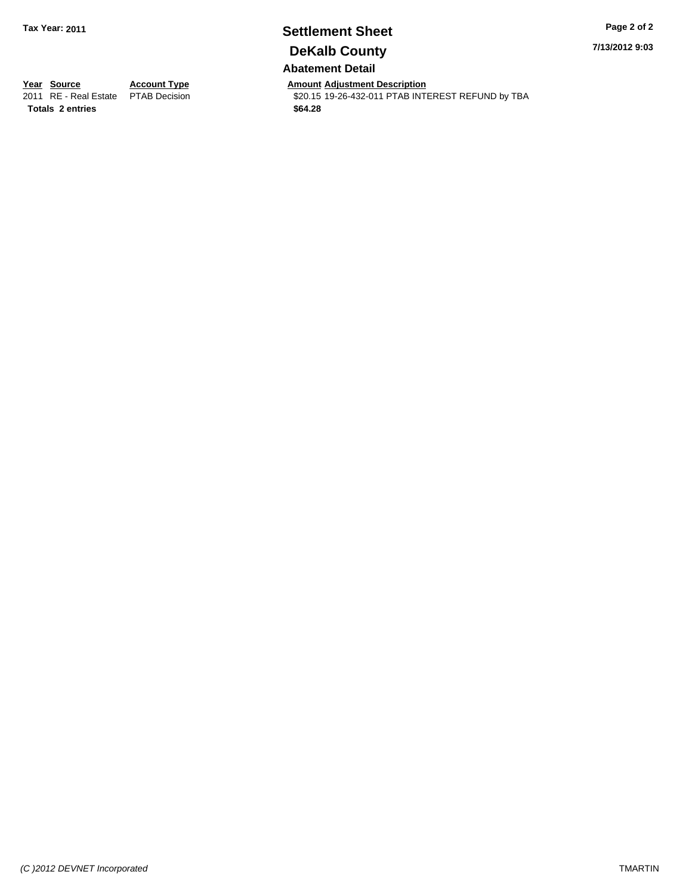# Settlement Sheet

Tax Year: 2011

## DeKalb County

7/13/2012 9:03

### Abatement Detail

| Year | Source | Account Type | Amount | Adjustment Description |
|---|---|---|---|---|
| 2011 | RE - Real Estate | PTAB Decision | $20.15 | 19-26-432-011 PTAB INTEREST REFUND by TBA |
| **Totals** | **2 entries** | | **$64.28** | |

*(C )2012 DEVNET Incorporated*

TMARTIN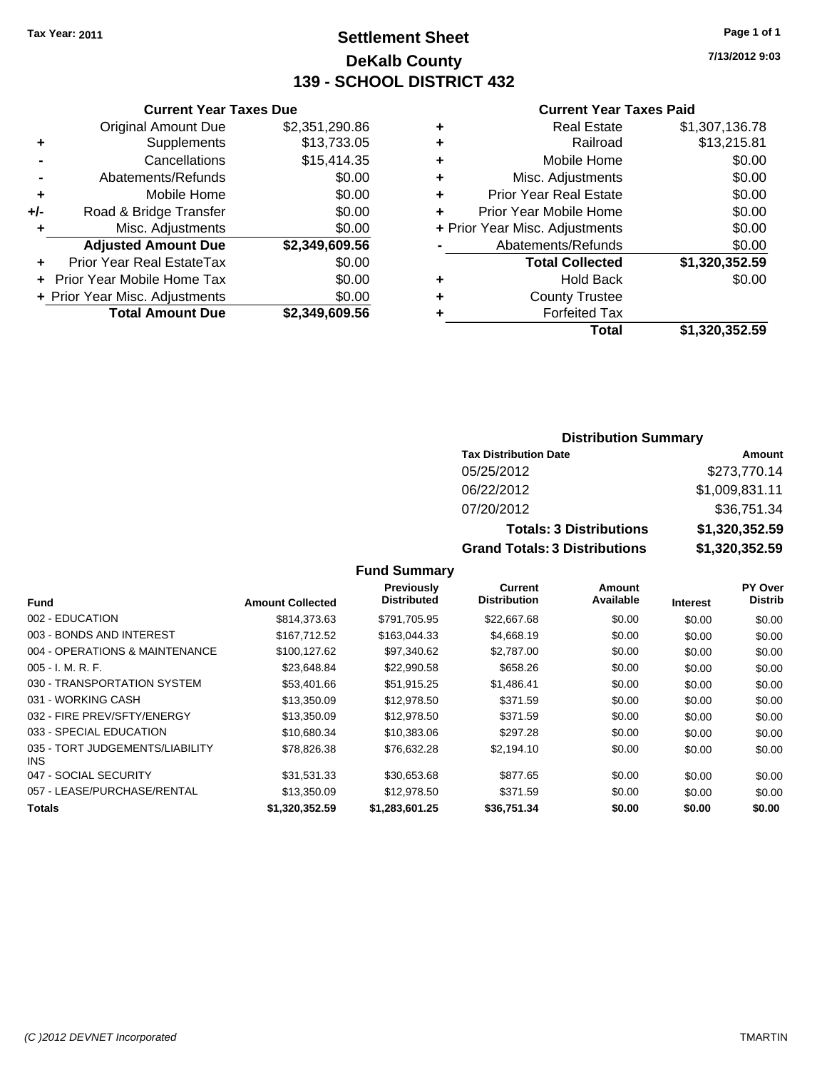**Tax Year: 2011**

# Settlement Sheet
## DeKalb County
## 139 - SCHOOL DISTRICT 432

7/13/2012 9:03

### Current Year Taxes Due

| | | |
|---|---|---|
| | Original Amount Due | $2,351,290.86 |
| + | Supplements | $13,733.05 |
| - | Cancellations | $15,414.35 |
| - | Abatements/Refunds | $0.00 |
| + | Mobile Home | $0.00 |
| +/- | Road & Bridge Transfer | $0.00 |
| + | Misc. Adjustments | $0.00 |
| | **Adjusted Amount Due** | **$2,349,609.56** |
| + | Prior Year Real EstateTax | $0.00 |
| + | Prior Year Mobile Home Tax | $0.00 |
| + | Prior Year Misc. Adjustments | $0.00 |
| | **Total Amount Due** | **$2,349,609.56** |

### Current Year Taxes Paid

| | | |
|---|---|---|
| + | Real Estate | $1,307,136.78 |
| + | Railroad | $13,215.81 |
| + | Mobile Home | $0.00 |
| + | Misc. Adjustments | $0.00 |
| + | Prior Year Real Estate | $0.00 |
| + | Prior Year Mobile Home | $0.00 |
| + | Prior Year Misc. Adjustments | $0.00 |
| - | Abatements/Refunds | $0.00 |
| | **Total Collected** | **$1,320,352.59** |
| + | Hold Back | $0.00 |
| + | County Trustee | |
| + | Forfeited Tax | |
| | **Total** | **$1,320,352.59** |

### Distribution Summary

| Tax Distribution Date | Amount |
|---|---|
| 05/25/2012 | $273,770.14 |
| 06/22/2012 | $1,009,831.11 |
| 07/20/2012 | $36,751.34 |
| **Totals: 3 Distributions** | **$1,320,352.59** |
| **Grand Totals: 3 Distributions** | **$1,320,352.59** |

### Fund Summary

| Fund | Amount Collected | Previously Distributed | Current Distribution | Amount Available | Interest | PY Over Distrib |
|---|---|---|---|---|---|---|
| 002 - EDUCATION | $814,373.63 | $791,705.95 | $22,667.68 | $0.00 | $0.00 | $0.00 |
| 003 - BONDS AND INTEREST | $167,712.52 | $163,044.33 | $4,668.19 | $0.00 | $0.00 | $0.00 |
| 004 - OPERATIONS & MAINTENANCE | $100,127.62 | $97,340.62 | $2,787.00 | $0.00 | $0.00 | $0.00 |
| 005 - I. M. R. F. | $23,648.84 | $22,990.58 | $658.26 | $0.00 | $0.00 | $0.00 |
| 030 - TRANSPORTATION SYSTEM | $53,401.66 | $51,915.25 | $1,486.41 | $0.00 | $0.00 | $0.00 |
| 031 - WORKING CASH | $13,350.09 | $12,978.50 | $371.59 | $0.00 | $0.00 | $0.00 |
| 032 - FIRE PREV/SFTY/ENERGY | $13,350.09 | $12,978.50 | $371.59 | $0.00 | $0.00 | $0.00 |
| 033 - SPECIAL EDUCATION | $10,680.34 | $10,383.06 | $297.28 | $0.00 | $0.00 | $0.00 |
| 035 - TORT JUDGEMENTS/LIABILITY INS | $78,826.38 | $76,632.28 | $2,194.10 | $0.00 | $0.00 | $0.00 |
| 047 - SOCIAL SECURITY | $31,531.33 | $30,653.68 | $877.65 | $0.00 | $0.00 | $0.00 |
| 057 - LEASE/PURCHASE/RENTAL | $13,350.09 | $12,978.50 | $371.59 | $0.00 | $0.00 | $0.00 |
| **Totals** | **$1,320,352.59** | **$1,283,601.25** | **$36,751.34** | **$0.00** | **$0.00** | **$0.00** |

*(C )2012 DEVNET Incorporated* TMARTIN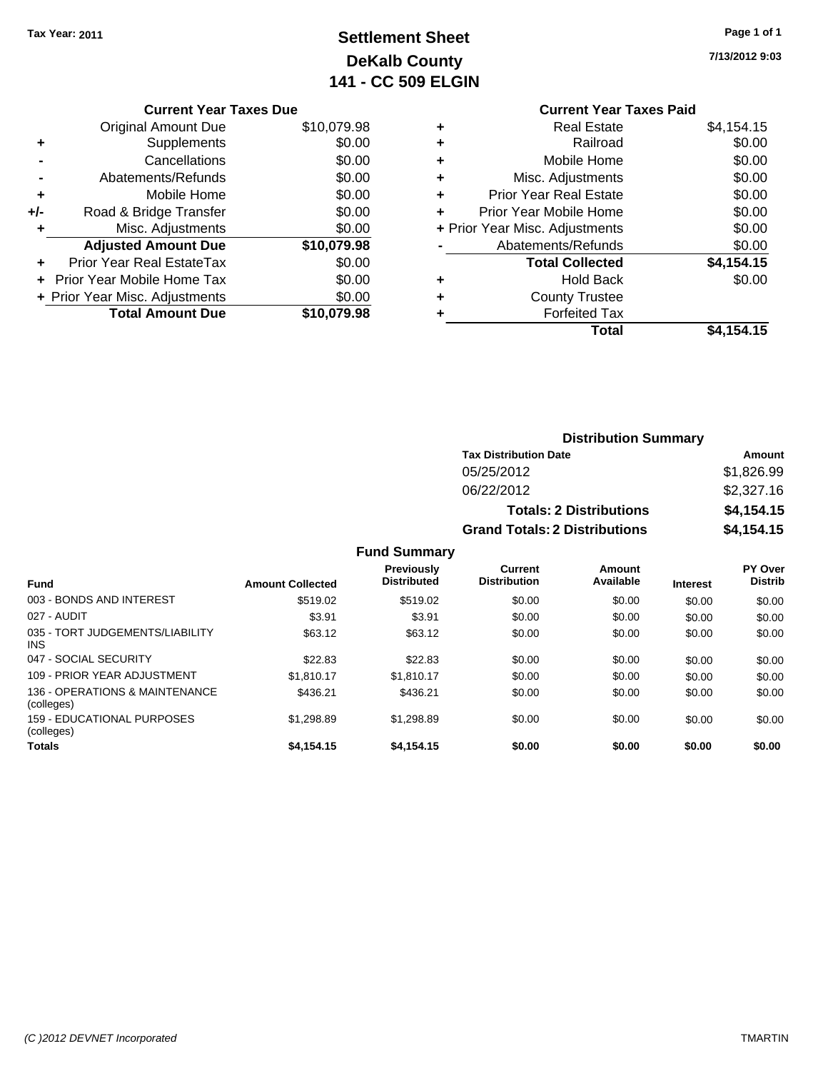Tax Year: 2011

# Settlement Sheet
## DeKalb County
## 141 - CC 509 ELGIN

7/13/2012 9:03

| | Current Year Taxes Due | |
|---|---|---|
| | Original Amount Due | $10,079.98 |
| + | Supplements | $0.00 |
| - | Cancellations | $0.00 |
| - | Abatements/Refunds | $0.00 |
| + | Mobile Home | $0.00 |
| +/- | Road & Bridge Transfer | $0.00 |
| + | Misc. Adjustments | $0.00 |
| | **Adjusted Amount Due** | **$10,079.98** |
| + | Prior Year Real EstateTax | $0.00 |
| + | Prior Year Mobile Home Tax | $0.00 |
| + | Prior Year Misc. Adjustments | $0.00 |
| | **Total Amount Due** | **$10,079.98** |

| | Current Year Taxes Paid | |
|---|---|---|
| + | Real Estate | $4,154.15 |
| + | Railroad | $0.00 |
| + | Mobile Home | $0.00 |
| + | Misc. Adjustments | $0.00 |
| + | Prior Year Real Estate | $0.00 |
| + | Prior Year Mobile Home | $0.00 |
| + | Prior Year Misc. Adjustments | $0.00 |
| - | Abatements/Refunds | $0.00 |
| | **Total Collected** | **$4,154.15** |
| + | Hold Back | $0.00 |
| + | County Trustee | |
| + | Forfeited Tax | |
| | **Total** | **$4,154.15** |

### Distribution Summary

| Tax Distribution Date | Amount |
|---|---|
| 05/25/2012 | $1,826.99 |
| 06/22/2012 | $2,327.16 |
| **Totals: 2 Distributions** | **$4,154.15** |
| **Grand Totals: 2 Distributions** | **$4,154.15** |

### Fund Summary

| Fund | Amount Collected | Previously Distributed | Current Distribution | Amount Available | Interest | PY Over Distrib |
|---|---|---|---|---|---|---|
| 003 - BONDS AND INTEREST | $519.02 | $519.02 | $0.00 | $0.00 | $0.00 | $0.00 |
| 027 - AUDIT | $3.91 | $3.91 | $0.00 | $0.00 | $0.00 | $0.00 |
| 035 - TORT JUDGEMENTS/LIABILITY INS | $63.12 | $63.12 | $0.00 | $0.00 | $0.00 | $0.00 |
| 047 - SOCIAL SECURITY | $22.83 | $22.83 | $0.00 | $0.00 | $0.00 | $0.00 |
| 109 - PRIOR YEAR ADJUSTMENT | $1,810.17 | $1,810.17 | $0.00 | $0.00 | $0.00 | $0.00 |
| 136 - OPERATIONS & MAINTENANCE (colleges) | $436.21 | $436.21 | $0.00 | $0.00 | $0.00 | $0.00 |
| 159 - EDUCATIONAL PURPOSES (colleges) | $1,298.89 | $1,298.89 | $0.00 | $0.00 | $0.00 | $0.00 |
| **Totals** | **$4,154.15** | **$4,154.15** | **$0.00** | **$0.00** | **$0.00** | **$0.00** |

(C )2012 DEVNET Incorporated TMARTIN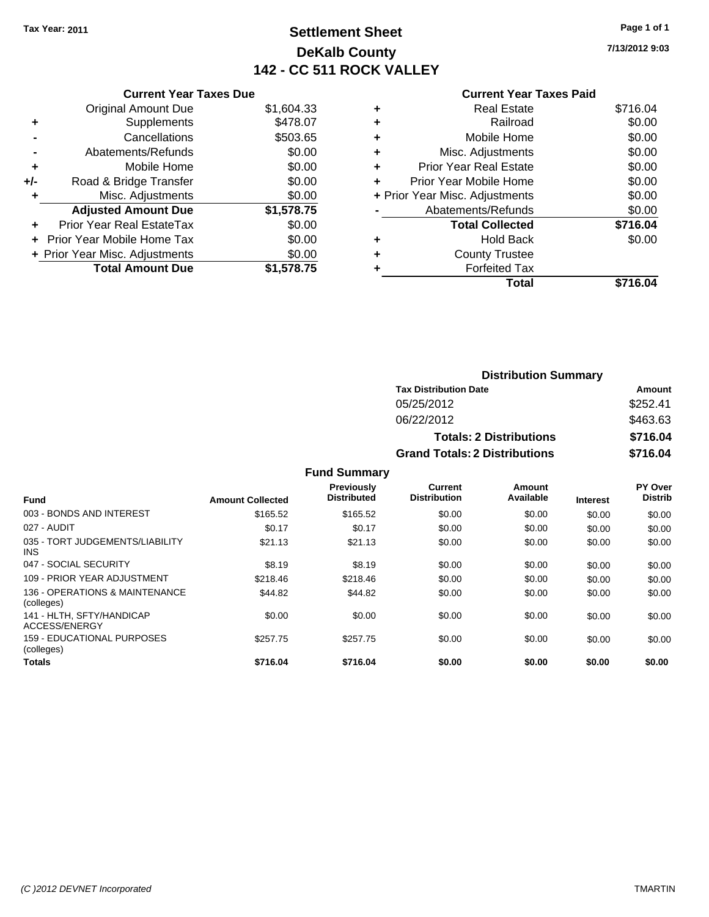Tax Year: 2011

# Settlement Sheet
## DeKalb County
## 142 - CC 511 ROCK VALLEY

7/13/2012 9:03

### Current Year Taxes Due

| | | |
|---|---|---|
| | Original Amount Due | $1,604.33 |
| + | Supplements | $478.07 |
| - | Cancellations | $503.65 |
| - | Abatements/Refunds | $0.00 |
| + | Mobile Home | $0.00 |
| +/- | Road & Bridge Transfer | $0.00 |
| + | Misc. Adjustments | $0.00 |
| | **Adjusted Amount Due** | **$1,578.75** |
| + | Prior Year Real EstateTax | $0.00 |
| + | Prior Year Mobile Home Tax | $0.00 |
| + | Prior Year Misc. Adjustments | $0.00 |
| | **Total Amount Due** | **$1,578.75** |

### Current Year Taxes Paid

| | | |
|---|---|---|
| + | Real Estate | $716.04 |
| + | Railroad | $0.00 |
| + | Mobile Home | $0.00 |
| + | Misc. Adjustments | $0.00 |
| + | Prior Year Real Estate | $0.00 |
| + | Prior Year Mobile Home | $0.00 |
| + | Prior Year Misc. Adjustments | $0.00 |
| - | Abatements/Refunds | $0.00 |
| | **Total Collected** | **$716.04** |
| + | Hold Back | $0.00 |
| + | County Trustee | |
| + | Forfeited Tax | |
| | **Total** | **$716.04** |

### Distribution Summary

| Tax Distribution Date | Amount |
|---|---|
| 05/25/2012 | $252.41 |
| 06/22/2012 | $463.63 |
| **Totals: 2 Distributions** | **$716.04** |
| **Grand Totals: 2 Distributions** | **$716.04** |

### Fund Summary

| Fund | Amount Collected | Previously Distributed | Current Distribution | Amount Available | Interest | PY Over Distrib |
|---|---|---|---|---|---|---|
| 003 - BONDS AND INTEREST | $165.52 | $165.52 | $0.00 | $0.00 | $0.00 | $0.00 |
| 027 - AUDIT | $0.17 | $0.17 | $0.00 | $0.00 | $0.00 | $0.00 |
| 035 - TORT JUDGEMENTS/LIABILITY INS | $21.13 | $21.13 | $0.00 | $0.00 | $0.00 | $0.00 |
| 047 - SOCIAL SECURITY | $8.19 | $8.19 | $0.00 | $0.00 | $0.00 | $0.00 |
| 109 - PRIOR YEAR ADJUSTMENT | $218.46 | $218.46 | $0.00 | $0.00 | $0.00 | $0.00 |
| 136 - OPERATIONS & MAINTENANCE (colleges) | $44.82 | $44.82 | $0.00 | $0.00 | $0.00 | $0.00 |
| 141 - HLTH, SFTY/HANDICAP ACCESS/ENERGY | $0.00 | $0.00 | $0.00 | $0.00 | $0.00 | $0.00 |
| 159 - EDUCATIONAL PURPOSES (colleges) | $257.75 | $257.75 | $0.00 | $0.00 | $0.00 | $0.00 |
| **Totals** | **$716.04** | **$716.04** | **$0.00** | **$0.00** | **$0.00** | **$0.00** |

(C )2012 DEVNET Incorporated TMARTIN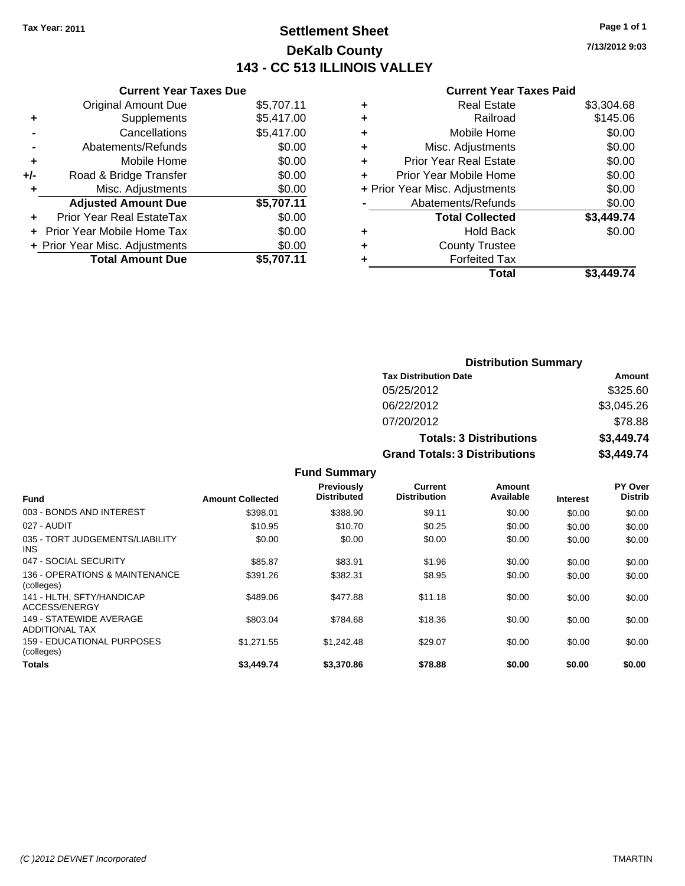Tax Year: 2011

# Settlement Sheet

## DeKalb County

## 143 - CC 513 ILLINOIS VALLEY

7/13/2012 9:03

### Current Year Taxes Due

| | | |
|---|---|---|
| | Original Amount Due | $5,707.11 |
| + | Supplements | $5,417.00 |
| - | Cancellations | $5,417.00 |
| - | Abatements/Refunds | $0.00 |
| + | Mobile Home | $0.00 |
| +/- | Road & Bridge Transfer | $0.00 |
| + | Misc. Adjustments | $0.00 |
| | **Adjusted Amount Due** | **$5,707.11** |
| + | Prior Year Real EstateTax | $0.00 |
| + | Prior Year Mobile Home Tax | $0.00 |
| + | Prior Year Misc. Adjustments | $0.00 |
| | **Total Amount Due** | **$5,707.11** |

### Current Year Taxes Paid

| | | |
|---|---|---|
| + | Real Estate | $3,304.68 |
| + | Railroad | $145.06 |
| + | Mobile Home | $0.00 |
| + | Misc. Adjustments | $0.00 |
| + | Prior Year Real Estate | $0.00 |
| + | Prior Year Mobile Home | $0.00 |
| + | Prior Year Misc. Adjustments | $0.00 |
| - | Abatements/Refunds | $0.00 |
| | **Total Collected** | **$3,449.74** |
| + | Hold Back | $0.00 |
| + | County Trustee | |
| + | Forfeited Tax | |
| | **Total** | **$3,449.74** |

### Distribution Summary

| Tax Distribution Date | Amount |
|---|---|
| 05/25/2012 | $325.60 |
| 06/22/2012 | $3,045.26 |
| 07/20/2012 | $78.88 |
| **Totals: 3 Distributions** | **$3,449.74** |
| **Grand Totals: 3 Distributions** | **$3,449.74** |

### Fund Summary

| Fund | Amount Collected | Previously Distributed | Current Distribution | Amount Available | Interest | PY Over Distrib |
|---|---|---|---|---|---|---|
| 003 - BONDS AND INTEREST | $398.01 | $388.90 | $9.11 | $0.00 | $0.00 | $0.00 |
| 027 - AUDIT | $10.95 | $10.70 | $0.25 | $0.00 | $0.00 | $0.00 |
| 035 - TORT JUDGEMENTS/LIABILITY INS | $0.00 | $0.00 | $0.00 | $0.00 | $0.00 | $0.00 |
| 047 - SOCIAL SECURITY | $85.87 | $83.91 | $1.96 | $0.00 | $0.00 | $0.00 |
| 136 - OPERATIONS & MAINTENANCE (colleges) | $391.26 | $382.31 | $8.95 | $0.00 | $0.00 | $0.00 |
| 141 - HLTH, SFTY/HANDICAP ACCESS/ENERGY | $489.06 | $477.88 | $11.18 | $0.00 | $0.00 | $0.00 |
| 149 - STATEWIDE AVERAGE ADDITIONAL TAX | $803.04 | $784.68 | $18.36 | $0.00 | $0.00 | $0.00 |
| 159 - EDUCATIONAL PURPOSES (colleges) | $1,271.55 | $1,242.48 | $29.07 | $0.00 | $0.00 | $0.00 |
| **Totals** | **$3,449.74** | **$3,370.86** | **$78.88** | **$0.00** | **$0.00** | **$0.00** |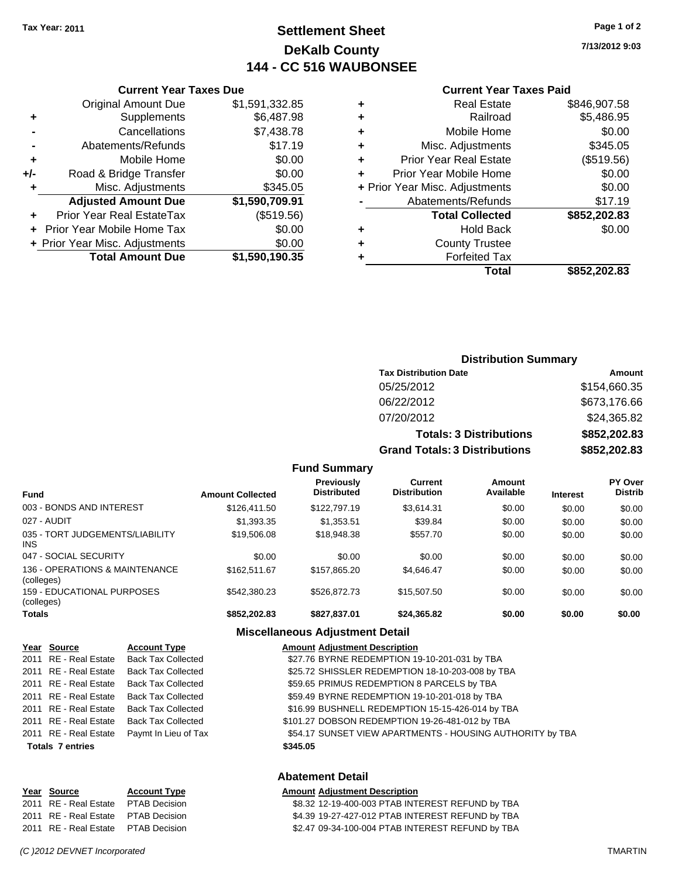**Tax Year: 2011**

# Settlement Sheet
## DeKalb County
## 144 - CC 516 WAUBONSEE

7/13/2012 9:03

### Current Year Taxes Due

| | | |
|---|---|---|
| | Original Amount Due | $1,591,332.85 |
| + | Supplements | $6,487.98 |
| - | Cancellations | $7,438.78 |
| - | Abatements/Refunds | $17.19 |
| + | Mobile Home | $0.00 |
| +/- | Road & Bridge Transfer | $0.00 |
| + | Misc. Adjustments | $345.05 |
| | **Adjusted Amount Due** | **$1,590,709.91** |
| + | Prior Year Real EstateTax | ($519.56) |
| + | Prior Year Mobile Home Tax | $0.00 |
| + | Prior Year Misc. Adjustments | $0.00 |
| | **Total Amount Due** | **$1,590,190.35** |

### Current Year Taxes Paid

| | | |
|---|---|---|
| + | Real Estate | $846,907.58 |
| + | Railroad | $5,486.95 |
| + | Mobile Home | $0.00 |
| + | Misc. Adjustments | $345.05 |
| + | Prior Year Real Estate | ($519.56) |
| + | Prior Year Mobile Home | $0.00 |
| + | Prior Year Misc. Adjustments | $0.00 |
| - | Abatements/Refunds | $17.19 |
| | **Total Collected** | **$852,202.83** |
| + | Hold Back | $0.00 |
| + | County Trustee | |
| + | Forfeited Tax | |
| | **Total** | **$852,202.83** |

### Distribution Summary

| Tax Distribution Date | Amount |
|---|---|
| 05/25/2012 | $154,660.35 |
| 06/22/2012 | $673,176.66 |
| 07/20/2012 | $24,365.82 |
| **Totals: 3 Distributions** | **$852,202.83** |
| **Grand Totals: 3 Distributions** | **$852,202.83** |

### Fund Summary

| Fund | Amount Collected | Previously Distributed | Current Distribution | Amount Available | Interest | PY Over Distrib |
|---|---|---|---|---|---|---|
| 003 - BONDS AND INTEREST | $126,411.50 | $122,797.19 | $3,614.31 | $0.00 | $0.00 | $0.00 |
| 027 - AUDIT | $1,393.35 | $1,353.51 | $39.84 | $0.00 | $0.00 | $0.00 |
| 035 - TORT JUDGEMENTS/LIABILITY INS | $19,506.08 | $18,948.38 | $557.70 | $0.00 | $0.00 | $0.00 |
| 047 - SOCIAL SECURITY | $0.00 | $0.00 | $0.00 | $0.00 | $0.00 | $0.00 |
| 136 - OPERATIONS & MAINTENANCE (colleges) | $162,511.67 | $157,865.20 | $4,646.47 | $0.00 | $0.00 | $0.00 |
| 159 - EDUCATIONAL PURPOSES (colleges) | $542,380.23 | $526,872.73 | $15,507.50 | $0.00 | $0.00 | $0.00 |
| **Totals** | **$852,202.83** | **$827,837.01** | **$24,365.82** | **$0.00** | **$0.00** | **$0.00** |

### Miscellaneous Adjustment Detail

| Year | Source | Account Type | Amount | Adjustment Description |
|---|---|---|---|---|
| 2011 | RE - Real Estate | Back Tax Collected | $27.76 | BYRNE REDEMPTION 19-10-201-031 by TBA |
| 2011 | RE - Real Estate | Back Tax Collected | $25.72 | SHISSLER REDEMPTION 18-10-203-008 by TBA |
| 2011 | RE - Real Estate | Back Tax Collected | $59.65 | PRIMUS REDEMPTION 8 PARCELS by TBA |
| 2011 | RE - Real Estate | Back Tax Collected | $59.49 | BYRNE REDEMPTION 19-10-201-018 by TBA |
| 2011 | RE - Real Estate | Back Tax Collected | $16.99 | BUSHNELL REDEMPTION 15-15-426-014 by TBA |
| 2011 | RE - Real Estate | Back Tax Collected | $101.27 | DOBSON REDEMPTION 19-26-481-012 by TBA |
| 2011 | RE - Real Estate | Paymt In Lieu of Tax | $54.17 | SUNSET VIEW APARTMENTS - HOUSING AUTHORITY by TBA |
| **Totals 7 entries** | | | **$345.05** | |

### Abatement Detail

| Year | Source | Account Type | Amount | Adjustment Description |
|---|---|---|---|---|
| 2011 | RE - Real Estate | PTAB Decision | $8.32 | 12-19-400-003 PTAB INTEREST REFUND by TBA |
| 2011 | RE - Real Estate | PTAB Decision | $4.39 | 19-27-427-012 PTAB INTEREST REFUND by TBA |
| 2011 | RE - Real Estate | PTAB Decision | $2.47 | 09-34-100-004 PTAB INTEREST REFUND by TBA |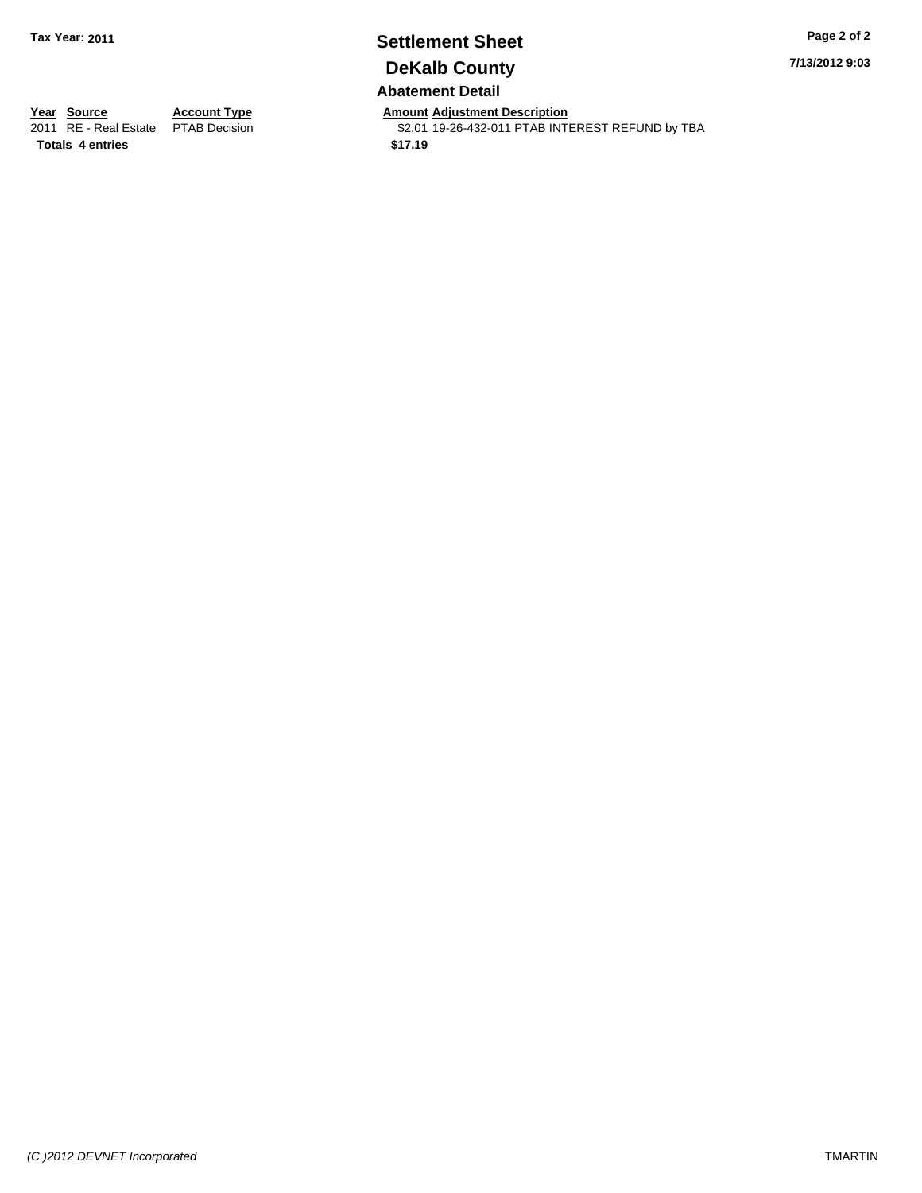**Tax Year: 2011**

# Settlement Sheet

## DeKalb County

### Abatement Detail

| Year | Source | Account Type | Amount | Adjustment Description |
|---|---|---|---|---|
| 2011 | RE - Real Estate | PTAB Decision | $2.01 | 19-26-432-011 PTAB INTEREST REFUND by TBA |
| **Totals** | **4 entries** | | **$17.19** | |

7/13/2012 9:03

*(C )2012 DEVNET Incorporated*

TMARTIN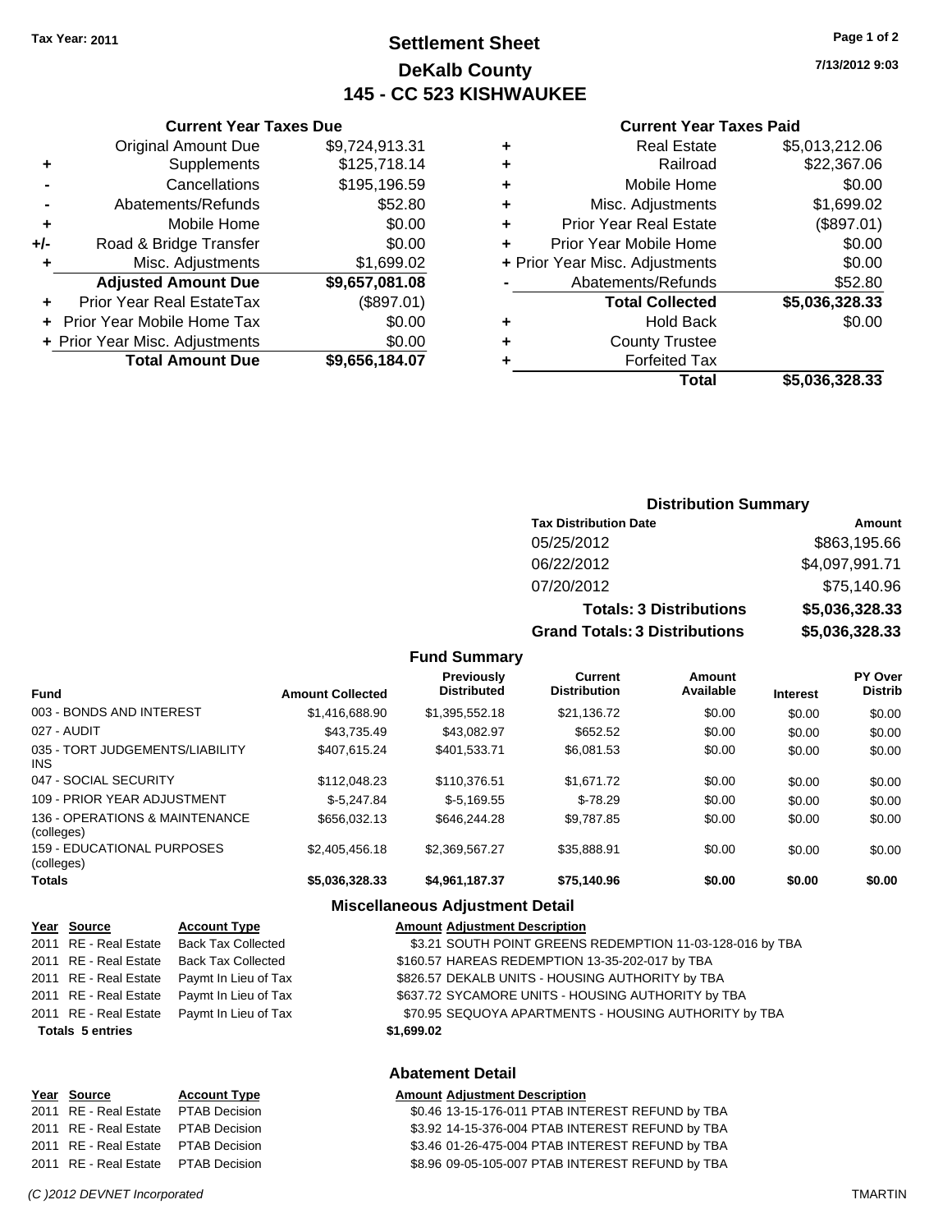Tax Year: 2011

# Settlement Sheet
## DeKalb County
## 145 - CC 523 KISHWAUKEE

7/13/2012 9:03

### Current Year Taxes Due

| | | |
|---|---|---|
| | Original Amount Due | $9,724,913.31 |
| + | Supplements | $125,718.14 |
| - | Cancellations | $195,196.59 |
| - | Abatements/Refunds | $52.80 |
| + | Mobile Home | $0.00 |
| +/- | Road & Bridge Transfer | $0.00 |
| + | Misc. Adjustments | $1,699.02 |
| | **Adjusted Amount Due** | **$9,657,081.08** |
| + | Prior Year Real EstateTax | ($897.01) |
| + | Prior Year Mobile Home Tax | $0.00 |
| + | Prior Year Misc. Adjustments | $0.00 |
| | **Total Amount Due** | **$9,656,184.07** |

### Current Year Taxes Paid

| | | |
|---|---|---|
| + | Real Estate | $5,013,212.06 |
| + | Railroad | $22,367.06 |
| + | Mobile Home | $0.00 |
| + | Misc. Adjustments | $1,699.02 |
| + | Prior Year Real Estate | ($897.01) |
| + | Prior Year Mobile Home | $0.00 |
| + | Prior Year Misc. Adjustments | $0.00 |
| - | Abatements/Refunds | $52.80 |
| | **Total Collected** | **$5,036,328.33** |
| + | Hold Back | $0.00 |
| + | County Trustee | |
| + | Forfeited Tax | |
| | **Total** | **$5,036,328.33** |

### Distribution Summary

| Tax Distribution Date | Amount |
|---|---|
| 05/25/2012 | $863,195.66 |
| 06/22/2012 | $4,097,991.71 |
| 07/20/2012 | $75,140.96 |
| **Totals: 3 Distributions** | **$5,036,328.33** |
| **Grand Totals: 3 Distributions** | **$5,036,328.33** |

### Fund Summary

| Fund | Amount Collected | Previously Distributed | Current Distribution | Amount Available | Interest | PY Over Distrib |
|---|---|---|---|---|---|---|
| 003 - BONDS AND INTEREST | $1,416,688.90 | $1,395,552.18 | $21,136.72 | $0.00 | $0.00 | $0.00 |
| 027 - AUDIT | $43,735.49 | $43,082.97 | $652.52 | $0.00 | $0.00 | $0.00 |
| 035 - TORT JUDGEMENTS/LIABILITY INS | $407,615.24 | $401,533.71 | $6,081.53 | $0.00 | $0.00 | $0.00 |
| 047 - SOCIAL SECURITY | $112,048.23 | $110,376.51 | $1,671.72 | $0.00 | $0.00 | $0.00 |
| 109 - PRIOR YEAR ADJUSTMENT | $-5,247.84 | $-5,169.55 | $-78.29 | $0.00 | $0.00 | $0.00 |
| 136 - OPERATIONS & MAINTENANCE (colleges) | $656,032.13 | $646,244.28 | $9,787.85 | $0.00 | $0.00 | $0.00 |
| 159 - EDUCATIONAL PURPOSES (colleges) | $2,405,456.18 | $2,369,567.27 | $35,888.91 | $0.00 | $0.00 | $0.00 |
| **Totals** | **$5,036,328.33** | **$4,961,187.37** | **$75,140.96** | **$0.00** | **$0.00** | **$0.00** |

### Miscellaneous Adjustment Detail

| Year | Source | Account Type | Amount | Adjustment Description |
|---|---|---|---|---|
| 2011 | RE - Real Estate | Back Tax Collected | $3.21 | SOUTH POINT GREENS REDEMPTION 11-03-128-016 by TBA |
| 2011 | RE - Real Estate | Back Tax Collected | $160.57 | HAREAS REDEMPTION 13-35-202-017 by TBA |
| 2011 | RE - Real Estate | Paymt In Lieu of Tax | $826.57 | DEKALB UNITS - HOUSING AUTHORITY by TBA |
| 2011 | RE - Real Estate | Paymt In Lieu of Tax | $637.72 | SYCAMORE UNITS - HOUSING AUTHORITY by TBA |
| 2011 | RE - Real Estate | Paymt In Lieu of Tax | $70.95 | SEQUOYA APARTMENTS - HOUSING AUTHORITY by TBA |
| **Totals 5 entries** | | | **$1,699.02** | |

### Abatement Detail

| Year | Source | Account Type | Amount | Adjustment Description |
|---|---|---|---|---|
| 2011 | RE - Real Estate | PTAB Decision | $0.46 | 13-15-176-011 PTAB INTEREST REFUND by TBA |
| 2011 | RE - Real Estate | PTAB Decision | $3.92 | 14-15-376-004 PTAB INTEREST REFUND by TBA |
| 2011 | RE - Real Estate | PTAB Decision | $3.46 | 01-26-475-004 PTAB INTEREST REFUND by TBA |
| 2011 | RE - Real Estate | PTAB Decision | $8.96 | 09-05-105-007 PTAB INTEREST REFUND by TBA |

(C )2012 DEVNET Incorporated TMARTIN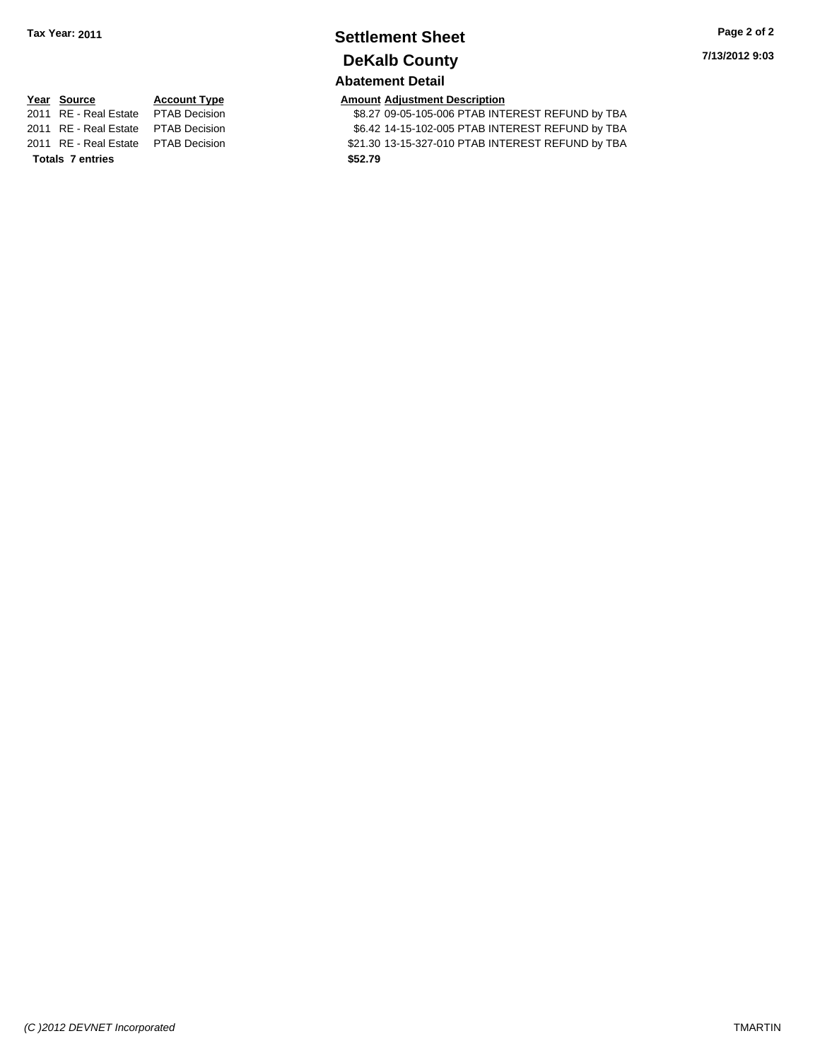# Settlement Sheet

## DeKalb County

**Tax Year: 2011**

### Abatement Detail

| Year | Source | Account Type | Amount | Adjustment Description |
|---|---|---|---|---|
| 2011 | RE - Real Estate | PTAB Decision | $8.27 | 09-05-105-006 PTAB INTEREST REFUND by TBA |
| 2011 | RE - Real Estate | PTAB Decision | $6.42 | 14-15-102-005 PTAB INTEREST REFUND by TBA |
| 2011 | RE - Real Estate | PTAB Decision | $21.30 | 13-15-327-010 PTAB INTEREST REFUND by TBA |
| **Totals** | **7 entries** | | **$52.79** | |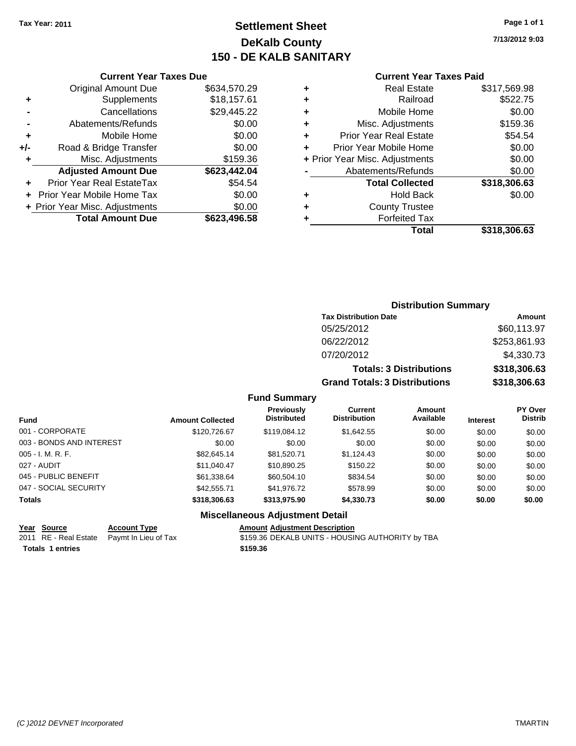**Tax Year: 2011**

# Settlement Sheet
## DeKalb County
## 150 - DE KALB SANITARY

7/13/2012 9:03

### Current Year Taxes Due

| | | |
|---|---|---|
| | Original Amount Due | $634,570.29 |
| + | Supplements | $18,157.61 |
| - | Cancellations | $29,445.22 |
| - | Abatements/Refunds | $0.00 |
| + | Mobile Home | $0.00 |
| +/- | Road & Bridge Transfer | $0.00 |
| + | Misc. Adjustments | $159.36 |
| | **Adjusted Amount Due** | **$623,442.04** |
| + | Prior Year Real EstateTax | $54.54 |
| + | Prior Year Mobile Home Tax | $0.00 |
| + | Prior Year Misc. Adjustments | $0.00 |
| | **Total Amount Due** | **$623,496.58** |

### Current Year Taxes Paid

| | | |
|---|---|---|
| + | Real Estate | $317,569.98 |
| + | Railroad | $522.75 |
| + | Mobile Home | $0.00 |
| + | Misc. Adjustments | $159.36 |
| + | Prior Year Real Estate | $54.54 |
| + | Prior Year Mobile Home | $0.00 |
| + | Prior Year Misc. Adjustments | $0.00 |
| - | Abatements/Refunds | $0.00 |
| | **Total Collected** | **$318,306.63** |
| + | Hold Back | $0.00 |
| + | County Trustee | |
| + | Forfeited Tax | |
| | **Total** | **$318,306.63** |

### Distribution Summary

| Tax Distribution Date | Amount |
|---|---|
| 05/25/2012 | $60,113.97 |
| 06/22/2012 | $253,861.93 |
| 07/20/2012 | $4,330.73 |
| **Totals: 3 Distributions** | **$318,306.63** |
| **Grand Totals: 3 Distributions** | **$318,306.63** |

### Fund Summary

| Fund | Amount Collected | Previously Distributed | Current Distribution | Amount Available | Interest | PY Over Distrib |
|---|---|---|---|---|---|---|
| 001 - CORPORATE | $120,726.67 | $119,084.12 | $1,642.55 | $0.00 | $0.00 | $0.00 |
| 003 - BONDS AND INTEREST | $0.00 | $0.00 | $0.00 | $0.00 | $0.00 | $0.00 |
| 005 - I. M. R. F. | $82,645.14 | $81,520.71 | $1,124.43 | $0.00 | $0.00 | $0.00 |
| 027 - AUDIT | $11,040.47 | $10,890.25 | $150.22 | $0.00 | $0.00 | $0.00 |
| 045 - PUBLIC BENEFIT | $61,338.64 | $60,504.10 | $834.54 | $0.00 | $0.00 | $0.00 |
| 047 - SOCIAL SECURITY | $42,555.71 | $41,976.72 | $578.99 | $0.00 | $0.00 | $0.00 |
| **Totals** | **$318,306.63** | **$313,975.90** | **$4,330.73** | **$0.00** | **$0.00** | **$0.00** |

### Miscellaneous Adjustment Detail

| Year | Source | Account Type | Amount | Adjustment Description |
|---|---|---|---|---|
| 2011 | RE - Real Estate | Paymt In Lieu of Tax | $159.36 | DEKALB UNITS - HOUSING AUTHORITY by TBA |
| **Totals** | **1 entries** | | **$159.36** | |

*(C )2012 DEVNET Incorporated* TMARTIN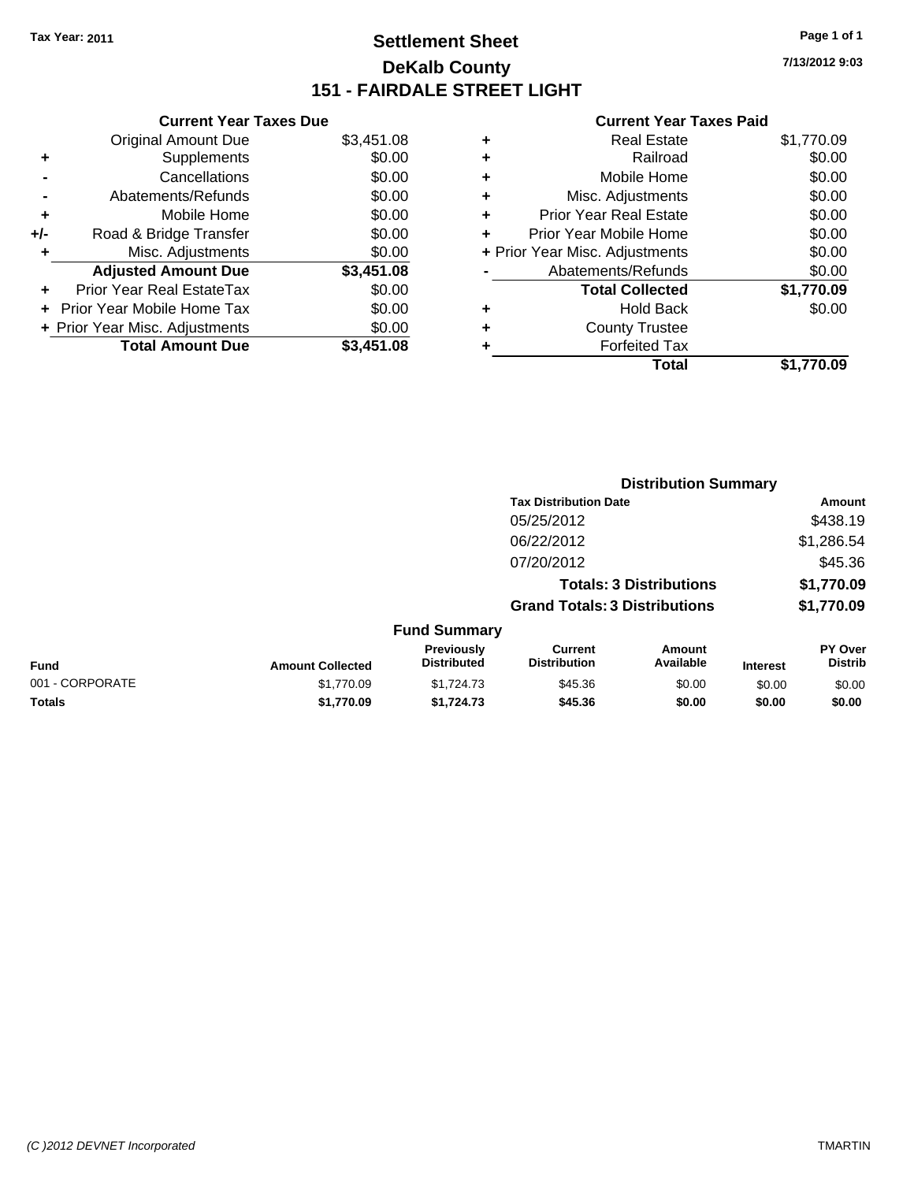**Tax Year: 2011**

# Settlement Sheet
## DeKalb County
## 151 - FAIRDALE STREET LIGHT

7/13/2012 9:03

### Current Year Taxes Due

| | | |
|---|---|---|
| | Original Amount Due | $3,451.08 |
| + | Supplements | $0.00 |
| - | Cancellations | $0.00 |
| - | Abatements/Refunds | $0.00 |
| + | Mobile Home | $0.00 |
| +/- | Road & Bridge Transfer | $0.00 |
| + | Misc. Adjustments | $0.00 |
| | **Adjusted Amount Due** | **$3,451.08** |
| + | Prior Year Real EstateTax | $0.00 |
| + | Prior Year Mobile Home Tax | $0.00 |
| + | Prior Year Misc. Adjustments | $0.00 |
| | **Total Amount Due** | **$3,451.08** |

### Current Year Taxes Paid

| | | |
|---|---|---|
| + | Real Estate | $1,770.09 |
| + | Railroad | $0.00 |
| + | Mobile Home | $0.00 |
| + | Misc. Adjustments | $0.00 |
| + | Prior Year Real Estate | $0.00 |
| + | Prior Year Mobile Home | $0.00 |
| + | Prior Year Misc. Adjustments | $0.00 |
| - | Abatements/Refunds | $0.00 |
| | **Total Collected** | **$1,770.09** |
| + | Hold Back | $0.00 |
| + | County Trustee | |
| + | Forfeited Tax | |
| | **Total** | **$1,770.09** |

### Distribution Summary

| Tax Distribution Date | Amount |
|---|---|
| 05/25/2012 | $438.19 |
| 06/22/2012 | $1,286.54 |
| 07/20/2012 | $45.36 |
| **Totals: 3 Distributions** | **$1,770.09** |
| **Grand Totals: 3 Distributions** | **$1,770.09** |

### Fund Summary

| Fund | Amount Collected | Previously Distributed | Current Distribution | Amount Available | Interest | PY Over Distrib |
|---|---|---|---|---|---|---|
| 001 - CORPORATE | $1,770.09 | $1,724.73 | $45.36 | $0.00 | $0.00 | $0.00 |
| **Totals** | **$1,770.09** | **$1,724.73** | **$45.36** | **$0.00** | **$0.00** | **$0.00** |

*(C )2012 DEVNET Incorporated* TMARTIN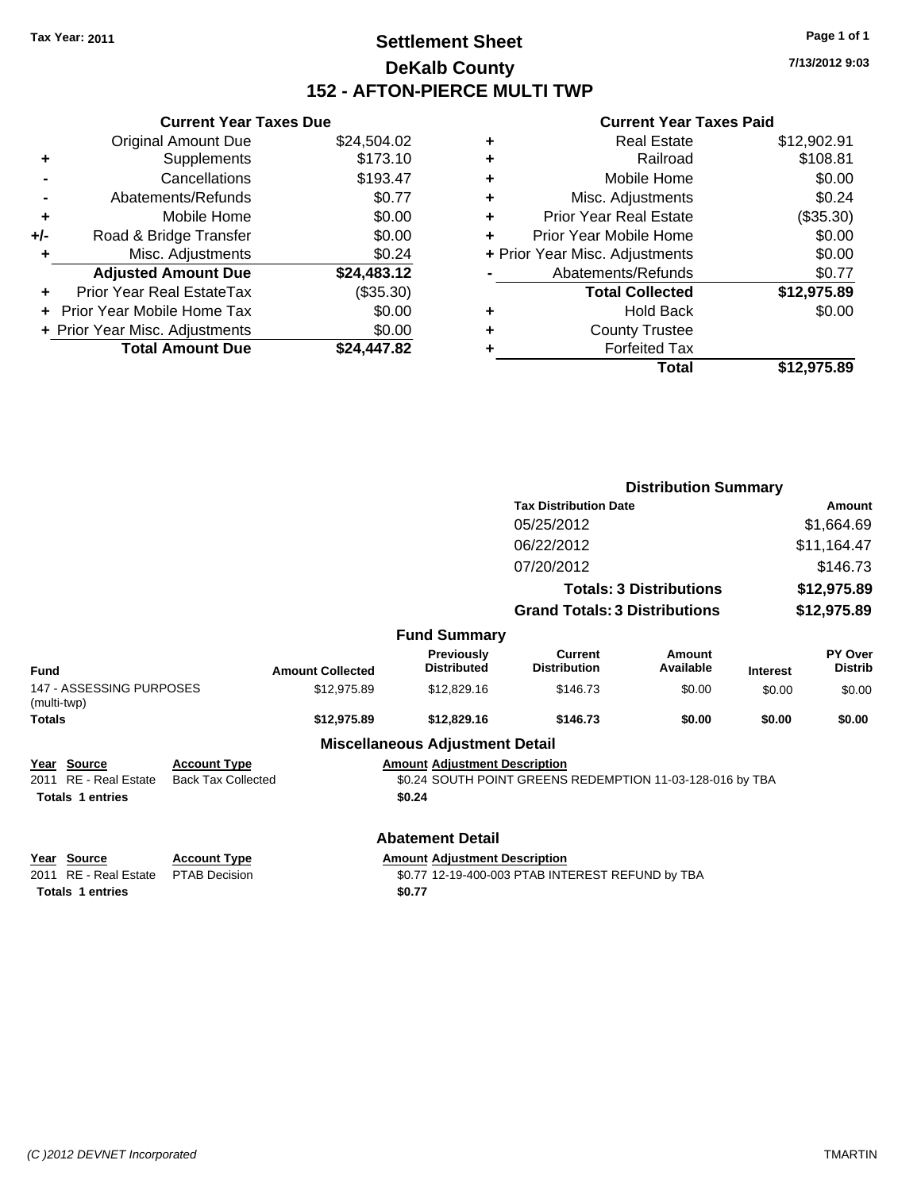**Tax Year: 2011**

# Settlement Sheet
## DeKalb County
## 152 - AFTON-PIERCE MULTI TWP

7/13/2012 9:03

### Current Year Taxes Due

| | | |
|---|---|---|
| | Original Amount Due | $24,504.02 |
| + | Supplements | $173.10 |
| - | Cancellations | $193.47 |
| - | Abatements/Refunds | $0.77 |
| + | Mobile Home | $0.00 |
| +/- | Road & Bridge Transfer | $0.00 |
| + | Misc. Adjustments | $0.24 |
| | **Adjusted Amount Due** | **$24,483.12** |
| + | Prior Year Real EstateTax | ($35.30) |
| + | Prior Year Mobile Home Tax | $0.00 |
| + | Prior Year Misc. Adjustments | $0.00 |
| | **Total Amount Due** | **$24,447.82** |

### Current Year Taxes Paid

| | | |
|---|---|---|
| + | Real Estate | $12,902.91 |
| + | Railroad | $108.81 |
| + | Mobile Home | $0.00 |
| + | Misc. Adjustments | $0.24 |
| + | Prior Year Real Estate | ($35.30) |
| + | Prior Year Mobile Home | $0.00 |
| + | Prior Year Misc. Adjustments | $0.00 |
| - | Abatements/Refunds | $0.77 |
| | **Total Collected** | **$12,975.89** |
| + | Hold Back | $0.00 |
| + | County Trustee | |
| + | Forfeited Tax | |
| | **Total** | **$12,975.89** |

### Distribution Summary

| Tax Distribution Date | Amount |
|---|---|
| 05/25/2012 | $1,664.69 |
| 06/22/2012 | $11,164.47 |
| 07/20/2012 | $146.73 |
| **Totals: 3 Distributions** | **$12,975.89** |
| **Grand Totals: 3 Distributions** | **$12,975.89** |

### Fund Summary

| Fund | Amount Collected | Previously Distributed | Current Distribution | Amount Available | Interest | PY Over Distrib |
|---|---|---|---|---|---|---|
| 147 - ASSESSING PURPOSES (multi-twp) | $12,975.89 | $12,829.16 | $146.73 | $0.00 | $0.00 | $0.00 |
| **Totals** | **$12,975.89** | **$12,829.16** | **$146.73** | **$0.00** | **$0.00** | **$0.00** |

### Miscellaneous Adjustment Detail

| Year | Source | Account Type | Amount | Adjustment Description |
|---|---|---|---|---|
| 2011 | RE - Real Estate | Back Tax Collected | $0.24 | SOUTH POINT GREENS REDEMPTION 11-03-128-016 by TBA |
| **Totals** | **1 entries** | | **$0.24** | |

### Abatement Detail

| Year | Source | Account Type | Amount | Adjustment Description |
|---|---|---|---|---|
| 2011 | RE - Real Estate | PTAB Decision | $0.77 | 12-19-400-003 PTAB INTEREST REFUND by TBA |
| **Totals** | **1 entries** | | **$0.77** | |

*(C )2012 DEVNET Incorporated* TMARTIN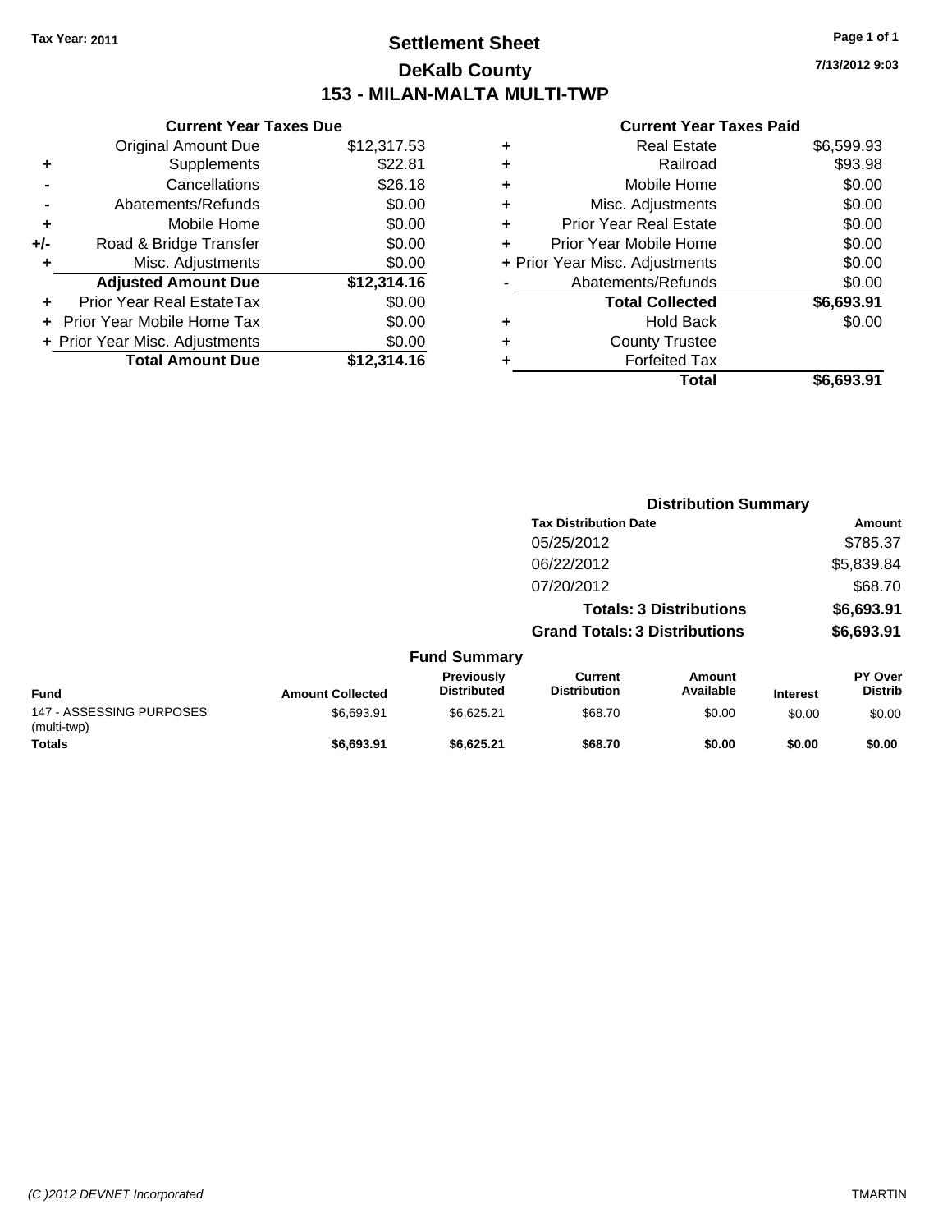Tax Year: 2011

# Settlement Sheet
## DeKalb County
## 153 - MILAN-MALTA MULTI-TWP

7/13/2012 9:03

### Current Year Taxes Due

| | | |
|---|---|---|
| | Original Amount Due | $12,317.53 |
| + | Supplements | $22.81 |
| - | Cancellations | $26.18 |
| - | Abatements/Refunds | $0.00 |
| + | Mobile Home | $0.00 |
| +/- | Road & Bridge Transfer | $0.00 |
| + | Misc. Adjustments | $0.00 |
| | **Adjusted Amount Due** | **$12,314.16** |
| + | Prior Year Real EstateTax | $0.00 |
| + | Prior Year Mobile Home Tax | $0.00 |
| + | Prior Year Misc. Adjustments | $0.00 |
| | **Total Amount Due** | **$12,314.16** |

### Current Year Taxes Paid

| | | |
|---|---|---|
| + | Real Estate | $6,599.93 |
| + | Railroad | $93.98 |
| + | Mobile Home | $0.00 |
| + | Misc. Adjustments | $0.00 |
| + | Prior Year Real Estate | $0.00 |
| + | Prior Year Mobile Home | $0.00 |
| + | Prior Year Misc. Adjustments | $0.00 |
| - | Abatements/Refunds | $0.00 |
| | **Total Collected** | **$6,693.91** |
| + | Hold Back | $0.00 |
| + | County Trustee | |
| + | Forfeited Tax | |
| | **Total** | **$6,693.91** |

### Distribution Summary

| Tax Distribution Date | Amount |
|---|---|
| 05/25/2012 | $785.37 |
| 06/22/2012 | $5,839.84 |
| 07/20/2012 | $68.70 |
| **Totals: 3 Distributions** | **$6,693.91** |
| **Grand Totals: 3 Distributions** | **$6,693.91** |

### Fund Summary

| Fund | Amount Collected | Previously Distributed | Current Distribution | Amount Available | Interest | PY Over Distrib |
|---|---|---|---|---|---|---|
| 147 - ASSESSING PURPOSES (multi-twp) | $6,693.91 | $6,625.21 | $68.70 | $0.00 | $0.00 | $0.00 |
| **Totals** | **$6,693.91** | **$6,625.21** | **$68.70** | **$0.00** | **$0.00** | **$0.00** |

(C )2012 DEVNET Incorporated TMARTIN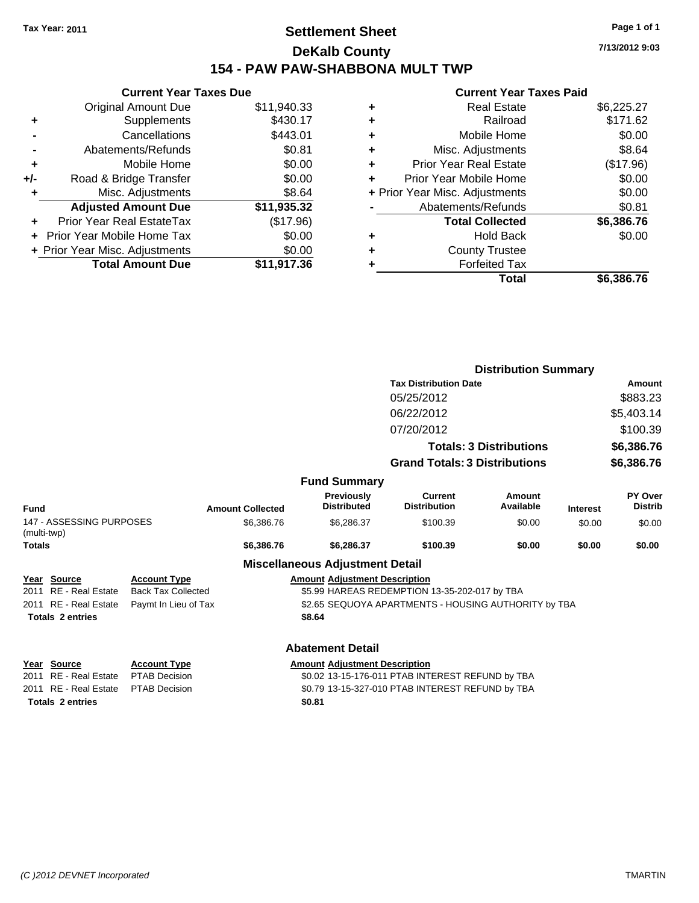Tax Year: 2011

# Settlement Sheet

## DeKalb County

## 154 - PAW PAW-SHABBONA MULT TWP

7/13/2012 9:03

### Current Year Taxes Due

| | | |
|---|---|---|
| | Original Amount Due | $11,940.33 |
| + | Supplements | $430.17 |
| - | Cancellations | $443.01 |
| - | Abatements/Refunds | $0.81 |
| + | Mobile Home | $0.00 |
| +/- | Road & Bridge Transfer | $0.00 |
| + | Misc. Adjustments | $8.64 |
| | **Adjusted Amount Due** | **$11,935.32** |
| + | Prior Year Real EstateTax | ($17.96) |
| + | Prior Year Mobile Home Tax | $0.00 |
| + | Prior Year Misc. Adjustments | $0.00 |
| | **Total Amount Due** | **$11,917.36** |

### Current Year Taxes Paid

| | | |
|---|---|---|
| + | Real Estate | $6,225.27 |
| + | Railroad | $171.62 |
| + | Mobile Home | $0.00 |
| + | Misc. Adjustments | $8.64 |
| + | Prior Year Real Estate | ($17.96) |
| + | Prior Year Mobile Home | $0.00 |
| + | Prior Year Misc. Adjustments | $0.00 |
| - | Abatements/Refunds | $0.81 |
| | **Total Collected** | **$6,386.76** |
| + | Hold Back | $0.00 |
| + | County Trustee | |
| + | Forfeited Tax | |
| | **Total** | **$6,386.76** |

### Distribution Summary

| Tax Distribution Date | Amount |
|---|---|
| 05/25/2012 | $883.23 |
| 06/22/2012 | $5,403.14 |
| 07/20/2012 | $100.39 |
| **Totals: 3 Distributions** | **$6,386.76** |
| **Grand Totals: 3 Distributions** | **$6,386.76** |

### Fund Summary

| Fund | Amount Collected | Previously Distributed | Current Distribution | Amount Available | Interest | PY Over Distrib |
|---|---|---|---|---|---|---|
| 147 - ASSESSING PURPOSES (multi-twp) | $6,386.76 | $6,286.37 | $100.39 | $0.00 | $0.00 | $0.00 |
| **Totals** | **$6,386.76** | **$6,286.37** | **$100.39** | **$0.00** | **$0.00** | **$0.00** |

### Miscellaneous Adjustment Detail

| Year | Source | Account Type | Amount | Adjustment Description |
|---|---|---|---|---|
| 2011 | RE - Real Estate | Back Tax Collected | $5.99 | HAREAS REDEMPTION 13-35-202-017 by TBA |
| 2011 | RE - Real Estate | Paymt In Lieu of Tax | $2.65 | SEQUOYA APARTMENTS - HOUSING AUTHORITY by TBA |
| **Totals 2 entries** | | | **$8.64** | |

### Abatement Detail

| Year | Source | Account Type | Amount | Adjustment Description |
|---|---|---|---|---|
| 2011 | RE - Real Estate | PTAB Decision | $0.02 | 13-15-176-011 PTAB INTEREST REFUND by TBA |
| 2011 | RE - Real Estate | PTAB Decision | $0.79 | 13-15-327-010 PTAB INTEREST REFUND by TBA |
| **Totals 2 entries** | | | **$0.81** | |

(C )2012 DEVNET Incorporated

TMARTIN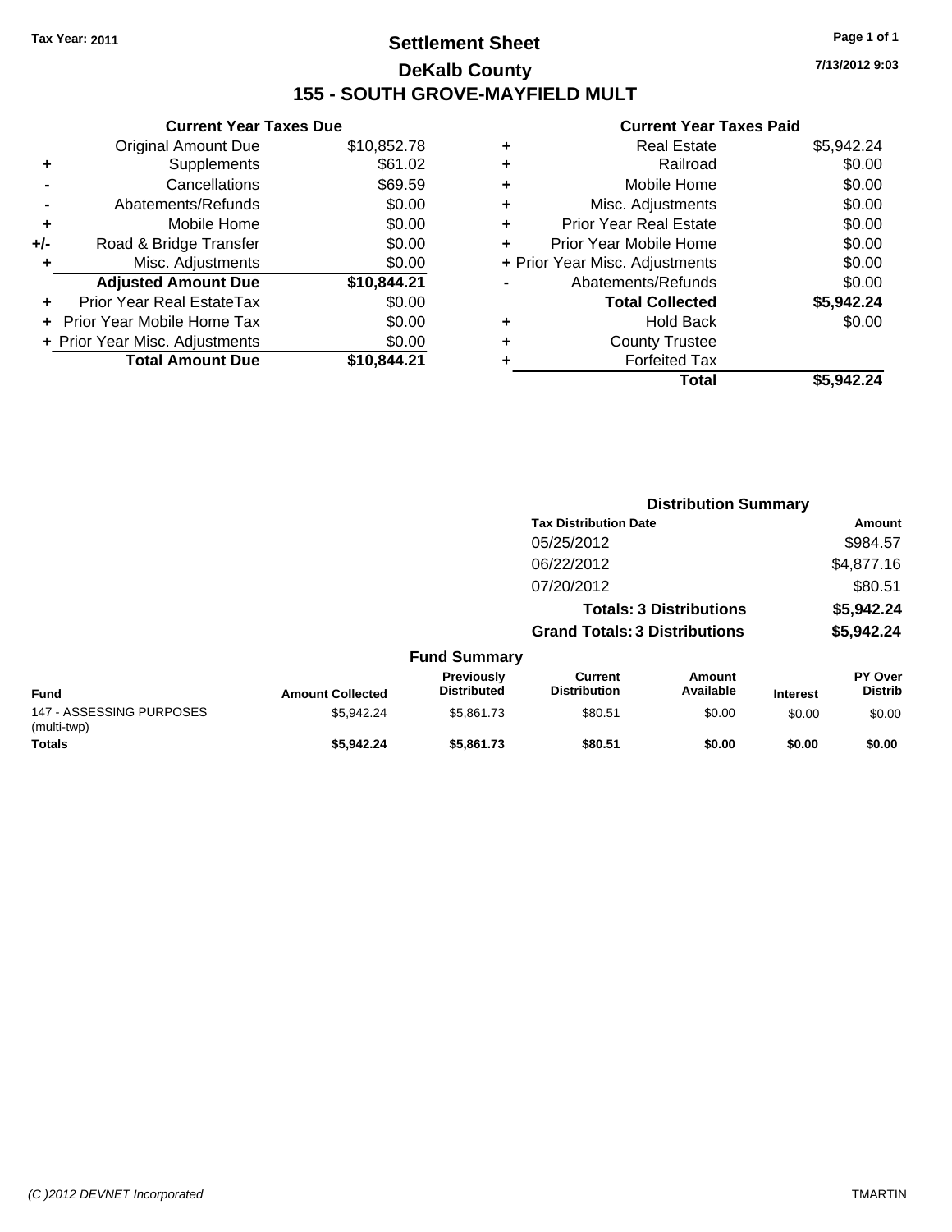Tax Year: 2011

# Settlement Sheet
## DeKalb County
## 155 - SOUTH GROVE-MAYFIELD MULT

7/13/2012 9:03

### Current Year Taxes Due

| | | |
|---|---|---|
| | Original Amount Due | $10,852.78 |
| + | Supplements | $61.02 |
| - | Cancellations | $69.59 |
| - | Abatements/Refunds | $0.00 |
| + | Mobile Home | $0.00 |
| +/- | Road & Bridge Transfer | $0.00 |
| + | Misc. Adjustments | $0.00 |
| | **Adjusted Amount Due** | **$10,844.21** |
| + | Prior Year Real EstateTax | $0.00 |
| + | Prior Year Mobile Home Tax | $0.00 |
| + | Prior Year Misc. Adjustments | $0.00 |
| | **Total Amount Due** | **$10,844.21** |

### Current Year Taxes Paid

| | | |
|---|---|---|
| + | Real Estate | $5,942.24 |
| + | Railroad | $0.00 |
| + | Mobile Home | $0.00 |
| + | Misc. Adjustments | $0.00 |
| + | Prior Year Real Estate | $0.00 |
| + | Prior Year Mobile Home | $0.00 |
| + | Prior Year Misc. Adjustments | $0.00 |
| - | Abatements/Refunds | $0.00 |
| | **Total Collected** | **$5,942.24** |
| + | Hold Back | $0.00 |
| + | County Trustee | |
| + | Forfeited Tax | |
| | **Total** | **$5,942.24** |

### Distribution Summary

| Tax Distribution Date | Amount |
|---|---|
| 05/25/2012 | $984.57 |
| 06/22/2012 | $4,877.16 |
| 07/20/2012 | $80.51 |
| **Totals: 3 Distributions** | **$5,942.24** |
| **Grand Totals: 3 Distributions** | **$5,942.24** |

### Fund Summary

| Fund | Amount Collected | Previously Distributed | Current Distribution | Amount Available | Interest | PY Over Distrib |
|---|---|---|---|---|---|---|
| 147 - ASSESSING PURPOSES (multi-twp) | $5,942.24 | $5,861.73 | $80.51 | $0.00 | $0.00 | $0.00 |
| **Totals** | **$5,942.24** | **$5,861.73** | **$80.51** | **$0.00** | **$0.00** | **$0.00** |

(C )2012 DEVNET Incorporated TMARTIN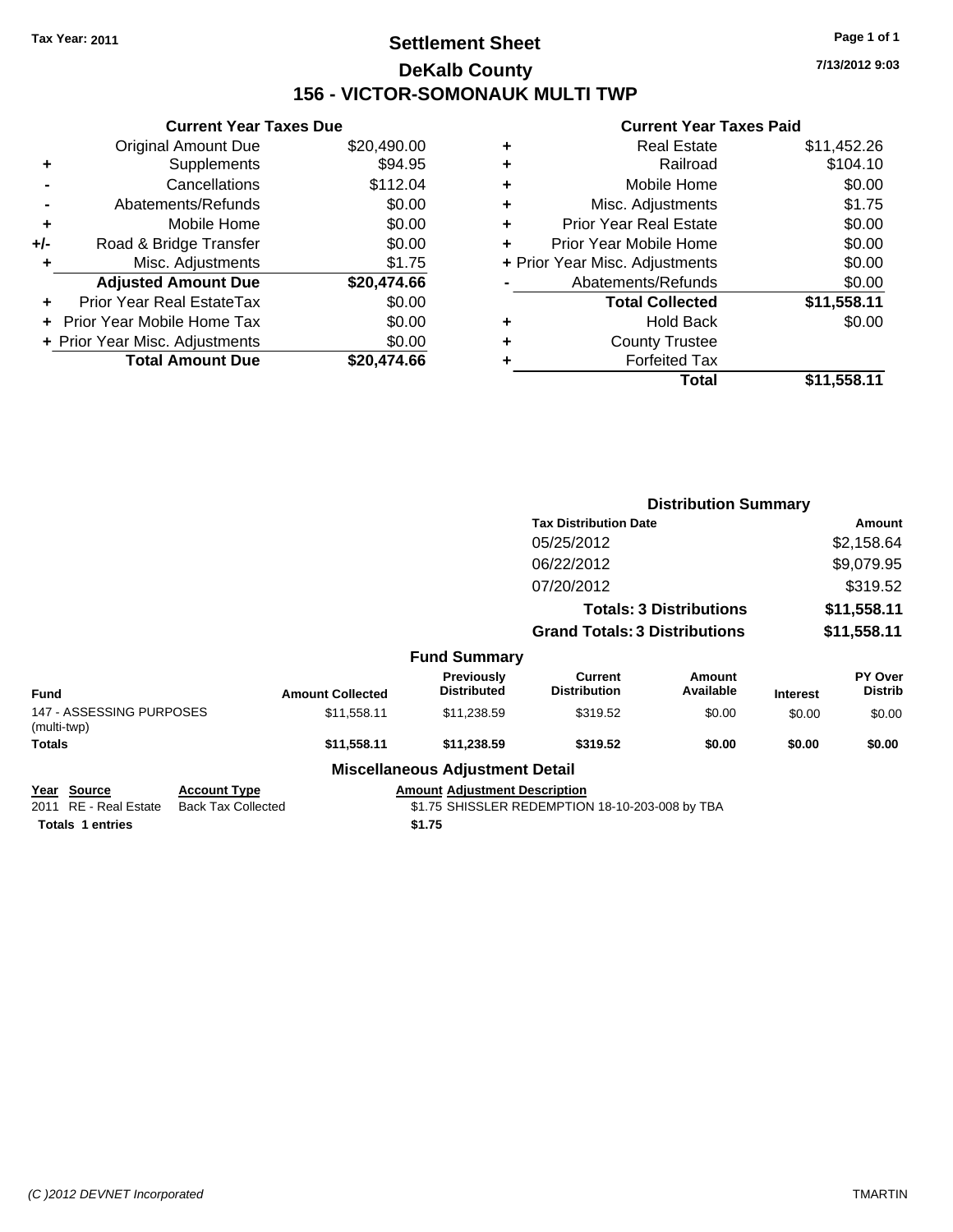**Tax Year: 2011**

# Settlement Sheet
## DeKalb County
## 156 - VICTOR-SOMONAUK MULTI TWP

7/13/2012 9:03

### Current Year Taxes Due

| | | |
|---|---|---|
| | Original Amount Due | $20,490.00 |
| + | Supplements | $94.95 |
| - | Cancellations | $112.04 |
| - | Abatements/Refunds | $0.00 |
| + | Mobile Home | $0.00 |
| +/- | Road & Bridge Transfer | $0.00 |
| + | Misc. Adjustments | $1.75 |
| | **Adjusted Amount Due** | **$20,474.66** |
| + | Prior Year Real EstateTax | $0.00 |
| + | Prior Year Mobile Home Tax | $0.00 |
| + | Prior Year Misc. Adjustments | $0.00 |
| | **Total Amount Due** | **$20,474.66** |

### Current Year Taxes Paid

| | | |
|---|---|---|
| + | Real Estate | $11,452.26 |
| + | Railroad | $104.10 |
| + | Mobile Home | $0.00 |
| + | Misc. Adjustments | $1.75 |
| + | Prior Year Real Estate | $0.00 |
| + | Prior Year Mobile Home | $0.00 |
| + | Prior Year Misc. Adjustments | $0.00 |
| - | Abatements/Refunds | $0.00 |
| | **Total Collected** | **$11,558.11** |
| + | Hold Back | $0.00 |
| + | County Trustee | |
| + | Forfeited Tax | |
| | **Total** | **$11,558.11** |

### Distribution Summary

| Tax Distribution Date | Amount |
|---|---|
| 05/25/2012 | $2,158.64 |
| 06/22/2012 | $9,079.95 |
| 07/20/2012 | $319.52 |
| **Totals: 3 Distributions** | **$11,558.11** |
| **Grand Totals: 3 Distributions** | **$11,558.11** |

### Fund Summary

| Fund | Amount Collected | Previously Distributed | Current Distribution | Amount Available | Interest | PY Over Distrib |
|---|---|---|---|---|---|---|
| 147 - ASSESSING PURPOSES (multi-twp) | $11,558.11 | $11,238.59 | $319.52 | $0.00 | $0.00 | $0.00 |
| **Totals** | **$11,558.11** | **$11,238.59** | **$319.52** | **$0.00** | **$0.00** | **$0.00** |

### Miscellaneous Adjustment Detail

| Year | Source | Account Type | Amount | Adjustment Description |
|---|---|---|---|---|
| 2011 | RE - Real Estate | Back Tax Collected | $1.75 | SHISSLER REDEMPTION 18-10-203-008 by TBA |
| **Totals** | **1 entries** | | **$1.75** | |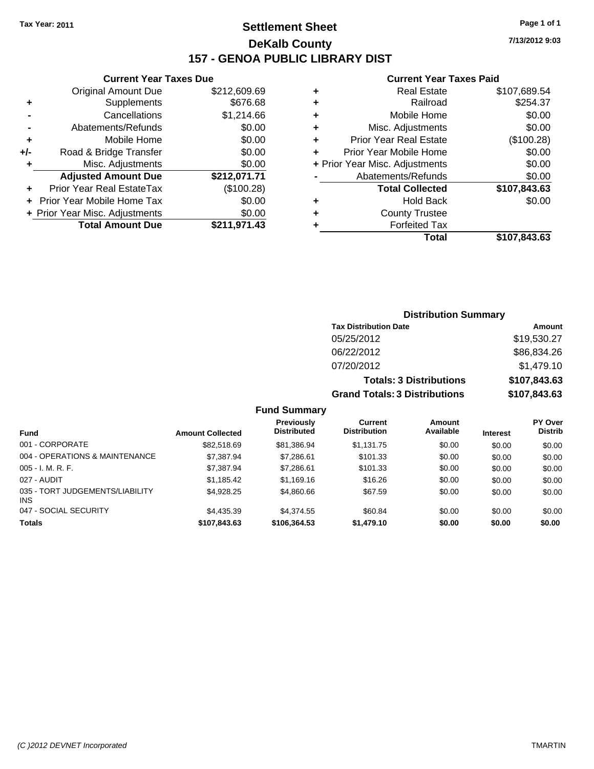Tax Year: 2011

# Settlement Sheet

## DeKalb County

## 157 - GENOA PUBLIC LIBRARY DIST

7/13/2012 9:03

### Current Year Taxes Due

| | | |
|---|---|---|
| | Original Amount Due | $212,609.69 |
| + | Supplements | $676.68 |
| - | Cancellations | $1,214.66 |
| - | Abatements/Refunds | $0.00 |
| + | Mobile Home | $0.00 |
| +/- | Road & Bridge Transfer | $0.00 |
| + | Misc. Adjustments | $0.00 |
| | **Adjusted Amount Due** | **$212,071.71** |
| + | Prior Year Real EstateTax | ($100.28) |
| + | Prior Year Mobile Home Tax | $0.00 |
| + | Prior Year Misc. Adjustments | $0.00 |
| | **Total Amount Due** | **$211,971.43** |

### Current Year Taxes Paid

| | | |
|---|---|---|
| + | Real Estate | $107,689.54 |
| + | Railroad | $254.37 |
| + | Mobile Home | $0.00 |
| + | Misc. Adjustments | $0.00 |
| + | Prior Year Real Estate | ($100.28) |
| + | Prior Year Mobile Home | $0.00 |
| + | Prior Year Misc. Adjustments | $0.00 |
| - | Abatements/Refunds | $0.00 |
| | **Total Collected** | **$107,843.63** |
| + | Hold Back | $0.00 |
| + | County Trustee | |
| + | Forfeited Tax | |
| | **Total** | **$107,843.63** |

### Distribution Summary

| Tax Distribution Date | Amount |
|---|---|
| 05/25/2012 | $19,530.27 |
| 06/22/2012 | $86,834.26 |
| 07/20/2012 | $1,479.10 |
| **Totals: 3 Distributions** | **$107,843.63** |
| **Grand Totals: 3 Distributions** | **$107,843.63** |

### Fund Summary

| Fund | Amount Collected | Previously Distributed | Current Distribution | Amount Available | Interest | PY Over Distrib |
|---|---|---|---|---|---|---|
| 001 - CORPORATE | $82,518.69 | $81,386.94 | $1,131.75 | $0.00 | $0.00 | $0.00 |
| 004 - OPERATIONS & MAINTENANCE | $7,387.94 | $7,286.61 | $101.33 | $0.00 | $0.00 | $0.00 |
| 005 - I. M. R. F. | $7,387.94 | $7,286.61 | $101.33 | $0.00 | $0.00 | $0.00 |
| 027 - AUDIT | $1,185.42 | $1,169.16 | $16.26 | $0.00 | $0.00 | $0.00 |
| 035 - TORT JUDGEMENTS/LIABILITY INS | $4,928.25 | $4,860.66 | $67.59 | $0.00 | $0.00 | $0.00 |
| 047 - SOCIAL SECURITY | $4,435.39 | $4,374.55 | $60.84 | $0.00 | $0.00 | $0.00 |
| **Totals** | **$107,843.63** | **$106,364.53** | **$1,479.10** | **$0.00** | **$0.00** | **$0.00** |

(C )2012 DEVNET Incorporated TMARTIN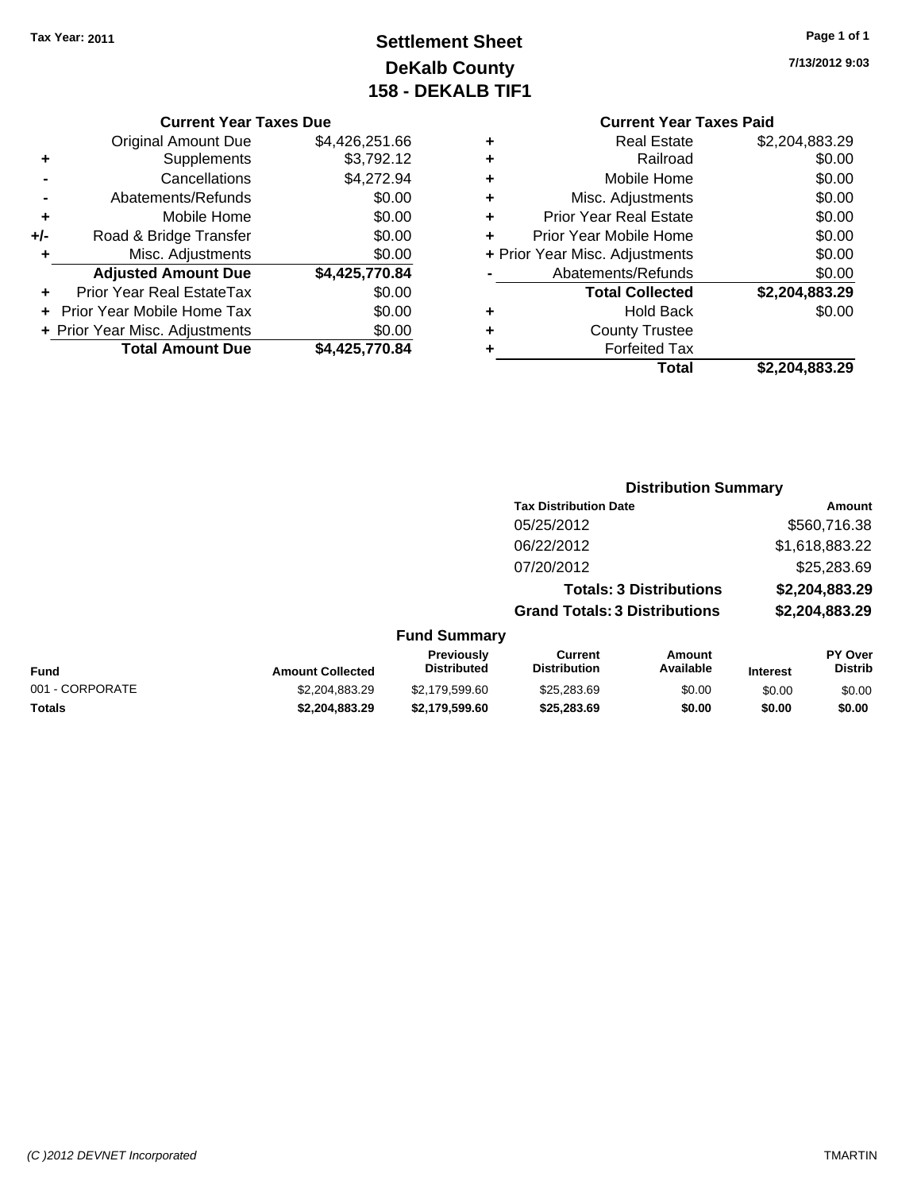**Tax Year: 2011**

# Settlement Sheet
## DeKalb County
## 158 - DEKALB TIF1

7/13/2012 9:03

### Current Year Taxes Due

| | | |
|---|---|---|
| | Original Amount Due | $4,426,251.66 |
| + | Supplements | $3,792.12 |
| - | Cancellations | $4,272.94 |
| - | Abatements/Refunds | $0.00 |
| + | Mobile Home | $0.00 |
| +/- | Road & Bridge Transfer | $0.00 |
| + | Misc. Adjustments | $0.00 |
| | **Adjusted Amount Due** | **$4,425,770.84** |
| + | Prior Year Real EstateTax | $0.00 |
| + | Prior Year Mobile Home Tax | $0.00 |
| + | Prior Year Misc. Adjustments | $0.00 |
| | **Total Amount Due** | **$4,425,770.84** |

### Current Year Taxes Paid

| | | |
|---|---|---|
| + | Real Estate | $2,204,883.29 |
| + | Railroad | $0.00 |
| + | Mobile Home | $0.00 |
| + | Misc. Adjustments | $0.00 |
| + | Prior Year Real Estate | $0.00 |
| + | Prior Year Mobile Home | $0.00 |
| + | Prior Year Misc. Adjustments | $0.00 |
| - | Abatements/Refunds | $0.00 |
| | **Total Collected** | **$2,204,883.29** |
| + | Hold Back | $0.00 |
| + | County Trustee | |
| + | Forfeited Tax | |
| | **Total** | **$2,204,883.29** |

### Distribution Summary

| Tax Distribution Date | Amount |
|---|---|
| 05/25/2012 | $560,716.38 |
| 06/22/2012 | $1,618,883.22 |
| 07/20/2012 | $25,283.69 |
| **Totals: 3 Distributions** | **$2,204,883.29** |
| **Grand Totals: 3 Distributions** | **$2,204,883.29** |

### Fund Summary

| Fund | Amount Collected | Previously Distributed | Current Distribution | Amount Available | Interest | PY Over Distrib |
|---|---|---|---|---|---|---|
| 001 - CORPORATE | $2,204,883.29 | $2,179,599.60 | $25,283.69 | $0.00 | $0.00 | $0.00 |
| **Totals** | **$2,204,883.29** | **$2,179,599.60** | **$25,283.69** | **$0.00** | **$0.00** | **$0.00** |

(C )2012 DEVNET Incorporated — TMARTIN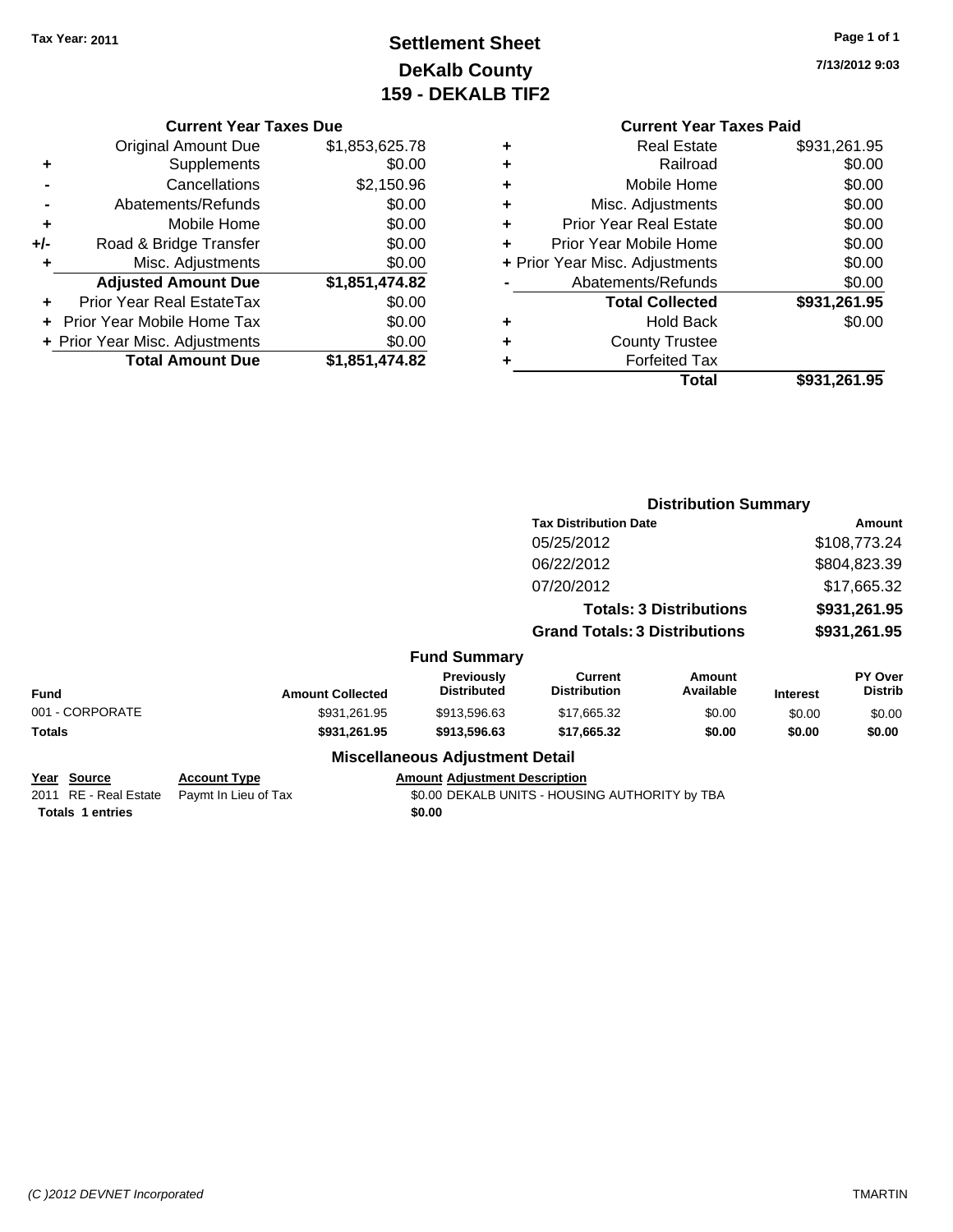Tax Year: 2011

# Settlement Sheet
## DeKalb County
## 159 - DEKALB TIF2

7/13/2012 9:03

### Current Year Taxes Due

| | | |
|---|---|---|
| | Original Amount Due | $1,853,625.78 |
| + | Supplements | $0.00 |
| - | Cancellations | $2,150.96 |
| - | Abatements/Refunds | $0.00 |
| + | Mobile Home | $0.00 |
| +/- | Road & Bridge Transfer | $0.00 |
| + | Misc. Adjustments | $0.00 |
| | **Adjusted Amount Due** | **$1,851,474.82** |
| + | Prior Year Real EstateTax | $0.00 |
| + | Prior Year Mobile Home Tax | $0.00 |
| + | Prior Year Misc. Adjustments | $0.00 |
| | **Total Amount Due** | **$1,851,474.82** |

### Current Year Taxes Paid

| | | |
|---|---|---|
| + | Real Estate | $931,261.95 |
| + | Railroad | $0.00 |
| + | Mobile Home | $0.00 |
| + | Misc. Adjustments | $0.00 |
| + | Prior Year Real Estate | $0.00 |
| + | Prior Year Mobile Home | $0.00 |
| + | Prior Year Misc. Adjustments | $0.00 |
| - | Abatements/Refunds | $0.00 |
| | **Total Collected** | **$931,261.95** |
| + | Hold Back | $0.00 |
| + | County Trustee | |
| + | Forfeited Tax | |
| | **Total** | **$931,261.95** |

### Distribution Summary

| Tax Distribution Date | Amount |
|---|---|
| 05/25/2012 | $108,773.24 |
| 06/22/2012 | $804,823.39 |
| 07/20/2012 | $17,665.32 |
| **Totals: 3 Distributions** | **$931,261.95** |
| **Grand Totals: 3 Distributions** | **$931,261.95** |

### Fund Summary

| Fund | Amount Collected | Previously Distributed | Current Distribution | Amount Available | Interest | PY Over Distrib |
|---|---|---|---|---|---|---|
| 001 - CORPORATE | $931,261.95 | $913,596.63 | $17,665.32 | $0.00 | $0.00 | $0.00 |
| **Totals** | **$931,261.95** | **$913,596.63** | **$17,665.32** | **$0.00** | **$0.00** | **$0.00** |

### Miscellaneous Adjustment Detail

| Year | Source | Account Type | Amount | Adjustment Description |
|---|---|---|---|---|
| 2011 | RE - Real Estate | Paymt In Lieu of Tax | $0.00 | DEKALB UNITS - HOUSING AUTHORITY by TBA |
| **Totals 1 entries** | | | **$0.00** | |

(C )2012 DEVNET Incorporated — TMARTIN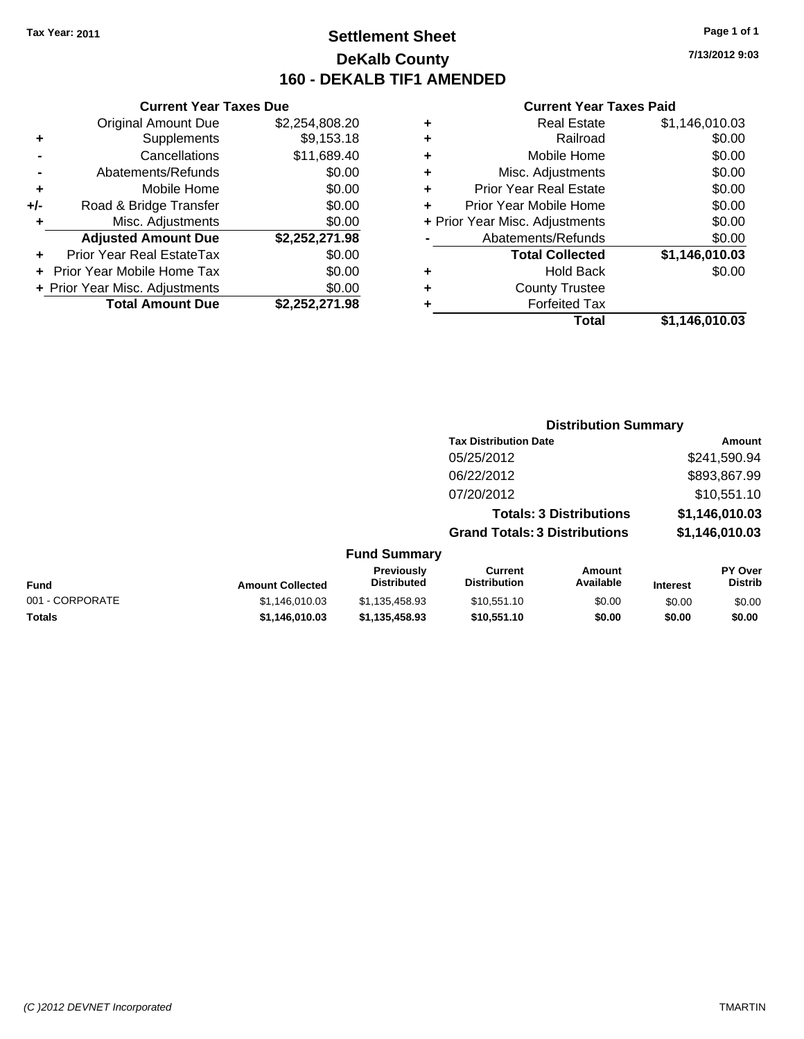Tax Year: 2011

# Settlement Sheet
# DeKalb County
# 160 - DEKALB TIF1 AMENDED

7/13/2012 9:03

### Current Year Taxes Due

| | | |
|---|---|---|
| | Original Amount Due | $2,254,808.20 |
| + | Supplements | $9,153.18 |
| - | Cancellations | $11,689.40 |
| - | Abatements/Refunds | $0.00 |
| + | Mobile Home | $0.00 |
| +/- | Road & Bridge Transfer | $0.00 |
| + | Misc. Adjustments | $0.00 |
| | **Adjusted Amount Due** | **$2,252,271.98** |
| + | Prior Year Real EstateTax | $0.00 |
| + | Prior Year Mobile Home Tax | $0.00 |
| + | Prior Year Misc. Adjustments | $0.00 |
| | **Total Amount Due** | **$2,252,271.98** |

### Current Year Taxes Paid

| | | |
|---|---|---|
| + | Real Estate | $1,146,010.03 |
| + | Railroad | $0.00 |
| + | Mobile Home | $0.00 |
| + | Misc. Adjustments | $0.00 |
| + | Prior Year Real Estate | $0.00 |
| + | Prior Year Mobile Home | $0.00 |
| + | Prior Year Misc. Adjustments | $0.00 |
| - | Abatements/Refunds | $0.00 |
| | **Total Collected** | **$1,146,010.03** |
| + | Hold Back | $0.00 |
| + | County Trustee | |
| + | Forfeited Tax | |
| | **Total** | **$1,146,010.03** |

### Distribution Summary

| Tax Distribution Date | Amount |
|---|---|
| 05/25/2012 | $241,590.94 |
| 06/22/2012 | $893,867.99 |
| 07/20/2012 | $10,551.10 |
| **Totals: 3 Distributions** | **$1,146,010.03** |
| **Grand Totals: 3 Distributions** | **$1,146,010.03** |

### Fund Summary

| Fund | Amount Collected | Previously Distributed | Current Distribution | Amount Available | Interest | PY Over Distrib |
|---|---|---|---|---|---|---|
| 001 - CORPORATE | $1,146,010.03 | $1,135,458.93 | $10,551.10 | $0.00 | $0.00 | $0.00 |
| **Totals** | **$1,146,010.03** | **$1,135,458.93** | **$10,551.10** | **$0.00** | **$0.00** | **$0.00** |

(C )2012 DEVNET Incorporated TMARTIN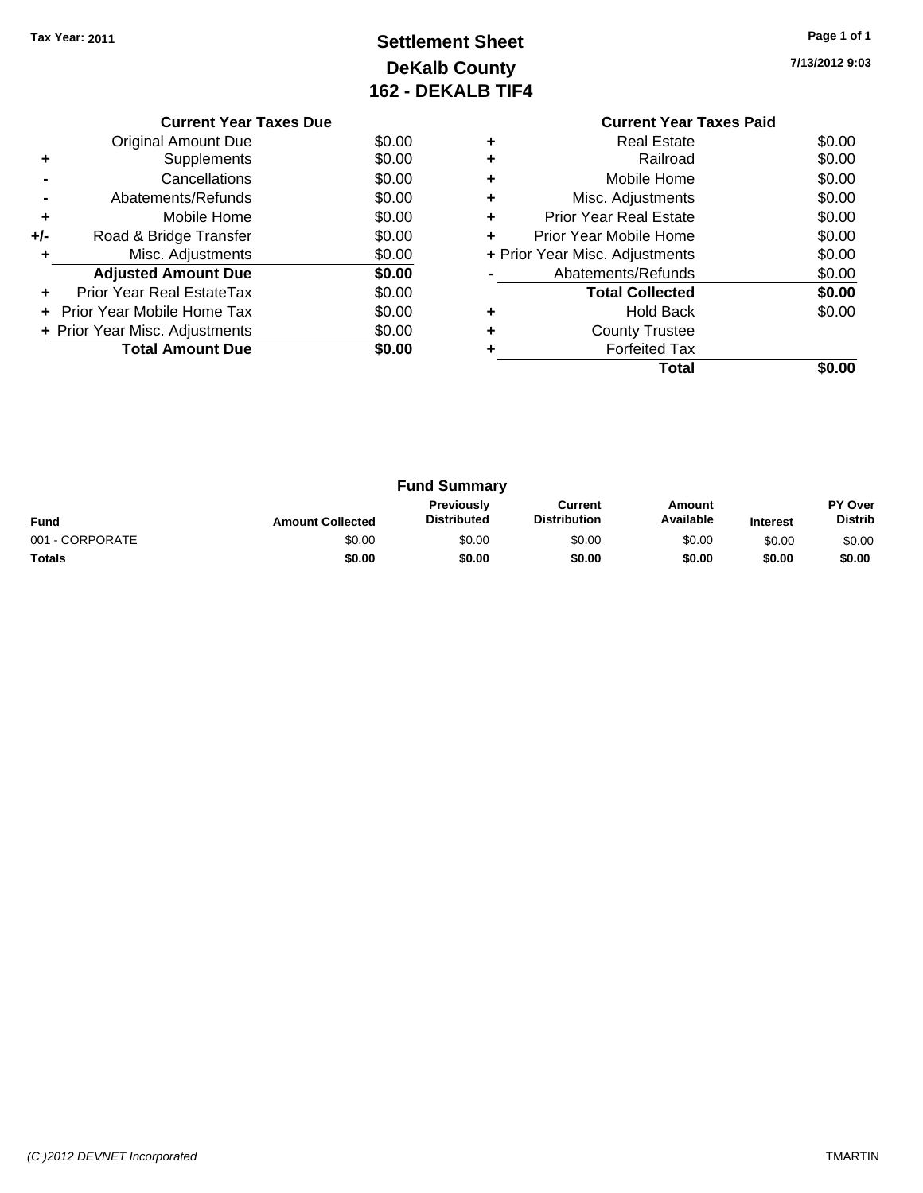Tax Year: 2011

# Settlement Sheet
## DeKalb County
## 162 - DEKALB TIF4

7/13/2012 9:03

### Current Year Taxes Due

| | | |
|---|---|---|
| | Original Amount Due | $0.00 |
| + | Supplements | $0.00 |
| - | Cancellations | $0.00 |
| - | Abatements/Refunds | $0.00 |
| + | Mobile Home | $0.00 |
| +/- | Road & Bridge Transfer | $0.00 |
| + | Misc. Adjustments | $0.00 |
| | **Adjusted Amount Due** | **$0.00** |
| + | Prior Year Real EstateTax | $0.00 |
| + | Prior Year Mobile Home Tax | $0.00 |
| + | Prior Year Misc. Adjustments | $0.00 |
| | **Total Amount Due** | **$0.00** |

### Current Year Taxes Paid

| | | |
|---|---|---|
| + | Real Estate | $0.00 |
| + | Railroad | $0.00 |
| + | Mobile Home | $0.00 |
| + | Misc. Adjustments | $0.00 |
| + | Prior Year Real Estate | $0.00 |
| + | Prior Year Mobile Home | $0.00 |
| + | Prior Year Misc. Adjustments | $0.00 |
| - | Abatements/Refunds | $0.00 |
| | **Total Collected** | **$0.00** |
| + | Hold Back | $0.00 |
| + | County Trustee | |
| + | Forfeited Tax | |
| | **Total** | **$0.00** |

### Fund Summary

| Fund | Amount Collected | Previously Distributed | Current Distribution | Amount Available | Interest | PY Over Distrib |
|---|---|---|---|---|---|---|
| 001 - CORPORATE | $0.00 | $0.00 | $0.00 | $0.00 | $0.00 | $0.00 |
| **Totals** | **$0.00** | **$0.00** | **$0.00** | **$0.00** | **$0.00** | **$0.00** |

(C )2012 DEVNET Incorporated TMARTIN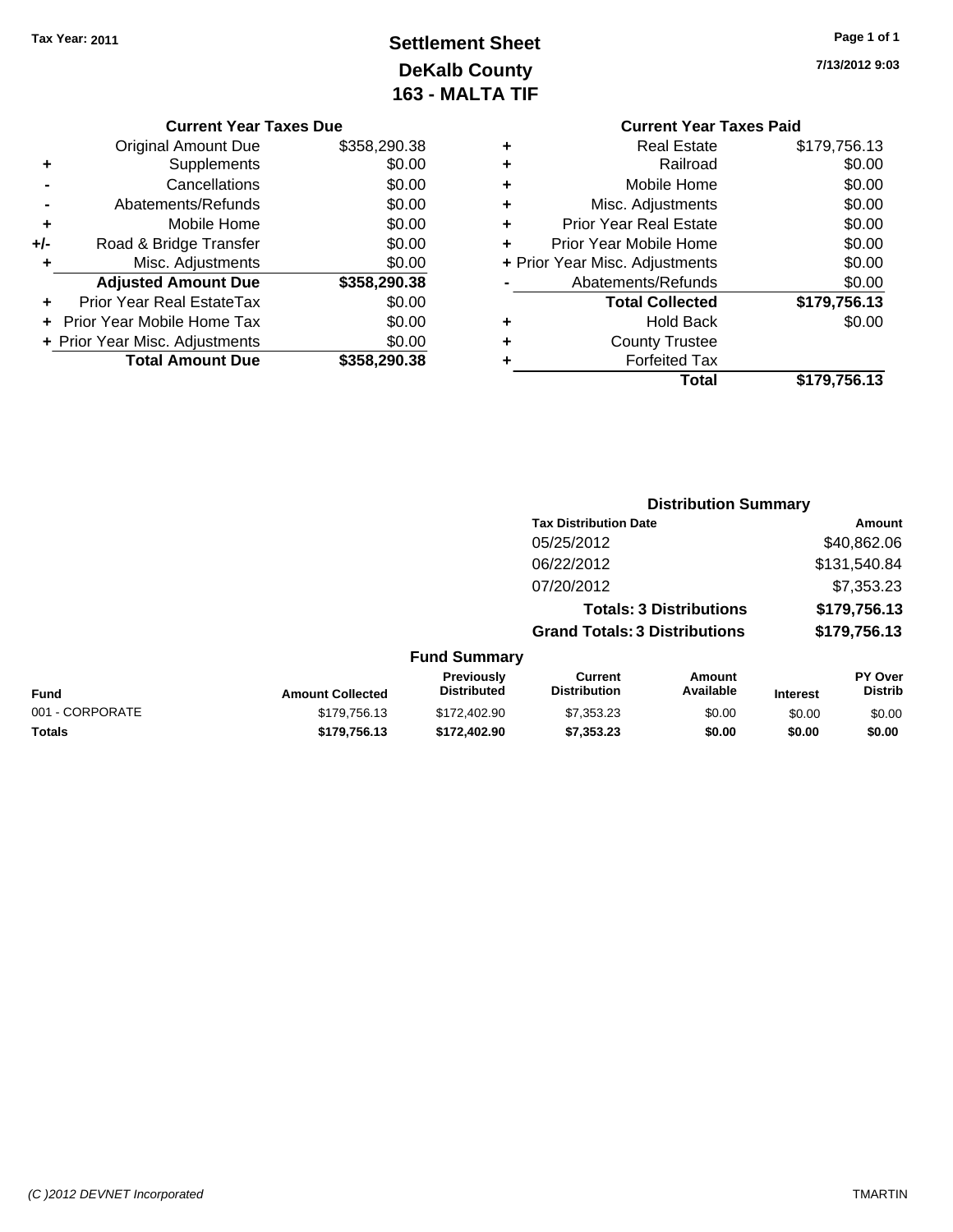**Tax Year: 2011**

# Settlement Sheet
## DeKalb County
## 163 - MALTA TIF

7/13/2012 9:03

### Current Year Taxes Due

| | | |
|---|---|---|
| | Original Amount Due | $358,290.38 |
| + | Supplements | $0.00 |
| - | Cancellations | $0.00 |
| - | Abatements/Refunds | $0.00 |
| + | Mobile Home | $0.00 |
| +/- | Road & Bridge Transfer | $0.00 |
| + | Misc. Adjustments | $0.00 |
| | **Adjusted Amount Due** | **$358,290.38** |
| + | Prior Year Real EstateTax | $0.00 |
| + | Prior Year Mobile Home Tax | $0.00 |
| + | Prior Year Misc. Adjustments | $0.00 |
| | **Total Amount Due** | **$358,290.38** |

### Current Year Taxes Paid

| | | |
|---|---|---|
| + | Real Estate | $179,756.13 |
| + | Railroad | $0.00 |
| + | Mobile Home | $0.00 |
| + | Misc. Adjustments | $0.00 |
| + | Prior Year Real Estate | $0.00 |
| + | Prior Year Mobile Home | $0.00 |
| + | Prior Year Misc. Adjustments | $0.00 |
| - | Abatements/Refunds | $0.00 |
| | **Total Collected** | **$179,756.13** |
| + | Hold Back | $0.00 |
| + | County Trustee | |
| + | Forfeited Tax | |
| | **Total** | **$179,756.13** |

### Distribution Summary

| Tax Distribution Date | Amount |
|---|---|
| 05/25/2012 | $40,862.06 |
| 06/22/2012 | $131,540.84 |
| 07/20/2012 | $7,353.23 |
| **Totals: 3 Distributions** | **$179,756.13** |
| **Grand Totals: 3 Distributions** | **$179,756.13** |

### Fund Summary

| Fund | Amount Collected | Previously Distributed | Current Distribution | Amount Available | Interest | PY Over Distrib |
|---|---|---|---|---|---|---|
| 001 - CORPORATE | $179,756.13 | $172,402.90 | $7,353.23 | $0.00 | $0.00 | $0.00 |
| **Totals** | **$179,756.13** | **$172,402.90** | **$7,353.23** | **$0.00** | **$0.00** | **$0.00** |

(C )2012 DEVNET Incorporated TMARTIN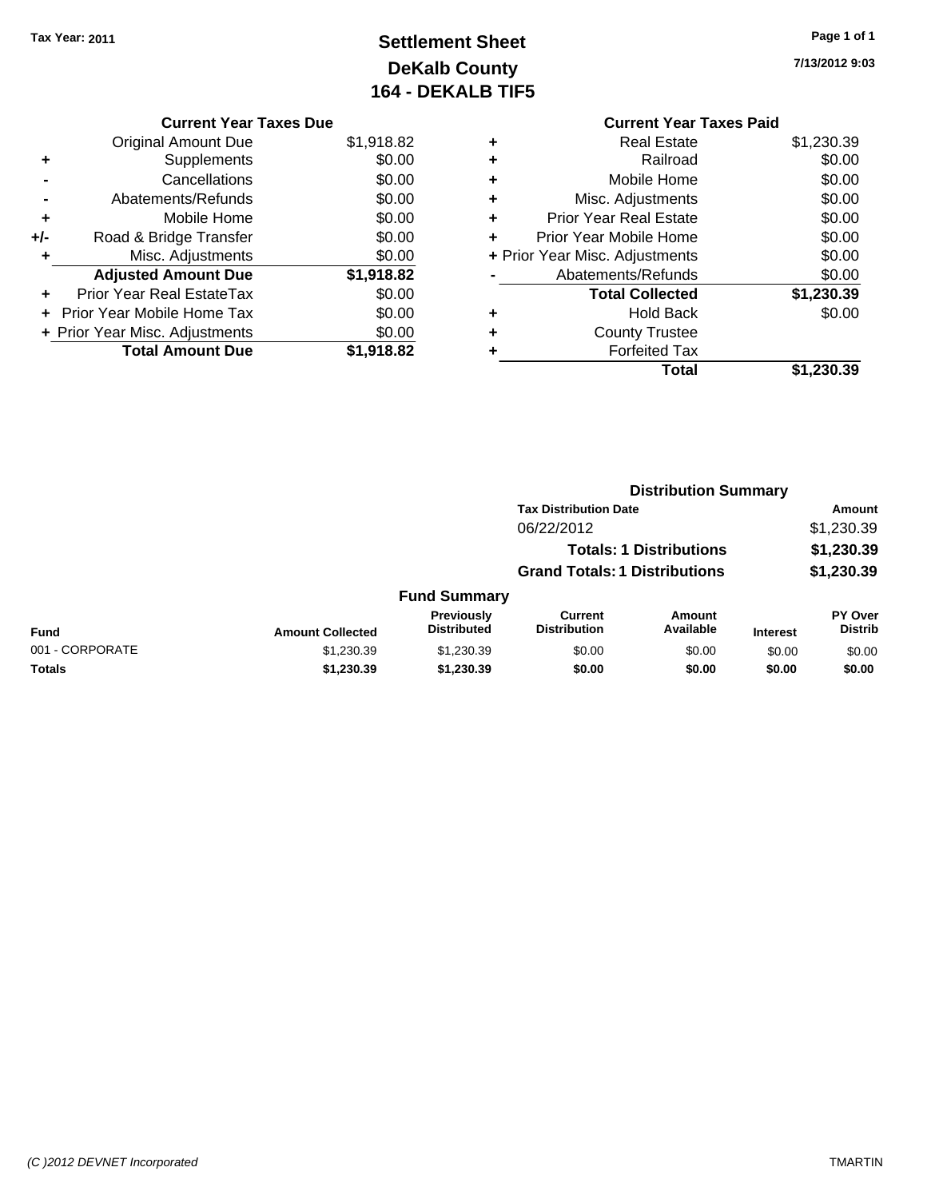Tax Year: 2011

# Settlement Sheet
## DeKalb County
## 164 - DEKALB TIF5

7/13/2012 9:03

### Current Year Taxes Due

| | | |
|---|---|---|
| | Original Amount Due | $1,918.82 |
| + | Supplements | $0.00 |
| - | Cancellations | $0.00 |
| - | Abatements/Refunds | $0.00 |
| + | Mobile Home | $0.00 |
| +/- | Road & Bridge Transfer | $0.00 |
| + | Misc. Adjustments | $0.00 |
| | **Adjusted Amount Due** | **$1,918.82** |
| + | Prior Year Real EstateTax | $0.00 |
| + | Prior Year Mobile Home Tax | $0.00 |
| + | Prior Year Misc. Adjustments | $0.00 |
| | **Total Amount Due** | **$1,918.82** |

### Current Year Taxes Paid

| | | |
|---|---|---|
| + | Real Estate | $1,230.39 |
| + | Railroad | $0.00 |
| + | Mobile Home | $0.00 |
| + | Misc. Adjustments | $0.00 |
| + | Prior Year Real Estate | $0.00 |
| + | Prior Year Mobile Home | $0.00 |
| + | Prior Year Misc. Adjustments | $0.00 |
| - | Abatements/Refunds | $0.00 |
| | **Total Collected** | **$1,230.39** |
| + | Hold Back | $0.00 |
| + | County Trustee | |
| + | Forfeited Tax | |
| | **Total** | **$1,230.39** |

### Distribution Summary

| Tax Distribution Date | Amount |
|---|---|
| 06/22/2012 | $1,230.39 |
| **Totals: 1 Distributions** | **$1,230.39** |
| **Grand Totals: 1 Distributions** | **$1,230.39** |

### Fund Summary

| Fund | Amount Collected | Previously Distributed | Current Distribution | Amount Available | Interest | PY Over Distrib |
|---|---|---|---|---|---|---|
| 001 - CORPORATE | $1,230.39 | $1,230.39 | $0.00 | $0.00 | $0.00 | $0.00 |
| **Totals** | **$1,230.39** | **$1,230.39** | **$0.00** | **$0.00** | **$0.00** | **$0.00** |

(C )2012 DEVNET Incorporated TMARTIN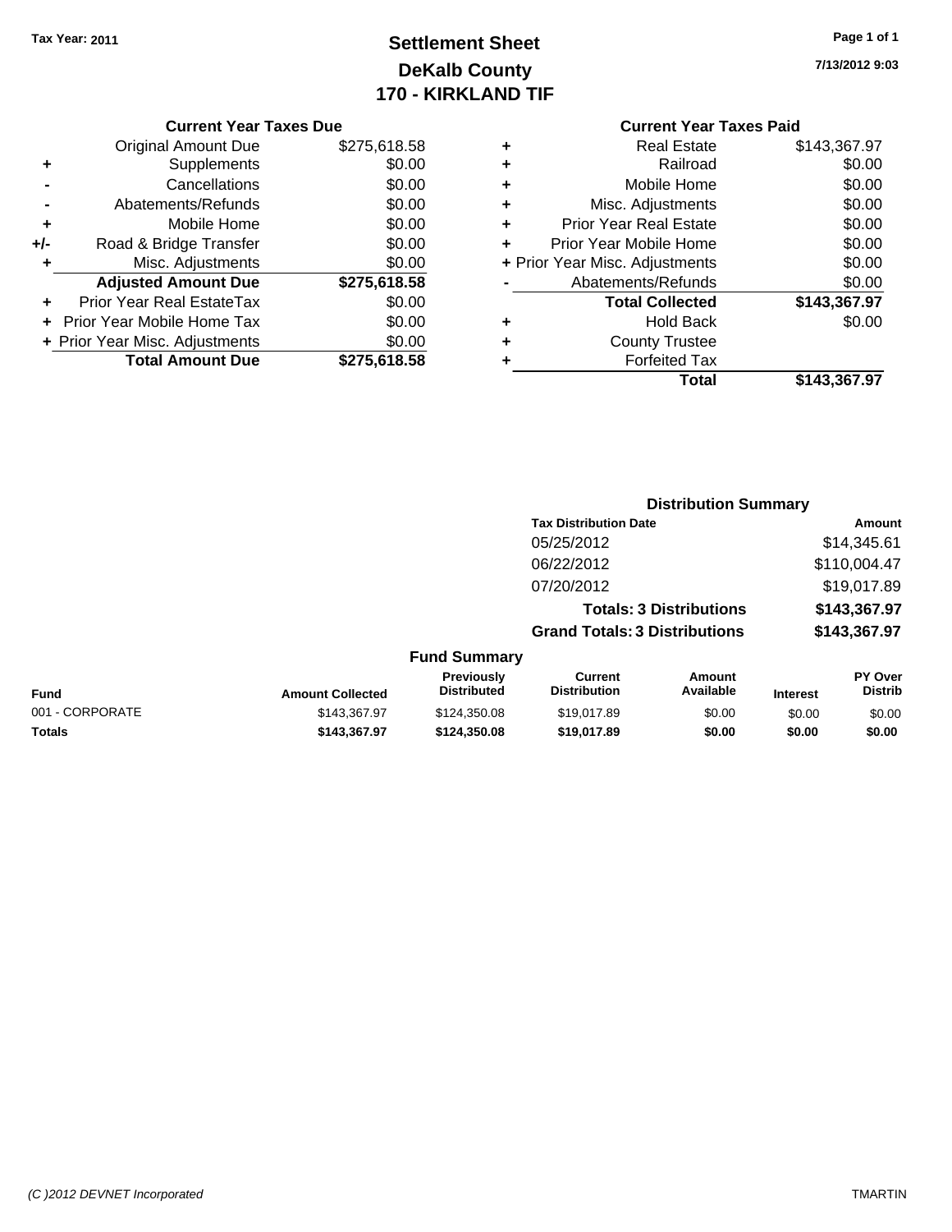Tax Year: 2011

# Settlement Sheet
## DeKalb County
## 170 - KIRKLAND TIF

7/13/2012 9:03

### Current Year Taxes Due

| | | |
|---|---|---|
| | Original Amount Due | $275,618.58 |
| + | Supplements | $0.00 |
| - | Cancellations | $0.00 |
| - | Abatements/Refunds | $0.00 |
| + | Mobile Home | $0.00 |
| +/- | Road & Bridge Transfer | $0.00 |
| + | Misc. Adjustments | $0.00 |
| | **Adjusted Amount Due** | **$275,618.58** |
| + | Prior Year Real EstateTax | $0.00 |
| + | Prior Year Mobile Home Tax | $0.00 |
| + | Prior Year Misc. Adjustments | $0.00 |
| | **Total Amount Due** | **$275,618.58** |

### Current Year Taxes Paid

| | | |
|---|---|---|
| + | Real Estate | $143,367.97 |
| + | Railroad | $0.00 |
| + | Mobile Home | $0.00 |
| + | Misc. Adjustments | $0.00 |
| + | Prior Year Real Estate | $0.00 |
| + | Prior Year Mobile Home | $0.00 |
| + | Prior Year Misc. Adjustments | $0.00 |
| - | Abatements/Refunds | $0.00 |
| | **Total Collected** | **$143,367.97** |
| + | Hold Back | $0.00 |
| + | County Trustee | |
| + | Forfeited Tax | |
| | **Total** | **$143,367.97** |

### Distribution Summary

| Tax Distribution Date | Amount |
|---|---|
| 05/25/2012 | $14,345.61 |
| 06/22/2012 | $110,004.47 |
| 07/20/2012 | $19,017.89 |
| **Totals: 3 Distributions** | **$143,367.97** |
| **Grand Totals: 3 Distributions** | **$143,367.97** |

### Fund Summary

| Fund | Amount Collected | Previously Distributed | Current Distribution | Amount Available | Interest | PY Over Distrib |
|---|---|---|---|---|---|---|
| 001 - CORPORATE | $143,367.97 | $124,350.08 | $19,017.89 | $0.00 | $0.00 | $0.00 |
| **Totals** | **$143,367.97** | **$124,350.08** | **$19,017.89** | **$0.00** | **$0.00** | **$0.00** |

(C )2012 DEVNET Incorporated TMARTIN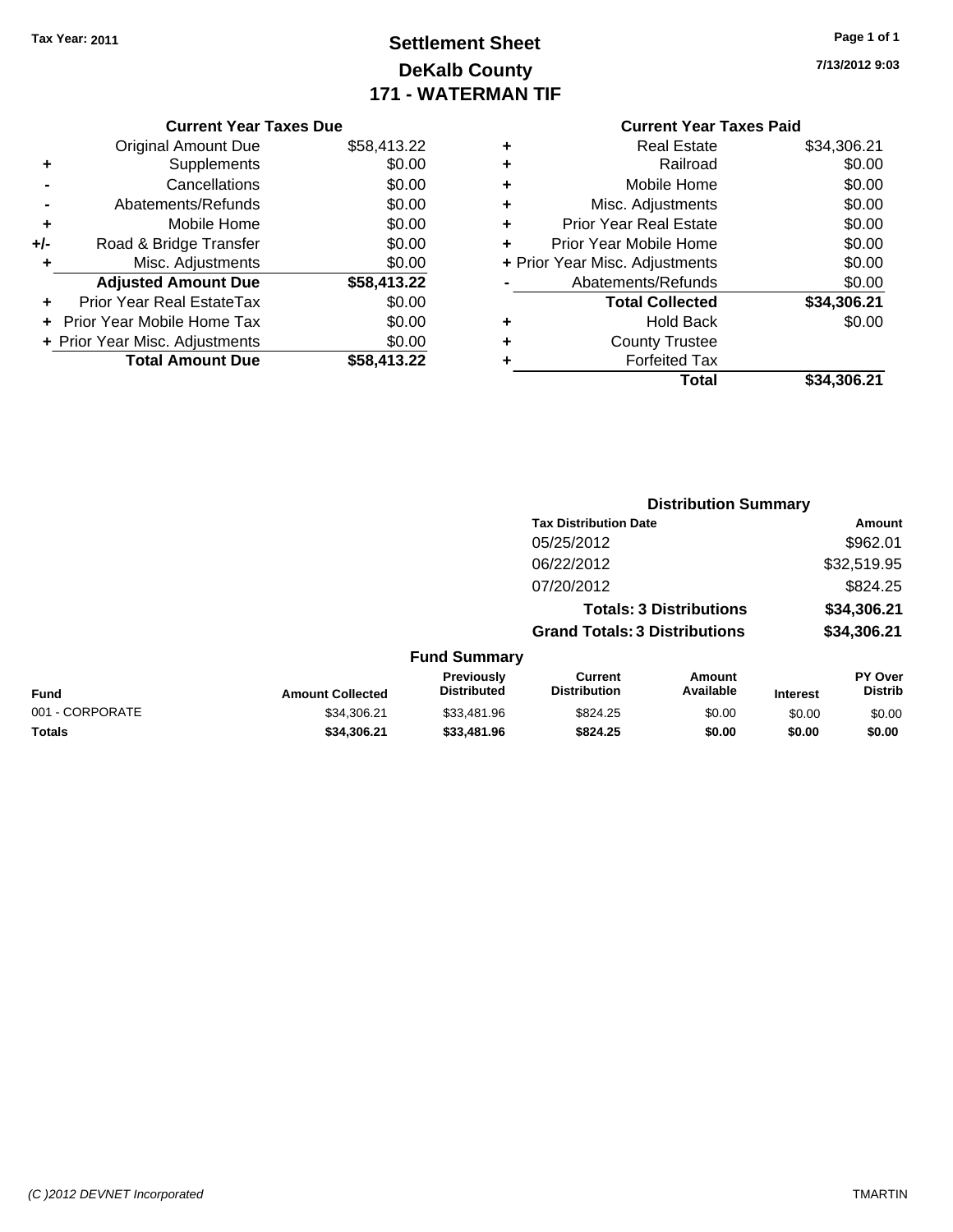**Tax Year: 2011**

# Settlement Sheet
# DeKalb County
# 171 - WATERMAN TIF

7/13/2012 9:03

### Current Year Taxes Due

| | | |
|---|---|---|
| | Original Amount Due | $58,413.22 |
| + | Supplements | $0.00 |
| - | Cancellations | $0.00 |
| - | Abatements/Refunds | $0.00 |
| + | Mobile Home | $0.00 |
| +/- | Road & Bridge Transfer | $0.00 |
| + | Misc. Adjustments | $0.00 |
| | **Adjusted Amount Due** | **$58,413.22** |
| + | Prior Year Real EstateTax | $0.00 |
| + | Prior Year Mobile Home Tax | $0.00 |
| + | Prior Year Misc. Adjustments | $0.00 |
| | **Total Amount Due** | **$58,413.22** |

### Current Year Taxes Paid

| | | |
|---|---|---|
| + | Real Estate | $34,306.21 |
| + | Railroad | $0.00 |
| + | Mobile Home | $0.00 |
| + | Misc. Adjustments | $0.00 |
| + | Prior Year Real Estate | $0.00 |
| + | Prior Year Mobile Home | $0.00 |
| + | Prior Year Misc. Adjustments | $0.00 |
| - | Abatements/Refunds | $0.00 |
| | **Total Collected** | **$34,306.21** |
| + | Hold Back | $0.00 |
| + | County Trustee | |
| + | Forfeited Tax | |
| | **Total** | **$34,306.21** |

### Distribution Summary

| Tax Distribution Date | Amount |
|---|---|
| 05/25/2012 | $962.01 |
| 06/22/2012 | $32,519.95 |
| 07/20/2012 | $824.25 |
| **Totals: 3 Distributions** | **$34,306.21** |
| **Grand Totals: 3 Distributions** | **$34,306.21** |

### Fund Summary

| Fund | Amount Collected | Previously Distributed | Current Distribution | Amount Available | Interest | PY Over Distrib |
|---|---|---|---|---|---|---|
| 001 - CORPORATE | $34,306.21 | $33,481.96 | $824.25 | $0.00 | $0.00 | $0.00 |
| **Totals** | **$34,306.21** | **$33,481.96** | **$824.25** | **$0.00** | **$0.00** | **$0.00** |

*(C )2012 DEVNET Incorporated* TMARTIN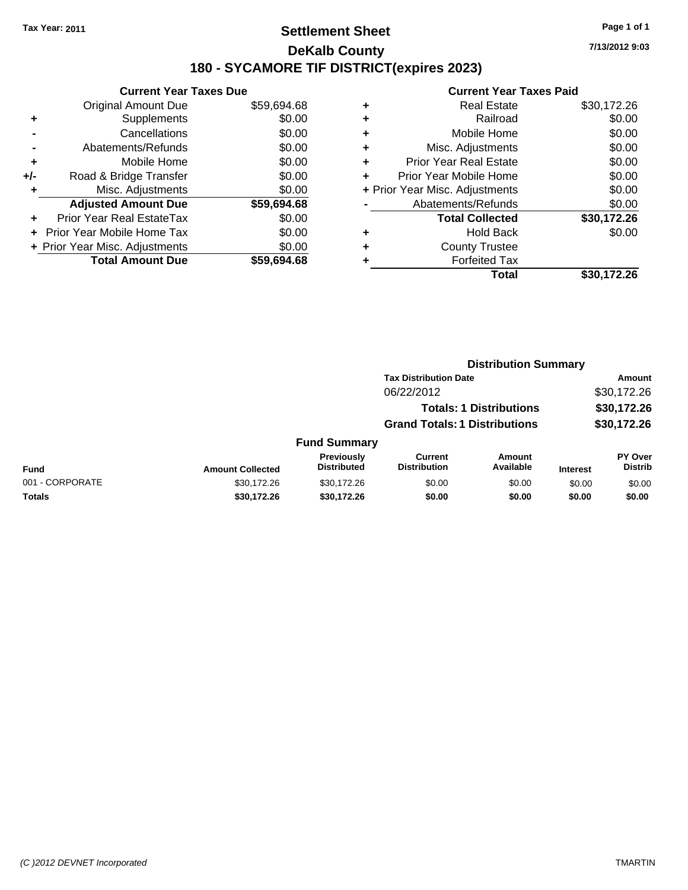Tax Year: 2011

# Settlement Sheet

## DeKalb County

## 180 - SYCAMORE TIF DISTRICT(expires 2023)

7/13/2012 9:03

### Current Year Taxes Due

| | | |
|---|---|---|
| | Original Amount Due | $59,694.68 |
| + | Supplements | $0.00 |
| - | Cancellations | $0.00 |
| - | Abatements/Refunds | $0.00 |
| + | Mobile Home | $0.00 |
| +/- | Road & Bridge Transfer | $0.00 |
| + | Misc. Adjustments | $0.00 |
| | **Adjusted Amount Due** | **$59,694.68** |
| + | Prior Year Real EstateTax | $0.00 |
| + | Prior Year Mobile Home Tax | $0.00 |
| + | Prior Year Misc. Adjustments | $0.00 |
| | **Total Amount Due** | **$59,694.68** |

### Current Year Taxes Paid

| | | |
|---|---|---|
| + | Real Estate | $30,172.26 |
| + | Railroad | $0.00 |
| + | Mobile Home | $0.00 |
| + | Misc. Adjustments | $0.00 |
| + | Prior Year Real Estate | $0.00 |
| + | Prior Year Mobile Home | $0.00 |
| + | Prior Year Misc. Adjustments | $0.00 |
| - | Abatements/Refunds | $0.00 |
| | **Total Collected** | **$30,172.26** |
| + | Hold Back | $0.00 |
| + | County Trustee | |
| + | Forfeited Tax | |
| | **Total** | **$30,172.26** |

### Distribution Summary

| Tax Distribution Date | Amount |
|---|---|
| 06/22/2012 | $30,172.26 |
| **Totals: 1 Distributions** | **$30,172.26** |
| **Grand Totals: 1 Distributions** | **$30,172.26** |

### Fund Summary

| Fund | Amount Collected | Previously Distributed | Current Distribution | Amount Available | Interest | PY Over Distrib |
|---|---|---|---|---|---|---|
| 001 - CORPORATE | $30,172.26 | $30,172.26 | $0.00 | $0.00 | $0.00 | $0.00 |
| **Totals** | **$30,172.26** | **$30,172.26** | **$0.00** | **$0.00** | **$0.00** | **$0.00** |

(C )2012 DEVNET Incorporated TMARTIN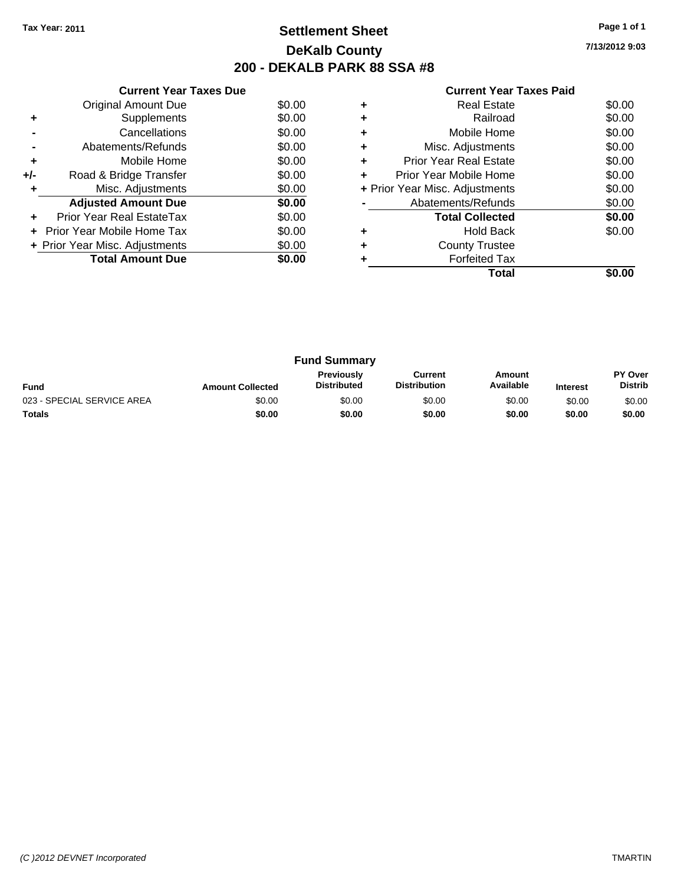Tax Year: 2011

# Settlement Sheet
## DeKalb County
## 200 - DEKALB PARK 88 SSA #8

7/13/2012 9:03

### Current Year Taxes Due

| | | |
|---|---|---|
| | Original Amount Due | $0.00 |
| + | Supplements | $0.00 |
| - | Cancellations | $0.00 |
| - | Abatements/Refunds | $0.00 |
| + | Mobile Home | $0.00 |
| +/- | Road & Bridge Transfer | $0.00 |
| + | Misc. Adjustments | $0.00 |
| | **Adjusted Amount Due** | **$0.00** |
| + | Prior Year Real EstateTax | $0.00 |
| + | Prior Year Mobile Home Tax | $0.00 |
| + | Prior Year Misc. Adjustments | $0.00 |
| | **Total Amount Due** | **$0.00** |

### Current Year Taxes Paid

| | | |
|---|---|---|
| + | Real Estate | $0.00 |
| + | Railroad | $0.00 |
| + | Mobile Home | $0.00 |
| + | Misc. Adjustments | $0.00 |
| + | Prior Year Real Estate | $0.00 |
| + | Prior Year Mobile Home | $0.00 |
| + | Prior Year Misc. Adjustments | $0.00 |
| - | Abatements/Refunds | $0.00 |
| | **Total Collected** | **$0.00** |
| + | Hold Back | $0.00 |
| + | County Trustee | |
| + | Forfeited Tax | |
| | **Total** | **$0.00** |

### Fund Summary

| Fund | Amount Collected | Previously Distributed | Current Distribution | Amount Available | Interest | PY Over Distrib |
|---|---|---|---|---|---|---|
| 023 - SPECIAL SERVICE AREA | $0.00 | $0.00 | $0.00 | $0.00 | $0.00 | $0.00 |
| **Totals** | **$0.00** | **$0.00** | **$0.00** | **$0.00** | **$0.00** | **$0.00** |

(C )2012 DEVNET Incorporated

TMARTIN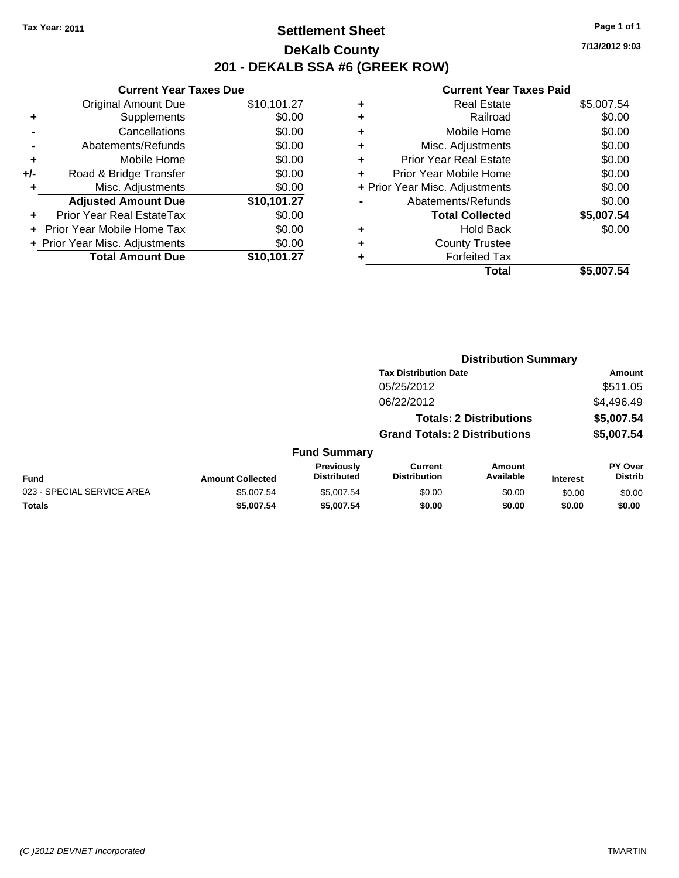Tax Year: 2011

# Settlement Sheet

## DeKalb County

## 201 - DEKALB SSA #6 (GREEK ROW)

7/13/2012 9:03

### Current Year Taxes Due

| | | |
|---|---|---|
| | Original Amount Due | $10,101.27 |
| + | Supplements | $0.00 |
| - | Cancellations | $0.00 |
| - | Abatements/Refunds | $0.00 |
| + | Mobile Home | $0.00 |
| +/- | Road & Bridge Transfer | $0.00 |
| + | Misc. Adjustments | $0.00 |
| | **Adjusted Amount Due** | **$10,101.27** |
| + | Prior Year Real EstateTax | $0.00 |
| + | Prior Year Mobile Home Tax | $0.00 |
| + | Prior Year Misc. Adjustments | $0.00 |
| | **Total Amount Due** | **$10,101.27** |

### Current Year Taxes Paid

| | | |
|---|---|---|
| + | Real Estate | $5,007.54 |
| + | Railroad | $0.00 |
| + | Mobile Home | $0.00 |
| + | Misc. Adjustments | $0.00 |
| + | Prior Year Real Estate | $0.00 |
| + | Prior Year Mobile Home | $0.00 |
| + | Prior Year Misc. Adjustments | $0.00 |
| - | Abatements/Refunds | $0.00 |
| | **Total Collected** | **$5,007.54** |
| + | Hold Back | $0.00 |
| + | County Trustee | |
| + | Forfeited Tax | |
| | **Total** | **$5,007.54** |

### Distribution Summary

| Tax Distribution Date | Amount |
|---|---|
| 05/25/2012 | $511.05 |
| 06/22/2012 | $4,496.49 |
| **Totals: 2 Distributions** | **$5,007.54** |
| **Grand Totals: 2 Distributions** | **$5,007.54** |

### Fund Summary

| Fund | Amount Collected | Previously Distributed | Current Distribution | Amount Available | Interest | PY Over Distrib |
|---|---|---|---|---|---|---|
| 023 - SPECIAL SERVICE AREA | $5,007.54 | $5,007.54 | $0.00 | $0.00 | $0.00 | $0.00 |
| **Totals** | **$5,007.54** | **$5,007.54** | **$0.00** | **$0.00** | **$0.00** | **$0.00** |

(C )2012 DEVNET Incorporated TMARTIN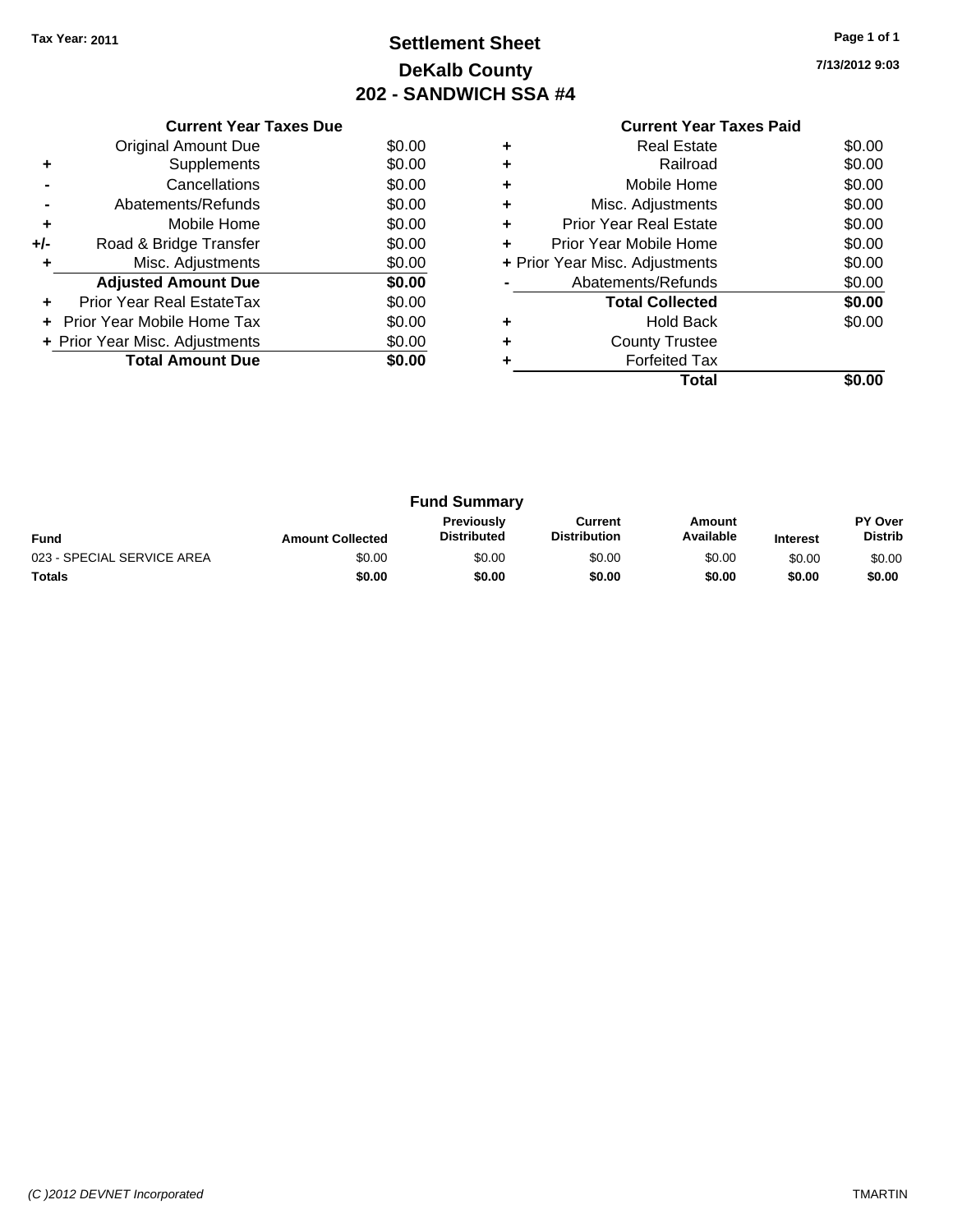**Tax Year: 2011**

# Settlement Sheet
## DeKalb County
## 202 - SANDWICH SSA #4

7/13/2012 9:03

### Current Year Taxes Due

| | | |
|---|---|---|
| | Original Amount Due | $0.00 |
| + | Supplements | $0.00 |
| - | Cancellations | $0.00 |
| - | Abatements/Refunds | $0.00 |
| + | Mobile Home | $0.00 |
| +/- | Road & Bridge Transfer | $0.00 |
| + | Misc. Adjustments | $0.00 |
| | **Adjusted Amount Due** | **$0.00** |
| + | Prior Year Real EstateTax | $0.00 |
| + | Prior Year Mobile Home Tax | $0.00 |
| + | Prior Year Misc. Adjustments | $0.00 |
| | **Total Amount Due** | **$0.00** |

### Current Year Taxes Paid

| | | |
|---|---|---|
| + | Real Estate | $0.00 |
| + | Railroad | $0.00 |
| + | Mobile Home | $0.00 |
| + | Misc. Adjustments | $0.00 |
| + | Prior Year Real Estate | $0.00 |
| + | Prior Year Mobile Home | $0.00 |
| + | Prior Year Misc. Adjustments | $0.00 |
| - | Abatements/Refunds | $0.00 |
| | **Total Collected** | **$0.00** |
| + | Hold Back | $0.00 |
| + | County Trustee | |
| + | Forfeited Tax | |
| | **Total** | **$0.00** |

### Fund Summary

| Fund | Amount Collected | Previously Distributed | Current Distribution | Amount Available | Interest | PY Over Distrib |
|---|---|---|---|---|---|---|
| 023 - SPECIAL SERVICE AREA | $0.00 | $0.00 | $0.00 | $0.00 | $0.00 | $0.00 |
| **Totals** | **$0.00** | **$0.00** | **$0.00** | **$0.00** | **$0.00** | **$0.00** |

*(C )2012 DEVNET Incorporated* TMARTIN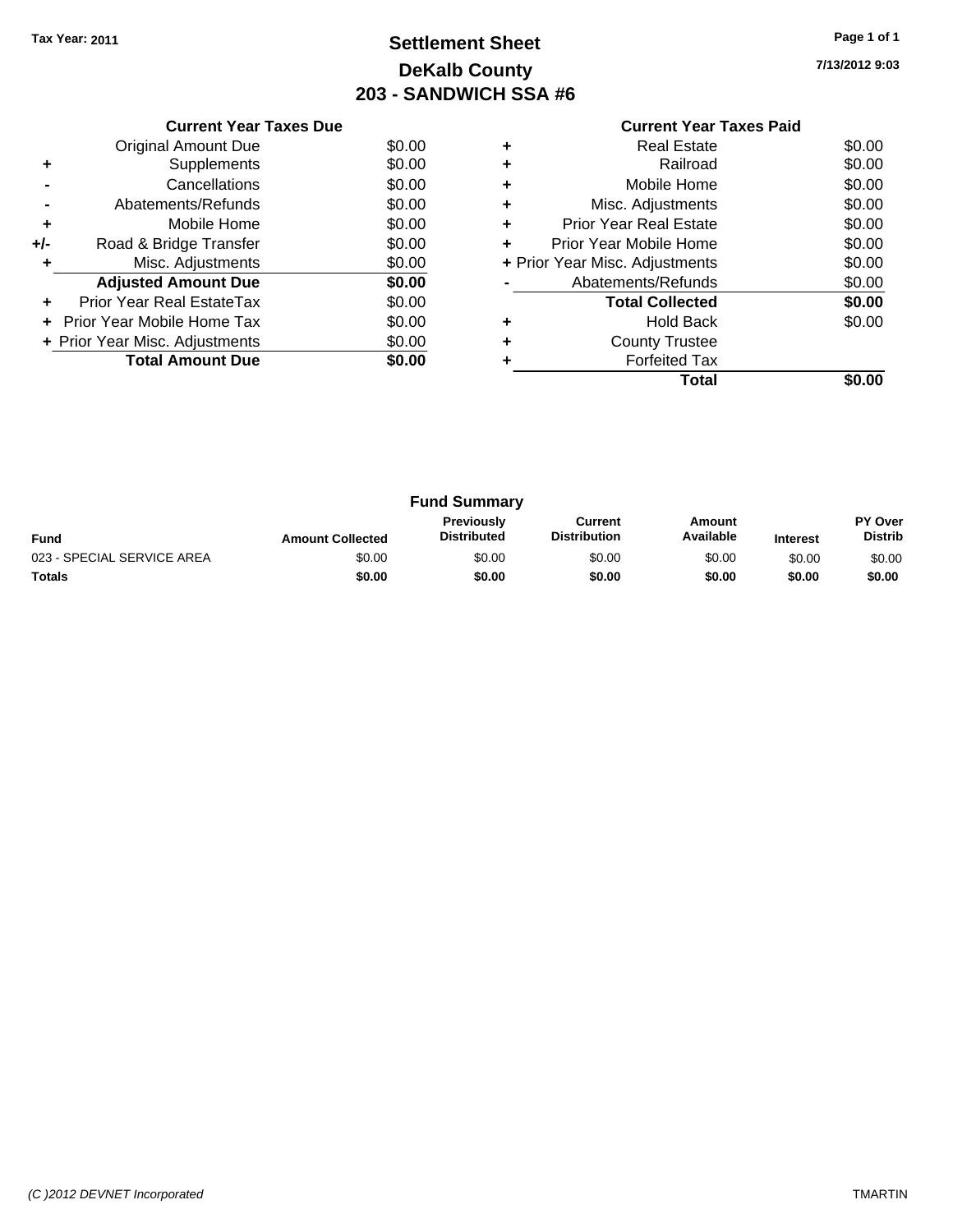Tax Year: 2011

# Settlement Sheet
## DeKalb County
## 203 - SANDWICH SSA #6

7/13/2012 9:03

| | Current Year Taxes Due | |
|---|---|---|
| | Original Amount Due | $0.00 |
| + | Supplements | $0.00 |
| - | Cancellations | $0.00 |
| - | Abatements/Refunds | $0.00 |
| + | Mobile Home | $0.00 |
| +/- | Road & Bridge Transfer | $0.00 |
| + | Misc. Adjustments | $0.00 |
| | **Adjusted Amount Due** | **$0.00** |
| + | Prior Year Real EstateTax | $0.00 |
| + | Prior Year Mobile Home Tax | $0.00 |
| + | Prior Year Misc. Adjustments | $0.00 |
| | **Total Amount Due** | **$0.00** |

| | Current Year Taxes Paid | |
|---|---|---|
| + | Real Estate | $0.00 |
| + | Railroad | $0.00 |
| + | Mobile Home | $0.00 |
| + | Misc. Adjustments | $0.00 |
| + | Prior Year Real Estate | $0.00 |
| + | Prior Year Mobile Home | $0.00 |
| + | Prior Year Misc. Adjustments | $0.00 |
| - | Abatements/Refunds | $0.00 |
| | **Total Collected** | **$0.00** |
| + | Hold Back | $0.00 |
| + | County Trustee | |
| + | Forfeited Tax | |
| | **Total** | **$0.00** |

### Fund Summary

| Fund | Amount Collected | Previously Distributed | Current Distribution | Amount Available | Interest | PY Over Distrib |
|---|---|---|---|---|---|---|
| 023 - SPECIAL SERVICE AREA | $0.00 | $0.00 | $0.00 | $0.00 | $0.00 | $0.00 |
| **Totals** | **$0.00** | **$0.00** | **$0.00** | **$0.00** | **$0.00** | **$0.00** |

(C )2012 DEVNET Incorporated TMARTIN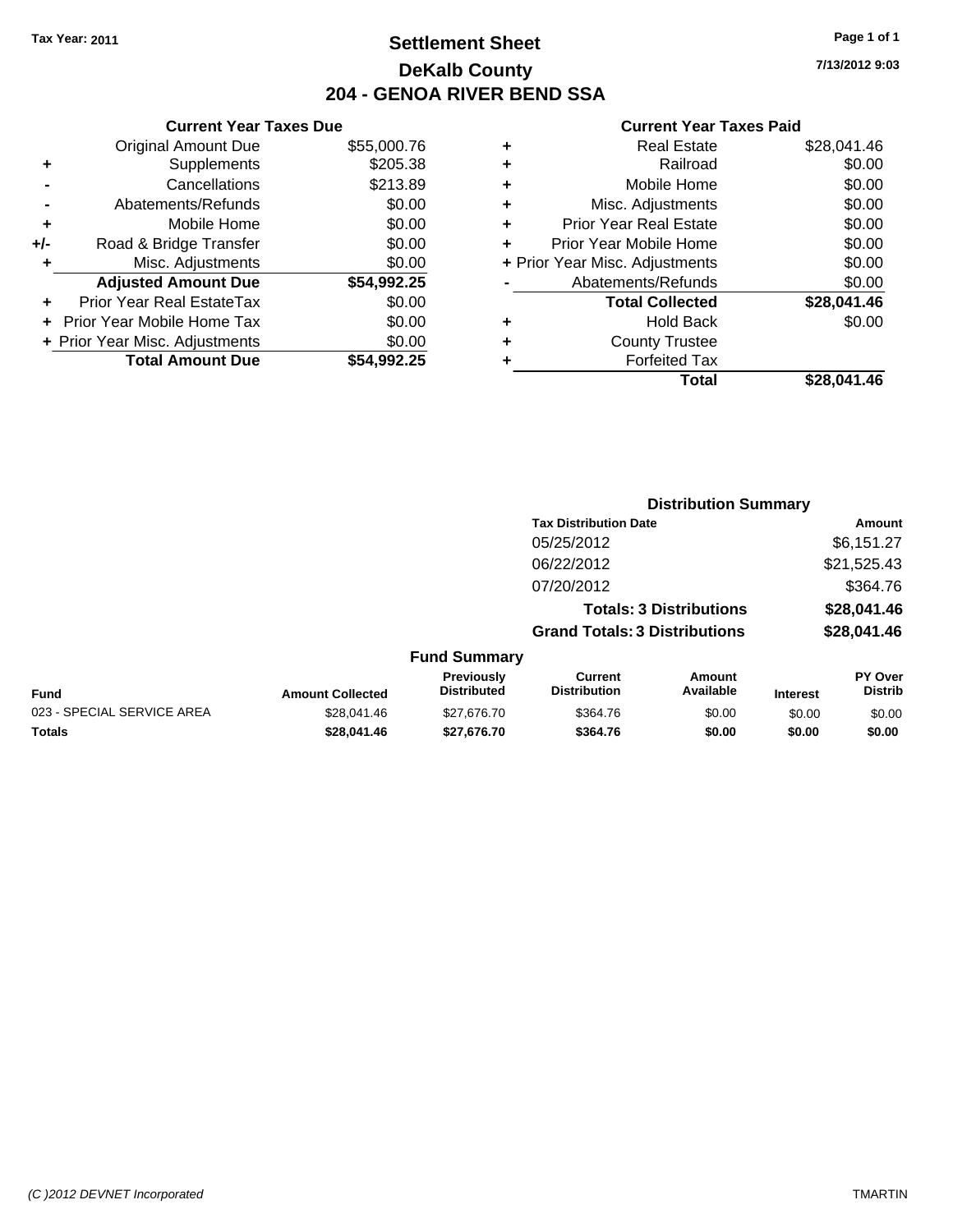Tax Year: 2011

# Settlement Sheet

## DeKalb County

## 204 - GENOA RIVER BEND SSA

7/13/2012 9:03

### Current Year Taxes Due

| | | |
|---|---|---|
| | Original Amount Due | $55,000.76 |
| + | Supplements | $205.38 |
| - | Cancellations | $213.89 |
| - | Abatements/Refunds | $0.00 |
| + | Mobile Home | $0.00 |
| +/- | Road & Bridge Transfer | $0.00 |
| + | Misc. Adjustments | $0.00 |
| | **Adjusted Amount Due** | **$54,992.25** |
| + | Prior Year Real EstateTax | $0.00 |
| + | Prior Year Mobile Home Tax | $0.00 |
| + | Prior Year Misc. Adjustments | $0.00 |
| | **Total Amount Due** | **$54,992.25** |

### Current Year Taxes Paid

| | | |
|---|---|---|
| + | Real Estate | $28,041.46 |
| + | Railroad | $0.00 |
| + | Mobile Home | $0.00 |
| + | Misc. Adjustments | $0.00 |
| + | Prior Year Real Estate | $0.00 |
| + | Prior Year Mobile Home | $0.00 |
| + | Prior Year Misc. Adjustments | $0.00 |
| - | Abatements/Refunds | $0.00 |
| | **Total Collected** | **$28,041.46** |
| + | Hold Back | $0.00 |
| + | County Trustee | |
| + | Forfeited Tax | |
| | **Total** | **$28,041.46** |

### Distribution Summary

| Tax Distribution Date | Amount |
|---|---|
| 05/25/2012 | $6,151.27 |
| 06/22/2012 | $21,525.43 |
| 07/20/2012 | $364.76 |
| **Totals: 3 Distributions** | **$28,041.46** |
| **Grand Totals: 3 Distributions** | **$28,041.46** |

### Fund Summary

| Fund | Amount Collected | Previously Distributed | Current Distribution | Amount Available | Interest | PY Over Distrib |
|---|---|---|---|---|---|---|
| 023 - SPECIAL SERVICE AREA | $28,041.46 | $27,676.70 | $364.76 | $0.00 | $0.00 | $0.00 |
| **Totals** | **$28,041.46** | **$27,676.70** | **$364.76** | **$0.00** | **$0.00** | **$0.00** |

(C )2012 DEVNET Incorporated TMARTIN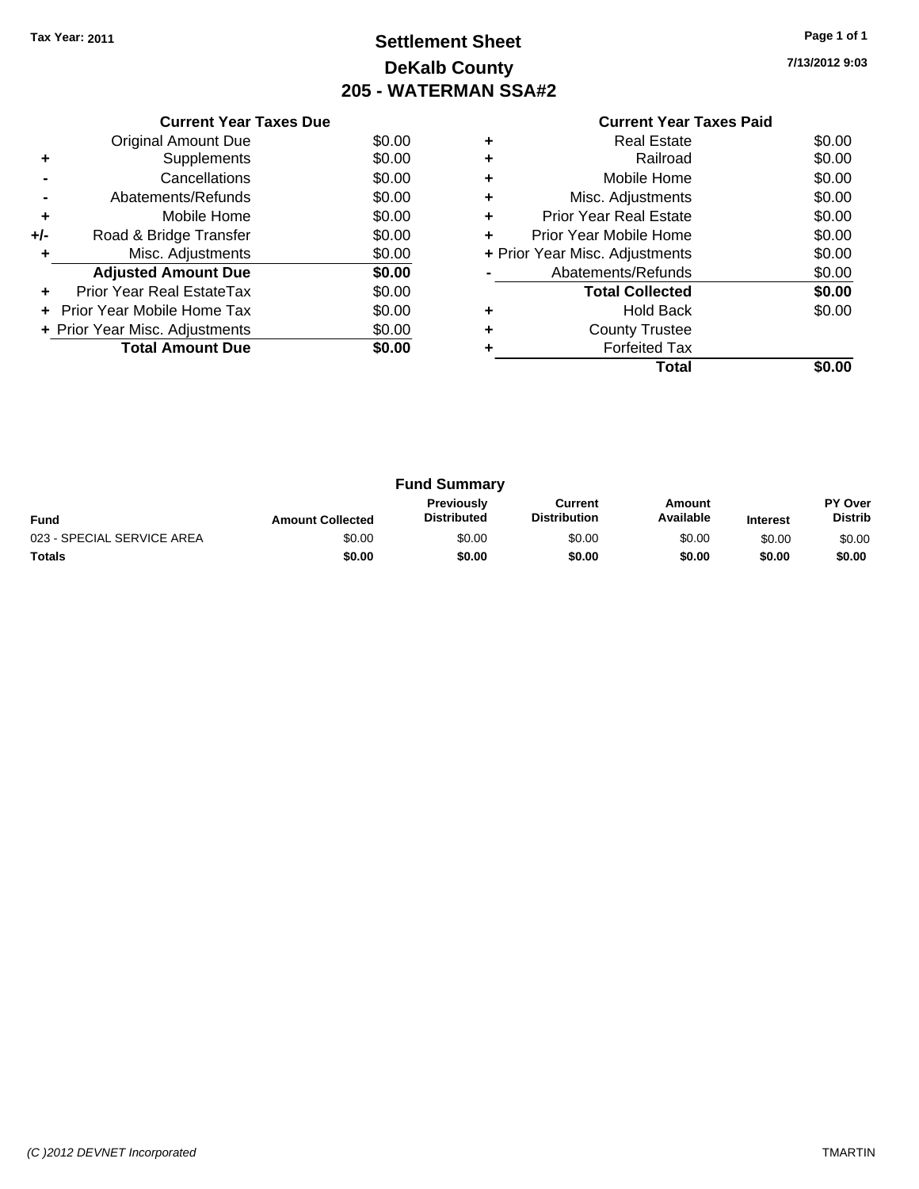Tax Year: 2011

# Settlement Sheet
## DeKalb County
## 205 - WATERMAN SSA#2

7/13/2012 9:03

| | Current Year Taxes Due | |
|---|---|---|
| | Original Amount Due | $0.00 |
| + | Supplements | $0.00 |
| - | Cancellations | $0.00 |
| - | Abatements/Refunds | $0.00 |
| + | Mobile Home | $0.00 |
| +/- | Road & Bridge Transfer | $0.00 |
| + | Misc. Adjustments | $0.00 |
| | **Adjusted Amount Due** | **$0.00** |
| + | Prior Year Real EstateTax | $0.00 |
| + | Prior Year Mobile Home Tax | $0.00 |
| + | Prior Year Misc. Adjustments | $0.00 |
| | **Total Amount Due** | **$0.00** |

| | Current Year Taxes Paid | |
|---|---|---|
| + | Real Estate | $0.00 |
| + | Railroad | $0.00 |
| + | Mobile Home | $0.00 |
| + | Misc. Adjustments | $0.00 |
| + | Prior Year Real Estate | $0.00 |
| + | Prior Year Mobile Home | $0.00 |
| + | Prior Year Misc. Adjustments | $0.00 |
| - | Abatements/Refunds | $0.00 |
| | **Total Collected** | **$0.00** |
| + | Hold Back | $0.00 |
| + | County Trustee | |
| + | Forfeited Tax | |
| | **Total** | **$0.00** |

### Fund Summary

| Fund | Amount Collected | Previously Distributed | Current Distribution | Amount Available | Interest | PY Over Distrib |
|---|---|---|---|---|---|---|
| 023 - SPECIAL SERVICE AREA | $0.00 | $0.00 | $0.00 | $0.00 | $0.00 | $0.00 |
| **Totals** | **$0.00** | **$0.00** | **$0.00** | **$0.00** | **$0.00** | **$0.00** |

*(C )2012 DEVNET Incorporated* TMARTIN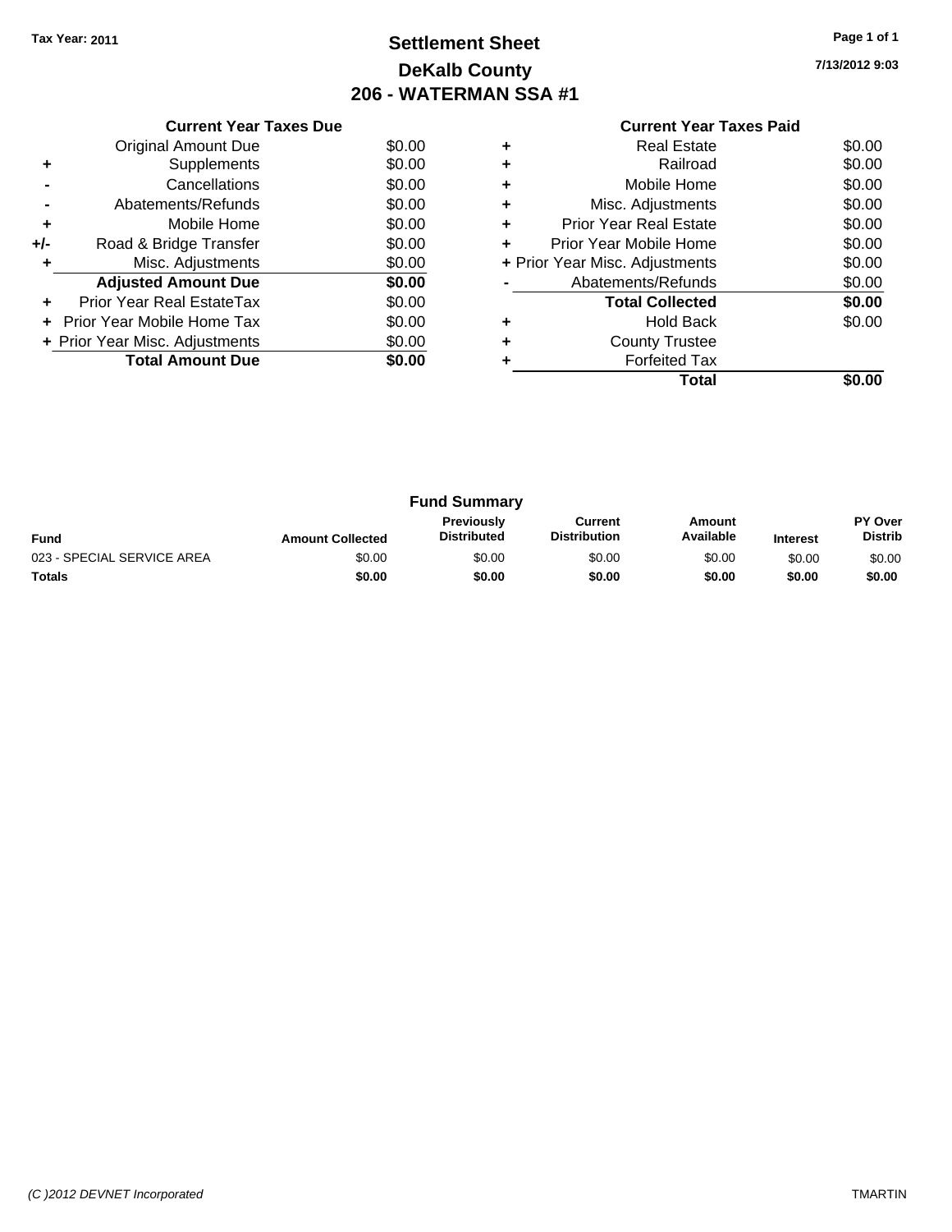Tax Year: 2011

# Settlement Sheet
## DeKalb County
## 206 - WATERMAN SSA #1

7/13/2012 9:03

### Current Year Taxes Due

| | | |
|---|---|---|
| | Original Amount Due | $0.00 |
| + | Supplements | $0.00 |
| - | Cancellations | $0.00 |
| - | Abatements/Refunds | $0.00 |
| + | Mobile Home | $0.00 |
| +/- | Road & Bridge Transfer | $0.00 |
| + | Misc. Adjustments | $0.00 |
| | **Adjusted Amount Due** | **$0.00** |
| + | Prior Year Real EstateTax | $0.00 |
| + | Prior Year Mobile Home Tax | $0.00 |
| + | Prior Year Misc. Adjustments | $0.00 |
| | **Total Amount Due** | **$0.00** |

### Current Year Taxes Paid

| | | |
|---|---|---|
| + | Real Estate | $0.00 |
| + | Railroad | $0.00 |
| + | Mobile Home | $0.00 |
| + | Misc. Adjustments | $0.00 |
| + | Prior Year Real Estate | $0.00 |
| + | Prior Year Mobile Home | $0.00 |
| + | Prior Year Misc. Adjustments | $0.00 |
| - | Abatements/Refunds | $0.00 |
| | **Total Collected** | **$0.00** |
| + | Hold Back | $0.00 |
| + | County Trustee | |
| + | Forfeited Tax | |
| | **Total** | **$0.00** |

### Fund Summary

| Fund | Amount Collected | Previously Distributed | Current Distribution | Amount Available | Interest | PY Over Distrib |
|---|---|---|---|---|---|---|
| 023 - SPECIAL SERVICE AREA | $0.00 | $0.00 | $0.00 | $0.00 | $0.00 | $0.00 |
| **Totals** | **$0.00** | **$0.00** | **$0.00** | **$0.00** | **$0.00** | **$0.00** |

*(C )2012 DEVNET Incorporated* TMARTIN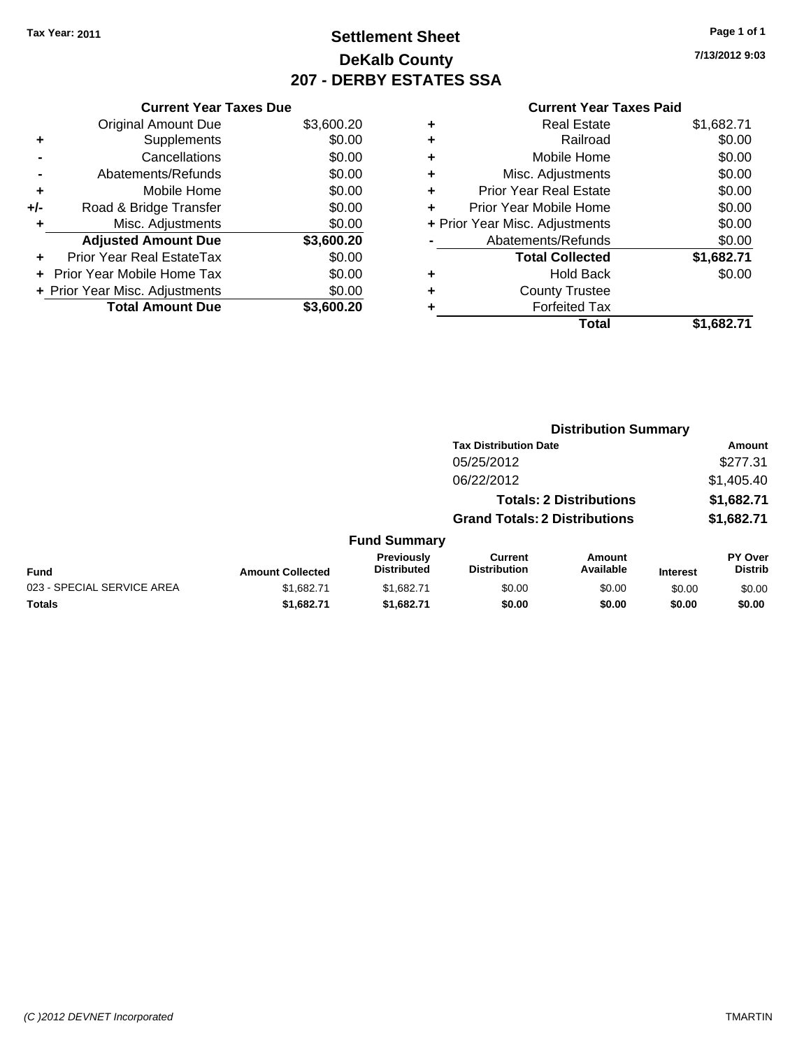Tax Year: 2011

# Settlement Sheet
## DeKalb County
## 207 - DERBY ESTATES SSA

7/13/2012 9:03

### Current Year Taxes Due

| | | |
|---|---|---|
| | Original Amount Due | $3,600.20 |
| + | Supplements | $0.00 |
| - | Cancellations | $0.00 |
| - | Abatements/Refunds | $0.00 |
| + | Mobile Home | $0.00 |
| +/- | Road & Bridge Transfer | $0.00 |
| + | Misc. Adjustments | $0.00 |
| | **Adjusted Amount Due** | **$3,600.20** |
| + | Prior Year Real EstateTax | $0.00 |
| + | Prior Year Mobile Home Tax | $0.00 |
| + | Prior Year Misc. Adjustments | $0.00 |
| | **Total Amount Due** | **$3,600.20** |

### Current Year Taxes Paid

| | | |
|---|---|---|
| + | Real Estate | $1,682.71 |
| + | Railroad | $0.00 |
| + | Mobile Home | $0.00 |
| + | Misc. Adjustments | $0.00 |
| + | Prior Year Real Estate | $0.00 |
| + | Prior Year Mobile Home | $0.00 |
| + | Prior Year Misc. Adjustments | $0.00 |
| - | Abatements/Refunds | $0.00 |
| | **Total Collected** | **$1,682.71** |
| + | Hold Back | $0.00 |
| + | County Trustee | |
| + | Forfeited Tax | |
| | **Total** | **$1,682.71** |

### Distribution Summary

| Tax Distribution Date | Amount |
|---|---|
| 05/25/2012 | $277.31 |
| 06/22/2012 | $1,405.40 |
| **Totals: 2 Distributions** | **$1,682.71** |
| **Grand Totals: 2 Distributions** | **$1,682.71** |

### Fund Summary

| Fund | Amount Collected | Previously Distributed | Current Distribution | Amount Available | Interest | PY Over Distrib |
|---|---|---|---|---|---|---|
| 023 - SPECIAL SERVICE AREA | $1,682.71 | $1,682.71 | $0.00 | $0.00 | $0.00 | $0.00 |
| **Totals** | **$1,682.71** | **$1,682.71** | **$0.00** | **$0.00** | **$0.00** | **$0.00** |

(C )2012 DEVNET Incorporated — TMARTIN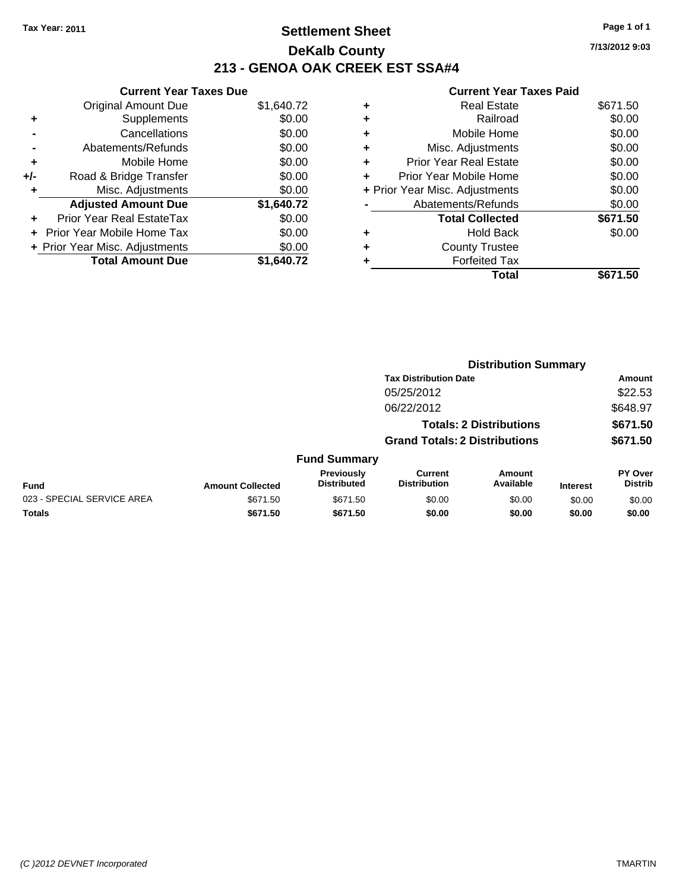Tax Year: 2011

# Settlement Sheet

## DeKalb County

## 213 - GENOA OAK CREEK EST SSA#4

7/13/2012 9:03

### Current Year Taxes Due

| | | |
|---|---|---|
| | Original Amount Due | $1,640.72 |
| + | Supplements | $0.00 |
| - | Cancellations | $0.00 |
| - | Abatements/Refunds | $0.00 |
| + | Mobile Home | $0.00 |
| +/- | Road & Bridge Transfer | $0.00 |
| + | Misc. Adjustments | $0.00 |
| | **Adjusted Amount Due** | **$1,640.72** |
| + | Prior Year Real EstateTax | $0.00 |
| + | Prior Year Mobile Home Tax | $0.00 |
| + | Prior Year Misc. Adjustments | $0.00 |
| | **Total Amount Due** | **$1,640.72** |

### Current Year Taxes Paid

| | | |
|---|---|---|
| + | Real Estate | $671.50 |
| + | Railroad | $0.00 |
| + | Mobile Home | $0.00 |
| + | Misc. Adjustments | $0.00 |
| + | Prior Year Real Estate | $0.00 |
| + | Prior Year Mobile Home | $0.00 |
| + | Prior Year Misc. Adjustments | $0.00 |
| - | Abatements/Refunds | $0.00 |
| | **Total Collected** | **$671.50** |
| + | Hold Back | $0.00 |
| + | County Trustee | |
| + | Forfeited Tax | |
| | **Total** | **$671.50** |

### Distribution Summary

| Tax Distribution Date | Amount |
|---|---|
| 05/25/2012 | $22.53 |
| 06/22/2012 | $648.97 |
| **Totals: 2 Distributions** | **$671.50** |
| **Grand Totals: 2 Distributions** | **$671.50** |

### Fund Summary

| Fund | Amount Collected | Previously Distributed | Current Distribution | Amount Available | Interest | PY Over Distrib |
|---|---|---|---|---|---|---|
| 023 - SPECIAL SERVICE AREA | $671.50 | $671.50 | $0.00 | $0.00 | $0.00 | $0.00 |
| **Totals** | **$671.50** | **$671.50** | **$0.00** | **$0.00** | **$0.00** | **$0.00** |

(C )2012 DEVNET Incorporated TMARTIN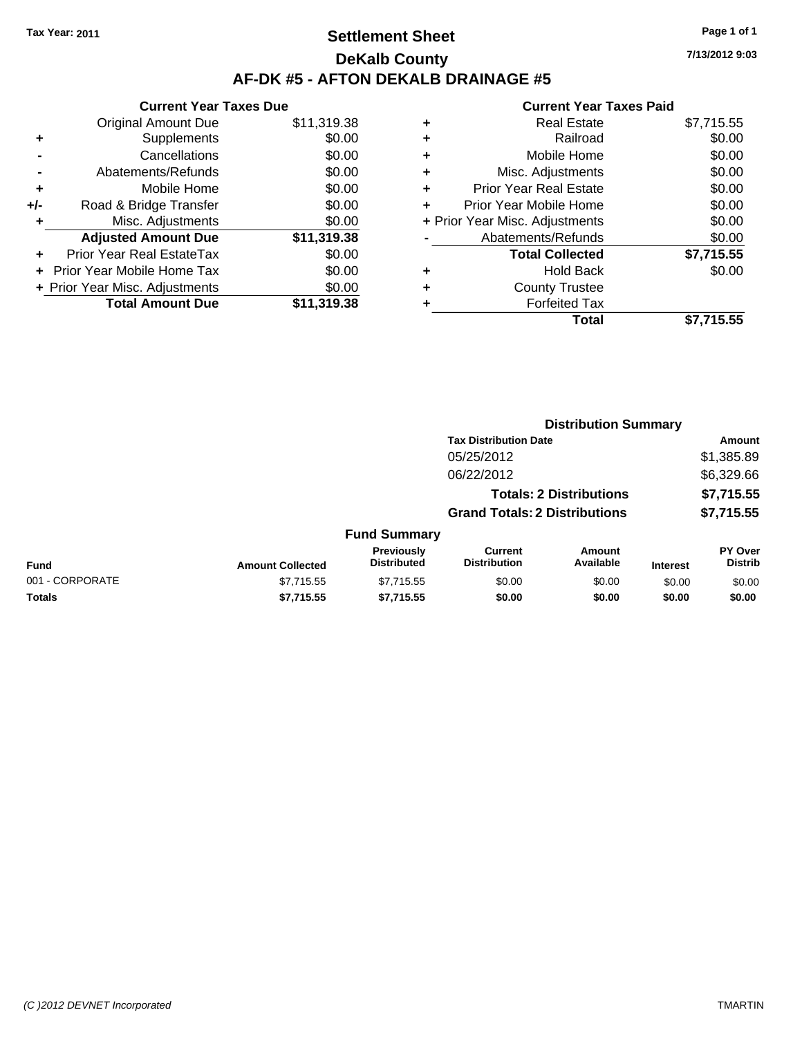Tax Year: 2011

# Settlement Sheet

## DeKalb County

## AF-DK #5 - AFTON DEKALB DRAINAGE #5

7/13/2012 9:03

### Current Year Taxes Due

| | | |
|---|---|---|
| | Original Amount Due | $11,319.38 |
| + | Supplements | $0.00 |
| - | Cancellations | $0.00 |
| - | Abatements/Refunds | $0.00 |
| + | Mobile Home | $0.00 |
| +/- | Road & Bridge Transfer | $0.00 |
| + | Misc. Adjustments | $0.00 |
| | **Adjusted Amount Due** | **$11,319.38** |
| + | Prior Year Real EstateTax | $0.00 |
| + | Prior Year Mobile Home Tax | $0.00 |
| + | Prior Year Misc. Adjustments | $0.00 |
| | **Total Amount Due** | **$11,319.38** |

### Current Year Taxes Paid

| | | |
|---|---|---|
| + | Real Estate | $7,715.55 |
| + | Railroad | $0.00 |
| + | Mobile Home | $0.00 |
| + | Misc. Adjustments | $0.00 |
| + | Prior Year Real Estate | $0.00 |
| + | Prior Year Mobile Home | $0.00 |
| + | Prior Year Misc. Adjustments | $0.00 |
| - | Abatements/Refunds | $0.00 |
| | **Total Collected** | **$7,715.55** |
| + | Hold Back | $0.00 |
| + | County Trustee | |
| + | Forfeited Tax | |
| | **Total** | **$7,715.55** |

### Distribution Summary

| Tax Distribution Date | Amount |
|---|---|
| 05/25/2012 | $1,385.89 |
| 06/22/2012 | $6,329.66 |
| **Totals: 2 Distributions** | **$7,715.55** |
| **Grand Totals: 2 Distributions** | **$7,715.55** |

### Fund Summary

| Fund | Amount Collected | Previously Distributed | Current Distribution | Amount Available | Interest | PY Over Distrib |
|---|---|---|---|---|---|---|
| 001 - CORPORATE | $7,715.55 | $7,715.55 | $0.00 | $0.00 | $0.00 | $0.00 |
| **Totals** | **$7,715.55** | **$7,715.55** | **$0.00** | **$0.00** | **$0.00** | **$0.00** |

(C )2012 DEVNET Incorporated TMARTIN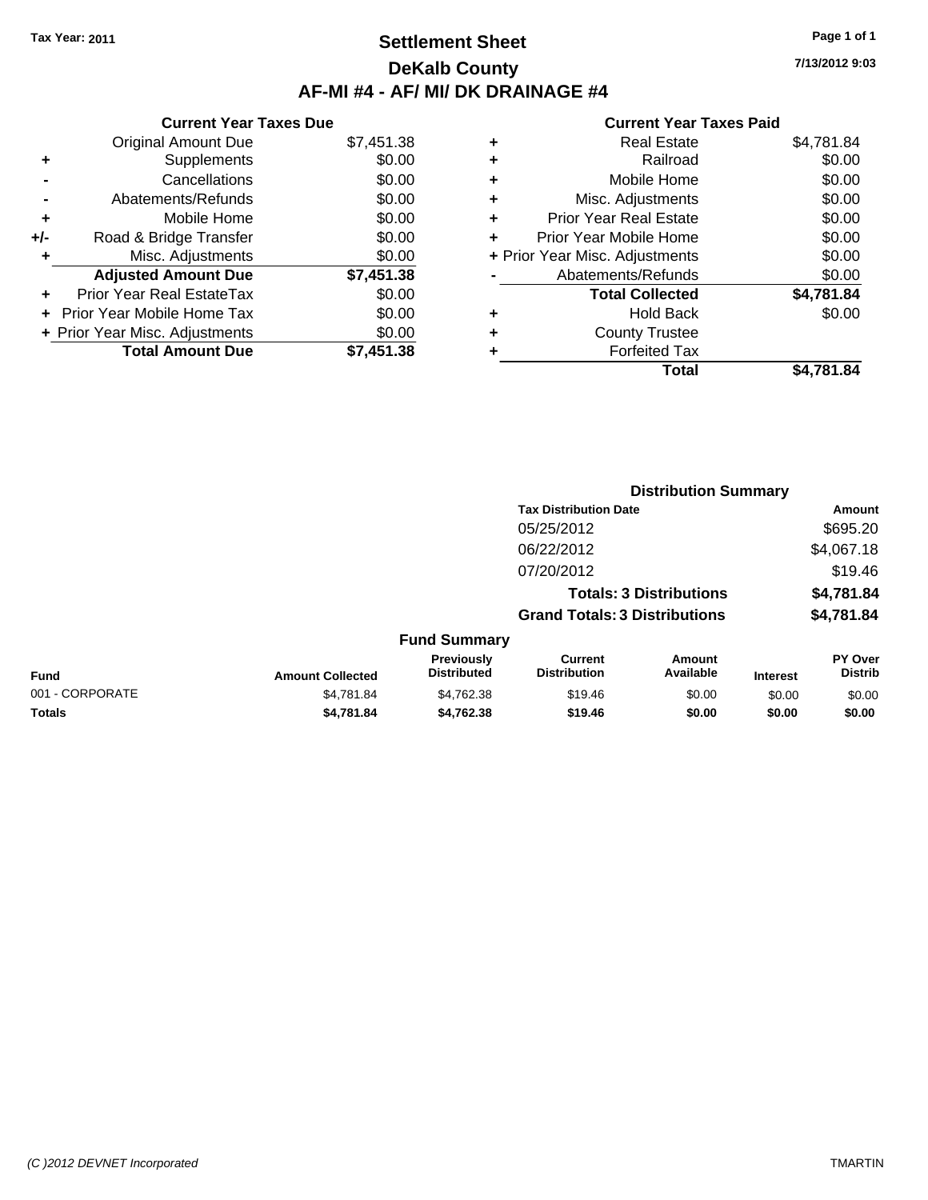Tax Year: 2011

# Settlement Sheet

## DeKalb County

## AF-MI #4 - AF/ MI/ DK DRAINAGE #4

7/13/2012 9:03

### Current Year Taxes Due

| | | |
|---|---|---|
| | Original Amount Due | $7,451.38 |
| + | Supplements | $0.00 |
| - | Cancellations | $0.00 |
| - | Abatements/Refunds | $0.00 |
| + | Mobile Home | $0.00 |
| +/- | Road & Bridge Transfer | $0.00 |
| + | Misc. Adjustments | $0.00 |
| | **Adjusted Amount Due** | **$7,451.38** |
| + | Prior Year Real EstateTax | $0.00 |
| + | Prior Year Mobile Home Tax | $0.00 |
| + | Prior Year Misc. Adjustments | $0.00 |
| | **Total Amount Due** | **$7,451.38** |

### Current Year Taxes Paid

| | | |
|---|---|---|
| + | Real Estate | $4,781.84 |
| + | Railroad | $0.00 |
| + | Mobile Home | $0.00 |
| + | Misc. Adjustments | $0.00 |
| + | Prior Year Real Estate | $0.00 |
| + | Prior Year Mobile Home | $0.00 |
| + | Prior Year Misc. Adjustments | $0.00 |
| - | Abatements/Refunds | $0.00 |
| | **Total Collected** | **$4,781.84** |
| + | Hold Back | $0.00 |
| + | County Trustee | |
| + | Forfeited Tax | |
| | **Total** | **$4,781.84** |

### Distribution Summary

| Tax Distribution Date | Amount |
|---|---|
| 05/25/2012 | $695.20 |
| 06/22/2012 | $4,067.18 |
| 07/20/2012 | $19.46 |
| **Totals: 3 Distributions** | **$4,781.84** |
| **Grand Totals: 3 Distributions** | **$4,781.84** |

### Fund Summary

| Fund | Amount Collected | Previously Distributed | Current Distribution | Amount Available | Interest | PY Over Distrib |
|---|---|---|---|---|---|---|
| 001 - CORPORATE | $4,781.84 | $4,762.38 | $19.46 | $0.00 | $0.00 | $0.00 |
| **Totals** | **$4,781.84** | **$4,762.38** | **$19.46** | **$0.00** | **$0.00** | **$0.00** |

(C )2012 DEVNET Incorporated TMARTIN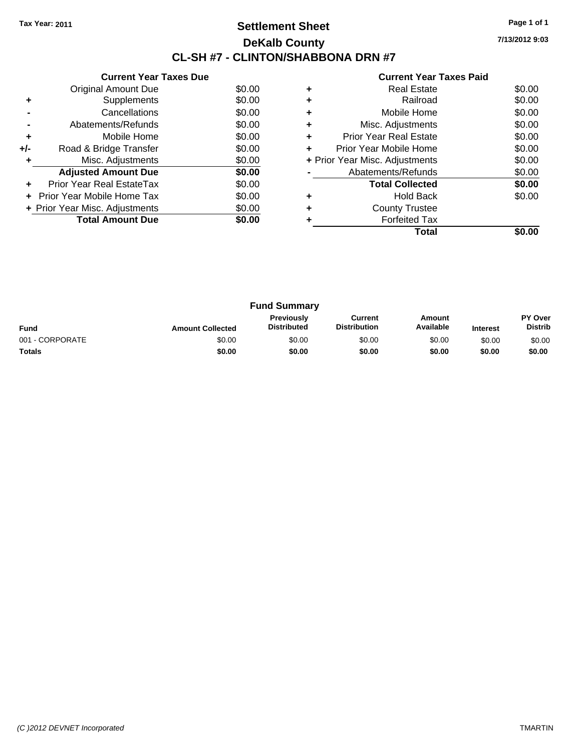Tax Year: 2011

# Settlement Sheet

## DeKalb County

## CL-SH #7 - CLINTON/SHABBONA DRN #7

7/13/2012 9:03

### Current Year Taxes Due

| | | |
|---|---|---|
| | Original Amount Due | $0.00 |
| + | Supplements | $0.00 |
| - | Cancellations | $0.00 |
| - | Abatements/Refunds | $0.00 |
| + | Mobile Home | $0.00 |
| +/- | Road & Bridge Transfer | $0.00 |
| + | Misc. Adjustments | $0.00 |
| | **Adjusted Amount Due** | **$0.00** |
| + | Prior Year Real EstateTax | $0.00 |
| + | Prior Year Mobile Home Tax | $0.00 |
| + | Prior Year Misc. Adjustments | $0.00 |
| | **Total Amount Due** | **$0.00** |

### Current Year Taxes Paid

| | | |
|---|---|---|
| + | Real Estate | $0.00 |
| + | Railroad | $0.00 |
| + | Mobile Home | $0.00 |
| + | Misc. Adjustments | $0.00 |
| + | Prior Year Real Estate | $0.00 |
| + | Prior Year Mobile Home | $0.00 |
| + | Prior Year Misc. Adjustments | $0.00 |
| - | Abatements/Refunds | $0.00 |
| | **Total Collected** | **$0.00** |
| + | Hold Back | $0.00 |
| + | County Trustee | |
| + | Forfeited Tax | |
| | **Total** | **$0.00** |

### Fund Summary

| Fund | Amount Collected | Previously Distributed | Current Distribution | Amount Available | Interest | PY Over Distrib |
|---|---|---|---|---|---|---|
| 001 - CORPORATE | $0.00 | $0.00 | $0.00 | $0.00 | $0.00 | $0.00 |
| **Totals** | **$0.00** | **$0.00** | **$0.00** | **$0.00** | **$0.00** | **$0.00** |

*(C )2012 DEVNET Incorporated* TMARTIN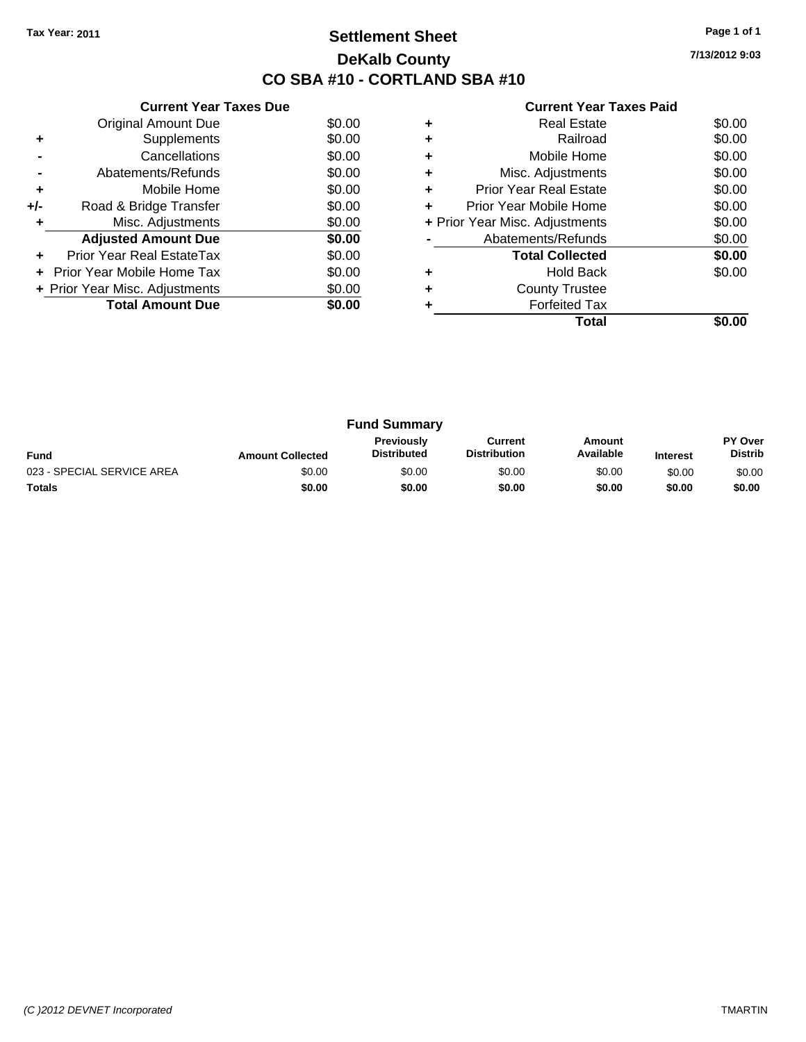Tax Year: 2011

# Settlement Sheet

## DeKalb County

## CO SBA #10 - CORTLAND SBA #10

7/13/2012 9:03

### Current Year Taxes Due

| | | |
|---|---|---|
| | Original Amount Due | $0.00 |
| + | Supplements | $0.00 |
| - | Cancellations | $0.00 |
| - | Abatements/Refunds | $0.00 |
| + | Mobile Home | $0.00 |
| +/- | Road & Bridge Transfer | $0.00 |
| + | Misc. Adjustments | $0.00 |
| | **Adjusted Amount Due** | **$0.00** |
| + | Prior Year Real EstateTax | $0.00 |
| + | Prior Year Mobile Home Tax | $0.00 |
| + | Prior Year Misc. Adjustments | $0.00 |
| | **Total Amount Due** | **$0.00** |

### Current Year Taxes Paid

| | | |
|---|---|---|
| + | Real Estate | $0.00 |
| + | Railroad | $0.00 |
| + | Mobile Home | $0.00 |
| + | Misc. Adjustments | $0.00 |
| + | Prior Year Real Estate | $0.00 |
| + | Prior Year Mobile Home | $0.00 |
| + | Prior Year Misc. Adjustments | $0.00 |
| - | Abatements/Refunds | $0.00 |
| | **Total Collected** | **$0.00** |
| + | Hold Back | $0.00 |
| + | County Trustee | |
| + | Forfeited Tax | |
| | **Total** | **$0.00** |

### Fund Summary

| Fund | Amount Collected | Previously Distributed | Current Distribution | Amount Available | Interest | PY Over Distrib |
|---|---|---|---|---|---|---|
| 023 - SPECIAL SERVICE AREA | $0.00 | $0.00 | $0.00 | $0.00 | $0.00 | $0.00 |
| **Totals** | **$0.00** | **$0.00** | **$0.00** | **$0.00** | **$0.00** | **$0.00** |

(C )2012 DEVNET Incorporated — TMARTIN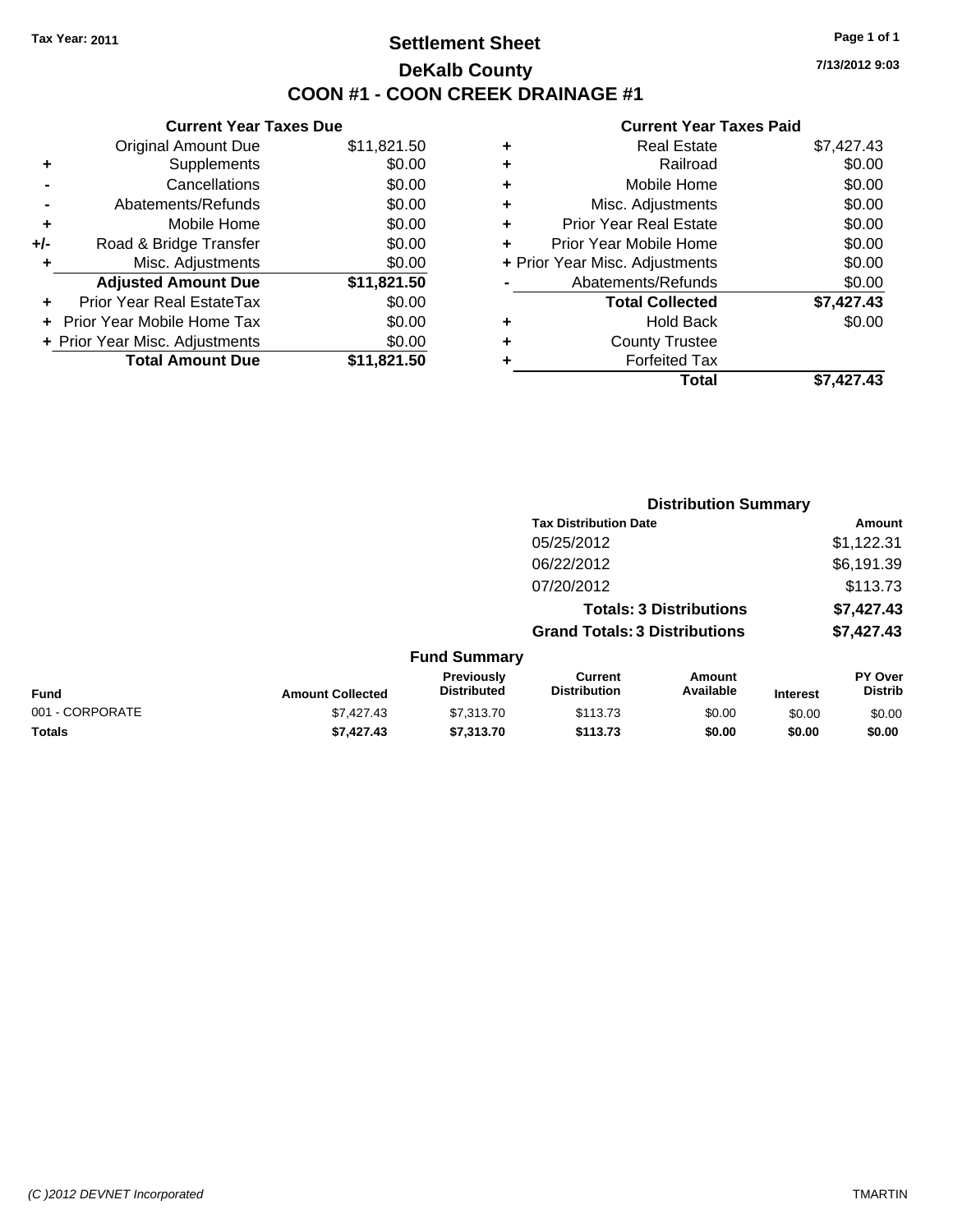Tax Year: 2011

# Settlement Sheet

## DeKalb County

## COON #1 - COON CREEK DRAINAGE #1

7/13/2012 9:03

### Current Year Taxes Due

| | | |
|---|---|---|
| | Original Amount Due | $11,821.50 |
| + | Supplements | $0.00 |
| - | Cancellations | $0.00 |
| - | Abatements/Refunds | $0.00 |
| + | Mobile Home | $0.00 |
| +/- | Road & Bridge Transfer | $0.00 |
| + | Misc. Adjustments | $0.00 |
| | **Adjusted Amount Due** | **$11,821.50** |
| + | Prior Year Real EstateTax | $0.00 |
| + | Prior Year Mobile Home Tax | $0.00 |
| + | Prior Year Misc. Adjustments | $0.00 |
| | **Total Amount Due** | **$11,821.50** |

### Current Year Taxes Paid

| | | |
|---|---|---|
| + | Real Estate | $7,427.43 |
| + | Railroad | $0.00 |
| + | Mobile Home | $0.00 |
| + | Misc. Adjustments | $0.00 |
| + | Prior Year Real Estate | $0.00 |
| + | Prior Year Mobile Home | $0.00 |
| + | Prior Year Misc. Adjustments | $0.00 |
| - | Abatements/Refunds | $0.00 |
| | **Total Collected** | **$7,427.43** |
| + | Hold Back | $0.00 |
| + | County Trustee | |
| + | Forfeited Tax | |
| | **Total** | **$7,427.43** |

### Distribution Summary

| Tax Distribution Date | Amount |
|---|---|
| 05/25/2012 | $1,122.31 |
| 06/22/2012 | $6,191.39 |
| 07/20/2012 | $113.73 |
| **Totals: 3 Distributions** | **$7,427.43** |
| **Grand Totals: 3 Distributions** | **$7,427.43** |

### Fund Summary

| Fund | Amount Collected | Previously Distributed | Current Distribution | Amount Available | Interest | PY Over Distrib |
|---|---|---|---|---|---|---|
| 001 - CORPORATE | $7,427.43 | $7,313.70 | $113.73 | $0.00 | $0.00 | $0.00 |
| **Totals** | **$7,427.43** | **$7,313.70** | **$113.73** | **$0.00** | **$0.00** | **$0.00** |

(C )2012 DEVNET Incorporated

TMARTIN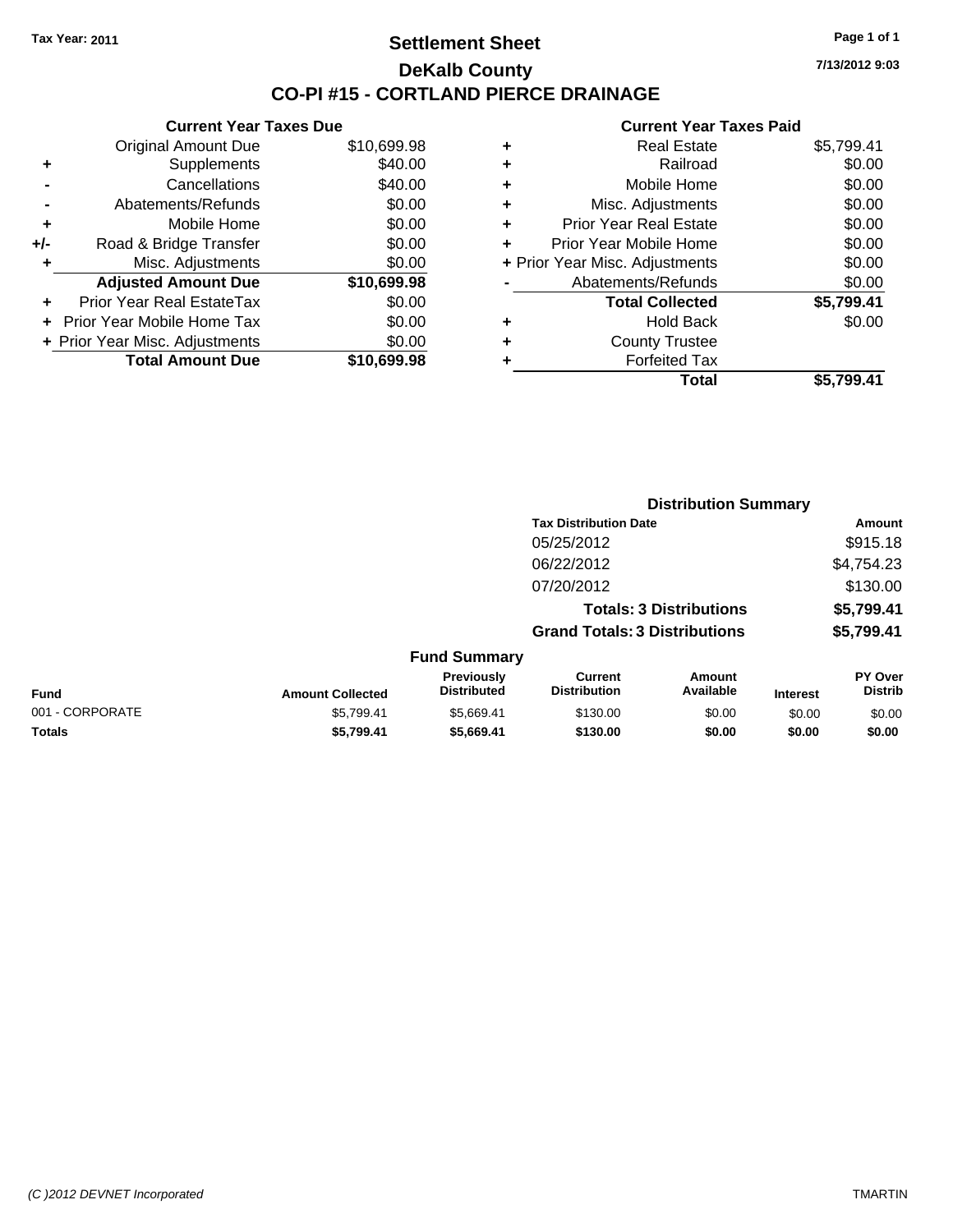Tax Year: 2011

# Settlement Sheet

## DeKalb County

## CO-PI #15 - CORTLAND PIERCE DRAINAGE

7/13/2012 9:03

### Current Year Taxes Due

| | | |
|---|---|---|
| | Original Amount Due | $10,699.98 |
| + | Supplements | $40.00 |
| - | Cancellations | $40.00 |
| - | Abatements/Refunds | $0.00 |
| + | Mobile Home | $0.00 |
| +/- | Road & Bridge Transfer | $0.00 |
| + | Misc. Adjustments | $0.00 |
| | **Adjusted Amount Due** | **$10,699.98** |
| + | Prior Year Real EstateTax | $0.00 |
| + | Prior Year Mobile Home Tax | $0.00 |
| + | Prior Year Misc. Adjustments | $0.00 |
| | **Total Amount Due** | **$10,699.98** |

### Current Year Taxes Paid

| | | |
|---|---|---|
| + | Real Estate | $5,799.41 |
| + | Railroad | $0.00 |
| + | Mobile Home | $0.00 |
| + | Misc. Adjustments | $0.00 |
| + | Prior Year Real Estate | $0.00 |
| + | Prior Year Mobile Home | $0.00 |
| + | Prior Year Misc. Adjustments | $0.00 |
| - | Abatements/Refunds | $0.00 |
| | **Total Collected** | **$5,799.41** |
| + | Hold Back | $0.00 |
| + | County Trustee | |
| + | Forfeited Tax | |
| | **Total** | **$5,799.41** |

### Distribution Summary

| Tax Distribution Date | Amount |
|---|---|
| 05/25/2012 | $915.18 |
| 06/22/2012 | $4,754.23 |
| 07/20/2012 | $130.00 |
| **Totals: 3 Distributions** | **$5,799.41** |
| **Grand Totals: 3 Distributions** | **$5,799.41** |

### Fund Summary

| Fund | Amount Collected | Previously Distributed | Current Distribution | Amount Available | Interest | PY Over Distrib |
|---|---|---|---|---|---|---|
| 001 - CORPORATE | $5,799.41 | $5,669.41 | $130.00 | $0.00 | $0.00 | $0.00 |
| **Totals** | **$5,799.41** | **$5,669.41** | **$130.00** | **$0.00** | **$0.00** | **$0.00** |

(C )2012 DEVNET Incorporated TMARTIN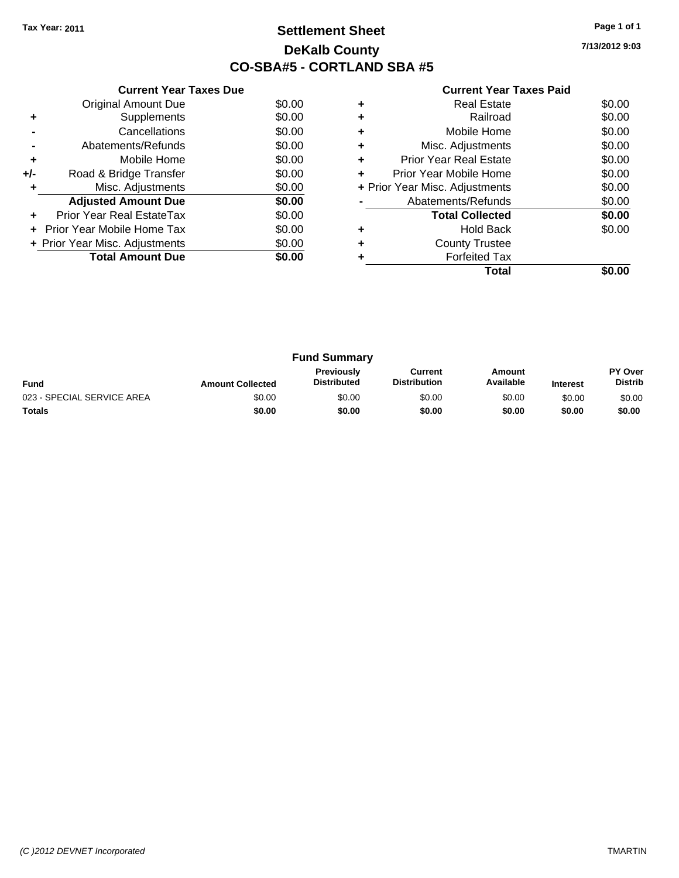**Tax Year: 2011**

# Settlement Sheet
## DeKalb County
## CO-SBA#5 - CORTLAND SBA #5

7/13/2012 9:03

### Current Year Taxes Due

| | | |
|---|---|---|
| | Original Amount Due | $0.00 |
| + | Supplements | $0.00 |
| - | Cancellations | $0.00 |
| - | Abatements/Refunds | $0.00 |
| + | Mobile Home | $0.00 |
| +/- | Road & Bridge Transfer | $0.00 |
| + | Misc. Adjustments | $0.00 |
| | **Adjusted Amount Due** | **$0.00** |
| + | Prior Year Real EstateTax | $0.00 |
| + | Prior Year Mobile Home Tax | $0.00 |
| + | Prior Year Misc. Adjustments | $0.00 |
| | **Total Amount Due** | **$0.00** |

### Current Year Taxes Paid

| | | |
|---|---|---|
| + | Real Estate | $0.00 |
| + | Railroad | $0.00 |
| + | Mobile Home | $0.00 |
| + | Misc. Adjustments | $0.00 |
| + | Prior Year Real Estate | $0.00 |
| + | Prior Year Mobile Home | $0.00 |
| + | Prior Year Misc. Adjustments | $0.00 |
| - | Abatements/Refunds | $0.00 |
| | **Total Collected** | **$0.00** |
| + | Hold Back | $0.00 |
| + | County Trustee | |
| + | Forfeited Tax | |
| | **Total** | **$0.00** |

### Fund Summary

| Fund | Amount Collected | Previously Distributed | Current Distribution | Amount Available | Interest | PY Over Distrib |
|---|---|---|---|---|---|---|
| 023 - SPECIAL SERVICE AREA | $0.00 | $0.00 | $0.00 | $0.00 | $0.00 | $0.00 |
| **Totals** | **$0.00** | **$0.00** | **$0.00** | **$0.00** | **$0.00** | **$0.00** |

*(C )2012 DEVNET Incorporated* TMARTIN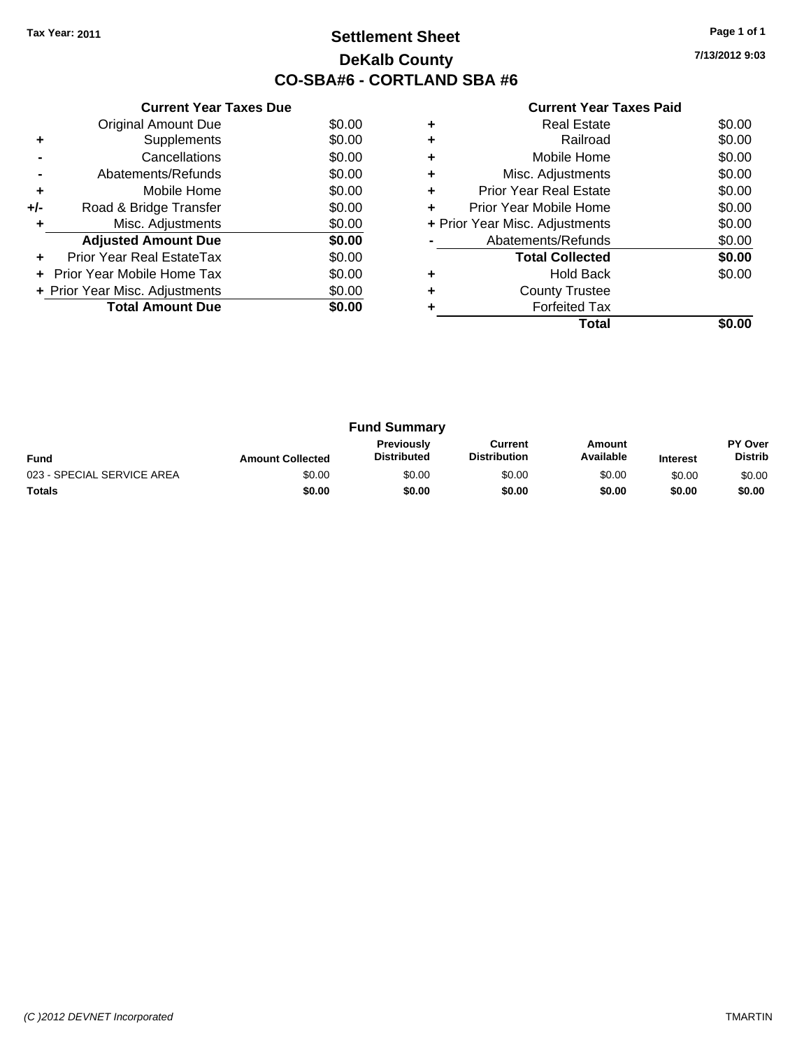Tax Year: 2011

# Settlement Sheet

## DeKalb County

## CO-SBA#6 - CORTLAND SBA #6

7/13/2012 9:03

### Current Year Taxes Due

| | | |
|---|---|---|
| | Original Amount Due | $0.00 |
| + | Supplements | $0.00 |
| - | Cancellations | $0.00 |
| - | Abatements/Refunds | $0.00 |
| + | Mobile Home | $0.00 |
| +/- | Road & Bridge Transfer | $0.00 |
| + | Misc. Adjustments | $0.00 |
| | **Adjusted Amount Due** | **$0.00** |
| + | Prior Year Real EstateTax | $0.00 |
| + | Prior Year Mobile Home Tax | $0.00 |
| + | Prior Year Misc. Adjustments | $0.00 |
| | **Total Amount Due** | **$0.00** |

### Current Year Taxes Paid

| | | |
|---|---|---|
| + | Real Estate | $0.00 |
| + | Railroad | $0.00 |
| + | Mobile Home | $0.00 |
| + | Misc. Adjustments | $0.00 |
| + | Prior Year Real Estate | $0.00 |
| + | Prior Year Mobile Home | $0.00 |
| + | Prior Year Misc. Adjustments | $0.00 |
| - | Abatements/Refunds | $0.00 |
| | **Total Collected** | **$0.00** |
| + | Hold Back | $0.00 |
| + | County Trustee | |
| + | Forfeited Tax | |
| | **Total** | **$0.00** |

### Fund Summary

| Fund | Amount Collected | Previously Distributed | Current Distribution | Amount Available | Interest | PY Over Distrib |
|---|---|---|---|---|---|---|
| 023 - SPECIAL SERVICE AREA | $0.00 | $0.00 | $0.00 | $0.00 | $0.00 | $0.00 |
| **Totals** | **$0.00** | **$0.00** | **$0.00** | **$0.00** | **$0.00** | **$0.00** |

(C )2012 DEVNET Incorporated

TMARTIN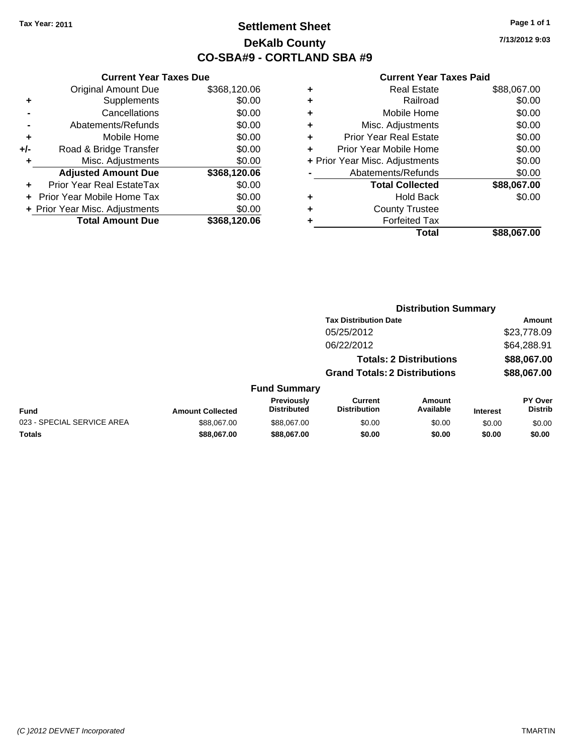Tax Year: 2011

# Settlement Sheet
## DeKalb County
## CO-SBA#9 - CORTLAND SBA #9

7/13/2012 9:03

### Current Year Taxes Due

| | | |
|---|---|---|
| | Original Amount Due | $368,120.06 |
| + | Supplements | $0.00 |
| - | Cancellations | $0.00 |
| - | Abatements/Refunds | $0.00 |
| + | Mobile Home | $0.00 |
| +/- | Road & Bridge Transfer | $0.00 |
| + | Misc. Adjustments | $0.00 |
| | **Adjusted Amount Due** | **$368,120.06** |
| + | Prior Year Real EstateTax | $0.00 |
| + | Prior Year Mobile Home Tax | $0.00 |
| + | Prior Year Misc. Adjustments | $0.00 |
| | **Total Amount Due** | **$368,120.06** |

### Current Year Taxes Paid

| | | |
|---|---|---|
| + | Real Estate | $88,067.00 |
| + | Railroad | $0.00 |
| + | Mobile Home | $0.00 |
| + | Misc. Adjustments | $0.00 |
| + | Prior Year Real Estate | $0.00 |
| + | Prior Year Mobile Home | $0.00 |
| + | Prior Year Misc. Adjustments | $0.00 |
| - | Abatements/Refunds | $0.00 |
| | **Total Collected** | **$88,067.00** |
| + | Hold Back | $0.00 |
| + | County Trustee | |
| + | Forfeited Tax | |
| | **Total** | **$88,067.00** |

### Distribution Summary

| Tax Distribution Date | Amount |
|---|---|
| 05/25/2012 | $23,778.09 |
| 06/22/2012 | $64,288.91 |
| **Totals: 2 Distributions** | **$88,067.00** |
| **Grand Totals: 2 Distributions** | **$88,067.00** |

### Fund Summary

| Fund | Amount Collected | Previously Distributed | Current Distribution | Amount Available | Interest | PY Over Distrib |
|---|---|---|---|---|---|---|
| 023 - SPECIAL SERVICE AREA | $88,067.00 | $88,067.00 | $0.00 | $0.00 | $0.00 | $0.00 |
| **Totals** | **$88,067.00** | **$88,067.00** | **$0.00** | **$0.00** | **$0.00** | **$0.00** |

(C )2012 DEVNET Incorporated TMARTIN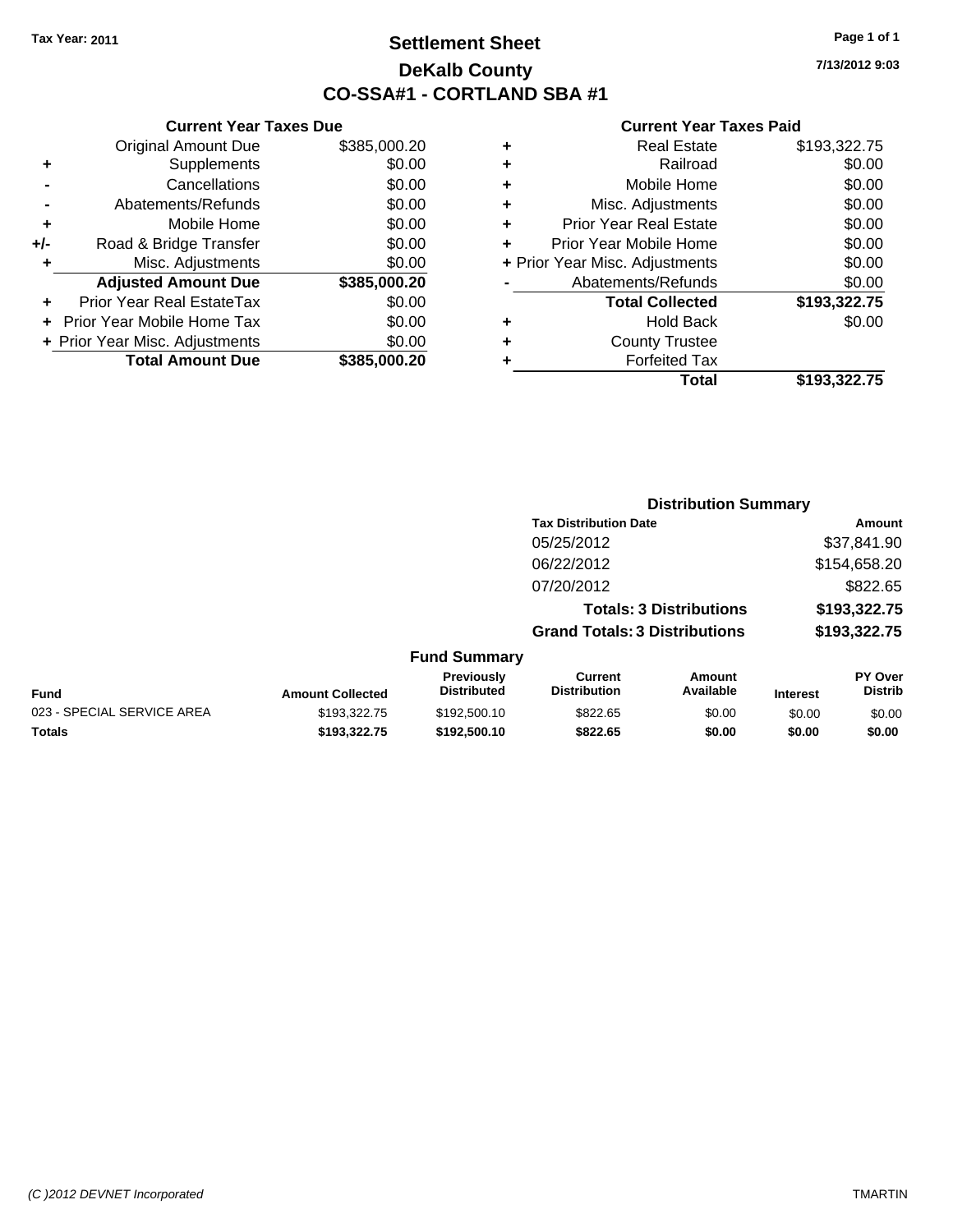Tax Year: 2011

# Settlement Sheet

## DeKalb County

## CO-SSA#1 - CORTLAND SBA #1

7/13/2012 9:03

### Current Year Taxes Due

| | | |
|---|---|---|
| | Original Amount Due | $385,000.20 |
| + | Supplements | $0.00 |
| - | Cancellations | $0.00 |
| - | Abatements/Refunds | $0.00 |
| + | Mobile Home | $0.00 |
| +/- | Road & Bridge Transfer | $0.00 |
| + | Misc. Adjustments | $0.00 |
| | **Adjusted Amount Due** | **$385,000.20** |
| + | Prior Year Real EstateTax | $0.00 |
| + | Prior Year Mobile Home Tax | $0.00 |
| + | Prior Year Misc. Adjustments | $0.00 |
| | **Total Amount Due** | **$385,000.20** |

### Current Year Taxes Paid

| | | |
|---|---|---|
| + | Real Estate | $193,322.75 |
| + | Railroad | $0.00 |
| + | Mobile Home | $0.00 |
| + | Misc. Adjustments | $0.00 |
| + | Prior Year Real Estate | $0.00 |
| + | Prior Year Mobile Home | $0.00 |
| + | Prior Year Misc. Adjustments | $0.00 |
| - | Abatements/Refunds | $0.00 |
| | **Total Collected** | **$193,322.75** |
| + | Hold Back | $0.00 |
| + | County Trustee | |
| + | Forfeited Tax | |
| | **Total** | **$193,322.75** |

### Distribution Summary

| Tax Distribution Date | Amount |
|---|---|
| 05/25/2012 | $37,841.90 |
| 06/22/2012 | $154,658.20 |
| 07/20/2012 | $822.65 |
| **Totals: 3 Distributions** | **$193,322.75** |
| **Grand Totals: 3 Distributions** | **$193,322.75** |

### Fund Summary

| Fund | Amount Collected | Previously Distributed | Current Distribution | Amount Available | Interest | PY Over Distrib |
|---|---|---|---|---|---|---|
| 023 - SPECIAL SERVICE AREA | $193,322.75 | $192,500.10 | $822.65 | $0.00 | $0.00 | $0.00 |
| **Totals** | **$193,322.75** | **$192,500.10** | **$822.65** | **$0.00** | **$0.00** | **$0.00** |

(C )2012 DEVNET Incorporated TMARTIN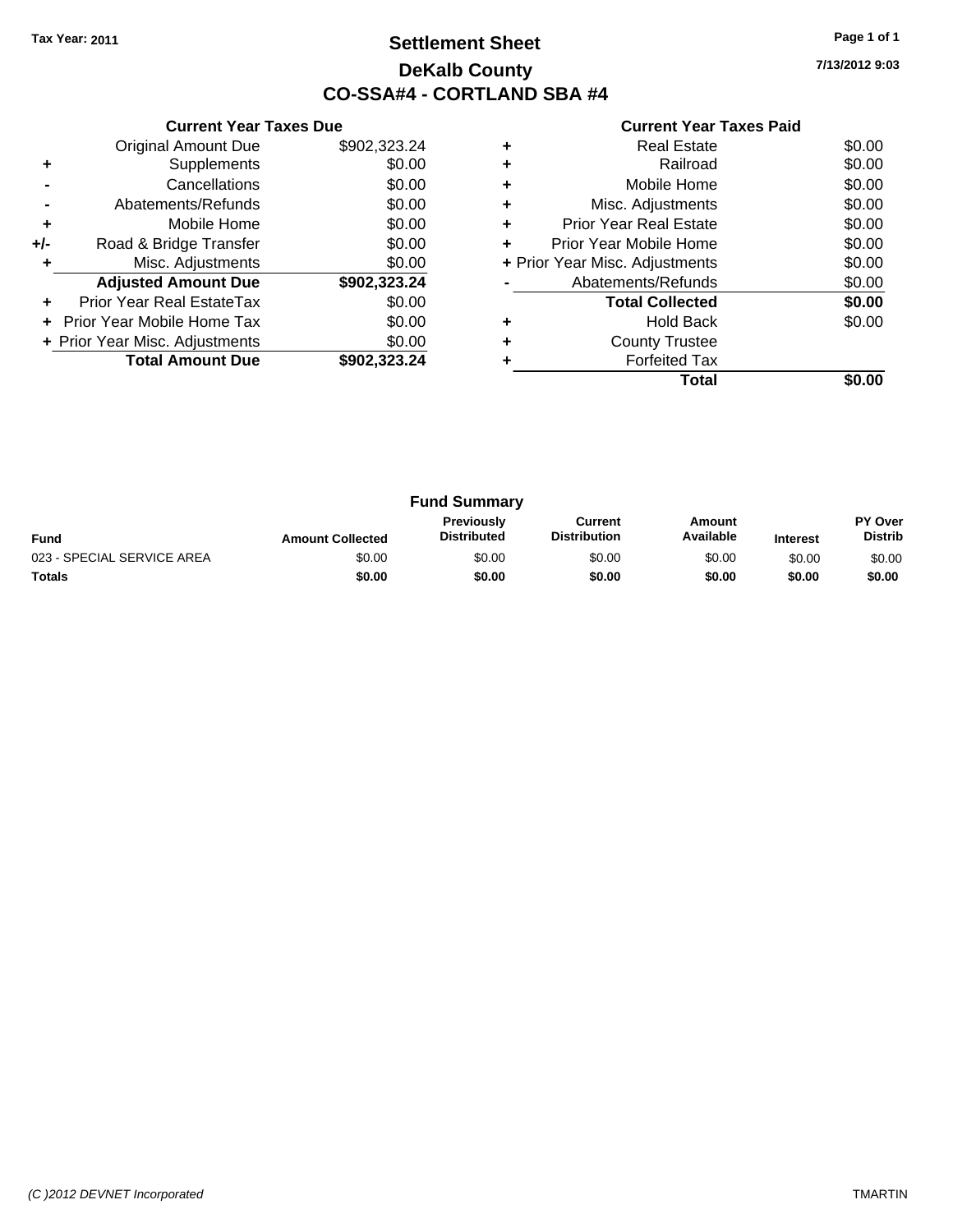Tax Year: 2011

# Settlement Sheet

## DeKalb County

## CO-SSA#4 - CORTLAND SBA #4

7/13/2012 9:03

### Current Year Taxes Due

| | | |
|---|---|---|
| | Original Amount Due | $902,323.24 |
| + | Supplements | $0.00 |
| - | Cancellations | $0.00 |
| - | Abatements/Refunds | $0.00 |
| + | Mobile Home | $0.00 |
| +/- | Road & Bridge Transfer | $0.00 |
| + | Misc. Adjustments | $0.00 |
| | **Adjusted Amount Due** | **$902,323.24** |
| + | Prior Year Real EstateTax | $0.00 |
| + | Prior Year Mobile Home Tax | $0.00 |
| + | Prior Year Misc. Adjustments | $0.00 |
| | **Total Amount Due** | **$902,323.24** |

### Current Year Taxes Paid

| | | |
|---|---|---|
| + | Real Estate | $0.00 |
| + | Railroad | $0.00 |
| + | Mobile Home | $0.00 |
| + | Misc. Adjustments | $0.00 |
| + | Prior Year Real Estate | $0.00 |
| + | Prior Year Mobile Home | $0.00 |
| + | Prior Year Misc. Adjustments | $0.00 |
| - | Abatements/Refunds | $0.00 |
| | **Total Collected** | **$0.00** |
| + | Hold Back | $0.00 |
| + | County Trustee | |
| + | Forfeited Tax | |
| | **Total** | **$0.00** |

### Fund Summary

| Fund | Amount Collected | Previously Distributed | Current Distribution | Amount Available | Interest | PY Over Distrib |
|---|---|---|---|---|---|---|
| 023 - SPECIAL SERVICE AREA | $0.00 | $0.00 | $0.00 | $0.00 | $0.00 | $0.00 |
| **Totals** | **$0.00** | **$0.00** | **$0.00** | **$0.00** | **$0.00** | **$0.00** |

(C )2012 DEVNET Incorporated

TMARTIN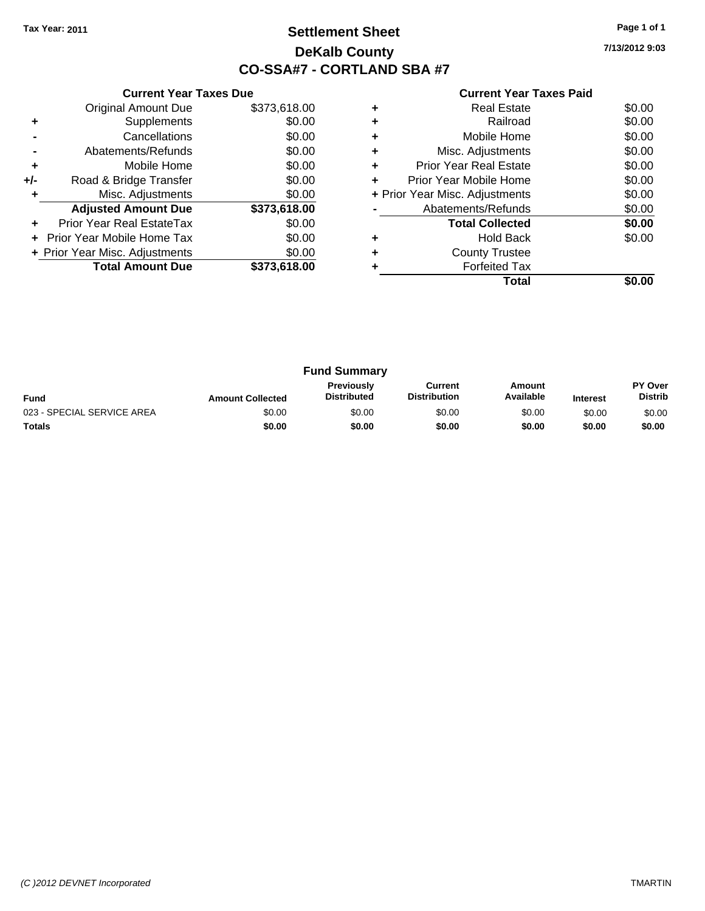Tax Year: 2011

# Settlement Sheet
## DeKalb County
## CO-SSA#7 - CORTLAND SBA #7

7/13/2012 9:03

### Current Year Taxes Due

| | | |
|---|---|---|
| | Original Amount Due | $373,618.00 |
| + | Supplements | $0.00 |
| - | Cancellations | $0.00 |
| - | Abatements/Refunds | $0.00 |
| + | Mobile Home | $0.00 |
| +/- | Road & Bridge Transfer | $0.00 |
| + | Misc. Adjustments | $0.00 |
| | **Adjusted Amount Due** | **$373,618.00** |
| + | Prior Year Real EstateTax | $0.00 |
| + | Prior Year Mobile Home Tax | $0.00 |
| + | Prior Year Misc. Adjustments | $0.00 |
| | **Total Amount Due** | **$373,618.00** |

### Current Year Taxes Paid

| | | |
|---|---|---|
| + | Real Estate | $0.00 |
| + | Railroad | $0.00 |
| + | Mobile Home | $0.00 |
| + | Misc. Adjustments | $0.00 |
| + | Prior Year Real Estate | $0.00 |
| + | Prior Year Mobile Home | $0.00 |
| + | Prior Year Misc. Adjustments | $0.00 |
| - | Abatements/Refunds | $0.00 |
| | **Total Collected** | **$0.00** |
| + | Hold Back | $0.00 |
| + | County Trustee | |
| + | Forfeited Tax | |
| | **Total** | **$0.00** |

### Fund Summary

| Fund | Amount Collected | Previously Distributed | Current Distribution | Amount Available | Interest | PY Over Distrib |
|---|---|---|---|---|---|---|
| 023 - SPECIAL SERVICE AREA | $0.00 | $0.00 | $0.00 | $0.00 | $0.00 | $0.00 |
| **Totals** | **$0.00** | **$0.00** | **$0.00** | **$0.00** | **$0.00** | **$0.00** |

(C )2012 DEVNET Incorporated TMARTIN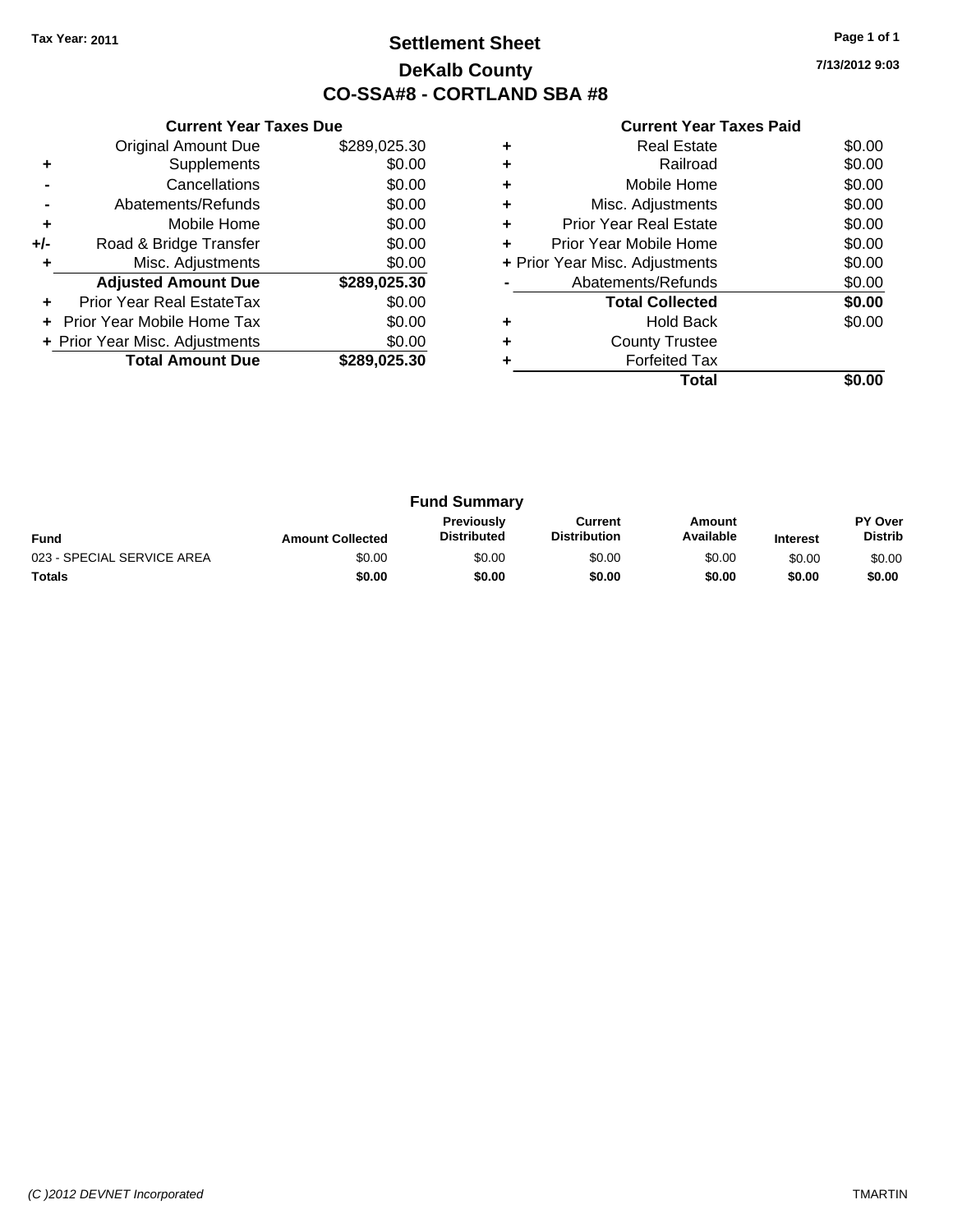Tax Year: 2011

# Settlement Sheet

## DeKalb County

## CO-SSA#8 - CORTLAND SBA #8

7/13/2012 9:03

### Current Year Taxes Due

| | | |
|---|---|---|
| | Original Amount Due | $289,025.30 |
| + | Supplements | $0.00 |
| - | Cancellations | $0.00 |
| - | Abatements/Refunds | $0.00 |
| + | Mobile Home | $0.00 |
| +/- | Road & Bridge Transfer | $0.00 |
| + | Misc. Adjustments | $0.00 |
| | **Adjusted Amount Due** | **$289,025.30** |
| + | Prior Year Real EstateTax | $0.00 |
| + | Prior Year Mobile Home Tax | $0.00 |
| + | Prior Year Misc. Adjustments | $0.00 |
| | **Total Amount Due** | **$289,025.30** |

### Current Year Taxes Paid

| | | |
|---|---|---|
| + | Real Estate | $0.00 |
| + | Railroad | $0.00 |
| + | Mobile Home | $0.00 |
| + | Misc. Adjustments | $0.00 |
| + | Prior Year Real Estate | $0.00 |
| + | Prior Year Mobile Home | $0.00 |
| + | Prior Year Misc. Adjustments | $0.00 |
| - | Abatements/Refunds | $0.00 |
| | **Total Collected** | **$0.00** |
| + | Hold Back | $0.00 |
| + | County Trustee | |
| + | Forfeited Tax | |
| | **Total** | **$0.00** |

### Fund Summary

| Fund | Amount Collected | Previously Distributed | Current Distribution | Amount Available | Interest | PY Over Distrib |
|---|---|---|---|---|---|---|
| 023 - SPECIAL SERVICE AREA | $0.00 | $0.00 | $0.00 | $0.00 | $0.00 | $0.00 |
| **Totals** | **$0.00** | **$0.00** | **$0.00** | **$0.00** | **$0.00** | **$0.00** |

*(C )2012 DEVNET Incorporated* TMARTIN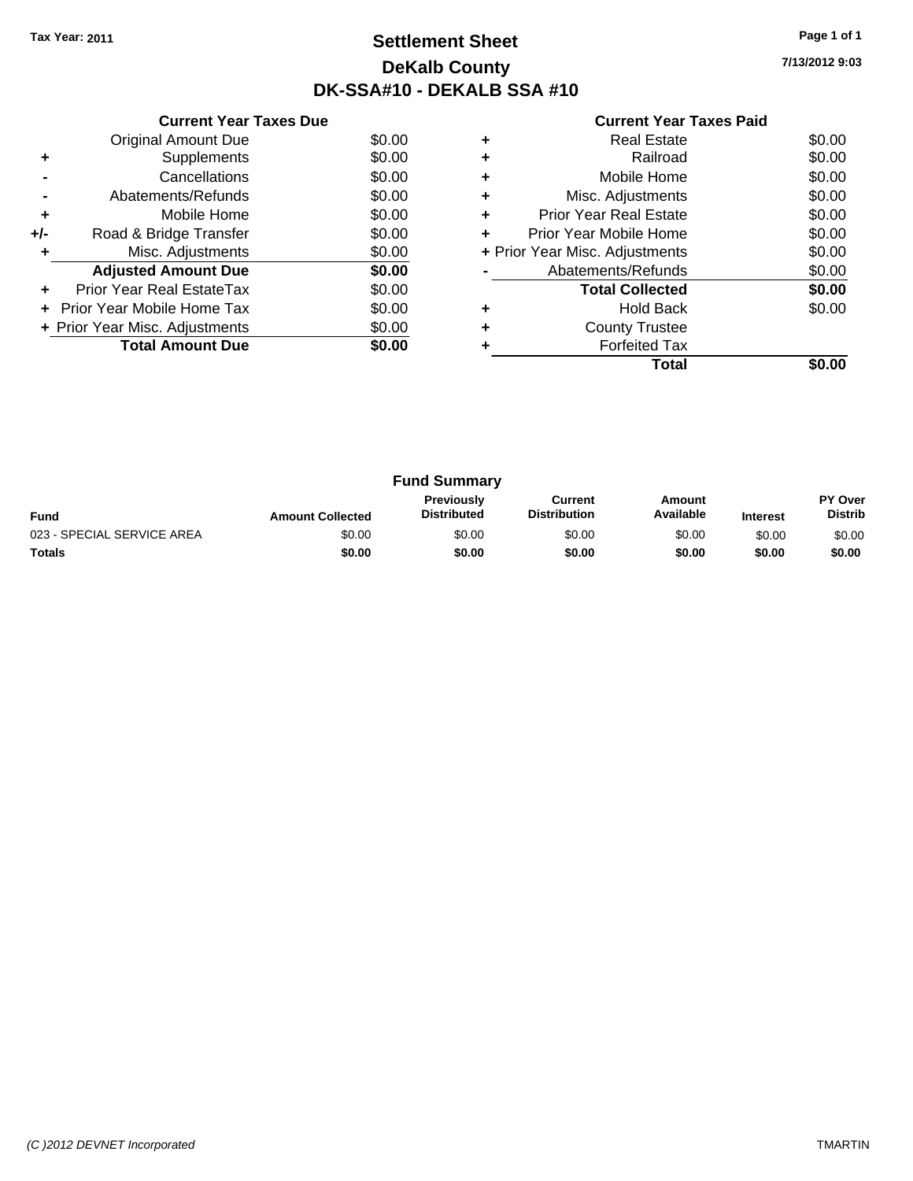Tax Year: 2011

# Settlement Sheet
## DeKalb County
## DK-SSA#10 - DEKALB SSA #10

7/13/2012 9:03

### Current Year Taxes Due

| | | |
|---|---|---|
| | Original Amount Due | $0.00 |
| + | Supplements | $0.00 |
| - | Cancellations | $0.00 |
| - | Abatements/Refunds | $0.00 |
| + | Mobile Home | $0.00 |
| +/- | Road & Bridge Transfer | $0.00 |
| + | Misc. Adjustments | $0.00 |
| | **Adjusted Amount Due** | **$0.00** |
| + | Prior Year Real EstateTax | $0.00 |
| + | Prior Year Mobile Home Tax | $0.00 |
| + | Prior Year Misc. Adjustments | $0.00 |
| | **Total Amount Due** | **$0.00** |

### Current Year Taxes Paid

| | | |
|---|---|---|
| + | Real Estate | $0.00 |
| + | Railroad | $0.00 |
| + | Mobile Home | $0.00 |
| + | Misc. Adjustments | $0.00 |
| + | Prior Year Real Estate | $0.00 |
| + | Prior Year Mobile Home | $0.00 |
| + | Prior Year Misc. Adjustments | $0.00 |
| - | Abatements/Refunds | $0.00 |
| | **Total Collected** | **$0.00** |
| + | Hold Back | $0.00 |
| + | County Trustee | |
| + | Forfeited Tax | |
| | **Total** | **$0.00** |

### Fund Summary

| Fund | Amount Collected | Previously Distributed | Current Distribution | Amount Available | Interest | PY Over Distrib |
|---|---|---|---|---|---|---|
| 023 - SPECIAL SERVICE AREA | $0.00 | $0.00 | $0.00 | $0.00 | $0.00 | $0.00 |
| **Totals** | **$0.00** | **$0.00** | **$0.00** | **$0.00** | **$0.00** | **$0.00** |

(C )2012 DEVNET Incorporated TMARTIN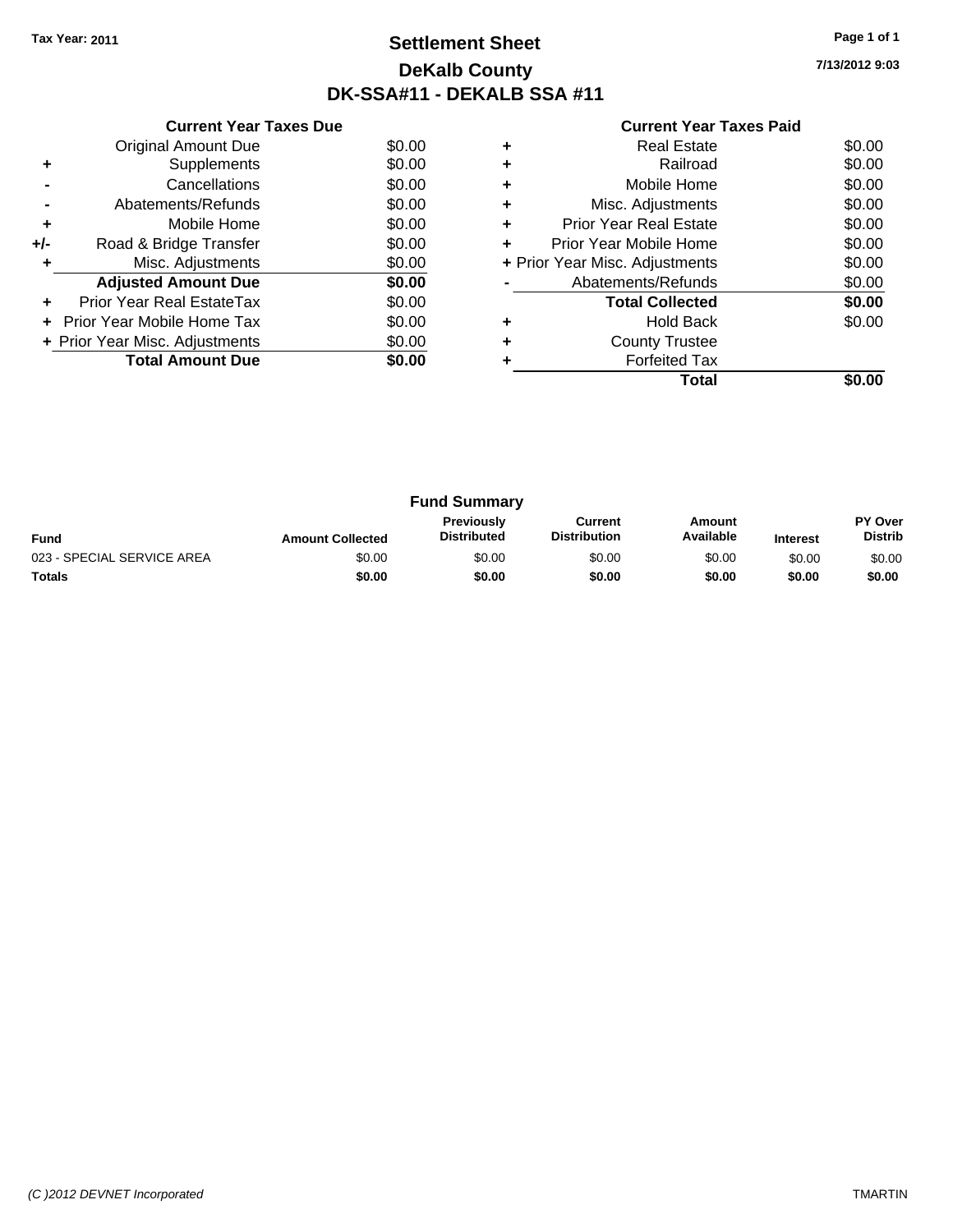**Tax Year: 2011**

# Settlement Sheet

## DeKalb County

## DK-SSA#11 - DEKALB SSA #11

7/13/2012 9:03

### Current Year Taxes Due

| | | |
|---|---|---|
| | Original Amount Due | $0.00 |
| + | Supplements | $0.00 |
| - | Cancellations | $0.00 |
| - | Abatements/Refunds | $0.00 |
| + | Mobile Home | $0.00 |
| +/- | Road & Bridge Transfer | $0.00 |
| + | Misc. Adjustments | $0.00 |
| | **Adjusted Amount Due** | **$0.00** |
| + | Prior Year Real EstateTax | $0.00 |
| + | Prior Year Mobile Home Tax | $0.00 |
| + | Prior Year Misc. Adjustments | $0.00 |
| | **Total Amount Due** | **$0.00** |

### Current Year Taxes Paid

| | | |
|---|---|---|
| + | Real Estate | $0.00 |
| + | Railroad | $0.00 |
| + | Mobile Home | $0.00 |
| + | Misc. Adjustments | $0.00 |
| + | Prior Year Real Estate | $0.00 |
| + | Prior Year Mobile Home | $0.00 |
| + | Prior Year Misc. Adjustments | $0.00 |
| - | Abatements/Refunds | $0.00 |
| | **Total Collected** | **$0.00** |
| + | Hold Back | $0.00 |
| + | County Trustee | |
| + | Forfeited Tax | |
| | **Total** | **$0.00** |

### Fund Summary

| Fund | Amount Collected | Previously Distributed | Current Distribution | Amount Available | Interest | PY Over Distrib |
|---|---|---|---|---|---|---|
| 023 - SPECIAL SERVICE AREA | $0.00 | $0.00 | $0.00 | $0.00 | $0.00 | $0.00 |
| **Totals** | **$0.00** | **$0.00** | **$0.00** | **$0.00** | **$0.00** | **$0.00** |

(C )2012 DEVNET Incorporated TMARTIN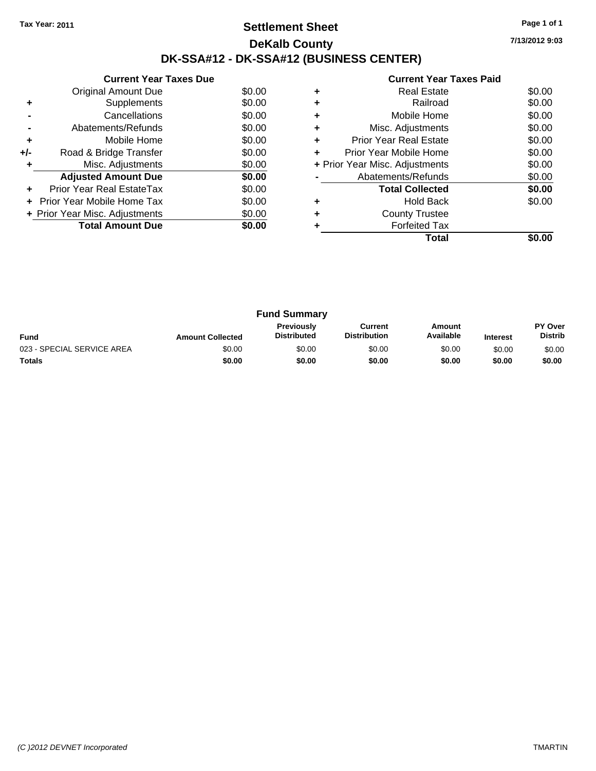Tax Year: 2011

# Settlement Sheet

## DeKalb County

## DK-SSA#12 - DK-SSA#12 (BUSINESS CENTER)

7/13/2012 9:03

**Current Year Taxes Due**

| | | |
|---|---|---|
| | Original Amount Due | $0.00 |
| + | Supplements | $0.00 |
| - | Cancellations | $0.00 |
| - | Abatements/Refunds | $0.00 |
| + | Mobile Home | $0.00 |
| +/- | Road & Bridge Transfer | $0.00 |
| + | Misc. Adjustments | $0.00 |
| | **Adjusted Amount Due** | **$0.00** |
| + | Prior Year Real EstateTax | $0.00 |
| + | Prior Year Mobile Home Tax | $0.00 |
| + | Prior Year Misc. Adjustments | $0.00 |
| | **Total Amount Due** | **$0.00** |

**Current Year Taxes Paid**

| | | |
|---|---|---|
| + | Real Estate | $0.00 |
| + | Railroad | $0.00 |
| + | Mobile Home | $0.00 |
| + | Misc. Adjustments | $0.00 |
| + | Prior Year Real Estate | $0.00 |
| + | Prior Year Mobile Home | $0.00 |
| + | Prior Year Misc. Adjustments | $0.00 |
| - | Abatements/Refunds | $0.00 |
| | **Total Collected** | **$0.00** |
| + | Hold Back | $0.00 |
| + | County Trustee | |
| + | Forfeited Tax | |
| | **Total** | **$0.00** |

**Fund Summary**

| Fund | Amount Collected | Previously Distributed | Current Distribution | Amount Available | Interest | PY Over Distrib |
|---|---|---|---|---|---|---|
| 023 - SPECIAL SERVICE AREA | $0.00 | $0.00 | $0.00 | $0.00 | $0.00 | $0.00 |
| **Totals** | **$0.00** | **$0.00** | **$0.00** | **$0.00** | **$0.00** | **$0.00** |

(C )2012 DEVNET Incorporated TMARTIN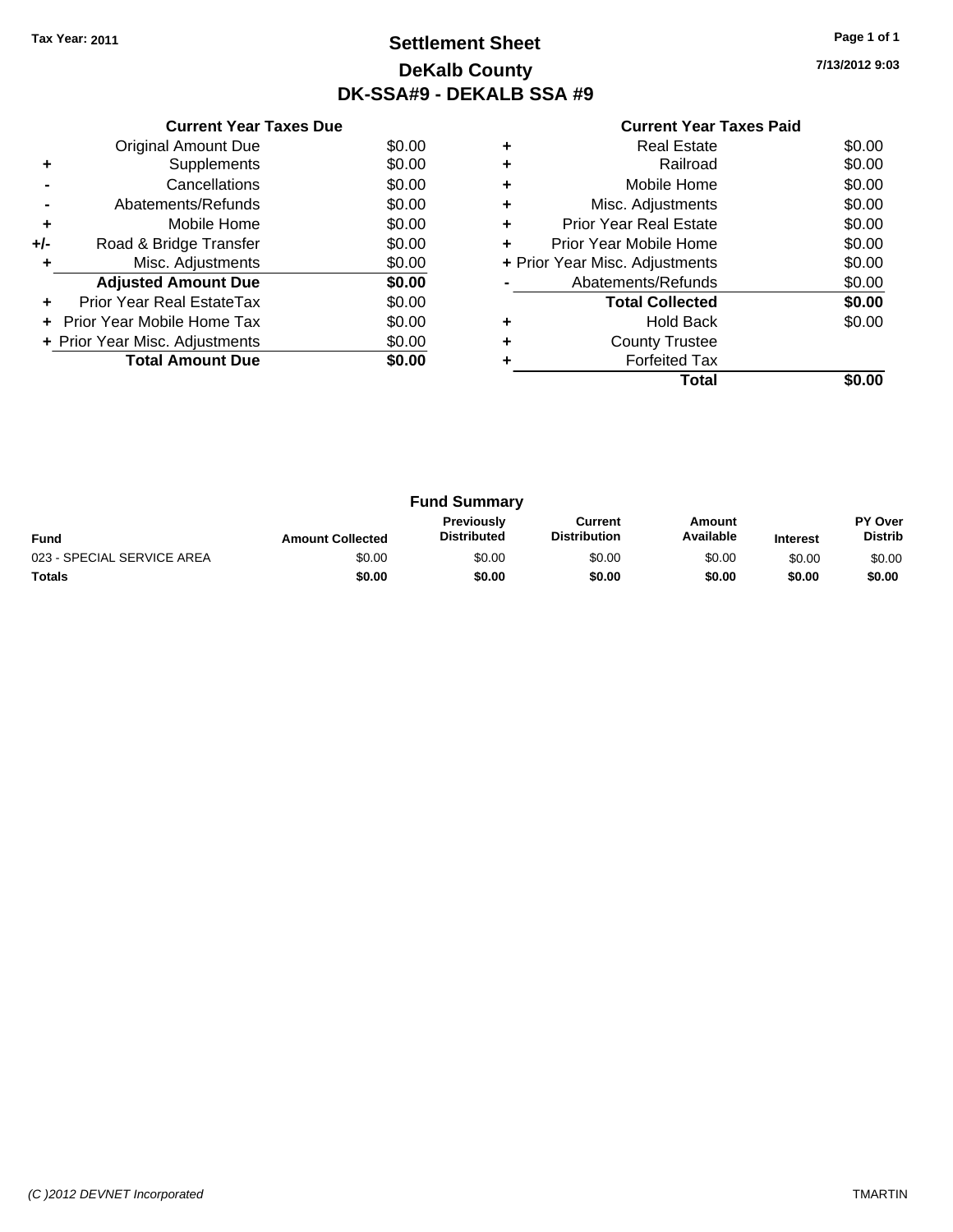Tax Year: 2011

# Settlement Sheet

## DeKalb County

## DK-SSA#9 - DEKALB SSA #9

7/13/2012 9:03

| | Current Year Taxes Due | |
|---|---|---|
| | Original Amount Due | $0.00 |
| + | Supplements | $0.00 |
| - | Cancellations | $0.00 |
| - | Abatements/Refunds | $0.00 |
| + | Mobile Home | $0.00 |
| +/- | Road & Bridge Transfer | $0.00 |
| + | Misc. Adjustments | $0.00 |
| | **Adjusted Amount Due** | **$0.00** |
| + | Prior Year Real EstateTax | $0.00 |
| + | Prior Year Mobile Home Tax | $0.00 |
| + | Prior Year Misc. Adjustments | $0.00 |
| | **Total Amount Due** | **$0.00** |

| | Current Year Taxes Paid | |
|---|---|---|
| + | Real Estate | $0.00 |
| + | Railroad | $0.00 |
| + | Mobile Home | $0.00 |
| + | Misc. Adjustments | $0.00 |
| + | Prior Year Real Estate | $0.00 |
| + | Prior Year Mobile Home | $0.00 |
| + | Prior Year Misc. Adjustments | $0.00 |
| - | Abatements/Refunds | $0.00 |
| | **Total Collected** | **$0.00** |
| + | Hold Back | $0.00 |
| + | County Trustee | |
| + | Forfeited Tax | |
| | **Total** | **$0.00** |

### Fund Summary

| Fund | Amount Collected | Previously Distributed | Current Distribution | Amount Available | Interest | PY Over Distrib |
|---|---|---|---|---|---|---|
| 023 - SPECIAL SERVICE AREA | $0.00 | $0.00 | $0.00 | $0.00 | $0.00 | $0.00 |
| **Totals** | **$0.00** | **$0.00** | **$0.00** | **$0.00** | **$0.00** | **$0.00** |

(C )2012 DEVNET Incorporated TMARTIN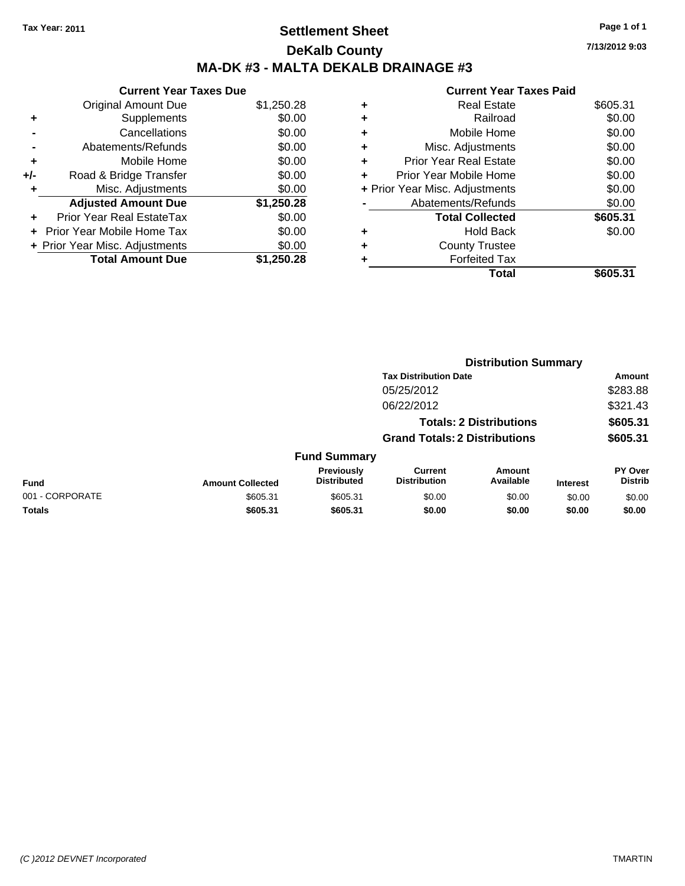Tax Year: 2011

# Settlement Sheet

## DeKalb County

## MA-DK #3 - MALTA DEKALB DRAINAGE #3

7/13/2012 9:03

| | Current Year Taxes Due | |
|---|---|---|
| | Original Amount Due | $1,250.28 |
| + | Supplements | $0.00 |
| - | Cancellations | $0.00 |
| - | Abatements/Refunds | $0.00 |
| + | Mobile Home | $0.00 |
| +/- | Road & Bridge Transfer | $0.00 |
| + | Misc. Adjustments | $0.00 |
| | **Adjusted Amount Due** | **$1,250.28** |
| + | Prior Year Real EstateTax | $0.00 |
| + | Prior Year Mobile Home Tax | $0.00 |
| + | Prior Year Misc. Adjustments | $0.00 |
| | **Total Amount Due** | **$1,250.28** |

| | Current Year Taxes Paid | |
|---|---|---|
| + | Real Estate | $605.31 |
| + | Railroad | $0.00 |
| + | Mobile Home | $0.00 |
| + | Misc. Adjustments | $0.00 |
| + | Prior Year Real Estate | $0.00 |
| + | Prior Year Mobile Home | $0.00 |
| + | Prior Year Misc. Adjustments | $0.00 |
| - | Abatements/Refunds | $0.00 |
| | **Total Collected** | **$605.31** |
| + | Hold Back | $0.00 |
| + | County Trustee | |
| + | Forfeited Tax | |
| | **Total** | **$605.31** |

### Distribution Summary

| Tax Distribution Date | Amount |
|---|---|
| 05/25/2012 | $283.88 |
| 06/22/2012 | $321.43 |
| **Totals: 2 Distributions** | **$605.31** |
| **Grand Totals: 2 Distributions** | **$605.31** |

### Fund Summary

| Fund | Amount Collected | Previously Distributed | Current Distribution | Amount Available | Interest | PY Over Distrib |
|---|---|---|---|---|---|---|
| 001 - CORPORATE | $605.31 | $605.31 | $0.00 | $0.00 | $0.00 | $0.00 |
| **Totals** | **$605.31** | **$605.31** | **$0.00** | **$0.00** | **$0.00** | **$0.00** |

(C )2012 DEVNET Incorporated

TMARTIN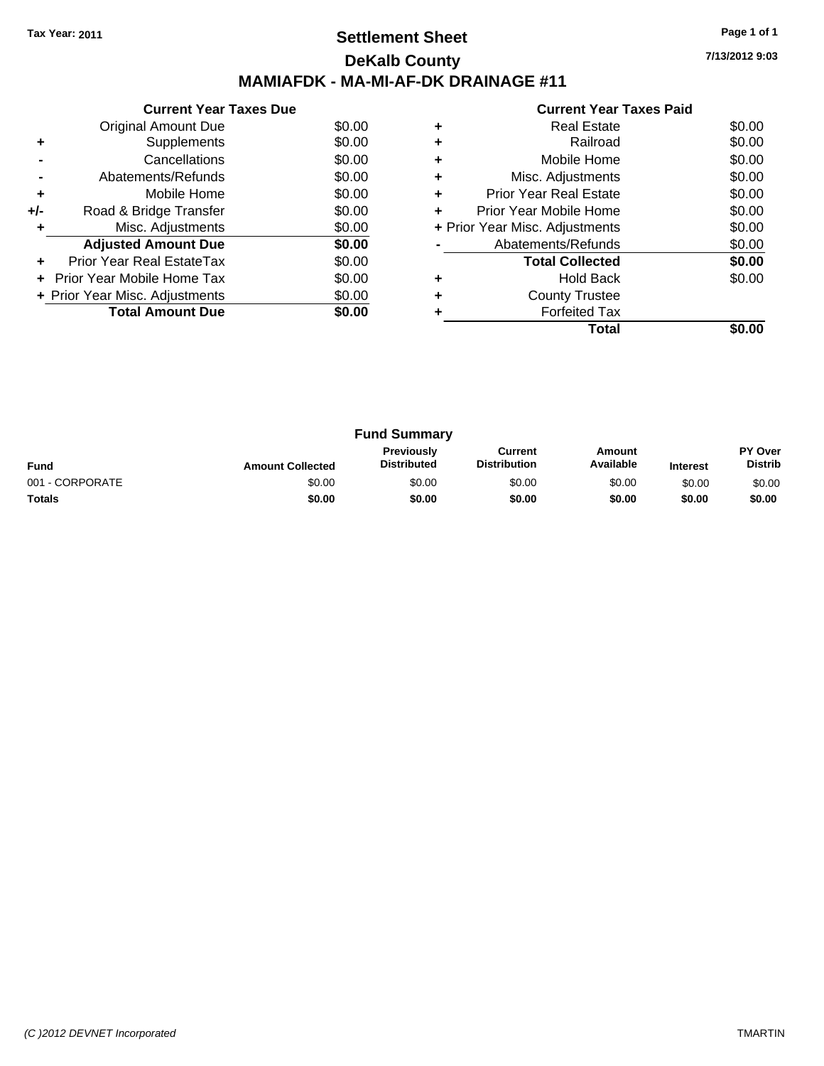**Tax Year: 2011**

# Settlement Sheet
## DeKalb County
## MAMIAFDK - MA-MI-AF-DK DRAINAGE #11

7/13/2012 9:03

### Current Year Taxes Due

| | | |
|---|---|---|
| | Original Amount Due | $0.00 |
| + | Supplements | $0.00 |
| - | Cancellations | $0.00 |
| - | Abatements/Refunds | $0.00 |
| + | Mobile Home | $0.00 |
| +/- | Road & Bridge Transfer | $0.00 |
| + | Misc. Adjustments | $0.00 |
| | **Adjusted Amount Due** | **$0.00** |
| + | Prior Year Real EstateTax | $0.00 |
| + | Prior Year Mobile Home Tax | $0.00 |
| + | Prior Year Misc. Adjustments | $0.00 |
| | **Total Amount Due** | **$0.00** |

### Current Year Taxes Paid

| | | |
|---|---|---|
| + | Real Estate | $0.00 |
| + | Railroad | $0.00 |
| + | Mobile Home | $0.00 |
| + | Misc. Adjustments | $0.00 |
| + | Prior Year Real Estate | $0.00 |
| + | Prior Year Mobile Home | $0.00 |
| + | Prior Year Misc. Adjustments | $0.00 |
| - | Abatements/Refunds | $0.00 |
| | **Total Collected** | **$0.00** |
| + | Hold Back | $0.00 |
| + | County Trustee | |
| + | Forfeited Tax | |
| | **Total** | **$0.00** |

### Fund Summary

| Fund | Amount Collected | Previously Distributed | Current Distribution | Amount Available | Interest | PY Over Distrib |
|---|---|---|---|---|---|---|
| 001 - CORPORATE | $0.00 | $0.00 | $0.00 | $0.00 | $0.00 | $0.00 |
| **Totals** | **$0.00** | **$0.00** | **$0.00** | **$0.00** | **$0.00** | **$0.00** |

*(C )2012 DEVNET Incorporated* TMARTIN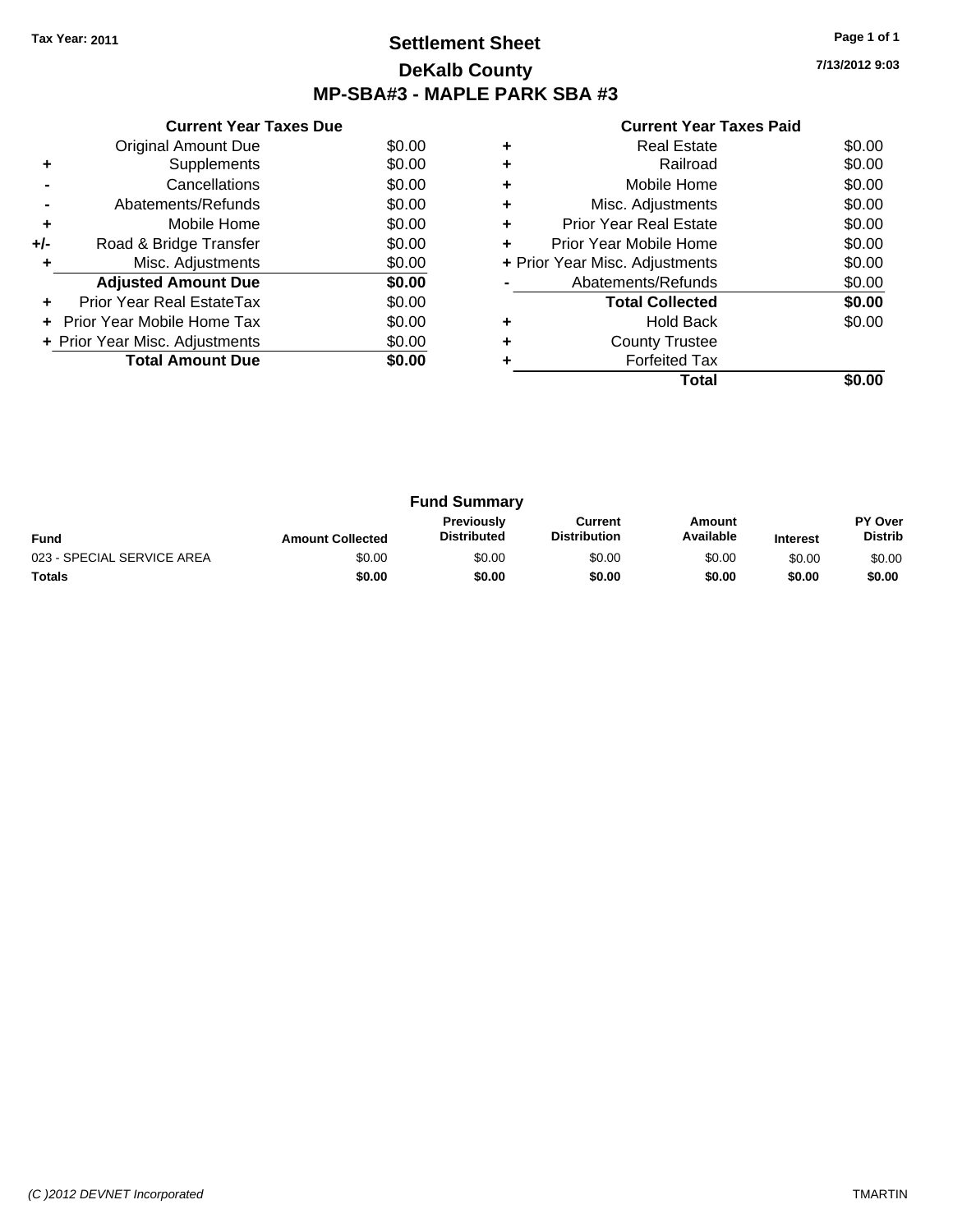Tax Year: 2011

# Settlement Sheet

## DeKalb County

## MP-SBA#3 - MAPLE PARK SBA #3

7/13/2012 9:03

### Current Year Taxes Due

| | | |
|---|---|---|
| | Original Amount Due | $0.00 |
| + | Supplements | $0.00 |
| - | Cancellations | $0.00 |
| - | Abatements/Refunds | $0.00 |
| + | Mobile Home | $0.00 |
| +/- | Road & Bridge Transfer | $0.00 |
| + | Misc. Adjustments | $0.00 |
| | **Adjusted Amount Due** | **$0.00** |
| + | Prior Year Real EstateTax | $0.00 |
| + | Prior Year Mobile Home Tax | $0.00 |
| + | Prior Year Misc. Adjustments | $0.00 |
| | **Total Amount Due** | **$0.00** |

### Current Year Taxes Paid

| | | |
|---|---|---|
| + | Real Estate | $0.00 |
| + | Railroad | $0.00 |
| + | Mobile Home | $0.00 |
| + | Misc. Adjustments | $0.00 |
| + | Prior Year Real Estate | $0.00 |
| + | Prior Year Mobile Home | $0.00 |
| + | Prior Year Misc. Adjustments | $0.00 |
| - | Abatements/Refunds | $0.00 |
| | **Total Collected** | **$0.00** |
| + | Hold Back | $0.00 |
| + | County Trustee | |
| + | Forfeited Tax | |
| | **Total** | **$0.00** |

### Fund Summary

| Fund | Amount Collected | Previously Distributed | Current Distribution | Amount Available | Interest | PY Over Distrib |
|---|---|---|---|---|---|---|
| 023 - SPECIAL SERVICE AREA | $0.00 | $0.00 | $0.00 | $0.00 | $0.00 | $0.00 |
| **Totals** | **$0.00** | **$0.00** | **$0.00** | **$0.00** | **$0.00** | **$0.00** |

*(C )2012 DEVNET Incorporated* TMARTIN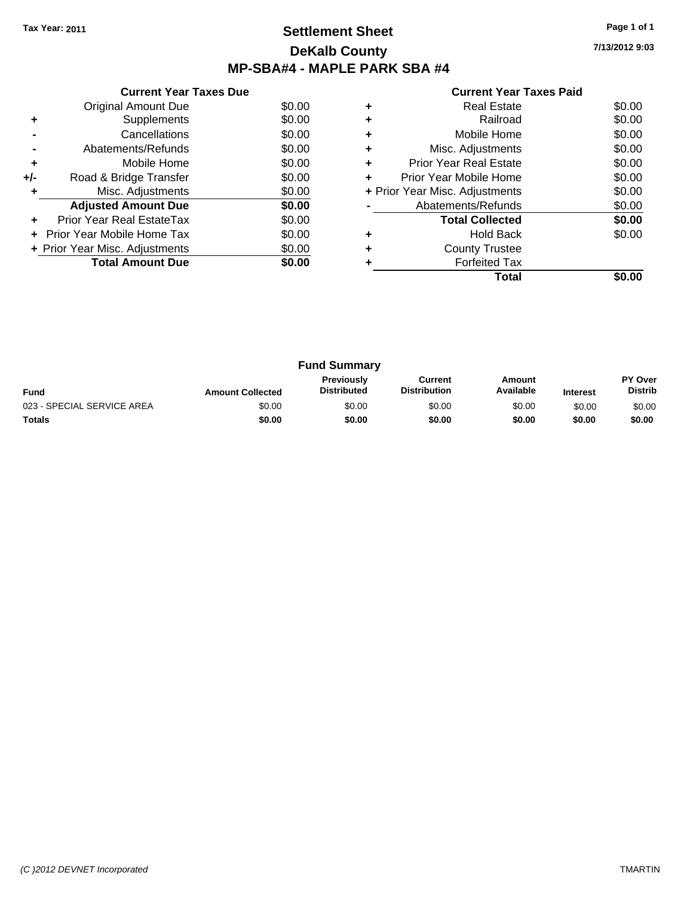Tax Year: 2011

# Settlement Sheet

## DeKalb County

## MP-SBA#4 - MAPLE PARK SBA #4

7/13/2012 9:03

### Current Year Taxes Due

| | | |
|---|---|---|
| | Original Amount Due | $0.00 |
| + | Supplements | $0.00 |
| - | Cancellations | $0.00 |
| - | Abatements/Refunds | $0.00 |
| + | Mobile Home | $0.00 |
| +/- | Road & Bridge Transfer | $0.00 |
| + | Misc. Adjustments | $0.00 |
| | **Adjusted Amount Due** | **$0.00** |
| + | Prior Year Real EstateTax | $0.00 |
| + | Prior Year Mobile Home Tax | $0.00 |
| + | Prior Year Misc. Adjustments | $0.00 |
| | **Total Amount Due** | **$0.00** |

### Current Year Taxes Paid

| | | |
|---|---|---|
| + | Real Estate | $0.00 |
| + | Railroad | $0.00 |
| + | Mobile Home | $0.00 |
| + | Misc. Adjustments | $0.00 |
| + | Prior Year Real Estate | $0.00 |
| + | Prior Year Mobile Home | $0.00 |
| + | Prior Year Misc. Adjustments | $0.00 |
| - | Abatements/Refunds | $0.00 |
| | **Total Collected** | **$0.00** |
| + | Hold Back | $0.00 |
| + | County Trustee | |
| + | Forfeited Tax | |
| | **Total** | **$0.00** |

### Fund Summary

| Fund | Amount Collected | Previously Distributed | Current Distribution | Amount Available | Interest | PY Over Distrib |
|---|---|---|---|---|---|---|
| 023 - SPECIAL SERVICE AREA | $0.00 | $0.00 | $0.00 | $0.00 | $0.00 | $0.00 |
| **Totals** | **$0.00** | **$0.00** | **$0.00** | **$0.00** | **$0.00** | **$0.00** |

*(C )2012 DEVNET Incorporated* TMARTIN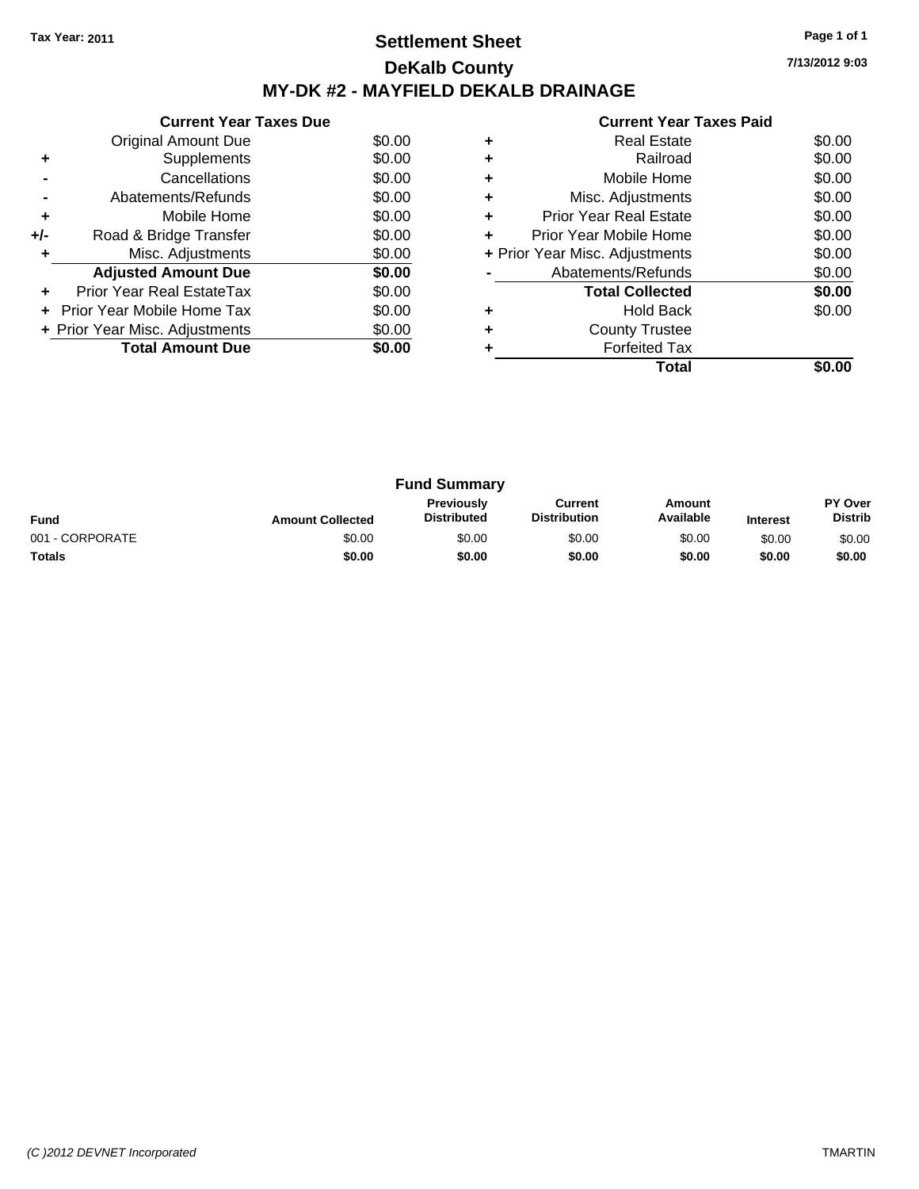Tax Year: 2011

# Settlement Sheet

## DeKalb County

## MY-DK #2 - MAYFIELD DEKALB DRAINAGE

7/13/2012 9:03

### Current Year Taxes Due

| | | |
|---|---|---|
| | Original Amount Due | $0.00 |
| + | Supplements | $0.00 |
| - | Cancellations | $0.00 |
| - | Abatements/Refunds | $0.00 |
| + | Mobile Home | $0.00 |
| +/- | Road & Bridge Transfer | $0.00 |
| + | Misc. Adjustments | $0.00 |
| | **Adjusted Amount Due** | **$0.00** |
| + | Prior Year Real EstateTax | $0.00 |
| + | Prior Year Mobile Home Tax | $0.00 |
| + | Prior Year Misc. Adjustments | $0.00 |
| | **Total Amount Due** | **$0.00** |

### Current Year Taxes Paid

| | | |
|---|---|---|
| + | Real Estate | $0.00 |
| + | Railroad | $0.00 |
| + | Mobile Home | $0.00 |
| + | Misc. Adjustments | $0.00 |
| + | Prior Year Real Estate | $0.00 |
| + | Prior Year Mobile Home | $0.00 |
| + | Prior Year Misc. Adjustments | $0.00 |
| - | Abatements/Refunds | $0.00 |
| | **Total Collected** | **$0.00** |
| + | Hold Back | $0.00 |
| + | County Trustee | |
| + | Forfeited Tax | |
| | **Total** | **$0.00** |

### Fund Summary

| Fund | Amount Collected | Previously Distributed | Current Distribution | Amount Available | Interest | PY Over Distrib |
|---|---|---|---|---|---|---|
| 001 - CORPORATE | $0.00 | $0.00 | $0.00 | $0.00 | $0.00 | $0.00 |
| **Totals** | **$0.00** | **$0.00** | **$0.00** | **$0.00** | **$0.00** | **$0.00** |

(C )2012 DEVNET Incorporated TMARTIN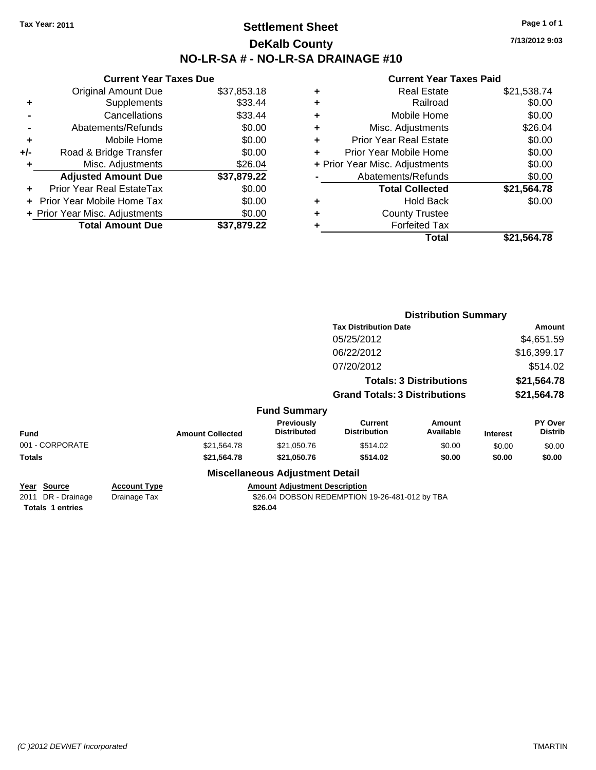Tax Year: 2011

# Settlement Sheet
## DeKalb County
## NO-LR-SA # - NO-LR-SA DRAINAGE #10

7/13/2012 9:03

### Current Year Taxes Due

| | | |
|---|---|---|
| | Original Amount Due | $37,853.18 |
| + | Supplements | $33.44 |
| - | Cancellations | $33.44 |
| - | Abatements/Refunds | $0.00 |
| + | Mobile Home | $0.00 |
| +/- | Road & Bridge Transfer | $0.00 |
| + | Misc. Adjustments | $26.04 |
| | **Adjusted Amount Due** | **$37,879.22** |
| + | Prior Year Real EstateTax | $0.00 |
| + | Prior Year Mobile Home Tax | $0.00 |
| + | Prior Year Misc. Adjustments | $0.00 |
| | **Total Amount Due** | **$37,879.22** |

### Current Year Taxes Paid

| | | |
|---|---|---|
| + | Real Estate | $21,538.74 |
| + | Railroad | $0.00 |
| + | Mobile Home | $0.00 |
| + | Misc. Adjustments | $26.04 |
| + | Prior Year Real Estate | $0.00 |
| + | Prior Year Mobile Home | $0.00 |
| + | Prior Year Misc. Adjustments | $0.00 |
| - | Abatements/Refunds | $0.00 |
| | **Total Collected** | **$21,564.78** |
| + | Hold Back | $0.00 |
| + | County Trustee | |
| + | Forfeited Tax | |
| | **Total** | **$21,564.78** |

### Distribution Summary

| Tax Distribution Date | Amount |
|---|---|
| 05/25/2012 | $4,651.59 |
| 06/22/2012 | $16,399.17 |
| 07/20/2012 | $514.02 |
| **Totals: 3 Distributions** | **$21,564.78** |
| **Grand Totals: 3 Distributions** | **$21,564.78** |

### Fund Summary

| Fund | Amount Collected | Previously Distributed | Current Distribution | Amount Available | Interest | PY Over Distrib |
|---|---|---|---|---|---|---|
| 001 - CORPORATE | $21,564.78 | $21,050.76 | $514.02 | $0.00 | $0.00 | $0.00 |
| **Totals** | **$21,564.78** | **$21,050.76** | **$514.02** | **$0.00** | **$0.00** | **$0.00** |

### Miscellaneous Adjustment Detail

| Year | Source | Account Type | Amount | Adjustment Description |
|---|---|---|---|---|
| 2011 | DR - Drainage | Drainage Tax | $26.04 | DOBSON REDEMPTION 19-26-481-012 by TBA |
| **Totals** | **1 entries** | | **$26.04** | |

(C )2012 DEVNET Incorporated TMARTIN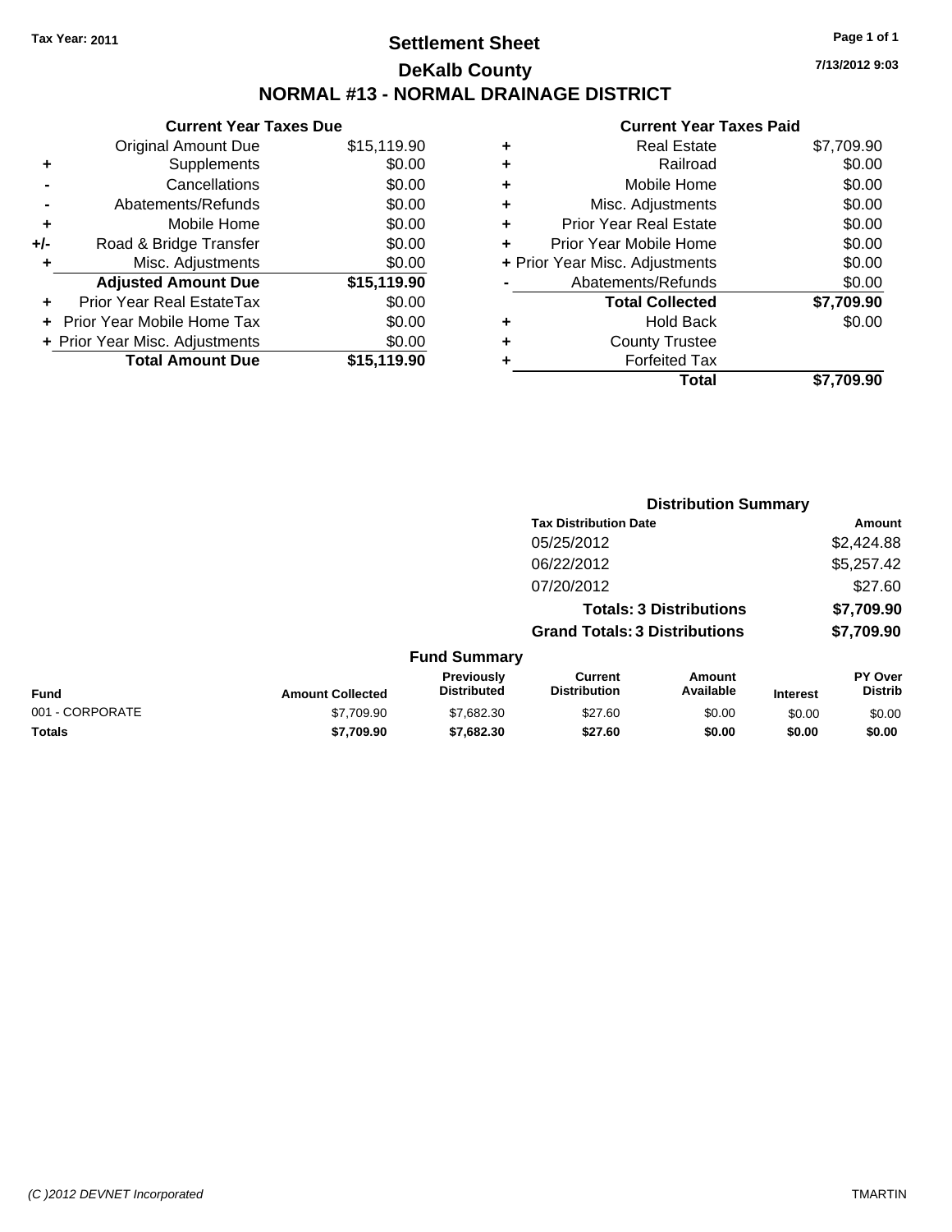**Tax Year: 2011**

# Settlement Sheet

## DeKalb County

## NORMAL #13 - NORMAL DRAINAGE DISTRICT

7/13/2012 9:03

### Current Year Taxes Due

| | | |
|---|---|---|
| | Original Amount Due | $15,119.90 |
| + | Supplements | $0.00 |
| - | Cancellations | $0.00 |
| - | Abatements/Refunds | $0.00 |
| + | Mobile Home | $0.00 |
| +/- | Road & Bridge Transfer | $0.00 |
| + | Misc. Adjustments | $0.00 |
| | **Adjusted Amount Due** | **$15,119.90** |
| + | Prior Year Real EstateTax | $0.00 |
| + | Prior Year Mobile Home Tax | $0.00 |
| + | Prior Year Misc. Adjustments | $0.00 |
| | **Total Amount Due** | **$15,119.90** |

### Current Year Taxes Paid

| | | |
|---|---|---|
| + | Real Estate | $7,709.90 |
| + | Railroad | $0.00 |
| + | Mobile Home | $0.00 |
| + | Misc. Adjustments | $0.00 |
| + | Prior Year Real Estate | $0.00 |
| + | Prior Year Mobile Home | $0.00 |
| + | Prior Year Misc. Adjustments | $0.00 |
| - | Abatements/Refunds | $0.00 |
| | **Total Collected** | **$7,709.90** |
| + | Hold Back | $0.00 |
| + | County Trustee | |
| + | Forfeited Tax | |
| | **Total** | **$7,709.90** |

### Distribution Summary

| Tax Distribution Date | Amount |
|---|---|
| 05/25/2012 | $2,424.88 |
| 06/22/2012 | $5,257.42 |
| 07/20/2012 | $27.60 |
| **Totals: 3 Distributions** | **$7,709.90** |
| **Grand Totals: 3 Distributions** | **$7,709.90** |

### Fund Summary

| Fund | Amount Collected | Previously Distributed | Current Distribution | Amount Available | Interest | PY Over Distrib |
|---|---|---|---|---|---|---|
| 001 - CORPORATE | $7,709.90 | $7,682.30 | $27.60 | $0.00 | $0.00 | $0.00 |
| **Totals** | **$7,709.90** | **$7,682.30** | **$27.60** | **$0.00** | **$0.00** | **$0.00** |

(C )2012 DEVNET Incorporated TMARTIN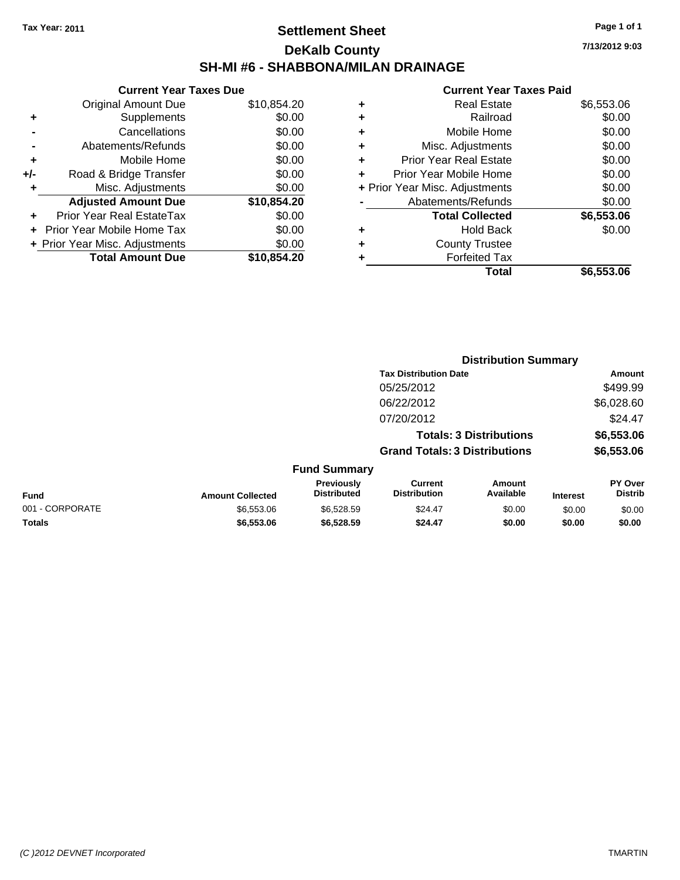Tax Year: 2011

# Settlement Sheet

## DeKalb County

## SH-MI #6 - SHABBONA/MILAN DRAINAGE

7/13/2012 9:03

### Current Year Taxes Due

| | | |
|---|---|---|
| | Original Amount Due | $10,854.20 |
| + | Supplements | $0.00 |
| - | Cancellations | $0.00 |
| - | Abatements/Refunds | $0.00 |
| + | Mobile Home | $0.00 |
| +/- | Road & Bridge Transfer | $0.00 |
| + | Misc. Adjustments | $0.00 |
| | **Adjusted Amount Due** | **$10,854.20** |
| + | Prior Year Real EstateTax | $0.00 |
| + | Prior Year Mobile Home Tax | $0.00 |
| + | Prior Year Misc. Adjustments | $0.00 |
| | **Total Amount Due** | **$10,854.20** |

### Current Year Taxes Paid

| | | |
|---|---|---|
| + | Real Estate | $6,553.06 |
| + | Railroad | $0.00 |
| + | Mobile Home | $0.00 |
| + | Misc. Adjustments | $0.00 |
| + | Prior Year Real Estate | $0.00 |
| + | Prior Year Mobile Home | $0.00 |
| + | Prior Year Misc. Adjustments | $0.00 |
| - | Abatements/Refunds | $0.00 |
| | **Total Collected** | **$6,553.06** |
| + | Hold Back | $0.00 |
| + | County Trustee | |
| + | Forfeited Tax | |
| | **Total** | **$6,553.06** |

### Distribution Summary

| Tax Distribution Date | Amount |
|---|---|
| 05/25/2012 | $499.99 |
| 06/22/2012 | $6,028.60 |
| 07/20/2012 | $24.47 |
| **Totals: 3 Distributions** | **$6,553.06** |
| **Grand Totals: 3 Distributions** | **$6,553.06** |

### Fund Summary

| Fund | Amount Collected | Previously Distributed | Current Distribution | Amount Available | Interest | PY Over Distrib |
|---|---|---|---|---|---|---|
| 001 - CORPORATE | $6,553.06 | $6,528.59 | $24.47 | $0.00 | $0.00 | $0.00 |
| **Totals** | **$6,553.06** | **$6,528.59** | **$24.47** | **$0.00** | **$0.00** | **$0.00** |

(C )2012 DEVNET Incorporated

TMARTIN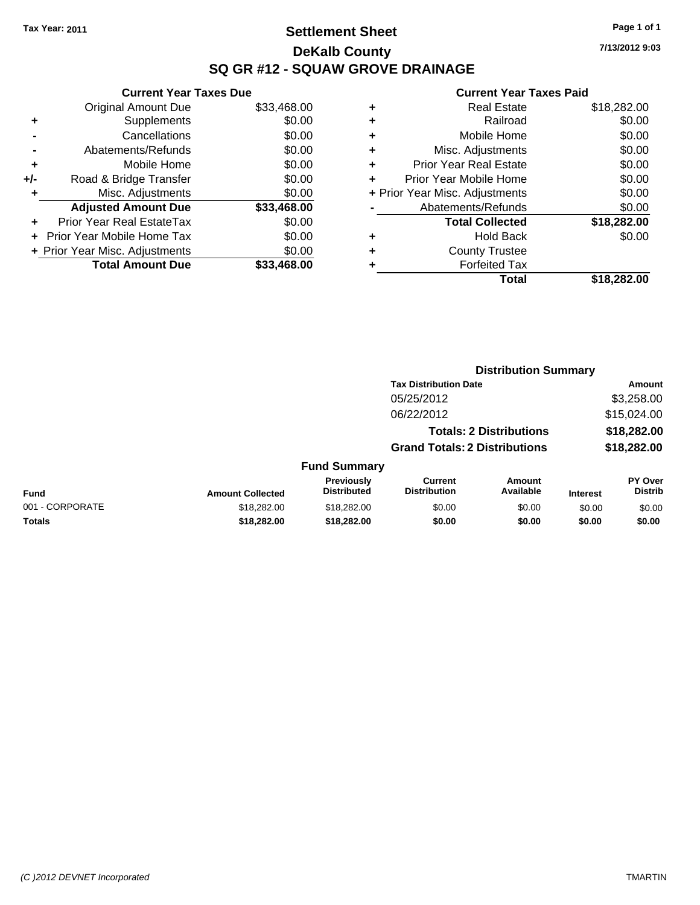Tax Year: 2011

# Settlement Sheet
## DeKalb County
## SQ GR #12 - SQUAW GROVE DRAINAGE

7/13/2012 9:03

### Current Year Taxes Due

| | | |
|---|---|---|
| | Original Amount Due | $33,468.00 |
| + | Supplements | $0.00 |
| - | Cancellations | $0.00 |
| - | Abatements/Refunds | $0.00 |
| + | Mobile Home | $0.00 |
| +/- | Road & Bridge Transfer | $0.00 |
| + | Misc. Adjustments | $0.00 |
| | **Adjusted Amount Due** | **$33,468.00** |
| + | Prior Year Real EstateTax | $0.00 |
| + | Prior Year Mobile Home Tax | $0.00 |
| + | Prior Year Misc. Adjustments | $0.00 |
| | **Total Amount Due** | **$33,468.00** |

### Current Year Taxes Paid

| | | |
|---|---|---|
| + | Real Estate | $18,282.00 |
| + | Railroad | $0.00 |
| + | Mobile Home | $0.00 |
| + | Misc. Adjustments | $0.00 |
| + | Prior Year Real Estate | $0.00 |
| + | Prior Year Mobile Home | $0.00 |
| + | Prior Year Misc. Adjustments | $0.00 |
| - | Abatements/Refunds | $0.00 |
| | **Total Collected** | **$18,282.00** |
| + | Hold Back | $0.00 |
| + | County Trustee | |
| + | Forfeited Tax | |
| | **Total** | **$18,282.00** |

### Distribution Summary

| Tax Distribution Date | Amount |
|---|---|
| 05/25/2012 | $3,258.00 |
| 06/22/2012 | $15,024.00 |
| **Totals: 2 Distributions** | **$18,282.00** |
| **Grand Totals: 2 Distributions** | **$18,282.00** |

### Fund Summary

| Fund | Amount Collected | Previously Distributed | Current Distribution | Amount Available | Interest | PY Over Distrib |
|---|---|---|---|---|---|---|
| 001 - CORPORATE | $18,282.00 | $18,282.00 | $0.00 | $0.00 | $0.00 | $0.00 |
| **Totals** | **$18,282.00** | **$18,282.00** | **$0.00** | **$0.00** | **$0.00** | **$0.00** |

(C )2012 DEVNET Incorporated

TMARTIN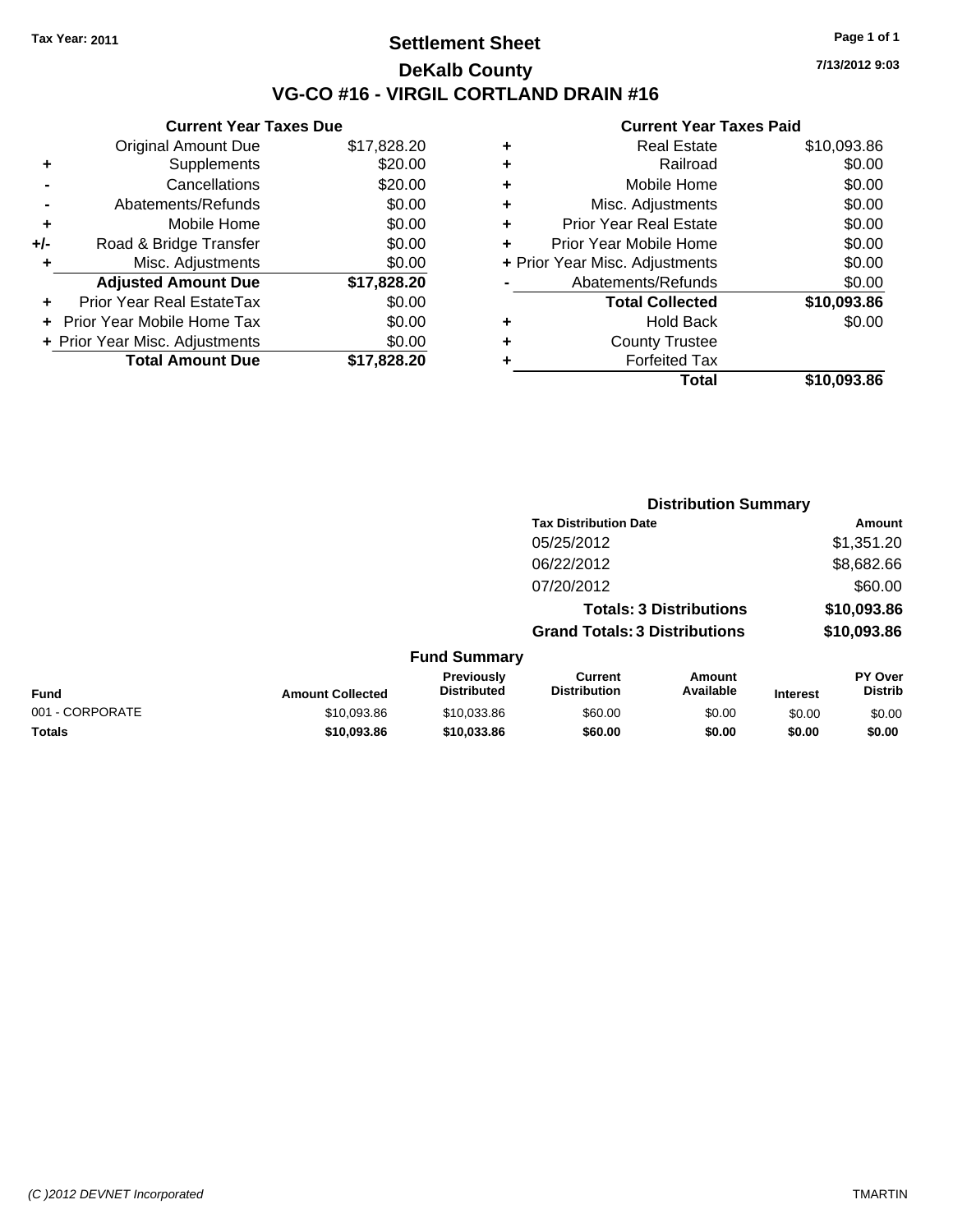**Tax Year: 2011**

# Settlement Sheet

## DeKalb County

## VG-CO #16 - VIRGIL CORTLAND DRAIN #16

7/13/2012 9:03

### Current Year Taxes Due

| | | |
|---|---|---|
| | Original Amount Due | $17,828.20 |
| + | Supplements | $20.00 |
| - | Cancellations | $20.00 |
| - | Abatements/Refunds | $0.00 |
| + | Mobile Home | $0.00 |
| +/- | Road & Bridge Transfer | $0.00 |
| + | Misc. Adjustments | $0.00 |
| | **Adjusted Amount Due** | **$17,828.20** |
| + | Prior Year Real EstateTax | $0.00 |
| + | Prior Year Mobile Home Tax | $0.00 |
| + | Prior Year Misc. Adjustments | $0.00 |
| | **Total Amount Due** | **$17,828.20** |

### Current Year Taxes Paid

| | | |
|---|---|---|
| + | Real Estate | $10,093.86 |
| + | Railroad | $0.00 |
| + | Mobile Home | $0.00 |
| + | Misc. Adjustments | $0.00 |
| + | Prior Year Real Estate | $0.00 |
| + | Prior Year Mobile Home | $0.00 |
| + | Prior Year Misc. Adjustments | $0.00 |
| - | Abatements/Refunds | $0.00 |
| | **Total Collected** | **$10,093.86** |
| + | Hold Back | $0.00 |
| + | County Trustee | |
| + | Forfeited Tax | |
| | **Total** | **$10,093.86** |

### Distribution Summary

| Tax Distribution Date | Amount |
|---|---|
| 05/25/2012 | $1,351.20 |
| 06/22/2012 | $8,682.66 |
| 07/20/2012 | $60.00 |
| **Totals: 3 Distributions** | **$10,093.86** |
| **Grand Totals: 3 Distributions** | **$10,093.86** |

### Fund Summary

| Fund | Amount Collected | Previously Distributed | Current Distribution | Amount Available | Interest | PY Over Distrib |
|---|---|---|---|---|---|---|
| 001 - CORPORATE | $10,093.86 | $10,033.86 | $60.00 | $0.00 | $0.00 | $0.00 |
| **Totals** | **$10,093.86** | **$10,033.86** | **$60.00** | **$0.00** | **$0.00** | **$0.00** |

*(C )2012 DEVNET Incorporated* TMARTIN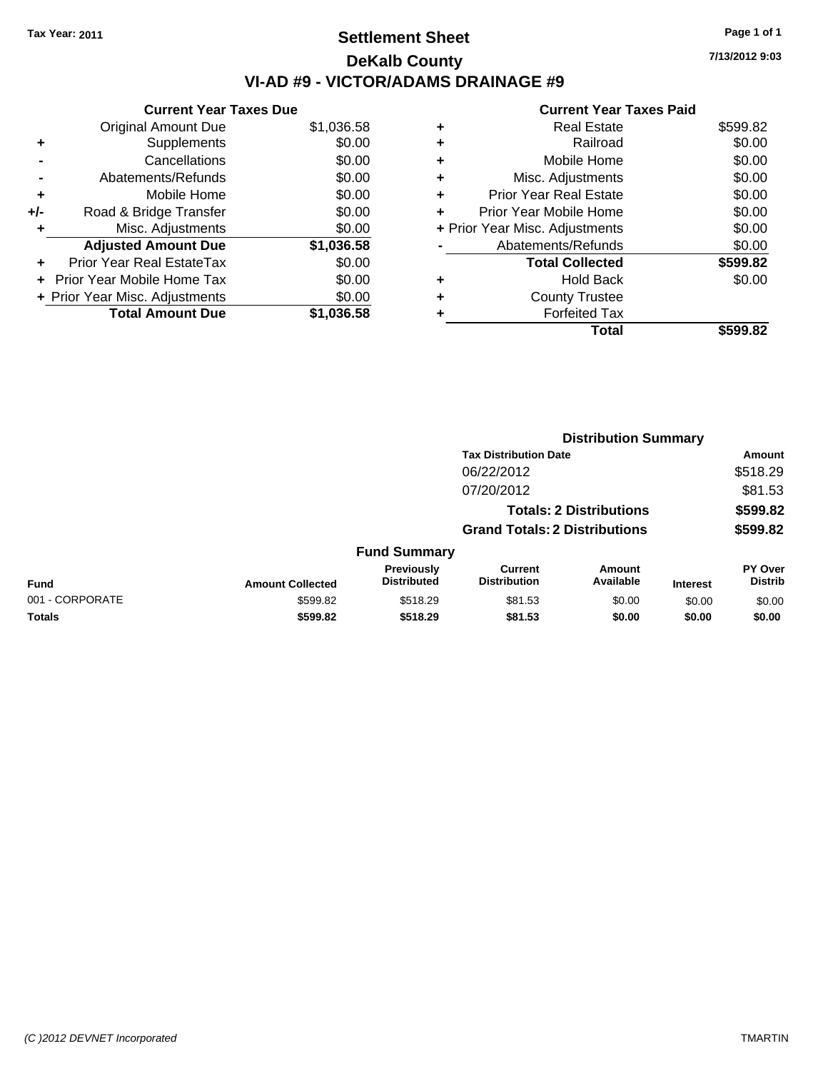Tax Year: 2011

# Settlement Sheet

## DeKalb County

## VI-AD #9 - VICTOR/ADAMS DRAINAGE #9

7/13/2012 9:03

### Current Year Taxes Due

| | | |
|---|---|---|
| | Original Amount Due | $1,036.58 |
| + | Supplements | $0.00 |
| - | Cancellations | $0.00 |
| - | Abatements/Refunds | $0.00 |
| + | Mobile Home | $0.00 |
| +/- | Road & Bridge Transfer | $0.00 |
| + | Misc. Adjustments | $0.00 |
| | **Adjusted Amount Due** | **$1,036.58** |
| + | Prior Year Real EstateTax | $0.00 |
| + | Prior Year Mobile Home Tax | $0.00 |
| + | Prior Year Misc. Adjustments | $0.00 |
| | **Total Amount Due** | **$1,036.58** |

### Current Year Taxes Paid

| | | |
|---|---|---|
| + | Real Estate | $599.82 |
| + | Railroad | $0.00 |
| + | Mobile Home | $0.00 |
| + | Misc. Adjustments | $0.00 |
| + | Prior Year Real Estate | $0.00 |
| + | Prior Year Mobile Home | $0.00 |
| + | Prior Year Misc. Adjustments | $0.00 |
| - | Abatements/Refunds | $0.00 |
| | **Total Collected** | **$599.82** |
| + | Hold Back | $0.00 |
| + | County Trustee | |
| + | Forfeited Tax | |
| | **Total** | **$599.82** |

### Distribution Summary

| Tax Distribution Date | Amount |
|---|---|
| 06/22/2012 | $518.29 |
| 07/20/2012 | $81.53 |
| **Totals: 2 Distributions** | **$599.82** |
| **Grand Totals: 2 Distributions** | **$599.82** |

### Fund Summary

| Fund | Amount Collected | Previously Distributed | Current Distribution | Amount Available | Interest | PY Over Distrib |
|---|---|---|---|---|---|---|
| 001 - CORPORATE | $599.82 | $518.29 | $81.53 | $0.00 | $0.00 | $0.00 |
| **Totals** | **$599.82** | **$518.29** | **$81.53** | **$0.00** | **$0.00** | **$0.00** |

(C )2012 DEVNET Incorporated TMARTIN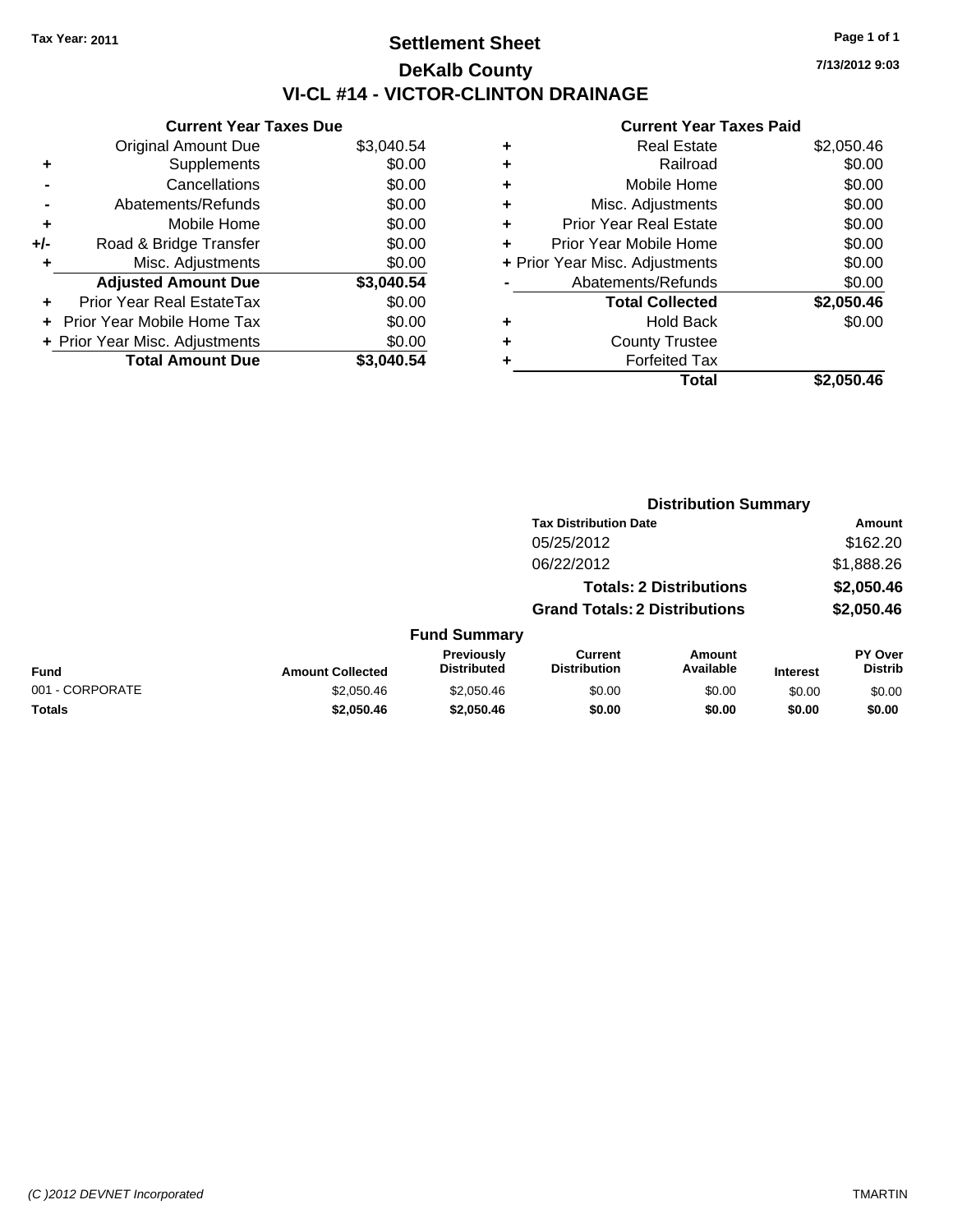Tax Year: 2011

# Settlement Sheet

## DeKalb County

## VI-CL #14 - VICTOR-CLINTON DRAINAGE

7/13/2012 9:03

### Current Year Taxes Due

| | | |
|---|---|---|
| | Original Amount Due | $3,040.54 |
| + | Supplements | $0.00 |
| - | Cancellations | $0.00 |
| - | Abatements/Refunds | $0.00 |
| + | Mobile Home | $0.00 |
| +/- | Road & Bridge Transfer | $0.00 |
| + | Misc. Adjustments | $0.00 |
| | **Adjusted Amount Due** | **$3,040.54** |
| + | Prior Year Real EstateTax | $0.00 |
| + | Prior Year Mobile Home Tax | $0.00 |
| + | Prior Year Misc. Adjustments | $0.00 |
| | **Total Amount Due** | **$3,040.54** |

### Current Year Taxes Paid

| | | |
|---|---|---|
| + | Real Estate | $2,050.46 |
| + | Railroad | $0.00 |
| + | Mobile Home | $0.00 |
| + | Misc. Adjustments | $0.00 |
| + | Prior Year Real Estate | $0.00 |
| + | Prior Year Mobile Home | $0.00 |
| + | Prior Year Misc. Adjustments | $0.00 |
| - | Abatements/Refunds | $0.00 |
| | **Total Collected** | **$2,050.46** |
| + | Hold Back | $0.00 |
| + | County Trustee | |
| + | Forfeited Tax | |
| | **Total** | **$2,050.46** |

### Distribution Summary

| Tax Distribution Date | Amount |
|---|---|
| 05/25/2012 | $162.20 |
| 06/22/2012 | $1,888.26 |
| **Totals: 2 Distributions** | **$2,050.46** |
| **Grand Totals: 2 Distributions** | **$2,050.46** |

### Fund Summary

| Fund | Amount Collected | Previously Distributed | Current Distribution | Amount Available | Interest | PY Over Distrib |
|---|---|---|---|---|---|---|
| 001 - CORPORATE | $2,050.46 | $2,050.46 | $0.00 | $0.00 | $0.00 | $0.00 |
| **Totals** | **$2,050.46** | **$2,050.46** | **$0.00** | **$0.00** | **$0.00** | **$0.00** |

(C )2012 DEVNET Incorporated TMARTIN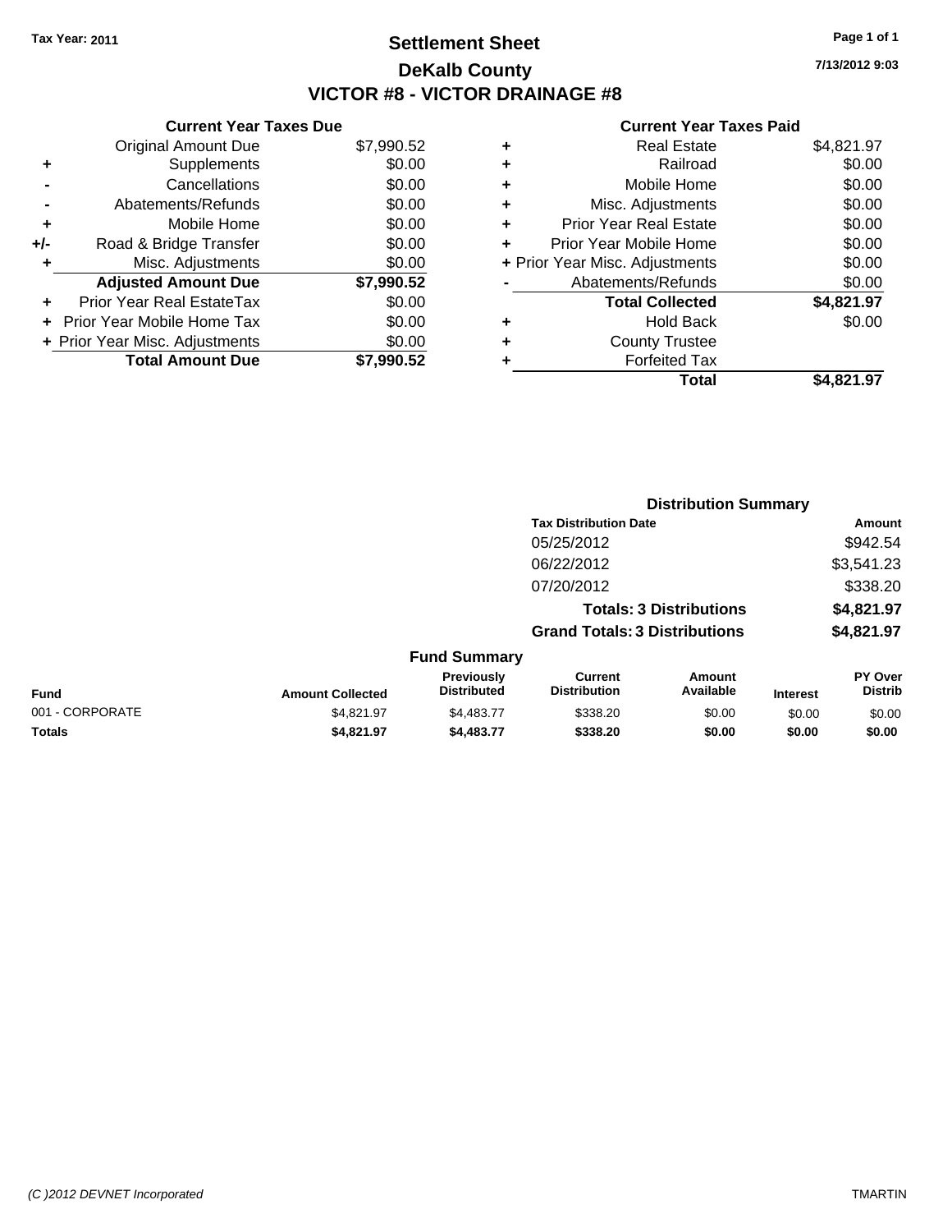Tax Year: 2011

# Settlement Sheet
## DeKalb County
## VICTOR #8 - VICTOR DRAINAGE #8

7/13/2012 9:03

### Current Year Taxes Due

| | | |
|---|---|---|
| | Original Amount Due | $7,990.52 |
| + | Supplements | $0.00 |
| - | Cancellations | $0.00 |
| - | Abatements/Refunds | $0.00 |
| + | Mobile Home | $0.00 |
| +/- | Road & Bridge Transfer | $0.00 |
| + | Misc. Adjustments | $0.00 |
| | **Adjusted Amount Due** | **$7,990.52** |
| + | Prior Year Real EstateTax | $0.00 |
| + | Prior Year Mobile Home Tax | $0.00 |
| + | Prior Year Misc. Adjustments | $0.00 |
| | **Total Amount Due** | **$7,990.52** |

### Current Year Taxes Paid

| | | |
|---|---|---|
| + | Real Estate | $4,821.97 |
| + | Railroad | $0.00 |
| + | Mobile Home | $0.00 |
| + | Misc. Adjustments | $0.00 |
| + | Prior Year Real Estate | $0.00 |
| + | Prior Year Mobile Home | $0.00 |
| + | Prior Year Misc. Adjustments | $0.00 |
| - | Abatements/Refunds | $0.00 |
| | **Total Collected** | **$4,821.97** |
| + | Hold Back | $0.00 |
| + | County Trustee | |
| + | Forfeited Tax | |
| | **Total** | **$4,821.97** |

### Distribution Summary

| Tax Distribution Date | Amount |
|---|---|
| 05/25/2012 | $942.54 |
| 06/22/2012 | $3,541.23 |
| 07/20/2012 | $338.20 |
| **Totals: 3 Distributions** | **$4,821.97** |
| **Grand Totals: 3 Distributions** | **$4,821.97** |

### Fund Summary

| Fund | Amount Collected | Previously Distributed | Current Distribution | Amount Available | Interest | PY Over Distrib |
|---|---|---|---|---|---|---|
| 001 - CORPORATE | $4,821.97 | $4,483.77 | $338.20 | $0.00 | $0.00 | $0.00 |
| **Totals** | **$4,821.97** | **$4,483.77** | **$338.20** | **$0.00** | **$0.00** | **$0.00** |

(C )2012 DEVNET Incorporated TMARTIN